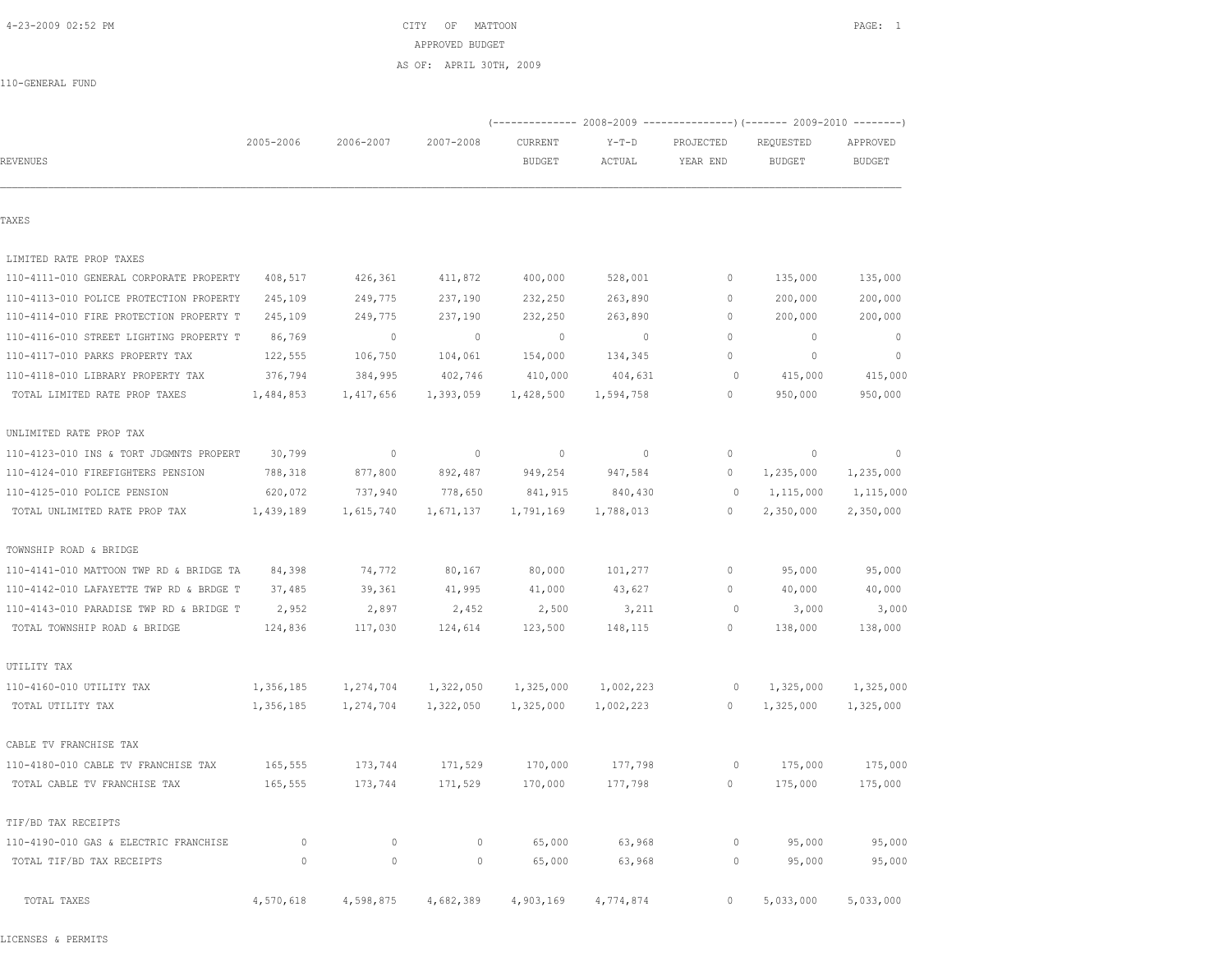# CITY OF MATTOON

## APPROVED BUDGET

### AS OF: APRIL 30TH, 2009

110-GENERAL FUND

| REVENUES | 2005-2006 | 2006-2007 | 2007-2008 | 2008-2009 CURRENT BUDGET | 2008-2009 Y-T-D ACTUAL | 2008-2009 PROJECTED YEAR END | 2009-2010 REQUESTED BUDGET | 2009-2010 APPROVED BUDGET |
|---|---|---|---|---|---|---|---|---|
| **TAXES** | | | | | | | | |
| LIMITED RATE PROP TAXES | | | | | | | | |
| 110-4111-010 GENERAL CORPORATE PROPERTY | 408,517 | 426,361 | 411,872 | 400,000 | 528,001 | 0 | 135,000 | 135,000 |
| 110-4113-010 POLICE PROTECTION PROPERTY | 245,109 | 249,775 | 237,190 | 232,250 | 263,890 | 0 | 200,000 | 200,000 |
| 110-4114-010 FIRE PROTECTION PROPERTY T | 245,109 | 249,775 | 237,190 | 232,250 | 263,890 | 0 | 200,000 | 200,000 |
| 110-4116-010 STREET LIGHTING PROPERTY T | 86,769 | 0 | 0 | 0 | 0 | 0 | 0 | 0 |
| 110-4117-010 PARKS PROPERTY TAX | 122,555 | 106,750 | 104,061 | 154,000 | 134,345 | 0 | 0 | 0 |
| 110-4118-010 LIBRARY PROPERTY TAX | 376,794 | 384,995 | 402,746 | 410,000 | 404,631 | 0 | 415,000 | 415,000 |
| TOTAL LIMITED RATE PROP TAXES | 1,484,853 | 1,417,656 | 1,393,059 | 1,428,500 | 1,594,758 | 0 | 950,000 | 950,000 |
| UNLIMITED RATE PROP TAX | | | | | | | | |
| 110-4123-010 INS & TORT JDGMNTS PROPERT | 30,799 | 0 | 0 | 0 | 0 | 0 | 0 | 0 |
| 110-4124-010 FIREFIGHTERS PENSION | 788,318 | 877,800 | 892,487 | 949,254 | 947,584 | 0 | 1,235,000 | 1,235,000 |
| 110-4125-010 POLICE PENSION | 620,072 | 737,940 | 778,650 | 841,915 | 840,430 | 0 | 1,115,000 | 1,115,000 |
| TOTAL UNLIMITED RATE PROP TAX | 1,439,189 | 1,615,740 | 1,671,137 | 1,791,169 | 1,788,013 | 0 | 2,350,000 | 2,350,000 |
| TOWNSHIP ROAD & BRIDGE | | | | | | | | |
| 110-4141-010 MATTOON TWP RD & BRIDGE TA | 84,398 | 74,772 | 80,167 | 80,000 | 101,277 | 0 | 95,000 | 95,000 |
| 110-4142-010 LAFAYETTE TWP RD & BRDGE T | 37,485 | 39,361 | 41,995 | 41,000 | 43,627 | 0 | 40,000 | 40,000 |
| 110-4143-010 PARADISE TWP RD & BRIDGE T | 2,952 | 2,897 | 2,452 | 2,500 | 3,211 | 0 | 3,000 | 3,000 |
| TOTAL TOWNSHIP ROAD & BRIDGE | 124,836 | 117,030 | 124,614 | 123,500 | 148,115 | 0 | 138,000 | 138,000 |
| UTILITY TAX | | | | | | | | |
| 110-4160-010 UTILITY TAX | 1,356,185 | 1,274,704 | 1,322,050 | 1,325,000 | 1,002,223 | 0 | 1,325,000 | 1,325,000 |
| TOTAL UTILITY TAX | 1,356,185 | 1,274,704 | 1,322,050 | 1,325,000 | 1,002,223 | 0 | 1,325,000 | 1,325,000 |
| CABLE TV FRANCHISE TAX | | | | | | | | |
| 110-4180-010 CABLE TV FRANCHISE TAX | 165,555 | 173,744 | 171,529 | 170,000 | 177,798 | 0 | 175,000 | 175,000 |
| TOTAL CABLE TV FRANCHISE TAX | 165,555 | 173,744 | 171,529 | 170,000 | 177,798 | 0 | 175,000 | 175,000 |
| TIF/BD TAX RECEIPTS | | | | | | | | |
| 110-4190-010 GAS & ELECTRIC FRANCHISE | 0 | 0 | 0 | 65,000 | 63,968 | 0 | 95,000 | 95,000 |
| TOTAL TIF/BD TAX RECEIPTS | 0 | 0 | 0 | 65,000 | 63,968 | 0 | 95,000 | 95,000 |
| TOTAL TAXES | 4,570,618 | 4,598,875 | 4,682,389 | 4,903,169 | 4,774,874 | 0 | 5,033,000 | 5,033,000 |

LICENSES & PERMITS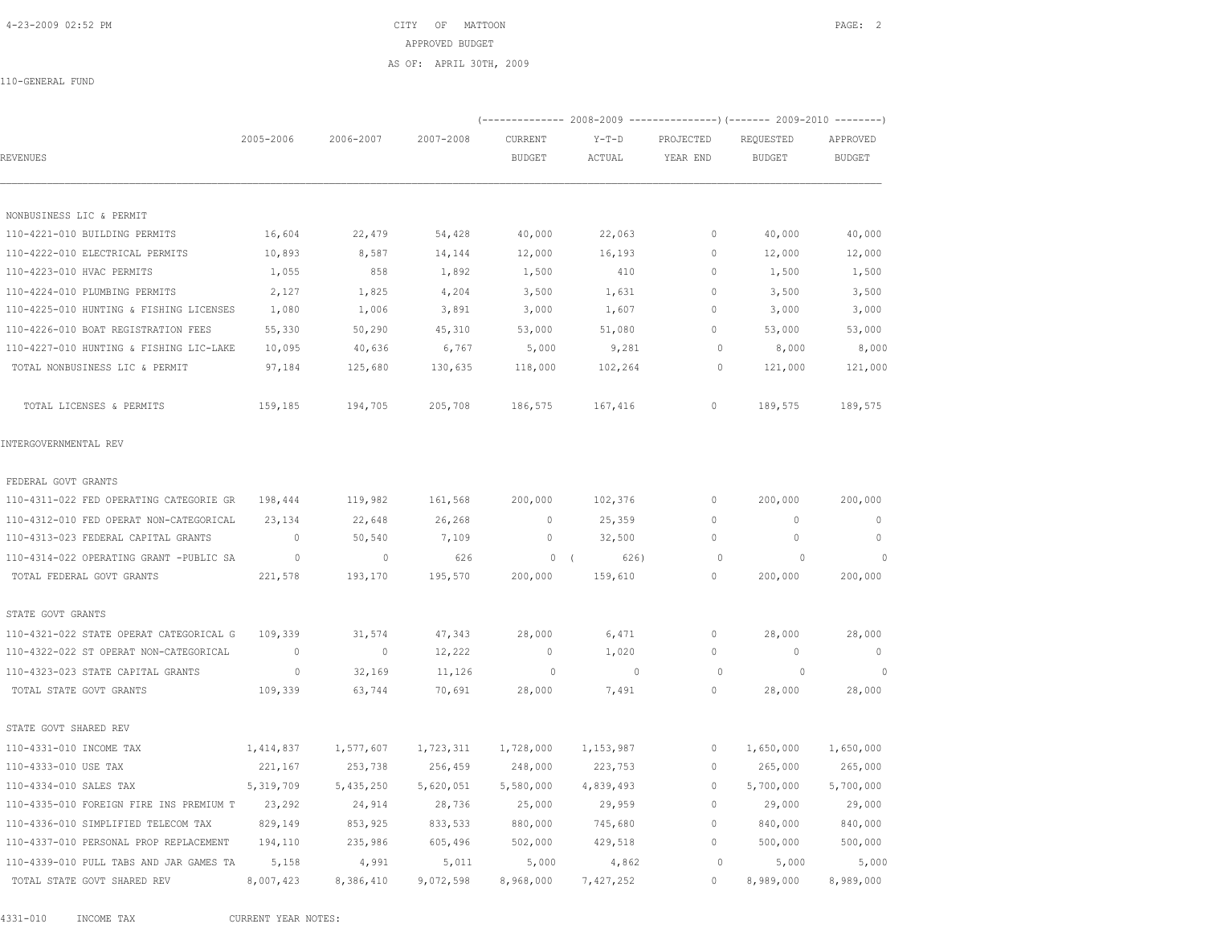CITY OF MATTOON

APPROVED BUDGET

AS OF: APRIL 30TH, 2009

110-GENERAL FUND

| REVENUES | 2005-2006 | 2006-2007 | 2007-2008 | 2008-2009 CURRENT BUDGET | 2008-2009 Y-T-D ACTUAL | 2008-2009 PROJECTED YEAR END | 2009-2010 REQUESTED BUDGET | 2009-2010 APPROVED BUDGET |
|---|---|---|---|---|---|---|---|---|
| NONBUSINESS LIC & PERMIT | | | | | | | | |
| 110-4221-010 BUILDING PERMITS | 16,604 | 22,479 | 54,428 | 40,000 | 22,063 | 0 | 40,000 | 40,000 |
| 110-4222-010 ELECTRICAL PERMITS | 10,893 | 8,587 | 14,144 | 12,000 | 16,193 | 0 | 12,000 | 12,000 |
| 110-4223-010 HVAC PERMITS | 1,055 | 858 | 1,892 | 1,500 | 410 | 0 | 1,500 | 1,500 |
| 110-4224-010 PLUMBING PERMITS | 2,127 | 1,825 | 4,204 | 3,500 | 1,631 | 0 | 3,500 | 3,500 |
| 110-4225-010 HUNTING & FISHING LICENSES | 1,080 | 1,006 | 3,891 | 3,000 | 1,607 | 0 | 3,000 | 3,000 |
| 110-4226-010 BOAT REGISTRATION FEES | 55,330 | 50,290 | 45,310 | 53,000 | 51,080 | 0 | 53,000 | 53,000 |
| 110-4227-010 HUNTING & FISHING LIC-LAKE | 10,095 | 40,636 | 6,767 | 5,000 | 9,281 | 0 | 8,000 | 8,000 |
| TOTAL NONBUSINESS LIC & PERMIT | 97,184 | 125,680 | 130,635 | 118,000 | 102,264 | 0 | 121,000 | 121,000 |
| TOTAL LICENSES & PERMITS | 159,185 | 194,705 | 205,708 | 186,575 | 167,416 | 0 | 189,575 | 189,575 |
| INTERGOVERNMENTAL REV | | | | | | | | |
| FEDERAL GOVT GRANTS | | | | | | | | |
| 110-4311-022 FED OPERATING CATEGORIE GR | 198,444 | 119,982 | 161,568 | 200,000 | 102,376 | 0 | 200,000 | 200,000 |
| 110-4312-010 FED OPERAT NON-CATEGORICAL | 23,134 | 22,648 | 26,268 | 0 | 25,359 | 0 | 0 | 0 |
| 110-4313-023 FEDERAL CAPITAL GRANTS | 0 | 50,540 | 7,109 | 0 | 32,500 | 0 | 0 | 0 |
| 110-4314-022 OPERATING GRANT -PUBLIC SA | 0 | 0 | 626 | 0 | ( 626) | 0 | 0 | 0 |
| TOTAL FEDERAL GOVT GRANTS | 221,578 | 193,170 | 195,570 | 200,000 | 159,610 | 0 | 200,000 | 200,000 |
| STATE GOVT GRANTS | | | | | | | | |
| 110-4321-022 STATE OPERAT CATEGORICAL G | 109,339 | 31,574 | 47,343 | 28,000 | 6,471 | 0 | 28,000 | 28,000 |
| 110-4322-022 ST OPERAT NON-CATEGORICAL | 0 | 0 | 12,222 | 0 | 1,020 | 0 | 0 | 0 |
| 110-4323-023 STATE CAPITAL GRANTS | 0 | 32,169 | 11,126 | 0 | 0 | 0 | 0 | 0 |
| TOTAL STATE GOVT GRANTS | 109,339 | 63,744 | 70,691 | 28,000 | 7,491 | 0 | 28,000 | 28,000 |
| STATE GOVT SHARED REV | | | | | | | | |
| 110-4331-010 INCOME TAX | 1,414,837 | 1,577,607 | 1,723,311 | 1,728,000 | 1,153,987 | 0 | 1,650,000 | 1,650,000 |
| 110-4333-010 USE TAX | 221,167 | 253,738 | 256,459 | 248,000 | 223,753 | 0 | 265,000 | 265,000 |
| 110-4334-010 SALES TAX | 5,319,709 | 5,435,250 | 5,620,051 | 5,580,000 | 4,839,493 | 0 | 5,700,000 | 5,700,000 |
| 110-4335-010 FOREIGN FIRE INS PREMIUM T | 23,292 | 24,914 | 28,736 | 25,000 | 29,959 | 0 | 29,000 | 29,000 |
| 110-4336-010 SIMPLIFIED TELECOM TAX | 829,149 | 853,925 | 833,533 | 880,000 | 745,680 | 0 | 840,000 | 840,000 |
| 110-4337-010 PERSONAL PROP REPLACEMENT | 194,110 | 235,986 | 605,496 | 502,000 | 429,518 | 0 | 500,000 | 500,000 |
| 110-4339-010 PULL TABS AND JAR GAMES TA | 5,158 | 4,991 | 5,011 | 5,000 | 4,862 | 0 | 5,000 | 5,000 |
| TOTAL STATE GOVT SHARED REV | 8,007,423 | 8,386,410 | 9,072,598 | 8,968,000 | 7,427,252 | 0 | 8,989,000 | 8,989,000 |

4331-010 INCOME TAX CURRENT YEAR NOTES: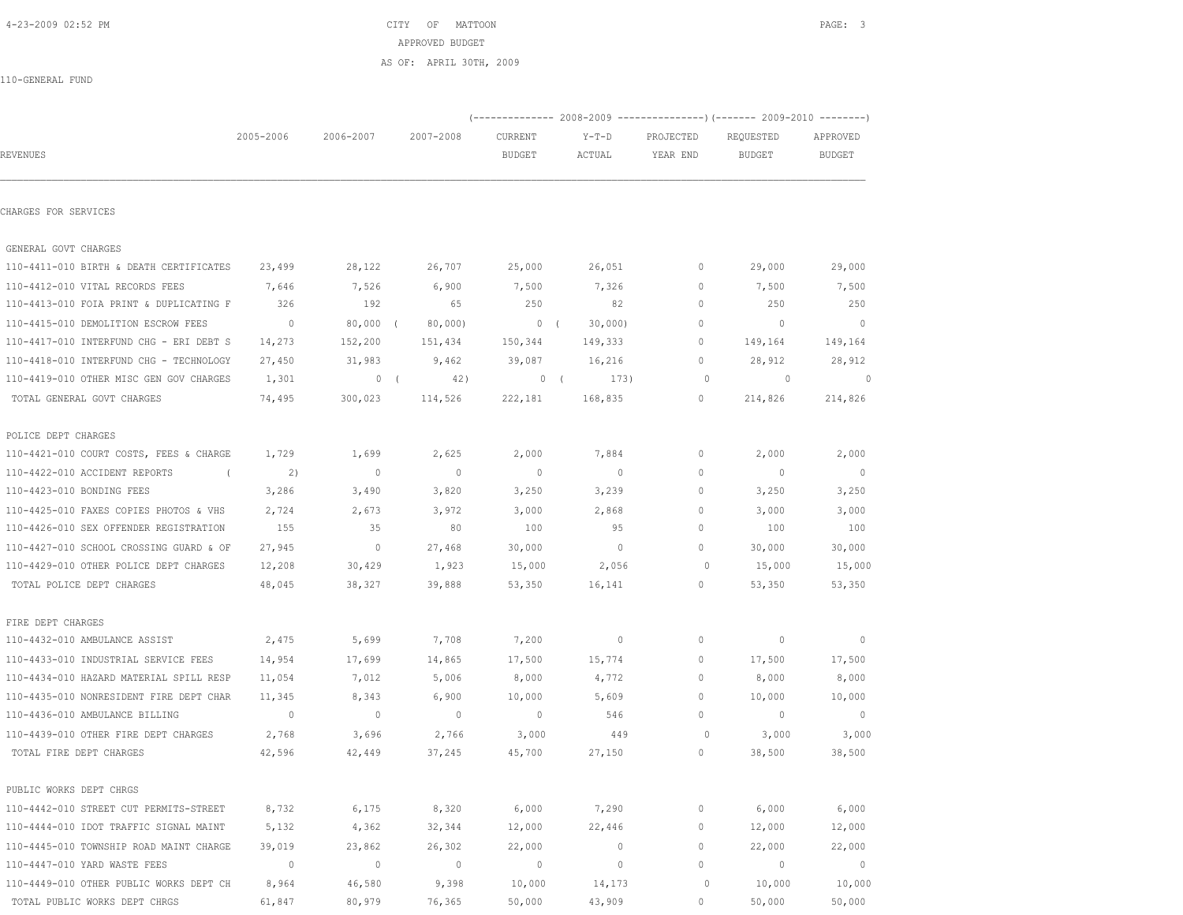CITY OF MATTOON

APPROVED BUDGET

AS OF: APRIL 30TH, 2009

110-GENERAL FUND

| REVENUES | 2005-2006 | 2006-2007 | 2007-2008 | 2008-2009 CURRENT BUDGET | 2008-2009 Y-T-D ACTUAL | 2008-2009 PROJECTED YEAR END | 2009-2010 REQUESTED BUDGET | 2009-2010 APPROVED BUDGET |
|---|---|---|---|---|---|---|---|---|
| **CHARGES FOR SERVICES** | | | | | | | | |
| GENERAL GOVT CHARGES | | | | | | | | |
| 110-4411-010 BIRTH & DEATH CERTIFICATES | 23,499 | 28,122 | 26,707 | 25,000 | 26,051 | 0 | 29,000 | 29,000 |
| 110-4412-010 VITAL RECORDS FEES | 7,646 | 7,526 | 6,900 | 7,500 | 7,326 | 0 | 7,500 | 7,500 |
| 110-4413-010 FOIA PRINT & DUPLICATING F | 326 | 192 | 65 | 250 | 82 | 0 | 250 | 250 |
| 110-4415-010 DEMOLITION ESCROW FEES | 0 | 80,000 | ( 80,000) | 0 | ( 30,000) | 0 | 0 | 0 |
| 110-4417-010 INTERFUND CHG - ERI DEBT S | 14,273 | 152,200 | 151,434 | 150,344 | 149,333 | 0 | 149,164 | 149,164 |
| 110-4418-010 INTERFUND CHG - TECHNOLOGY | 27,450 | 31,983 | 9,462 | 39,087 | 16,216 | 0 | 28,912 | 28,912 |
| 110-4419-010 OTHER MISC GEN GOV CHARGES | 1,301 | 0 | ( 42) | 0 | ( 173) | 0 | 0 | 0 |
| TOTAL GENERAL GOVT CHARGES | 74,495 | 300,023 | 114,526 | 222,181 | 168,835 | 0 | 214,826 | 214,826 |
| POLICE DEPT CHARGES | | | | | | | | |
| 110-4421-010 COURT COSTS, FEES & CHARGE | 1,729 | 1,699 | 2,625 | 2,000 | 7,884 | 0 | 2,000 | 2,000 |
| 110-4422-010 ACCIDENT REPORTS | ( 2) | 0 | 0 | 0 | 0 | 0 | 0 | 0 |
| 110-4423-010 BONDING FEES | 3,286 | 3,490 | 3,820 | 3,250 | 3,239 | 0 | 3,250 | 3,250 |
| 110-4425-010 FAXES COPIES PHOTOS & VHS | 2,724 | 2,673 | 3,972 | 3,000 | 2,868 | 0 | 3,000 | 3,000 |
| 110-4426-010 SEX OFFENDER REGISTRATION | 155 | 35 | 80 | 100 | 95 | 0 | 100 | 100 |
| 110-4427-010 SCHOOL CROSSING GUARD & OF | 27,945 | 0 | 27,468 | 30,000 | 0 | 0 | 30,000 | 30,000 |
| 110-4429-010 OTHER POLICE DEPT CHARGES | 12,208 | 30,429 | 1,923 | 15,000 | 2,056 | 0 | 15,000 | 15,000 |
| TOTAL POLICE DEPT CHARGES | 48,045 | 38,327 | 39,888 | 53,350 | 16,141 | 0 | 53,350 | 53,350 |
| FIRE DEPT CHARGES | | | | | | | | |
| 110-4432-010 AMBULANCE ASSIST | 2,475 | 5,699 | 7,708 | 7,200 | 0 | 0 | 0 | 0 |
| 110-4433-010 INDUSTRIAL SERVICE FEES | 14,954 | 17,699 | 14,865 | 17,500 | 15,774 | 0 | 17,500 | 17,500 |
| 110-4434-010 HAZARD MATERIAL SPILL RESP | 11,054 | 7,012 | 5,006 | 8,000 | 4,772 | 0 | 8,000 | 8,000 |
| 110-4435-010 NONRESIDENT FIRE DEPT CHAR | 11,345 | 8,343 | 6,900 | 10,000 | 5,609 | 0 | 10,000 | 10,000 |
| 110-4436-010 AMBULANCE BILLING | 0 | 0 | 0 | 0 | 546 | 0 | 0 | 0 |
| 110-4439-010 OTHER FIRE DEPT CHARGES | 2,768 | 3,696 | 2,766 | 3,000 | 449 | 0 | 3,000 | 3,000 |
| TOTAL FIRE DEPT CHARGES | 42,596 | 42,449 | 37,245 | 45,700 | 27,150 | 0 | 38,500 | 38,500 |
| PUBLIC WORKS DEPT CHRGS | | | | | | | | |
| 110-4442-010 STREET CUT PERMITS-STREET | 8,732 | 6,175 | 8,320 | 6,000 | 7,290 | 0 | 6,000 | 6,000 |
| 110-4444-010 IDOT TRAFFIC SIGNAL MAINT | 5,132 | 4,362 | 32,344 | 12,000 | 22,446 | 0 | 12,000 | 12,000 |
| 110-4445-010 TOWNSHIP ROAD MAINT CHARGE | 39,019 | 23,862 | 26,302 | 22,000 | 0 | 0 | 22,000 | 22,000 |
| 110-4447-010 YARD WASTE FEES | 0 | 0 | 0 | 0 | 0 | 0 | 0 | 0 |
| 110-4449-010 OTHER PUBLIC WORKS DEPT CH | 8,964 | 46,580 | 9,398 | 10,000 | 14,173 | 0 | 10,000 | 10,000 |
| TOTAL PUBLIC WORKS DEPT CHRGS | 61,847 | 80,979 | 76,365 | 50,000 | 43,909 | 0 | 50,000 | 50,000 |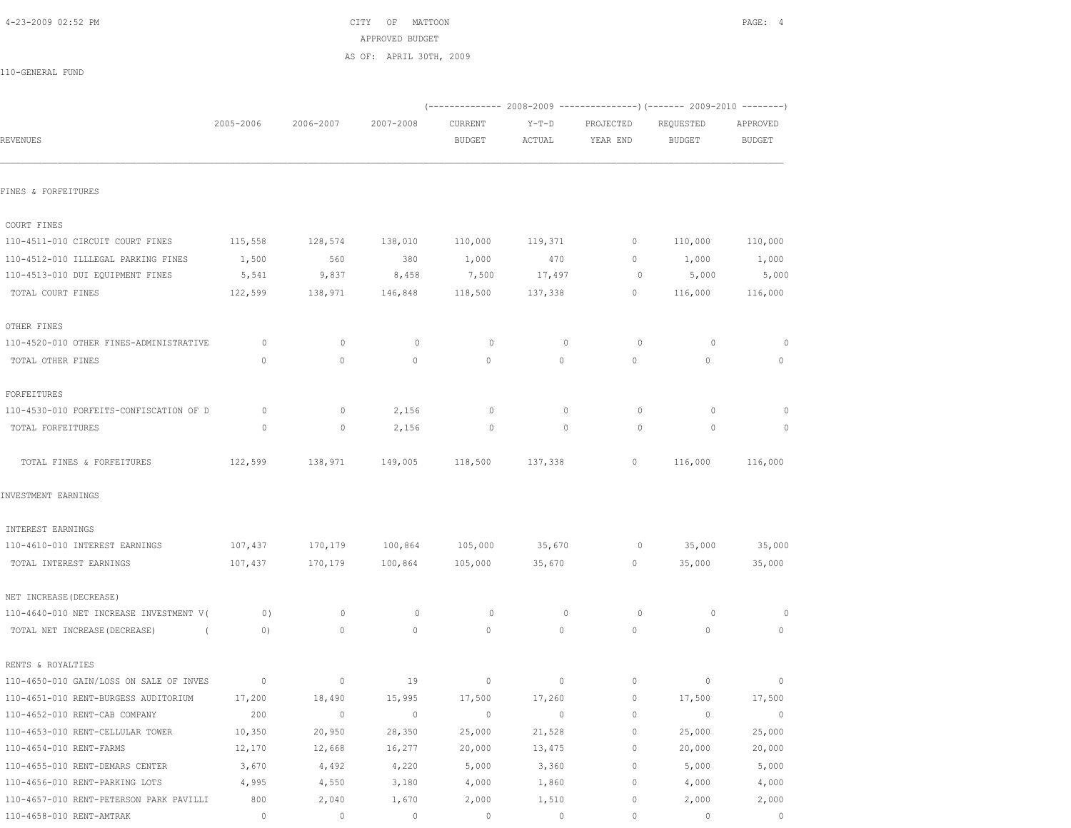CITY OF MATTOON

APPROVED BUDGET

AS OF: APRIL 30TH, 2009

110-GENERAL FUND

| REVENUES | 2005-2006 | 2006-2007 | 2007-2008 | 2008-2009 CURRENT BUDGET | 2008-2009 Y-T-D ACTUAL | 2008-2009 PROJECTED YEAR END | 2009-2010 REQUESTED BUDGET | 2009-2010 APPROVED BUDGET |
|---|---|---|---|---|---|---|---|---|
| **FINES & FORFEITURES** | | | | | | | | |
| COURT FINES | | | | | | | | |
| 110-4511-010 CIRCUIT COURT FINES | 115,558 | 128,574 | 138,010 | 110,000 | 119,371 | 0 | 110,000 | 110,000 |
| 110-4512-010 ILLLEGAL PARKING FINES | 1,500 | 560 | 380 | 1,000 | 470 | 0 | 1,000 | 1,000 |
| 110-4513-010 DUI EQUIPMENT FINES | 5,541 | 9,837 | 8,458 | 7,500 | 17,497 | 0 | 5,000 | 5,000 |
| TOTAL COURT FINES | 122,599 | 138,971 | 146,848 | 118,500 | 137,338 | 0 | 116,000 | 116,000 |
| OTHER FINES | | | | | | | | |
| 110-4520-010 OTHER FINES-ADMINISTRATIVE | 0 | 0 | 0 | 0 | 0 | 0 | 0 | 0 |
| TOTAL OTHER FINES | 0 | 0 | 0 | 0 | 0 | 0 | 0 | 0 |
| FORFEITURES | | | | | | | | |
| 110-4530-010 FORFEITS-CONFISCATION OF D | 0 | 0 | 2,156 | 0 | 0 | 0 | 0 | 0 |
| TOTAL FORFEITURES | 0 | 0 | 2,156 | 0 | 0 | 0 | 0 | 0 |
| TOTAL FINES & FORFEITURES | 122,599 | 138,971 | 149,005 | 118,500 | 137,338 | 0 | 116,000 | 116,000 |
| **INVESTMENT EARNINGS** | | | | | | | | |
| INTEREST EARNINGS | | | | | | | | |
| 110-4610-010 INTEREST EARNINGS | 107,437 | 170,179 | 100,864 | 105,000 | 35,670 | 0 | 35,000 | 35,000 |
| TOTAL INTEREST EARNINGS | 107,437 | 170,179 | 100,864 | 105,000 | 35,670 | 0 | 35,000 | 35,000 |
| NET INCREASE(DECREASE) | | | | | | | | |
| 110-4640-010 NET INCREASE INVESTMENT V( | 0) | 0 | 0 | 0 | 0 | 0 | 0 | 0 |
| TOTAL NET INCREASE(DECREASE) | ( 0) | 0 | 0 | 0 | 0 | 0 | 0 | 0 |
| RENTS & ROYALTIES | | | | | | | | |
| 110-4650-010 GAIN/LOSS ON SALE OF INVES | 0 | 0 | 19 | 0 | 0 | 0 | 0 | 0 |
| 110-4651-010 RENT-BURGESS AUDITORIUM | 17,200 | 18,490 | 15,995 | 17,500 | 17,260 | 0 | 17,500 | 17,500 |
| 110-4652-010 RENT-CAB COMPANY | 200 | 0 | 0 | 0 | 0 | 0 | 0 | 0 |
| 110-4653-010 RENT-CELLULAR TOWER | 10,350 | 20,950 | 28,350 | 25,000 | 21,528 | 0 | 25,000 | 25,000 |
| 110-4654-010 RENT-FARMS | 12,170 | 12,668 | 16,277 | 20,000 | 13,475 | 0 | 20,000 | 20,000 |
| 110-4655-010 RENT-DEMARS CENTER | 3,670 | 4,492 | 4,220 | 5,000 | 3,360 | 0 | 5,000 | 5,000 |
| 110-4656-010 RENT-PARKING LOTS | 4,995 | 4,550 | 3,180 | 4,000 | 1,860 | 0 | 4,000 | 4,000 |
| 110-4657-010 RENT-PETERSON PARK PAVILLI | 800 | 2,040 | 1,670 | 2,000 | 1,510 | 0 | 2,000 | 2,000 |
| 110-4658-010 RENT-AMTRAK | 0 | 0 | 0 | 0 | 0 | 0 | 0 | 0 |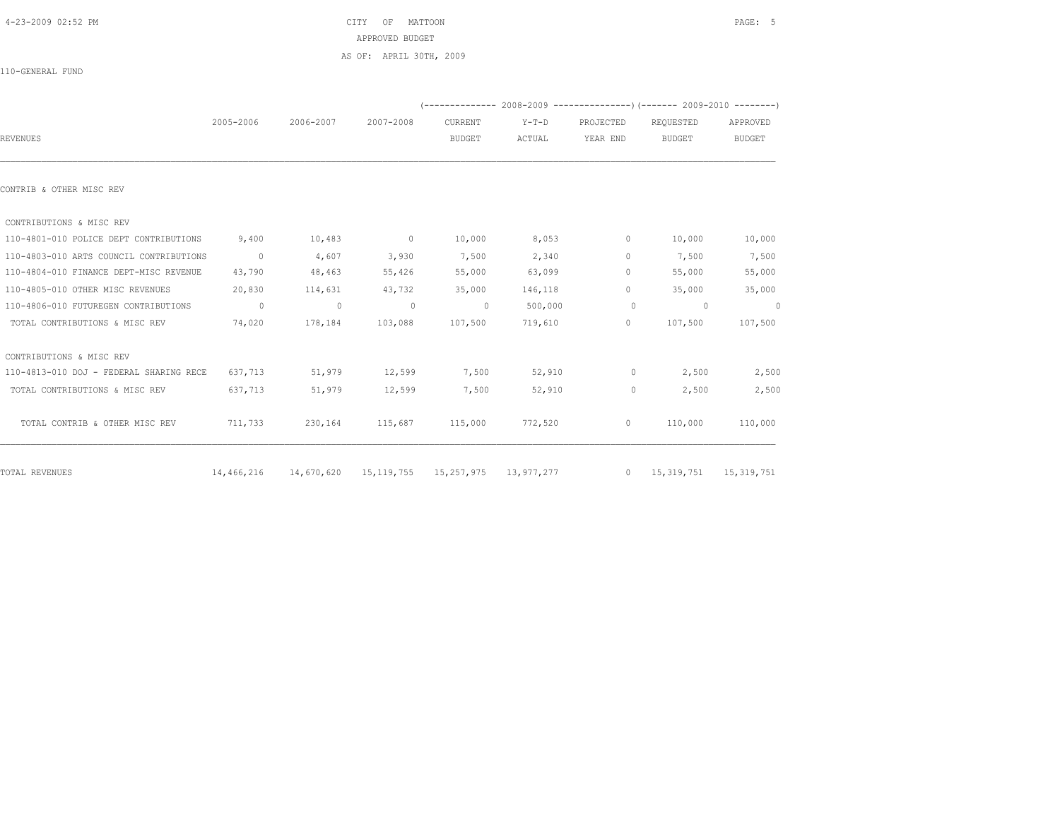CITY OF MATTOON

APPROVED BUDGET

AS OF: APRIL 30TH, 2009

110-GENERAL FUND

| REVENUES | 2005-2006 | 2006-2007 | 2007-2008 | 2008-2009 CURRENT BUDGET | 2008-2009 Y-T-D ACTUAL | 2008-2009 PROJECTED YEAR END | 2009-2010 REQUESTED BUDGET | 2009-2010 APPROVED BUDGET |
|---|---|---|---|---|---|---|---|---|
| **CONTRIB & OTHER MISC REV** | | | | | | | | |
| CONTRIBUTIONS & MISC REV | | | | | | | | |
| 110-4801-010 POLICE DEPT CONTRIBUTIONS | 9,400 | 10,483 | 0 | 10,000 | 8,053 | 0 | 10,000 | 10,000 |
| 110-4803-010 ARTS COUNCIL CONTRIBUTIONS | 0 | 4,607 | 3,930 | 7,500 | 2,340 | 0 | 7,500 | 7,500 |
| 110-4804-010 FINANCE DEPT-MISC REVENUE | 43,790 | 48,463 | 55,426 | 55,000 | 63,099 | 0 | 55,000 | 55,000 |
| 110-4805-010 OTHER MISC REVENUES | 20,830 | 114,631 | 43,732 | 35,000 | 146,118 | 0 | 35,000 | 35,000 |
| 110-4806-010 FUTUREGEN CONTRIBUTIONS | 0 | 0 | 0 | 0 | 500,000 | 0 | 0 | 0 |
| TOTAL CONTRIBUTIONS & MISC REV | 74,020 | 178,184 | 103,088 | 107,500 | 719,610 | 0 | 107,500 | 107,500 |
| CONTRIBUTIONS & MISC REV | | | | | | | | |
| 110-4813-010 DOJ - FEDERAL SHARING RECE | 637,713 | 51,979 | 12,599 | 7,500 | 52,910 | 0 | 2,500 | 2,500 |
| TOTAL CONTRIBUTIONS & MISC REV | 637,713 | 51,979 | 12,599 | 7,500 | 52,910 | 0 | 2,500 | 2,500 |
| TOTAL CONTRIB & OTHER MISC REV | 711,733 | 230,164 | 115,687 | 115,000 | 772,520 | 0 | 110,000 | 110,000 |
| TOTAL REVENUES | 14,466,216 | 14,670,620 | 15,119,755 | 15,257,975 | 13,977,277 | 0 | 15,319,751 | 15,319,751 |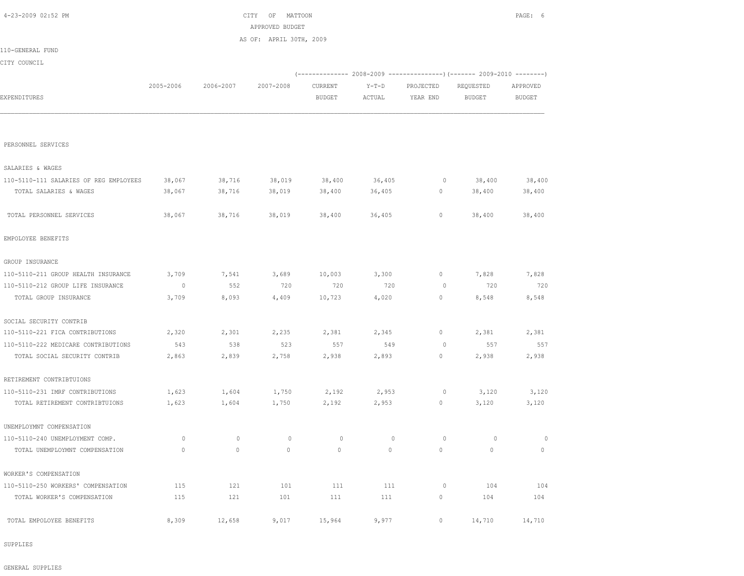CITY OF MATTOON

APPROVED BUDGET

AS OF: APRIL 30TH, 2009

110-GENERAL FUND

CITY COUNCIL

| EXPENDITURES | 2005-2006 | 2006-2007 | 2007-2008 | 2008-2009 CURRENT BUDGET | 2008-2009 Y-T-D ACTUAL | 2008-2009 PROJECTED YEAR END | 2009-2010 REQUESTED BUDGET | 2009-2010 APPROVED BUDGET |
|---|---|---|---|---|---|---|---|---|
| PERSONNEL SERVICES | | | | | | | | |
| SALARIES & WAGES | | | | | | | | |
| 110-5110-111 SALARIES OF REG EMPLOYEES | 38,067 | 38,716 | 38,019 | 38,400 | 36,405 | 0 | 38,400 | 38,400 |
| TOTAL SALARIES & WAGES | 38,067 | 38,716 | 38,019 | 38,400 | 36,405 | 0 | 38,400 | 38,400 |
| TOTAL PERSONNEL SERVICES | 38,067 | 38,716 | 38,019 | 38,400 | 36,405 | 0 | 38,400 | 38,400 |
| EMPOLOYEE BENEFITS | | | | | | | | |
| GROUP INSURANCE | | | | | | | | |
| 110-5110-211 GROUP HEALTH INSURANCE | 3,709 | 7,541 | 3,689 | 10,003 | 3,300 | 0 | 7,828 | 7,828 |
| 110-5110-212 GROUP LIFE INSURANCE | 0 | 552 | 720 | 720 | 720 | 0 | 720 | 720 |
| TOTAL GROUP INSURANCE | 3,709 | 8,093 | 4,409 | 10,723 | 4,020 | 0 | 8,548 | 8,548 |
| SOCIAL SECURITY CONTRIB | | | | | | | | |
| 110-5110-221 FICA CONTRIBUTIONS | 2,320 | 2,301 | 2,235 | 2,381 | 2,345 | 0 | 2,381 | 2,381 |
| 110-5110-222 MEDICARE CONTRIBUTIONS | 543 | 538 | 523 | 557 | 549 | 0 | 557 | 557 |
| TOTAL SOCIAL SECURITY CONTRIB | 2,863 | 2,839 | 2,758 | 2,938 | 2,893 | 0 | 2,938 | 2,938 |
| RETIREMENT CONTRIBTUIONS | | | | | | | | |
| 110-5110-231 IMRF CONTRIBUTIONS | 1,623 | 1,604 | 1,750 | 2,192 | 2,953 | 0 | 3,120 | 3,120 |
| TOTAL RETIREMENT CONTRIBTUIONS | 1,623 | 1,604 | 1,750 | 2,192 | 2,953 | 0 | 3,120 | 3,120 |
| UNEMPLOYMNT COMPENSATION | | | | | | | | |
| 110-5110-240 UNEMPLOYMENT COMP. | 0 | 0 | 0 | 0 | 0 | 0 | 0 | 0 |
| TOTAL UNEMPLOYMNT COMPENSATION | 0 | 0 | 0 | 0 | 0 | 0 | 0 | 0 |
| WORKER'S COMPENSATION | | | | | | | | |
| 110-5110-250 WORKERS' COMPENSATION | 115 | 121 | 101 | 111 | 111 | 0 | 104 | 104 |
| TOTAL WORKER'S COMPENSATION | 115 | 121 | 101 | 111 | 111 | 0 | 104 | 104 |
| TOTAL EMPOLOYEE BENEFITS | 8,309 | 12,658 | 9,017 | 15,964 | 9,977 | 0 | 14,710 | 14,710 |
| SUPPLIES | | | | | | | | |
| GENERAL SUPPLIES | | | | | | | | |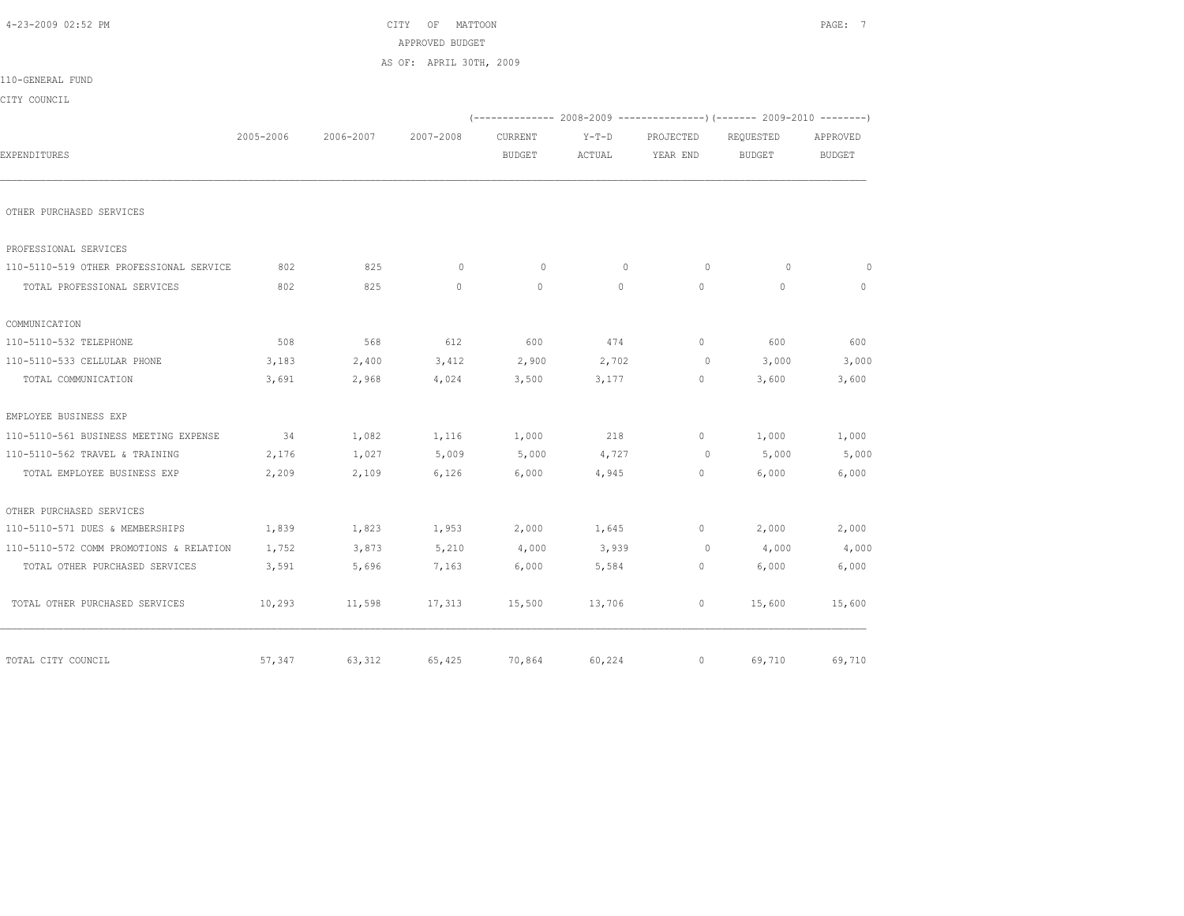CITY OF MATTOON

APPROVED BUDGET

AS OF: APRIL 30TH, 2009

110-GENERAL FUND

CITY COUNCIL

| EXPENDITURES | 2005-2006 | 2006-2007 | 2007-2008 | 2008-2009 CURRENT BUDGET | 2008-2009 Y-T-D ACTUAL | 2008-2009 PROJECTED YEAR END | 2009-2010 REQUESTED BUDGET | 2009-2010 APPROVED BUDGET |
|---|---|---|---|---|---|---|---|---|
| OTHER PURCHASED SERVICES | | | | | | | | |
| PROFESSIONAL SERVICES | | | | | | | | |
| 110-5110-519 OTHER PROFESSIONAL SERVICE | 802 | 825 | 0 | 0 | 0 | 0 | 0 | 0 |
| TOTAL PROFESSIONAL SERVICES | 802 | 825 | 0 | 0 | 0 | 0 | 0 | 0 |
| COMMUNICATION | | | | | | | | |
| 110-5110-532 TELEPHONE | 508 | 568 | 612 | 600 | 474 | 0 | 600 | 600 |
| 110-5110-533 CELLULAR PHONE | 3,183 | 2,400 | 3,412 | 2,900 | 2,702 | 0 | 3,000 | 3,000 |
| TOTAL COMMUNICATION | 3,691 | 2,968 | 4,024 | 3,500 | 3,177 | 0 | 3,600 | 3,600 |
| EMPLOYEE BUSINESS EXP | | | | | | | | |
| 110-5110-561 BUSINESS MEETING EXPENSE | 34 | 1,082 | 1,116 | 1,000 | 218 | 0 | 1,000 | 1,000 |
| 110-5110-562 TRAVEL & TRAINING | 2,176 | 1,027 | 5,009 | 5,000 | 4,727 | 0 | 5,000 | 5,000 |
| TOTAL EMPLOYEE BUSINESS EXP | 2,209 | 2,109 | 6,126 | 6,000 | 4,945 | 0 | 6,000 | 6,000 |
| OTHER PURCHASED SERVICES | | | | | | | | |
| 110-5110-571 DUES & MEMBERSHIPS | 1,839 | 1,823 | 1,953 | 2,000 | 1,645 | 0 | 2,000 | 2,000 |
| 110-5110-572 COMM PROMOTIONS & RELATION | 1,752 | 3,873 | 5,210 | 4,000 | 3,939 | 0 | 4,000 | 4,000 |
| TOTAL OTHER PURCHASED SERVICES | 3,591 | 5,696 | 7,163 | 6,000 | 5,584 | 0 | 6,000 | 6,000 |
| TOTAL OTHER PURCHASED SERVICES | 10,293 | 11,598 | 17,313 | 15,500 | 13,706 | 0 | 15,600 | 15,600 |
| TOTAL CITY COUNCIL | 57,347 | 63,312 | 65,425 | 70,864 | 60,224 | 0 | 69,710 | 69,710 |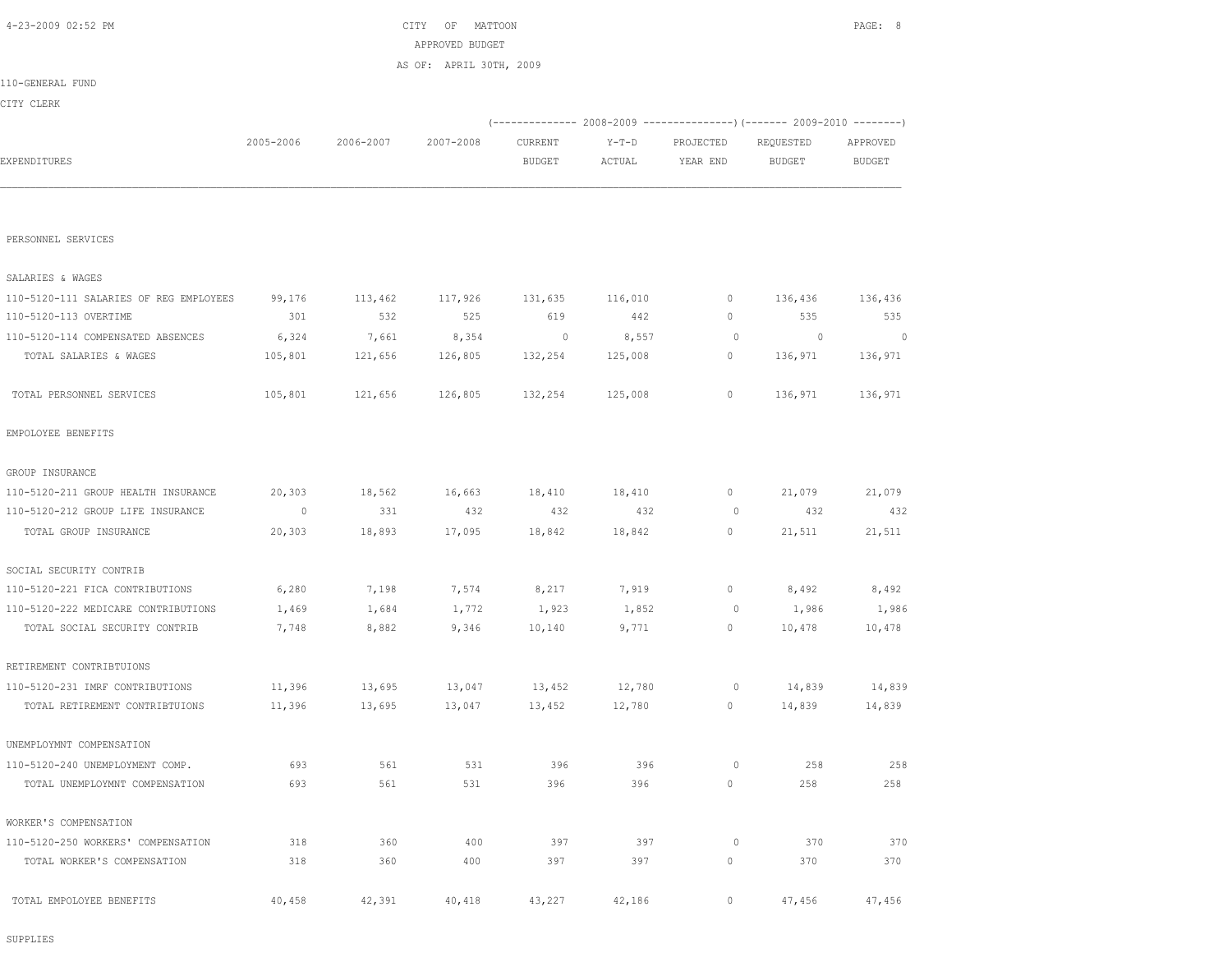CITY OF MATTOON
APPROVED BUDGET
AS OF: APRIL 30TH, 2009

110-GENERAL FUND

CITY CLERK

| EXPENDITURES | 2005-2006 | 2006-2007 | 2007-2008 | 2008-2009 CURRENT BUDGET | 2008-2009 Y-T-D ACTUAL | 2008-2009 PROJECTED YEAR END | 2009-2010 REQUESTED BUDGET | 2009-2010 APPROVED BUDGET |
|---|---|---|---|---|---|---|---|---|
| PERSONNEL SERVICES | | | | | | | | |
| SALARIES & WAGES | | | | | | | | |
| 110-5120-111 SALARIES OF REG EMPLOYEES | 99,176 | 113,462 | 117,926 | 131,635 | 116,010 | 0 | 136,436 | 136,436 |
| 110-5120-113 OVERTIME | 301 | 532 | 525 | 619 | 442 | 0 | 535 | 535 |
| 110-5120-114 COMPENSATED ABSENCES | 6,324 | 7,661 | 8,354 | 0 | 8,557 | 0 | 0 | 0 |
| TOTAL SALARIES & WAGES | 105,801 | 121,656 | 126,805 | 132,254 | 125,008 | 0 | 136,971 | 136,971 |
| TOTAL PERSONNEL SERVICES | 105,801 | 121,656 | 126,805 | 132,254 | 125,008 | 0 | 136,971 | 136,971 |
| EMPOLOYEE BENEFITS | | | | | | | | |
| GROUP INSURANCE | | | | | | | | |
| 110-5120-211 GROUP HEALTH INSURANCE | 20,303 | 18,562 | 16,663 | 18,410 | 18,410 | 0 | 21,079 | 21,079 |
| 110-5120-212 GROUP LIFE INSURANCE | 0 | 331 | 432 | 432 | 432 | 0 | 432 | 432 |
| TOTAL GROUP INSURANCE | 20,303 | 18,893 | 17,095 | 18,842 | 18,842 | 0 | 21,511 | 21,511 |
| SOCIAL SECURITY CONTRIB | | | | | | | | |
| 110-5120-221 FICA CONTRIBUTIONS | 6,280 | 7,198 | 7,574 | 8,217 | 7,919 | 0 | 8,492 | 8,492 |
| 110-5120-222 MEDICARE CONTRIBUTIONS | 1,469 | 1,684 | 1,772 | 1,923 | 1,852 | 0 | 1,986 | 1,986 |
| TOTAL SOCIAL SECURITY CONTRIB | 7,748 | 8,882 | 9,346 | 10,140 | 9,771 | 0 | 10,478 | 10,478 |
| RETIREMENT CONTRIBTUIONS | | | | | | | | |
| 110-5120-231 IMRF CONTRIBUTIONS | 11,396 | 13,695 | 13,047 | 13,452 | 12,780 | 0 | 14,839 | 14,839 |
| TOTAL RETIREMENT CONTRIBTUIONS | 11,396 | 13,695 | 13,047 | 13,452 | 12,780 | 0 | 14,839 | 14,839 |
| UNEMPLOYMNT COMPENSATION | | | | | | | | |
| 110-5120-240 UNEMPLOYMENT COMP. | 693 | 561 | 531 | 396 | 396 | 0 | 258 | 258 |
| TOTAL UNEMPLOYMNT COMPENSATION | 693 | 561 | 531 | 396 | 396 | 0 | 258 | 258 |
| WORKER'S COMPENSATION | | | | | | | | |
| 110-5120-250 WORKERS' COMPENSATION | 318 | 360 | 400 | 397 | 397 | 0 | 370 | 370 |
| TOTAL WORKER'S COMPENSATION | 318 | 360 | 400 | 397 | 397 | 0 | 370 | 370 |
| TOTAL EMPOLOYEE BENEFITS | 40,458 | 42,391 | 40,418 | 43,227 | 42,186 | 0 | 47,456 | 47,456 |
| SUPPLIES | | | | | | | | |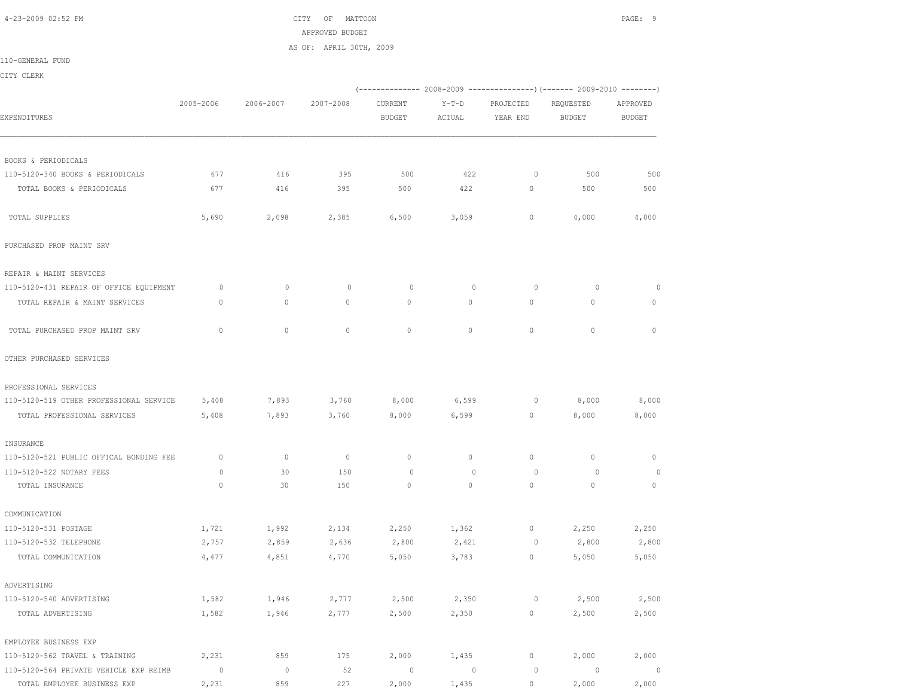CITY OF MATTOON

APPROVED BUDGET

AS OF: APRIL 30TH, 2009

110-GENERAL FUND

CITY CLERK

| EXPENDITURES | 2005-2006 | 2006-2007 | 2007-2008 | 2008-2009 CURRENT BUDGET | 2008-2009 Y-T-D ACTUAL | 2008-2009 PROJECTED YEAR END | 2009-2010 REQUESTED BUDGET | 2009-2010 APPROVED BUDGET |
|---|---|---|---|---|---|---|---|---|
| BOOKS & PERIODICALS | | | | | | | | |
| 110-5120-340 BOOKS & PERIODICALS | 677 | 416 | 395 | 500 | 422 | 0 | 500 | 500 |
| TOTAL BOOKS & PERIODICALS | 677 | 416 | 395 | 500 | 422 | 0 | 500 | 500 |
| TOTAL SUPPLIES | 5,690 | 2,098 | 2,385 | 6,500 | 3,059 | 0 | 4,000 | 4,000 |
| PURCHASED PROP MAINT SRV | | | | | | | | |
| REPAIR & MAINT SERVICES | | | | | | | | |
| 110-5120-431 REPAIR OF OFFICE EQUIPMENT | 0 | 0 | 0 | 0 | 0 | 0 | 0 | 0 |
| TOTAL REPAIR & MAINT SERVICES | 0 | 0 | 0 | 0 | 0 | 0 | 0 | 0 |
| TOTAL PURCHASED PROP MAINT SRV | 0 | 0 | 0 | 0 | 0 | 0 | 0 | 0 |
| OTHER PURCHASED SERVICES | | | | | | | | |
| PROFESSIONAL SERVICES | | | | | | | | |
| 110-5120-519 OTHER PROFESSIONAL SERVICE | 5,408 | 7,893 | 3,760 | 8,000 | 6,599 | 0 | 8,000 | 8,000 |
| TOTAL PROFESSIONAL SERVICES | 5,408 | 7,893 | 3,760 | 8,000 | 6,599 | 0 | 8,000 | 8,000 |
| INSURANCE | | | | | | | | |
| 110-5120-521 PUBLIC OFFICAL BONDING FEE | 0 | 0 | 0 | 0 | 0 | 0 | 0 | 0 |
| 110-5120-522 NOTARY FEES | 0 | 30 | 150 | 0 | 0 | 0 | 0 | 0 |
| TOTAL INSURANCE | 0 | 30 | 150 | 0 | 0 | 0 | 0 | 0 |
| COMMUNICATION | | | | | | | | |
| 110-5120-531 POSTAGE | 1,721 | 1,992 | 2,134 | 2,250 | 1,362 | 0 | 2,250 | 2,250 |
| 110-5120-532 TELEPHONE | 2,757 | 2,859 | 2,636 | 2,800 | 2,421 | 0 | 2,800 | 2,800 |
| TOTAL COMMUNICATION | 4,477 | 4,851 | 4,770 | 5,050 | 3,783 | 0 | 5,050 | 5,050 |
| ADVERTISING | | | | | | | | |
| 110-5120-540 ADVERTISING | 1,582 | 1,946 | 2,777 | 2,500 | 2,350 | 0 | 2,500 | 2,500 |
| TOTAL ADVERTISING | 1,582 | 1,946 | 2,777 | 2,500 | 2,350 | 0 | 2,500 | 2,500 |
| EMPLOYEE BUSINESS EXP | | | | | | | | |
| 110-5120-562 TRAVEL & TRAINING | 2,231 | 859 | 175 | 2,000 | 1,435 | 0 | 2,000 | 2,000 |
| 110-5120-564 PRIVATE VEHICLE EXP REIMB | 0 | 0 | 52 | 0 | 0 | 0 | 0 | 0 |
| TOTAL EMPLOYEE BUSINESS EXP | 2,231 | 859 | 227 | 2,000 | 1,435 | 0 | 2,000 | 2,000 |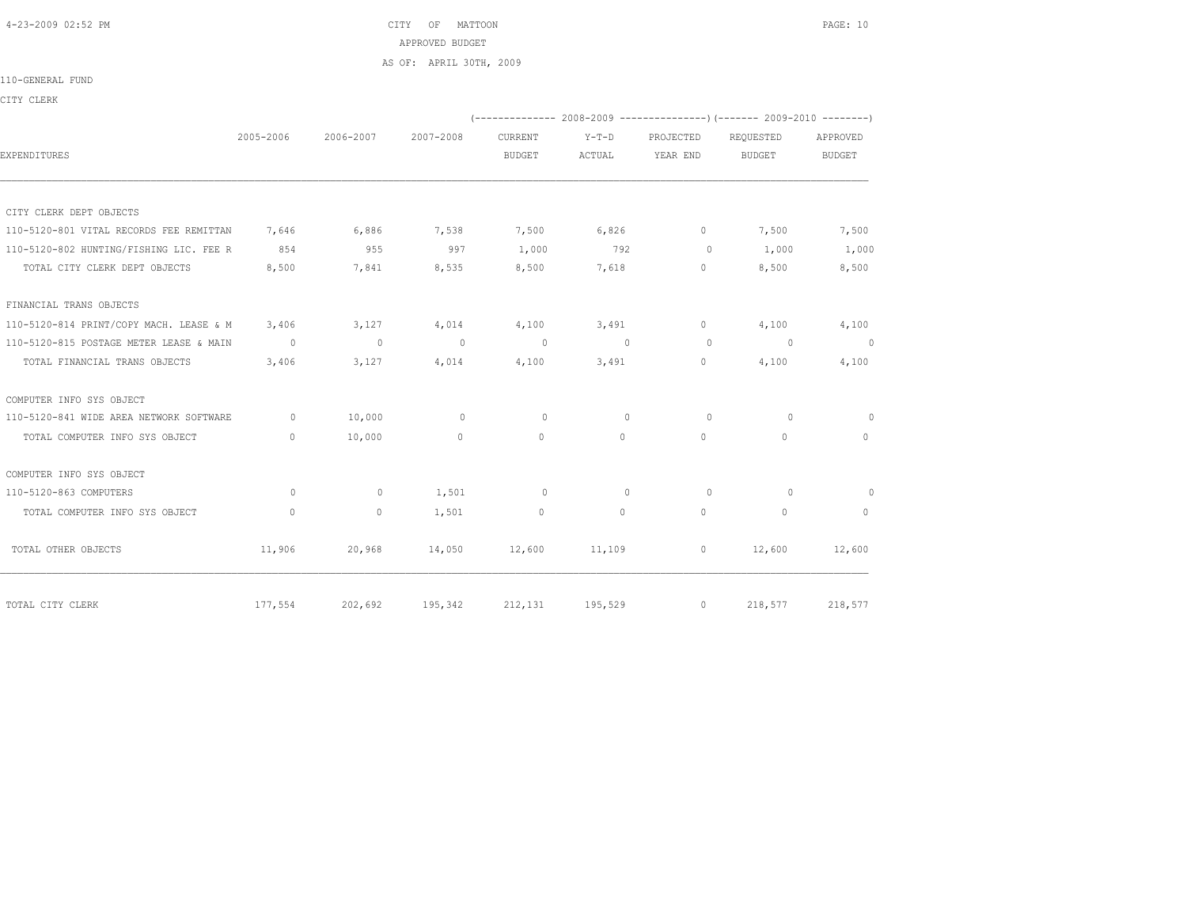CITY OF MATTOON

APPROVED BUDGET

AS OF: APRIL 30TH, 2009

110-GENERAL FUND

CITY CLERK

| EXPENDITURES | 2005-2006 | 2006-2007 | 2007-2008 | (-------------- 2008-2009 CURRENT BUDGET | Y-T-D ACTUAL | PROJECTED YEAR END ---------------) | (------- 2009-2010 REQUESTED BUDGET | APPROVED BUDGET --------) |
|---|---|---|---|---|---|---|---|---|
| CITY CLERK DEPT OBJECTS | | | | | | | | |
| 110-5120-801 VITAL RECORDS FEE REMITTAN | 7,646 | 6,886 | 7,538 | 7,500 | 6,826 | 0 | 7,500 | 7,500 |
| 110-5120-802 HUNTING/FISHING LIC. FEE R | 854 | 955 | 997 | 1,000 | 792 | 0 | 1,000 | 1,000 |
| TOTAL CITY CLERK DEPT OBJECTS | 8,500 | 7,841 | 8,535 | 8,500 | 7,618 | 0 | 8,500 | 8,500 |
| FINANCIAL TRANS OBJECTS | | | | | | | | |
| 110-5120-814 PRINT/COPY MACH. LEASE & M | 3,406 | 3,127 | 4,014 | 4,100 | 3,491 | 0 | 4,100 | 4,100 |
| 110-5120-815 POSTAGE METER LEASE & MAIN | 0 | 0 | 0 | 0 | 0 | 0 | 0 | 0 |
| TOTAL FINANCIAL TRANS OBJECTS | 3,406 | 3,127 | 4,014 | 4,100 | 3,491 | 0 | 4,100 | 4,100 |
| COMPUTER INFO SYS OBJECT | | | | | | | | |
| 110-5120-841 WIDE AREA NETWORK SOFTWARE | 0 | 10,000 | 0 | 0 | 0 | 0 | 0 | 0 |
| TOTAL COMPUTER INFO SYS OBJECT | 0 | 10,000 | 0 | 0 | 0 | 0 | 0 | 0 |
| COMPUTER INFO SYS OBJECT | | | | | | | | |
| 110-5120-863 COMPUTERS | 0 | 0 | 1,501 | 0 | 0 | 0 | 0 | 0 |
| TOTAL COMPUTER INFO SYS OBJECT | 0 | 0 | 1,501 | 0 | 0 | 0 | 0 | 0 |
| TOTAL OTHER OBJECTS | 11,906 | 20,968 | 14,050 | 12,600 | 11,109 | 0 | 12,600 | 12,600 |
| TOTAL CITY CLERK | 177,554 | 202,692 | 195,342 | 212,131 | 195,529 | 0 | 218,577 | 218,577 |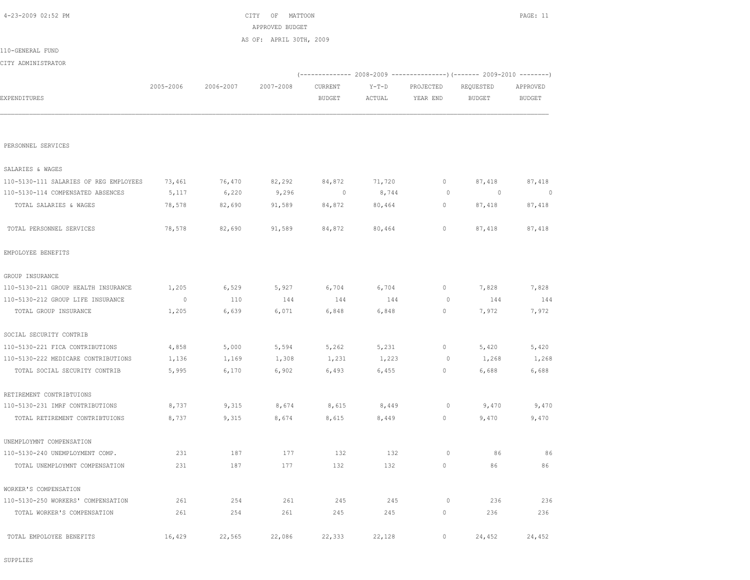CITY OF MATTOON
APPROVED BUDGET
AS OF: APRIL 30TH, 2009

110-GENERAL FUND

CITY ADMINISTRATOR

| EXPENDITURES | 2005-2006 | 2006-2007 | 2007-2008 | 2008-2009 CURRENT BUDGET | 2008-2009 Y-T-D ACTUAL | 2008-2009 PROJECTED YEAR END | 2009-2010 REQUESTED BUDGET | 2009-2010 APPROVED BUDGET |
|---|---|---|---|---|---|---|---|---|
| PERSONNEL SERVICES | | | | | | | | |
| SALARIES & WAGES | | | | | | | | |
| 110-5130-111 SALARIES OF REG EMPLOYEES | 73,461 | 76,470 | 82,292 | 84,872 | 71,720 | 0 | 87,418 | 87,418 |
| 110-5130-114 COMPENSATED ABSENCES | 5,117 | 6,220 | 9,296 | 0 | 8,744 | 0 | 0 | 0 |
| TOTAL SALARIES & WAGES | 78,578 | 82,690 | 91,589 | 84,872 | 80,464 | 0 | 87,418 | 87,418 |
| TOTAL PERSONNEL SERVICES | 78,578 | 82,690 | 91,589 | 84,872 | 80,464 | 0 | 87,418 | 87,418 |
| EMPOLOYEE BENEFITS | | | | | | | | |
| GROUP INSURANCE | | | | | | | | |
| 110-5130-211 GROUP HEALTH INSURANCE | 1,205 | 6,529 | 5,927 | 6,704 | 6,704 | 0 | 7,828 | 7,828 |
| 110-5130-212 GROUP LIFE INSURANCE | 0 | 110 | 144 | 144 | 144 | 0 | 144 | 144 |
| TOTAL GROUP INSURANCE | 1,205 | 6,639 | 6,071 | 6,848 | 6,848 | 0 | 7,972 | 7,972 |
| SOCIAL SECURITY CONTRIB | | | | | | | | |
| 110-5130-221 FICA CONTRIBUTIONS | 4,858 | 5,000 | 5,594 | 5,262 | 5,231 | 0 | 5,420 | 5,420 |
| 110-5130-222 MEDICARE CONTRIBUTIONS | 1,136 | 1,169 | 1,308 | 1,231 | 1,223 | 0 | 1,268 | 1,268 |
| TOTAL SOCIAL SECURITY CONTRIB | 5,995 | 6,170 | 6,902 | 6,493 | 6,455 | 0 | 6,688 | 6,688 |
| RETIREMENT CONTRIBTUIONS | | | | | | | | |
| 110-5130-231 IMRF CONTRIBUTIONS | 8,737 | 9,315 | 8,674 | 8,615 | 8,449 | 0 | 9,470 | 9,470 |
| TOTAL RETIREMENT CONTRIBTUIONS | 8,737 | 9,315 | 8,674 | 8,615 | 8,449 | 0 | 9,470 | 9,470 |
| UNEMPLOYMNT COMPENSATION | | | | | | | | |
| 110-5130-240 UNEMPLOYMENT COMP. | 231 | 187 | 177 | 132 | 132 | 0 | 86 | 86 |
| TOTAL UNEMPLOYMNT COMPENSATION | 231 | 187 | 177 | 132 | 132 | 0 | 86 | 86 |
| WORKER'S COMPENSATION | | | | | | | | |
| 110-5130-250 WORKERS' COMPENSATION | 261 | 254 | 261 | 245 | 245 | 0 | 236 | 236 |
| TOTAL WORKER'S COMPENSATION | 261 | 254 | 261 | 245 | 245 | 0 | 236 | 236 |
| TOTAL EMPOLOYEE BENEFITS | 16,429 | 22,565 | 22,086 | 22,333 | 22,128 | 0 | 24,452 | 24,452 |
| SUPPLIES | | | | | | | | |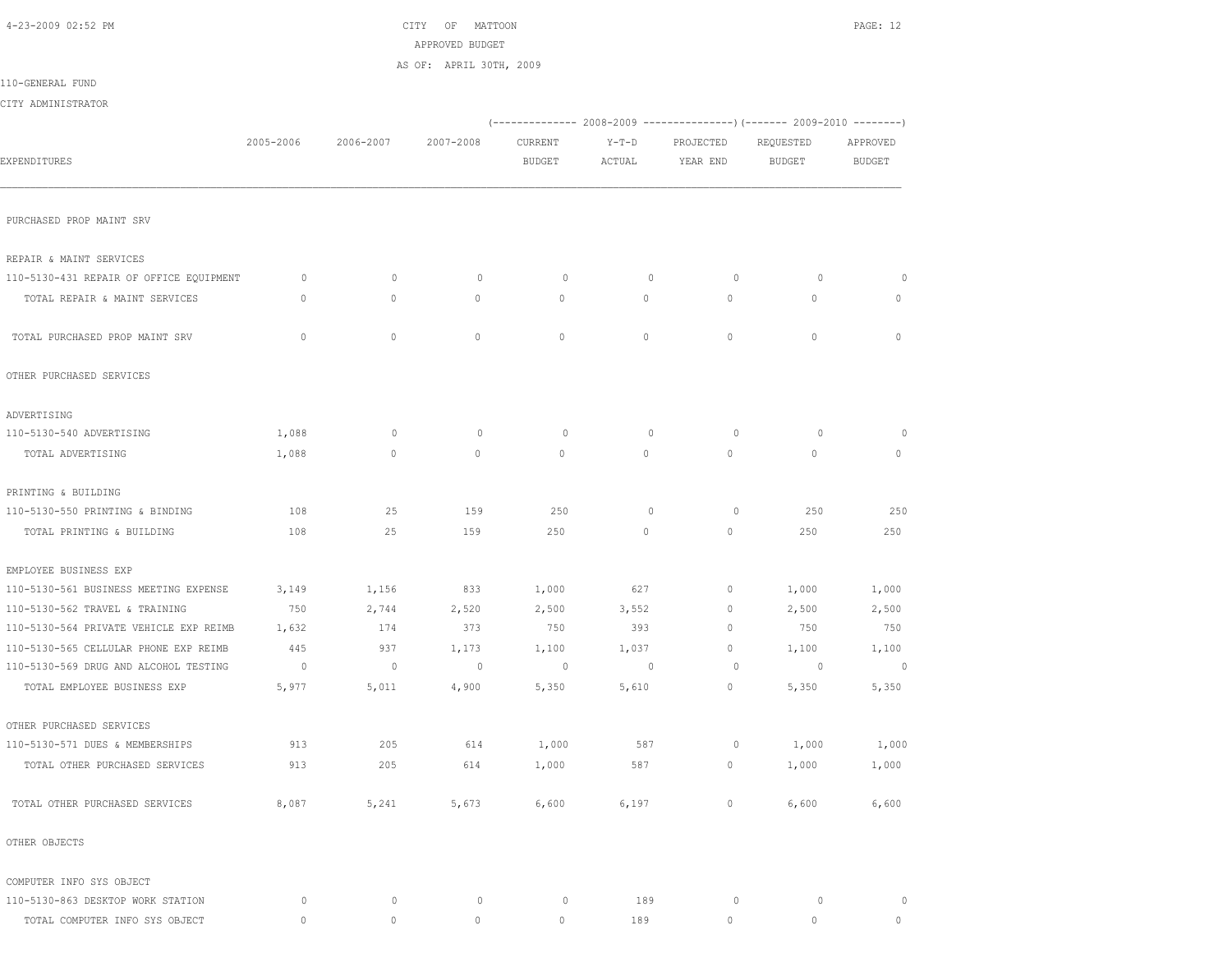CITY OF MATTOON
APPROVED BUDGET
AS OF: APRIL 30TH, 2009

110-GENERAL FUND

CITY ADMINISTRATOR

| EXPENDITURES | 2005-2006 | 2006-2007 | 2007-2008 | 2008-2009 CURRENT BUDGET | 2008-2009 Y-T-D ACTUAL | 2008-2009 PROJECTED YEAR END | 2009-2010 REQUESTED BUDGET | 2009-2010 APPROVED BUDGET |
|---|---|---|---|---|---|---|---|---|
| PURCHASED PROP MAINT SRV | | | | | | | | |
| REPAIR & MAINT SERVICES | | | | | | | | |
| 110-5130-431 REPAIR OF OFFICE EQUIPMENT | 0 | 0 | 0 | 0 | 0 | 0 | 0 | 0 |
| TOTAL REPAIR & MAINT SERVICES | 0 | 0 | 0 | 0 | 0 | 0 | 0 | 0 |
| TOTAL PURCHASED PROP MAINT SRV | 0 | 0 | 0 | 0 | 0 | 0 | 0 | 0 |
| OTHER PURCHASED SERVICES | | | | | | | | |
| ADVERTISING | | | | | | | | |
| 110-5130-540 ADVERTISING | 1,088 | 0 | 0 | 0 | 0 | 0 | 0 | 0 |
| TOTAL ADVERTISING | 1,088 | 0 | 0 | 0 | 0 | 0 | 0 | 0 |
| PRINTING & BUILDING | | | | | | | | |
| 110-5130-550 PRINTING & BINDING | 108 | 25 | 159 | 250 | 0 | 0 | 250 | 250 |
| TOTAL PRINTING & BUILDING | 108 | 25 | 159 | 250 | 0 | 0 | 250 | 250 |
| EMPLOYEE BUSINESS EXP | | | | | | | | |
| 110-5130-561 BUSINESS MEETING EXPENSE | 3,149 | 1,156 | 833 | 1,000 | 627 | 0 | 1,000 | 1,000 |
| 110-5130-562 TRAVEL & TRAINING | 750 | 2,744 | 2,520 | 2,500 | 3,552 | 0 | 2,500 | 2,500 |
| 110-5130-564 PRIVATE VEHICLE EXP REIMB | 1,632 | 174 | 373 | 750 | 393 | 0 | 750 | 750 |
| 110-5130-565 CELLULAR PHONE EXP REIMB | 445 | 937 | 1,173 | 1,100 | 1,037 | 0 | 1,100 | 1,100 |
| 110-5130-569 DRUG AND ALCOHOL TESTING | 0 | 0 | 0 | 0 | 0 | 0 | 0 | 0 |
| TOTAL EMPLOYEE BUSINESS EXP | 5,977 | 5,011 | 4,900 | 5,350 | 5,610 | 0 | 5,350 | 5,350 |
| OTHER PURCHASED SERVICES | | | | | | | | |
| 110-5130-571 DUES & MEMBERSHIPS | 913 | 205 | 614 | 1,000 | 587 | 0 | 1,000 | 1,000 |
| TOTAL OTHER PURCHASED SERVICES | 913 | 205 | 614 | 1,000 | 587 | 0 | 1,000 | 1,000 |
| TOTAL OTHER PURCHASED SERVICES | 8,087 | 5,241 | 5,673 | 6,600 | 6,197 | 0 | 6,600 | 6,600 |
| OTHER OBJECTS | | | | | | | | |
| COMPUTER INFO SYS OBJECT | | | | | | | | |
| 110-5130-863 DESKTOP WORK STATION | 0 | 0 | 0 | 0 | 189 | 0 | 0 | 0 |
| TOTAL COMPUTER INFO SYS OBJECT | 0 | 0 | 0 | 0 | 189 | 0 | 0 | 0 |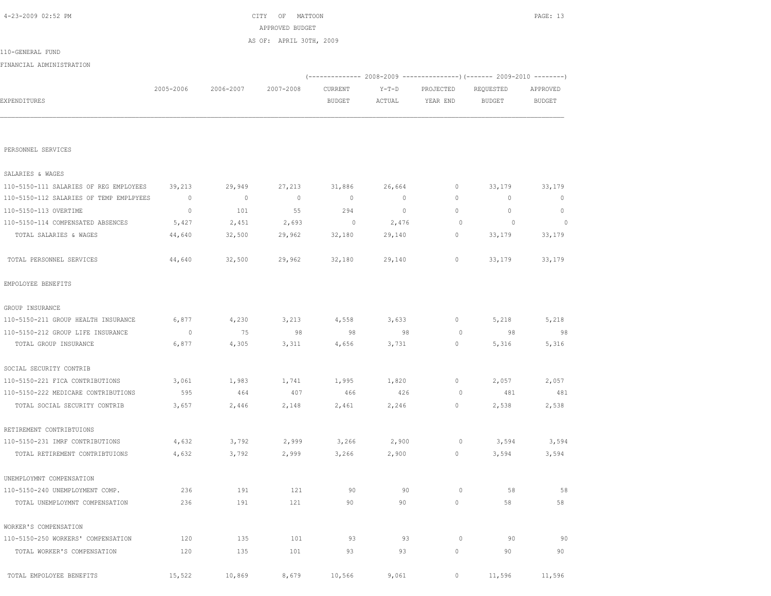CITY OF MATTOON

APPROVED BUDGET

AS OF: APRIL 30TH, 2009

110-GENERAL FUND

FINANCIAL ADMINISTRATION

| EXPENDITURES | 2005-2006 | 2006-2007 | 2007-2008 | 2008-2009 CURRENT BUDGET | 2008-2009 Y-T-D ACTUAL | 2008-2009 PROJECTED YEAR END | 2009-2010 REQUESTED BUDGET | 2009-2010 APPROVED BUDGET |
|---|---|---|---|---|---|---|---|---|
| PERSONNEL SERVICES | | | | | | | | |
| SALARIES & WAGES | | | | | | | | |
| 110-5150-111 SALARIES OF REG EMPLOYEES | 39,213 | 29,949 | 27,213 | 31,886 | 26,664 | 0 | 33,179 | 33,179 |
| 110-5150-112 SALARIES OF TEMP EMPLPYEES | 0 | 0 | 0 | 0 | 0 | 0 | 0 | 0 |
| 110-5150-113 OVERTIME | 0 | 101 | 55 | 294 | 0 | 0 | 0 | 0 |
| 110-5150-114 COMPENSATED ABSENCES | 5,427 | 2,451 | 2,693 | 0 | 2,476 | 0 | 0 | 0 |
| TOTAL SALARIES & WAGES | 44,640 | 32,500 | 29,962 | 32,180 | 29,140 | 0 | 33,179 | 33,179 |
| TOTAL PERSONNEL SERVICES | 44,640 | 32,500 | 29,962 | 32,180 | 29,140 | 0 | 33,179 | 33,179 |
| EMPOLOYEE BENEFITS | | | | | | | | |
| GROUP INSURANCE | | | | | | | | |
| 110-5150-211 GROUP HEALTH INSURANCE | 6,877 | 4,230 | 3,213 | 4,558 | 3,633 | 0 | 5,218 | 5,218 |
| 110-5150-212 GROUP LIFE INSURANCE | 0 | 75 | 98 | 98 | 98 | 0 | 98 | 98 |
| TOTAL GROUP INSURANCE | 6,877 | 4,305 | 3,311 | 4,656 | 3,731 | 0 | 5,316 | 5,316 |
| SOCIAL SECURITY CONTRIB | | | | | | | | |
| 110-5150-221 FICA CONTRIBUTIONS | 3,061 | 1,983 | 1,741 | 1,995 | 1,820 | 0 | 2,057 | 2,057 |
| 110-5150-222 MEDICARE CONTRIBUTIONS | 595 | 464 | 407 | 466 | 426 | 0 | 481 | 481 |
| TOTAL SOCIAL SECURITY CONTRIB | 3,657 | 2,446 | 2,148 | 2,461 | 2,246 | 0 | 2,538 | 2,538 |
| RETIREMENT CONTRIBTUIONS | | | | | | | | |
| 110-5150-231 IMRF CONTRIBUTIONS | 4,632 | 3,792 | 2,999 | 3,266 | 2,900 | 0 | 3,594 | 3,594 |
| TOTAL RETIREMENT CONTRIBTUIONS | 4,632 | 3,792 | 2,999 | 3,266 | 2,900 | 0 | 3,594 | 3,594 |
| UNEMPLOYMNT COMPENSATION | | | | | | | | |
| 110-5150-240 UNEMPLOYMENT COMP. | 236 | 191 | 121 | 90 | 90 | 0 | 58 | 58 |
| TOTAL UNEMPLOYMNT COMPENSATION | 236 | 191 | 121 | 90 | 90 | 0 | 58 | 58 |
| WORKER'S COMPENSATION | | | | | | | | |
| 110-5150-250 WORKERS' COMPENSATION | 120 | 135 | 101 | 93 | 93 | 0 | 90 | 90 |
| TOTAL WORKER'S COMPENSATION | 120 | 135 | 101 | 93 | 93 | 0 | 90 | 90 |
| TOTAL EMPOLOYEE BENEFITS | 15,522 | 10,869 | 8,679 | 10,566 | 9,061 | 0 | 11,596 | 11,596 |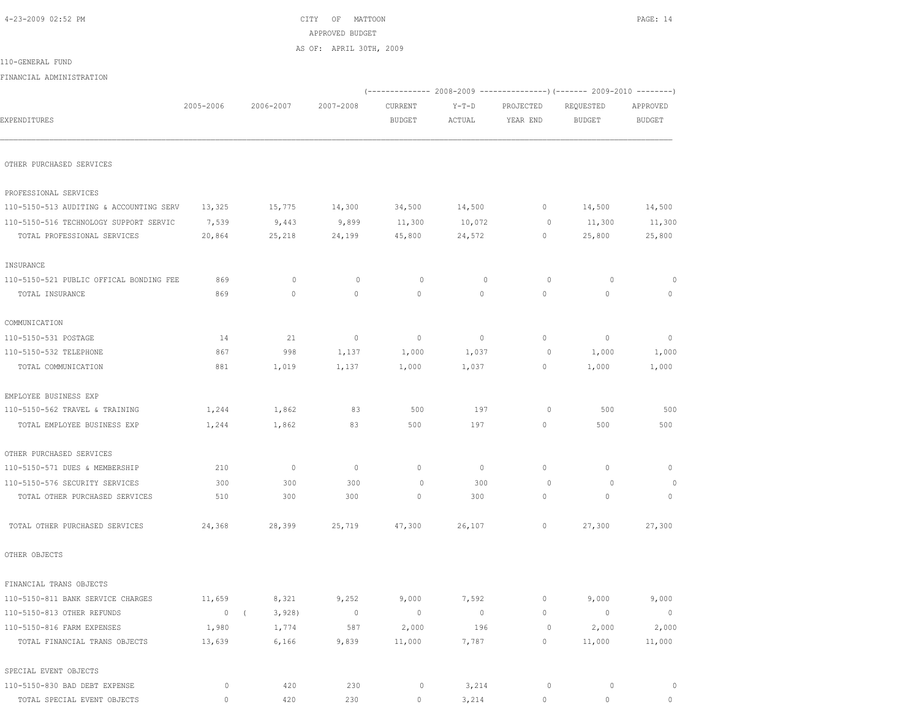CITY OF MATTOON
APPROVED BUDGET
AS OF: APRIL 30TH, 2009

110-GENERAL FUND

FINANCIAL ADMINISTRATION

| EXPENDITURES | 2005-2006 | 2006-2007 | 2007-2008 | 2008-2009 CURRENT BUDGET | 2008-2009 Y-T-D ACTUAL | 2008-2009 PROJECTED YEAR END | 2009-2010 REQUESTED BUDGET | 2009-2010 APPROVED BUDGET |
|---|---|---|---|---|---|---|---|---|
| **OTHER PURCHASED SERVICES** | | | | | | | | |
| PROFESSIONAL SERVICES | | | | | | | | |
| 110-5150-513 AUDITING & ACCOUNTING SERV | 13,325 | 15,775 | 14,300 | 34,500 | 14,500 | 0 | 14,500 | 14,500 |
| 110-5150-516 TECHNOLOGY SUPPORT SERVIC | 7,539 | 9,443 | 9,899 | 11,300 | 10,072 | 0 | 11,300 | 11,300 |
| TOTAL PROFESSIONAL SERVICES | 20,864 | 25,218 | 24,199 | 45,800 | 24,572 | 0 | 25,800 | 25,800 |
| INSURANCE | | | | | | | | |
| 110-5150-521 PUBLIC OFFICAL BONDING FEE | 869 | 0 | 0 | 0 | 0 | 0 | 0 | 0 |
| TOTAL INSURANCE | 869 | 0 | 0 | 0 | 0 | 0 | 0 | 0 |
| COMMUNICATION | | | | | | | | |
| 110-5150-531 POSTAGE | 14 | 21 | 0 | 0 | 0 | 0 | 0 | 0 |
| 110-5150-532 TELEPHONE | 867 | 998 | 1,137 | 1,000 | 1,037 | 0 | 1,000 | 1,000 |
| TOTAL COMMUNICATION | 881 | 1,019 | 1,137 | 1,000 | 1,037 | 0 | 1,000 | 1,000 |
| EMPLOYEE BUSINESS EXP | | | | | | | | |
| 110-5150-562 TRAVEL & TRAINING | 1,244 | 1,862 | 83 | 500 | 197 | 0 | 500 | 500 |
| TOTAL EMPLOYEE BUSINESS EXP | 1,244 | 1,862 | 83 | 500 | 197 | 0 | 500 | 500 |
| OTHER PURCHASED SERVICES | | | | | | | | |
| 110-5150-571 DUES & MEMBERSHIP | 210 | 0 | 0 | 0 | 0 | 0 | 0 | 0 |
| 110-5150-576 SECURITY SERVICES | 300 | 300 | 300 | 0 | 300 | 0 | 0 | 0 |
| TOTAL OTHER PURCHASED SERVICES | 510 | 300 | 300 | 0 | 300 | 0 | 0 | 0 |
| TOTAL OTHER PURCHASED SERVICES | 24,368 | 28,399 | 25,719 | 47,300 | 26,107 | 0 | 27,300 | 27,300 |
| **OTHER OBJECTS** | | | | | | | | |
| FINANCIAL TRANS OBJECTS | | | | | | | | |
| 110-5150-811 BANK SERVICE CHARGES | 11,659 | 8,321 | 9,252 | 9,000 | 7,592 | 0 | 9,000 | 9,000 |
| 110-5150-813 OTHER REFUNDS | 0 | ( 3,928) | 0 | 0 | 0 | 0 | 0 | 0 |
| 110-5150-816 FARM EXPENSES | 1,980 | 1,774 | 587 | 2,000 | 196 | 0 | 2,000 | 2,000 |
| TOTAL FINANCIAL TRANS OBJECTS | 13,639 | 6,166 | 9,839 | 11,000 | 7,787 | 0 | 11,000 | 11,000 |
| SPECIAL EVENT OBJECTS | | | | | | | | |
| 110-5150-830 BAD DEBT EXPENSE | 0 | 420 | 230 | 0 | 3,214 | 0 | 0 | 0 |
| TOTAL SPECIAL EVENT OBJECTS | 0 | 420 | 230 | 0 | 3,214 | 0 | 0 | 0 |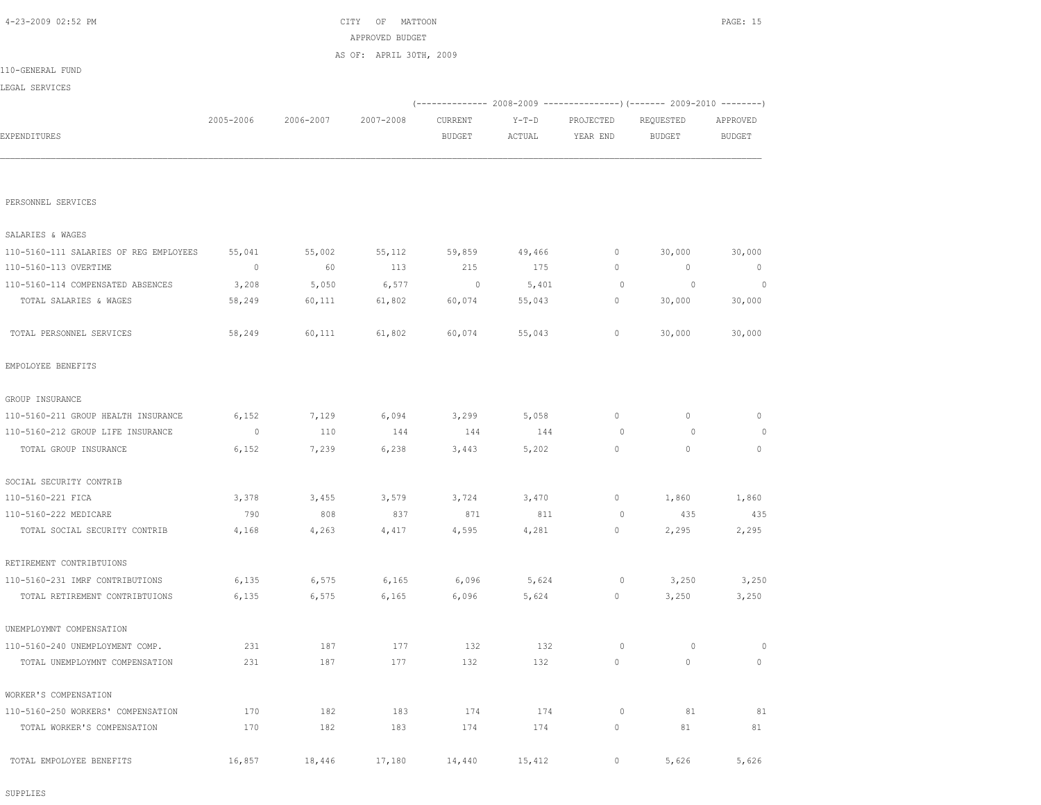CITY OF MATTOON
APPROVED BUDGET
AS OF: APRIL 30TH, 2009

110-GENERAL FUND

LEGAL SERVICES

| EXPENDITURES | 2005-2006 | 2006-2007 | 2007-2008 | 2008-2009 CURRENT BUDGET | 2008-2009 Y-T-D ACTUAL | 2008-2009 PROJECTED YEAR END | 2009-2010 REQUESTED BUDGET | 2009-2010 APPROVED BUDGET |
|---|---|---|---|---|---|---|---|---|
| PERSONNEL SERVICES | | | | | | | | |
| SALARIES & WAGES | | | | | | | | |
| 110-5160-111 SALARIES OF REG EMPLOYEES | 55,041 | 55,002 | 55,112 | 59,859 | 49,466 | 0 | 30,000 | 30,000 |
| 110-5160-113 OVERTIME | 0 | 60 | 113 | 215 | 175 | 0 | 0 | 0 |
| 110-5160-114 COMPENSATED ABSENCES | 3,208 | 5,050 | 6,577 | 0 | 5,401 | 0 | 0 | 0 |
| TOTAL SALARIES & WAGES | 58,249 | 60,111 | 61,802 | 60,074 | 55,043 | 0 | 30,000 | 30,000 |
| TOTAL PERSONNEL SERVICES | 58,249 | 60,111 | 61,802 | 60,074 | 55,043 | 0 | 30,000 | 30,000 |
| EMPOLOYEE BENEFITS | | | | | | | | |
| GROUP INSURANCE | | | | | | | | |
| 110-5160-211 GROUP HEALTH INSURANCE | 6,152 | 7,129 | 6,094 | 3,299 | 5,058 | 0 | 0 | 0 |
| 110-5160-212 GROUP LIFE INSURANCE | 0 | 110 | 144 | 144 | 144 | 0 | 0 | 0 |
| TOTAL GROUP INSURANCE | 6,152 | 7,239 | 6,238 | 3,443 | 5,202 | 0 | 0 | 0 |
| SOCIAL SECURITY CONTRIB | | | | | | | | |
| 110-5160-221 FICA | 3,378 | 3,455 | 3,579 | 3,724 | 3,470 | 0 | 1,860 | 1,860 |
| 110-5160-222 MEDICARE | 790 | 808 | 837 | 871 | 811 | 0 | 435 | 435 |
| TOTAL SOCIAL SECURITY CONTRIB | 4,168 | 4,263 | 4,417 | 4,595 | 4,281 | 0 | 2,295 | 2,295 |
| RETIREMENT CONTRIBTUIONS | | | | | | | | |
| 110-5160-231 IMRF CONTRIBUTIONS | 6,135 | 6,575 | 6,165 | 6,096 | 5,624 | 0 | 3,250 | 3,250 |
| TOTAL RETIREMENT CONTRIBTUIONS | 6,135 | 6,575 | 6,165 | 6,096 | 5,624 | 0 | 3,250 | 3,250 |
| UNEMPLOYMNT COMPENSATION | | | | | | | | |
| 110-5160-240 UNEMPLOYMENT COMP. | 231 | 187 | 177 | 132 | 132 | 0 | 0 | 0 |
| TOTAL UNEMPLOYMNT COMPENSATION | 231 | 187 | 177 | 132 | 132 | 0 | 0 | 0 |
| WORKER'S COMPENSATION | | | | | | | | |
| 110-5160-250 WORKERS' COMPENSATION | 170 | 182 | 183 | 174 | 174 | 0 | 81 | 81 |
| TOTAL WORKER'S COMPENSATION | 170 | 182 | 183 | 174 | 174 | 0 | 81 | 81 |
| TOTAL EMPOLOYEE BENEFITS | 16,857 | 18,446 | 17,180 | 14,440 | 15,412 | 0 | 5,626 | 5,626 |

SUPPLIES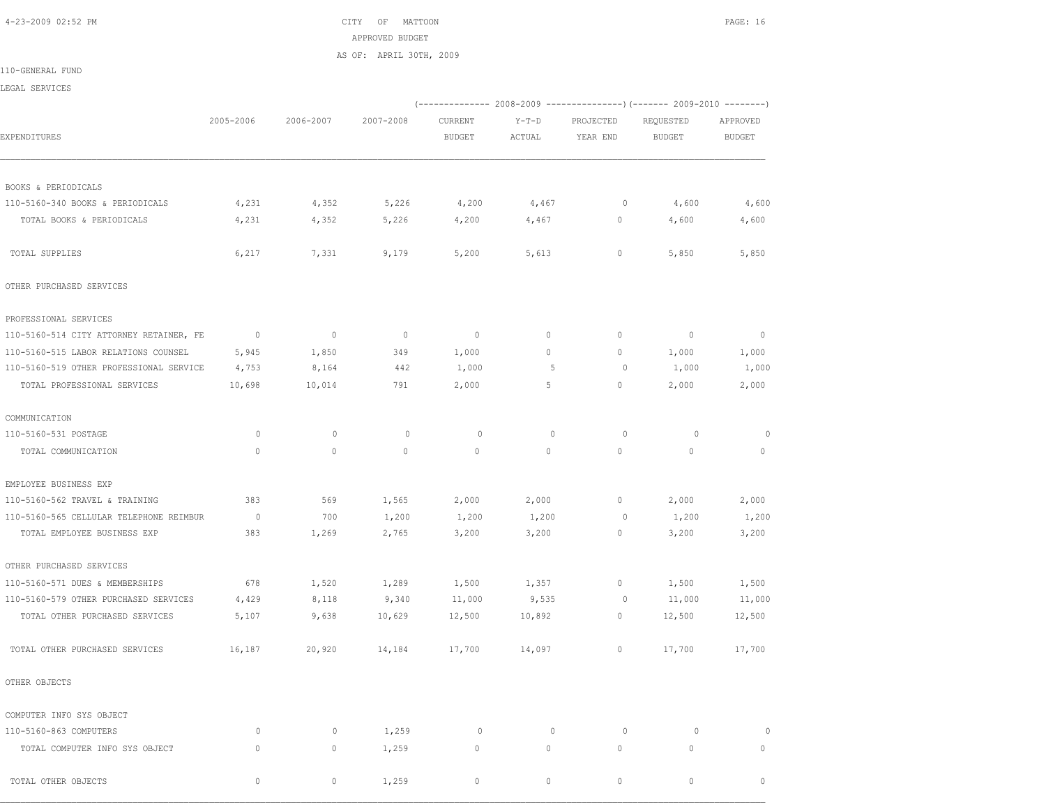CITY OF MATTOON
APPROVED BUDGET
AS OF: APRIL 30TH, 2009

110-GENERAL FUND
LEGAL SERVICES

| EXPENDITURES | 2005-2006 | 2006-2007 | 2007-2008 | 2008-2009 CURRENT BUDGET | 2008-2009 Y-T-D ACTUAL | 2008-2009 PROJECTED YEAR END | 2009-2010 REQUESTED BUDGET | 2009-2010 APPROVED BUDGET |
|---|---|---|---|---|---|---|---|---|
| BOOKS & PERIODICALS | | | | | | | | |
| 110-5160-340 BOOKS & PERIODICALS | 4,231 | 4,352 | 5,226 | 4,200 | 4,467 | 0 | 4,600 | 4,600 |
| TOTAL BOOKS & PERIODICALS | 4,231 | 4,352 | 5,226 | 4,200 | 4,467 | 0 | 4,600 | 4,600 |
| TOTAL SUPPLIES | 6,217 | 7,331 | 9,179 | 5,200 | 5,613 | 0 | 5,850 | 5,850 |
| OTHER PURCHASED SERVICES | | | | | | | | |
| PROFESSIONAL SERVICES | | | | | | | | |
| 110-5160-514 CITY ATTORNEY RETAINER, FE | 0 | 0 | 0 | 0 | 0 | 0 | 0 | 0 |
| 110-5160-515 LABOR RELATIONS COUNSEL | 5,945 | 1,850 | 349 | 1,000 | 0 | 0 | 1,000 | 1,000 |
| 110-5160-519 OTHER PROFESSIONAL SERVICE | 4,753 | 8,164 | 442 | 1,000 | 5 | 0 | 1,000 | 1,000 |
| TOTAL PROFESSIONAL SERVICES | 10,698 | 10,014 | 791 | 2,000 | 5 | 0 | 2,000 | 2,000 |
| COMMUNICATION | | | | | | | | |
| 110-5160-531 POSTAGE | 0 | 0 | 0 | 0 | 0 | 0 | 0 | 0 |
| TOTAL COMMUNICATION | 0 | 0 | 0 | 0 | 0 | 0 | 0 | 0 |
| EMPLOYEE BUSINESS EXP | | | | | | | | |
| 110-5160-562 TRAVEL & TRAINING | 383 | 569 | 1,565 | 2,000 | 2,000 | 0 | 2,000 | 2,000 |
| 110-5160-565 CELLULAR TELEPHONE REIMBUR | 0 | 700 | 1,200 | 1,200 | 1,200 | 0 | 1,200 | 1,200 |
| TOTAL EMPLOYEE BUSINESS EXP | 383 | 1,269 | 2,765 | 3,200 | 3,200 | 0 | 3,200 | 3,200 |
| OTHER PURCHASED SERVICES | | | | | | | | |
| 110-5160-571 DUES & MEMBERSHIPS | 678 | 1,520 | 1,289 | 1,500 | 1,357 | 0 | 1,500 | 1,500 |
| 110-5160-579 OTHER PURCHASED SERVICES | 4,429 | 8,118 | 9,340 | 11,000 | 9,535 | 0 | 11,000 | 11,000 |
| TOTAL OTHER PURCHASED SERVICES | 5,107 | 9,638 | 10,629 | 12,500 | 10,892 | 0 | 12,500 | 12,500 |
| TOTAL OTHER PURCHASED SERVICES | 16,187 | 20,920 | 14,184 | 17,700 | 14,097 | 0 | 17,700 | 17,700 |
| OTHER OBJECTS | | | | | | | | |
| COMPUTER INFO SYS OBJECT | | | | | | | | |
| 110-5160-863 COMPUTERS | 0 | 0 | 1,259 | 0 | 0 | 0 | 0 | 0 |
| TOTAL COMPUTER INFO SYS OBJECT | 0 | 0 | 1,259 | 0 | 0 | 0 | 0 | 0 |
| TOTAL OTHER OBJECTS | 0 | 0 | 1,259 | 0 | 0 | 0 | 0 | 0 |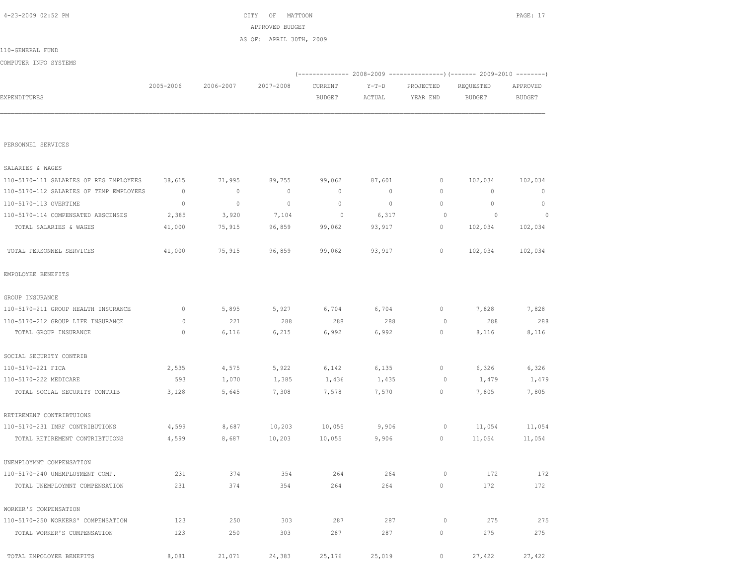CITY OF MATTOON
APPROVED BUDGET
AS OF: APRIL 30TH, 2009

110-GENERAL FUND

COMPUTER INFO SYSTEMS

| EXPENDITURES | 2005-2006 | 2006-2007 | 2007-2008 | 2008-2009 CURRENT BUDGET | 2008-2009 Y-T-D ACTUAL | 2008-2009 PROJECTED YEAR END | 2009-2010 REQUESTED BUDGET | 2009-2010 APPROVED BUDGET |
|---|---|---|---|---|---|---|---|---|
| PERSONNEL SERVICES | | | | | | | | |
| SALARIES & WAGES | | | | | | | | |
| 110-5170-111 SALARIES OF REG EMPLOYEES | 38,615 | 71,995 | 89,755 | 99,062 | 87,601 | 0 | 102,034 | 102,034 |
| 110-5170-112 SALARIES OF TEMP EMPLOYEES | 0 | 0 | 0 | 0 | 0 | 0 | 0 | 0 |
| 110-5170-113 OVERTIME | 0 | 0 | 0 | 0 | 0 | 0 | 0 | 0 |
| 110-5170-114 COMPENSATED ABSCENSES | 2,385 | 3,920 | 7,104 | 0 | 6,317 | 0 | 0 | 0 |
| TOTAL SALARIES & WAGES | 41,000 | 75,915 | 96,859 | 99,062 | 93,917 | 0 | 102,034 | 102,034 |
| TOTAL PERSONNEL SERVICES | 41,000 | 75,915 | 96,859 | 99,062 | 93,917 | 0 | 102,034 | 102,034 |
| EMPOLOYEE BENEFITS | | | | | | | | |
| GROUP INSURANCE | | | | | | | | |
| 110-5170-211 GROUP HEALTH INSURANCE | 0 | 5,895 | 5,927 | 6,704 | 6,704 | 0 | 7,828 | 7,828 |
| 110-5170-212 GROUP LIFE INSURANCE | 0 | 221 | 288 | 288 | 288 | 0 | 288 | 288 |
| TOTAL GROUP INSURANCE | 0 | 6,116 | 6,215 | 6,992 | 6,992 | 0 | 8,116 | 8,116 |
| SOCIAL SECURITY CONTRIB | | | | | | | | |
| 110-5170-221 FICA | 2,535 | 4,575 | 5,922 | 6,142 | 6,135 | 0 | 6,326 | 6,326 |
| 110-5170-222 MEDICARE | 593 | 1,070 | 1,385 | 1,436 | 1,435 | 0 | 1,479 | 1,479 |
| TOTAL SOCIAL SECURITY CONTRIB | 3,128 | 5,645 | 7,308 | 7,578 | 7,570 | 0 | 7,805 | 7,805 |
| RETIREMENT CONTRIBTUIONS | | | | | | | | |
| 110-5170-231 IMRF CONTRIBUTIONS | 4,599 | 8,687 | 10,203 | 10,055 | 9,906 | 0 | 11,054 | 11,054 |
| TOTAL RETIREMENT CONTRIBTUIONS | 4,599 | 8,687 | 10,203 | 10,055 | 9,906 | 0 | 11,054 | 11,054 |
| UNEMPLOYMNT COMPENSATION | | | | | | | | |
| 110-5170-240 UNEMPLOYMENT COMP. | 231 | 374 | 354 | 264 | 264 | 0 | 172 | 172 |
| TOTAL UNEMPLOYMNT COMPENSATION | 231 | 374 | 354 | 264 | 264 | 0 | 172 | 172 |
| WORKER'S COMPENSATION | | | | | | | | |
| 110-5170-250 WORKERS' COMPENSATION | 123 | 250 | 303 | 287 | 287 | 0 | 275 | 275 |
| TOTAL WORKER'S COMPENSATION | 123 | 250 | 303 | 287 | 287 | 0 | 275 | 275 |
| TOTAL EMPOLOYEE BENEFITS | 8,081 | 21,071 | 24,383 | 25,176 | 25,019 | 0 | 27,422 | 27,422 |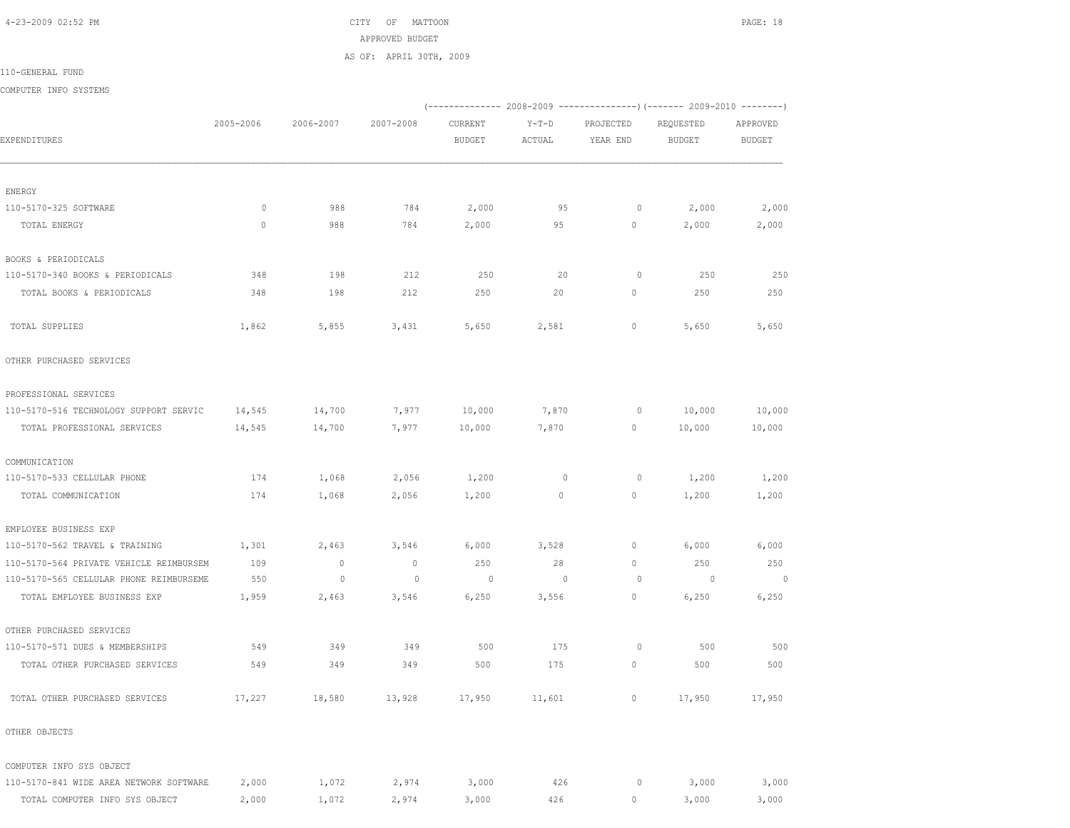CITY OF MATTOON
APPROVED BUDGET
AS OF: APRIL 30TH, 2009

110-GENERAL FUND

COMPUTER INFO SYSTEMS

| EXPENDITURES | 2005-2006 | 2006-2007 | 2007-2008 | 2008-2009 CURRENT BUDGET | 2008-2009 Y-T-D ACTUAL | 2008-2009 PROJECTED YEAR END | 2009-2010 REQUESTED BUDGET | 2009-2010 APPROVED BUDGET |
|---|---|---|---|---|---|---|---|---|
| ENERGY | | | | | | | | |
| 110-5170-325 SOFTWARE | 0 | 988 | 784 | 2,000 | 95 | 0 | 2,000 | 2,000 |
| TOTAL ENERGY | 0 | 988 | 784 | 2,000 | 95 | 0 | 2,000 | 2,000 |
| BOOKS & PERIODICALS | | | | | | | | |
| 110-5170-340 BOOKS & PERIODICALS | 348 | 198 | 212 | 250 | 20 | 0 | 250 | 250 |
| TOTAL BOOKS & PERIODICALS | 348 | 198 | 212 | 250 | 20 | 0 | 250 | 250 |
| TOTAL SUPPLIES | 1,862 | 5,855 | 3,431 | 5,650 | 2,581 | 0 | 5,650 | 5,650 |
| OTHER PURCHASED SERVICES | | | | | | | | |
| PROFESSIONAL SERVICES | | | | | | | | |
| 110-5170-516 TECHNOLOGY SUPPORT SERVIC | 14,545 | 14,700 | 7,977 | 10,000 | 7,870 | 0 | 10,000 | 10,000 |
| TOTAL PROFESSIONAL SERVICES | 14,545 | 14,700 | 7,977 | 10,000 | 7,870 | 0 | 10,000 | 10,000 |
| COMMUNICATION | | | | | | | | |
| 110-5170-533 CELLULAR PHONE | 174 | 1,068 | 2,056 | 1,200 | 0 | 0 | 1,200 | 1,200 |
| TOTAL COMMUNICATION | 174 | 1,068 | 2,056 | 1,200 | 0 | 0 | 1,200 | 1,200 |
| EMPLOYEE BUSINESS EXP | | | | | | | | |
| 110-5170-562 TRAVEL & TRAINING | 1,301 | 2,463 | 3,546 | 6,000 | 3,528 | 0 | 6,000 | 6,000 |
| 110-5170-564 PRIVATE VEHICLE REIMBURSEM | 109 | 0 | 0 | 250 | 28 | 0 | 250 | 250 |
| 110-5170-565 CELLULAR PHONE REIMBURSEME | 550 | 0 | 0 | 0 | 0 | 0 | 0 | 0 |
| TOTAL EMPLOYEE BUSINESS EXP | 1,959 | 2,463 | 3,546 | 6,250 | 3,556 | 0 | 6,250 | 6,250 |
| OTHER PURCHASED SERVICES | | | | | | | | |
| 110-5170-571 DUES & MEMBERSHIPS | 549 | 349 | 349 | 500 | 175 | 0 | 500 | 500 |
| TOTAL OTHER PURCHASED SERVICES | 549 | 349 | 349 | 500 | 175 | 0 | 500 | 500 |
| TOTAL OTHER PURCHASED SERVICES | 17,227 | 18,580 | 13,928 | 17,950 | 11,601 | 0 | 17,950 | 17,950 |
| OTHER OBJECTS | | | | | | | | |
| COMPUTER INFO SYS OBJECT | | | | | | | | |
| 110-5170-841 WIDE AREA NETWORK SOFTWARE | 2,000 | 1,072 | 2,974 | 3,000 | 426 | 0 | 3,000 | 3,000 |
| TOTAL COMPUTER INFO SYS OBJECT | 2,000 | 1,072 | 2,974 | 3,000 | 426 | 0 | 3,000 | 3,000 |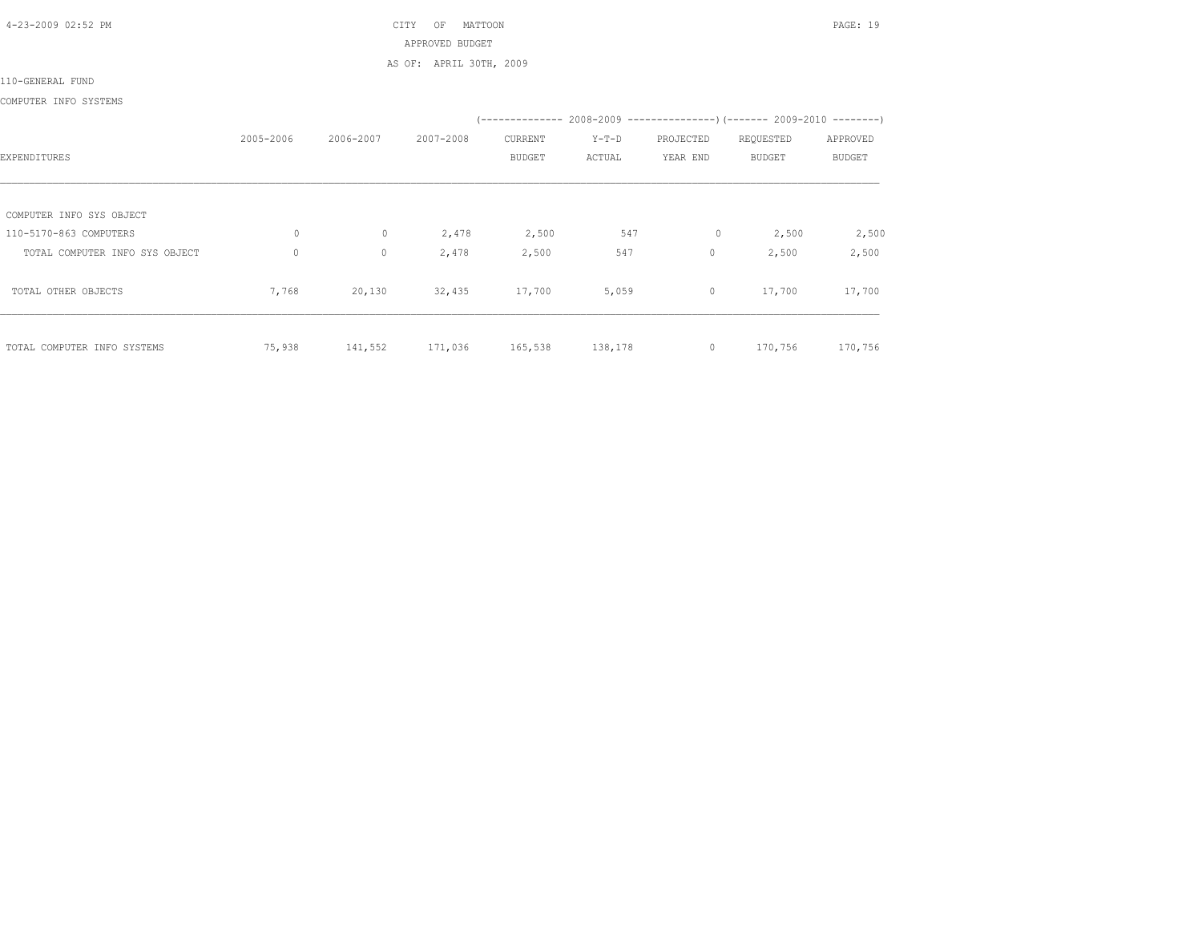CITY OF MATTOON

APPROVED BUDGET

AS OF: APRIL 30TH, 2009

110-GENERAL FUND

COMPUTER INFO SYSTEMS

| EXPENDITURES | 2005-2006 | 2006-2007 | 2007-2008 | 2008-2009 CURRENT BUDGET | 2008-2009 Y-T-D ACTUAL | 2008-2009 PROJECTED YEAR END | 2009-2010 REQUESTED BUDGET | 2009-2010 APPROVED BUDGET |
|---|---|---|---|---|---|---|---|---|
| COMPUTER INFO SYS OBJECT | | | | | | | | |
| 110-5170-863 COMPUTERS | 0 | 0 | 2,478 | 2,500 | 547 | 0 | 2,500 | 2,500 |
| TOTAL COMPUTER INFO SYS OBJECT | 0 | 0 | 2,478 | 2,500 | 547 | 0 | 2,500 | 2,500 |
| TOTAL OTHER OBJECTS | 7,768 | 20,130 | 32,435 | 17,700 | 5,059 | 0 | 17,700 | 17,700 |
| TOTAL COMPUTER INFO SYSTEMS | 75,938 | 141,552 | 171,036 | 165,538 | 138,178 | 0 | 170,756 | 170,756 |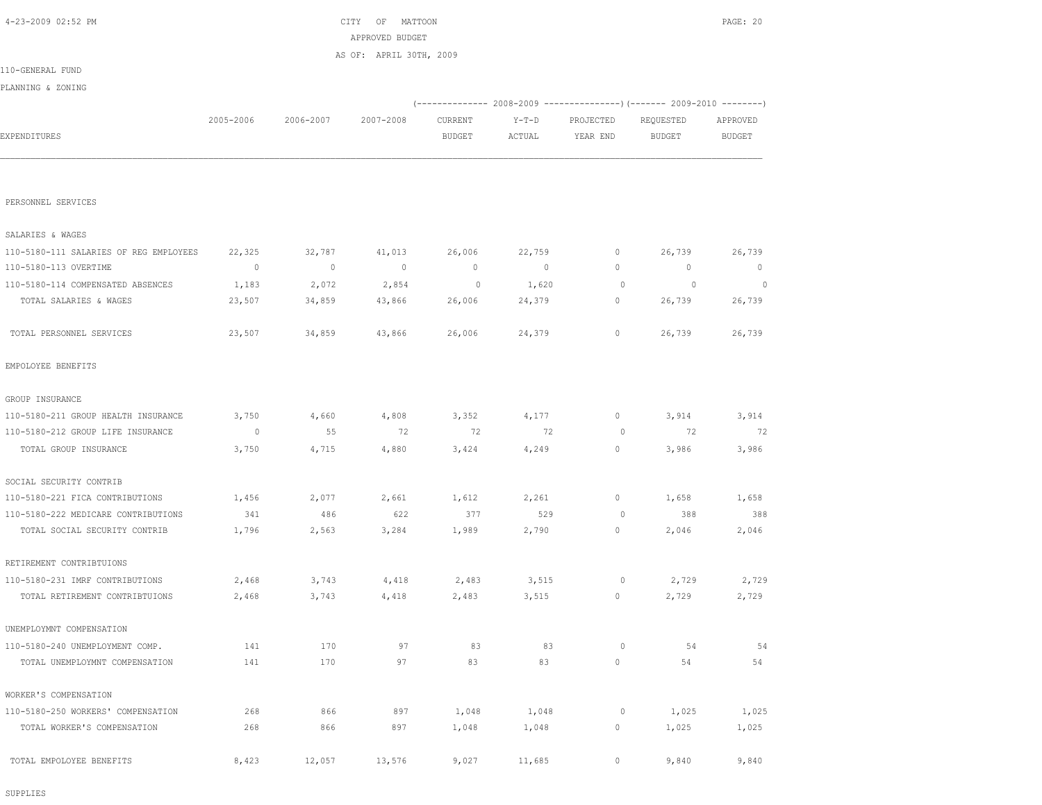CITY OF MATTOON

APPROVED BUDGET

AS OF: APRIL 30TH, 2009

110-GENERAL FUND

PLANNING & ZONING

| EXPENDITURES | 2005-2006 | 2006-2007 | 2007-2008 | 2008-2009 CURRENT BUDGET | 2008-2009 Y-T-D ACTUAL | 2008-2009 PROJECTED YEAR END | 2009-2010 REQUESTED BUDGET | 2009-2010 APPROVED BUDGET |
|---|---|---|---|---|---|---|---|---|
| PERSONNEL SERVICES | | | | | | | | |
| SALARIES & WAGES | | | | | | | | |
| 110-5180-111 SALARIES OF REG EMPLOYEES | 22,325 | 32,787 | 41,013 | 26,006 | 22,759 | 0 | 26,739 | 26,739 |
| 110-5180-113 OVERTIME | 0 | 0 | 0 | 0 | 0 | 0 | 0 | 0 |
| 110-5180-114 COMPENSATED ABSENCES | 1,183 | 2,072 | 2,854 | 0 | 1,620 | 0 | 0 | 0 |
| TOTAL SALARIES & WAGES | 23,507 | 34,859 | 43,866 | 26,006 | 24,379 | 0 | 26,739 | 26,739 |
| TOTAL PERSONNEL SERVICES | 23,507 | 34,859 | 43,866 | 26,006 | 24,379 | 0 | 26,739 | 26,739 |
| EMPOLOYEE BENEFITS | | | | | | | | |
| GROUP INSURANCE | | | | | | | | |
| 110-5180-211 GROUP HEALTH INSURANCE | 3,750 | 4,660 | 4,808 | 3,352 | 4,177 | 0 | 3,914 | 3,914 |
| 110-5180-212 GROUP LIFE INSURANCE | 0 | 55 | 72 | 72 | 72 | 0 | 72 | 72 |
| TOTAL GROUP INSURANCE | 3,750 | 4,715 | 4,880 | 3,424 | 4,249 | 0 | 3,986 | 3,986 |
| SOCIAL SECURITY CONTRIB | | | | | | | | |
| 110-5180-221 FICA CONTRIBUTIONS | 1,456 | 2,077 | 2,661 | 1,612 | 2,261 | 0 | 1,658 | 1,658 |
| 110-5180-222 MEDICARE CONTRIBUTIONS | 341 | 486 | 622 | 377 | 529 | 0 | 388 | 388 |
| TOTAL SOCIAL SECURITY CONTRIB | 1,796 | 2,563 | 3,284 | 1,989 | 2,790 | 0 | 2,046 | 2,046 |
| RETIREMENT CONTRIBTUIONS | | | | | | | | |
| 110-5180-231 IMRF CONTRIBUTIONS | 2,468 | 3,743 | 4,418 | 2,483 | 3,515 | 0 | 2,729 | 2,729 |
| TOTAL RETIREMENT CONTRIBTUIONS | 2,468 | 3,743 | 4,418 | 2,483 | 3,515 | 0 | 2,729 | 2,729 |
| UNEMPLOYMNT COMPENSATION | | | | | | | | |
| 110-5180-240 UNEMPLOYMENT COMP. | 141 | 170 | 97 | 83 | 83 | 0 | 54 | 54 |
| TOTAL UNEMPLOYMNT COMPENSATION | 141 | 170 | 97 | 83 | 83 | 0 | 54 | 54 |
| WORKER'S COMPENSATION | | | | | | | | |
| 110-5180-250 WORKERS' COMPENSATION | 268 | 866 | 897 | 1,048 | 1,048 | 0 | 1,025 | 1,025 |
| TOTAL WORKER'S COMPENSATION | 268 | 866 | 897 | 1,048 | 1,048 | 0 | 1,025 | 1,025 |
| TOTAL EMPOLOYEE BENEFITS | 8,423 | 12,057 | 13,576 | 9,027 | 11,685 | 0 | 9,840 | 9,840 |
| SUPPLIES | | | | | | | | |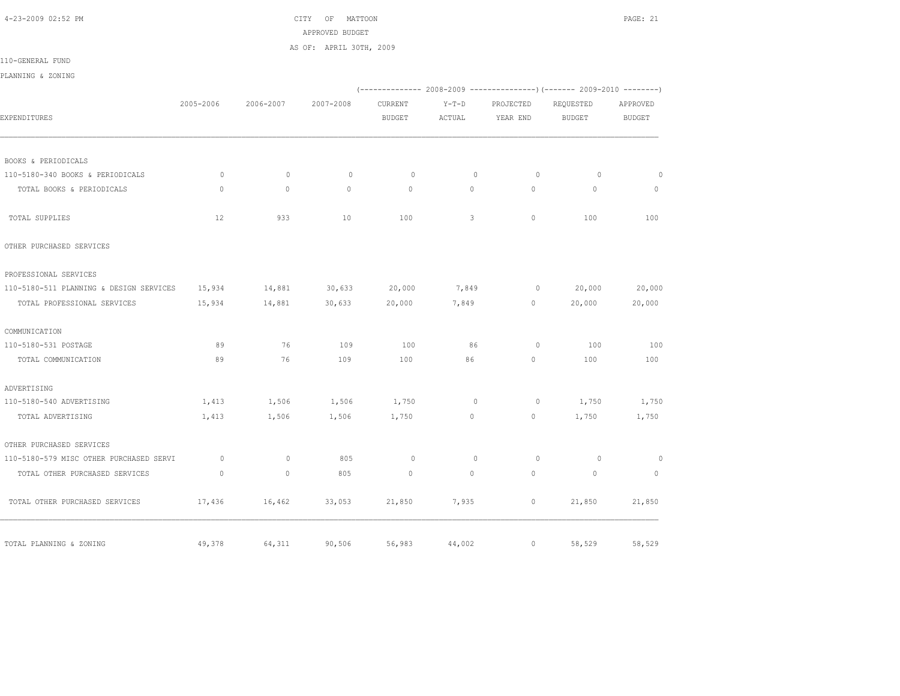CITY OF MATTOON

APPROVED BUDGET

AS OF: APRIL 30TH, 2009

110-GENERAL FUND

PLANNING & ZONING

| EXPENDITURES | 2005-2006 | 2006-2007 | 2007-2008 | 2008-2009 CURRENT BUDGET | 2008-2009 Y-T-D ACTUAL | 2008-2009 PROJECTED YEAR END | 2009-2010 REQUESTED BUDGET | 2009-2010 APPROVED BUDGET |
|---|---|---|---|---|---|---|---|---|
| BOOKS & PERIODICALS | | | | | | | | |
| 110-5180-340 BOOKS & PERIODICALS | 0 | 0 | 0 | 0 | 0 | 0 | 0 | 0 |
| TOTAL BOOKS & PERIODICALS | 0 | 0 | 0 | 0 | 0 | 0 | 0 | 0 |
| TOTAL SUPPLIES | 12 | 933 | 10 | 100 | 3 | 0 | 100 | 100 |
| OTHER PURCHASED SERVICES | | | | | | | | |
| PROFESSIONAL SERVICES | | | | | | | | |
| 110-5180-511 PLANNING & DESIGN SERVICES | 15,934 | 14,881 | 30,633 | 20,000 | 7,849 | 0 | 20,000 | 20,000 |
| TOTAL PROFESSIONAL SERVICES | 15,934 | 14,881 | 30,633 | 20,000 | 7,849 | 0 | 20,000 | 20,000 |
| COMMUNICATION | | | | | | | | |
| 110-5180-531 POSTAGE | 89 | 76 | 109 | 100 | 86 | 0 | 100 | 100 |
| TOTAL COMMUNICATION | 89 | 76 | 109 | 100 | 86 | 0 | 100 | 100 |
| ADVERTISING | | | | | | | | |
| 110-5180-540 ADVERTISING | 1,413 | 1,506 | 1,506 | 1,750 | 0 | 0 | 1,750 | 1,750 |
| TOTAL ADVERTISING | 1,413 | 1,506 | 1,506 | 1,750 | 0 | 0 | 1,750 | 1,750 |
| OTHER PURCHASED SERVICES | | | | | | | | |
| 110-5180-579 MISC OTHER PURCHASED SERVI | 0 | 0 | 805 | 0 | 0 | 0 | 0 | 0 |
| TOTAL OTHER PURCHASED SERVICES | 0 | 0 | 805 | 0 | 0 | 0 | 0 | 0 |
| TOTAL OTHER PURCHASED SERVICES | 17,436 | 16,462 | 33,053 | 21,850 | 7,935 | 0 | 21,850 | 21,850 |
| TOTAL PLANNING & ZONING | 49,378 | 64,311 | 90,506 | 56,983 | 44,002 | 0 | 58,529 | 58,529 |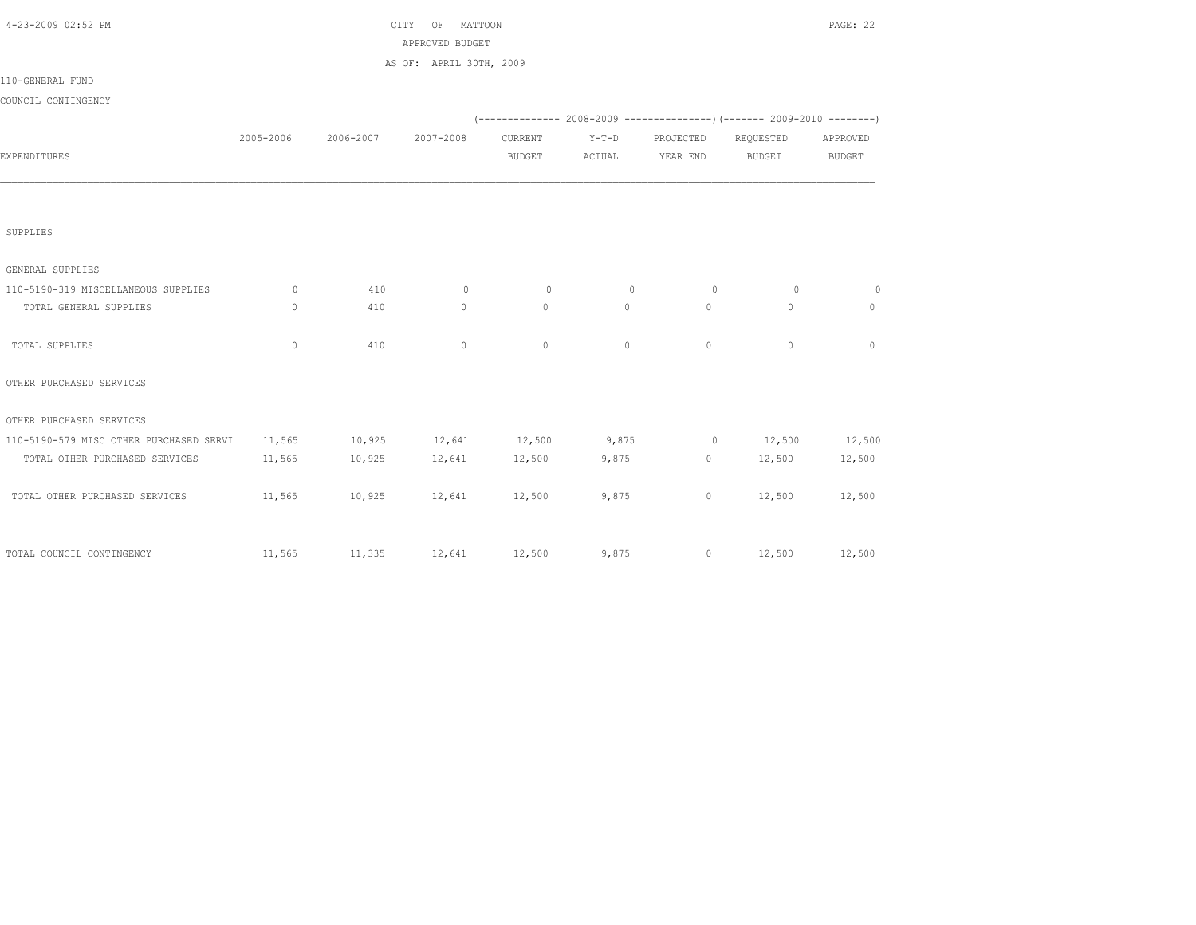CITY OF MATTOON
APPROVED BUDGET
AS OF: APRIL 30TH, 2009

110-GENERAL FUND

COUNCIL CONTINGENCY

| EXPENDITURES | 2005-2006 | 2006-2007 | 2007-2008 | 2008-2009 CURRENT BUDGET | 2008-2009 Y-T-D ACTUAL | 2008-2009 PROJECTED YEAR END | 2009-2010 REQUESTED BUDGET | 2009-2010 APPROVED BUDGET |
|---|---|---|---|---|---|---|---|---|
| SUPPLIES | | | | | | | | |
| GENERAL SUPPLIES | | | | | | | | |
| 110-5190-319 MISCELLANEOUS SUPPLIES | 0 | 410 | 0 | 0 | 0 | 0 | 0 | 0 |
| TOTAL GENERAL SUPPLIES | 0 | 410 | 0 | 0 | 0 | 0 | 0 | 0 |
| TOTAL SUPPLIES | 0 | 410 | 0 | 0 | 0 | 0 | 0 | 0 |
| OTHER PURCHASED SERVICES | | | | | | | | |
| OTHER PURCHASED SERVICES | | | | | | | | |
| 110-5190-579 MISC OTHER PURCHASED SERVI | 11,565 | 10,925 | 12,641 | 12,500 | 9,875 | 0 | 12,500 | 12,500 |
| TOTAL OTHER PURCHASED SERVICES | 11,565 | 10,925 | 12,641 | 12,500 | 9,875 | 0 | 12,500 | 12,500 |
| TOTAL OTHER PURCHASED SERVICES | 11,565 | 10,925 | 12,641 | 12,500 | 9,875 | 0 | 12,500 | 12,500 |
| TOTAL COUNCIL CONTINGENCY | 11,565 | 11,335 | 12,641 | 12,500 | 9,875 | 0 | 12,500 | 12,500 |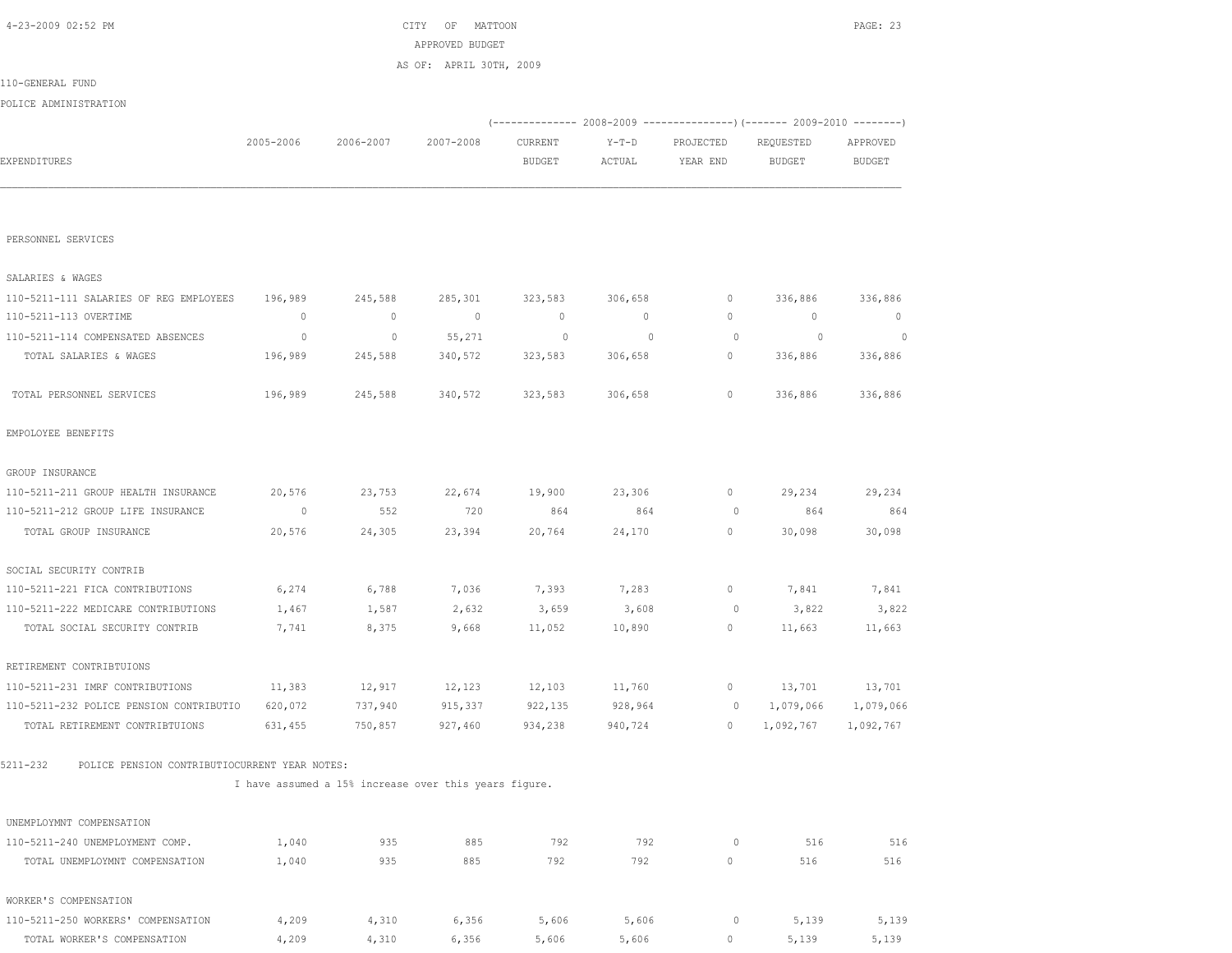CITY OF MATTOON

APPROVED BUDGET

AS OF: APRIL 30TH, 2009

110-GENERAL FUND

POLICE ADMINISTRATION

| EXPENDITURES | 2005-2006 | 2006-2007 | 2007-2008 | 2008-2009 CURRENT BUDGET | 2008-2009 Y-T-D ACTUAL | 2008-2009 PROJECTED YEAR END | 2009-2010 REQUESTED BUDGET | 2009-2010 APPROVED BUDGET |
|---|---|---|---|---|---|---|---|---|
| PERSONNEL SERVICES | | | | | | | | |
| SALARIES & WAGES | | | | | | | | |
| 110-5211-111 SALARIES OF REG EMPLOYEES | 196,989 | 245,588 | 285,301 | 323,583 | 306,658 | 0 | 336,886 | 336,886 |
| 110-5211-113 OVERTIME | 0 | 0 | 0 | 0 | 0 | 0 | 0 | 0 |
| 110-5211-114 COMPENSATED ABSENCES | 0 | 0 | 55,271 | 0 | 0 | 0 | 0 | 0 |
| TOTAL SALARIES & WAGES | 196,989 | 245,588 | 340,572 | 323,583 | 306,658 | 0 | 336,886 | 336,886 |
| TOTAL PERSONNEL SERVICES | 196,989 | 245,588 | 340,572 | 323,583 | 306,658 | 0 | 336,886 | 336,886 |
| EMPOLOYEE BENEFITS | | | | | | | | |
| GROUP INSURANCE | | | | | | | | |
| 110-5211-211 GROUP HEALTH INSURANCE | 20,576 | 23,753 | 22,674 | 19,900 | 23,306 | 0 | 29,234 | 29,234 |
| 110-5211-212 GROUP LIFE INSURANCE | 0 | 552 | 720 | 864 | 864 | 0 | 864 | 864 |
| TOTAL GROUP INSURANCE | 20,576 | 24,305 | 23,394 | 20,764 | 24,170 | 0 | 30,098 | 30,098 |
| SOCIAL SECURITY CONTRIB | | | | | | | | |
| 110-5211-221 FICA CONTRIBUTIONS | 6,274 | 6,788 | 7,036 | 7,393 | 7,283 | 0 | 7,841 | 7,841 |
| 110-5211-222 MEDICARE CONTRIBUTIONS | 1,467 | 1,587 | 2,632 | 3,659 | 3,608 | 0 | 3,822 | 3,822 |
| TOTAL SOCIAL SECURITY CONTRIB | 7,741 | 8,375 | 9,668 | 11,052 | 10,890 | 0 | 11,663 | 11,663 |
| RETIREMENT CONTRIBTUIONS | | | | | | | | |
| 110-5211-231 IMRF CONTRIBUTIONS | 11,383 | 12,917 | 12,123 | 12,103 | 11,760 | 0 | 13,701 | 13,701 |
| 110-5211-232 POLICE PENSION CONTRIBUTIO | 620,072 | 737,940 | 915,337 | 922,135 | 928,964 | 0 | 1,079,066 | 1,079,066 |
| TOTAL RETIREMENT CONTRIBTUIONS | 631,455 | 750,857 | 927,460 | 934,238 | 940,724 | 0 | 1,092,767 | 1,092,767 |

5211-232 POLICE PENSION CONTRIBUTIOCURRENT YEAR NOTES:

I have assumed a 15% increase over this years figure.

| EXPENDITURES | 2005-2006 | 2006-2007 | 2007-2008 | 2008-2009 CURRENT BUDGET | 2008-2009 Y-T-D ACTUAL | 2008-2009 PROJECTED YEAR END | 2009-2010 REQUESTED BUDGET | 2009-2010 APPROVED BUDGET |
|---|---|---|---|---|---|---|---|---|
| UNEMPLOYMNT COMPENSATION | | | | | | | | |
| 110-5211-240 UNEMPLOYMENT COMP. | 1,040 | 935 | 885 | 792 | 792 | 0 | 516 | 516 |
| TOTAL UNEMPLOYMNT COMPENSATION | 1,040 | 935 | 885 | 792 | 792 | 0 | 516 | 516 |
| WORKER'S COMPENSATION | | | | | | | | |
| 110-5211-250 WORKERS' COMPENSATION | 4,209 | 4,310 | 6,356 | 5,606 | 5,606 | 0 | 5,139 | 5,139 |
| TOTAL WORKER'S COMPENSATION | 4,209 | 4,310 | 6,356 | 5,606 | 5,606 | 0 | 5,139 | 5,139 |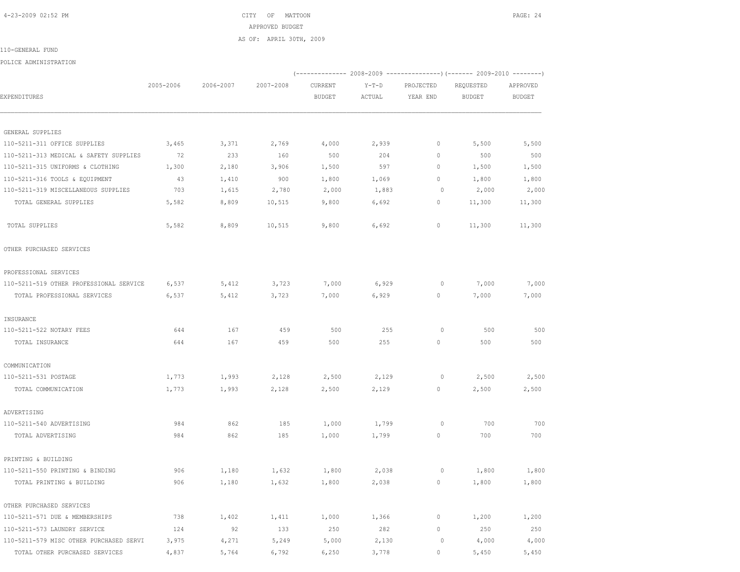CITY OF MATTOON

APPROVED BUDGET

AS OF: APRIL 30TH, 2009

110-GENERAL FUND

POLICE ADMINISTRATION

| EXPENDITURES | 2005-2006 | 2006-2007 | 2007-2008 | (2008-2009) CURRENT BUDGET | Y-T-D ACTUAL | PROJECTED YEAR END | (2009-2010) REQUESTED BUDGET | APPROVED BUDGET |
|---|---|---|---|---|---|---|---|---|
| GENERAL SUPPLIES | | | | | | | | |
| 110-5211-311 OFFICE SUPPLIES | 3,465 | 3,371 | 2,769 | 4,000 | 2,939 | 0 | 5,500 | 5,500 |
| 110-5211-313 MEDICAL & SAFETY SUPPLIES | 72 | 233 | 160 | 500 | 204 | 0 | 500 | 500 |
| 110-5211-315 UNIFORMS & CLOTHING | 1,300 | 2,180 | 3,906 | 1,500 | 597 | 0 | 1,500 | 1,500 |
| 110-5211-316 TOOLS & EQUIPMENT | 43 | 1,410 | 900 | 1,800 | 1,069 | 0 | 1,800 | 1,800 |
| 110-5211-319 MISCELLANEOUS SUPPLIES | 703 | 1,615 | 2,780 | 2,000 | 1,883 | 0 | 2,000 | 2,000 |
| TOTAL GENERAL SUPPLIES | 5,582 | 8,809 | 10,515 | 9,800 | 6,692 | 0 | 11,300 | 11,300 |
| TOTAL SUPPLIES | 5,582 | 8,809 | 10,515 | 9,800 | 6,692 | 0 | 11,300 | 11,300 |
| OTHER PURCHASED SERVICES | | | | | | | | |
| PROFESSIONAL SERVICES | | | | | | | | |
| 110-5211-519 OTHER PROFESSIONAL SERVICE | 6,537 | 5,412 | 3,723 | 7,000 | 6,929 | 0 | 7,000 | 7,000 |
| TOTAL PROFESSIONAL SERVICES | 6,537 | 5,412 | 3,723 | 7,000 | 6,929 | 0 | 7,000 | 7,000 |
| INSURANCE | | | | | | | | |
| 110-5211-522 NOTARY FEES | 644 | 167 | 459 | 500 | 255 | 0 | 500 | 500 |
| TOTAL INSURANCE | 644 | 167 | 459 | 500 | 255 | 0 | 500 | 500 |
| COMMUNICATION | | | | | | | | |
| 110-5211-531 POSTAGE | 1,773 | 1,993 | 2,128 | 2,500 | 2,129 | 0 | 2,500 | 2,500 |
| TOTAL COMMUNICATION | 1,773 | 1,993 | 2,128 | 2,500 | 2,129 | 0 | 2,500 | 2,500 |
| ADVERTISING | | | | | | | | |
| 110-5211-540 ADVERTISING | 984 | 862 | 185 | 1,000 | 1,799 | 0 | 700 | 700 |
| TOTAL ADVERTISING | 984 | 862 | 185 | 1,000 | 1,799 | 0 | 700 | 700 |
| PRINTING & BUILDING | | | | | | | | |
| 110-5211-550 PRINTING & BINDING | 906 | 1,180 | 1,632 | 1,800 | 2,038 | 0 | 1,800 | 1,800 |
| TOTAL PRINTING & BUILDING | 906 | 1,180 | 1,632 | 1,800 | 2,038 | 0 | 1,800 | 1,800 |
| OTHER PURCHASED SERVICES | | | | | | | | |
| 110-5211-571 DUE & MEMBERSHIPS | 738 | 1,402 | 1,411 | 1,000 | 1,366 | 0 | 1,200 | 1,200 |
| 110-5211-573 LAUNDRY SERVICE | 124 | 92 | 133 | 250 | 282 | 0 | 250 | 250 |
| 110-5211-579 MISC OTHER PURCHASED SERVI | 3,975 | 4,271 | 5,249 | 5,000 | 2,130 | 0 | 4,000 | 4,000 |
| TOTAL OTHER PURCHASED SERVICES | 4,837 | 5,764 | 6,792 | 6,250 | 3,778 | 0 | 5,450 | 5,450 |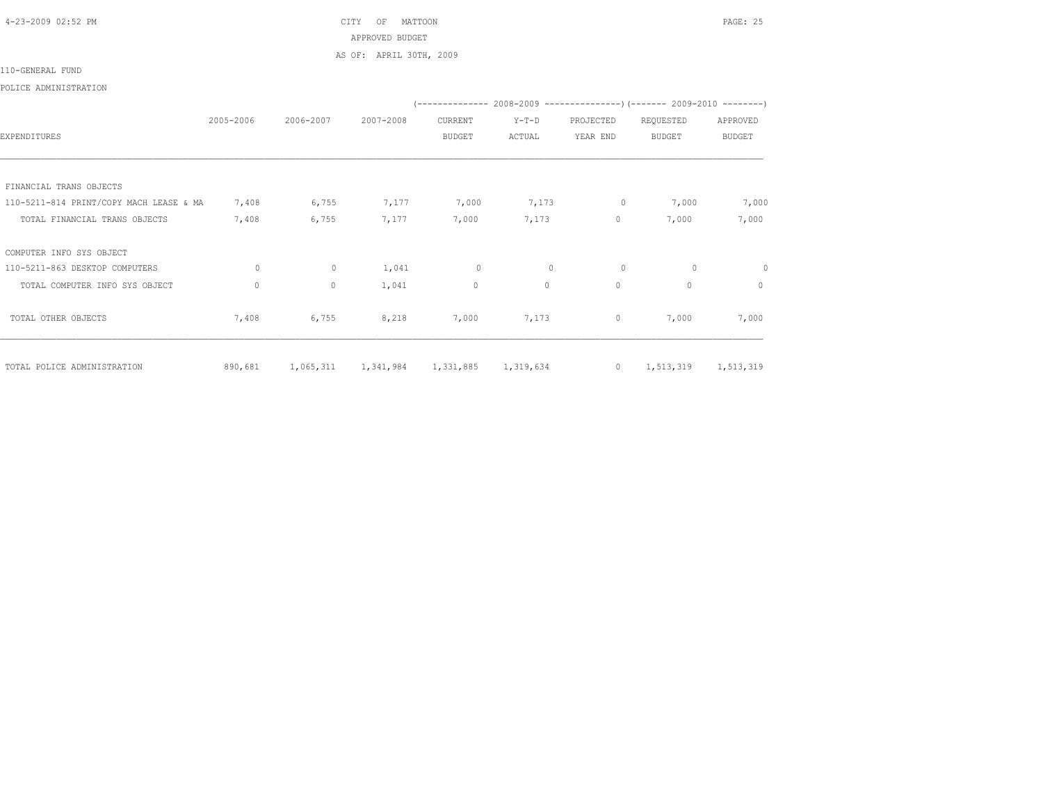CITY OF MATTOON

APPROVED BUDGET

AS OF: APRIL 30TH, 2009

110-GENERAL FUND

POLICE ADMINISTRATION

| | | | | 2008-2009 | | | 2009-2010 | |
|---|---|---|---|---|---|---|---|---|
| EXPENDITURES | 2005-2006 | 2006-2007 | 2007-2008 | CURRENT BUDGET | Y-T-D ACTUAL | PROJECTED YEAR END | REQUESTED BUDGET | APPROVED BUDGET |
| FINANCIAL TRANS OBJECTS | | | | | | | | |
| 110-5211-814 PRINT/COPY MACH LEASE & MA | 7,408 | 6,755 | 7,177 | 7,000 | 7,173 | 0 | 7,000 | 7,000 |
| TOTAL FINANCIAL TRANS OBJECTS | 7,408 | 6,755 | 7,177 | 7,000 | 7,173 | 0 | 7,000 | 7,000 |
| COMPUTER INFO SYS OBJECT | | | | | | | | |
| 110-5211-863 DESKTOP COMPUTERS | 0 | 0 | 1,041 | 0 | 0 | 0 | 0 | 0 |
| TOTAL COMPUTER INFO SYS OBJECT | 0 | 0 | 1,041 | 0 | 0 | 0 | 0 | 0 |
| TOTAL OTHER OBJECTS | 7,408 | 6,755 | 8,218 | 7,000 | 7,173 | 0 | 7,000 | 7,000 |
| TOTAL POLICE ADMINISTRATION | 890,681 | 1,065,311 | 1,341,984 | 1,331,885 | 1,319,634 | 0 | 1,513,319 | 1,513,319 |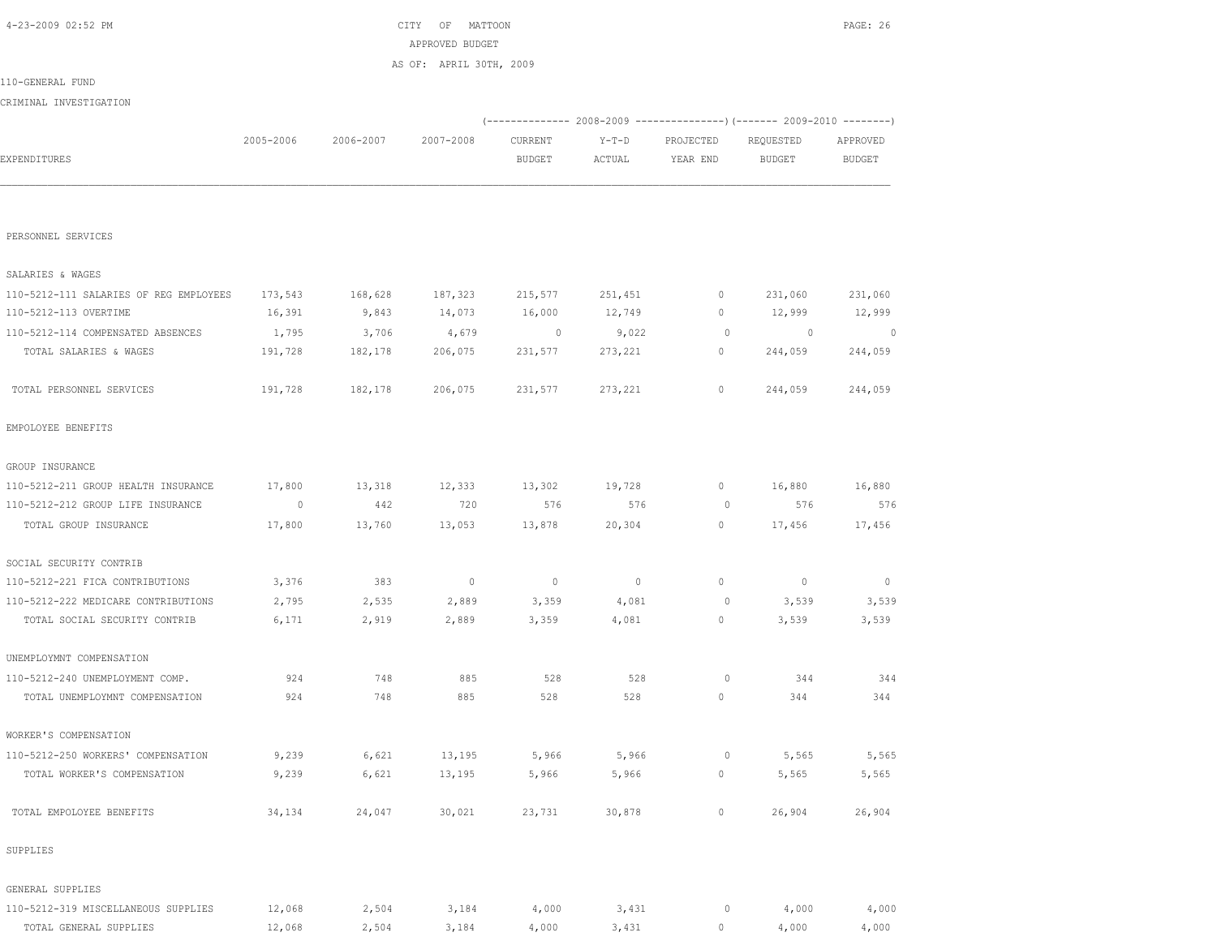CITY OF MATTOON
APPROVED BUDGET
AS OF: APRIL 30TH, 2009

110-GENERAL FUND

CRIMINAL INVESTIGATION

| EXPENDITURES | 2005-2006 | 2006-2007 | 2007-2008 | 2008-2009 CURRENT BUDGET | 2008-2009 Y-T-D ACTUAL | 2008-2009 PROJECTED YEAR END | 2009-2010 REQUESTED BUDGET | 2009-2010 APPROVED BUDGET |
|---|---|---|---|---|---|---|---|---|
| PERSONNEL SERVICES | | | | | | | | |
| SALARIES & WAGES | | | | | | | | |
| 110-5212-111 SALARIES OF REG EMPLOYEES | 173,543 | 168,628 | 187,323 | 215,577 | 251,451 | 0 | 231,060 | 231,060 |
| 110-5212-113 OVERTIME | 16,391 | 9,843 | 14,073 | 16,000 | 12,749 | 0 | 12,999 | 12,999 |
| 110-5212-114 COMPENSATED ABSENCES | 1,795 | 3,706 | 4,679 | 0 | 9,022 | 0 | 0 | 0 |
| TOTAL SALARIES & WAGES | 191,728 | 182,178 | 206,075 | 231,577 | 273,221 | 0 | 244,059 | 244,059 |
| TOTAL PERSONNEL SERVICES | 191,728 | 182,178 | 206,075 | 231,577 | 273,221 | 0 | 244,059 | 244,059 |
| EMPOLOYEE BENEFITS | | | | | | | | |
| GROUP INSURANCE | | | | | | | | |
| 110-5212-211 GROUP HEALTH INSURANCE | 17,800 | 13,318 | 12,333 | 13,302 | 19,728 | 0 | 16,880 | 16,880 |
| 110-5212-212 GROUP LIFE INSURANCE | 0 | 442 | 720 | 576 | 576 | 0 | 576 | 576 |
| TOTAL GROUP INSURANCE | 17,800 | 13,760 | 13,053 | 13,878 | 20,304 | 0 | 17,456 | 17,456 |
| SOCIAL SECURITY CONTRIB | | | | | | | | |
| 110-5212-221 FICA CONTRIBUTIONS | 3,376 | 383 | 0 | 0 | 0 | 0 | 0 | 0 |
| 110-5212-222 MEDICARE CONTRIBUTIONS | 2,795 | 2,535 | 2,889 | 3,359 | 4,081 | 0 | 3,539 | 3,539 |
| TOTAL SOCIAL SECURITY CONTRIB | 6,171 | 2,919 | 2,889 | 3,359 | 4,081 | 0 | 3,539 | 3,539 |
| UNEMPLOYMNT COMPENSATION | | | | | | | | |
| 110-5212-240 UNEMPLOYMENT COMP. | 924 | 748 | 885 | 528 | 528 | 0 | 344 | 344 |
| TOTAL UNEMPLOYMNT COMPENSATION | 924 | 748 | 885 | 528 | 528 | 0 | 344 | 344 |
| WORKER'S COMPENSATION | | | | | | | | |
| 110-5212-250 WORKERS' COMPENSATION | 9,239 | 6,621 | 13,195 | 5,966 | 5,966 | 0 | 5,565 | 5,565 |
| TOTAL WORKER'S COMPENSATION | 9,239 | 6,621 | 13,195 | 5,966 | 5,966 | 0 | 5,565 | 5,565 |
| TOTAL EMPOLOYEE BENEFITS | 34,134 | 24,047 | 30,021 | 23,731 | 30,878 | 0 | 26,904 | 26,904 |
| SUPPLIES | | | | | | | | |
| GENERAL SUPPLIES | | | | | | | | |
| 110-5212-319 MISCELLANEOUS SUPPLIES | 12,068 | 2,504 | 3,184 | 4,000 | 3,431 | 0 | 4,000 | 4,000 |
| TOTAL GENERAL SUPPLIES | 12,068 | 2,504 | 3,184 | 4,000 | 3,431 | 0 | 4,000 | 4,000 |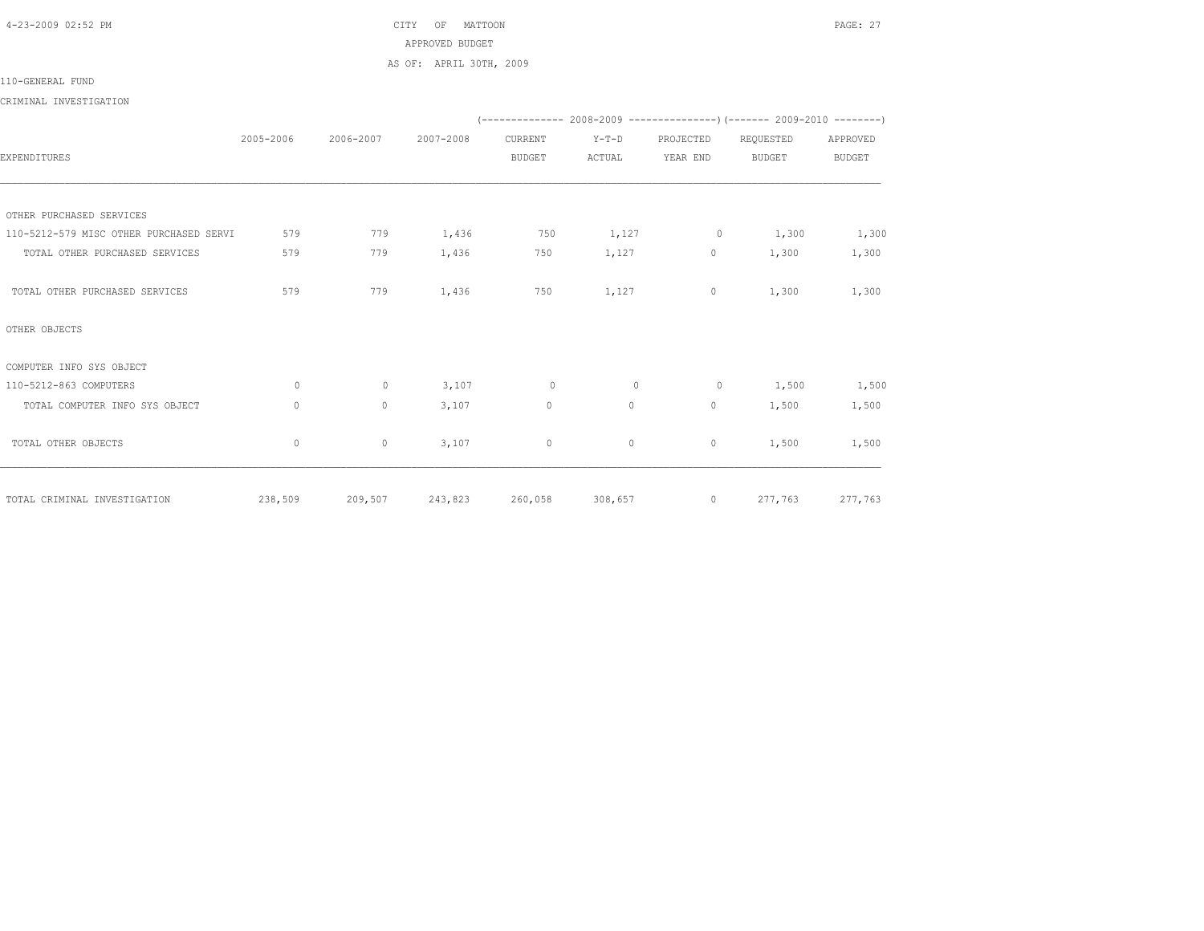CITY OF MATTOON

APPROVED BUDGET

AS OF: APRIL 30TH, 2009

110-GENERAL FUND

CRIMINAL INVESTIGATION

| EXPENDITURES | 2005-2006 | 2006-2007 | 2007-2008 | 2008-2009 CURRENT BUDGET | 2008-2009 Y-T-D ACTUAL | 2008-2009 PROJECTED YEAR END | 2009-2010 REQUESTED BUDGET | 2009-2010 APPROVED BUDGET |
|---|---|---|---|---|---|---|---|---|
| OTHER PURCHASED SERVICES | | | | | | | | |
| 110-5212-579 MISC OTHER PURCHASED SERVI | 579 | 779 | 1,436 | 750 | 1,127 | 0 | 1,300 | 1,300 |
| TOTAL OTHER PURCHASED SERVICES | 579 | 779 | 1,436 | 750 | 1,127 | 0 | 1,300 | 1,300 |
| TOTAL OTHER PURCHASED SERVICES | 579 | 779 | 1,436 | 750 | 1,127 | 0 | 1,300 | 1,300 |
| OTHER OBJECTS | | | | | | | | |
| COMPUTER INFO SYS OBJECT | | | | | | | | |
| 110-5212-863 COMPUTERS | 0 | 0 | 3,107 | 0 | 0 | 0 | 1,500 | 1,500 |
| TOTAL COMPUTER INFO SYS OBJECT | 0 | 0 | 3,107 | 0 | 0 | 0 | 1,500 | 1,500 |
| TOTAL OTHER OBJECTS | 0 | 0 | 3,107 | 0 | 0 | 0 | 1,500 | 1,500 |
| TOTAL CRIMINAL INVESTIGATION | 238,509 | 209,507 | 243,823 | 260,058 | 308,657 | 0 | 277,763 | 277,763 |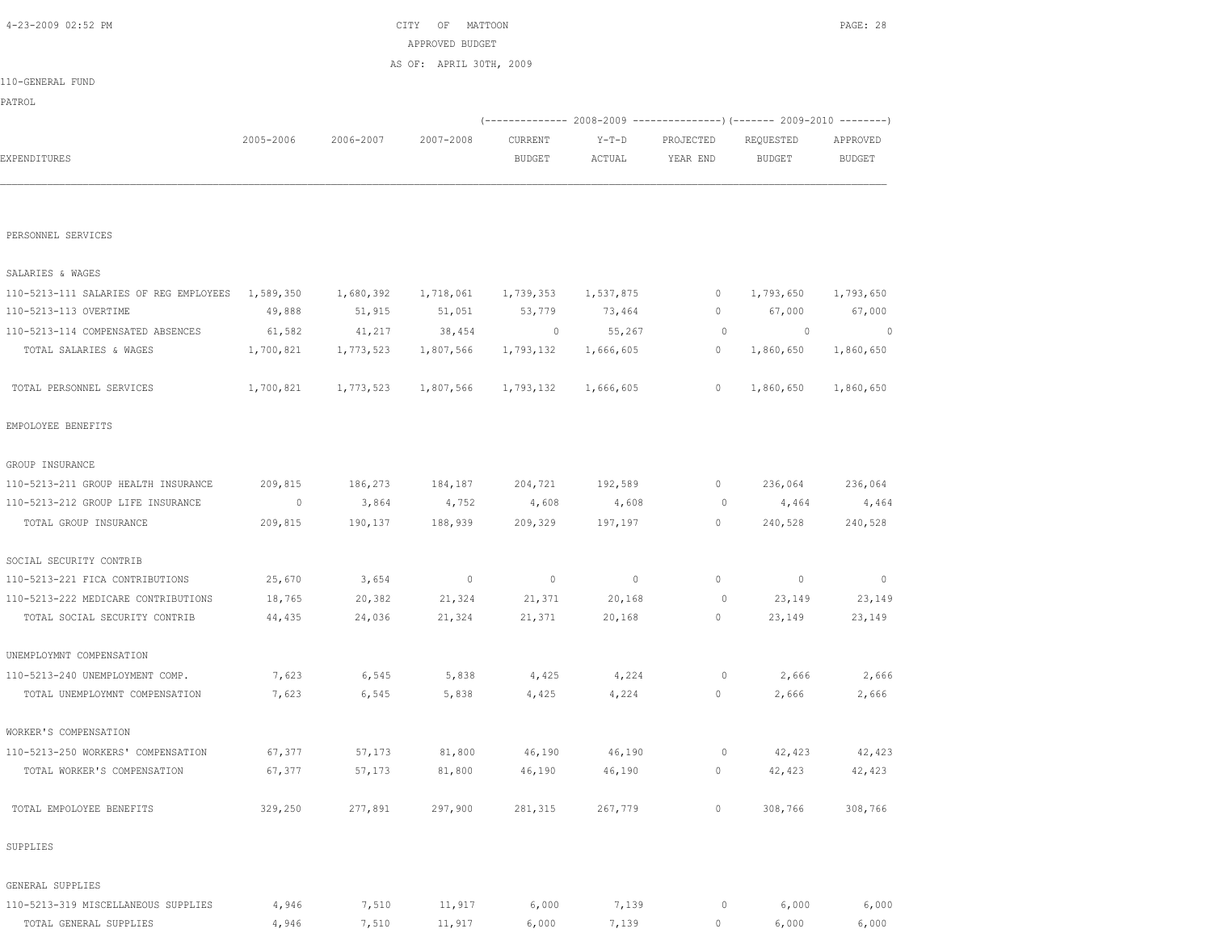CITY OF MATTOON

APPROVED BUDGET

AS OF: APRIL 30TH, 2009

110-GENERAL FUND

PATROL

| EXPENDITURES | 2005-2006 | 2006-2007 | 2007-2008 | 2008-2009 CURRENT BUDGET | 2008-2009 Y-T-D ACTUAL | 2008-2009 PROJECTED YEAR END | 2009-2010 REQUESTED BUDGET | 2009-2010 APPROVED BUDGET |
|---|---|---|---|---|---|---|---|---|
| PERSONNEL SERVICES | | | | | | | | |
| SALARIES & WAGES | | | | | | | | |
| 110-5213-111 SALARIES OF REG EMPLOYEES | 1,589,350 | 1,680,392 | 1,718,061 | 1,739,353 | 1,537,875 | 0 | 1,793,650 | 1,793,650 |
| 110-5213-113 OVERTIME | 49,888 | 51,915 | 51,051 | 53,779 | 73,464 | 0 | 67,000 | 67,000 |
| 110-5213-114 COMPENSATED ABSENCES | 61,582 | 41,217 | 38,454 | 0 | 55,267 | 0 | 0 | 0 |
| TOTAL SALARIES & WAGES | 1,700,821 | 1,773,523 | 1,807,566 | 1,793,132 | 1,666,605 | 0 | 1,860,650 | 1,860,650 |
| TOTAL PERSONNEL SERVICES | 1,700,821 | 1,773,523 | 1,807,566 | 1,793,132 | 1,666,605 | 0 | 1,860,650 | 1,860,650 |
| EMPOLOYEE BENEFITS | | | | | | | | |
| GROUP INSURANCE | | | | | | | | |
| 110-5213-211 GROUP HEALTH INSURANCE | 209,815 | 186,273 | 184,187 | 204,721 | 192,589 | 0 | 236,064 | 236,064 |
| 110-5213-212 GROUP LIFE INSURANCE | 0 | 3,864 | 4,752 | 4,608 | 4,608 | 0 | 4,464 | 4,464 |
| TOTAL GROUP INSURANCE | 209,815 | 190,137 | 188,939 | 209,329 | 197,197 | 0 | 240,528 | 240,528 |
| SOCIAL SECURITY CONTRIB | | | | | | | | |
| 110-5213-221 FICA CONTRIBUTIONS | 25,670 | 3,654 | 0 | 0 | 0 | 0 | 0 | 0 |
| 110-5213-222 MEDICARE CONTRIBUTIONS | 18,765 | 20,382 | 21,324 | 21,371 | 20,168 | 0 | 23,149 | 23,149 |
| TOTAL SOCIAL SECURITY CONTRIB | 44,435 | 24,036 | 21,324 | 21,371 | 20,168 | 0 | 23,149 | 23,149 |
| UNEMPLOYMNT COMPENSATION | | | | | | | | |
| 110-5213-240 UNEMPLOYMENT COMP. | 7,623 | 6,545 | 5,838 | 4,425 | 4,224 | 0 | 2,666 | 2,666 |
| TOTAL UNEMPLOYMNT COMPENSATION | 7,623 | 6,545 | 5,838 | 4,425 | 4,224 | 0 | 2,666 | 2,666 |
| WORKER'S COMPENSATION | | | | | | | | |
| 110-5213-250 WORKERS' COMPENSATION | 67,377 | 57,173 | 81,800 | 46,190 | 46,190 | 0 | 42,423 | 42,423 |
| TOTAL WORKER'S COMPENSATION | 67,377 | 57,173 | 81,800 | 46,190 | 46,190 | 0 | 42,423 | 42,423 |
| TOTAL EMPOLOYEE BENEFITS | 329,250 | 277,891 | 297,900 | 281,315 | 267,779 | 0 | 308,766 | 308,766 |
| SUPPLIES | | | | | | | | |
| GENERAL SUPPLIES | | | | | | | | |
| 110-5213-319 MISCELLANEOUS SUPPLIES | 4,946 | 7,510 | 11,917 | 6,000 | 7,139 | 0 | 6,000 | 6,000 |
| TOTAL GENERAL SUPPLIES | 4,946 | 7,510 | 11,917 | 6,000 | 7,139 | 0 | 6,000 | 6,000 |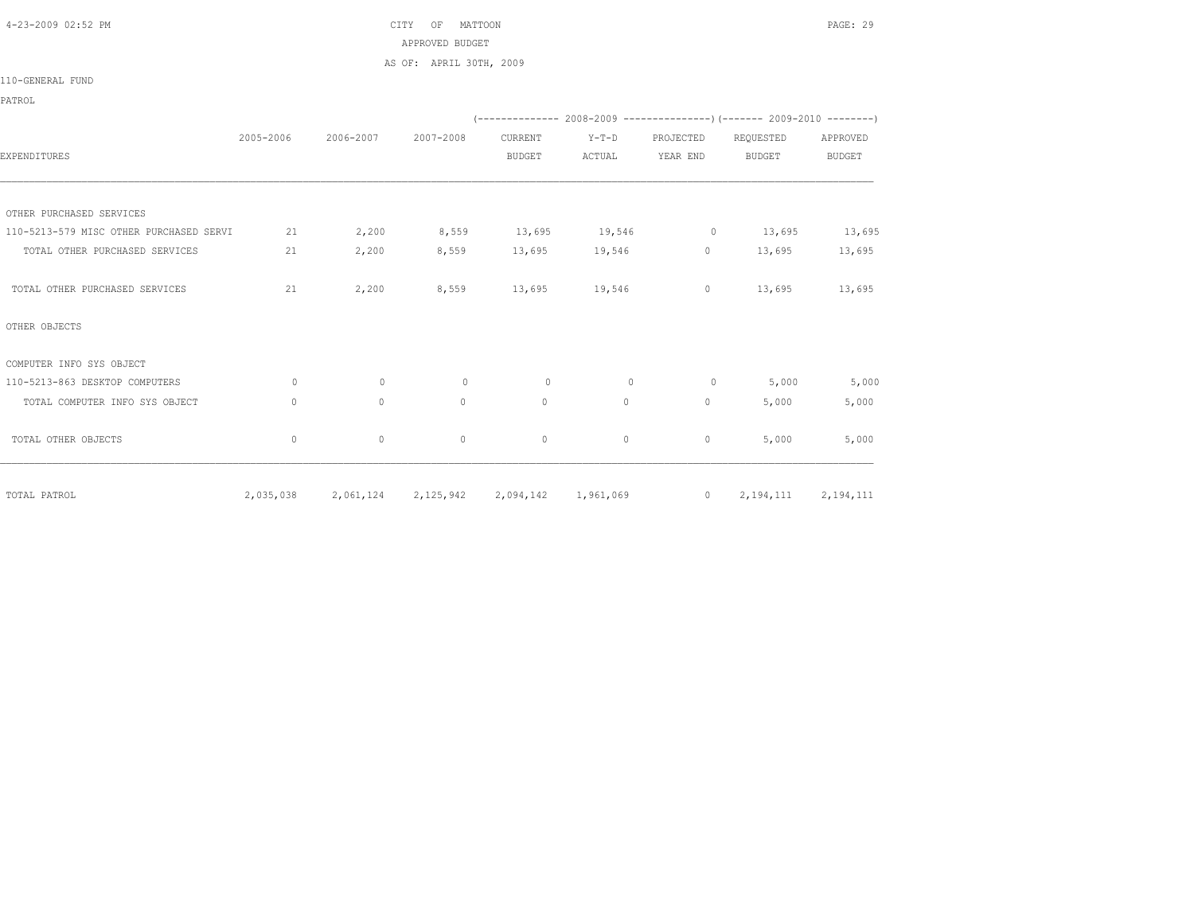CITY OF MATTOON

APPROVED BUDGET

AS OF: APRIL 30TH, 2009

110-GENERAL FUND

PATROL

| EXPENDITURES | 2005-2006 | 2006-2007 | 2007-2008 | 2008-2009 CURRENT BUDGET | 2008-2009 Y-T-D ACTUAL | 2008-2009 PROJECTED YEAR END | 2009-2010 REQUESTED BUDGET | 2009-2010 APPROVED BUDGET |
|---|---|---|---|---|---|---|---|---|
| OTHER PURCHASED SERVICES | | | | | | | | |
| 110-5213-579 MISC OTHER PURCHASED SERVI | 21 | 2,200 | 8,559 | 13,695 | 19,546 | 0 | 13,695 | 13,695 |
| TOTAL OTHER PURCHASED SERVICES | 21 | 2,200 | 8,559 | 13,695 | 19,546 | 0 | 13,695 | 13,695 |
| TOTAL OTHER PURCHASED SERVICES | 21 | 2,200 | 8,559 | 13,695 | 19,546 | 0 | 13,695 | 13,695 |
| OTHER OBJECTS | | | | | | | | |
| COMPUTER INFO SYS OBJECT | | | | | | | | |
| 110-5213-863 DESKTOP COMPUTERS | 0 | 0 | 0 | 0 | 0 | 0 | 5,000 | 5,000 |
| TOTAL COMPUTER INFO SYS OBJECT | 0 | 0 | 0 | 0 | 0 | 0 | 5,000 | 5,000 |
| TOTAL OTHER OBJECTS | 0 | 0 | 0 | 0 | 0 | 0 | 5,000 | 5,000 |
| TOTAL PATROL | 2,035,038 | 2,061,124 | 2,125,942 | 2,094,142 | 1,961,069 | 0 | 2,194,111 | 2,194,111 |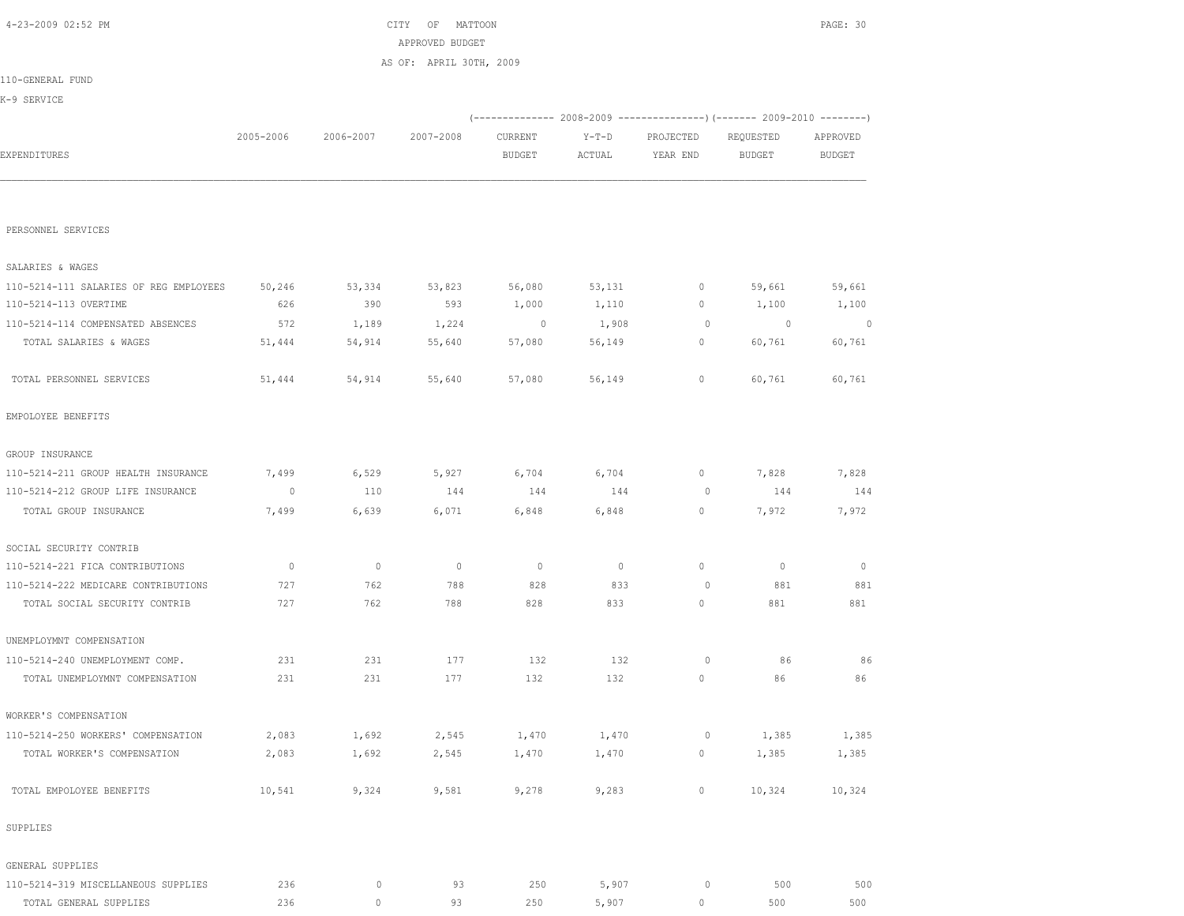CITY OF MATTOON
APPROVED BUDGET
AS OF: APRIL 30TH, 2009

110-GENERAL FUND
K-9 SERVICE

| EXPENDITURES | 2005-2006 | 2006-2007 | 2007-2008 | 2008-2009 CURRENT BUDGET | 2008-2009 Y-T-D ACTUAL | 2008-2009 PROJECTED YEAR END | 2009-2010 REQUESTED BUDGET | 2009-2010 APPROVED BUDGET |
|---|---|---|---|---|---|---|---|---|
| PERSONNEL SERVICES | | | | | | | | |
| SALARIES & WAGES | | | | | | | | |
| 110-5214-111 SALARIES OF REG EMPLOYEES | 50,246 | 53,334 | 53,823 | 56,080 | 53,131 | 0 | 59,661 | 59,661 |
| 110-5214-113 OVERTIME | 626 | 390 | 593 | 1,000 | 1,110 | 0 | 1,100 | 1,100 |
| 110-5214-114 COMPENSATED ABSENCES | 572 | 1,189 | 1,224 | 0 | 1,908 | 0 | 0 | 0 |
| TOTAL SALARIES & WAGES | 51,444 | 54,914 | 55,640 | 57,080 | 56,149 | 0 | 60,761 | 60,761 |
| TOTAL PERSONNEL SERVICES | 51,444 | 54,914 | 55,640 | 57,080 | 56,149 | 0 | 60,761 | 60,761 |
| EMPOLOYEE BENEFITS | | | | | | | | |
| GROUP INSURANCE | | | | | | | | |
| 110-5214-211 GROUP HEALTH INSURANCE | 7,499 | 6,529 | 5,927 | 6,704 | 6,704 | 0 | 7,828 | 7,828 |
| 110-5214-212 GROUP LIFE INSURANCE | 0 | 110 | 144 | 144 | 144 | 0 | 144 | 144 |
| TOTAL GROUP INSURANCE | 7,499 | 6,639 | 6,071 | 6,848 | 6,848 | 0 | 7,972 | 7,972 |
| SOCIAL SECURITY CONTRIB | | | | | | | | |
| 110-5214-221 FICA CONTRIBUTIONS | 0 | 0 | 0 | 0 | 0 | 0 | 0 | 0 |
| 110-5214-222 MEDICARE CONTRIBUTIONS | 727 | 762 | 788 | 828 | 833 | 0 | 881 | 881 |
| TOTAL SOCIAL SECURITY CONTRIB | 727 | 762 | 788 | 828 | 833 | 0 | 881 | 881 |
| UNEMPLOYMNT COMPENSATION | | | | | | | | |
| 110-5214-240 UNEMPLOYMENT COMP. | 231 | 231 | 177 | 132 | 132 | 0 | 86 | 86 |
| TOTAL UNEMPLOYMNT COMPENSATION | 231 | 231 | 177 | 132 | 132 | 0 | 86 | 86 |
| WORKER'S COMPENSATION | | | | | | | | |
| 110-5214-250 WORKERS' COMPENSATION | 2,083 | 1,692 | 2,545 | 1,470 | 1,470 | 0 | 1,385 | 1,385 |
| TOTAL WORKER'S COMPENSATION | 2,083 | 1,692 | 2,545 | 1,470 | 1,470 | 0 | 1,385 | 1,385 |
| TOTAL EMPOLOYEE BENEFITS | 10,541 | 9,324 | 9,581 | 9,278 | 9,283 | 0 | 10,324 | 10,324 |
| SUPPLIES | | | | | | | | |
| GENERAL SUPPLIES | | | | | | | | |
| 110-5214-319 MISCELLANEOUS SUPPLIES | 236 | 0 | 93 | 250 | 5,907 | 0 | 500 | 500 |
| TOTAL GENERAL SUPPLIES | 236 | 0 | 93 | 250 | 5,907 | 0 | 500 | 500 |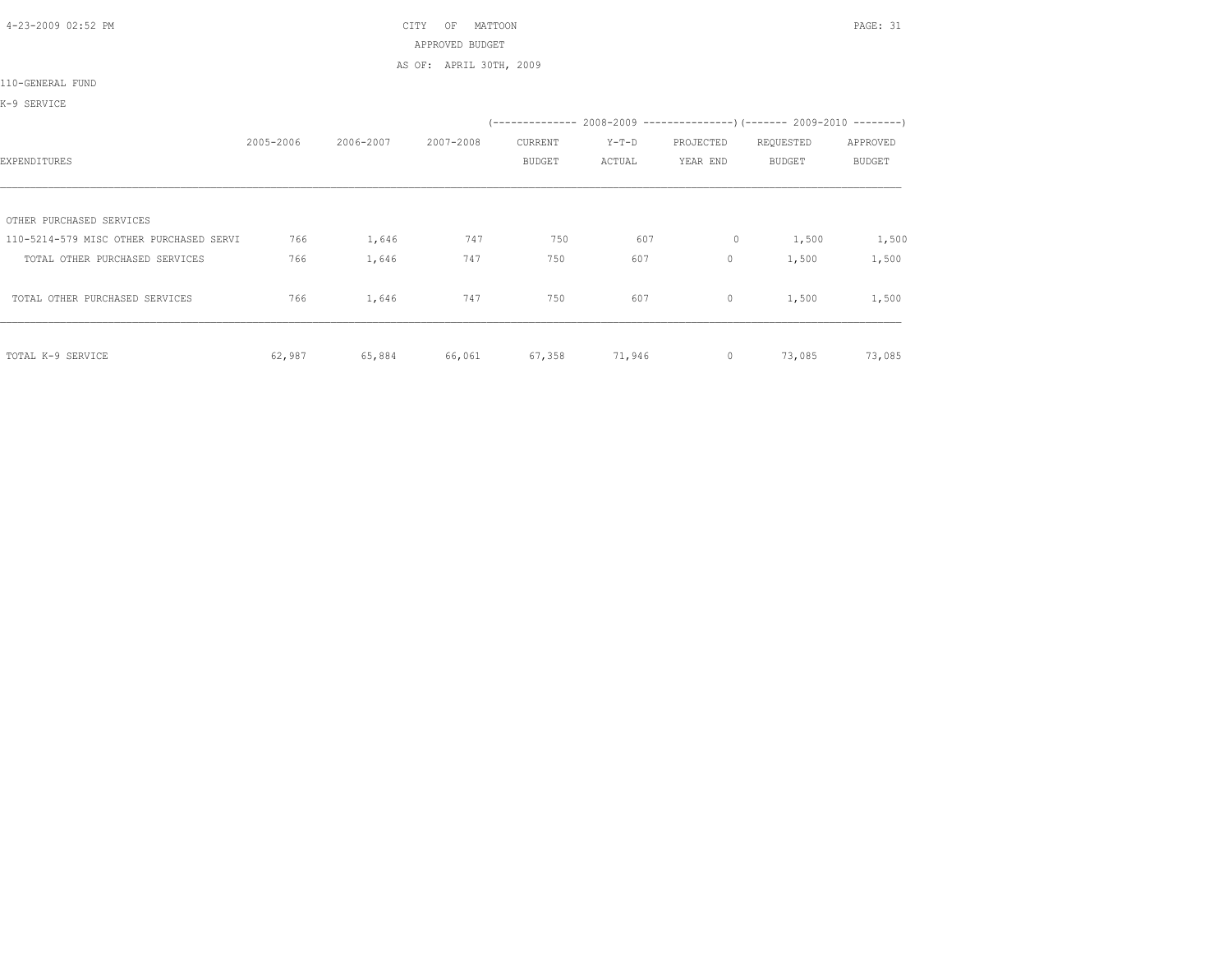CITY OF MATTOON

APPROVED BUDGET

AS OF: APRIL 30TH, 2009

110-GENERAL FUND

K-9 SERVICE

| EXPENDITURES | 2005-2006 | 2006-2007 | 2007-2008 | 2008-2009 CURRENT BUDGET | 2008-2009 Y-T-D ACTUAL | 2008-2009 PROJECTED YEAR END | 2009-2010 REQUESTED BUDGET | 2009-2010 APPROVED BUDGET |
|---|---|---|---|---|---|---|---|---|
| OTHER PURCHASED SERVICES | | | | | | | | |
| 110-5214-579 MISC OTHER PURCHASED SERVI | 766 | 1,646 | 747 | 750 | 607 | 0 | 1,500 | 1,500 |
| TOTAL OTHER PURCHASED SERVICES | 766 | 1,646 | 747 | 750 | 607 | 0 | 1,500 | 1,500 |
| TOTAL OTHER PURCHASED SERVICES | 766 | 1,646 | 747 | 750 | 607 | 0 | 1,500 | 1,500 |
| TOTAL K-9 SERVICE | 62,987 | 65,884 | 66,061 | 67,358 | 71,946 | 0 | 73,085 | 73,085 |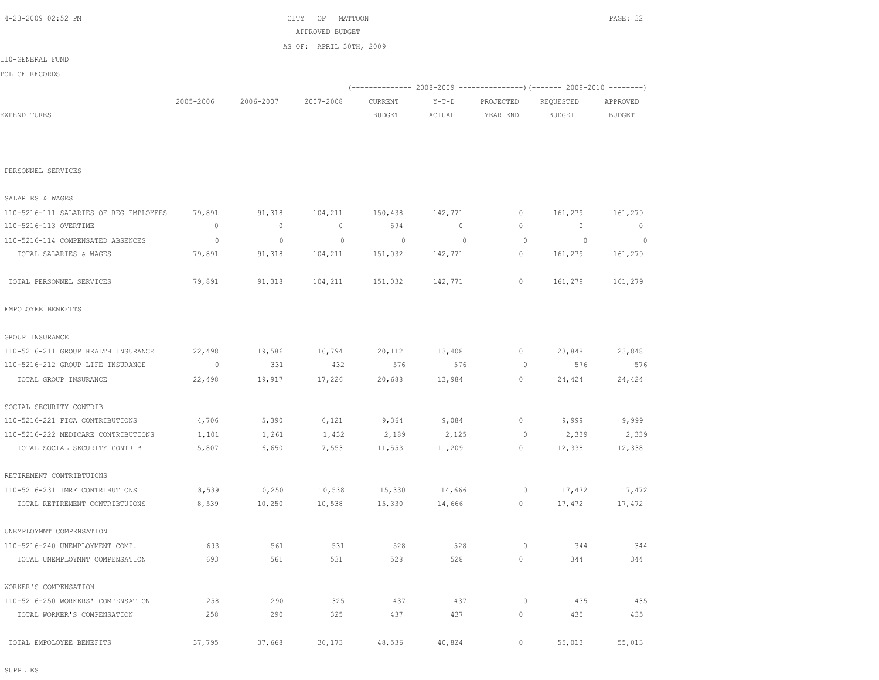CITY OF MATTOON
APPROVED BUDGET
AS OF: APRIL 30TH, 2009

110-GENERAL FUND

POLICE RECORDS

| EXPENDITURES | 2005-2006 | 2006-2007 | 2007-2008 | 2008-2009 CURRENT BUDGET | 2008-2009 Y-T-D ACTUAL | 2008-2009 PROJECTED YEAR END | 2009-2010 REQUESTED BUDGET | 2009-2010 APPROVED BUDGET |
|---|---|---|---|---|---|---|---|---|
| PERSONNEL SERVICES | | | | | | | | |
| SALARIES & WAGES | | | | | | | | |
| 110-5216-111 SALARIES OF REG EMPLOYEES | 79,891 | 91,318 | 104,211 | 150,438 | 142,771 | 0 | 161,279 | 161,279 |
| 110-5216-113 OVERTIME | 0 | 0 | 0 | 594 | 0 | 0 | 0 | 0 |
| 110-5216-114 COMPENSATED ABSENCES | 0 | 0 | 0 | 0 | 0 | 0 | 0 | 0 |
| TOTAL SALARIES & WAGES | 79,891 | 91,318 | 104,211 | 151,032 | 142,771 | 0 | 161,279 | 161,279 |
| TOTAL PERSONNEL SERVICES | 79,891 | 91,318 | 104,211 | 151,032 | 142,771 | 0 | 161,279 | 161,279 |
| EMPOLOYEE BENEFITS | | | | | | | | |
| GROUP INSURANCE | | | | | | | | |
| 110-5216-211 GROUP HEALTH INSURANCE | 22,498 | 19,586 | 16,794 | 20,112 | 13,408 | 0 | 23,848 | 23,848 |
| 110-5216-212 GROUP LIFE INSURANCE | 0 | 331 | 432 | 576 | 576 | 0 | 576 | 576 |
| TOTAL GROUP INSURANCE | 22,498 | 19,917 | 17,226 | 20,688 | 13,984 | 0 | 24,424 | 24,424 |
| SOCIAL SECURITY CONTRIB | | | | | | | | |
| 110-5216-221 FICA CONTRIBUTIONS | 4,706 | 5,390 | 6,121 | 9,364 | 9,084 | 0 | 9,999 | 9,999 |
| 110-5216-222 MEDICARE CONTRIBUTIONS | 1,101 | 1,261 | 1,432 | 2,189 | 2,125 | 0 | 2,339 | 2,339 |
| TOTAL SOCIAL SECURITY CONTRIB | 5,807 | 6,650 | 7,553 | 11,553 | 11,209 | 0 | 12,338 | 12,338 |
| RETIREMENT CONTRIBTUIONS | | | | | | | | |
| 110-5216-231 IMRF CONTRIBUTIONS | 8,539 | 10,250 | 10,538 | 15,330 | 14,666 | 0 | 17,472 | 17,472 |
| TOTAL RETIREMENT CONTRIBTUIONS | 8,539 | 10,250 | 10,538 | 15,330 | 14,666 | 0 | 17,472 | 17,472 |
| UNEMPLOYMNT COMPENSATION | | | | | | | | |
| 110-5216-240 UNEMPLOYMENT COMP. | 693 | 561 | 531 | 528 | 528 | 0 | 344 | 344 |
| TOTAL UNEMPLOYMNT COMPENSATION | 693 | 561 | 531 | 528 | 528 | 0 | 344 | 344 |
| WORKER'S COMPENSATION | | | | | | | | |
| 110-5216-250 WORKERS' COMPENSATION | 258 | 290 | 325 | 437 | 437 | 0 | 435 | 435 |
| TOTAL WORKER'S COMPENSATION | 258 | 290 | 325 | 437 | 437 | 0 | 435 | 435 |
| TOTAL EMPOLOYEE BENEFITS | 37,795 | 37,668 | 36,173 | 48,536 | 40,824 | 0 | 55,013 | 55,013 |

SUPPLIES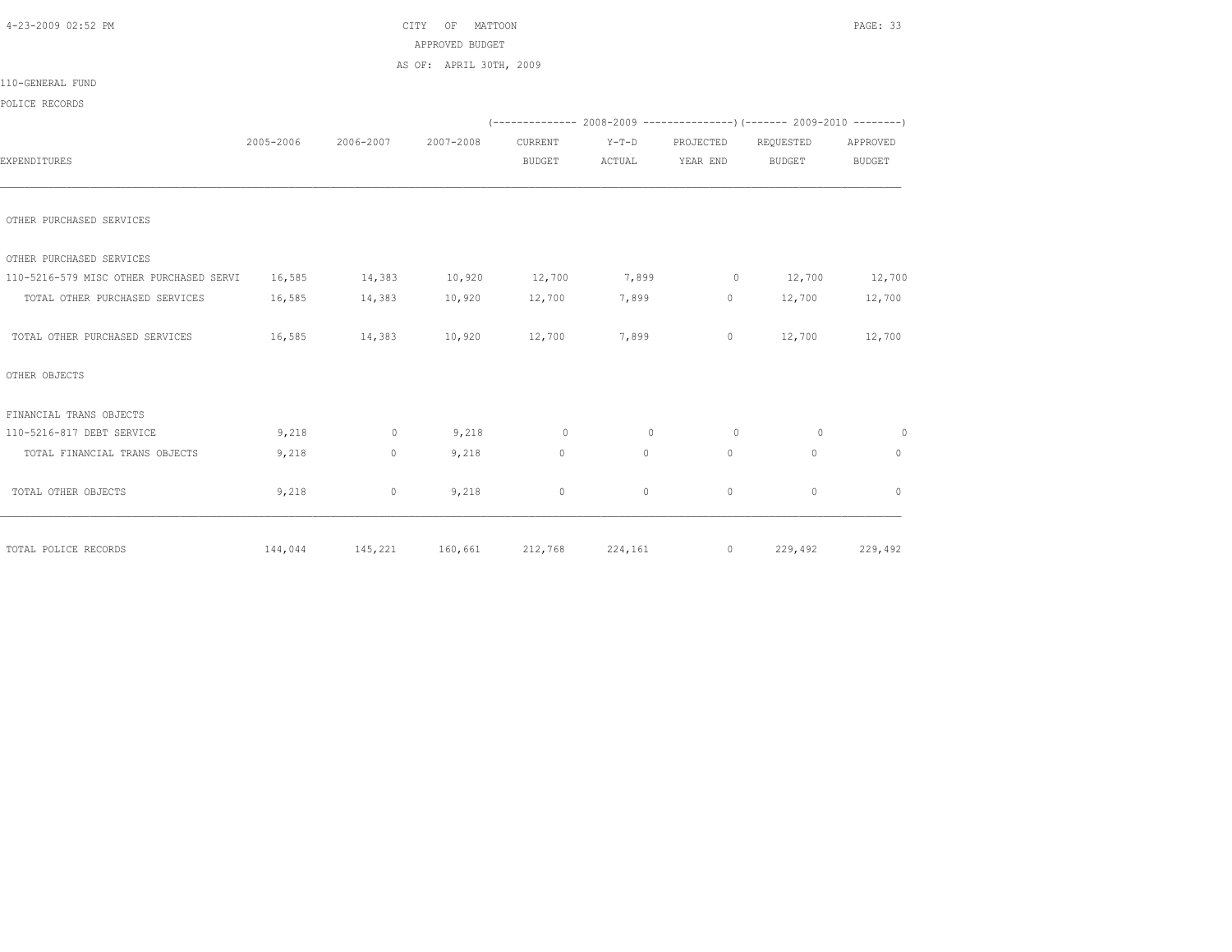CITY OF MATTOON
APPROVED BUDGET
AS OF: APRIL 30TH, 2009

110-GENERAL FUND

POLICE RECORDS

| EXPENDITURES | 2005-2006 | 2006-2007 | 2007-2008 | 2008-2009 CURRENT BUDGET | 2008-2009 Y-T-D ACTUAL | 2008-2009 PROJECTED YEAR END | 2009-2010 REQUESTED BUDGET | 2009-2010 APPROVED BUDGET |
|---|---|---|---|---|---|---|---|---|
| OTHER PURCHASED SERVICES | | | | | | | | |
| OTHER PURCHASED SERVICES | | | | | | | | |
| 110-5216-579 MISC OTHER PURCHASED SERVI | 16,585 | 14,383 | 10,920 | 12,700 | 7,899 | 0 | 12,700 | 12,700 |
| TOTAL OTHER PURCHASED SERVICES | 16,585 | 14,383 | 10,920 | 12,700 | 7,899 | 0 | 12,700 | 12,700 |
| TOTAL OTHER PURCHASED SERVICES | 16,585 | 14,383 | 10,920 | 12,700 | 7,899 | 0 | 12,700 | 12,700 |
| OTHER OBJECTS | | | | | | | | |
| FINANCIAL TRANS OBJECTS | | | | | | | | |
| 110-5216-817 DEBT SERVICE | 9,218 | 0 | 9,218 | 0 | 0 | 0 | 0 | 0 |
| TOTAL FINANCIAL TRANS OBJECTS | 9,218 | 0 | 9,218 | 0 | 0 | 0 | 0 | 0 |
| TOTAL OTHER OBJECTS | 9,218 | 0 | 9,218 | 0 | 0 | 0 | 0 | 0 |
| TOTAL POLICE RECORDS | 144,044 | 145,221 | 160,661 | 212,768 | 224,161 | 0 | 229,492 | 229,492 |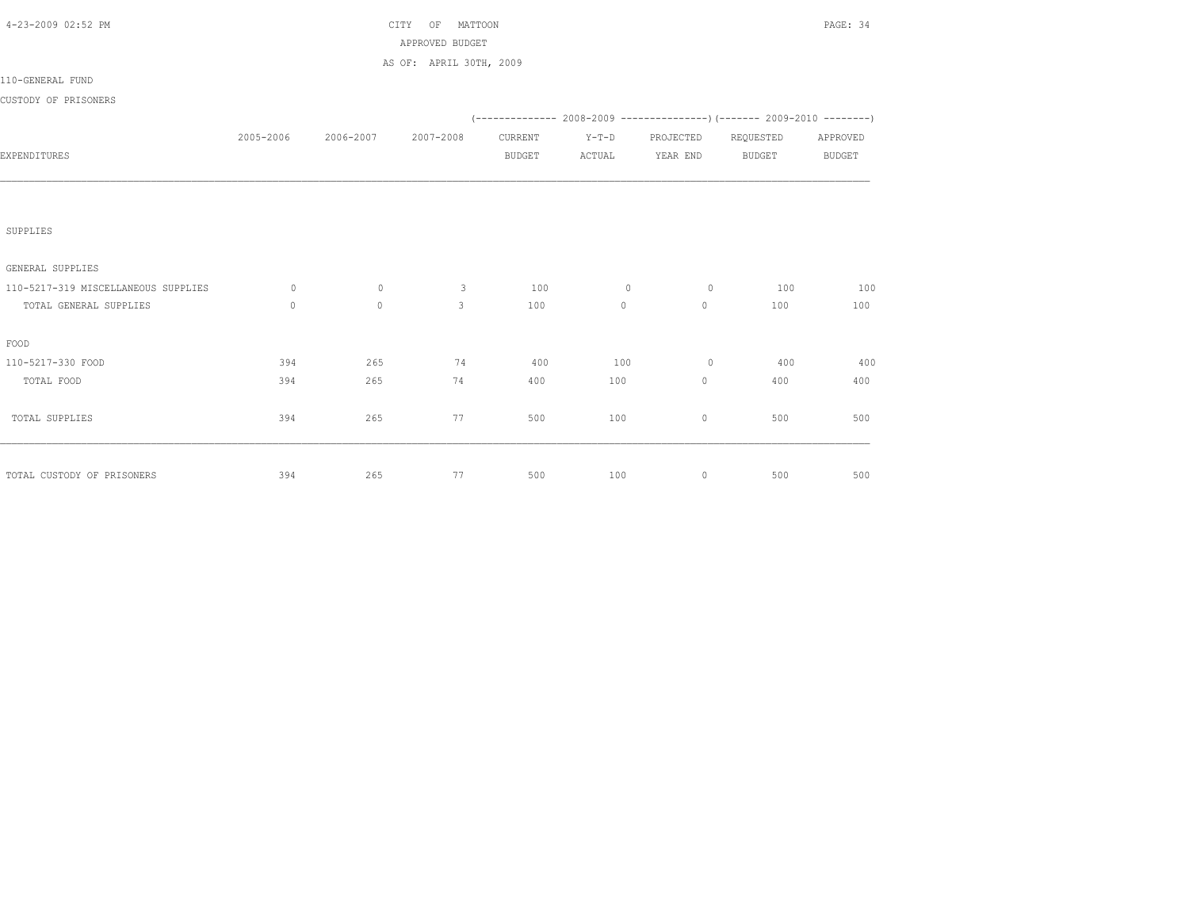CITY OF MATTOON
APPROVED BUDGET
AS OF: APRIL 30TH, 2009

110-GENERAL FUND
CUSTODY OF PRISONERS

| EXPENDITURES | 2005-2006 | 2006-2007 | 2007-2008 | 2008-2009 CURRENT BUDGET | 2008-2009 Y-T-D ACTUAL | 2008-2009 PROJECTED YEAR END | 2009-2010 REQUESTED BUDGET | 2009-2010 APPROVED BUDGET |
|---|---|---|---|---|---|---|---|---|
| SUPPLIES | | | | | | | | |
| GENERAL SUPPLIES | | | | | | | | |
| 110-5217-319 MISCELLANEOUS SUPPLIES | 0 | 0 | 3 | 100 | 0 | 0 | 100 | 100 |
| TOTAL GENERAL SUPPLIES | 0 | 0 | 3 | 100 | 0 | 0 | 100 | 100 |
| FOOD | | | | | | | | |
| 110-5217-330 FOOD | 394 | 265 | 74 | 400 | 100 | 0 | 400 | 400 |
| TOTAL FOOD | 394 | 265 | 74 | 400 | 100 | 0 | 400 | 400 |
| TOTAL SUPPLIES | 394 | 265 | 77 | 500 | 100 | 0 | 500 | 500 |
| TOTAL CUSTODY OF PRISONERS | 394 | 265 | 77 | 500 | 100 | 0 | 500 | 500 |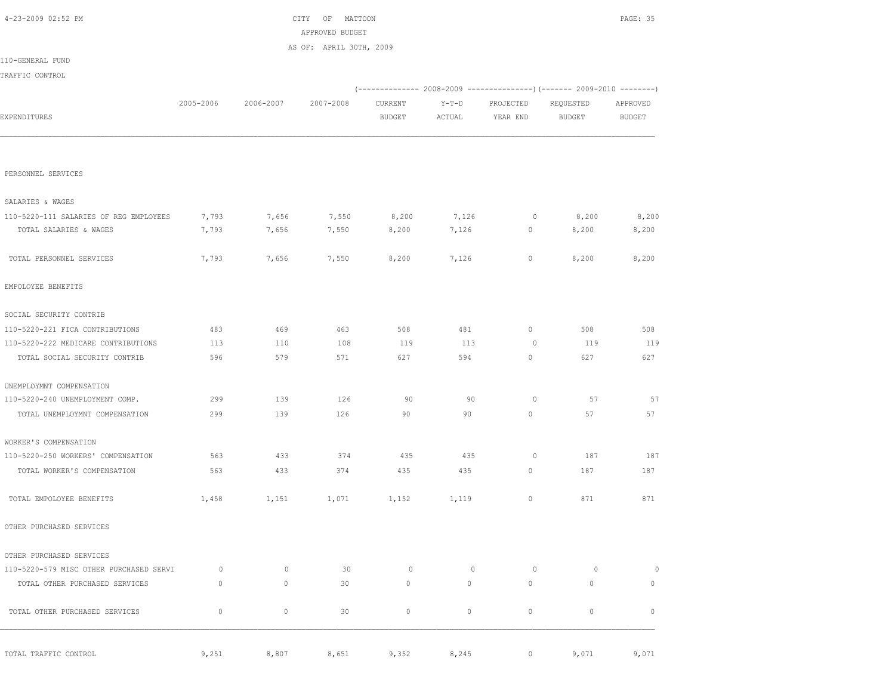CITY OF MATTOON
APPROVED BUDGET
AS OF: APRIL 30TH, 2009

110-GENERAL FUND

TRAFFIC CONTROL

| EXPENDITURES | 2005-2006 | 2006-2007 | 2007-2008 | 2008-2009 CURRENT BUDGET | 2008-2009 Y-T-D ACTUAL | 2008-2009 PROJECTED YEAR END | 2009-2010 REQUESTED BUDGET | 2009-2010 APPROVED BUDGET |
|---|---|---|---|---|---|---|---|---|
| PERSONNEL SERVICES | | | | | | | | |
| SALARIES & WAGES | | | | | | | | |
| 110-5220-111 SALARIES OF REG EMPLOYEES | 7,793 | 7,656 | 7,550 | 8,200 | 7,126 | 0 | 8,200 | 8,200 |
| TOTAL SALARIES & WAGES | 7,793 | 7,656 | 7,550 | 8,200 | 7,126 | 0 | 8,200 | 8,200 |
| TOTAL PERSONNEL SERVICES | 7,793 | 7,656 | 7,550 | 8,200 | 7,126 | 0 | 8,200 | 8,200 |
| EMPOLOYEE BENEFITS | | | | | | | | |
| SOCIAL SECURITY CONTRIB | | | | | | | | |
| 110-5220-221 FICA CONTRIBUTIONS | 483 | 469 | 463 | 508 | 481 | 0 | 508 | 508 |
| 110-5220-222 MEDICARE CONTRIBUTIONS | 113 | 110 | 108 | 119 | 113 | 0 | 119 | 119 |
| TOTAL SOCIAL SECURITY CONTRIB | 596 | 579 | 571 | 627 | 594 | 0 | 627 | 627 |
| UNEMPLOYMNT COMPENSATION | | | | | | | | |
| 110-5220-240 UNEMPLOYMENT COMP. | 299 | 139 | 126 | 90 | 90 | 0 | 57 | 57 |
| TOTAL UNEMPLOYMNT COMPENSATION | 299 | 139 | 126 | 90 | 90 | 0 | 57 | 57 |
| WORKER'S COMPENSATION | | | | | | | | |
| 110-5220-250 WORKERS' COMPENSATION | 563 | 433 | 374 | 435 | 435 | 0 | 187 | 187 |
| TOTAL WORKER'S COMPENSATION | 563 | 433 | 374 | 435 | 435 | 0 | 187 | 187 |
| TOTAL EMPOLOYEE BENEFITS | 1,458 | 1,151 | 1,071 | 1,152 | 1,119 | 0 | 871 | 871 |
| OTHER PURCHASED SERVICES | | | | | | | | |
| OTHER PURCHASED SERVICES | | | | | | | | |
| 110-5220-579 MISC OTHER PURCHASED SERVI | 0 | 0 | 30 | 0 | 0 | 0 | 0 | 0 |
| TOTAL OTHER PURCHASED SERVICES | 0 | 0 | 30 | 0 | 0 | 0 | 0 | 0 |
| TOTAL OTHER PURCHASED SERVICES | 0 | 0 | 30 | 0 | 0 | 0 | 0 | 0 |
| TOTAL TRAFFIC CONTROL | 9,251 | 8,807 | 8,651 | 9,352 | 8,245 | 0 | 9,071 | 9,071 |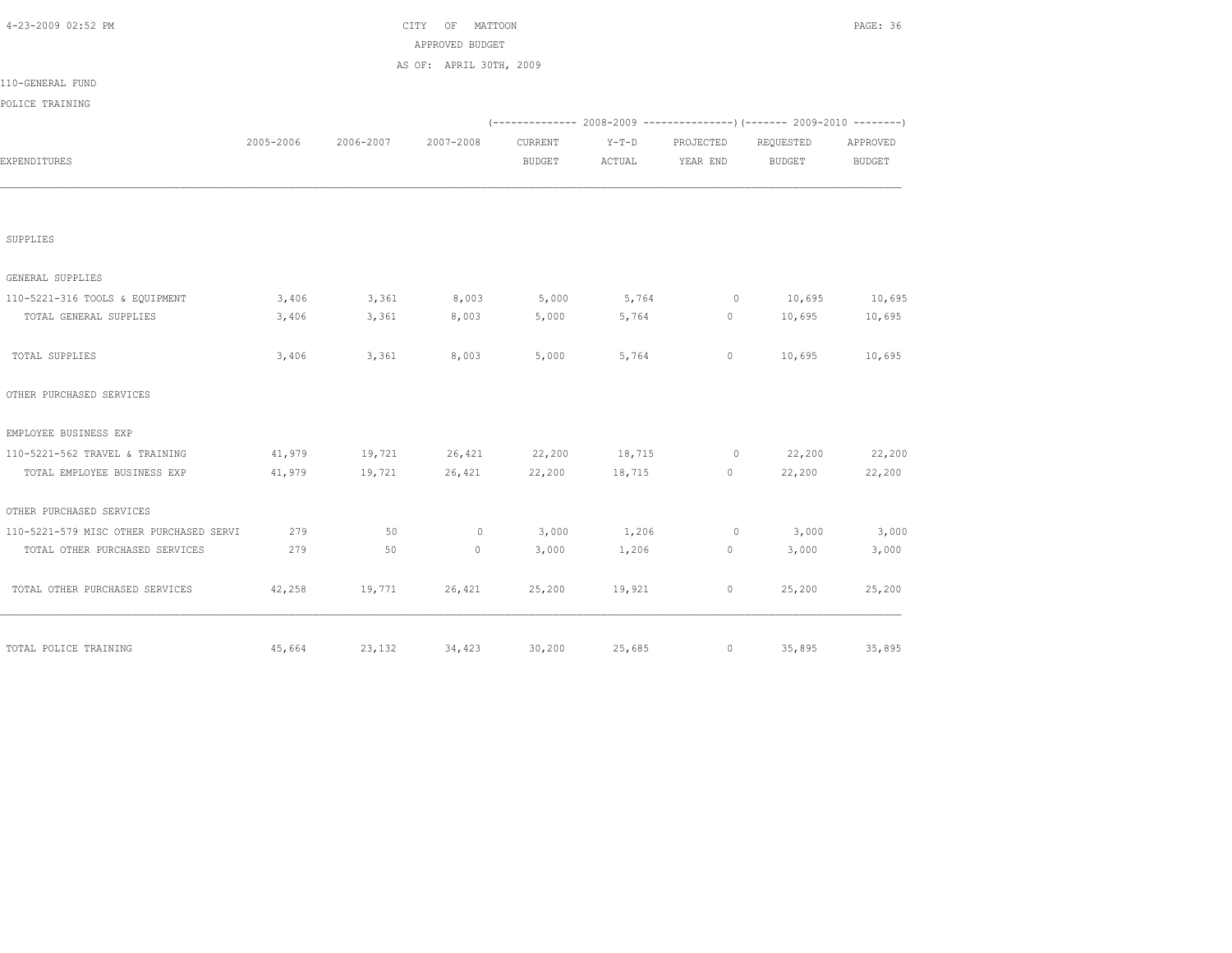CITY OF MATTOON

APPROVED BUDGET

AS OF: APRIL 30TH, 2009

110-GENERAL FUND

POLICE TRAINING

| EXPENDITURES | 2005-2006 | 2006-2007 | 2007-2008 | 2008-2009 CURRENT BUDGET | 2008-2009 Y-T-D ACTUAL | 2008-2009 PROJECTED YEAR END | 2009-2010 REQUESTED BUDGET | 2009-2010 APPROVED BUDGET |
|---|---|---|---|---|---|---|---|---|
| SUPPLIES | | | | | | | | |
| GENERAL SUPPLIES | | | | | | | | |
| 110-5221-316 TOOLS & EQUIPMENT | 3,406 | 3,361 | 8,003 | 5,000 | 5,764 | 0 | 10,695 | 10,695 |
| TOTAL GENERAL SUPPLIES | 3,406 | 3,361 | 8,003 | 5,000 | 5,764 | 0 | 10,695 | 10,695 |
| TOTAL SUPPLIES | 3,406 | 3,361 | 8,003 | 5,000 | 5,764 | 0 | 10,695 | 10,695 |
| OTHER PURCHASED SERVICES | | | | | | | | |
| EMPLOYEE BUSINESS EXP | | | | | | | | |
| 110-5221-562 TRAVEL & TRAINING | 41,979 | 19,721 | 26,421 | 22,200 | 18,715 | 0 | 22,200 | 22,200 |
| TOTAL EMPLOYEE BUSINESS EXP | 41,979 | 19,721 | 26,421 | 22,200 | 18,715 | 0 | 22,200 | 22,200 |
| OTHER PURCHASED SERVICES | | | | | | | | |
| 110-5221-579 MISC OTHER PURCHASED SERVI | 279 | 50 | 0 | 3,000 | 1,206 | 0 | 3,000 | 3,000 |
| TOTAL OTHER PURCHASED SERVICES | 279 | 50 | 0 | 3,000 | 1,206 | 0 | 3,000 | 3,000 |
| TOTAL OTHER PURCHASED SERVICES | 42,258 | 19,771 | 26,421 | 25,200 | 19,921 | 0 | 25,200 | 25,200 |
| TOTAL POLICE TRAINING | 45,664 | 23,132 | 34,423 | 30,200 | 25,685 | 0 | 35,895 | 35,895 |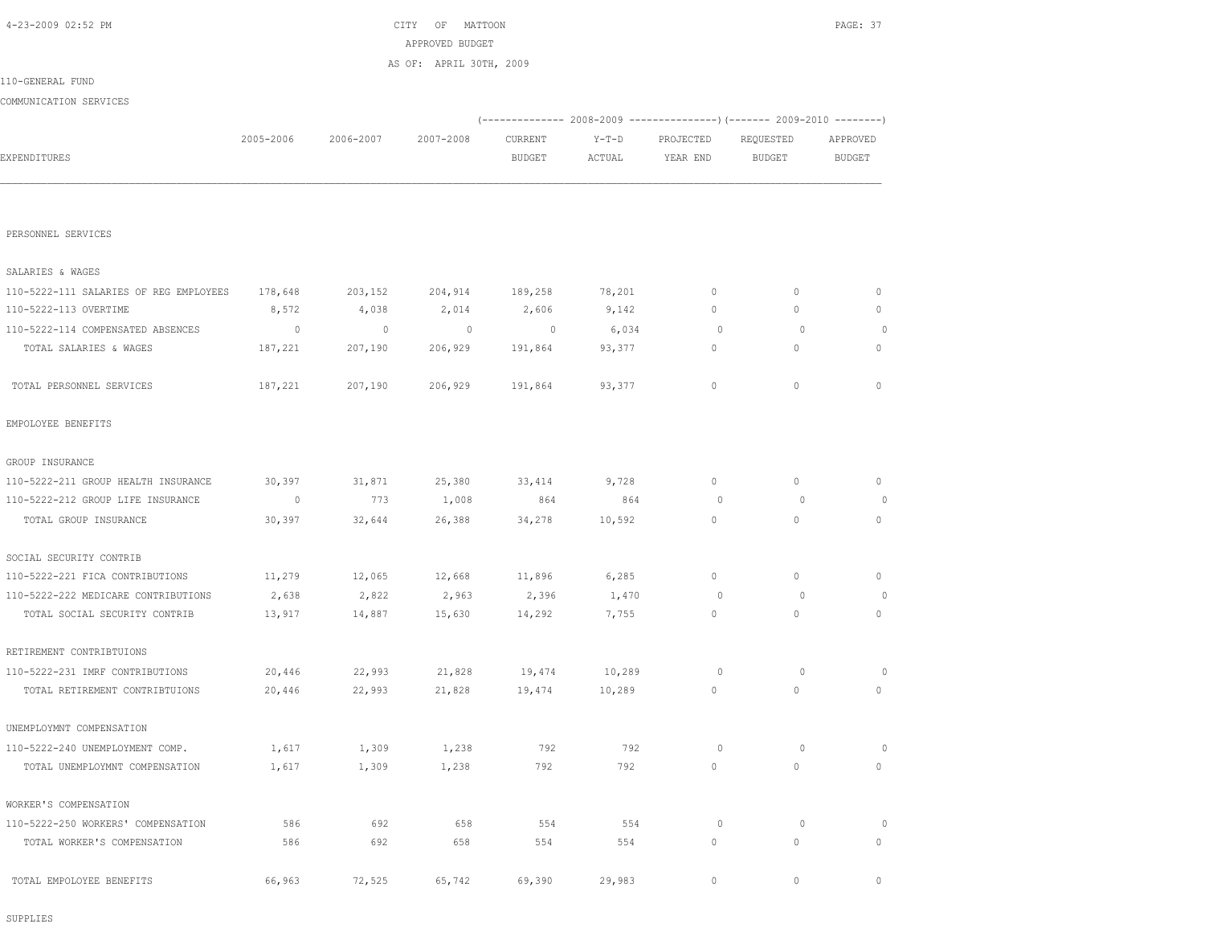CITY OF MATTOON
APPROVED BUDGET
AS OF: APRIL 30TH, 2009

110-GENERAL FUND

COMMUNICATION SERVICES

| EXPENDITURES | 2005-2006 | 2006-2007 | 2007-2008 | 2008-2009 CURRENT BUDGET | 2008-2009 Y-T-D ACTUAL | 2008-2009 PROJECTED YEAR END | 2009-2010 REQUESTED BUDGET | 2009-2010 APPROVED BUDGET |
|---|---|---|---|---|---|---|---|---|
| PERSONNEL SERVICES | | | | | | | | |
| SALARIES & WAGES | | | | | | | | |
| 110-5222-111 SALARIES OF REG EMPLOYEES | 178,648 | 203,152 | 204,914 | 189,258 | 78,201 | 0 | 0 | 0 |
| 110-5222-113 OVERTIME | 8,572 | 4,038 | 2,014 | 2,606 | 9,142 | 0 | 0 | 0 |
| 110-5222-114 COMPENSATED ABSENCES | 0 | 0 | 0 | 0 | 6,034 | 0 | 0 | 0 |
| TOTAL SALARIES & WAGES | 187,221 | 207,190 | 206,929 | 191,864 | 93,377 | 0 | 0 | 0 |
| TOTAL PERSONNEL SERVICES | 187,221 | 207,190 | 206,929 | 191,864 | 93,377 | 0 | 0 | 0 |
| EMPOLOYEE BENEFITS | | | | | | | | |
| GROUP INSURANCE | | | | | | | | |
| 110-5222-211 GROUP HEALTH INSURANCE | 30,397 | 31,871 | 25,380 | 33,414 | 9,728 | 0 | 0 | 0 |
| 110-5222-212 GROUP LIFE INSURANCE | 0 | 773 | 1,008 | 864 | 864 | 0 | 0 | 0 |
| TOTAL GROUP INSURANCE | 30,397 | 32,644 | 26,388 | 34,278 | 10,592 | 0 | 0 | 0 |
| SOCIAL SECURITY CONTRIB | | | | | | | | |
| 110-5222-221 FICA CONTRIBUTIONS | 11,279 | 12,065 | 12,668 | 11,896 | 6,285 | 0 | 0 | 0 |
| 110-5222-222 MEDICARE CONTRIBUTIONS | 2,638 | 2,822 | 2,963 | 2,396 | 1,470 | 0 | 0 | 0 |
| TOTAL SOCIAL SECURITY CONTRIB | 13,917 | 14,887 | 15,630 | 14,292 | 7,755 | 0 | 0 | 0 |
| RETIREMENT CONTRIBTUIONS | | | | | | | | |
| 110-5222-231 IMRF CONTRIBUTIONS | 20,446 | 22,993 | 21,828 | 19,474 | 10,289 | 0 | 0 | 0 |
| TOTAL RETIREMENT CONTRIBTUIONS | 20,446 | 22,993 | 21,828 | 19,474 | 10,289 | 0 | 0 | 0 |
| UNEMPLOYMNT COMPENSATION | | | | | | | | |
| 110-5222-240 UNEMPLOYMENT COMP. | 1,617 | 1,309 | 1,238 | 792 | 792 | 0 | 0 | 0 |
| TOTAL UNEMPLOYMNT COMPENSATION | 1,617 | 1,309 | 1,238 | 792 | 792 | 0 | 0 | 0 |
| WORKER'S COMPENSATION | | | | | | | | |
| 110-5222-250 WORKERS' COMPENSATION | 586 | 692 | 658 | 554 | 554 | 0 | 0 | 0 |
| TOTAL WORKER'S COMPENSATION | 586 | 692 | 658 | 554 | 554 | 0 | 0 | 0 |
| TOTAL EMPOLOYEE BENEFITS | 66,963 | 72,525 | 65,742 | 69,390 | 29,983 | 0 | 0 | 0 |

SUPPLIES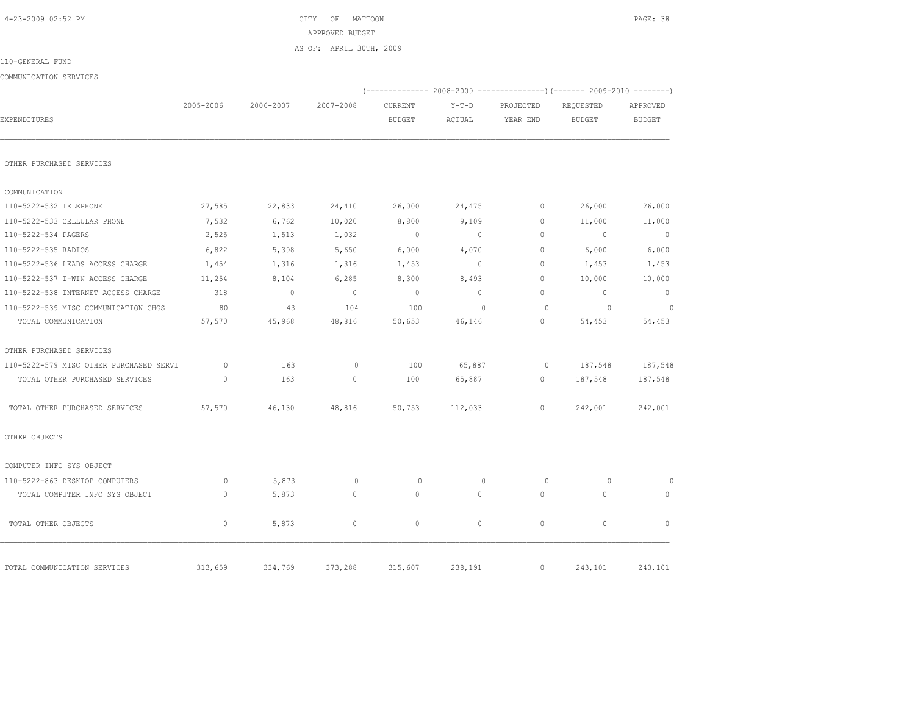CITY OF MATTOON

APPROVED BUDGET

AS OF: APRIL 30TH, 2009

110-GENERAL FUND

COMMUNICATION SERVICES

| EXPENDITURES | 2005-2006 | 2006-2007 | 2007-2008 | 2008-2009 CURRENT BUDGET | 2008-2009 Y-T-D ACTUAL | 2008-2009 PROJECTED YEAR END | 2009-2010 REQUESTED BUDGET | 2009-2010 APPROVED BUDGET |
|---|---|---|---|---|---|---|---|---|
| OTHER PURCHASED SERVICES | | | | | | | | |
| COMMUNICATION | | | | | | | | |
| 110-5222-532 TELEPHONE | 27,585 | 22,833 | 24,410 | 26,000 | 24,475 | 0 | 26,000 | 26,000 |
| 110-5222-533 CELLULAR PHONE | 7,532 | 6,762 | 10,020 | 8,800 | 9,109 | 0 | 11,000 | 11,000 |
| 110-5222-534 PAGERS | 2,525 | 1,513 | 1,032 | 0 | 0 | 0 | 0 | 0 |
| 110-5222-535 RADIOS | 6,822 | 5,398 | 5,650 | 6,000 | 4,070 | 0 | 6,000 | 6,000 |
| 110-5222-536 LEADS ACCESS CHARGE | 1,454 | 1,316 | 1,316 | 1,453 | 0 | 0 | 1,453 | 1,453 |
| 110-5222-537 I-WIN ACCESS CHARGE | 11,254 | 8,104 | 6,285 | 8,300 | 8,493 | 0 | 10,000 | 10,000 |
| 110-5222-538 INTERNET ACCESS CHARGE | 318 | 0 | 0 | 0 | 0 | 0 | 0 | 0 |
| 110-5222-539 MISC COMMUNICATION CHGS | 80 | 43 | 104 | 100 | 0 | 0 | 0 | 0 |
| TOTAL COMMUNICATION | 57,570 | 45,968 | 48,816 | 50,653 | 46,146 | 0 | 54,453 | 54,453 |
| OTHER PURCHASED SERVICES | | | | | | | | |
| 110-5222-579 MISC OTHER PURCHASED SERVI | 0 | 163 | 0 | 100 | 65,887 | 0 | 187,548 | 187,548 |
| TOTAL OTHER PURCHASED SERVICES | 0 | 163 | 0 | 100 | 65,887 | 0 | 187,548 | 187,548 |
| TOTAL OTHER PURCHASED SERVICES | 57,570 | 46,130 | 48,816 | 50,753 | 112,033 | 0 | 242,001 | 242,001 |
| OTHER OBJECTS | | | | | | | | |
| COMPUTER INFO SYS OBJECT | | | | | | | | |
| 110-5222-863 DESKTOP COMPUTERS | 0 | 5,873 | 0 | 0 | 0 | 0 | 0 | 0 |
| TOTAL COMPUTER INFO SYS OBJECT | 0 | 5,873 | 0 | 0 | 0 | 0 | 0 | 0 |
| TOTAL OTHER OBJECTS | 0 | 5,873 | 0 | 0 | 0 | 0 | 0 | 0 |
| TOTAL COMMUNICATION SERVICES | 313,659 | 334,769 | 373,288 | 315,607 | 238,191 | 0 | 243,101 | 243,101 |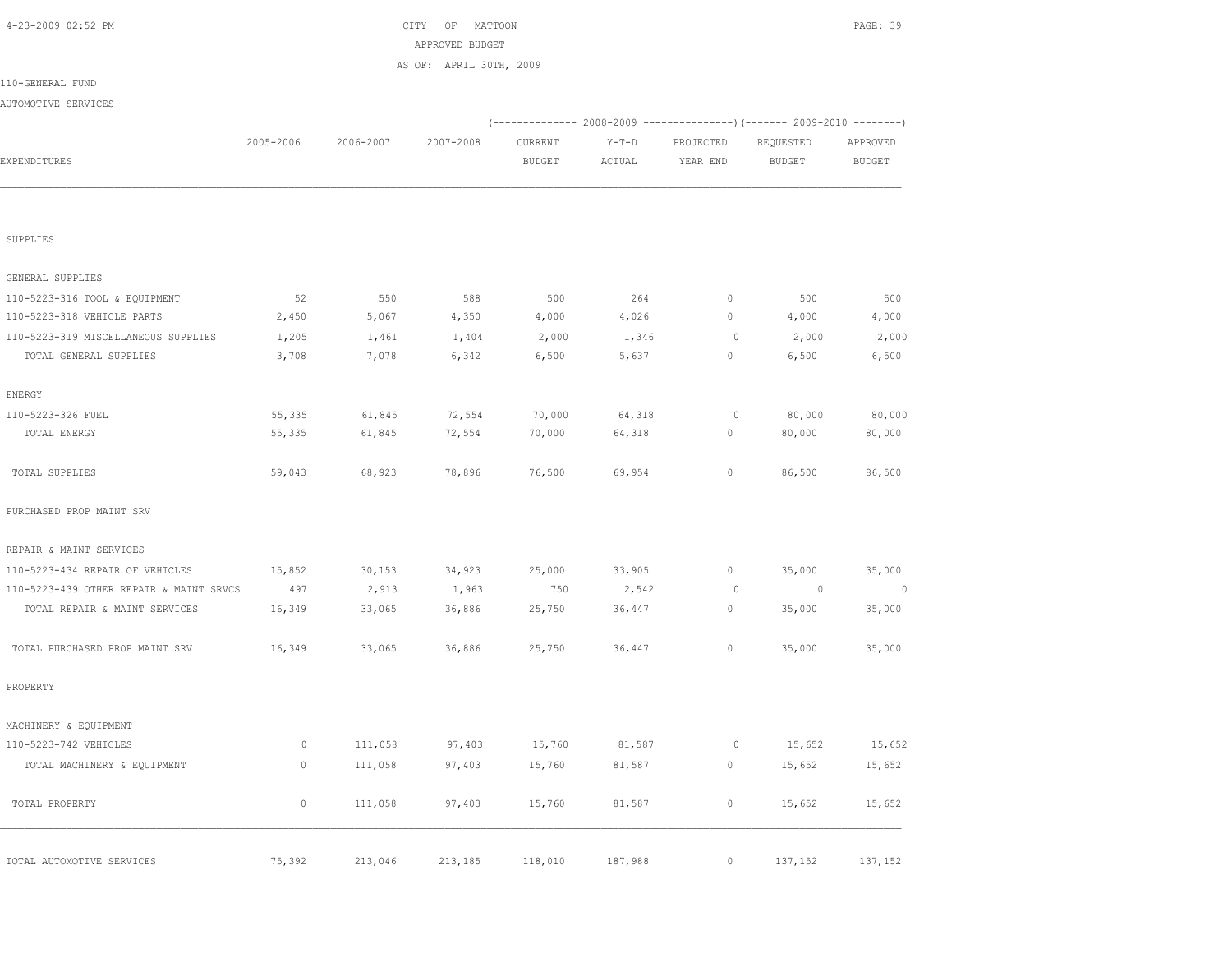CITY OF MATTOON
APPROVED BUDGET
AS OF: APRIL 30TH, 2009

110-GENERAL FUND

AUTOMOTIVE SERVICES

| EXPENDITURES | 2005-2006 | 2006-2007 | 2007-2008 | 2008-2009 CURRENT BUDGET | 2008-2009 Y-T-D ACTUAL | 2008-2009 PROJECTED YEAR END | 2009-2010 REQUESTED BUDGET | 2009-2010 APPROVED BUDGET |
|---|---|---|---|---|---|---|---|---|
| SUPPLIES | | | | | | | | |
| GENERAL SUPPLIES | | | | | | | | |
| 110-5223-316 TOOL & EQUIPMENT | 52 | 550 | 588 | 500 | 264 | 0 | 500 | 500 |
| 110-5223-318 VEHICLE PARTS | 2,450 | 5,067 | 4,350 | 4,000 | 4,026 | 0 | 4,000 | 4,000 |
| 110-5223-319 MISCELLANEOUS SUPPLIES | 1,205 | 1,461 | 1,404 | 2,000 | 1,346 | 0 | 2,000 | 2,000 |
| TOTAL GENERAL SUPPLIES | 3,708 | 7,078 | 6,342 | 6,500 | 5,637 | 0 | 6,500 | 6,500 |
| ENERGY | | | | | | | | |
| 110-5223-326 FUEL | 55,335 | 61,845 | 72,554 | 70,000 | 64,318 | 0 | 80,000 | 80,000 |
| TOTAL ENERGY | 55,335 | 61,845 | 72,554 | 70,000 | 64,318 | 0 | 80,000 | 80,000 |
| TOTAL SUPPLIES | 59,043 | 68,923 | 78,896 | 76,500 | 69,954 | 0 | 86,500 | 86,500 |
| PURCHASED PROP MAINT SRV | | | | | | | | |
| REPAIR & MAINT SERVICES | | | | | | | | |
| 110-5223-434 REPAIR OF VEHICLES | 15,852 | 30,153 | 34,923 | 25,000 | 33,905 | 0 | 35,000 | 35,000 |
| 110-5223-439 OTHER REPAIR & MAINT SRVCS | 497 | 2,913 | 1,963 | 750 | 2,542 | 0 | 0 | 0 |
| TOTAL REPAIR & MAINT SERVICES | 16,349 | 33,065 | 36,886 | 25,750 | 36,447 | 0 | 35,000 | 35,000 |
| TOTAL PURCHASED PROP MAINT SRV | 16,349 | 33,065 | 36,886 | 25,750 | 36,447 | 0 | 35,000 | 35,000 |
| PROPERTY | | | | | | | | |
| MACHINERY & EQUIPMENT | | | | | | | | |
| 110-5223-742 VEHICLES | 0 | 111,058 | 97,403 | 15,760 | 81,587 | 0 | 15,652 | 15,652 |
| TOTAL MACHINERY & EQUIPMENT | 0 | 111,058 | 97,403 | 15,760 | 81,587 | 0 | 15,652 | 15,652 |
| TOTAL PROPERTY | 0 | 111,058 | 97,403 | 15,760 | 81,587 | 0 | 15,652 | 15,652 |
| TOTAL AUTOMOTIVE SERVICES | 75,392 | 213,046 | 213,185 | 118,010 | 187,988 | 0 | 137,152 | 137,152 |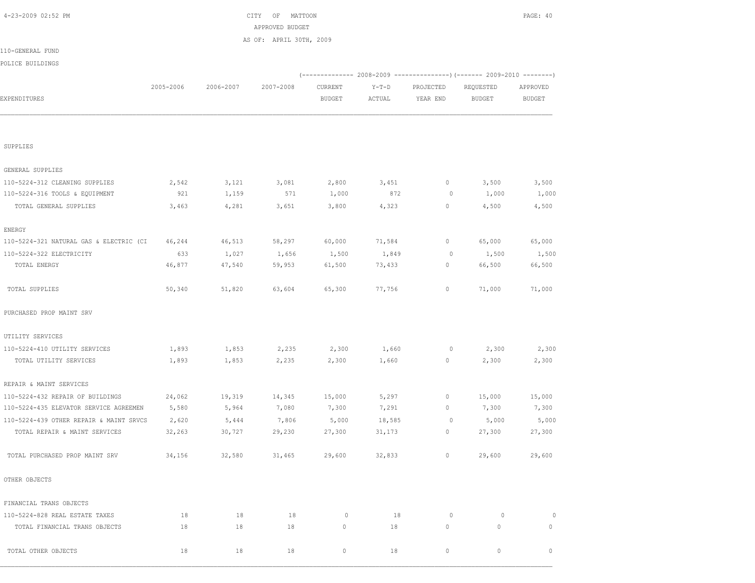CITY OF MATTOON

APPROVED BUDGET

AS OF: APRIL 30TH, 2009

110-GENERAL FUND

POLICE BUILDINGS

| EXPENDITURES | 2005-2006 | 2006-2007 | 2007-2008 | 2008-2009 CURRENT BUDGET | 2008-2009 Y-T-D ACTUAL | 2008-2009 PROJECTED YEAR END | 2009-2010 REQUESTED BUDGET | 2009-2010 APPROVED BUDGET |
|---|---|---|---|---|---|---|---|---|
| SUPPLIES | | | | | | | | |
| GENERAL SUPPLIES | | | | | | | | |
| 110-5224-312 CLEANING SUPPLIES | 2,542 | 3,121 | 3,081 | 2,800 | 3,451 | 0 | 3,500 | 3,500 |
| 110-5224-316 TOOLS & EQUIPMENT | 921 | 1,159 | 571 | 1,000 | 872 | 0 | 1,000 | 1,000 |
| TOTAL GENERAL SUPPLIES | 3,463 | 4,281 | 3,651 | 3,800 | 4,323 | 0 | 4,500 | 4,500 |
| ENERGY | | | | | | | | |
| 110-5224-321 NATURAL GAS & ELECTRIC (CI | 46,244 | 46,513 | 58,297 | 60,000 | 71,584 | 0 | 65,000 | 65,000 |
| 110-5224-322 ELECTRICITY | 633 | 1,027 | 1,656 | 1,500 | 1,849 | 0 | 1,500 | 1,500 |
| TOTAL ENERGY | 46,877 | 47,540 | 59,953 | 61,500 | 73,433 | 0 | 66,500 | 66,500 |
| TOTAL SUPPLIES | 50,340 | 51,820 | 63,604 | 65,300 | 77,756 | 0 | 71,000 | 71,000 |
| PURCHASED PROP MAINT SRV | | | | | | | | |
| UTILITY SERVICES | | | | | | | | |
| 110-5224-410 UTILITY SERVICES | 1,893 | 1,853 | 2,235 | 2,300 | 1,660 | 0 | 2,300 | 2,300 |
| TOTAL UTILITY SERVICES | 1,893 | 1,853 | 2,235 | 2,300 | 1,660 | 0 | 2,300 | 2,300 |
| REPAIR & MAINT SERVICES | | | | | | | | |
| 110-5224-432 REPAIR OF BUILDINGS | 24,062 | 19,319 | 14,345 | 15,000 | 5,297 | 0 | 15,000 | 15,000 |
| 110-5224-435 ELEVATOR SERVICE AGREEMEN | 5,580 | 5,964 | 7,080 | 7,300 | 7,291 | 0 | 7,300 | 7,300 |
| 110-5224-439 OTHER REPAIR & MAINT SRVCS | 2,620 | 5,444 | 7,806 | 5,000 | 18,585 | 0 | 5,000 | 5,000 |
| TOTAL REPAIR & MAINT SERVICES | 32,263 | 30,727 | 29,230 | 27,300 | 31,173 | 0 | 27,300 | 27,300 |
| TOTAL PURCHASED PROP MAINT SRV | 34,156 | 32,580 | 31,465 | 29,600 | 32,833 | 0 | 29,600 | 29,600 |
| OTHER OBJECTS | | | | | | | | |
| FINANCIAL TRANS OBJECTS | | | | | | | | |
| 110-5224-828 REAL ESTATE TAXES | 18 | 18 | 18 | 0 | 18 | 0 | 0 | 0 |
| TOTAL FINANCIAL TRANS OBJECTS | 18 | 18 | 18 | 0 | 18 | 0 | 0 | 0 |
| TOTAL OTHER OBJECTS | 18 | 18 | 18 | 0 | 18 | 0 | 0 | 0 |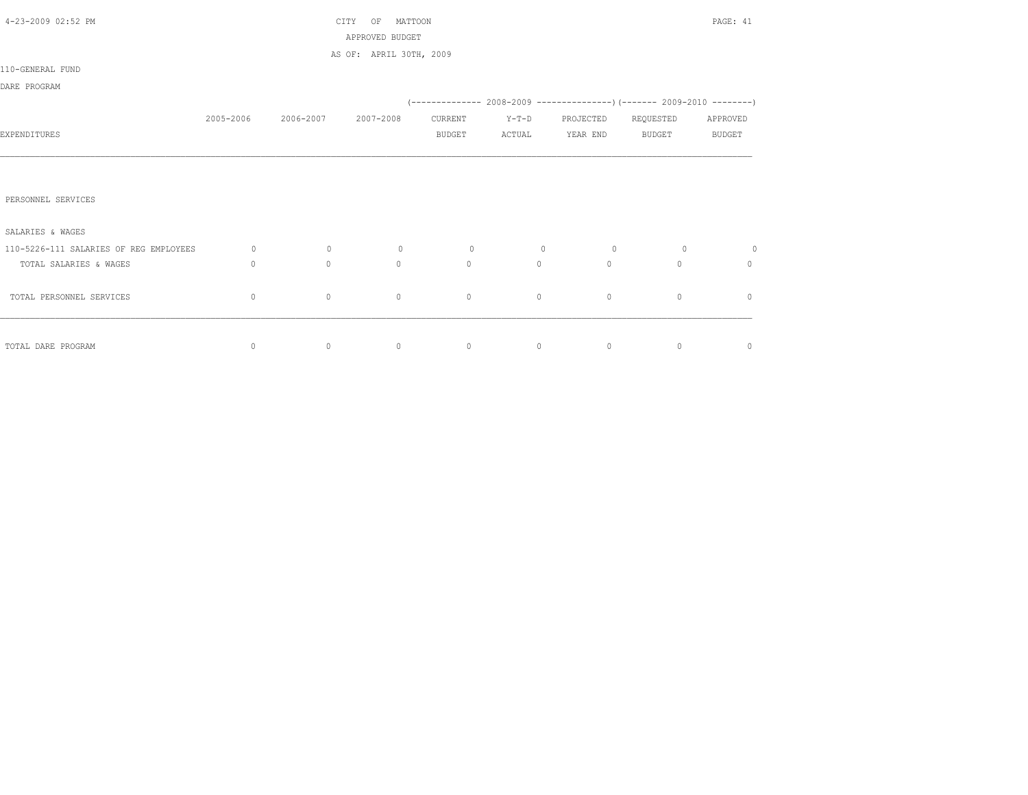CITY OF MATTOON
APPROVED BUDGET
AS OF: APRIL 30TH, 2009

110-GENERAL FUND

DARE PROGRAM

| EXPENDITURES | 2005-2006 | 2006-2007 | 2007-2008 | 2008-2009 CURRENT BUDGET | 2008-2009 Y-T-D ACTUAL | 2008-2009 PROJECTED YEAR END | 2009-2010 REQUESTED BUDGET | 2009-2010 APPROVED BUDGET |
|---|---|---|---|---|---|---|---|---|
| PERSONNEL SERVICES | | | | | | | | |
| SALARIES & WAGES | | | | | | | | |
| 110-5226-111 SALARIES OF REG EMPLOYEES | 0 | 0 | 0 | 0 | 0 | 0 | 0 | 0 |
| TOTAL SALARIES & WAGES | 0 | 0 | 0 | 0 | 0 | 0 | 0 | 0 |
| TOTAL PERSONNEL SERVICES | 0 | 0 | 0 | 0 | 0 | 0 | 0 | 0 |
| TOTAL DARE PROGRAM | 0 | 0 | 0 | 0 | 0 | 0 | 0 | 0 |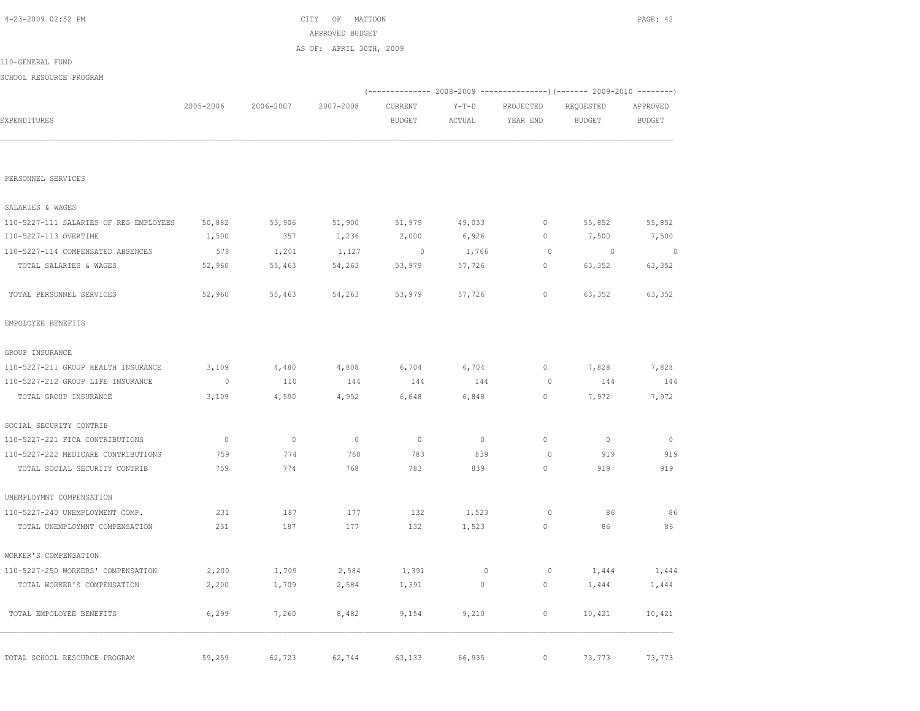CITY OF MATTOON
APPROVED BUDGET
AS OF: APRIL 30TH, 2009

110-GENERAL FUND

SCHOOL RESOURCE PROGRAM

| EXPENDITURES | 2005-2006 | 2006-2007 | 2007-2008 | 2008-2009 CURRENT BUDGET | 2008-2009 Y-T-D ACTUAL | 2008-2009 PROJECTED YEAR END | 2009-2010 REQUESTED BUDGET | 2009-2010 APPROVED BUDGET |
|---|---|---|---|---|---|---|---|---|
| PERSONNEL SERVICES | | | | | | | | |
| SALARIES & WAGES | | | | | | | | |
| 110-5227-111 SALARIES OF REG EMPLOYEES | 50,882 | 53,906 | 51,900 | 51,979 | 49,033 | 0 | 55,852 | 55,852 |
| 110-5227-113 OVERTIME | 1,500 | 357 | 1,236 | 2,000 | 6,926 | 0 | 7,500 | 7,500 |
| 110-5227-114 COMPENSATED ABSENCES | 578 | 1,201 | 1,127 | 0 | 1,766 | 0 | 0 | 0 |
| TOTAL SALARIES & WAGES | 52,960 | 55,463 | 54,263 | 53,979 | 57,726 | 0 | 63,352 | 63,352 |
| TOTAL PERSONNEL SERVICES | 52,960 | 55,463 | 54,263 | 53,979 | 57,726 | 0 | 63,352 | 63,352 |
| EMPOLOYEE BENEFITS | | | | | | | | |
| GROUP INSURANCE | | | | | | | | |
| 110-5227-211 GROUP HEALTH INSURANCE | 3,109 | 4,480 | 4,808 | 6,704 | 6,704 | 0 | 7,828 | 7,828 |
| 110-5227-212 GROUP LIFE INSURANCE | 0 | 110 | 144 | 144 | 144 | 0 | 144 | 144 |
| TOTAL GROUP INSURANCE | 3,109 | 4,590 | 4,952 | 6,848 | 6,848 | 0 | 7,972 | 7,972 |
| SOCIAL SECURITY CONTRIB | | | | | | | | |
| 110-5227-221 FICA CONTRIBUTIONS | 0 | 0 | 0 | 0 | 0 | 0 | 0 | 0 |
| 110-5227-222 MEDICARE CONTRIBUTIONS | 759 | 774 | 768 | 783 | 839 | 0 | 919 | 919 |
| TOTAL SOCIAL SECURITY CONTRIB | 759 | 774 | 768 | 783 | 839 | 0 | 919 | 919 |
| UNEMPLOYMNT COMPENSATION | | | | | | | | |
| 110-5227-240 UNEMPLOYMENT COMP. | 231 | 187 | 177 | 132 | 1,523 | 0 | 86 | 86 |
| TOTAL UNEMPLOYMNT COMPENSATION | 231 | 187 | 177 | 132 | 1,523 | 0 | 86 | 86 |
| WORKER'S COMPENSATION | | | | | | | | |
| 110-5227-250 WORKERS' COMPENSATION | 2,200 | 1,709 | 2,584 | 1,391 | 0 | 0 | 1,444 | 1,444 |
| TOTAL WORKER'S COMPENSATION | 2,200 | 1,709 | 2,584 | 1,391 | 0 | 0 | 1,444 | 1,444 |
| TOTAL EMPOLOYEE BENEFITS | 6,299 | 7,260 | 8,482 | 9,154 | 9,210 | 0 | 10,421 | 10,421 |
| TOTAL SCHOOL RESOURCE PROGRAM | 59,259 | 62,723 | 62,744 | 63,133 | 66,935 | 0 | 73,773 | 73,773 |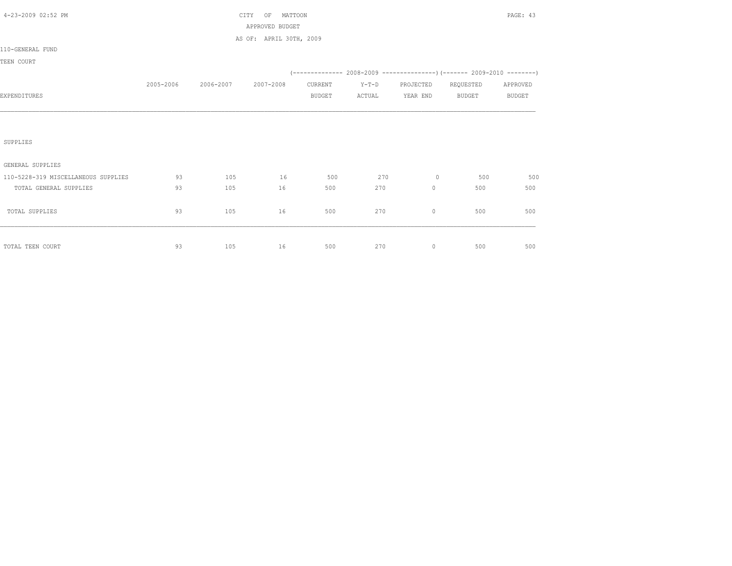CITY OF MATTOON
APPROVED BUDGET
AS OF: APRIL 30TH, 2009

110-GENERAL FUND

TEEN COURT

| EXPENDITURES | 2005-2006 | 2006-2007 | 2007-2008 | 2008-2009 CURRENT BUDGET | 2008-2009 Y-T-D ACTUAL | 2008-2009 PROJECTED YEAR END | 2009-2010 REQUESTED BUDGET | 2009-2010 APPROVED BUDGET |
|---|---|---|---|---|---|---|---|---|
| SUPPLIES | | | | | | | | |
| GENERAL SUPPLIES | | | | | | | | |
| 110-5228-319 MISCELLANEOUS SUPPLIES | 93 | 105 | 16 | 500 | 270 | 0 | 500 | 500 |
| TOTAL GENERAL SUPPLIES | 93 | 105 | 16 | 500 | 270 | 0 | 500 | 500 |
| TOTAL SUPPLIES | 93 | 105 | 16 | 500 | 270 | 0 | 500 | 500 |
| TOTAL TEEN COURT | 93 | 105 | 16 | 500 | 270 | 0 | 500 | 500 |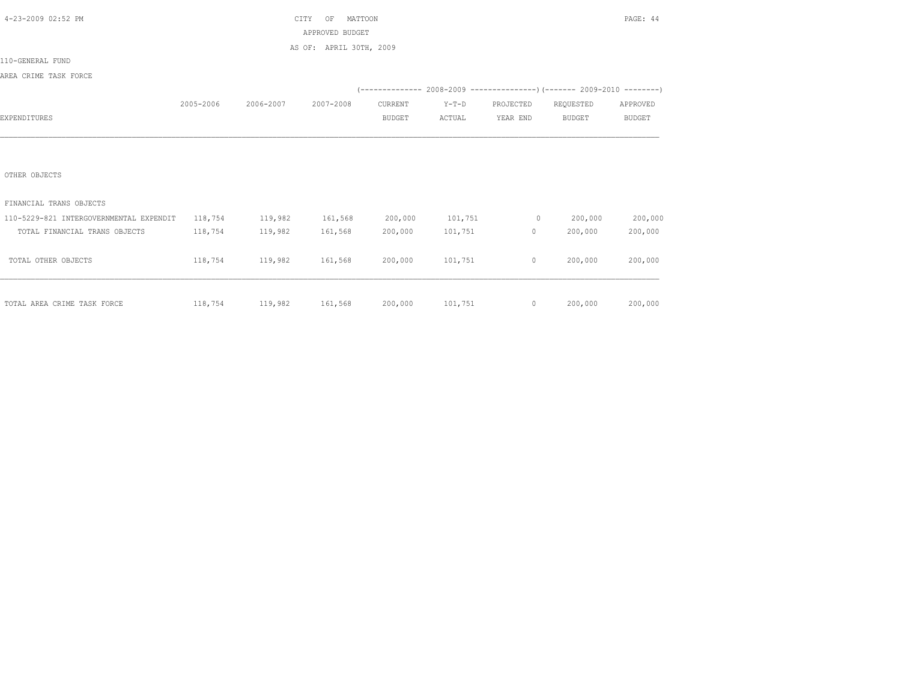CITY OF MATTOON
APPROVED BUDGET
AS OF: APRIL 30TH, 2009

110-GENERAL FUND

AREA CRIME TASK FORCE

| EXPENDITURES | 2005-2006 | 2006-2007 | 2007-2008 | 2008-2009 CURRENT BUDGET | 2008-2009 Y-T-D ACTUAL | 2008-2009 PROJECTED YEAR END | 2009-2010 REQUESTED BUDGET | 2009-2010 APPROVED BUDGET |
|---|---|---|---|---|---|---|---|---|
| OTHER OBJECTS | | | | | | | | |
| FINANCIAL TRANS OBJECTS | | | | | | | | |
| 110-5229-821 INTERGOVERNMENTAL EXPENDIT | 118,754 | 119,982 | 161,568 | 200,000 | 101,751 | 0 | 200,000 | 200,000 |
| TOTAL FINANCIAL TRANS OBJECTS | 118,754 | 119,982 | 161,568 | 200,000 | 101,751 | 0 | 200,000 | 200,000 |
| TOTAL OTHER OBJECTS | 118,754 | 119,982 | 161,568 | 200,000 | 101,751 | 0 | 200,000 | 200,000 |
| TOTAL AREA CRIME TASK FORCE | 118,754 | 119,982 | 161,568 | 200,000 | 101,751 | 0 | 200,000 | 200,000 |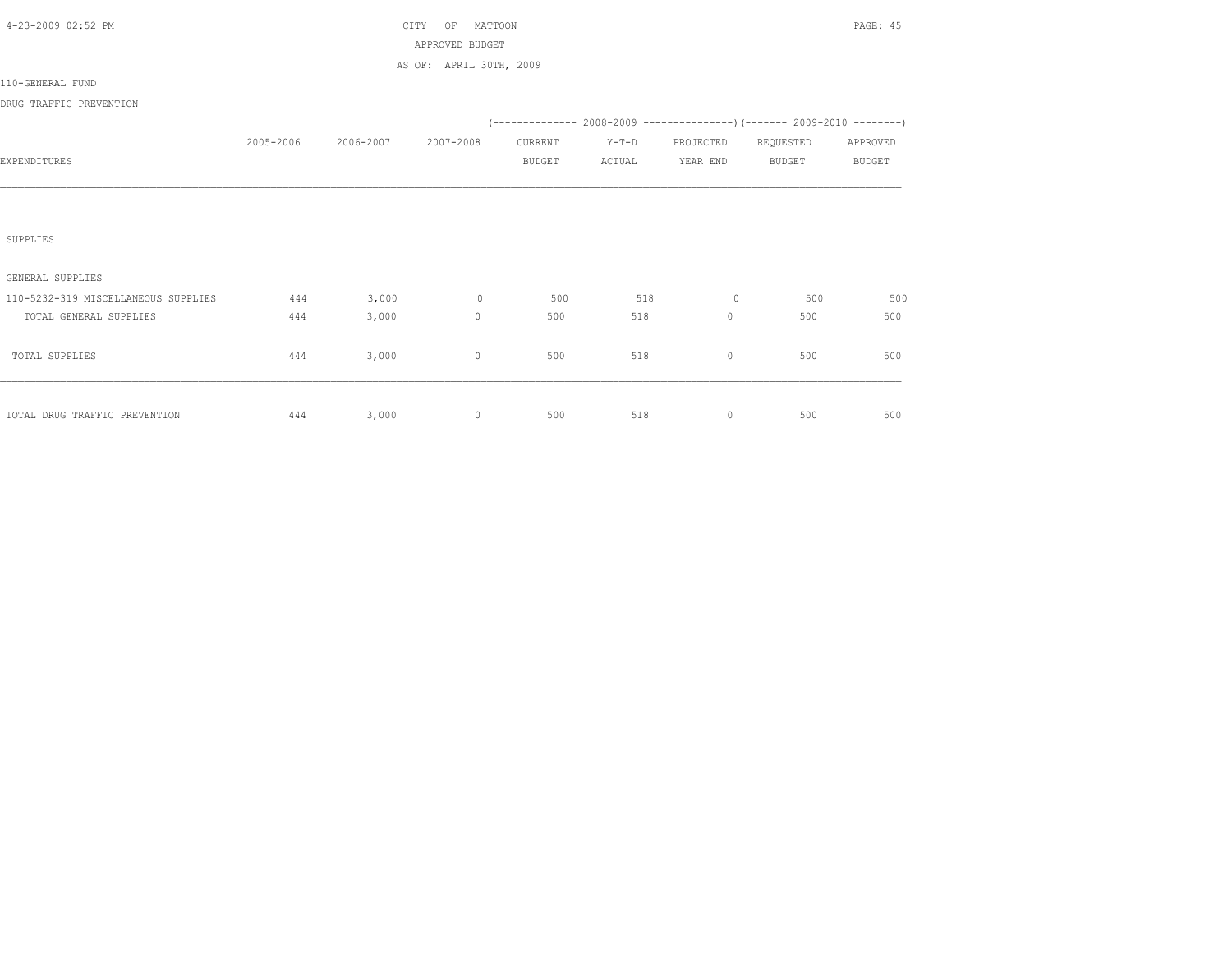CITY OF MATTOON

APPROVED BUDGET

AS OF: APRIL 30TH, 2009

110-GENERAL FUND

DRUG TRAFFIC PREVENTION

| EXPENDITURES | 2005-2006 | 2006-2007 | 2007-2008 | 2008-2009 CURRENT BUDGET | 2008-2009 Y-T-D ACTUAL | 2008-2009 PROJECTED YEAR END | 2009-2010 REQUESTED BUDGET | 2009-2010 APPROVED BUDGET |
|---|---|---|---|---|---|---|---|---|
| SUPPLIES | | | | | | | | |
| GENERAL SUPPLIES | | | | | | | | |
| 110-5232-319 MISCELLANEOUS SUPPLIES | 444 | 3,000 | 0 | 500 | 518 | 0 | 500 | 500 |
| TOTAL GENERAL SUPPLIES | 444 | 3,000 | 0 | 500 | 518 | 0 | 500 | 500 |
| TOTAL SUPPLIES | 444 | 3,000 | 0 | 500 | 518 | 0 | 500 | 500 |
| TOTAL DRUG TRAFFIC PREVENTION | 444 | 3,000 | 0 | 500 | 518 | 0 | 500 | 500 |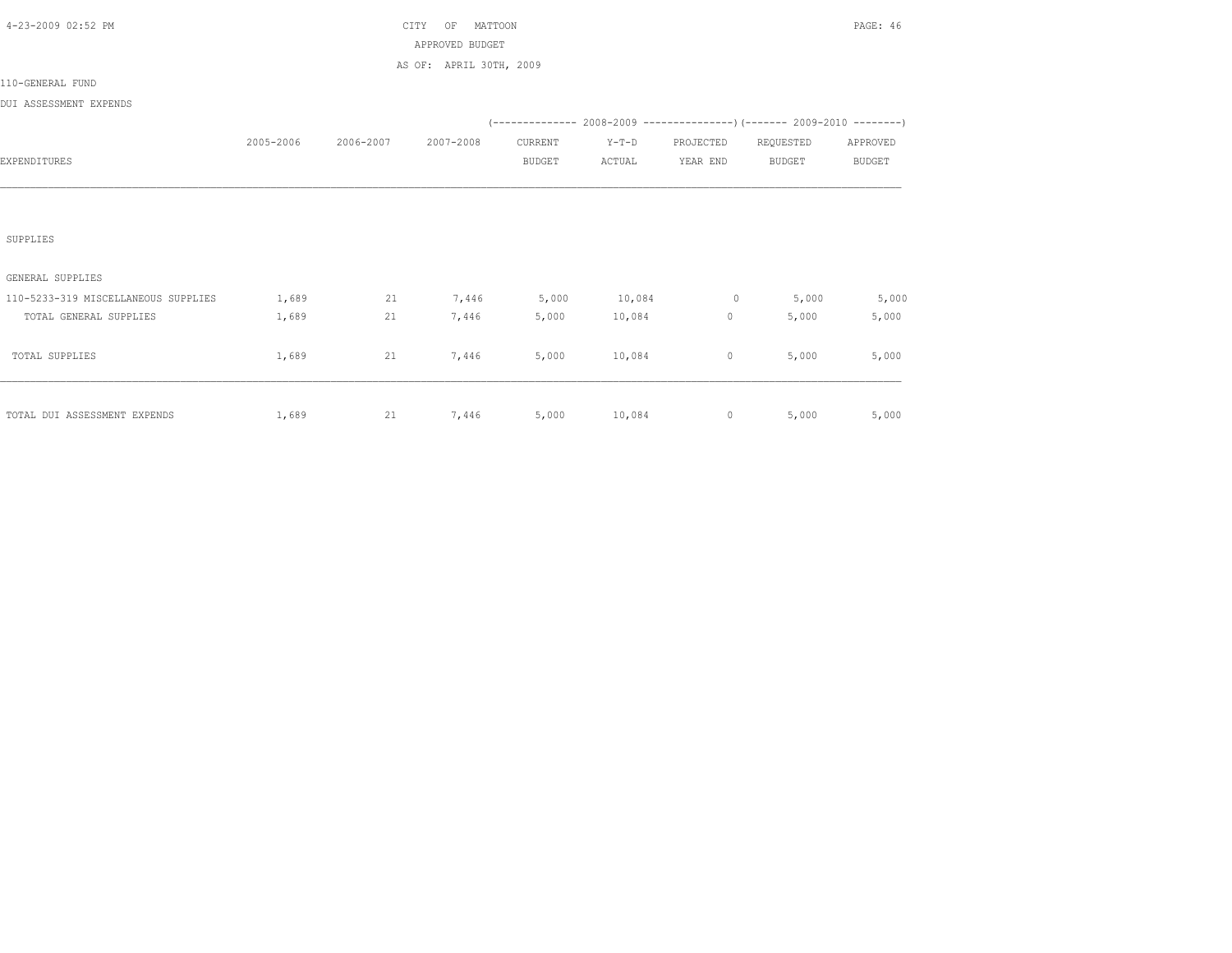CITY OF MATTOON
APPROVED BUDGET
AS OF: APRIL 30TH, 2009

110-GENERAL FUND

DUI ASSESSMENT EXPENDS

| EXPENDITURES | 2005-2006 | 2006-2007 | 2007-2008 | 2008-2009 CURRENT BUDGET | 2008-2009 Y-T-D ACTUAL | 2008-2009 PROJECTED YEAR END | 2009-2010 REQUESTED BUDGET | 2009-2010 APPROVED BUDGET |
|---|---|---|---|---|---|---|---|---|
| SUPPLIES | | | | | | | | |
| GENERAL SUPPLIES | | | | | | | | |
| 110-5233-319 MISCELLANEOUS SUPPLIES | 1,689 | 21 | 7,446 | 5,000 | 10,084 | 0 | 5,000 | 5,000 |
| TOTAL GENERAL SUPPLIES | 1,689 | 21 | 7,446 | 5,000 | 10,084 | 0 | 5,000 | 5,000 |
| TOTAL SUPPLIES | 1,689 | 21 | 7,446 | 5,000 | 10,084 | 0 | 5,000 | 5,000 |
| TOTAL DUI ASSESSMENT EXPENDS | 1,689 | 21 | 7,446 | 5,000 | 10,084 | 0 | 5,000 | 5,000 |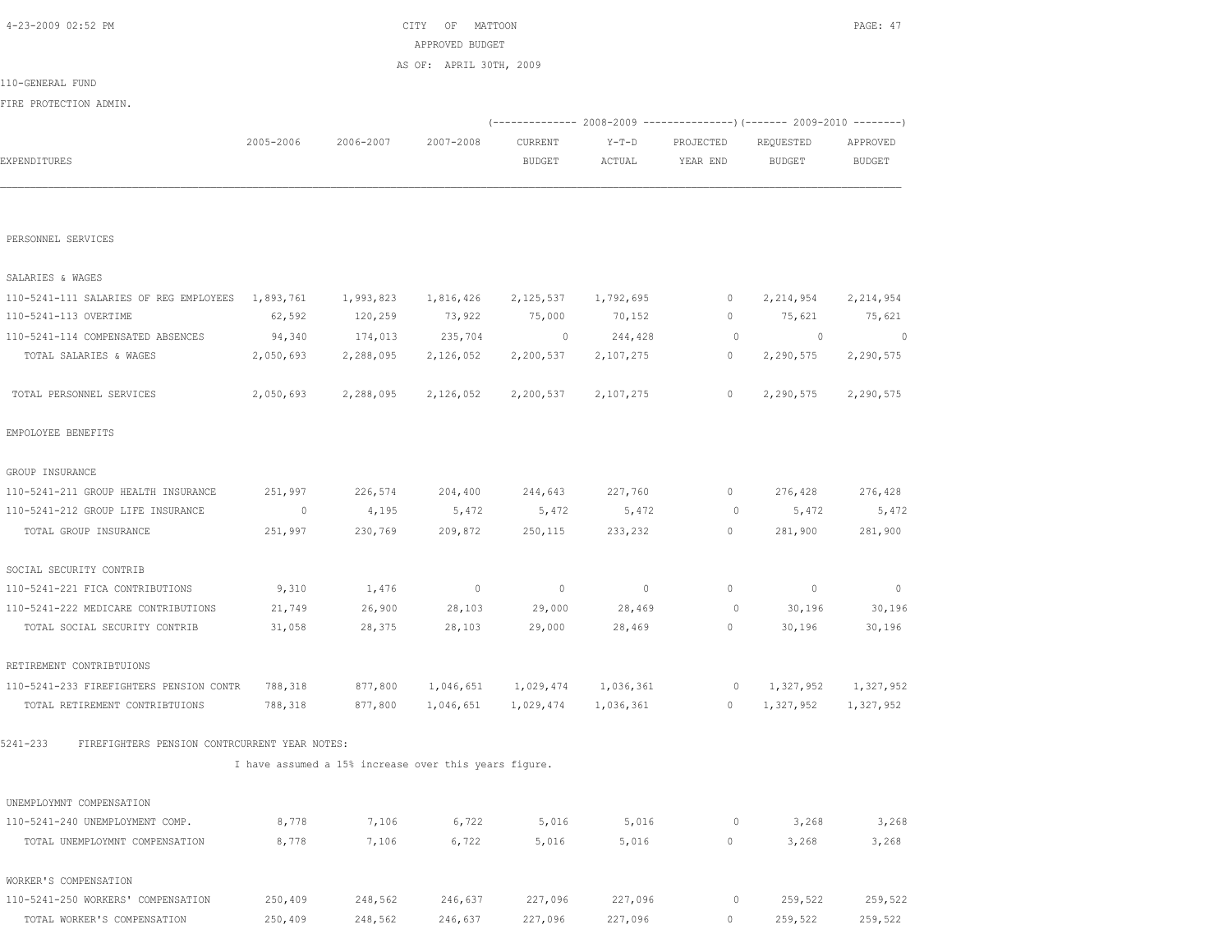CITY OF MATTOON
APPROVED BUDGET
AS OF: APRIL 30TH, 2009

110-GENERAL FUND

FIRE PROTECTION ADMIN.

| EXPENDITURES | 2005-2006 | 2006-2007 | 2007-2008 | 2008-2009 CURRENT BUDGET | 2008-2009 Y-T-D ACTUAL | 2008-2009 PROJECTED YEAR END | 2009-2010 REQUESTED BUDGET | 2009-2010 APPROVED BUDGET |
|---|---|---|---|---|---|---|---|---|
| PERSONNEL SERVICES | | | | | | | | |
| SALARIES & WAGES | | | | | | | | |
| 110-5241-111 SALARIES OF REG EMPLOYEES | 1,893,761 | 1,993,823 | 1,816,426 | 2,125,537 | 1,792,695 | 0 | 2,214,954 | 2,214,954 |
| 110-5241-113 OVERTIME | 62,592 | 120,259 | 73,922 | 75,000 | 70,152 | 0 | 75,621 | 75,621 |
| 110-5241-114 COMPENSATED ABSENCES | 94,340 | 174,013 | 235,704 | 0 | 244,428 | 0 | 0 | 0 |
| TOTAL SALARIES & WAGES | 2,050,693 | 2,288,095 | 2,126,052 | 2,200,537 | 2,107,275 | 0 | 2,290,575 | 2,290,575 |
| TOTAL PERSONNEL SERVICES | 2,050,693 | 2,288,095 | 2,126,052 | 2,200,537 | 2,107,275 | 0 | 2,290,575 | 2,290,575 |
| EMPOLOYEE BENEFITS | | | | | | | | |
| GROUP INSURANCE | | | | | | | | |
| 110-5241-211 GROUP HEALTH INSURANCE | 251,997 | 226,574 | 204,400 | 244,643 | 227,760 | 0 | 276,428 | 276,428 |
| 110-5241-212 GROUP LIFE INSURANCE | 0 | 4,195 | 5,472 | 5,472 | 5,472 | 0 | 5,472 | 5,472 |
| TOTAL GROUP INSURANCE | 251,997 | 230,769 | 209,872 | 250,115 | 233,232 | 0 | 281,900 | 281,900 |
| SOCIAL SECURITY CONTRIB | | | | | | | | |
| 110-5241-221 FICA CONTRIBUTIONS | 9,310 | 1,476 | 0 | 0 | 0 | 0 | 0 | 0 |
| 110-5241-222 MEDICARE CONTRIBUTIONS | 21,749 | 26,900 | 28,103 | 29,000 | 28,469 | 0 | 30,196 | 30,196 |
| TOTAL SOCIAL SECURITY CONTRIB | 31,058 | 28,375 | 28,103 | 29,000 | 28,469 | 0 | 30,196 | 30,196 |
| RETIREMENT CONTRIBTUIONS | | | | | | | | |
| 110-5241-233 FIREFIGHTERS PENSION CONTR | 788,318 | 877,800 | 1,046,651 | 1,029,474 | 1,036,361 | 0 | 1,327,952 | 1,327,952 |
| TOTAL RETIREMENT CONTRIBTUIONS | 788,318 | 877,800 | 1,046,651 | 1,029,474 | 1,036,361 | 0 | 1,327,952 | 1,327,952 |

5241-233 FIREFIGHTERS PENSION CONTRCURRENT YEAR NOTES:

I have assumed a 15% increase over this years figure.

| EXPENDITURES | 2005-2006 | 2006-2007 | 2007-2008 | 2008-2009 CURRENT BUDGET | 2008-2009 Y-T-D ACTUAL | 2008-2009 PROJECTED YEAR END | 2009-2010 REQUESTED BUDGET | 2009-2010 APPROVED BUDGET |
|---|---|---|---|---|---|---|---|---|
| UNEMPLOYMNT COMPENSATION | | | | | | | | |
| 110-5241-240 UNEMPLOYMENT COMP. | 8,778 | 7,106 | 6,722 | 5,016 | 5,016 | 0 | 3,268 | 3,268 |
| TOTAL UNEMPLOYMNT COMPENSATION | 8,778 | 7,106 | 6,722 | 5,016 | 5,016 | 0 | 3,268 | 3,268 |
| WORKER'S COMPENSATION | | | | | | | | |
| 110-5241-250 WORKERS' COMPENSATION | 250,409 | 248,562 | 246,637 | 227,096 | 227,096 | 0 | 259,522 | 259,522 |
| TOTAL WORKER'S COMPENSATION | 250,409 | 248,562 | 246,637 | 227,096 | 227,096 | 0 | 259,522 | 259,522 |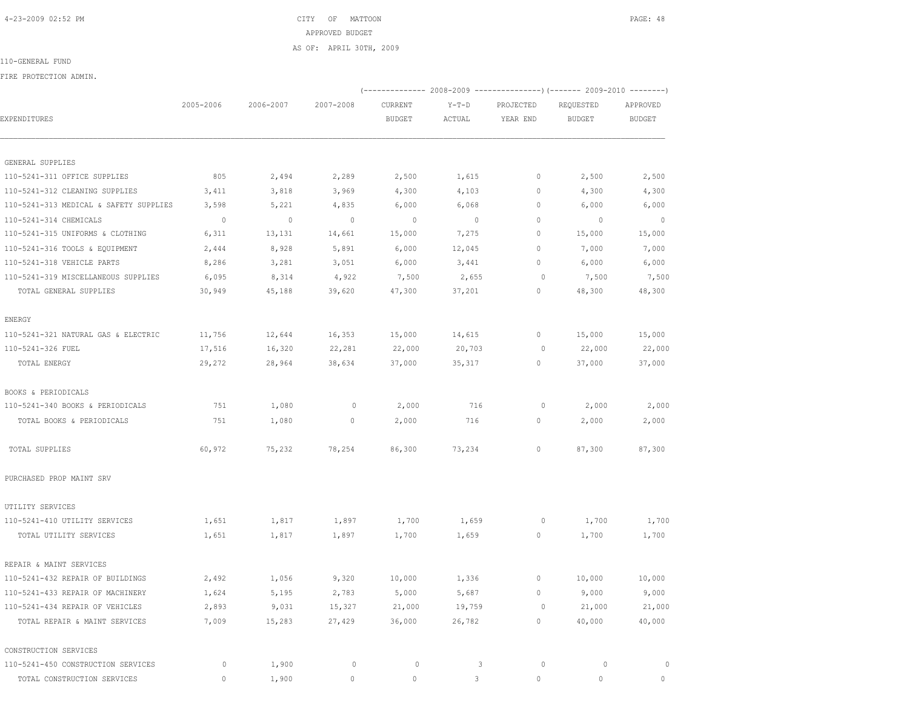CITY OF MATTOON

APPROVED BUDGET

AS OF: APRIL 30TH, 2009

110-GENERAL FUND

FIRE PROTECTION ADMIN.

| EXPENDITURES | 2005-2006 | 2006-2007 | 2007-2008 | 2008-2009 CURRENT BUDGET | 2008-2009 Y-T-D ACTUAL | 2008-2009 PROJECTED YEAR END | 2009-2010 REQUESTED BUDGET | 2009-2010 APPROVED BUDGET |
|---|---|---|---|---|---|---|---|---|
| GENERAL SUPPLIES | | | | | | | | |
| 110-5241-311 OFFICE SUPPLIES | 805 | 2,494 | 2,289 | 2,500 | 1,615 | 0 | 2,500 | 2,500 |
| 110-5241-312 CLEANING SUPPLIES | 3,411 | 3,818 | 3,969 | 4,300 | 4,103 | 0 | 4,300 | 4,300 |
| 110-5241-313 MEDICAL & SAFETY SUPPLIES | 3,598 | 5,221 | 4,835 | 6,000 | 6,068 | 0 | 6,000 | 6,000 |
| 110-5241-314 CHEMICALS | 0 | 0 | 0 | 0 | 0 | 0 | 0 | 0 |
| 110-5241-315 UNIFORMS & CLOTHING | 6,311 | 13,131 | 14,661 | 15,000 | 7,275 | 0 | 15,000 | 15,000 |
| 110-5241-316 TOOLS & EQUIPMENT | 2,444 | 8,928 | 5,891 | 6,000 | 12,045 | 0 | 7,000 | 7,000 |
| 110-5241-318 VEHICLE PARTS | 8,286 | 3,281 | 3,051 | 6,000 | 3,441 | 0 | 6,000 | 6,000 |
| 110-5241-319 MISCELLANEOUS SUPPLIES | 6,095 | 8,314 | 4,922 | 7,500 | 2,655 | 0 | 7,500 | 7,500 |
| TOTAL GENERAL SUPPLIES | 30,949 | 45,188 | 39,620 | 47,300 | 37,201 | 0 | 48,300 | 48,300 |
| ENERGY | | | | | | | | |
| 110-5241-321 NATURAL GAS & ELECTRIC | 11,756 | 12,644 | 16,353 | 15,000 | 14,615 | 0 | 15,000 | 15,000 |
| 110-5241-326 FUEL | 17,516 | 16,320 | 22,281 | 22,000 | 20,703 | 0 | 22,000 | 22,000 |
| TOTAL ENERGY | 29,272 | 28,964 | 38,634 | 37,000 | 35,317 | 0 | 37,000 | 37,000 |
| BOOKS & PERIODICALS | | | | | | | | |
| 110-5241-340 BOOKS & PERIODICALS | 751 | 1,080 | 0 | 2,000 | 716 | 0 | 2,000 | 2,000 |
| TOTAL BOOKS & PERIODICALS | 751 | 1,080 | 0 | 2,000 | 716 | 0 | 2,000 | 2,000 |
| TOTAL SUPPLIES | 60,972 | 75,232 | 78,254 | 86,300 | 73,234 | 0 | 87,300 | 87,300 |
| PURCHASED PROP MAINT SRV | | | | | | | | |
| UTILITY SERVICES | | | | | | | | |
| 110-5241-410 UTILITY SERVICES | 1,651 | 1,817 | 1,897 | 1,700 | 1,659 | 0 | 1,700 | 1,700 |
| TOTAL UTILITY SERVICES | 1,651 | 1,817 | 1,897 | 1,700 | 1,659 | 0 | 1,700 | 1,700 |
| REPAIR & MAINT SERVICES | | | | | | | | |
| 110-5241-432 REPAIR OF BUILDINGS | 2,492 | 1,056 | 9,320 | 10,000 | 1,336 | 0 | 10,000 | 10,000 |
| 110-5241-433 REPAIR OF MACHINERY | 1,624 | 5,195 | 2,783 | 5,000 | 5,687 | 0 | 9,000 | 9,000 |
| 110-5241-434 REPAIR OF VEHICLES | 2,893 | 9,031 | 15,327 | 21,000 | 19,759 | 0 | 21,000 | 21,000 |
| TOTAL REPAIR & MAINT SERVICES | 7,009 | 15,283 | 27,429 | 36,000 | 26,782 | 0 | 40,000 | 40,000 |
| CONSTRUCTION SERVICES | | | | | | | | |
| 110-5241-450 CONSTRUCTION SERVICES | 0 | 1,900 | 0 | 0 | 3 | 0 | 0 | 0 |
| TOTAL CONSTRUCTION SERVICES | 0 | 1,900 | 0 | 0 | 3 | 0 | 0 | 0 |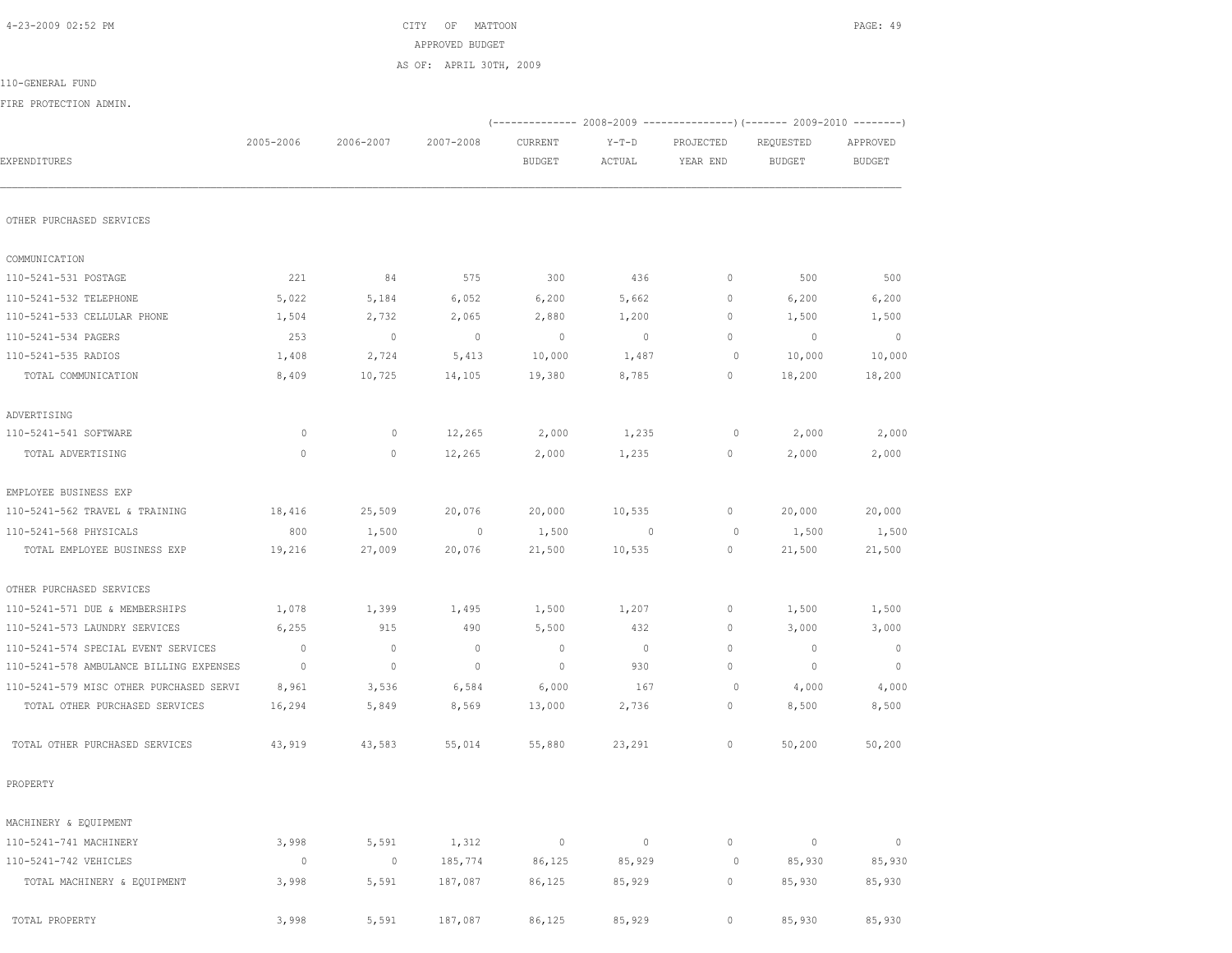CITY OF MATTOON
APPROVED BUDGET
AS OF: APRIL 30TH, 2009

110-GENERAL FUND

FIRE PROTECTION ADMIN.

| EXPENDITURES | 2005-2006 | 2006-2007 | 2007-2008 | 2008-2009 CURRENT BUDGET | 2008-2009 Y-T-D ACTUAL | 2008-2009 PROJECTED YEAR END | 2009-2010 REQUESTED BUDGET | 2009-2010 APPROVED BUDGET |
|---|---|---|---|---|---|---|---|---|
| OTHER PURCHASED SERVICES | | | | | | | | |
| COMMUNICATION | | | | | | | | |
| 110-5241-531 POSTAGE | 221 | 84 | 575 | 300 | 436 | 0 | 500 | 500 |
| 110-5241-532 TELEPHONE | 5,022 | 5,184 | 6,052 | 6,200 | 5,662 | 0 | 6,200 | 6,200 |
| 110-5241-533 CELLULAR PHONE | 1,504 | 2,732 | 2,065 | 2,880 | 1,200 | 0 | 1,500 | 1,500 |
| 110-5241-534 PAGERS | 253 | 0 | 0 | 0 | 0 | 0 | 0 | 0 |
| 110-5241-535 RADIOS | 1,408 | 2,724 | 5,413 | 10,000 | 1,487 | 0 | 10,000 | 10,000 |
| TOTAL COMMUNICATION | 8,409 | 10,725 | 14,105 | 19,380 | 8,785 | 0 | 18,200 | 18,200 |
| ADVERTISING | | | | | | | | |
| 110-5241-541 SOFTWARE | 0 | 0 | 12,265 | 2,000 | 1,235 | 0 | 2,000 | 2,000 |
| TOTAL ADVERTISING | 0 | 0 | 12,265 | 2,000 | 1,235 | 0 | 2,000 | 2,000 |
| EMPLOYEE BUSINESS EXP | | | | | | | | |
| 110-5241-562 TRAVEL & TRAINING | 18,416 | 25,509 | 20,076 | 20,000 | 10,535 | 0 | 20,000 | 20,000 |
| 110-5241-568 PHYSICALS | 800 | 1,500 | 0 | 1,500 | 0 | 0 | 1,500 | 1,500 |
| TOTAL EMPLOYEE BUSINESS EXP | 19,216 | 27,009 | 20,076 | 21,500 | 10,535 | 0 | 21,500 | 21,500 |
| OTHER PURCHASED SERVICES | | | | | | | | |
| 110-5241-571 DUE & MEMBERSHIPS | 1,078 | 1,399 | 1,495 | 1,500 | 1,207 | 0 | 1,500 | 1,500 |
| 110-5241-573 LAUNDRY SERVICES | 6,255 | 915 | 490 | 5,500 | 432 | 0 | 3,000 | 3,000 |
| 110-5241-574 SPECIAL EVENT SERVICES | 0 | 0 | 0 | 0 | 0 | 0 | 0 | 0 |
| 110-5241-578 AMBULANCE BILLING EXPENSES | 0 | 0 | 0 | 0 | 930 | 0 | 0 | 0 |
| 110-5241-579 MISC OTHER PURCHASED SERVI | 8,961 | 3,536 | 6,584 | 6,000 | 167 | 0 | 4,000 | 4,000 |
| TOTAL OTHER PURCHASED SERVICES | 16,294 | 5,849 | 8,569 | 13,000 | 2,736 | 0 | 8,500 | 8,500 |
| TOTAL OTHER PURCHASED SERVICES | 43,919 | 43,583 | 55,014 | 55,880 | 23,291 | 0 | 50,200 | 50,200 |
| PROPERTY | | | | | | | | |
| MACHINERY & EQUIPMENT | | | | | | | | |
| 110-5241-741 MACHINERY | 3,998 | 5,591 | 1,312 | 0 | 0 | 0 | 0 | 0 |
| 110-5241-742 VEHICLES | 0 | 0 | 185,774 | 86,125 | 85,929 | 0 | 85,930 | 85,930 |
| TOTAL MACHINERY & EQUIPMENT | 3,998 | 5,591 | 187,087 | 86,125 | 85,929 | 0 | 85,930 | 85,930 |
| TOTAL PROPERTY | 3,998 | 5,591 | 187,087 | 86,125 | 85,929 | 0 | 85,930 | 85,930 |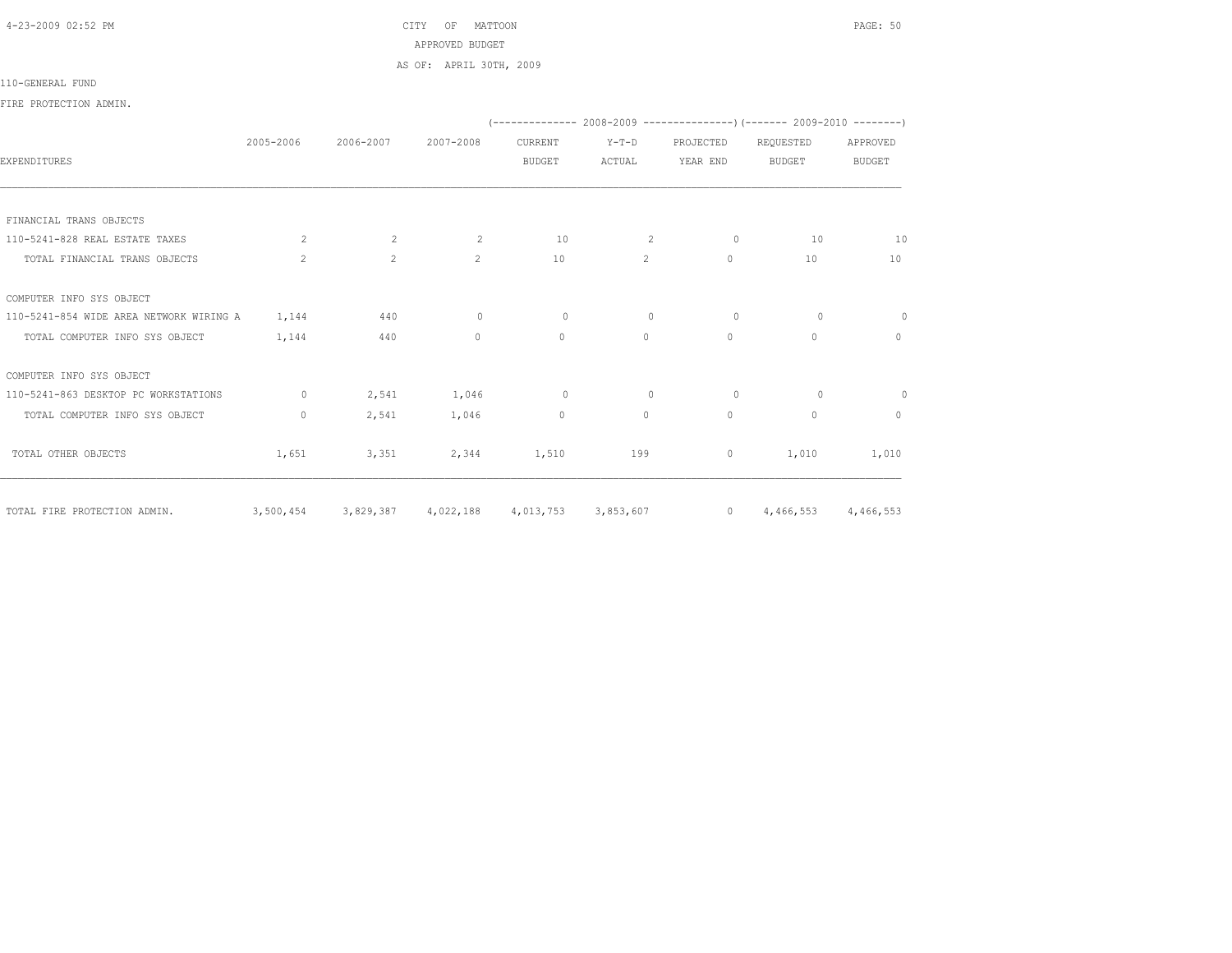CITY OF MATTOON

APPROVED BUDGET

AS OF: APRIL 30TH, 2009

110-GENERAL FUND

FIRE PROTECTION ADMIN.

| EXPENDITURES | 2005-2006 | 2006-2007 | 2007-2008 | 2008-2009 CURRENT BUDGET | 2008-2009 Y-T-D ACTUAL | 2008-2009 PROJECTED YEAR END | 2009-2010 REQUESTED BUDGET | 2009-2010 APPROVED BUDGET |
|---|---|---|---|---|---|---|---|---|
| FINANCIAL TRANS OBJECTS | | | | | | | | |
| 110-5241-828 REAL ESTATE TAXES | 2 | 2 | 2 | 10 | 2 | 0 | 10 | 10 |
| TOTAL FINANCIAL TRANS OBJECTS | 2 | 2 | 2 | 10 | 2 | 0 | 10 | 10 |
| COMPUTER INFO SYS OBJECT | | | | | | | | |
| 110-5241-854 WIDE AREA NETWORK WIRING A | 1,144 | 440 | 0 | 0 | 0 | 0 | 0 | 0 |
| TOTAL COMPUTER INFO SYS OBJECT | 1,144 | 440 | 0 | 0 | 0 | 0 | 0 | 0 |
| COMPUTER INFO SYS OBJECT | | | | | | | | |
| 110-5241-863 DESKTOP PC WORKSTATIONS | 0 | 2,541 | 1,046 | 0 | 0 | 0 | 0 | 0 |
| TOTAL COMPUTER INFO SYS OBJECT | 0 | 2,541 | 1,046 | 0 | 0 | 0 | 0 | 0 |
| TOTAL OTHER OBJECTS | 1,651 | 3,351 | 2,344 | 1,510 | 199 | 0 | 1,010 | 1,010 |
| TOTAL FIRE PROTECTION ADMIN. | 3,500,454 | 3,829,387 | 4,022,188 | 4,013,753 | 3,853,607 | 0 | 4,466,553 | 4,466,553 |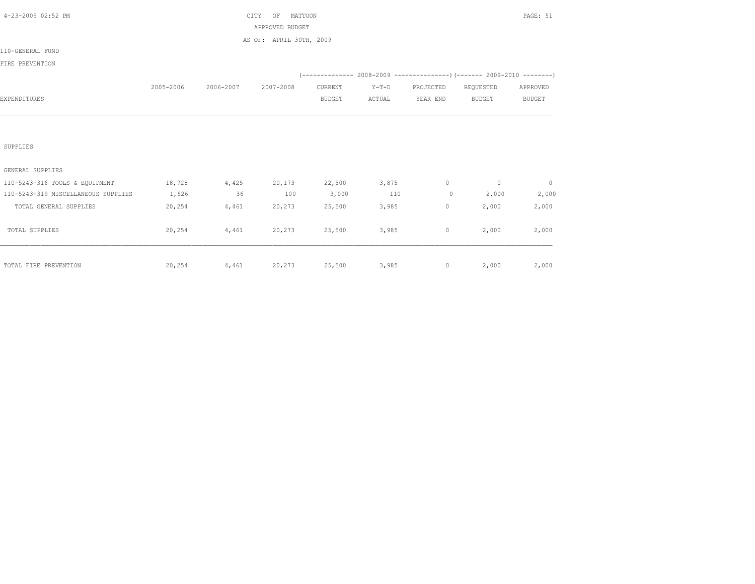CITY OF MATTOON

APPROVED BUDGET

AS OF: APRIL 30TH, 2009

110-GENERAL FUND

FIRE PREVENTION

| EXPENDITURES | 2005-2006 | 2006-2007 | 2007-2008 | 2008-2009 CURRENT BUDGET | 2008-2009 Y-T-D ACTUAL | 2008-2009 PROJECTED YEAR END | 2009-2010 REQUESTED BUDGET | 2009-2010 APPROVED BUDGET |
|---|---|---|---|---|---|---|---|---|
| SUPPLIES | | | | | | | | |
| GENERAL SUPPLIES | | | | | | | | |
| 110-5243-316 TOOLS & EQUIPMENT | 18,728 | 4,425 | 20,173 | 22,500 | 3,875 | 0 | 0 | 0 |
| 110-5243-319 MISCELLANEOUS SUPPLIES | 1,526 | 36 | 100 | 3,000 | 110 | 0 | 2,000 | 2,000 |
| TOTAL GENERAL SUPPLIES | 20,254 | 4,461 | 20,273 | 25,500 | 3,985 | 0 | 2,000 | 2,000 |
| TOTAL SUPPLIES | 20,254 | 4,461 | 20,273 | 25,500 | 3,985 | 0 | 2,000 | 2,000 |
| TOTAL FIRE PREVENTION | 20,254 | 4,461 | 20,273 | 25,500 | 3,985 | 0 | 2,000 | 2,000 |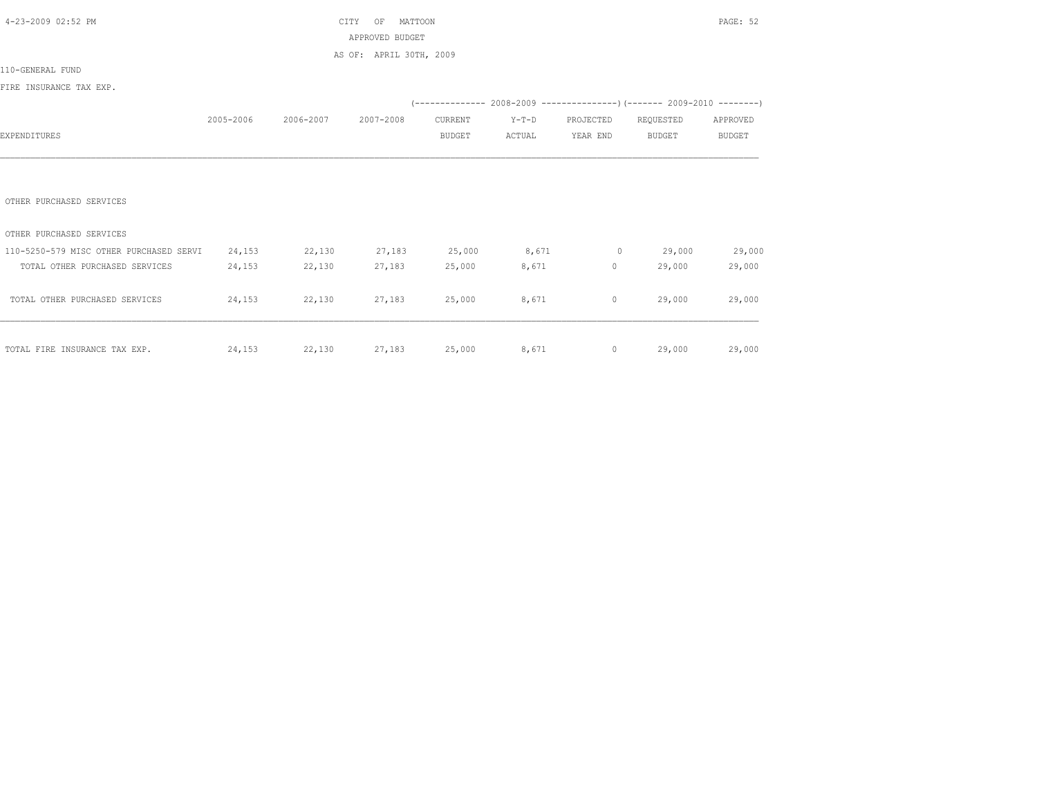CITY OF MATTOON

APPROVED BUDGET

AS OF: APRIL 30TH, 2009

110-GENERAL FUND

FIRE INSURANCE TAX EXP.

| EXPENDITURES | 2005-2006 | 2006-2007 | 2007-2008 | 2008-2009 CURRENT BUDGET | 2008-2009 Y-T-D ACTUAL | 2008-2009 PROJECTED YEAR END | 2009-2010 REQUESTED BUDGET | 2009-2010 APPROVED BUDGET |
|---|---|---|---|---|---|---|---|---|
| OTHER PURCHASED SERVICES | | | | | | | | |
| OTHER PURCHASED SERVICES | | | | | | | | |
| 110-5250-579 MISC OTHER PURCHASED SERVI | 24,153 | 22,130 | 27,183 | 25,000 | 8,671 | 0 | 29,000 | 29,000 |
| TOTAL OTHER PURCHASED SERVICES | 24,153 | 22,130 | 27,183 | 25,000 | 8,671 | 0 | 29,000 | 29,000 |
| TOTAL OTHER PURCHASED SERVICES | 24,153 | 22,130 | 27,183 | 25,000 | 8,671 | 0 | 29,000 | 29,000 |
| TOTAL FIRE INSURANCE TAX EXP. | 24,153 | 22,130 | 27,183 | 25,000 | 8,671 | 0 | 29,000 | 29,000 |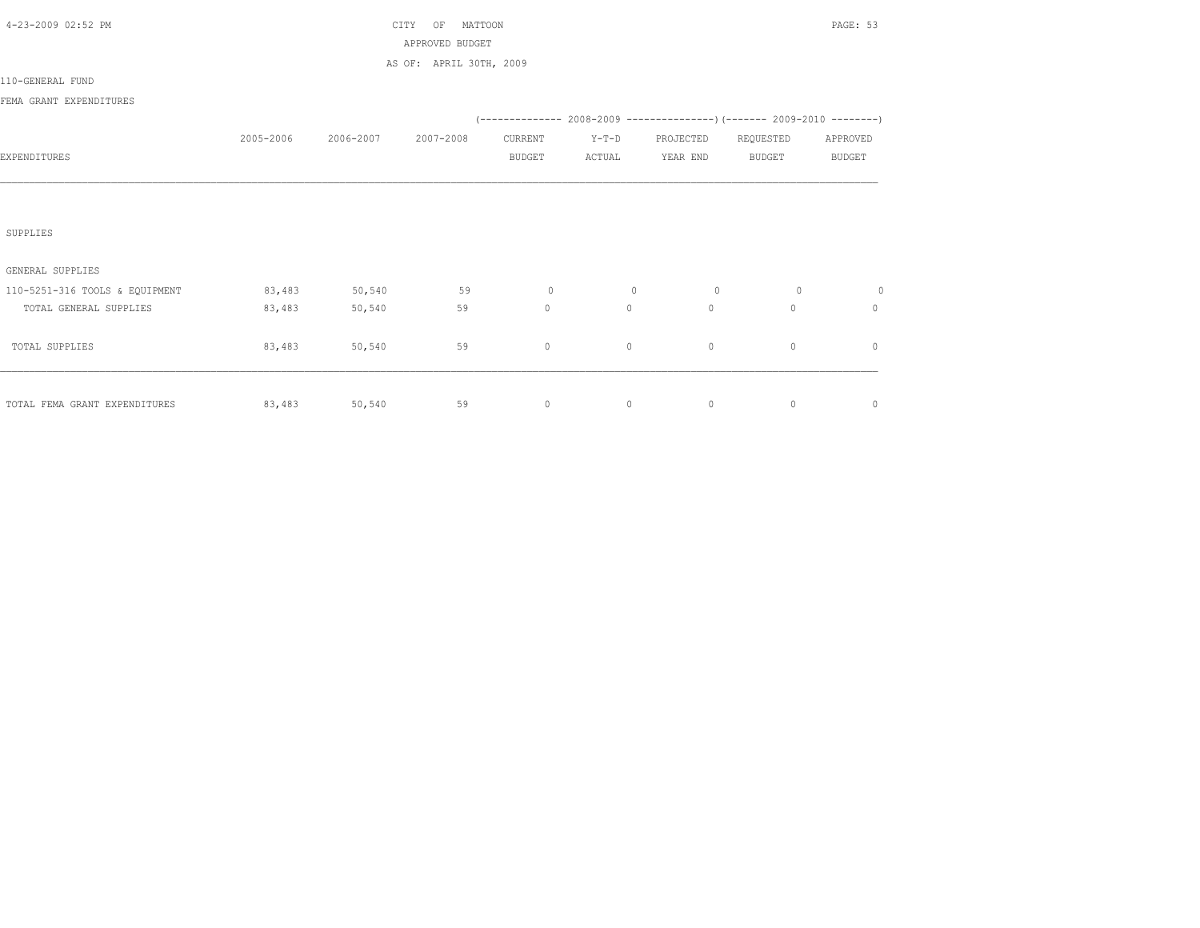CITY OF MATTOON
APPROVED BUDGET
AS OF: APRIL 30TH, 2009

110-GENERAL FUND

FEMA GRANT EXPENDITURES

| EXPENDITURES | 2005-2006 | 2006-2007 | 2007-2008 | 2008-2009 CURRENT BUDGET | 2008-2009 Y-T-D ACTUAL | 2008-2009 PROJECTED YEAR END | 2009-2010 REQUESTED BUDGET | 2009-2010 APPROVED BUDGET |
|---|---|---|---|---|---|---|---|---|
| SUPPLIES | | | | | | | | |
| GENERAL SUPPLIES | | | | | | | | |
| 110-5251-316 TOOLS & EQUIPMENT | 83,483 | 50,540 | 59 | 0 | 0 | 0 | 0 | 0 |
| TOTAL GENERAL SUPPLIES | 83,483 | 50,540 | 59 | 0 | 0 | 0 | 0 | 0 |
| TOTAL SUPPLIES | 83,483 | 50,540 | 59 | 0 | 0 | 0 | 0 | 0 |
| TOTAL FEMA GRANT EXPENDITURES | 83,483 | 50,540 | 59 | 0 | 0 | 0 | 0 | 0 |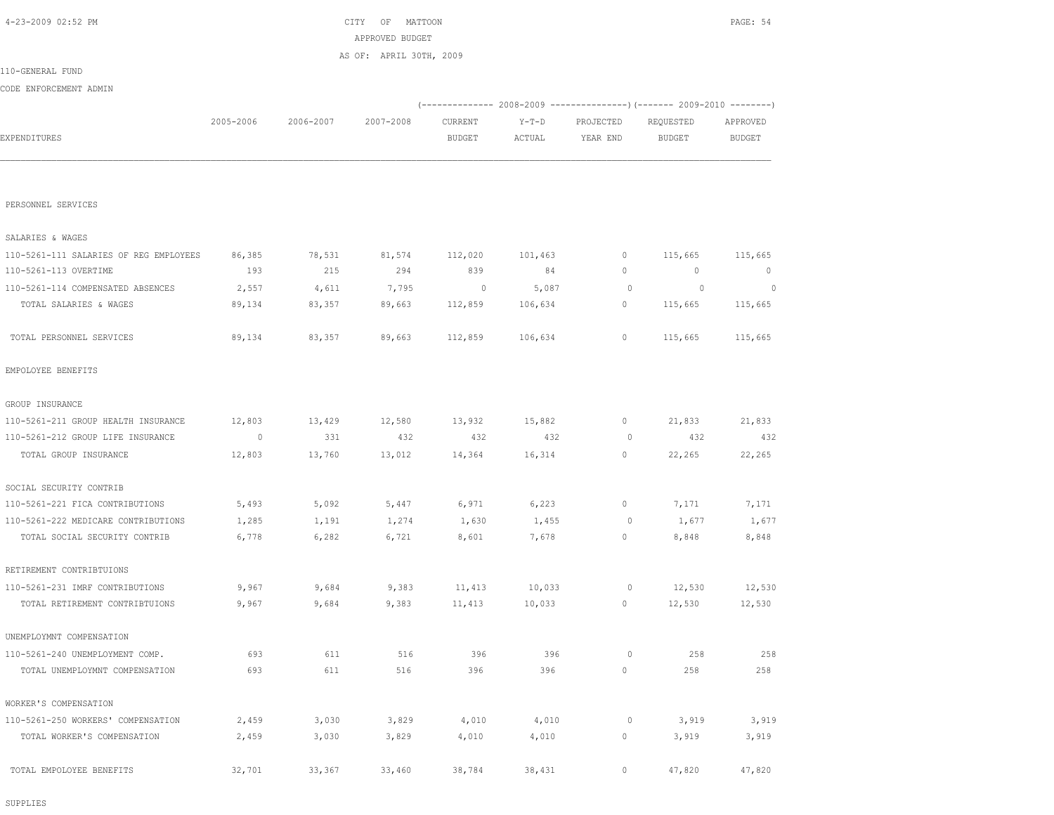CITY OF MATTOON
APPROVED BUDGET
AS OF: APRIL 30TH, 2009

110-GENERAL FUND

CODE ENFORCEMENT ADMIN

| EXPENDITURES | 2005-2006 | 2006-2007 | 2007-2008 | 2008-2009 CURRENT BUDGET | 2008-2009 Y-T-D ACTUAL | 2008-2009 PROJECTED YEAR END | 2009-2010 REQUESTED BUDGET | 2009-2010 APPROVED BUDGET |
|---|---|---|---|---|---|---|---|---|
| PERSONNEL SERVICES | | | | | | | | |
| SALARIES & WAGES | | | | | | | | |
| 110-5261-111 SALARIES OF REG EMPLOYEES | 86,385 | 78,531 | 81,574 | 112,020 | 101,463 | 0 | 115,665 | 115,665 |
| 110-5261-113 OVERTIME | 193 | 215 | 294 | 839 | 84 | 0 | 0 | 0 |
| 110-5261-114 COMPENSATED ABSENCES | 2,557 | 4,611 | 7,795 | 0 | 5,087 | 0 | 0 | 0 |
| TOTAL SALARIES & WAGES | 89,134 | 83,357 | 89,663 | 112,859 | 106,634 | 0 | 115,665 | 115,665 |
| TOTAL PERSONNEL SERVICES | 89,134 | 83,357 | 89,663 | 112,859 | 106,634 | 0 | 115,665 | 115,665 |
| EMPOLOYEE BENEFITS | | | | | | | | |
| GROUP INSURANCE | | | | | | | | |
| 110-5261-211 GROUP HEALTH INSURANCE | 12,803 | 13,429 | 12,580 | 13,932 | 15,882 | 0 | 21,833 | 21,833 |
| 110-5261-212 GROUP LIFE INSURANCE | 0 | 331 | 432 | 432 | 432 | 0 | 432 | 432 |
| TOTAL GROUP INSURANCE | 12,803 | 13,760 | 13,012 | 14,364 | 16,314 | 0 | 22,265 | 22,265 |
| SOCIAL SECURITY CONTRIB | | | | | | | | |
| 110-5261-221 FICA CONTRIBUTIONS | 5,493 | 5,092 | 5,447 | 6,971 | 6,223 | 0 | 7,171 | 7,171 |
| 110-5261-222 MEDICARE CONTRIBUTIONS | 1,285 | 1,191 | 1,274 | 1,630 | 1,455 | 0 | 1,677 | 1,677 |
| TOTAL SOCIAL SECURITY CONTRIB | 6,778 | 6,282 | 6,721 | 8,601 | 7,678 | 0 | 8,848 | 8,848 |
| RETIREMENT CONTRIBTUIONS | | | | | | | | |
| 110-5261-231 IMRF CONTRIBUTIONS | 9,967 | 9,684 | 9,383 | 11,413 | 10,033 | 0 | 12,530 | 12,530 |
| TOTAL RETIREMENT CONTRIBTUIONS | 9,967 | 9,684 | 9,383 | 11,413 | 10,033 | 0 | 12,530 | 12,530 |
| UNEMPLOYMNT COMPENSATION | | | | | | | | |
| 110-5261-240 UNEMPLOYMENT COMP. | 693 | 611 | 516 | 396 | 396 | 0 | 258 | 258 |
| TOTAL UNEMPLOYMNT COMPENSATION | 693 | 611 | 516 | 396 | 396 | 0 | 258 | 258 |
| WORKER'S COMPENSATION | | | | | | | | |
| 110-5261-250 WORKERS' COMPENSATION | 2,459 | 3,030 | 3,829 | 4,010 | 4,010 | 0 | 3,919 | 3,919 |
| TOTAL WORKER'S COMPENSATION | 2,459 | 3,030 | 3,829 | 4,010 | 4,010 | 0 | 3,919 | 3,919 |
| TOTAL EMPOLOYEE BENEFITS | 32,701 | 33,367 | 33,460 | 38,784 | 38,431 | 0 | 47,820 | 47,820 |

SUPPLIES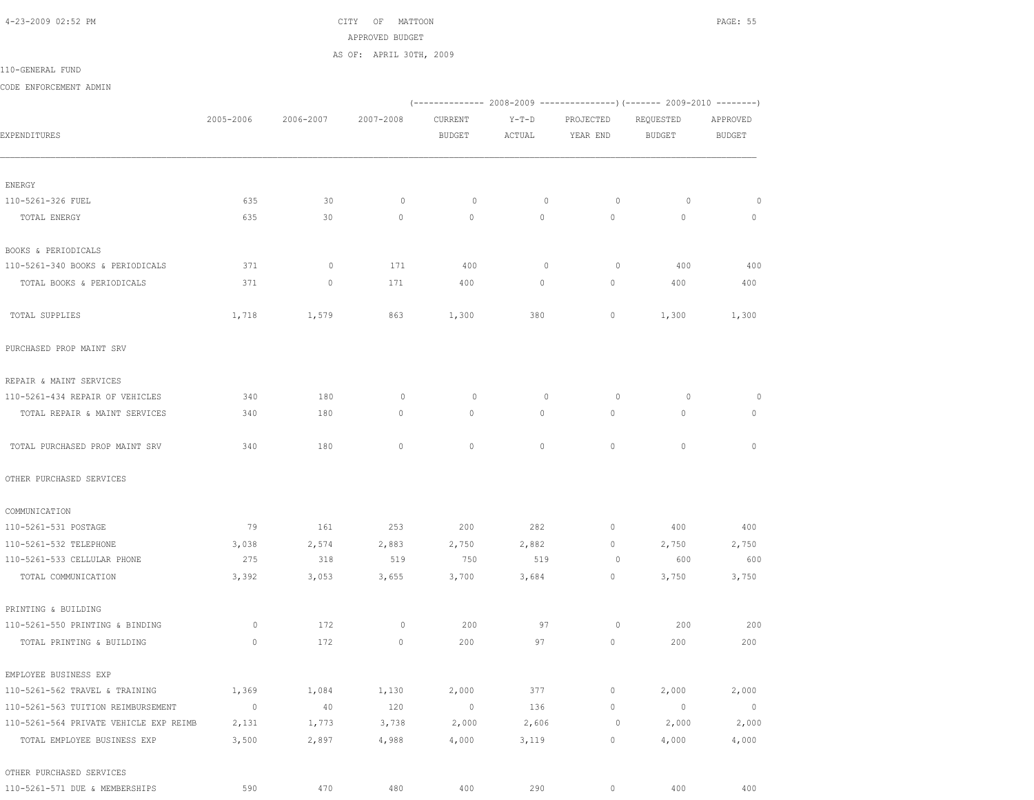CITY OF MATTOON

APPROVED BUDGET

AS OF: APRIL 30TH, 2009

110-GENERAL FUND

CODE ENFORCEMENT ADMIN

| EXPENDITURES | 2005-2006 | 2006-2007 | 2007-2008 | 2008-2009 CURRENT BUDGET | 2008-2009 Y-T-D ACTUAL | 2008-2009 PROJECTED YEAR END | 2009-2010 REQUESTED BUDGET | 2009-2010 APPROVED BUDGET |
|---|---|---|---|---|---|---|---|---|
| ENERGY | | | | | | | | |
| 110-5261-326 FUEL | 635 | 30 | 0 | 0 | 0 | 0 | 0 | 0 |
| TOTAL ENERGY | 635 | 30 | 0 | 0 | 0 | 0 | 0 | 0 |
| BOOKS & PERIODICALS | | | | | | | | |
| 110-5261-340 BOOKS & PERIODICALS | 371 | 0 | 171 | 400 | 0 | 0 | 400 | 400 |
| TOTAL BOOKS & PERIODICALS | 371 | 0 | 171 | 400 | 0 | 0 | 400 | 400 |
| TOTAL SUPPLIES | 1,718 | 1,579 | 863 | 1,300 | 380 | 0 | 1,300 | 1,300 |
| PURCHASED PROP MAINT SRV | | | | | | | | |
| REPAIR & MAINT SERVICES | | | | | | | | |
| 110-5261-434 REPAIR OF VEHICLES | 340 | 180 | 0 | 0 | 0 | 0 | 0 | 0 |
| TOTAL REPAIR & MAINT SERVICES | 340 | 180 | 0 | 0 | 0 | 0 | 0 | 0 |
| TOTAL PURCHASED PROP MAINT SRV | 340 | 180 | 0 | 0 | 0 | 0 | 0 | 0 |
| OTHER PURCHASED SERVICES | | | | | | | | |
| COMMUNICATION | | | | | | | | |
| 110-5261-531 POSTAGE | 79 | 161 | 253 | 200 | 282 | 0 | 400 | 400 |
| 110-5261-532 TELEPHONE | 3,038 | 2,574 | 2,883 | 2,750 | 2,882 | 0 | 2,750 | 2,750 |
| 110-5261-533 CELLULAR PHONE | 275 | 318 | 519 | 750 | 519 | 0 | 600 | 600 |
| TOTAL COMMUNICATION | 3,392 | 3,053 | 3,655 | 3,700 | 3,684 | 0 | 3,750 | 3,750 |
| PRINTING & BUILDING | | | | | | | | |
| 110-5261-550 PRINTING & BINDING | 0 | 172 | 0 | 200 | 97 | 0 | 200 | 200 |
| TOTAL PRINTING & BUILDING | 0 | 172 | 0 | 200 | 97 | 0 | 200 | 200 |
| EMPLOYEE BUSINESS EXP | | | | | | | | |
| 110-5261-562 TRAVEL & TRAINING | 1,369 | 1,084 | 1,130 | 2,000 | 377 | 0 | 2,000 | 2,000 |
| 110-5261-563 TUITION REIMBURSEMENT | 0 | 40 | 120 | 0 | 136 | 0 | 0 | 0 |
| 110-5261-564 PRIVATE VEHICLE EXP REIMB | 2,131 | 1,773 | 3,738 | 2,000 | 2,606 | 0 | 2,000 | 2,000 |
| TOTAL EMPLOYEE BUSINESS EXP | 3,500 | 2,897 | 4,988 | 4,000 | 3,119 | 0 | 4,000 | 4,000 |
| OTHER PURCHASED SERVICES | | | | | | | | |
| 110-5261-571 DUE & MEMBERSHIPS | 590 | 470 | 480 | 400 | 290 | 0 | 400 | 400 |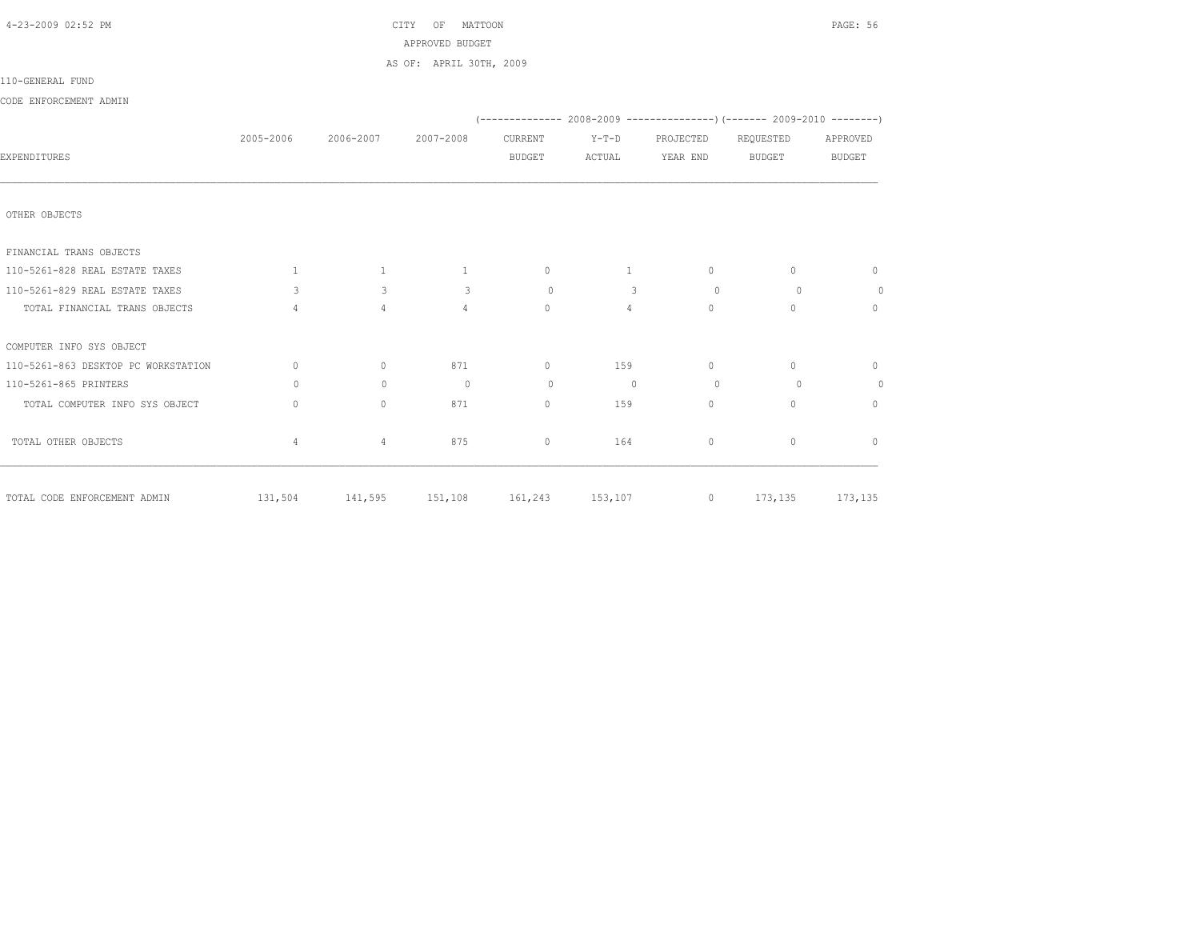CITY OF MATTOON

APPROVED BUDGET

AS OF: APRIL 30TH, 2009

110-GENERAL FUND

CODE ENFORCEMENT ADMIN

| EXPENDITURES | 2005-2006 | 2006-2007 | 2007-2008 | 2008-2009 CURRENT BUDGET | 2008-2009 Y-T-D ACTUAL | 2008-2009 PROJECTED YEAR END | 2009-2010 REQUESTED BUDGET | 2009-2010 APPROVED BUDGET |
|---|---|---|---|---|---|---|---|---|
| OTHER OBJECTS | | | | | | | | |
| FINANCIAL TRANS OBJECTS | | | | | | | | |
| 110-5261-828 REAL ESTATE TAXES | 1 | 1 | 1 | 0 | 1 | 0 | 0 | 0 |
| 110-5261-829 REAL ESTATE TAXES | 3 | 3 | 3 | 0 | 3 | 0 | 0 | 0 |
| TOTAL FINANCIAL TRANS OBJECTS | 4 | 4 | 4 | 0 | 4 | 0 | 0 | 0 |
| COMPUTER INFO SYS OBJECT | | | | | | | | |
| 110-5261-863 DESKTOP PC WORKSTATION | 0 | 0 | 871 | 0 | 159 | 0 | 0 | 0 |
| 110-5261-865 PRINTERS | 0 | 0 | 0 | 0 | 0 | 0 | 0 | 0 |
| TOTAL COMPUTER INFO SYS OBJECT | 0 | 0 | 871 | 0 | 159 | 0 | 0 | 0 |
| TOTAL OTHER OBJECTS | 4 | 4 | 875 | 0 | 164 | 0 | 0 | 0 |
| TOTAL CODE ENFORCEMENT ADMIN | 131,504 | 141,595 | 151,108 | 161,243 | 153,107 | 0 | 173,135 | 173,135 |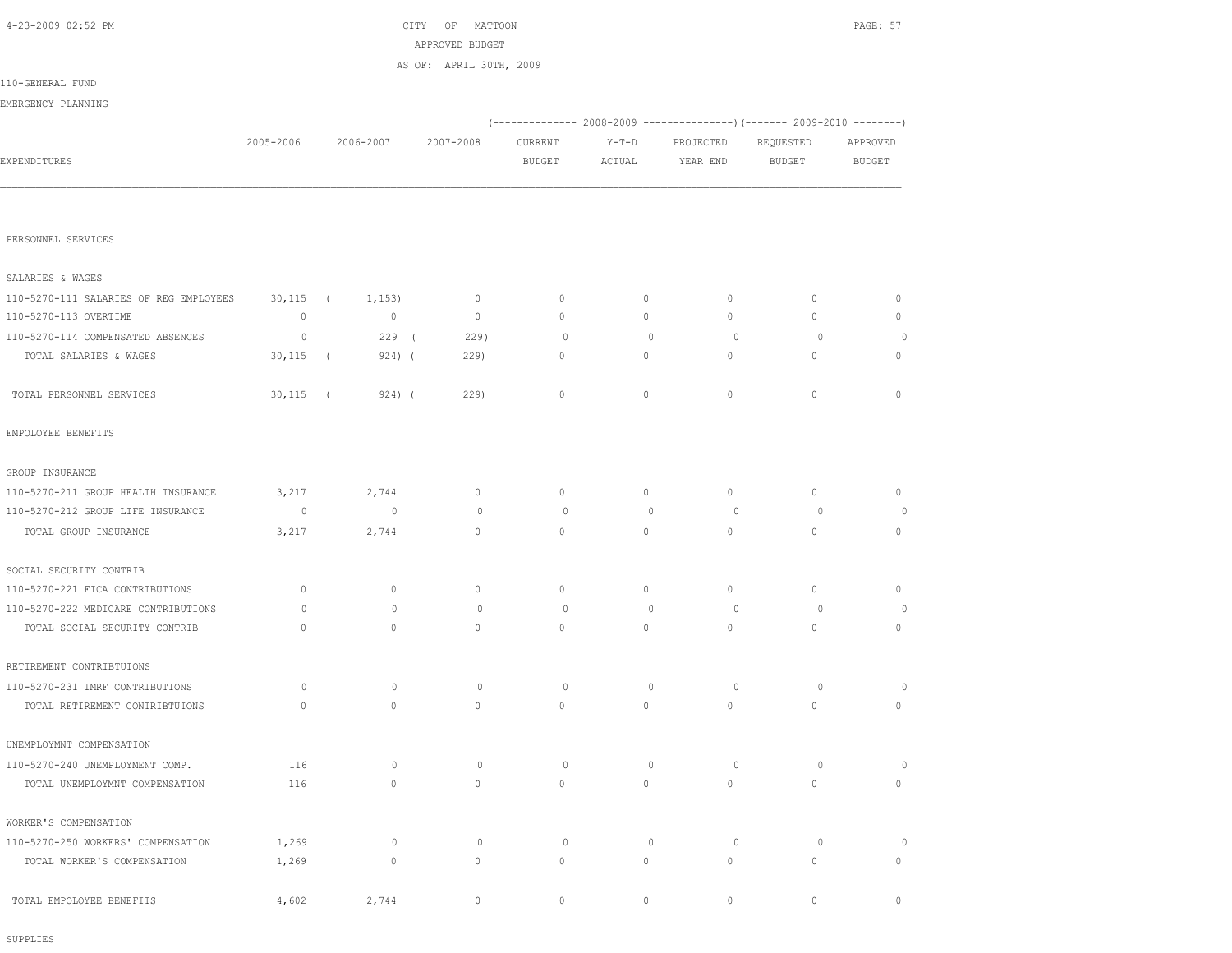CITY OF MATTOON
APPROVED BUDGET
AS OF: APRIL 30TH, 2009

110-GENERAL FUND

EMERGENCY PLANNING

| EXPENDITURES | 2005-2006 | 2006-2007 | 2007-2008 | 2008-2009 CURRENT BUDGET | 2008-2009 Y-T-D ACTUAL | 2008-2009 PROJECTED YEAR END | 2009-2010 REQUESTED BUDGET | 2009-2010 APPROVED BUDGET |
|---|---|---|---|---|---|---|---|---|
| PERSONNEL SERVICES | | | | | | | | |
| SALARIES & WAGES | | | | | | | | |
| 110-5270-111 SALARIES OF REG EMPLOYEES | 30,115 | ( 1,153) | 0 | 0 | 0 | 0 | 0 | 0 |
| 110-5270-113 OVERTIME | 0 | 0 | 0 | 0 | 0 | 0 | 0 | 0 |
| 110-5270-114 COMPENSATED ABSENCES | 0 | 229 | ( 229) | 0 | 0 | 0 | 0 | 0 |
| TOTAL SALARIES & WAGES | 30,115 | ( 924) | ( 229) | 0 | 0 | 0 | 0 | 0 |
| TOTAL PERSONNEL SERVICES | 30,115 | ( 924) | ( 229) | 0 | 0 | 0 | 0 | 0 |
| EMPOLOYEE BENEFITS | | | | | | | | |
| GROUP INSURANCE | | | | | | | | |
| 110-5270-211 GROUP HEALTH INSURANCE | 3,217 | 2,744 | 0 | 0 | 0 | 0 | 0 | 0 |
| 110-5270-212 GROUP LIFE INSURANCE | 0 | 0 | 0 | 0 | 0 | 0 | 0 | 0 |
| TOTAL GROUP INSURANCE | 3,217 | 2,744 | 0 | 0 | 0 | 0 | 0 | 0 |
| SOCIAL SECURITY CONTRIB | | | | | | | | |
| 110-5270-221 FICA CONTRIBUTIONS | 0 | 0 | 0 | 0 | 0 | 0 | 0 | 0 |
| 110-5270-222 MEDICARE CONTRIBUTIONS | 0 | 0 | 0 | 0 | 0 | 0 | 0 | 0 |
| TOTAL SOCIAL SECURITY CONTRIB | 0 | 0 | 0 | 0 | 0 | 0 | 0 | 0 |
| RETIREMENT CONTRIBTUIONS | | | | | | | | |
| 110-5270-231 IMRF CONTRIBUTIONS | 0 | 0 | 0 | 0 | 0 | 0 | 0 | 0 |
| TOTAL RETIREMENT CONTRIBTUIONS | 0 | 0 | 0 | 0 | 0 | 0 | 0 | 0 |
| UNEMPLOYMNT COMPENSATION | | | | | | | | |
| 110-5270-240 UNEMPLOYMENT COMP. | 116 | 0 | 0 | 0 | 0 | 0 | 0 | 0 |
| TOTAL UNEMPLOYMNT COMPENSATION | 116 | 0 | 0 | 0 | 0 | 0 | 0 | 0 |
| WORKER'S COMPENSATION | | | | | | | | |
| 110-5270-250 WORKERS' COMPENSATION | 1,269 | 0 | 0 | 0 | 0 | 0 | 0 | 0 |
| TOTAL WORKER'S COMPENSATION | 1,269 | 0 | 0 | 0 | 0 | 0 | 0 | 0 |
| TOTAL EMPOLOYEE BENEFITS | 4,602 | 2,744 | 0 | 0 | 0 | 0 | 0 | 0 |
| SUPPLIES | | | | | | | | |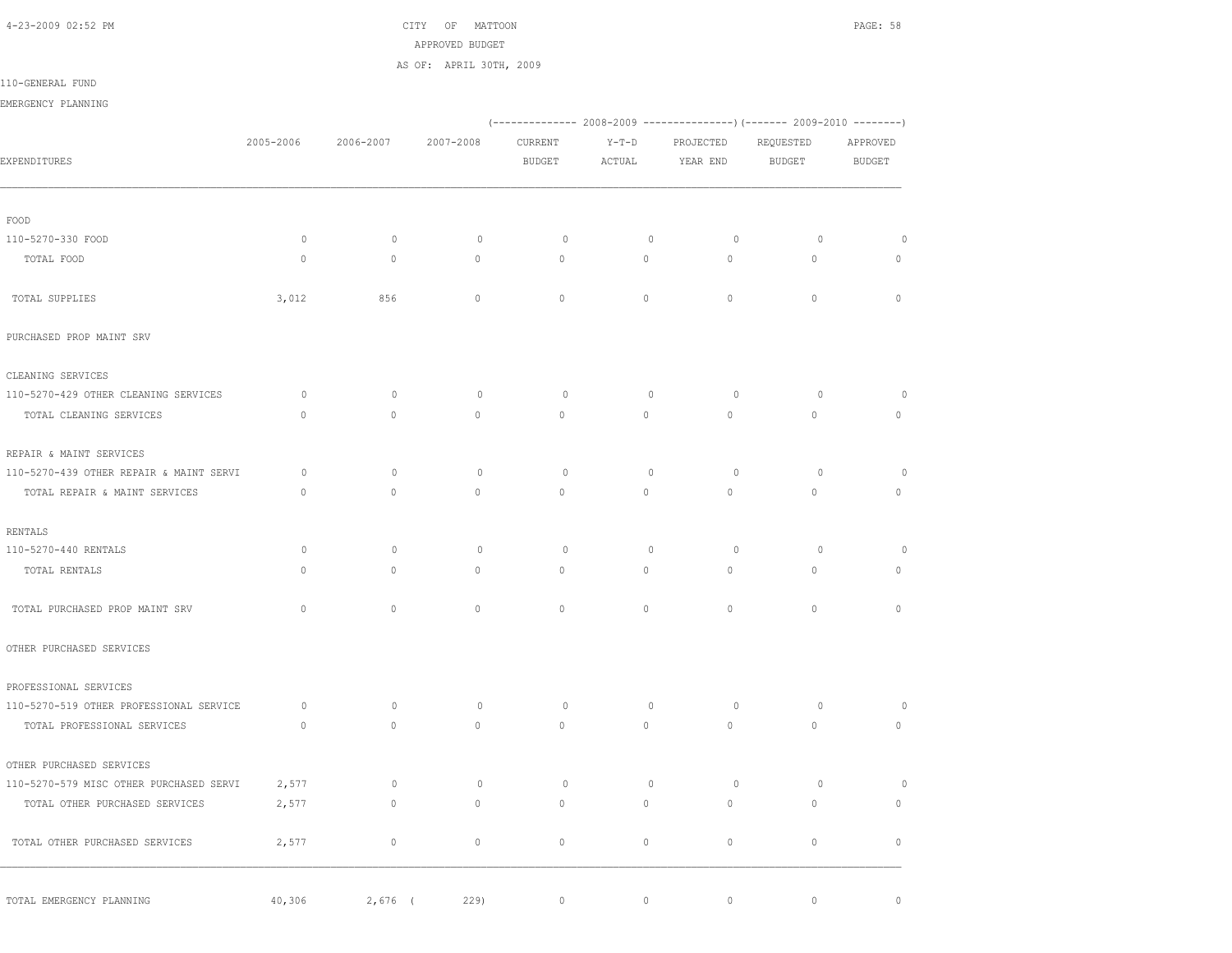CITY OF MATTOON
APPROVED BUDGET
AS OF: APRIL 30TH, 2009

110-GENERAL FUND

EMERGENCY PLANNING

| EXPENDITURES | 2005-2006 | 2006-2007 | 2007-2008 | 2008-2009 CURRENT BUDGET | 2008-2009 Y-T-D ACTUAL | 2008-2009 PROJECTED YEAR END | 2009-2010 REQUESTED BUDGET | 2009-2010 APPROVED BUDGET |
|---|---|---|---|---|---|---|---|---|
| FOOD | | | | | | | | |
| 110-5270-330 FOOD | 0 | 0 | 0 | 0 | 0 | 0 | 0 | 0 |
| TOTAL FOOD | 0 | 0 | 0 | 0 | 0 | 0 | 0 | 0 |
| TOTAL SUPPLIES | 3,012 | 856 | 0 | 0 | 0 | 0 | 0 | 0 |
| PURCHASED PROP MAINT SRV | | | | | | | | |
| CLEANING SERVICES | | | | | | | | |
| 110-5270-429 OTHER CLEANING SERVICES | 0 | 0 | 0 | 0 | 0 | 0 | 0 | 0 |
| TOTAL CLEANING SERVICES | 0 | 0 | 0 | 0 | 0 | 0 | 0 | 0 |
| REPAIR & MAINT SERVICES | | | | | | | | |
| 110-5270-439 OTHER REPAIR & MAINT SERVI | 0 | 0 | 0 | 0 | 0 | 0 | 0 | 0 |
| TOTAL REPAIR & MAINT SERVICES | 0 | 0 | 0 | 0 | 0 | 0 | 0 | 0 |
| RENTALS | | | | | | | | |
| 110-5270-440 RENTALS | 0 | 0 | 0 | 0 | 0 | 0 | 0 | 0 |
| TOTAL RENTALS | 0 | 0 | 0 | 0 | 0 | 0 | 0 | 0 |
| TOTAL PURCHASED PROP MAINT SRV | 0 | 0 | 0 | 0 | 0 | 0 | 0 | 0 |
| OTHER PURCHASED SERVICES | | | | | | | | |
| PROFESSIONAL SERVICES | | | | | | | | |
| 110-5270-519 OTHER PROFESSIONAL SERVICE | 0 | 0 | 0 | 0 | 0 | 0 | 0 | 0 |
| TOTAL PROFESSIONAL SERVICES | 0 | 0 | 0 | 0 | 0 | 0 | 0 | 0 |
| OTHER PURCHASED SERVICES | | | | | | | | |
| 110-5270-579 MISC OTHER PURCHASED SERVI | 2,577 | 0 | 0 | 0 | 0 | 0 | 0 | 0 |
| TOTAL OTHER PURCHASED SERVICES | 2,577 | 0 | 0 | 0 | 0 | 0 | 0 | 0 |
| TOTAL OTHER PURCHASED SERVICES | 2,577 | 0 | 0 | 0 | 0 | 0 | 0 | 0 |
| TOTAL EMERGENCY PLANNING | 40,306 | 2,676 | ( 229) | 0 | 0 | 0 | 0 | 0 |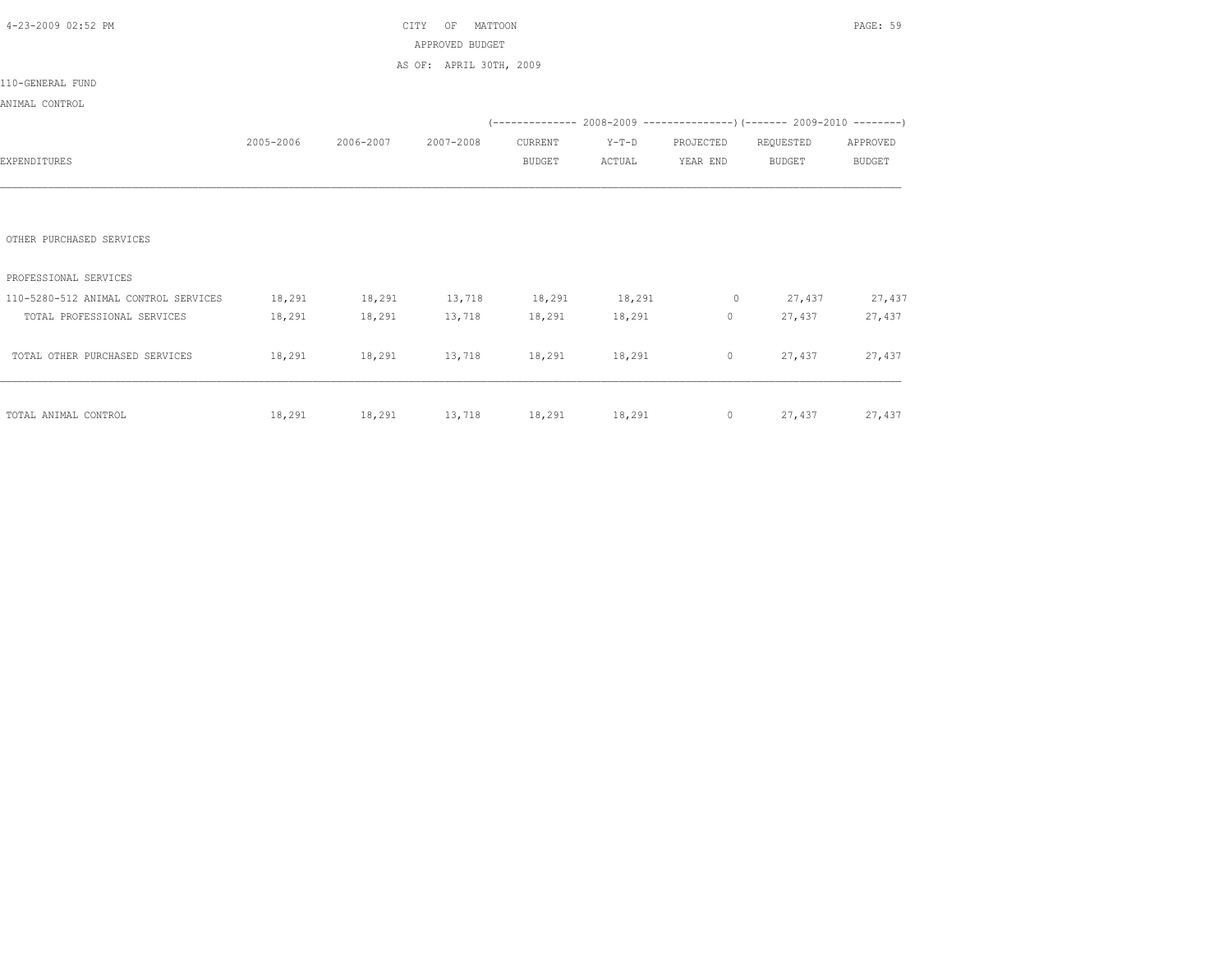CITY OF MATTOON

APPROVED BUDGET

AS OF: APRIL 30TH, 2009

110-GENERAL FUND

ANIMAL CONTROL

| EXPENDITURES | 2005-2006 | 2006-2007 | 2007-2008 | 2008-2009 CURRENT BUDGET | 2008-2009 Y-T-D ACTUAL | 2008-2009 PROJECTED YEAR END | 2009-2010 REQUESTED BUDGET | 2009-2010 APPROVED BUDGET |
|---|---|---|---|---|---|---|---|---|
| OTHER PURCHASED SERVICES | | | | | | | | |
| PROFESSIONAL SERVICES | | | | | | | | |
| 110-5280-512 ANIMAL CONTROL SERVICES | 18,291 | 18,291 | 13,718 | 18,291 | 18,291 | 0 | 27,437 | 27,437 |
| TOTAL PROFESSIONAL SERVICES | 18,291 | 18,291 | 13,718 | 18,291 | 18,291 | 0 | 27,437 | 27,437 |
| TOTAL OTHER PURCHASED SERVICES | 18,291 | 18,291 | 13,718 | 18,291 | 18,291 | 0 | 27,437 | 27,437 |
| TOTAL ANIMAL CONTROL | 18,291 | 18,291 | 13,718 | 18,291 | 18,291 | 0 | 27,437 | 27,437 |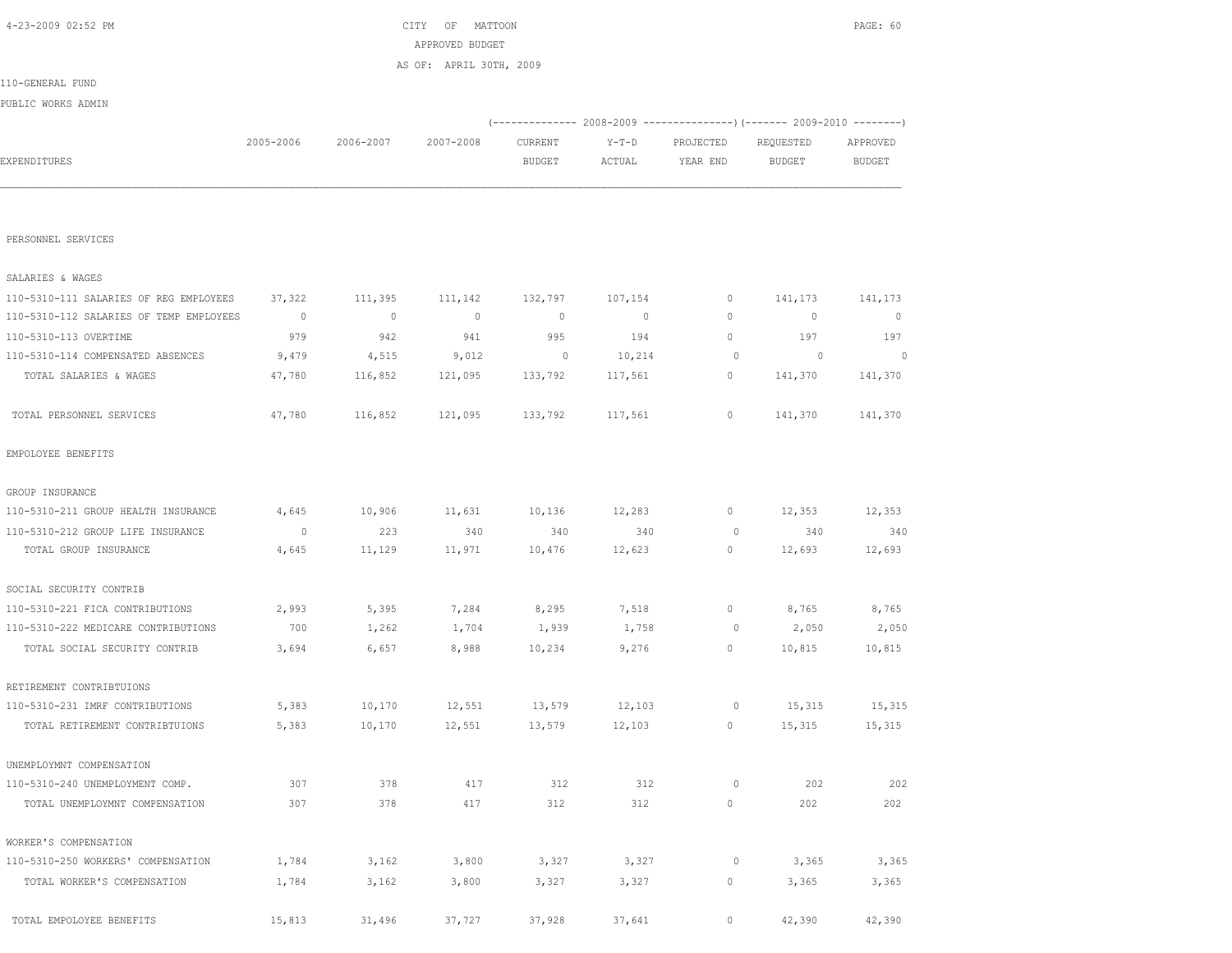CITY OF MATTOON
APPROVED BUDGET
AS OF: APRIL 30TH, 2009

110-GENERAL FUND

PUBLIC WORKS ADMIN

| EXPENDITURES | 2005-2006 | 2006-2007 | 2007-2008 | 2008-2009 CURRENT BUDGET | 2008-2009 Y-T-D ACTUAL | 2008-2009 PROJECTED YEAR END | 2009-2010 REQUESTED BUDGET | 2009-2010 APPROVED BUDGET |
|---|---|---|---|---|---|---|---|---|
| PERSONNEL SERVICES | | | | | | | | |
| SALARIES & WAGES | | | | | | | | |
| 110-5310-111 SALARIES OF REG EMPLOYEES | 37,322 | 111,395 | 111,142 | 132,797 | 107,154 | 0 | 141,173 | 141,173 |
| 110-5310-112 SALARIES OF TEMP EMPLOYEES | 0 | 0 | 0 | 0 | 0 | 0 | 0 | 0 |
| 110-5310-113 OVERTIME | 979 | 942 | 941 | 995 | 194 | 0 | 197 | 197 |
| 110-5310-114 COMPENSATED ABSENCES | 9,479 | 4,515 | 9,012 | 0 | 10,214 | 0 | 0 | 0 |
| TOTAL SALARIES & WAGES | 47,780 | 116,852 | 121,095 | 133,792 | 117,561 | 0 | 141,370 | 141,370 |
| TOTAL PERSONNEL SERVICES | 47,780 | 116,852 | 121,095 | 133,792 | 117,561 | 0 | 141,370 | 141,370 |
| EMPOLOYEE BENEFITS | | | | | | | | |
| GROUP INSURANCE | | | | | | | | |
| 110-5310-211 GROUP HEALTH INSURANCE | 4,645 | 10,906 | 11,631 | 10,136 | 12,283 | 0 | 12,353 | 12,353 |
| 110-5310-212 GROUP LIFE INSURANCE | 0 | 223 | 340 | 340 | 340 | 0 | 340 | 340 |
| TOTAL GROUP INSURANCE | 4,645 | 11,129 | 11,971 | 10,476 | 12,623 | 0 | 12,693 | 12,693 |
| SOCIAL SECURITY CONTRIB | | | | | | | | |
| 110-5310-221 FICA CONTRIBUTIONS | 2,993 | 5,395 | 7,284 | 8,295 | 7,518 | 0 | 8,765 | 8,765 |
| 110-5310-222 MEDICARE CONTRIBUTIONS | 700 | 1,262 | 1,704 | 1,939 | 1,758 | 0 | 2,050 | 2,050 |
| TOTAL SOCIAL SECURITY CONTRIB | 3,694 | 6,657 | 8,988 | 10,234 | 9,276 | 0 | 10,815 | 10,815 |
| RETIREMENT CONTRIBTUIONS | | | | | | | | |
| 110-5310-231 IMRF CONTRIBUTIONS | 5,383 | 10,170 | 12,551 | 13,579 | 12,103 | 0 | 15,315 | 15,315 |
| TOTAL RETIREMENT CONTRIBTUIONS | 5,383 | 10,170 | 12,551 | 13,579 | 12,103 | 0 | 15,315 | 15,315 |
| UNEMPLOYMNT COMPENSATION | | | | | | | | |
| 110-5310-240 UNEMPLOYMENT COMP. | 307 | 378 | 417 | 312 | 312 | 0 | 202 | 202 |
| TOTAL UNEMPLOYMNT COMPENSATION | 307 | 378 | 417 | 312 | 312 | 0 | 202 | 202 |
| WORKER'S COMPENSATION | | | | | | | | |
| 110-5310-250 WORKERS' COMPENSATION | 1,784 | 3,162 | 3,800 | 3,327 | 3,327 | 0 | 3,365 | 3,365 |
| TOTAL WORKER'S COMPENSATION | 1,784 | 3,162 | 3,800 | 3,327 | 3,327 | 0 | 3,365 | 3,365 |
| TOTAL EMPOLOYEE BENEFITS | 15,813 | 31,496 | 37,727 | 37,928 | 37,641 | 0 | 42,390 | 42,390 |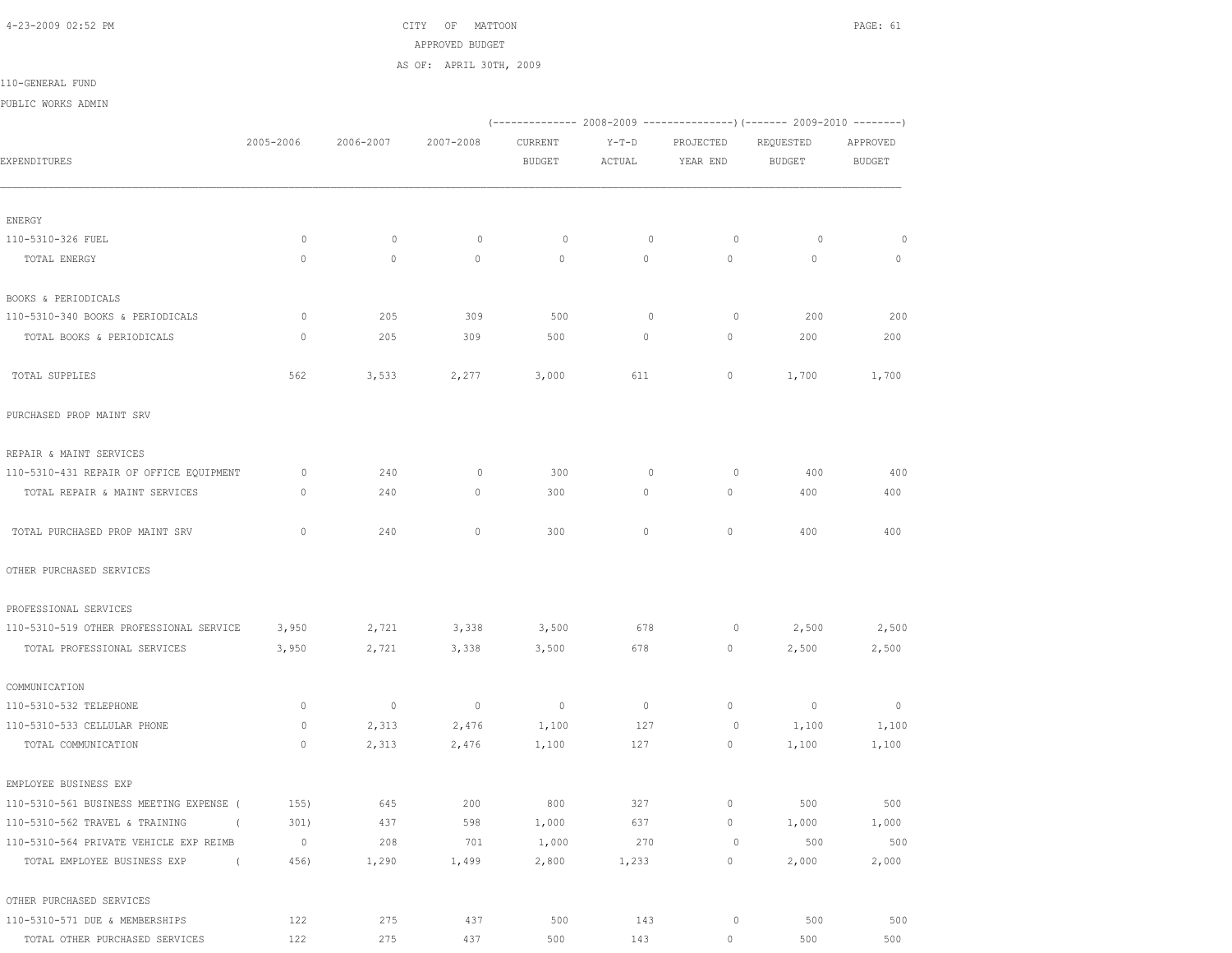CITY OF MATTOON

APPROVED BUDGET

AS OF: APRIL 30TH, 2009

110-GENERAL FUND

PUBLIC WORKS ADMIN

| EXPENDITURES | 2005-2006 | 2006-2007 | 2007-2008 | (------ 2008-2009 CURRENT BUDGET | Y-T-D ACTUAL | PROJECTED YEAR END ------) | (------ 2009-2010 REQUESTED BUDGET | APPROVED BUDGET ------) |
|---|---|---|---|---|---|---|---|---|
| ENERGY | | | | | | | | |
| 110-5310-326 FUEL | 0 | 0 | 0 | 0 | 0 | 0 | 0 | 0 |
| TOTAL ENERGY | 0 | 0 | 0 | 0 | 0 | 0 | 0 | 0 |
| BOOKS & PERIODICALS | | | | | | | | |
| 110-5310-340 BOOKS & PERIODICALS | 0 | 205 | 309 | 500 | 0 | 0 | 200 | 200 |
| TOTAL BOOKS & PERIODICALS | 0 | 205 | 309 | 500 | 0 | 0 | 200 | 200 |
| TOTAL SUPPLIES | 562 | 3,533 | 2,277 | 3,000 | 611 | 0 | 1,700 | 1,700 |
| PURCHASED PROP MAINT SRV | | | | | | | | |
| REPAIR & MAINT SERVICES | | | | | | | | |
| 110-5310-431 REPAIR OF OFFICE EQUIPMENT | 0 | 240 | 0 | 300 | 0 | 0 | 400 | 400 |
| TOTAL REPAIR & MAINT SERVICES | 0 | 240 | 0 | 300 | 0 | 0 | 400 | 400 |
| TOTAL PURCHASED PROP MAINT SRV | 0 | 240 | 0 | 300 | 0 | 0 | 400 | 400 |
| OTHER PURCHASED SERVICES | | | | | | | | |
| PROFESSIONAL SERVICES | | | | | | | | |
| 110-5310-519 OTHER PROFESSIONAL SERVICE | 3,950 | 2,721 | 3,338 | 3,500 | 678 | 0 | 2,500 | 2,500 |
| TOTAL PROFESSIONAL SERVICES | 3,950 | 2,721 | 3,338 | 3,500 | 678 | 0 | 2,500 | 2,500 |
| COMMUNICATION | | | | | | | | |
| 110-5310-532 TELEPHONE | 0 | 0 | 0 | 0 | 0 | 0 | 0 | 0 |
| 110-5310-533 CELLULAR PHONE | 0 | 2,313 | 2,476 | 1,100 | 127 | 0 | 1,100 | 1,100 |
| TOTAL COMMUNICATION | 0 | 2,313 | 2,476 | 1,100 | 127 | 0 | 1,100 | 1,100 |
| EMPLOYEE BUSINESS EXP | | | | | | | | |
| 110-5310-561 BUSINESS MEETING EXPENSE | (155) | 645 | 200 | 800 | 327 | 0 | 500 | 500 |
| 110-5310-562 TRAVEL & TRAINING | (301) | 437 | 598 | 1,000 | 637 | 0 | 1,000 | 1,000 |
| 110-5310-564 PRIVATE VEHICLE EXP REIMB | 0 | 208 | 701 | 1,000 | 270 | 0 | 500 | 500 |
| TOTAL EMPLOYEE BUSINESS EXP | (456) | 1,290 | 1,499 | 2,800 | 1,233 | 0 | 2,000 | 2,000 |
| OTHER PURCHASED SERVICES | | | | | | | | |
| 110-5310-571 DUE & MEMBERSHIPS | 122 | 275 | 437 | 500 | 143 | 0 | 500 | 500 |
| TOTAL OTHER PURCHASED SERVICES | 122 | 275 | 437 | 500 | 143 | 0 | 500 | 500 |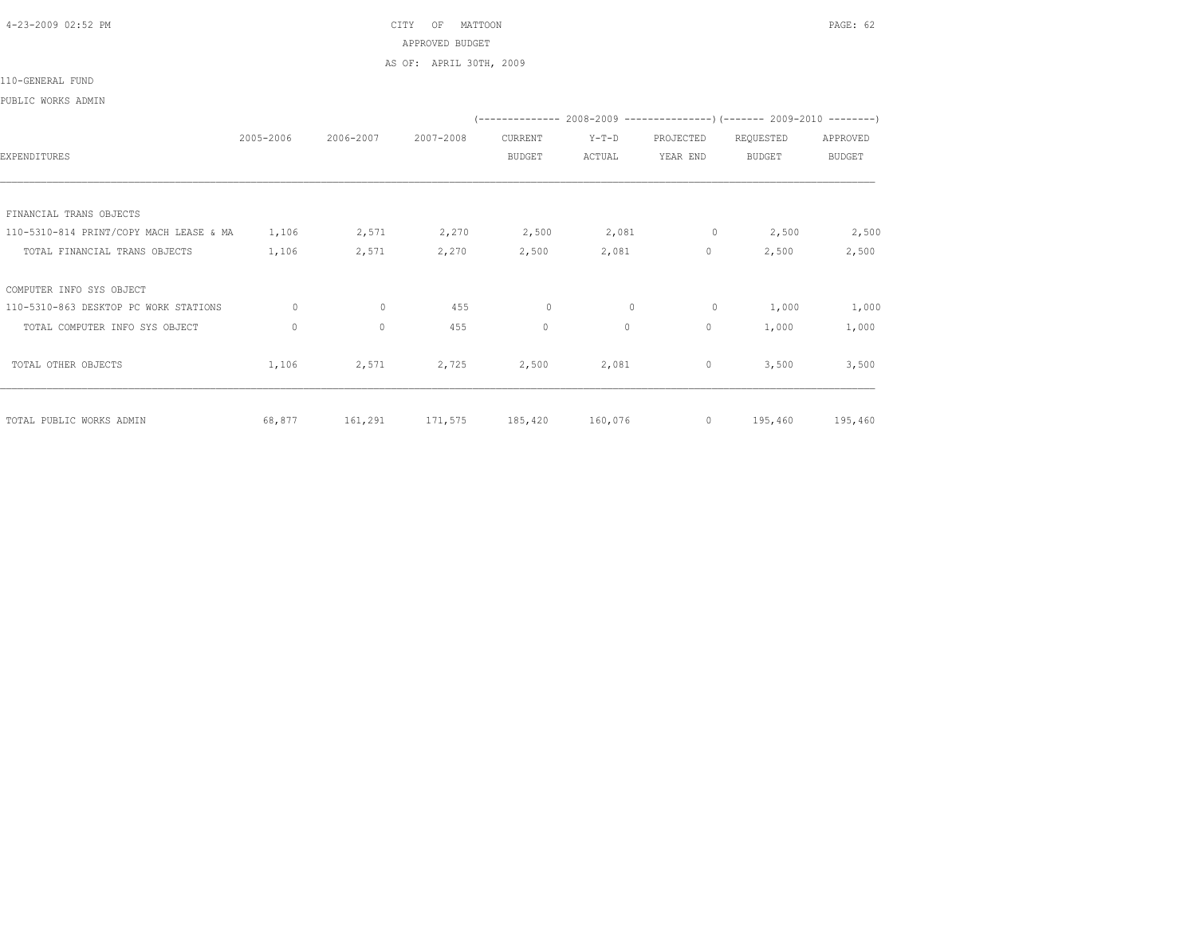CITY OF MATTOON
APPROVED BUDGET
AS OF: APRIL 30TH, 2009

110-GENERAL FUND

PUBLIC WORKS ADMIN

| EXPENDITURES | 2005-2006 | 2006-2007 | 2007-2008 | 2008-2009 CURRENT BUDGET | 2008-2009 Y-T-D ACTUAL | 2008-2009 PROJECTED YEAR END | 2009-2010 REQUESTED BUDGET | 2009-2010 APPROVED BUDGET |
|---|---|---|---|---|---|---|---|---|
| FINANCIAL TRANS OBJECTS | | | | | | | | |
| 110-5310-814 PRINT/COPY MACH LEASE & MA | 1,106 | 2,571 | 2,270 | 2,500 | 2,081 | 0 | 2,500 | 2,500 |
| TOTAL FINANCIAL TRANS OBJECTS | 1,106 | 2,571 | 2,270 | 2,500 | 2,081 | 0 | 2,500 | 2,500 |
| COMPUTER INFO SYS OBJECT | | | | | | | | |
| 110-5310-863 DESKTOP PC WORK STATIONS | 0 | 0 | 455 | 0 | 0 | 0 | 1,000 | 1,000 |
| TOTAL COMPUTER INFO SYS OBJECT | 0 | 0 | 455 | 0 | 0 | 0 | 1,000 | 1,000 |
| TOTAL OTHER OBJECTS | 1,106 | 2,571 | 2,725 | 2,500 | 2,081 | 0 | 3,500 | 3,500 |
| TOTAL PUBLIC WORKS ADMIN | 68,877 | 161,291 | 171,575 | 185,420 | 160,076 | 0 | 195,460 | 195,460 |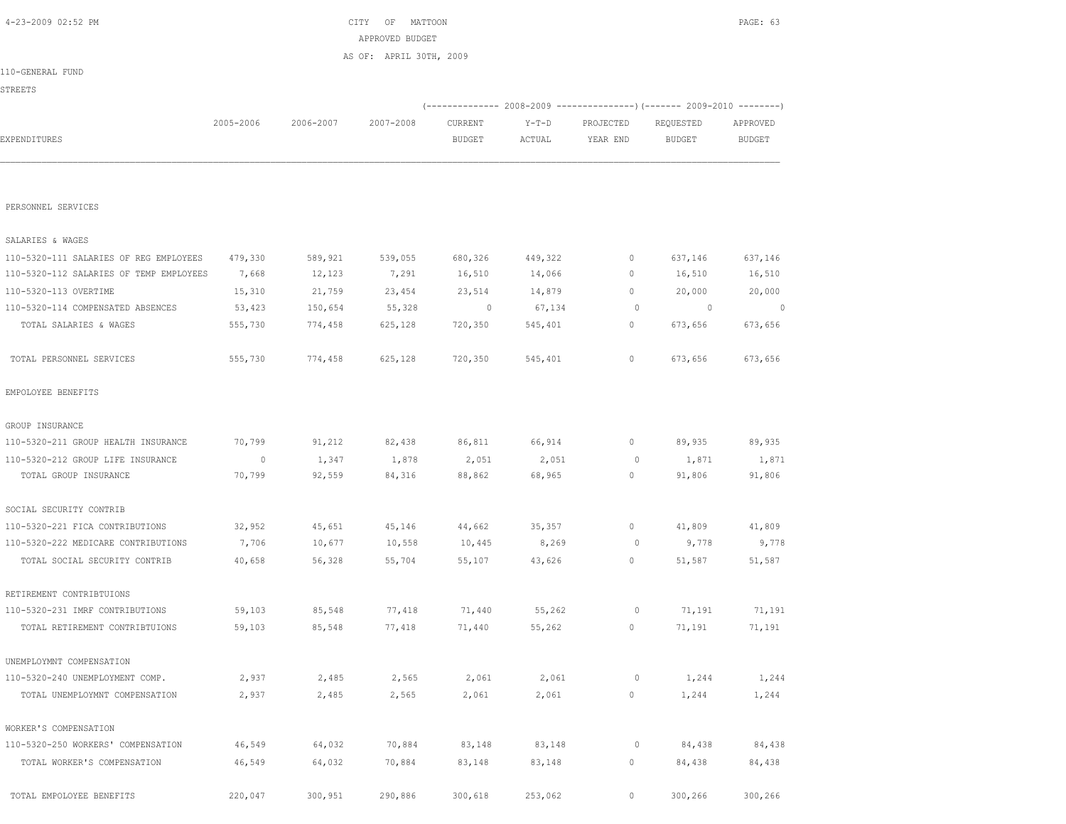CITY OF MATTOON
APPROVED BUDGET
AS OF: APRIL 30TH, 2009

110-GENERAL FUND

STREETS

| EXPENDITURES | 2005-2006 | 2006-2007 | 2007-2008 | 2008-2009 CURRENT BUDGET | 2008-2009 Y-T-D ACTUAL | 2008-2009 PROJECTED YEAR END | 2009-2010 REQUESTED BUDGET | 2009-2010 APPROVED BUDGET |
|---|---|---|---|---|---|---|---|---|
| PERSONNEL SERVICES | | | | | | | | |
| SALARIES & WAGES | | | | | | | | |
| 110-5320-111 SALARIES OF REG EMPLOYEES | 479,330 | 589,921 | 539,055 | 680,326 | 449,322 | 0 | 637,146 | 637,146 |
| 110-5320-112 SALARIES OF TEMP EMPLOYEES | 7,668 | 12,123 | 7,291 | 16,510 | 14,066 | 0 | 16,510 | 16,510 |
| 110-5320-113 OVERTIME | 15,310 | 21,759 | 23,454 | 23,514 | 14,879 | 0 | 20,000 | 20,000 |
| 110-5320-114 COMPENSATED ABSENCES | 53,423 | 150,654 | 55,328 | 0 | 67,134 | 0 | 0 | 0 |
| TOTAL SALARIES & WAGES | 555,730 | 774,458 | 625,128 | 720,350 | 545,401 | 0 | 673,656 | 673,656 |
| TOTAL PERSONNEL SERVICES | 555,730 | 774,458 | 625,128 | 720,350 | 545,401 | 0 | 673,656 | 673,656 |
| EMPOLOYEE BENEFITS | | | | | | | | |
| GROUP INSURANCE | | | | | | | | |
| 110-5320-211 GROUP HEALTH INSURANCE | 70,799 | 91,212 | 82,438 | 86,811 | 66,914 | 0 | 89,935 | 89,935 |
| 110-5320-212 GROUP LIFE INSURANCE | 0 | 1,347 | 1,878 | 2,051 | 2,051 | 0 | 1,871 | 1,871 |
| TOTAL GROUP INSURANCE | 70,799 | 92,559 | 84,316 | 88,862 | 68,965 | 0 | 91,806 | 91,806 |
| SOCIAL SECURITY CONTRIB | | | | | | | | |
| 110-5320-221 FICA CONTRIBUTIONS | 32,952 | 45,651 | 45,146 | 44,662 | 35,357 | 0 | 41,809 | 41,809 |
| 110-5320-222 MEDICARE CONTRIBUTIONS | 7,706 | 10,677 | 10,558 | 10,445 | 8,269 | 0 | 9,778 | 9,778 |
| TOTAL SOCIAL SECURITY CONTRIB | 40,658 | 56,328 | 55,704 | 55,107 | 43,626 | 0 | 51,587 | 51,587 |
| RETIREMENT CONTRIBTUIONS | | | | | | | | |
| 110-5320-231 IMRF CONTRIBUTIONS | 59,103 | 85,548 | 77,418 | 71,440 | 55,262 | 0 | 71,191 | 71,191 |
| TOTAL RETIREMENT CONTRIBTUIONS | 59,103 | 85,548 | 77,418 | 71,440 | 55,262 | 0 | 71,191 | 71,191 |
| UNEMPLOYMNT COMPENSATION | | | | | | | | |
| 110-5320-240 UNEMPLOYMENT COMP. | 2,937 | 2,485 | 2,565 | 2,061 | 2,061 | 0 | 1,244 | 1,244 |
| TOTAL UNEMPLOYMNT COMPENSATION | 2,937 | 2,485 | 2,565 | 2,061 | 2,061 | 0 | 1,244 | 1,244 |
| WORKER'S COMPENSATION | | | | | | | | |
| 110-5320-250 WORKERS' COMPENSATION | 46,549 | 64,032 | 70,884 | 83,148 | 83,148 | 0 | 84,438 | 84,438 |
| TOTAL WORKER'S COMPENSATION | 46,549 | 64,032 | 70,884 | 83,148 | 83,148 | 0 | 84,438 | 84,438 |
| TOTAL EMPOLOYEE BENEFITS | 220,047 | 300,951 | 290,886 | 300,618 | 253,062 | 0 | 300,266 | 300,266 |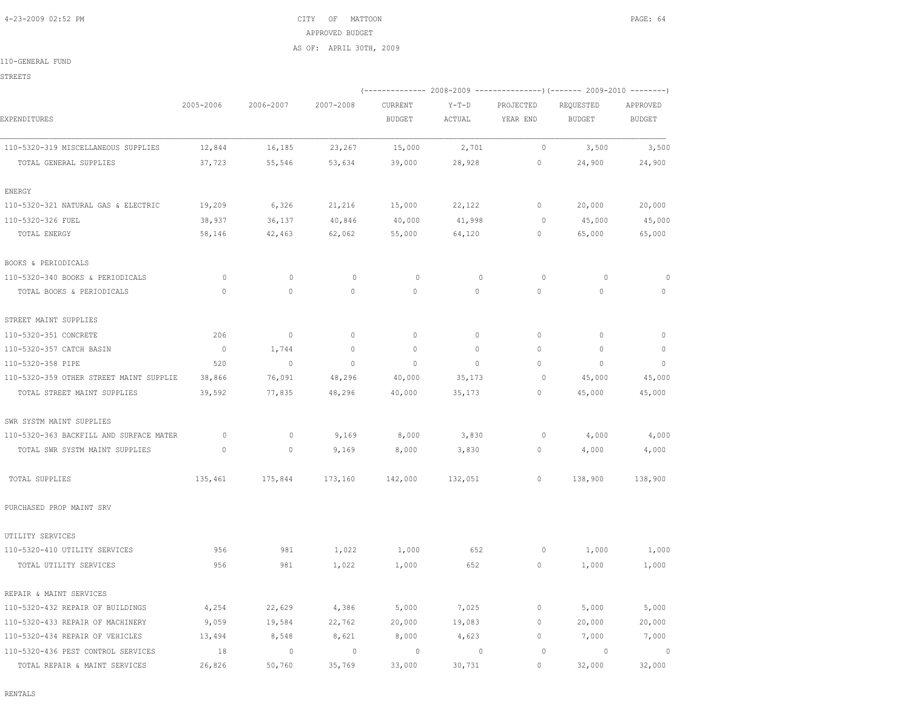CITY OF MATTOON
APPROVED BUDGET
AS OF: APRIL 30TH, 2009

110-GENERAL FUND

STREETS

| EXPENDITURES | 2005-2006 | 2006-2007 | 2007-2008 | 2008-2009 CURRENT BUDGET | 2008-2009 Y-T-D ACTUAL | 2008-2009 PROJECTED YEAR END | 2009-2010 REQUESTED BUDGET | 2009-2010 APPROVED BUDGET |
|---|---|---|---|---|---|---|---|---|
| 110-5320-319 MISCELLANEOUS SUPPLIES | 12,844 | 16,185 | 23,267 | 15,000 | 2,701 | 0 | 3,500 | 3,500 |
| TOTAL GENERAL SUPPLIES | 37,723 | 55,546 | 53,634 | 39,000 | 28,928 | 0 | 24,900 | 24,900 |
| ENERGY | | | | | | | | |
| 110-5320-321 NATURAL GAS & ELECTRIC | 19,209 | 6,326 | 21,216 | 15,000 | 22,122 | 0 | 20,000 | 20,000 |
| 110-5320-326 FUEL | 38,937 | 36,137 | 40,846 | 40,000 | 41,998 | 0 | 45,000 | 45,000 |
| TOTAL ENERGY | 58,146 | 42,463 | 62,062 | 55,000 | 64,120 | 0 | 65,000 | 65,000 |
| BOOKS & PERIODICALS | | | | | | | | |
| 110-5320-340 BOOKS & PERIODICALS | 0 | 0 | 0 | 0 | 0 | 0 | 0 | 0 |
| TOTAL BOOKS & PERIODICALS | 0 | 0 | 0 | 0 | 0 | 0 | 0 | 0 |
| STREET MAINT SUPPLIES | | | | | | | | |
| 110-5320-351 CONCRETE | 206 | 0 | 0 | 0 | 0 | 0 | 0 | 0 |
| 110-5320-357 CATCH BASIN | 0 | 1,744 | 0 | 0 | 0 | 0 | 0 | 0 |
| 110-5320-358 PIPE | 520 | 0 | 0 | 0 | 0 | 0 | 0 | 0 |
| 110-5320-359 OTHER STREET MAINT SUPPLIE | 38,866 | 76,091 | 48,296 | 40,000 | 35,173 | 0 | 45,000 | 45,000 |
| TOTAL STREET MAINT SUPPLIES | 39,592 | 77,835 | 48,296 | 40,000 | 35,173 | 0 | 45,000 | 45,000 |
| SWR SYSTM MAINT SUPPLIES | | | | | | | | |
| 110-5320-363 BACKFILL AND SURFACE MATER | 0 | 0 | 9,169 | 8,000 | 3,830 | 0 | 4,000 | 4,000 |
| TOTAL SWR SYSTM MAINT SUPPLIES | 0 | 0 | 9,169 | 8,000 | 3,830 | 0 | 4,000 | 4,000 |
| TOTAL SUPPLIES | 135,461 | 175,844 | 173,160 | 142,000 | 132,051 | 0 | 138,900 | 138,900 |
| PURCHASED PROP MAINT SRV | | | | | | | | |
| UTILITY SERVICES | | | | | | | | |
| 110-5320-410 UTILITY SERVICES | 956 | 981 | 1,022 | 1,000 | 652 | 0 | 1,000 | 1,000 |
| TOTAL UTILITY SERVICES | 956 | 981 | 1,022 | 1,000 | 652 | 0 | 1,000 | 1,000 |
| REPAIR & MAINT SERVICES | | | | | | | | |
| 110-5320-432 REPAIR OF BUILDINGS | 4,254 | 22,629 | 4,386 | 5,000 | 7,025 | 0 | 5,000 | 5,000 |
| 110-5320-433 REPAIR OF MACHINERY | 9,059 | 19,584 | 22,762 | 20,000 | 19,083 | 0 | 20,000 | 20,000 |
| 110-5320-434 REPAIR OF VEHICLES | 13,494 | 8,548 | 8,621 | 8,000 | 4,623 | 0 | 7,000 | 7,000 |
| 110-5320-436 PEST CONTROL SERVICES | 18 | 0 | 0 | 0 | 0 | 0 | 0 | 0 |
| TOTAL REPAIR & MAINT SERVICES | 26,826 | 50,760 | 35,769 | 33,000 | 30,731 | 0 | 32,000 | 32,000 |

RENTALS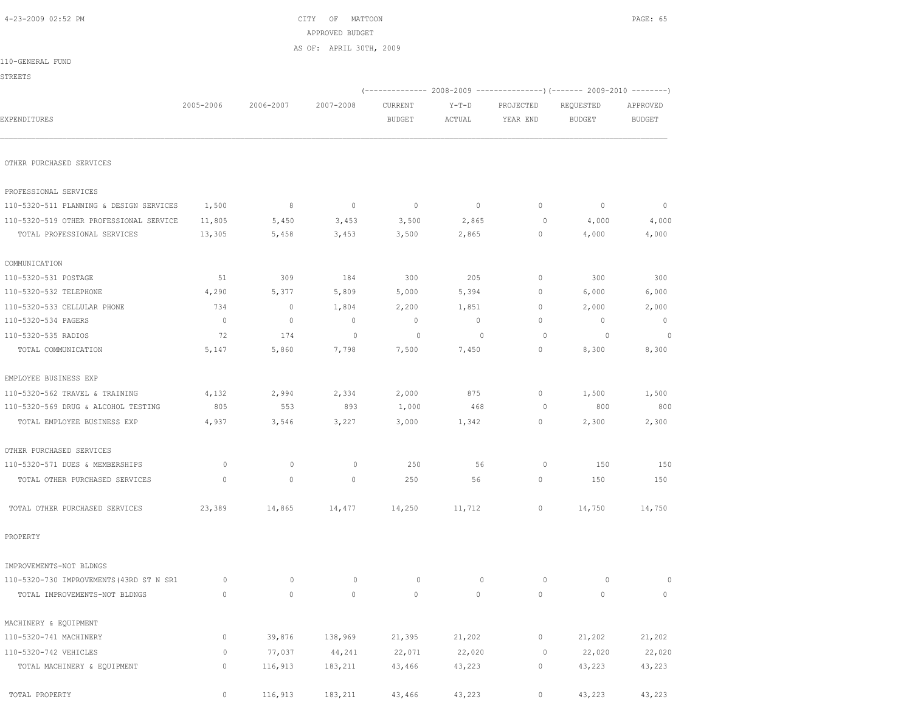CITY OF MATTOON

APPROVED BUDGET

AS OF: APRIL 30TH, 2009

110-GENERAL FUND

STREETS

| EXPENDITURES | 2005-2006 | 2006-2007 | 2007-2008 | 2008-2009 CURRENT BUDGET | 2008-2009 Y-T-D ACTUAL | 2008-2009 PROJECTED YEAR END | 2009-2010 REQUESTED BUDGET | 2009-2010 APPROVED BUDGET |
|---|---|---|---|---|---|---|---|---|
| OTHER PURCHASED SERVICES | | | | | | | | |
| PROFESSIONAL SERVICES | | | | | | | | |
| 110-5320-511 PLANNING & DESIGN SERVICES | 1,500 | 8 | 0 | 0 | 0 | 0 | 0 | 0 |
| 110-5320-519 OTHER PROFESSIONAL SERVICE | 11,805 | 5,450 | 3,453 | 3,500 | 2,865 | 0 | 4,000 | 4,000 |
| TOTAL PROFESSIONAL SERVICES | 13,305 | 5,458 | 3,453 | 3,500 | 2,865 | 0 | 4,000 | 4,000 |
| COMMUNICATION | | | | | | | | |
| 110-5320-531 POSTAGE | 51 | 309 | 184 | 300 | 205 | 0 | 300 | 300 |
| 110-5320-532 TELEPHONE | 4,290 | 5,377 | 5,809 | 5,000 | 5,394 | 0 | 6,000 | 6,000 |
| 110-5320-533 CELLULAR PHONE | 734 | 0 | 1,804 | 2,200 | 1,851 | 0 | 2,000 | 2,000 |
| 110-5320-534 PAGERS | 0 | 0 | 0 | 0 | 0 | 0 | 0 | 0 |
| 110-5320-535 RADIOS | 72 | 174 | 0 | 0 | 0 | 0 | 0 | 0 |
| TOTAL COMMUNICATION | 5,147 | 5,860 | 7,798 | 7,500 | 7,450 | 0 | 8,300 | 8,300 |
| EMPLOYEE BUSINESS EXP | | | | | | | | |
| 110-5320-562 TRAVEL & TRAINING | 4,132 | 2,994 | 2,334 | 2,000 | 875 | 0 | 1,500 | 1,500 |
| 110-5320-569 DRUG & ALCOHOL TESTING | 805 | 553 | 893 | 1,000 | 468 | 0 | 800 | 800 |
| TOTAL EMPLOYEE BUSINESS EXP | 4,937 | 3,546 | 3,227 | 3,000 | 1,342 | 0 | 2,300 | 2,300 |
| OTHER PURCHASED SERVICES | | | | | | | | |
| 110-5320-571 DUES & MEMBERSHIPS | 0 | 0 | 0 | 250 | 56 | 0 | 150 | 150 |
| TOTAL OTHER PURCHASED SERVICES | 0 | 0 | 0 | 250 | 56 | 0 | 150 | 150 |
| TOTAL OTHER PURCHASED SERVICES | 23,389 | 14,865 | 14,477 | 14,250 | 11,712 | 0 | 14,750 | 14,750 |
| PROPERTY | | | | | | | | |
| IMPROVEMENTS-NOT BLDNGS | | | | | | | | |
| 110-5320-730 IMPROVEMENTS(43RD ST N SR1 | 0 | 0 | 0 | 0 | 0 | 0 | 0 | 0 |
| TOTAL IMPROVEMENTS-NOT BLDNGS | 0 | 0 | 0 | 0 | 0 | 0 | 0 | 0 |
| MACHINERY & EQUIPMENT | | | | | | | | |
| 110-5320-741 MACHINERY | 0 | 39,876 | 138,969 | 21,395 | 21,202 | 0 | 21,202 | 21,202 |
| 110-5320-742 VEHICLES | 0 | 77,037 | 44,241 | 22,071 | 22,020 | 0 | 22,020 | 22,020 |
| TOTAL MACHINERY & EQUIPMENT | 0 | 116,913 | 183,211 | 43,466 | 43,223 | 0 | 43,223 | 43,223 |
| TOTAL PROPERTY | 0 | 116,913 | 183,211 | 43,466 | 43,223 | 0 | 43,223 | 43,223 |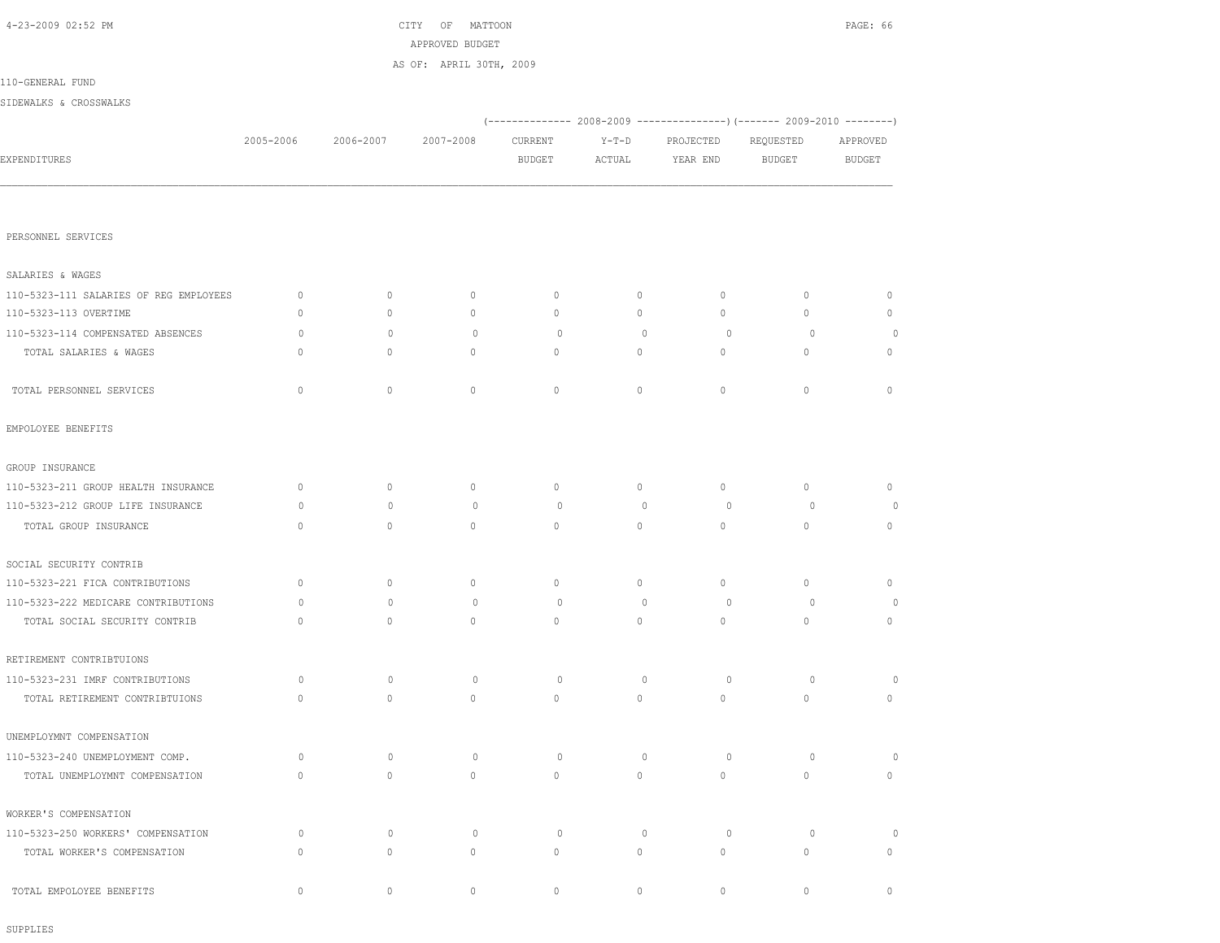CITY OF MATTOON
APPROVED BUDGET
AS OF: APRIL 30TH, 2009

110-GENERAL FUND

SIDEWALKS & CROSSWALKS

| EXPENDITURES | 2005-2006 | 2006-2007 | 2007-2008 | 2008-2009 CURRENT BUDGET | 2008-2009 Y-T-D ACTUAL | 2008-2009 PROJECTED YEAR END | 2009-2010 REQUESTED BUDGET | 2009-2010 APPROVED BUDGET |
|---|---|---|---|---|---|---|---|---|
| PERSONNEL SERVICES | | | | | | | | |
| SALARIES & WAGES | | | | | | | | |
| 110-5323-111 SALARIES OF REG EMPLOYEES | 0 | 0 | 0 | 0 | 0 | 0 | 0 | 0 |
| 110-5323-113 OVERTIME | 0 | 0 | 0 | 0 | 0 | 0 | 0 | 0 |
| 110-5323-114 COMPENSATED ABSENCES | 0 | 0 | 0 | 0 | 0 | 0 | 0 | 0 |
| TOTAL SALARIES & WAGES | 0 | 0 | 0 | 0 | 0 | 0 | 0 | 0 |
| TOTAL PERSONNEL SERVICES | 0 | 0 | 0 | 0 | 0 | 0 | 0 | 0 |
| EMPOLOYEE BENEFITS | | | | | | | | |
| GROUP INSURANCE | | | | | | | | |
| 110-5323-211 GROUP HEALTH INSURANCE | 0 | 0 | 0 | 0 | 0 | 0 | 0 | 0 |
| 110-5323-212 GROUP LIFE INSURANCE | 0 | 0 | 0 | 0 | 0 | 0 | 0 | 0 |
| TOTAL GROUP INSURANCE | 0 | 0 | 0 | 0 | 0 | 0 | 0 | 0 |
| SOCIAL SECURITY CONTRIB | | | | | | | | |
| 110-5323-221 FICA CONTRIBUTIONS | 0 | 0 | 0 | 0 | 0 | 0 | 0 | 0 |
| 110-5323-222 MEDICARE CONTRIBUTIONS | 0 | 0 | 0 | 0 | 0 | 0 | 0 | 0 |
| TOTAL SOCIAL SECURITY CONTRIB | 0 | 0 | 0 | 0 | 0 | 0 | 0 | 0 |
| RETIREMENT CONTRIBTUIONS | | | | | | | | |
| 110-5323-231 IMRF CONTRIBUTIONS | 0 | 0 | 0 | 0 | 0 | 0 | 0 | 0 |
| TOTAL RETIREMENT CONTRIBTUIONS | 0 | 0 | 0 | 0 | 0 | 0 | 0 | 0 |
| UNEMPLOYMNT COMPENSATION | | | | | | | | |
| 110-5323-240 UNEMPLOYMENT COMP. | 0 | 0 | 0 | 0 | 0 | 0 | 0 | 0 |
| TOTAL UNEMPLOYMNT COMPENSATION | 0 | 0 | 0 | 0 | 0 | 0 | 0 | 0 |
| WORKER'S COMPENSATION | | | | | | | | |
| 110-5323-250 WORKERS' COMPENSATION | 0 | 0 | 0 | 0 | 0 | 0 | 0 | 0 |
| TOTAL WORKER'S COMPENSATION | 0 | 0 | 0 | 0 | 0 | 0 | 0 | 0 |
| TOTAL EMPOLOYEE BENEFITS | 0 | 0 | 0 | 0 | 0 | 0 | 0 | 0 |
| SUPPLIES | | | | | | | | |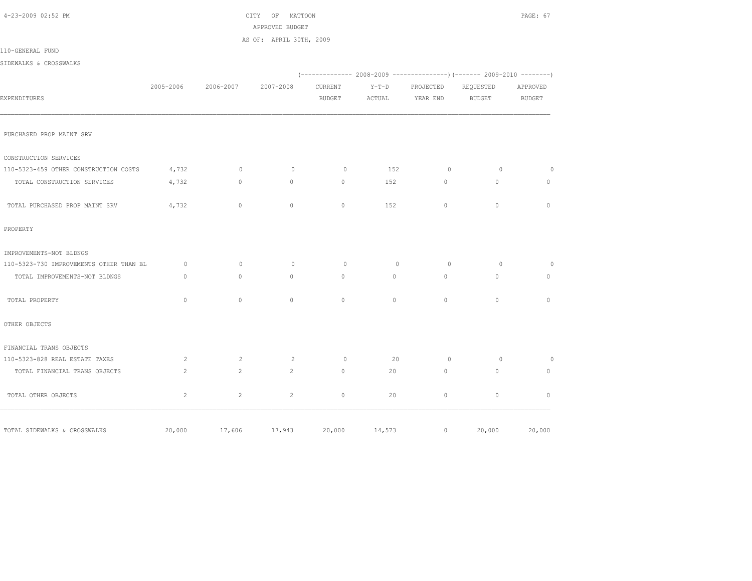CITY OF MATTOON
APPROVED BUDGET
AS OF: APRIL 30TH, 2009

110-GENERAL FUND

SIDEWALKS & CROSSWALKS

| EXPENDITURES | 2005-2006 | 2006-2007 | 2007-2008 | 2008-2009 CURRENT BUDGET | 2008-2009 Y-T-D ACTUAL | 2008-2009 PROJECTED YEAR END | 2009-2010 REQUESTED BUDGET | 2009-2010 APPROVED BUDGET |
|---|---|---|---|---|---|---|---|---|
| PURCHASED PROP MAINT SRV | | | | | | | | |
| CONSTRUCTION SERVICES | | | | | | | | |
| 110-5323-459 OTHER CONSTRUCTION COSTS | 4,732 | 0 | 0 | 0 | 152 | 0 | 0 | 0 |
| TOTAL CONSTRUCTION SERVICES | 4,732 | 0 | 0 | 0 | 152 | 0 | 0 | 0 |
| TOTAL PURCHASED PROP MAINT SRV | 4,732 | 0 | 0 | 0 | 152 | 0 | 0 | 0 |
| PROPERTY | | | | | | | | |
| IMPROVEMENTS-NOT BLDNGS | | | | | | | | |
| 110-5323-730 IMPROVEMENTS OTHER THAN BL | 0 | 0 | 0 | 0 | 0 | 0 | 0 | 0 |
| TOTAL IMPROVEMENTS-NOT BLDNGS | 0 | 0 | 0 | 0 | 0 | 0 | 0 | 0 |
| TOTAL PROPERTY | 0 | 0 | 0 | 0 | 0 | 0 | 0 | 0 |
| OTHER OBJECTS | | | | | | | | |
| FINANCIAL TRANS OBJECTS | | | | | | | | |
| 110-5323-828 REAL ESTATE TAXES | 2 | 2 | 2 | 0 | 20 | 0 | 0 | 0 |
| TOTAL FINANCIAL TRANS OBJECTS | 2 | 2 | 2 | 0 | 20 | 0 | 0 | 0 |
| TOTAL OTHER OBJECTS | 2 | 2 | 2 | 0 | 20 | 0 | 0 | 0 |
| TOTAL SIDEWALKS & CROSSWALKS | 20,000 | 17,606 | 17,943 | 20,000 | 14,573 | 0 | 20,000 | 20,000 |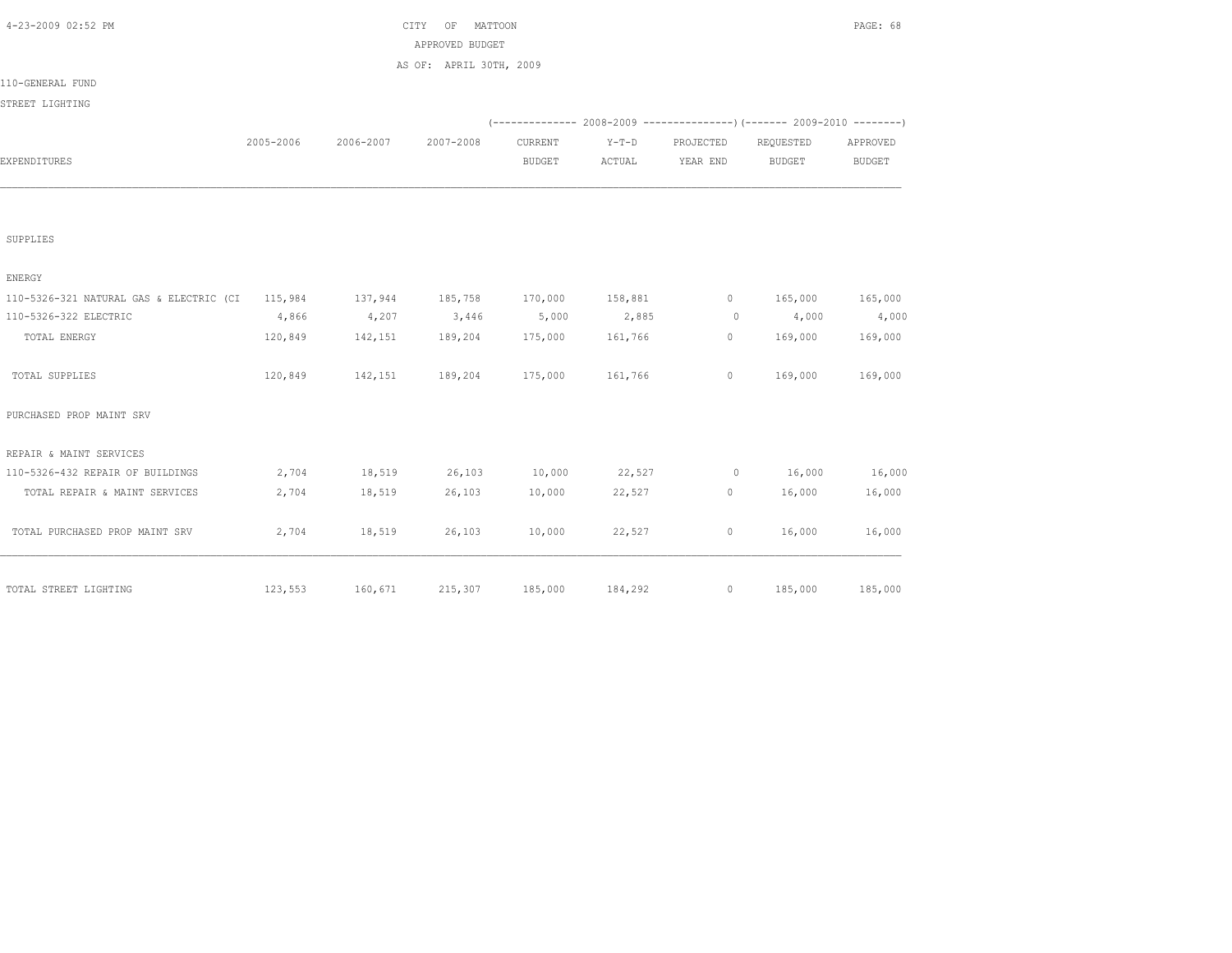CITY OF MATTOON
APPROVED BUDGET
AS OF: APRIL 30TH, 2009

110-GENERAL FUND

STREET LIGHTING

| EXPENDITURES | 2005-2006 | 2006-2007 | 2007-2008 | 2008-2009 CURRENT BUDGET | 2008-2009 Y-T-D ACTUAL | 2008-2009 PROJECTED YEAR END | 2009-2010 REQUESTED BUDGET | 2009-2010 APPROVED BUDGET |
|---|---|---|---|---|---|---|---|---|
| SUPPLIES | | | | | | | | |
| ENERGY | | | | | | | | |
| 110-5326-321 NATURAL GAS & ELECTRIC (CI | 115,984 | 137,944 | 185,758 | 170,000 | 158,881 | 0 | 165,000 | 165,000 |
| 110-5326-322 ELECTRIC | 4,866 | 4,207 | 3,446 | 5,000 | 2,885 | 0 | 4,000 | 4,000 |
| TOTAL ENERGY | 120,849 | 142,151 | 189,204 | 175,000 | 161,766 | 0 | 169,000 | 169,000 |
| TOTAL SUPPLIES | 120,849 | 142,151 | 189,204 | 175,000 | 161,766 | 0 | 169,000 | 169,000 |
| PURCHASED PROP MAINT SRV | | | | | | | | |
| REPAIR & MAINT SERVICES | | | | | | | | |
| 110-5326-432 REPAIR OF BUILDINGS | 2,704 | 18,519 | 26,103 | 10,000 | 22,527 | 0 | 16,000 | 16,000 |
| TOTAL REPAIR & MAINT SERVICES | 2,704 | 18,519 | 26,103 | 10,000 | 22,527 | 0 | 16,000 | 16,000 |
| TOTAL PURCHASED PROP MAINT SRV | 2,704 | 18,519 | 26,103 | 10,000 | 22,527 | 0 | 16,000 | 16,000 |
| TOTAL STREET LIGHTING | 123,553 | 160,671 | 215,307 | 185,000 | 184,292 | 0 | 185,000 | 185,000 |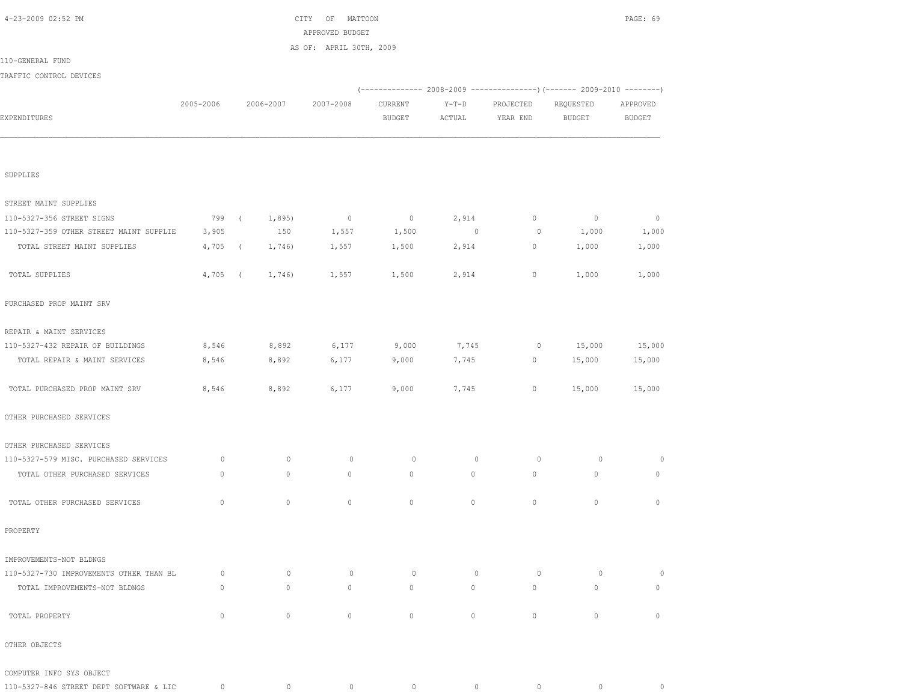CITY OF MATTOON
APPROVED BUDGET
AS OF: APRIL 30TH, 2009

110-GENERAL FUND

TRAFFIC CONTROL DEVICES

| EXPENDITURES | 2005-2006 | 2006-2007 | 2007-2008 | 2008-2009 CURRENT BUDGET | 2008-2009 Y-T-D ACTUAL | 2008-2009 PROJECTED YEAR END | 2009-2010 REQUESTED BUDGET | 2009-2010 APPROVED BUDGET |
|---|---|---|---|---|---|---|---|---|
| SUPPLIES | | | | | | | | |
| STREET MAINT SUPPLIES | | | | | | | | |
| 110-5327-356 STREET SIGNS | 799 | ( 1,895) | 0 | 0 | 2,914 | 0 | 0 | 0 |
| 110-5327-359 OTHER STREET MAINT SUPPLIE | 3,905 | 150 | 1,557 | 1,500 | 0 | 0 | 1,000 | 1,000 |
| TOTAL STREET MAINT SUPPLIES | 4,705 | ( 1,746) | 1,557 | 1,500 | 2,914 | 0 | 1,000 | 1,000 |
| TOTAL SUPPLIES | 4,705 | ( 1,746) | 1,557 | 1,500 | 2,914 | 0 | 1,000 | 1,000 |
| PURCHASED PROP MAINT SRV | | | | | | | | |
| REPAIR & MAINT SERVICES | | | | | | | | |
| 110-5327-432 REPAIR OF BUILDINGS | 8,546 | 8,892 | 6,177 | 9,000 | 7,745 | 0 | 15,000 | 15,000 |
| TOTAL REPAIR & MAINT SERVICES | 8,546 | 8,892 | 6,177 | 9,000 | 7,745 | 0 | 15,000 | 15,000 |
| TOTAL PURCHASED PROP MAINT SRV | 8,546 | 8,892 | 6,177 | 9,000 | 7,745 | 0 | 15,000 | 15,000 |
| OTHER PURCHASED SERVICES | | | | | | | | |
| OTHER PURCHASED SERVICES | | | | | | | | |
| 110-5327-579 MISC. PURCHASED SERVICES | 0 | 0 | 0 | 0 | 0 | 0 | 0 | 0 |
| TOTAL OTHER PURCHASED SERVICES | 0 | 0 | 0 | 0 | 0 | 0 | 0 | 0 |
| TOTAL OTHER PURCHASED SERVICES | 0 | 0 | 0 | 0 | 0 | 0 | 0 | 0 |
| PROPERTY | | | | | | | | |
| IMPROVEMENTS-NOT BLDNGS | | | | | | | | |
| 110-5327-730 IMPROVEMENTS OTHER THAN BL | 0 | 0 | 0 | 0 | 0 | 0 | 0 | 0 |
| TOTAL IMPROVEMENTS-NOT BLDNGS | 0 | 0 | 0 | 0 | 0 | 0 | 0 | 0 |
| TOTAL PROPERTY | 0 | 0 | 0 | 0 | 0 | 0 | 0 | 0 |
| OTHER OBJECTS | | | | | | | | |
| COMPUTER INFO SYS OBJECT | | | | | | | | |
| 110-5327-846 STREET DEPT SOFTWARE & LIC | 0 | 0 | 0 | 0 | 0 | 0 | 0 | 0 |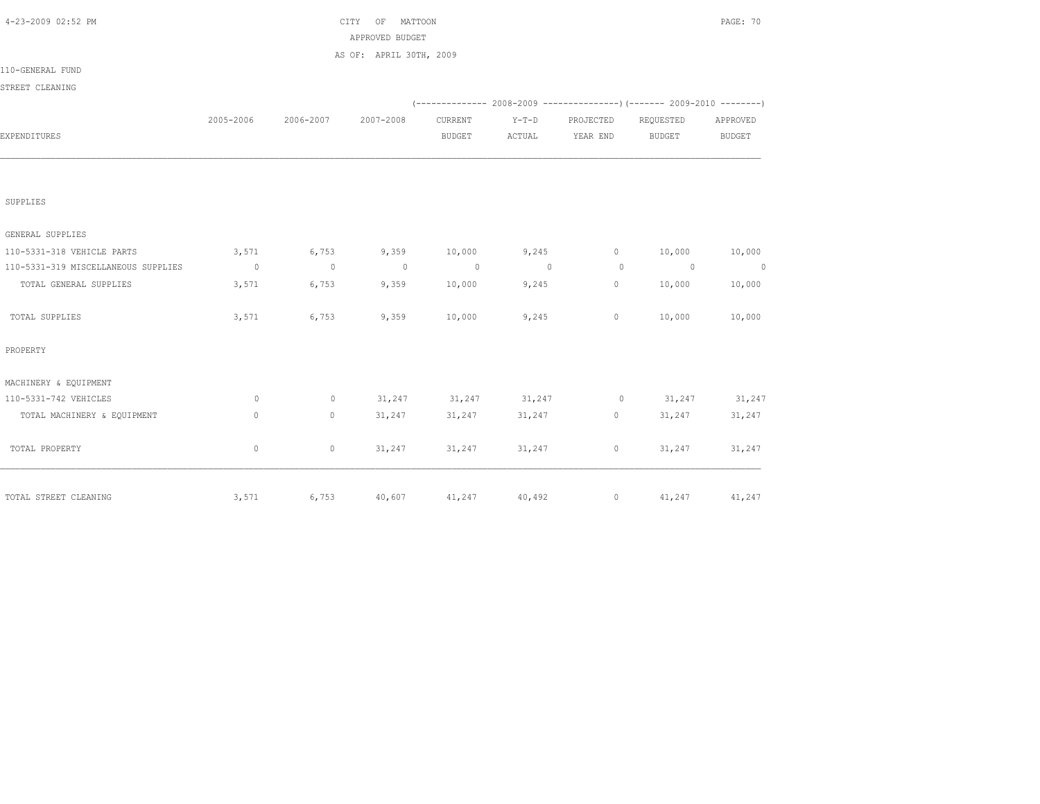CITY OF MATTOON

APPROVED BUDGET

AS OF: APRIL 30TH, 2009

110-GENERAL FUND

STREET CLEANING

| EXPENDITURES | 2005-2006 | 2006-2007 | 2007-2008 | 2008-2009 CURRENT BUDGET | 2008-2009 Y-T-D ACTUAL | 2008-2009 PROJECTED YEAR END | 2009-2010 REQUESTED BUDGET | 2009-2010 APPROVED BUDGET |
|---|---|---|---|---|---|---|---|---|
| SUPPLIES | | | | | | | | |
| GENERAL SUPPLIES | | | | | | | | |
| 110-5331-318 VEHICLE PARTS | 3,571 | 6,753 | 9,359 | 10,000 | 9,245 | 0 | 10,000 | 10,000 |
| 110-5331-319 MISCELLANEOUS SUPPLIES | 0 | 0 | 0 | 0 | 0 | 0 | 0 | 0 |
| TOTAL GENERAL SUPPLIES | 3,571 | 6,753 | 9,359 | 10,000 | 9,245 | 0 | 10,000 | 10,000 |
| TOTAL SUPPLIES | 3,571 | 6,753 | 9,359 | 10,000 | 9,245 | 0 | 10,000 | 10,000 |
| PROPERTY | | | | | | | | |
| MACHINERY & EQUIPMENT | | | | | | | | |
| 110-5331-742 VEHICLES | 0 | 0 | 31,247 | 31,247 | 31,247 | 0 | 31,247 | 31,247 |
| TOTAL MACHINERY & EQUIPMENT | 0 | 0 | 31,247 | 31,247 | 31,247 | 0 | 31,247 | 31,247 |
| TOTAL PROPERTY | 0 | 0 | 31,247 | 31,247 | 31,247 | 0 | 31,247 | 31,247 |
| TOTAL STREET CLEANING | 3,571 | 6,753 | 40,607 | 41,247 | 40,492 | 0 | 41,247 | 41,247 |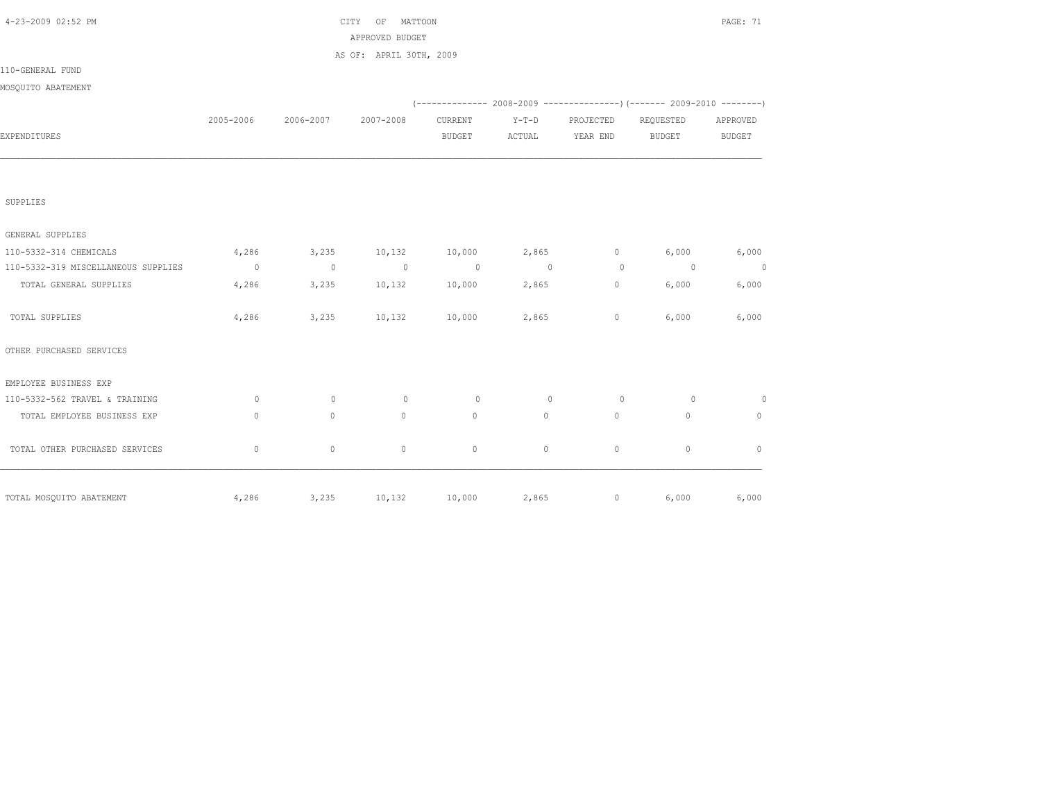CITY OF MATTOON

APPROVED BUDGET

AS OF: APRIL 30TH, 2009

110-GENERAL FUND

MOSQUITO ABATEMENT

| EXPENDITURES | 2005-2006 | 2006-2007 | 2007-2008 | 2008-2009 CURRENT BUDGET | 2008-2009 Y-T-D ACTUAL | 2008-2009 PROJECTED YEAR END | 2009-2010 REQUESTED BUDGET | 2009-2010 APPROVED BUDGET |
|---|---|---|---|---|---|---|---|---|
| SUPPLIES | | | | | | | | |
| GENERAL SUPPLIES | | | | | | | | |
| 110-5332-314 CHEMICALS | 4,286 | 3,235 | 10,132 | 10,000 | 2,865 | 0 | 6,000 | 6,000 |
| 110-5332-319 MISCELLANEOUS SUPPLIES | 0 | 0 | 0 | 0 | 0 | 0 | 0 | 0 |
| TOTAL GENERAL SUPPLIES | 4,286 | 3,235 | 10,132 | 10,000 | 2,865 | 0 | 6,000 | 6,000 |
| TOTAL SUPPLIES | 4,286 | 3,235 | 10,132 | 10,000 | 2,865 | 0 | 6,000 | 6,000 |
| OTHER PURCHASED SERVICES | | | | | | | | |
| EMPLOYEE BUSINESS EXP | | | | | | | | |
| 110-5332-562 TRAVEL & TRAINING | 0 | 0 | 0 | 0 | 0 | 0 | 0 | 0 |
| TOTAL EMPLOYEE BUSINESS EXP | 0 | 0 | 0 | 0 | 0 | 0 | 0 | 0 |
| TOTAL OTHER PURCHASED SERVICES | 0 | 0 | 0 | 0 | 0 | 0 | 0 | 0 |
| TOTAL MOSQUITO ABATEMENT | 4,286 | 3,235 | 10,132 | 10,000 | 2,865 | 0 | 6,000 | 6,000 |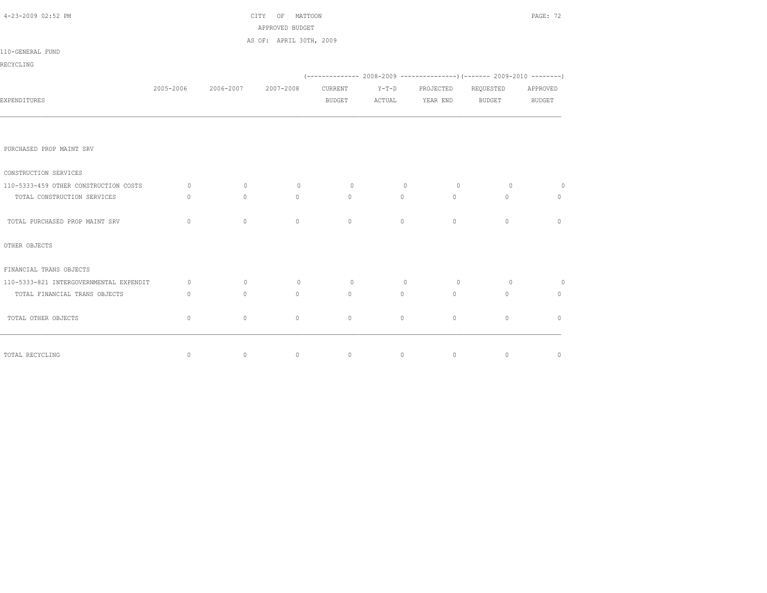CITY OF MATTOON
APPROVED BUDGET
AS OF: APRIL 30TH, 2009

110-GENERAL FUND
RECYCLING

| EXPENDITURES | 2005-2006 | 2006-2007 | 2007-2008 | 2008-2009 CURRENT BUDGET | 2008-2009 Y-T-D ACTUAL | 2008-2009 PROJECTED YEAR END | 2009-2010 REQUESTED BUDGET | 2009-2010 APPROVED BUDGET |
|---|---|---|---|---|---|---|---|---|
| PURCHASED PROP MAINT SRV | | | | | | | | |
| CONSTRUCTION SERVICES | | | | | | | | |
| 110-5333-459 OTHER CONSTRUCTION COSTS | 0 | 0 | 0 | 0 | 0 | 0 | 0 | 0 |
| TOTAL CONSTRUCTION SERVICES | 0 | 0 | 0 | 0 | 0 | 0 | 0 | 0 |
| TOTAL PURCHASED PROP MAINT SRV | 0 | 0 | 0 | 0 | 0 | 0 | 0 | 0 |
| OTHER OBJECTS | | | | | | | | |
| FINANCIAL TRANS OBJECTS | | | | | | | | |
| 110-5333-821 INTERGOVERNMENTAL EXPENDIT | 0 | 0 | 0 | 0 | 0 | 0 | 0 | 0 |
| TOTAL FINANCIAL TRANS OBJECTS | 0 | 0 | 0 | 0 | 0 | 0 | 0 | 0 |
| TOTAL OTHER OBJECTS | 0 | 0 | 0 | 0 | 0 | 0 | 0 | 0 |
| TOTAL RECYCLING | 0 | 0 | 0 | 0 | 0 | 0 | 0 | 0 |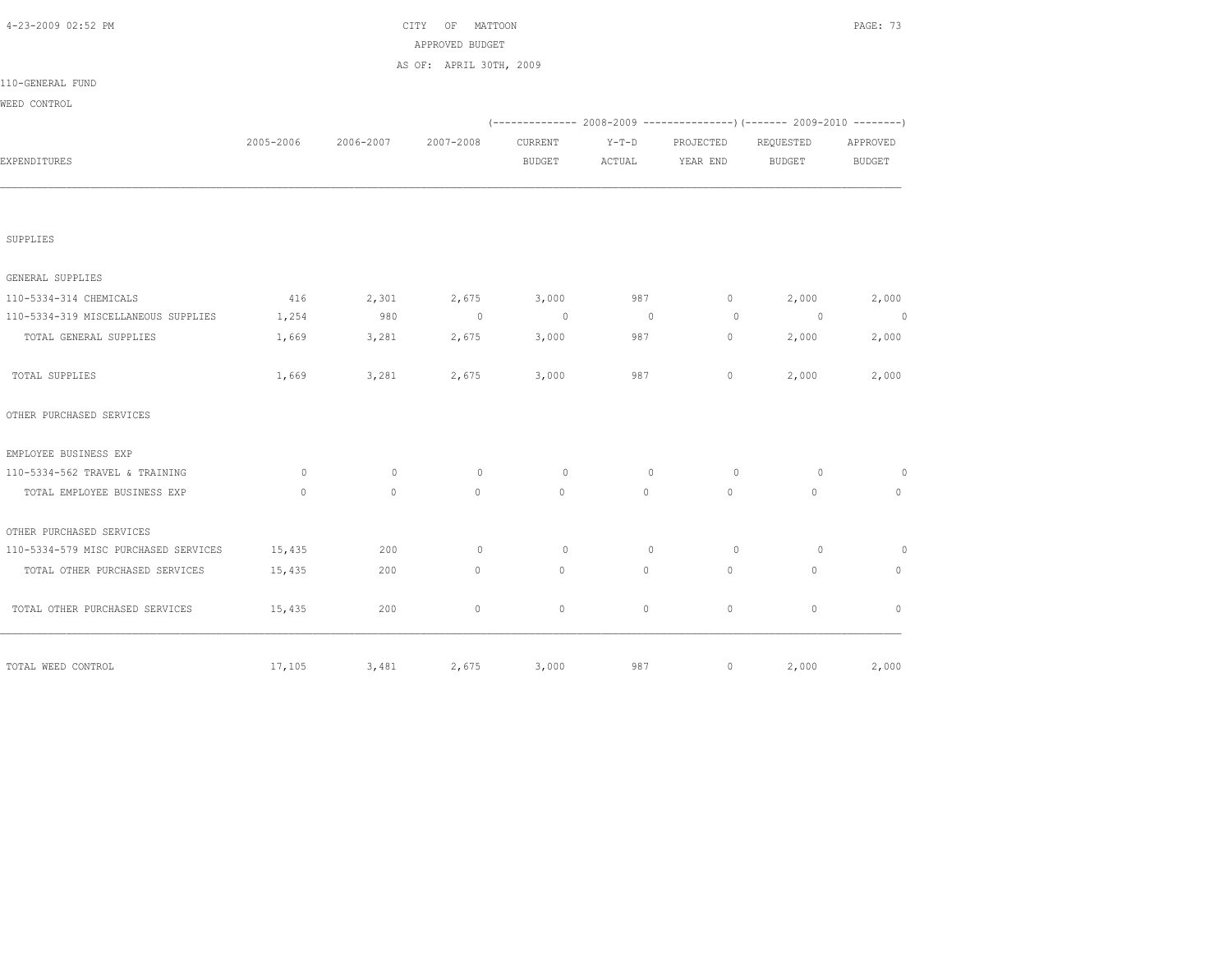CITY OF MATTOON
APPROVED BUDGET
AS OF: APRIL 30TH, 2009

110-GENERAL FUND

WEED CONTROL

| EXPENDITURES | 2005-2006 | 2006-2007 | 2007-2008 | 2008-2009 CURRENT BUDGET | 2008-2009 Y-T-D ACTUAL | 2008-2009 PROJECTED YEAR END | 2009-2010 REQUESTED BUDGET | 2009-2010 APPROVED BUDGET |
|---|---|---|---|---|---|---|---|---|
| SUPPLIES | | | | | | | | |
| GENERAL SUPPLIES | | | | | | | | |
| 110-5334-314 CHEMICALS | 416 | 2,301 | 2,675 | 3,000 | 987 | 0 | 2,000 | 2,000 |
| 110-5334-319 MISCELLANEOUS SUPPLIES | 1,254 | 980 | 0 | 0 | 0 | 0 | 0 | 0 |
| TOTAL GENERAL SUPPLIES | 1,669 | 3,281 | 2,675 | 3,000 | 987 | 0 | 2,000 | 2,000 |
| TOTAL SUPPLIES | 1,669 | 3,281 | 2,675 | 3,000 | 987 | 0 | 2,000 | 2,000 |
| OTHER PURCHASED SERVICES | | | | | | | | |
| EMPLOYEE BUSINESS EXP | | | | | | | | |
| 110-5334-562 TRAVEL & TRAINING | 0 | 0 | 0 | 0 | 0 | 0 | 0 | 0 |
| TOTAL EMPLOYEE BUSINESS EXP | 0 | 0 | 0 | 0 | 0 | 0 | 0 | 0 |
| OTHER PURCHASED SERVICES | | | | | | | | |
| 110-5334-579 MISC PURCHASED SERVICES | 15,435 | 200 | 0 | 0 | 0 | 0 | 0 | 0 |
| TOTAL OTHER PURCHASED SERVICES | 15,435 | 200 | 0 | 0 | 0 | 0 | 0 | 0 |
| TOTAL OTHER PURCHASED SERVICES | 15,435 | 200 | 0 | 0 | 0 | 0 | 0 | 0 |
| TOTAL WEED CONTROL | 17,105 | 3,481 | 2,675 | 3,000 | 987 | 0 | 2,000 | 2,000 |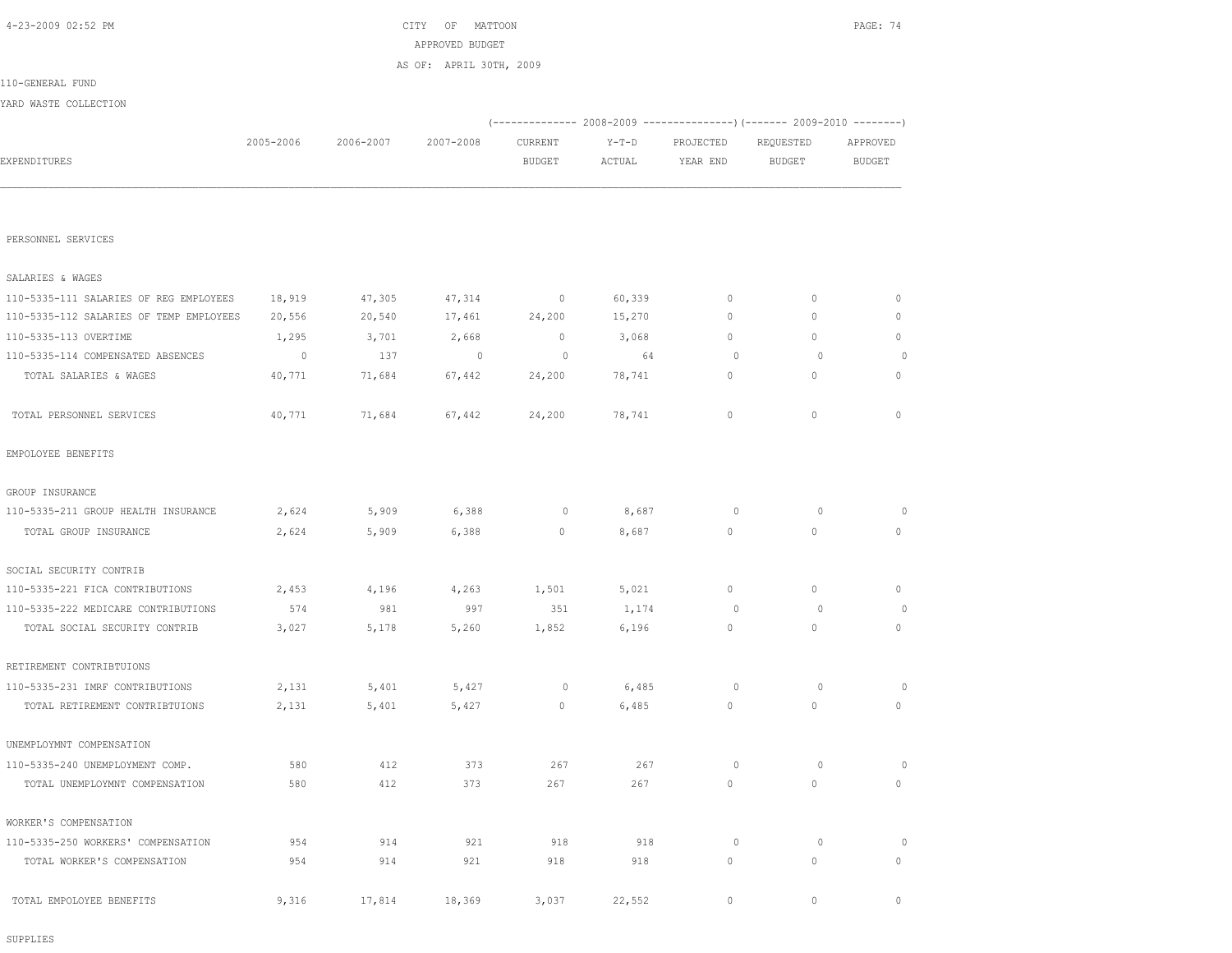CITY OF MATTOON
APPROVED BUDGET
AS OF: APRIL 30TH, 2009

110-GENERAL FUND

YARD WASTE COLLECTION

| EXPENDITURES | 2005-2006 | 2006-2007 | 2007-2008 | 2008-2009 CURRENT BUDGET | 2008-2009 Y-T-D ACTUAL | 2008-2009 PROJECTED YEAR END | 2009-2010 REQUESTED BUDGET | 2009-2010 APPROVED BUDGET |
|---|---|---|---|---|---|---|---|---|
| PERSONNEL SERVICES | | | | | | | | |
| SALARIES & WAGES | | | | | | | | |
| 110-5335-111 SALARIES OF REG EMPLOYEES | 18,919 | 47,305 | 47,314 | 0 | 60,339 | 0 | 0 | 0 |
| 110-5335-112 SALARIES OF TEMP EMPLOYEES | 20,556 | 20,540 | 17,461 | 24,200 | 15,270 | 0 | 0 | 0 |
| 110-5335-113 OVERTIME | 1,295 | 3,701 | 2,668 | 0 | 3,068 | 0 | 0 | 0 |
| 110-5335-114 COMPENSATED ABSENCES | 0 | 137 | 0 | 0 | 64 | 0 | 0 | 0 |
| TOTAL SALARIES & WAGES | 40,771 | 71,684 | 67,442 | 24,200 | 78,741 | 0 | 0 | 0 |
| TOTAL PERSONNEL SERVICES | 40,771 | 71,684 | 67,442 | 24,200 | 78,741 | 0 | 0 | 0 |
| EMPOLOYEE BENEFITS | | | | | | | | |
| GROUP INSURANCE | | | | | | | | |
| 110-5335-211 GROUP HEALTH INSURANCE | 2,624 | 5,909 | 6,388 | 0 | 8,687 | 0 | 0 | 0 |
| TOTAL GROUP INSURANCE | 2,624 | 5,909 | 6,388 | 0 | 8,687 | 0 | 0 | 0 |
| SOCIAL SECURITY CONTRIB | | | | | | | | |
| 110-5335-221 FICA CONTRIBUTIONS | 2,453 | 4,196 | 4,263 | 1,501 | 5,021 | 0 | 0 | 0 |
| 110-5335-222 MEDICARE CONTRIBUTIONS | 574 | 981 | 997 | 351 | 1,174 | 0 | 0 | 0 |
| TOTAL SOCIAL SECURITY CONTRIB | 3,027 | 5,178 | 5,260 | 1,852 | 6,196 | 0 | 0 | 0 |
| RETIREMENT CONTRIBTUIONS | | | | | | | | |
| 110-5335-231 IMRF CONTRIBUTIONS | 2,131 | 5,401 | 5,427 | 0 | 6,485 | 0 | 0 | 0 |
| TOTAL RETIREMENT CONTRIBTUIONS | 2,131 | 5,401 | 5,427 | 0 | 6,485 | 0 | 0 | 0 |
| UNEMPLOYMNT COMPENSATION | | | | | | | | |
| 110-5335-240 UNEMPLOYMENT COMP. | 580 | 412 | 373 | 267 | 267 | 0 | 0 | 0 |
| TOTAL UNEMPLOYMNT COMPENSATION | 580 | 412 | 373 | 267 | 267 | 0 | 0 | 0 |
| WORKER'S COMPENSATION | | | | | | | | |
| 110-5335-250 WORKERS' COMPENSATION | 954 | 914 | 921 | 918 | 918 | 0 | 0 | 0 |
| TOTAL WORKER'S COMPENSATION | 954 | 914 | 921 | 918 | 918 | 0 | 0 | 0 |
| TOTAL EMPOLOYEE BENEFITS | 9,316 | 17,814 | 18,369 | 3,037 | 22,552 | 0 | 0 | 0 |
| SUPPLIES | | | | | | | | |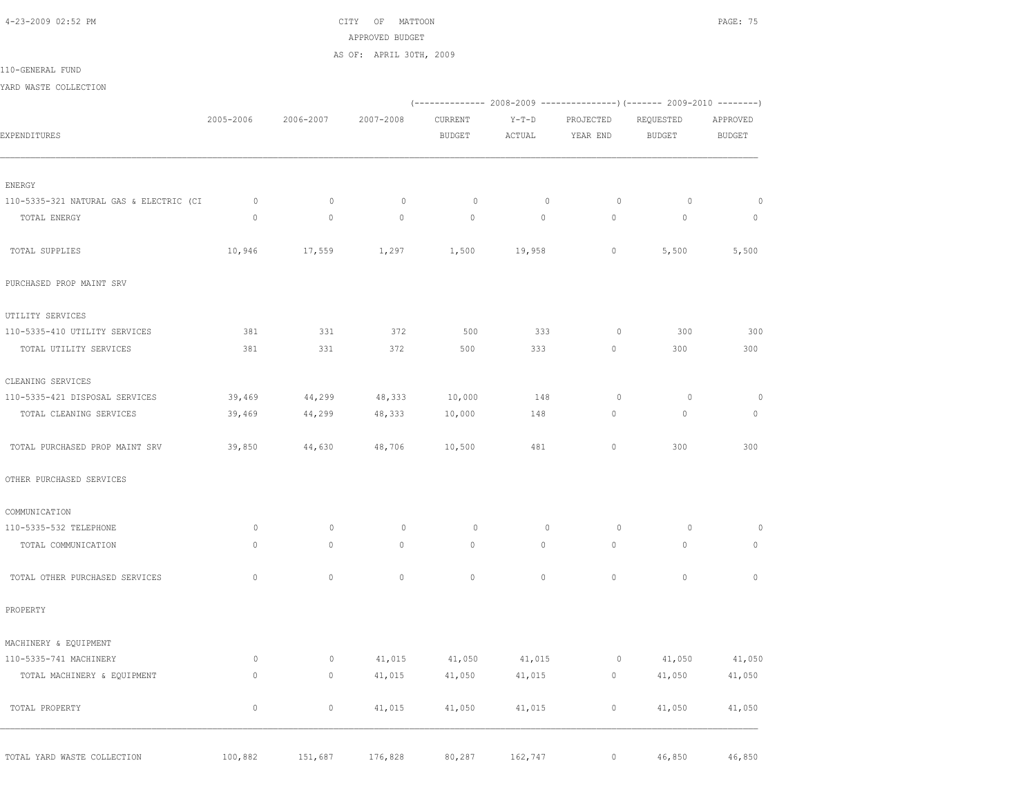CITY OF MATTOON

APPROVED BUDGET

AS OF: APRIL 30TH, 2009

110-GENERAL FUND

YARD WASTE COLLECTION

| EXPENDITURES | 2005-2006 | 2006-2007 | 2007-2008 | 2008-2009 CURRENT BUDGET | 2008-2009 Y-T-D ACTUAL | 2008-2009 PROJECTED YEAR END | 2009-2010 REQUESTED BUDGET | 2009-2010 APPROVED BUDGET |
|---|---|---|---|---|---|---|---|---|
| ENERGY | | | | | | | | |
| 110-5335-321 NATURAL GAS & ELECTRIC (CI | 0 | 0 | 0 | 0 | 0 | 0 | 0 | 0 |
| TOTAL ENERGY | 0 | 0 | 0 | 0 | 0 | 0 | 0 | 0 |
| TOTAL SUPPLIES | 10,946 | 17,559 | 1,297 | 1,500 | 19,958 | 0 | 5,500 | 5,500 |
| PURCHASED PROP MAINT SRV | | | | | | | | |
| UTILITY SERVICES | | | | | | | | |
| 110-5335-410 UTILITY SERVICES | 381 | 331 | 372 | 500 | 333 | 0 | 300 | 300 |
| TOTAL UTILITY SERVICES | 381 | 331 | 372 | 500 | 333 | 0 | 300 | 300 |
| CLEANING SERVICES | | | | | | | | |
| 110-5335-421 DISPOSAL SERVICES | 39,469 | 44,299 | 48,333 | 10,000 | 148 | 0 | 0 | 0 |
| TOTAL CLEANING SERVICES | 39,469 | 44,299 | 48,333 | 10,000 | 148 | 0 | 0 | 0 |
| TOTAL PURCHASED PROP MAINT SRV | 39,850 | 44,630 | 48,706 | 10,500 | 481 | 0 | 300 | 300 |
| OTHER PURCHASED SERVICES | | | | | | | | |
| COMMUNICATION | | | | | | | | |
| 110-5335-532 TELEPHONE | 0 | 0 | 0 | 0 | 0 | 0 | 0 | 0 |
| TOTAL COMMUNICATION | 0 | 0 | 0 | 0 | 0 | 0 | 0 | 0 |
| TOTAL OTHER PURCHASED SERVICES | 0 | 0 | 0 | 0 | 0 | 0 | 0 | 0 |
| PROPERTY | | | | | | | | |
| MACHINERY & EQUIPMENT | | | | | | | | |
| 110-5335-741 MACHINERY | 0 | 0 | 41,015 | 41,050 | 41,015 | 0 | 41,050 | 41,050 |
| TOTAL MACHINERY & EQUIPMENT | 0 | 0 | 41,015 | 41,050 | 41,015 | 0 | 41,050 | 41,050 |
| TOTAL PROPERTY | 0 | 0 | 41,015 | 41,050 | 41,015 | 0 | 41,050 | 41,050 |
| TOTAL YARD WASTE COLLECTION | 100,882 | 151,687 | 176,828 | 80,287 | 162,747 | 0 | 46,850 | 46,850 |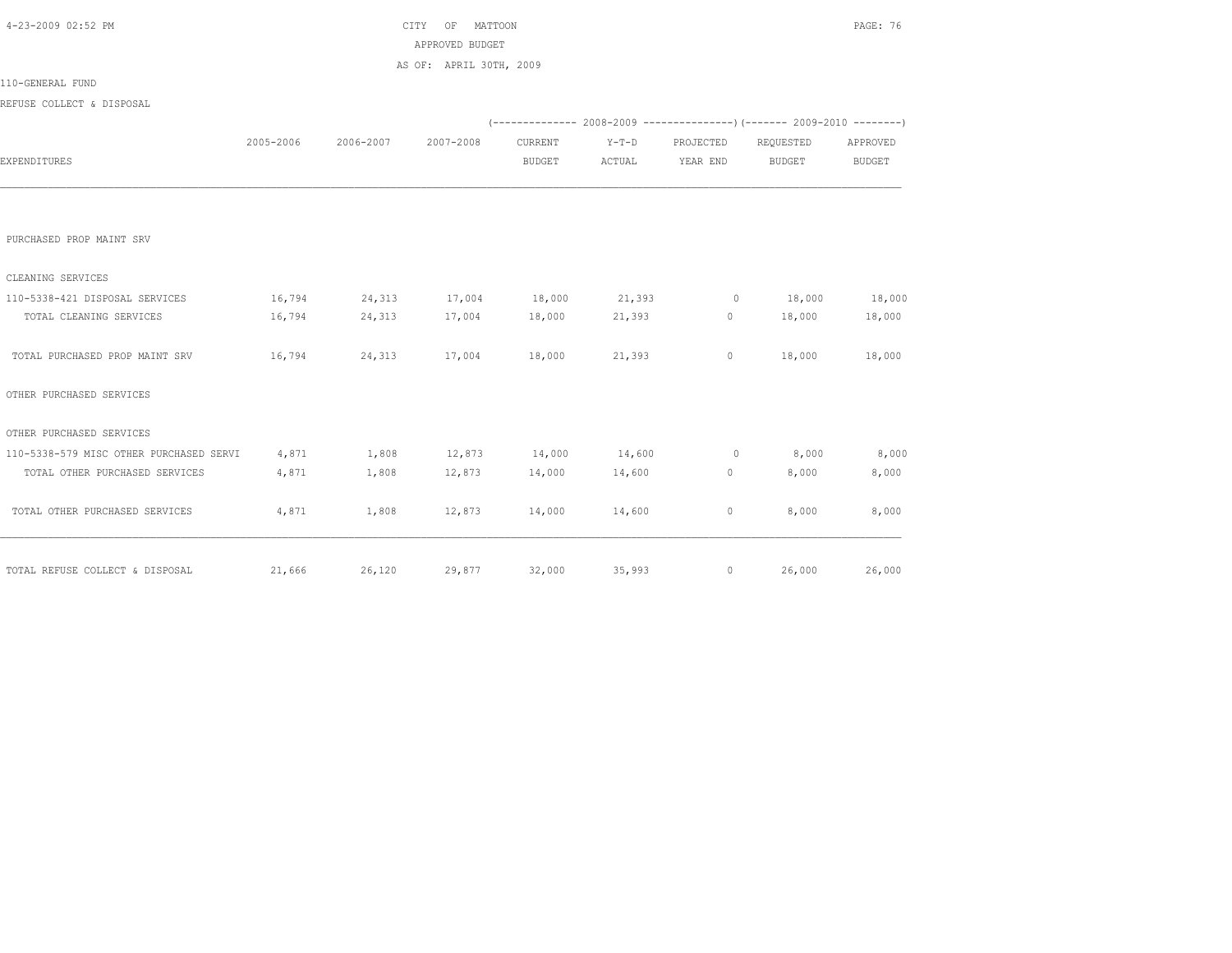CITY OF MATTOON

APPROVED BUDGET

AS OF: APRIL 30TH, 2009

110-GENERAL FUND

REFUSE COLLECT & DISPOSAL

| EXPENDITURES | 2005-2006 | 2006-2007 | 2007-2008 | 2008-2009 CURRENT BUDGET | 2008-2009 Y-T-D ACTUAL | 2008-2009 PROJECTED YEAR END | 2009-2010 REQUESTED BUDGET | 2009-2010 APPROVED BUDGET |
|---|---|---|---|---|---|---|---|---|
| PURCHASED PROP MAINT SRV | | | | | | | | |
| CLEANING SERVICES | | | | | | | | |
| 110-5338-421 DISPOSAL SERVICES | 16,794 | 24,313 | 17,004 | 18,000 | 21,393 | 0 | 18,000 | 18,000 |
| TOTAL CLEANING SERVICES | 16,794 | 24,313 | 17,004 | 18,000 | 21,393 | 0 | 18,000 | 18,000 |
| TOTAL PURCHASED PROP MAINT SRV | 16,794 | 24,313 | 17,004 | 18,000 | 21,393 | 0 | 18,000 | 18,000 |
| OTHER PURCHASED SERVICES | | | | | | | | |
| OTHER PURCHASED SERVICES | | | | | | | | |
| 110-5338-579 MISC OTHER PURCHASED SERVI | 4,871 | 1,808 | 12,873 | 14,000 | 14,600 | 0 | 8,000 | 8,000 |
| TOTAL OTHER PURCHASED SERVICES | 4,871 | 1,808 | 12,873 | 14,000 | 14,600 | 0 | 8,000 | 8,000 |
| TOTAL OTHER PURCHASED SERVICES | 4,871 | 1,808 | 12,873 | 14,000 | 14,600 | 0 | 8,000 | 8,000 |
| TOTAL REFUSE COLLECT & DISPOSAL | 21,666 | 26,120 | 29,877 | 32,000 | 35,993 | 0 | 26,000 | 26,000 |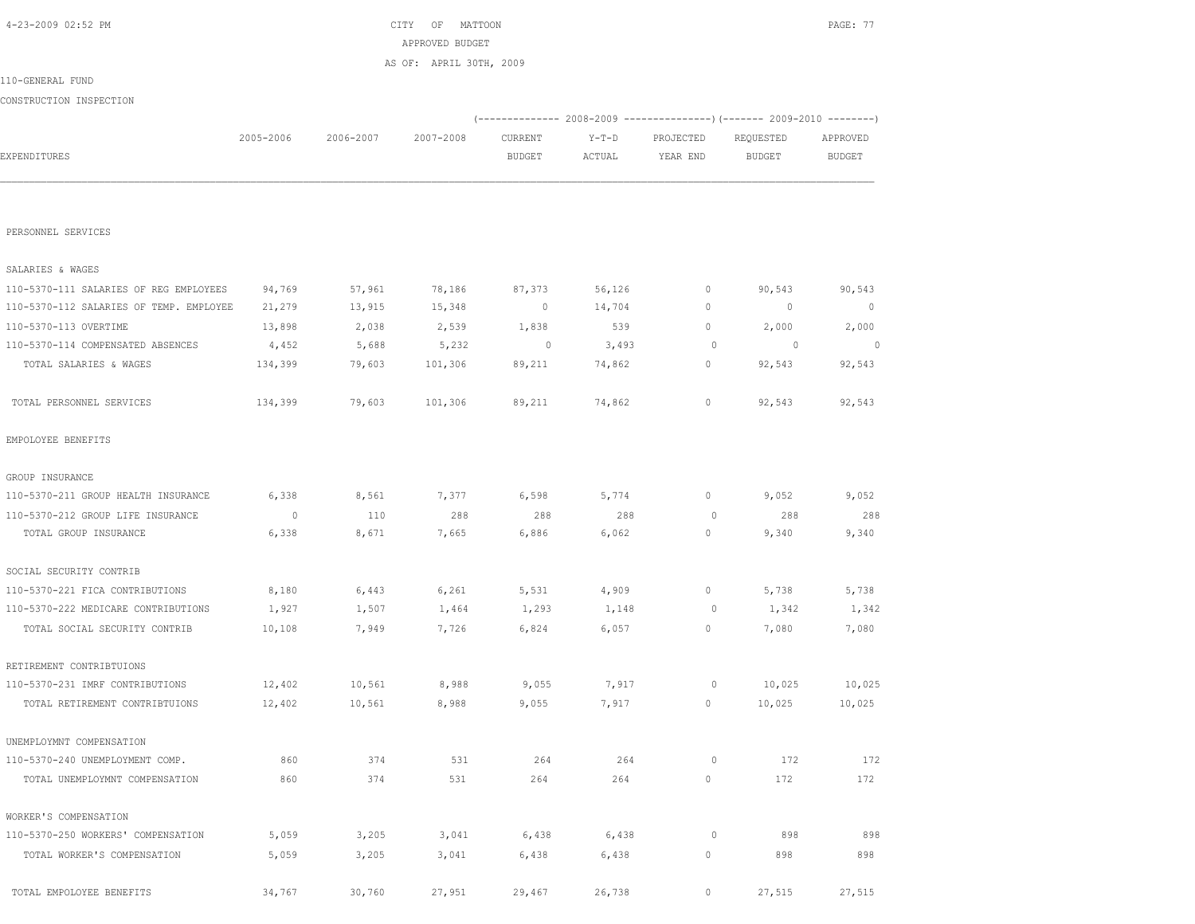CITY OF MATTOON

APPROVED BUDGET

AS OF: APRIL 30TH, 2009

110-GENERAL FUND

CONSTRUCTION INSPECTION

| EXPENDITURES | 2005-2006 | 2006-2007 | 2007-2008 | 2008-2009 CURRENT BUDGET | 2008-2009 Y-T-D ACTUAL | 2008-2009 PROJECTED YEAR END | 2009-2010 REQUESTED BUDGET | 2009-2010 APPROVED BUDGET |
|---|---|---|---|---|---|---|---|---|
| PERSONNEL SERVICES | | | | | | | | |
| SALARIES & WAGES | | | | | | | | |
| 110-5370-111 SALARIES OF REG EMPLOYEES | 94,769 | 57,961 | 78,186 | 87,373 | 56,126 | 0 | 90,543 | 90,543 |
| 110-5370-112 SALARIES OF TEMP. EMPLOYEE | 21,279 | 13,915 | 15,348 | 0 | 14,704 | 0 | 0 | 0 |
| 110-5370-113 OVERTIME | 13,898 | 2,038 | 2,539 | 1,838 | 539 | 0 | 2,000 | 2,000 |
| 110-5370-114 COMPENSATED ABSENCES | 4,452 | 5,688 | 5,232 | 0 | 3,493 | 0 | 0 | 0 |
| TOTAL SALARIES & WAGES | 134,399 | 79,603 | 101,306 | 89,211 | 74,862 | 0 | 92,543 | 92,543 |
| TOTAL PERSONNEL SERVICES | 134,399 | 79,603 | 101,306 | 89,211 | 74,862 | 0 | 92,543 | 92,543 |
| EMPOLOYEE BENEFITS | | | | | | | | |
| GROUP INSURANCE | | | | | | | | |
| 110-5370-211 GROUP HEALTH INSURANCE | 6,338 | 8,561 | 7,377 | 6,598 | 5,774 | 0 | 9,052 | 9,052 |
| 110-5370-212 GROUP LIFE INSURANCE | 0 | 110 | 288 | 288 | 288 | 0 | 288 | 288 |
| TOTAL GROUP INSURANCE | 6,338 | 8,671 | 7,665 | 6,886 | 6,062 | 0 | 9,340 | 9,340 |
| SOCIAL SECURITY CONTRIB | | | | | | | | |
| 110-5370-221 FICA CONTRIBUTIONS | 8,180 | 6,443 | 6,261 | 5,531 | 4,909 | 0 | 5,738 | 5,738 |
| 110-5370-222 MEDICARE CONTRIBUTIONS | 1,927 | 1,507 | 1,464 | 1,293 | 1,148 | 0 | 1,342 | 1,342 |
| TOTAL SOCIAL SECURITY CONTRIB | 10,108 | 7,949 | 7,726 | 6,824 | 6,057 | 0 | 7,080 | 7,080 |
| RETIREMENT CONTRIBTUIONS | | | | | | | | |
| 110-5370-231 IMRF CONTRIBUTIONS | 12,402 | 10,561 | 8,988 | 9,055 | 7,917 | 0 | 10,025 | 10,025 |
| TOTAL RETIREMENT CONTRIBTUIONS | 12,402 | 10,561 | 8,988 | 9,055 | 7,917 | 0 | 10,025 | 10,025 |
| UNEMPLOYMNT COMPENSATION | | | | | | | | |
| 110-5370-240 UNEMPLOYMENT COMP. | 860 | 374 | 531 | 264 | 264 | 0 | 172 | 172 |
| TOTAL UNEMPLOYMNT COMPENSATION | 860 | 374 | 531 | 264 | 264 | 0 | 172 | 172 |
| WORKER'S COMPENSATION | | | | | | | | |
| 110-5370-250 WORKERS' COMPENSATION | 5,059 | 3,205 | 3,041 | 6,438 | 6,438 | 0 | 898 | 898 |
| TOTAL WORKER'S COMPENSATION | 5,059 | 3,205 | 3,041 | 6,438 | 6,438 | 0 | 898 | 898 |
| TOTAL EMPOLOYEE BENEFITS | 34,767 | 30,760 | 27,951 | 29,467 | 26,738 | 0 | 27,515 | 27,515 |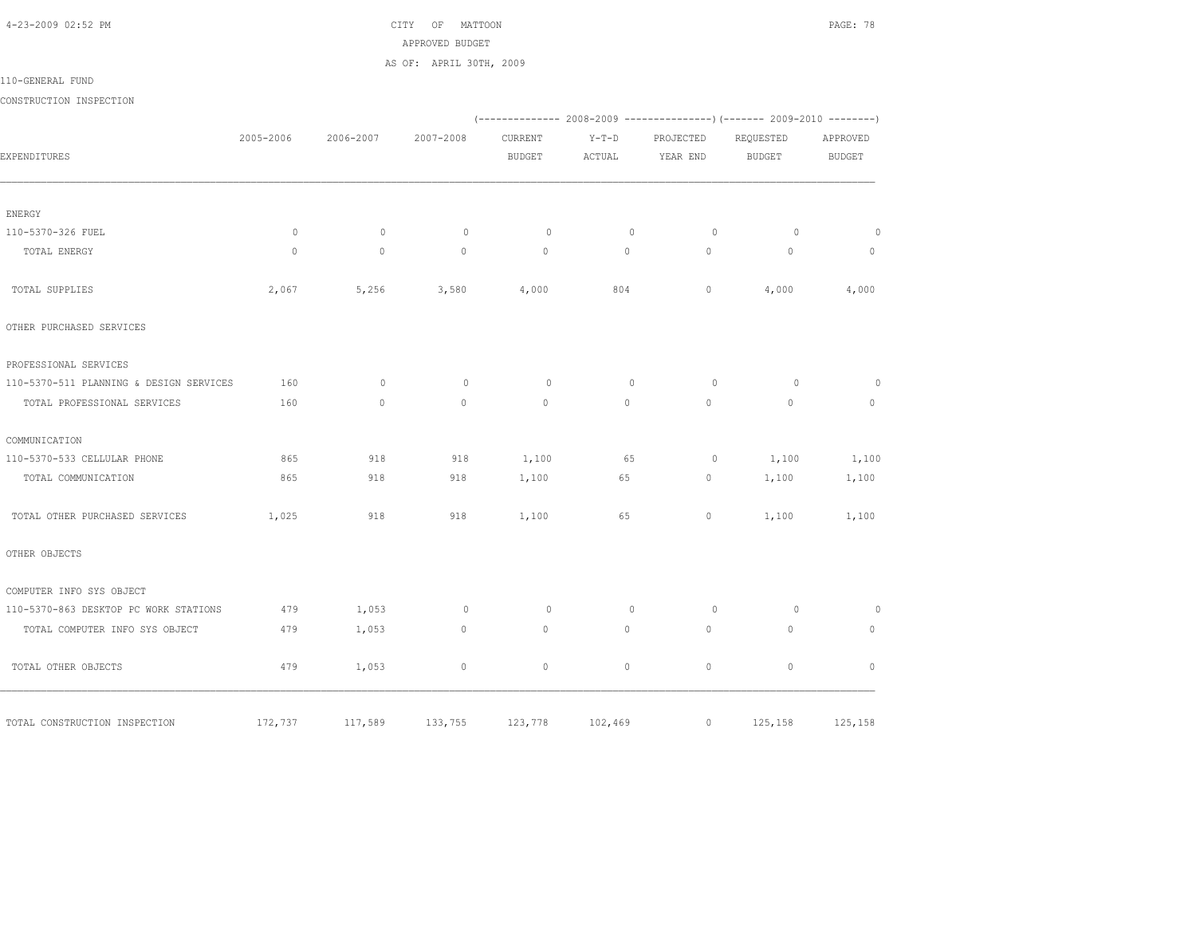CITY OF MATTOON

APPROVED BUDGET

AS OF: APRIL 30TH, 2009

110-GENERAL FUND

CONSTRUCTION INSPECTION

| EXPENDITURES | 2005-2006 | 2006-2007 | 2007-2008 | 2008-2009 CURRENT BUDGET | 2008-2009 Y-T-D ACTUAL | 2008-2009 PROJECTED YEAR END | 2009-2010 REQUESTED BUDGET | 2009-2010 APPROVED BUDGET |
|---|---|---|---|---|---|---|---|---|
| ENERGY | | | | | | | | |
| 110-5370-326 FUEL | 0 | 0 | 0 | 0 | 0 | 0 | 0 | 0 |
| TOTAL ENERGY | 0 | 0 | 0 | 0 | 0 | 0 | 0 | 0 |
| TOTAL SUPPLIES | 2,067 | 5,256 | 3,580 | 4,000 | 804 | 0 | 4,000 | 4,000 |
| OTHER PURCHASED SERVICES | | | | | | | | |
| PROFESSIONAL SERVICES | | | | | | | | |
| 110-5370-511 PLANNING & DESIGN SERVICES | 160 | 0 | 0 | 0 | 0 | 0 | 0 | 0 |
| TOTAL PROFESSIONAL SERVICES | 160 | 0 | 0 | 0 | 0 | 0 | 0 | 0 |
| COMMUNICATION | | | | | | | | |
| 110-5370-533 CELLULAR PHONE | 865 | 918 | 918 | 1,100 | 65 | 0 | 1,100 | 1,100 |
| TOTAL COMMUNICATION | 865 | 918 | 918 | 1,100 | 65 | 0 | 1,100 | 1,100 |
| TOTAL OTHER PURCHASED SERVICES | 1,025 | 918 | 918 | 1,100 | 65 | 0 | 1,100 | 1,100 |
| OTHER OBJECTS | | | | | | | | |
| COMPUTER INFO SYS OBJECT | | | | | | | | |
| 110-5370-863 DESKTOP PC WORK STATIONS | 479 | 1,053 | 0 | 0 | 0 | 0 | 0 | 0 |
| TOTAL COMPUTER INFO SYS OBJECT | 479 | 1,053 | 0 | 0 | 0 | 0 | 0 | 0 |
| TOTAL OTHER OBJECTS | 479 | 1,053 | 0 | 0 | 0 | 0 | 0 | 0 |
| TOTAL CONSTRUCTION INSPECTION | 172,737 | 117,589 | 133,755 | 123,778 | 102,469 | 0 | 125,158 | 125,158 |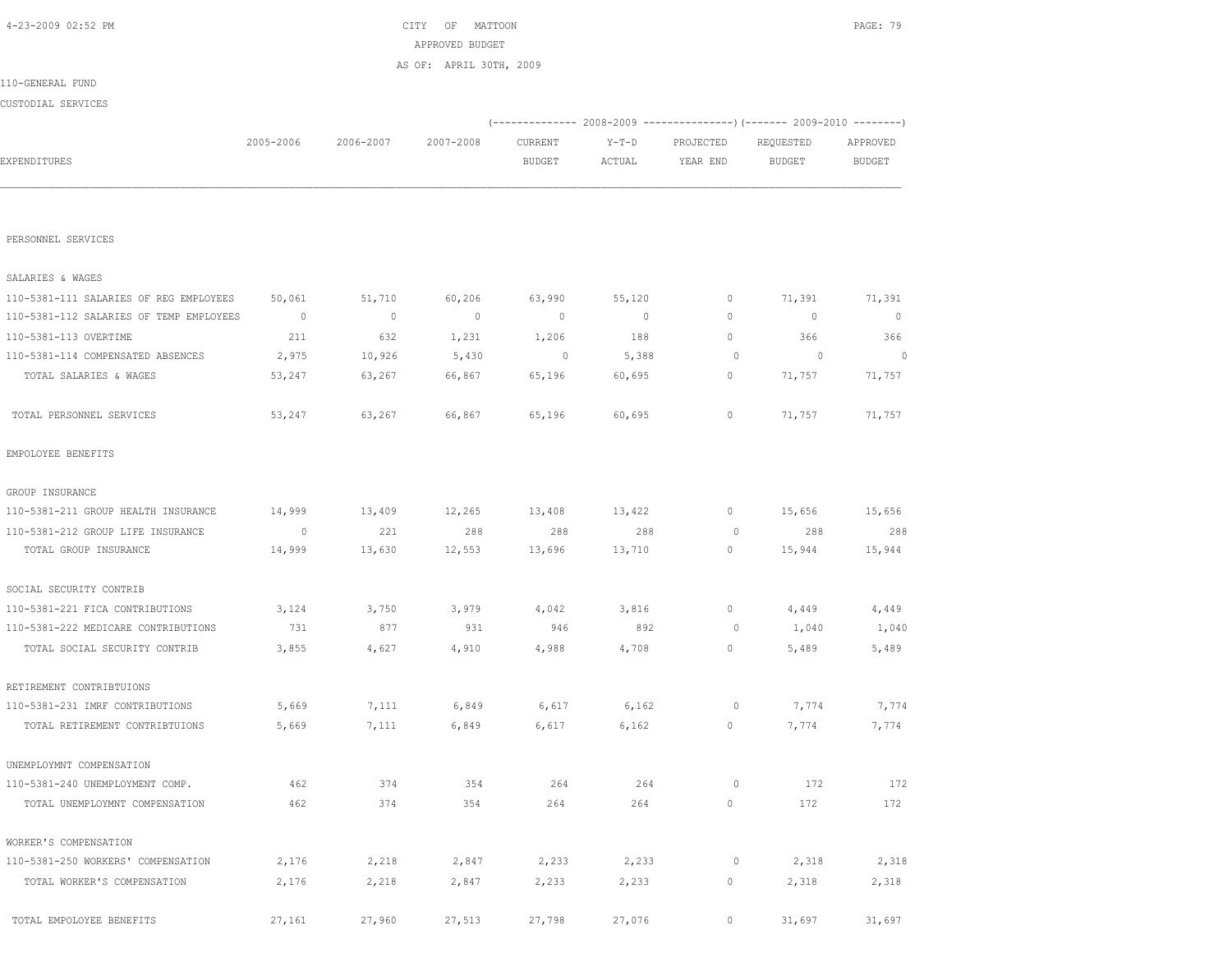CITY OF MATTOON
APPROVED BUDGET
AS OF: APRIL 30TH, 2009

110-GENERAL FUND

CUSTODIAL SERVICES

| EXPENDITURES | 2005-2006 | 2006-2007 | 2007-2008 | 2008-2009 CURRENT BUDGET | 2008-2009 Y-T-D ACTUAL | 2008-2009 PROJECTED YEAR END | 2009-2010 REQUESTED BUDGET | 2009-2010 APPROVED BUDGET |
|---|---|---|---|---|---|---|---|---|
| PERSONNEL SERVICES | | | | | | | | |
| SALARIES & WAGES | | | | | | | | |
| 110-5381-111 SALARIES OF REG EMPLOYEES | 50,061 | 51,710 | 60,206 | 63,990 | 55,120 | 0 | 71,391 | 71,391 |
| 110-5381-112 SALARIES OF TEMP EMPLOYEES | 0 | 0 | 0 | 0 | 0 | 0 | 0 | 0 |
| 110-5381-113 OVERTIME | 211 | 632 | 1,231 | 1,206 | 188 | 0 | 366 | 366 |
| 110-5381-114 COMPENSATED ABSENCES | 2,975 | 10,926 | 5,430 | 0 | 5,388 | 0 | 0 | 0 |
| TOTAL SALARIES & WAGES | 53,247 | 63,267 | 66,867 | 65,196 | 60,695 | 0 | 71,757 | 71,757 |
| TOTAL PERSONNEL SERVICES | 53,247 | 63,267 | 66,867 | 65,196 | 60,695 | 0 | 71,757 | 71,757 |
| EMPOLOYEE BENEFITS | | | | | | | | |
| GROUP INSURANCE | | | | | | | | |
| 110-5381-211 GROUP HEALTH INSURANCE | 14,999 | 13,409 | 12,265 | 13,408 | 13,422 | 0 | 15,656 | 15,656 |
| 110-5381-212 GROUP LIFE INSURANCE | 0 | 221 | 288 | 288 | 288 | 0 | 288 | 288 |
| TOTAL GROUP INSURANCE | 14,999 | 13,630 | 12,553 | 13,696 | 13,710 | 0 | 15,944 | 15,944 |
| SOCIAL SECURITY CONTRIB | | | | | | | | |
| 110-5381-221 FICA CONTRIBUTIONS | 3,124 | 3,750 | 3,979 | 4,042 | 3,816 | 0 | 4,449 | 4,449 |
| 110-5381-222 MEDICARE CONTRIBUTIONS | 731 | 877 | 931 | 946 | 892 | 0 | 1,040 | 1,040 |
| TOTAL SOCIAL SECURITY CONTRIB | 3,855 | 4,627 | 4,910 | 4,988 | 4,708 | 0 | 5,489 | 5,489 |
| RETIREMENT CONTRIBTUIONS | | | | | | | | |
| 110-5381-231 IMRF CONTRIBUTIONS | 5,669 | 7,111 | 6,849 | 6,617 | 6,162 | 0 | 7,774 | 7,774 |
| TOTAL RETIREMENT CONTRIBTUIONS | 5,669 | 7,111 | 6,849 | 6,617 | 6,162 | 0 | 7,774 | 7,774 |
| UNEMPLOYMNT COMPENSATION | | | | | | | | |
| 110-5381-240 UNEMPLOYMENT COMP. | 462 | 374 | 354 | 264 | 264 | 0 | 172 | 172 |
| TOTAL UNEMPLOYMNT COMPENSATION | 462 | 374 | 354 | 264 | 264 | 0 | 172 | 172 |
| WORKER'S COMPENSATION | | | | | | | | |
| 110-5381-250 WORKERS' COMPENSATION | 2,176 | 2,218 | 2,847 | 2,233 | 2,233 | 0 | 2,318 | 2,318 |
| TOTAL WORKER'S COMPENSATION | 2,176 | 2,218 | 2,847 | 2,233 | 2,233 | 0 | 2,318 | 2,318 |
| TOTAL EMPOLOYEE BENEFITS | 27,161 | 27,960 | 27,513 | 27,798 | 27,076 | 0 | 31,697 | 31,697 |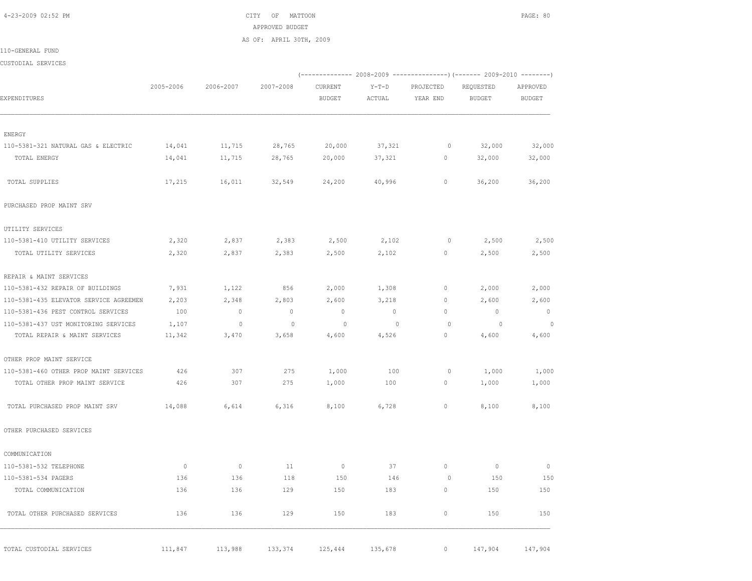CITY OF MATTOON

APPROVED BUDGET

AS OF: APRIL 30TH, 2009

110-GENERAL FUND

CUSTODIAL SERVICES

| EXPENDITURES | 2005-2006 | 2006-2007 | 2007-2008 | 2008-2009 CURRENT BUDGET | 2008-2009 Y-T-D ACTUAL | 2008-2009 PROJECTED YEAR END | 2009-2010 REQUESTED BUDGET | 2009-2010 APPROVED BUDGET |
|---|---|---|---|---|---|---|---|---|
| ENERGY | | | | | | | | |
| 110-5381-321 NATURAL GAS & ELECTRIC | 14,041 | 11,715 | 28,765 | 20,000 | 37,321 | 0 | 32,000 | 32,000 |
| TOTAL ENERGY | 14,041 | 11,715 | 28,765 | 20,000 | 37,321 | 0 | 32,000 | 32,000 |
| TOTAL SUPPLIES | 17,215 | 16,011 | 32,549 | 24,200 | 40,996 | 0 | 36,200 | 36,200 |
| PURCHASED PROP MAINT SRV | | | | | | | | |
| UTILITY SERVICES | | | | | | | | |
| 110-5381-410 UTILITY SERVICES | 2,320 | 2,837 | 2,383 | 2,500 | 2,102 | 0 | 2,500 | 2,500 |
| TOTAL UTILITY SERVICES | 2,320 | 2,837 | 2,383 | 2,500 | 2,102 | 0 | 2,500 | 2,500 |
| REPAIR & MAINT SERVICES | | | | | | | | |
| 110-5381-432 REPAIR OF BUILDINGS | 7,931 | 1,122 | 856 | 2,000 | 1,308 | 0 | 2,000 | 2,000 |
| 110-5381-435 ELEVATOR SERVICE AGREEMEN | 2,203 | 2,348 | 2,803 | 2,600 | 3,218 | 0 | 2,600 | 2,600 |
| 110-5381-436 PEST CONTROL SERVICES | 100 | 0 | 0 | 0 | 0 | 0 | 0 | 0 |
| 110-5381-437 UST MONITORING SERVICES | 1,107 | 0 | 0 | 0 | 0 | 0 | 0 | 0 |
| TOTAL REPAIR & MAINT SERVICES | 11,342 | 3,470 | 3,658 | 4,600 | 4,526 | 0 | 4,600 | 4,600 |
| OTHER PROP MAINT SERVICE | | | | | | | | |
| 110-5381-460 OTHER PROP MAINT SERVICES | 426 | 307 | 275 | 1,000 | 100 | 0 | 1,000 | 1,000 |
| TOTAL OTHER PROP MAINT SERVICE | 426 | 307 | 275 | 1,000 | 100 | 0 | 1,000 | 1,000 |
| TOTAL PURCHASED PROP MAINT SRV | 14,088 | 6,614 | 6,316 | 8,100 | 6,728 | 0 | 8,100 | 8,100 |
| OTHER PURCHASED SERVICES | | | | | | | | |
| COMMUNICATION | | | | | | | | |
| 110-5381-532 TELEPHONE | 0 | 0 | 11 | 0 | 37 | 0 | 0 | 0 |
| 110-5381-534 PAGERS | 136 | 136 | 118 | 150 | 146 | 0 | 150 | 150 |
| TOTAL COMMUNICATION | 136 | 136 | 129 | 150 | 183 | 0 | 150 | 150 |
| TOTAL OTHER PURCHASED SERVICES | 136 | 136 | 129 | 150 | 183 | 0 | 150 | 150 |
| TOTAL CUSTODIAL SERVICES | 111,847 | 113,988 | 133,374 | 125,444 | 135,678 | 0 | 147,904 | 147,904 |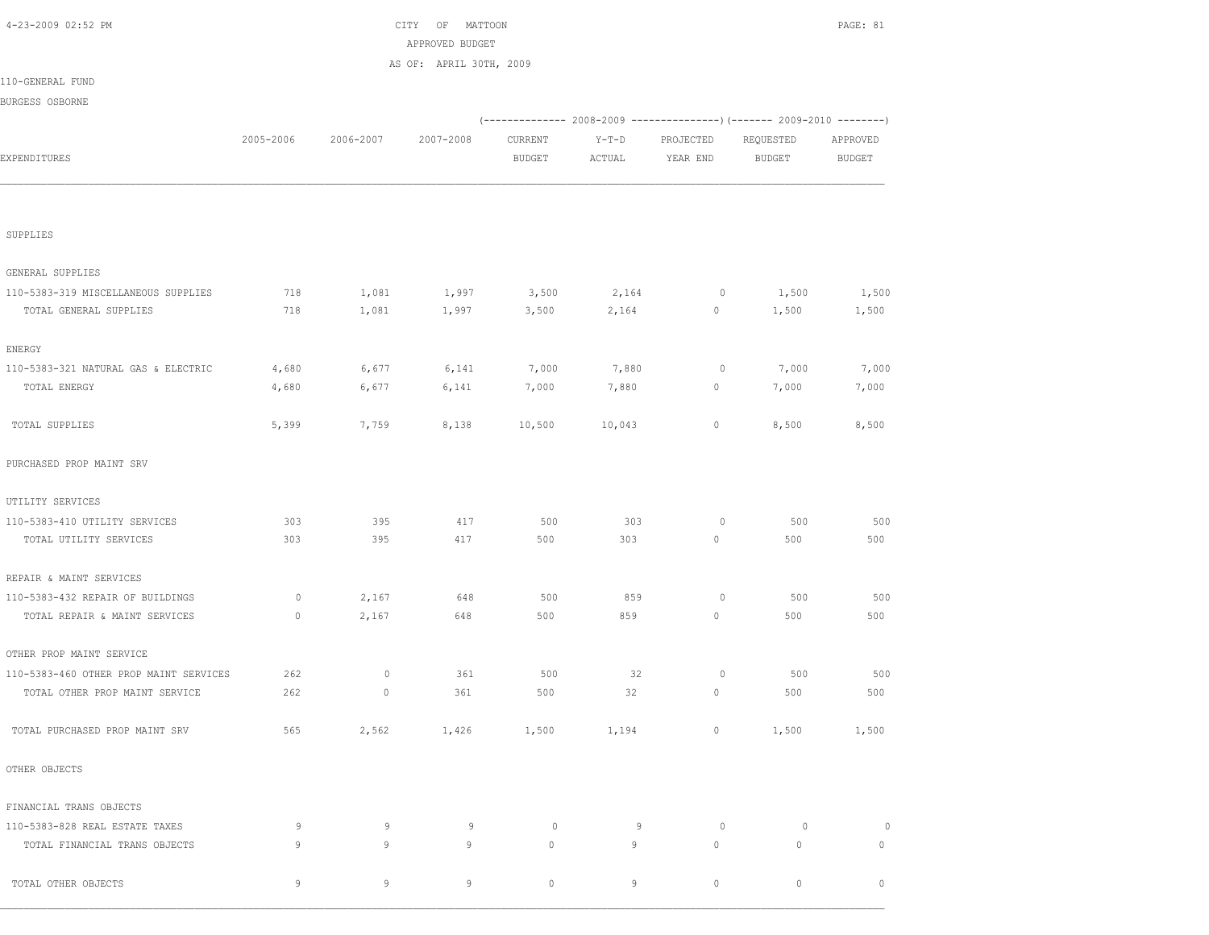CITY OF MATTOON
APPROVED BUDGET
AS OF: APRIL 30TH, 2009

110-GENERAL FUND
BURGESS OSBORNE

| EXPENDITURES | 2005-2006 | 2006-2007 | 2007-2008 | 2008-2009 CURRENT BUDGET | 2008-2009 Y-T-D ACTUAL | 2008-2009 PROJECTED YEAR END | 2009-2010 REQUESTED BUDGET | 2009-2010 APPROVED BUDGET |
|---|---|---|---|---|---|---|---|---|
| SUPPLIES | | | | | | | | |
| GENERAL SUPPLIES | | | | | | | | |
| 110-5383-319 MISCELLANEOUS SUPPLIES | 718 | 1,081 | 1,997 | 3,500 | 2,164 | 0 | 1,500 | 1,500 |
| TOTAL GENERAL SUPPLIES | 718 | 1,081 | 1,997 | 3,500 | 2,164 | 0 | 1,500 | 1,500 |
| ENERGY | | | | | | | | |
| 110-5383-321 NATURAL GAS & ELECTRIC | 4,680 | 6,677 | 6,141 | 7,000 | 7,880 | 0 | 7,000 | 7,000 |
| TOTAL ENERGY | 4,680 | 6,677 | 6,141 | 7,000 | 7,880 | 0 | 7,000 | 7,000 |
| TOTAL SUPPLIES | 5,399 | 7,759 | 8,138 | 10,500 | 10,043 | 0 | 8,500 | 8,500 |
| PURCHASED PROP MAINT SRV | | | | | | | | |
| UTILITY SERVICES | | | | | | | | |
| 110-5383-410 UTILITY SERVICES | 303 | 395 | 417 | 500 | 303 | 0 | 500 | 500 |
| TOTAL UTILITY SERVICES | 303 | 395 | 417 | 500 | 303 | 0 | 500 | 500 |
| REPAIR & MAINT SERVICES | | | | | | | | |
| 110-5383-432 REPAIR OF BUILDINGS | 0 | 2,167 | 648 | 500 | 859 | 0 | 500 | 500 |
| TOTAL REPAIR & MAINT SERVICES | 0 | 2,167 | 648 | 500 | 859 | 0 | 500 | 500 |
| OTHER PROP MAINT SERVICE | | | | | | | | |
| 110-5383-460 OTHER PROP MAINT SERVICES | 262 | 0 | 361 | 500 | 32 | 0 | 500 | 500 |
| TOTAL OTHER PROP MAINT SERVICE | 262 | 0 | 361 | 500 | 32 | 0 | 500 | 500 |
| TOTAL PURCHASED PROP MAINT SRV | 565 | 2,562 | 1,426 | 1,500 | 1,194 | 0 | 1,500 | 1,500 |
| OTHER OBJECTS | | | | | | | | |
| FINANCIAL TRANS OBJECTS | | | | | | | | |
| 110-5383-828 REAL ESTATE TAXES | 9 | 9 | 9 | 0 | 9 | 0 | 0 | 0 |
| TOTAL FINANCIAL TRANS OBJECTS | 9 | 9 | 9 | 0 | 9 | 0 | 0 | 0 |
| TOTAL OTHER OBJECTS | 9 | 9 | 9 | 0 | 9 | 0 | 0 | 0 |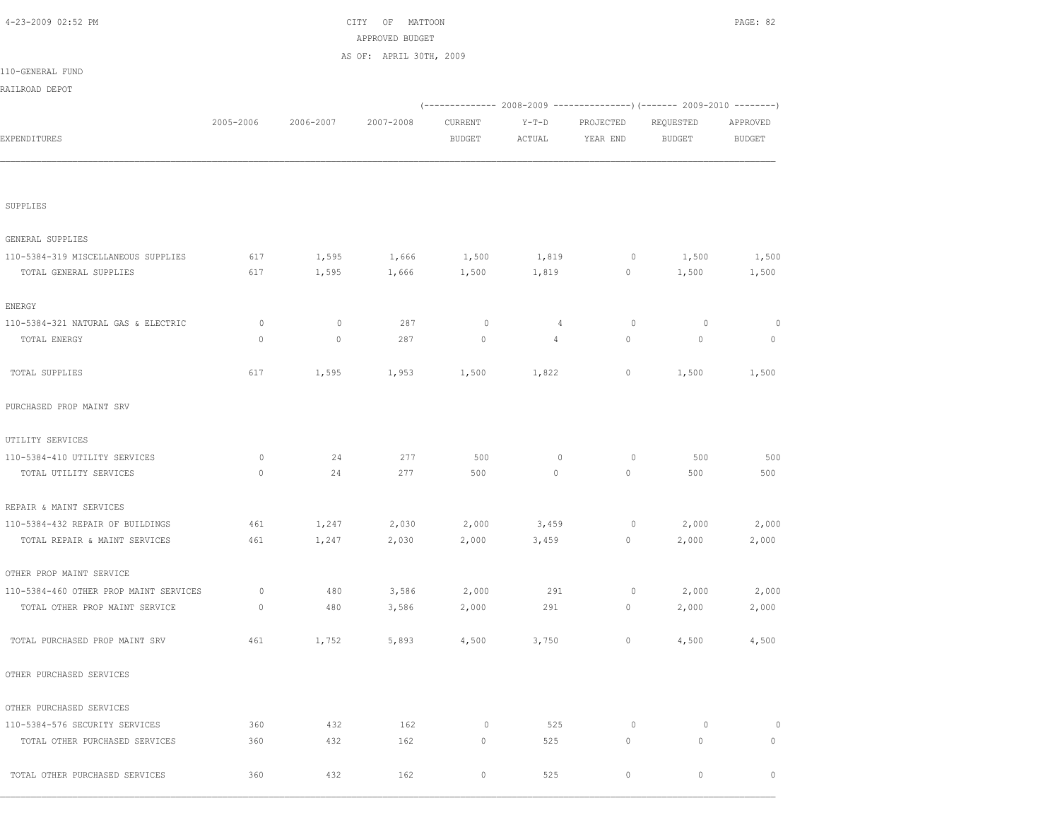CITY OF MATTOON
APPROVED BUDGET
AS OF: APRIL 30TH, 2009

110-GENERAL FUND
RAILROAD DEPOT

| EXPENDITURES | 2005-2006 | 2006-2007 | 2007-2008 | 2008-2009 CURRENT BUDGET | 2008-2009 Y-T-D ACTUAL | 2008-2009 PROJECTED YEAR END | 2009-2010 REQUESTED BUDGET | 2009-2010 APPROVED BUDGET |
|---|---|---|---|---|---|---|---|---|
| SUPPLIES | | | | | | | | |
| GENERAL SUPPLIES | | | | | | | | |
| 110-5384-319 MISCELLANEOUS SUPPLIES | 617 | 1,595 | 1,666 | 1,500 | 1,819 | 0 | 1,500 | 1,500 |
| TOTAL GENERAL SUPPLIES | 617 | 1,595 | 1,666 | 1,500 | 1,819 | 0 | 1,500 | 1,500 |
| ENERGY | | | | | | | | |
| 110-5384-321 NATURAL GAS & ELECTRIC | 0 | 0 | 287 | 0 | 4 | 0 | 0 | 0 |
| TOTAL ENERGY | 0 | 0 | 287 | 0 | 4 | 0 | 0 | 0 |
| TOTAL SUPPLIES | 617 | 1,595 | 1,953 | 1,500 | 1,822 | 0 | 1,500 | 1,500 |
| PURCHASED PROP MAINT SRV | | | | | | | | |
| UTILITY SERVICES | | | | | | | | |
| 110-5384-410 UTILITY SERVICES | 0 | 24 | 277 | 500 | 0 | 0 | 500 | 500 |
| TOTAL UTILITY SERVICES | 0 | 24 | 277 | 500 | 0 | 0 | 500 | 500 |
| REPAIR & MAINT SERVICES | | | | | | | | |
| 110-5384-432 REPAIR OF BUILDINGS | 461 | 1,247 | 2,030 | 2,000 | 3,459 | 0 | 2,000 | 2,000 |
| TOTAL REPAIR & MAINT SERVICES | 461 | 1,247 | 2,030 | 2,000 | 3,459 | 0 | 2,000 | 2,000 |
| OTHER PROP MAINT SERVICE | | | | | | | | |
| 110-5384-460 OTHER PROP MAINT SERVICES | 0 | 480 | 3,586 | 2,000 | 291 | 0 | 2,000 | 2,000 |
| TOTAL OTHER PROP MAINT SERVICE | 0 | 480 | 3,586 | 2,000 | 291 | 0 | 2,000 | 2,000 |
| TOTAL PURCHASED PROP MAINT SRV | 461 | 1,752 | 5,893 | 4,500 | 3,750 | 0 | 4,500 | 4,500 |
| OTHER PURCHASED SERVICES | | | | | | | | |
| OTHER PURCHASED SERVICES | | | | | | | | |
| 110-5384-576 SECURITY SERVICES | 360 | 432 | 162 | 0 | 525 | 0 | 0 | 0 |
| TOTAL OTHER PURCHASED SERVICES | 360 | 432 | 162 | 0 | 525 | 0 | 0 | 0 |
| TOTAL OTHER PURCHASED SERVICES | 360 | 432 | 162 | 0 | 525 | 0 | 0 | 0 |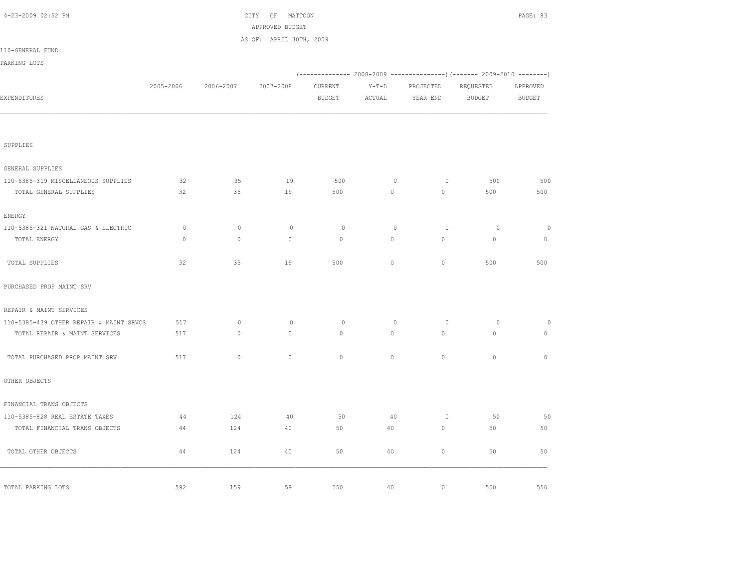CITY OF MATTOON

APPROVED BUDGET

AS OF: APRIL 30TH, 2009

110-GENERAL FUND

PARKING LOTS

| EXPENDITURES | 2005-2006 | 2006-2007 | 2007-2008 | 2008-2009 CURRENT BUDGET | 2008-2009 Y-T-D ACTUAL | 2008-2009 PROJECTED YEAR END | 2009-2010 REQUESTED BUDGET | 2009-2010 APPROVED BUDGET |
|---|---|---|---|---|---|---|---|---|
| SUPPLIES | | | | | | | | |
| GENERAL SUPPLIES | | | | | | | | |
| 110-5385-319 MISCELLANEOUS SUPPLIES | 32 | 35 | 19 | 500 | 0 | 0 | 500 | 500 |
| TOTAL GENERAL SUPPLIES | 32 | 35 | 19 | 500 | 0 | 0 | 500 | 500 |
| ENERGY | | | | | | | | |
| 110-5385-321 NATURAL GAS & ELECTRIC | 0 | 0 | 0 | 0 | 0 | 0 | 0 | 0 |
| TOTAL ENERGY | 0 | 0 | 0 | 0 | 0 | 0 | 0 | 0 |
| TOTAL SUPPLIES | 32 | 35 | 19 | 500 | 0 | 0 | 500 | 500 |
| PURCHASED PROP MAINT SRV | | | | | | | | |
| REPAIR & MAINT SERVICES | | | | | | | | |
| 110-5385-439 OTHER REPAIR & MAINT SRVCS | 517 | 0 | 0 | 0 | 0 | 0 | 0 | 0 |
| TOTAL REPAIR & MAINT SERVICES | 517 | 0 | 0 | 0 | 0 | 0 | 0 | 0 |
| TOTAL PURCHASED PROP MAINT SRV | 517 | 0 | 0 | 0 | 0 | 0 | 0 | 0 |
| OTHER OBJECTS | | | | | | | | |
| FINANCIAL TRANS OBJECTS | | | | | | | | |
| 110-5385-828 REAL ESTATE TAXES | 44 | 124 | 40 | 50 | 40 | 0 | 50 | 50 |
| TOTAL FINANCIAL TRANS OBJECTS | 44 | 124 | 40 | 50 | 40 | 0 | 50 | 50 |
| TOTAL OTHER OBJECTS | 44 | 124 | 40 | 50 | 40 | 0 | 50 | 50 |
| TOTAL PARKING LOTS | 592 | 159 | 59 | 550 | 40 | 0 | 550 | 550 |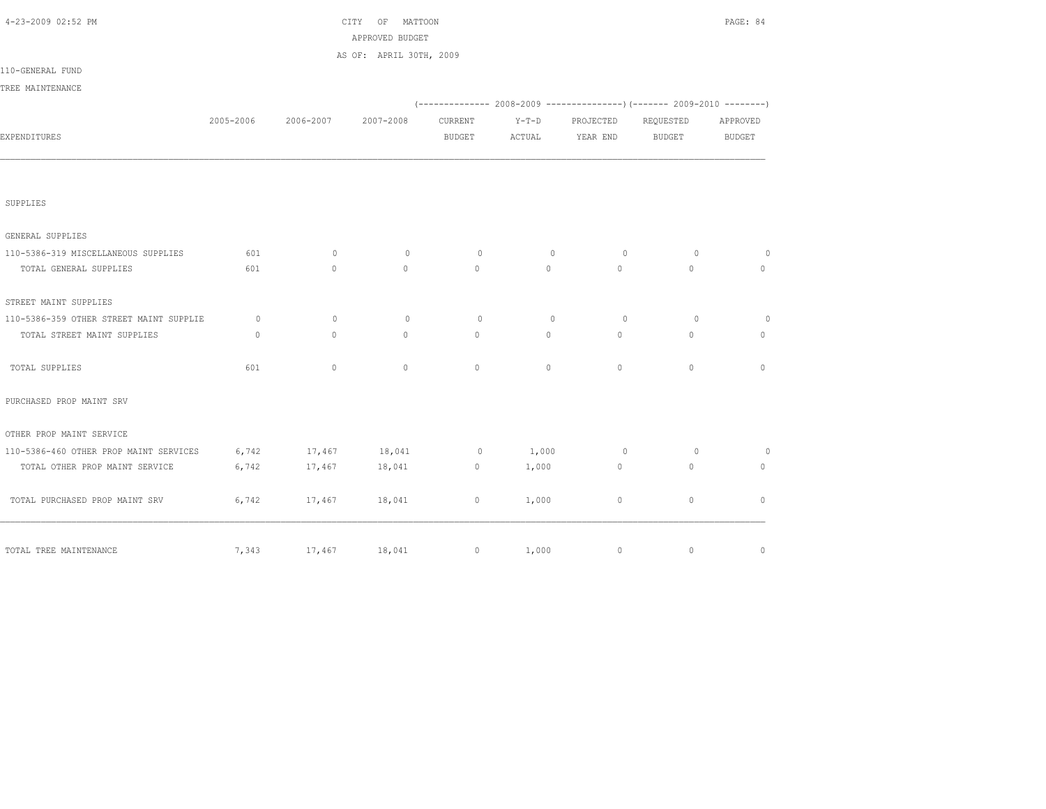CITY OF MATTOON

APPROVED BUDGET

AS OF: APRIL 30TH, 2009

110-GENERAL FUND

TREE MAINTENANCE

| EXPENDITURES | 2005-2006 | 2006-2007 | 2007-2008 | 2008-2009 CURRENT BUDGET | 2008-2009 Y-T-D ACTUAL | 2008-2009 PROJECTED YEAR END | 2009-2010 REQUESTED BUDGET | 2009-2010 APPROVED BUDGET |
|---|---|---|---|---|---|---|---|---|
| SUPPLIES | | | | | | | | |
| GENERAL SUPPLIES | | | | | | | | |
| 110-5386-319 MISCELLANEOUS SUPPLIES | 601 | 0 | 0 | 0 | 0 | 0 | 0 | 0 |
| TOTAL GENERAL SUPPLIES | 601 | 0 | 0 | 0 | 0 | 0 | 0 | 0 |
| STREET MAINT SUPPLIES | | | | | | | | |
| 110-5386-359 OTHER STREET MAINT SUPPLIE | 0 | 0 | 0 | 0 | 0 | 0 | 0 | 0 |
| TOTAL STREET MAINT SUPPLIES | 0 | 0 | 0 | 0 | 0 | 0 | 0 | 0 |
| TOTAL SUPPLIES | 601 | 0 | 0 | 0 | 0 | 0 | 0 | 0 |
| PURCHASED PROP MAINT SRV | | | | | | | | |
| OTHER PROP MAINT SERVICE | | | | | | | | |
| 110-5386-460 OTHER PROP MAINT SERVICES | 6,742 | 17,467 | 18,041 | 0 | 1,000 | 0 | 0 | 0 |
| TOTAL OTHER PROP MAINT SERVICE | 6,742 | 17,467 | 18,041 | 0 | 1,000 | 0 | 0 | 0 |
| TOTAL PURCHASED PROP MAINT SRV | 6,742 | 17,467 | 18,041 | 0 | 1,000 | 0 | 0 | 0 |
| TOTAL TREE MAINTENANCE | 7,343 | 17,467 | 18,041 | 0 | 1,000 | 0 | 0 | 0 |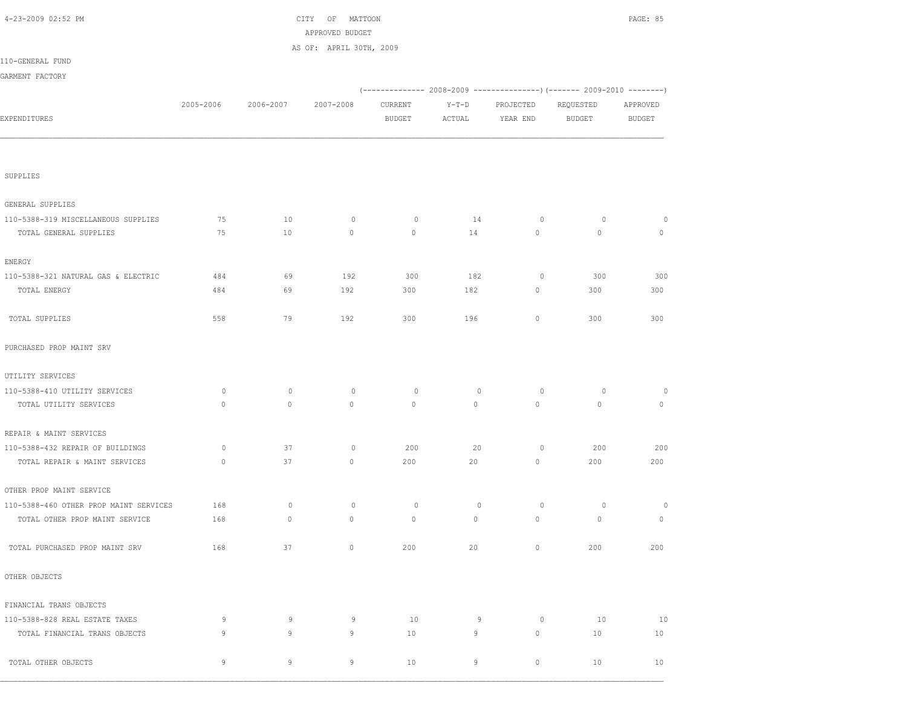CITY OF MATTOON

APPROVED BUDGET

AS OF: APRIL 30TH, 2009

110-GENERAL FUND

GARMENT FACTORY

| EXPENDITURES | 2005-2006 | 2006-2007 | 2007-2008 | (------------- 2008-2009 CURRENT BUDGET | Y-T-D ACTUAL | PROJECTED YEAR END ---------------) | (------- 2009-2010 REQUESTED BUDGET | APPROVED BUDGET --------) |
|---|---|---|---|---|---|---|---|---|
| SUPPLIES | | | | | | | | |
| GENERAL SUPPLIES | | | | | | | | |
| 110-5388-319 MISCELLANEOUS SUPPLIES | 75 | 10 | 0 | 0 | 14 | 0 | 0 | 0 |
| TOTAL GENERAL SUPPLIES | 75 | 10 | 0 | 0 | 14 | 0 | 0 | 0 |
| ENERGY | | | | | | | | |
| 110-5388-321 NATURAL GAS & ELECTRIC | 484 | 69 | 192 | 300 | 182 | 0 | 300 | 300 |
| TOTAL ENERGY | 484 | 69 | 192 | 300 | 182 | 0 | 300 | 300 |
| TOTAL SUPPLIES | 558 | 79 | 192 | 300 | 196 | 0 | 300 | 300 |
| PURCHASED PROP MAINT SRV | | | | | | | | |
| UTILITY SERVICES | | | | | | | | |
| 110-5388-410 UTILITY SERVICES | 0 | 0 | 0 | 0 | 0 | 0 | 0 | 0 |
| TOTAL UTILITY SERVICES | 0 | 0 | 0 | 0 | 0 | 0 | 0 | 0 |
| REPAIR & MAINT SERVICES | | | | | | | | |
| 110-5388-432 REPAIR OF BUILDINGS | 0 | 37 | 0 | 200 | 20 | 0 | 200 | 200 |
| TOTAL REPAIR & MAINT SERVICES | 0 | 37 | 0 | 200 | 20 | 0 | 200 | 200 |
| OTHER PROP MAINT SERVICE | | | | | | | | |
| 110-5388-460 OTHER PROP MAINT SERVICES | 168 | 0 | 0 | 0 | 0 | 0 | 0 | 0 |
| TOTAL OTHER PROP MAINT SERVICE | 168 | 0 | 0 | 0 | 0 | 0 | 0 | 0 |
| TOTAL PURCHASED PROP MAINT SRV | 168 | 37 | 0 | 200 | 20 | 0 | 200 | 200 |
| OTHER OBJECTS | | | | | | | | |
| FINANCIAL TRANS OBJECTS | | | | | | | | |
| 110-5388-828 REAL ESTATE TAXES | 9 | 9 | 9 | 10 | 9 | 0 | 10 | 10 |
| TOTAL FINANCIAL TRANS OBJECTS | 9 | 9 | 9 | 10 | 9 | 0 | 10 | 10 |
| TOTAL OTHER OBJECTS | 9 | 9 | 9 | 10 | 9 | 0 | 10 | 10 |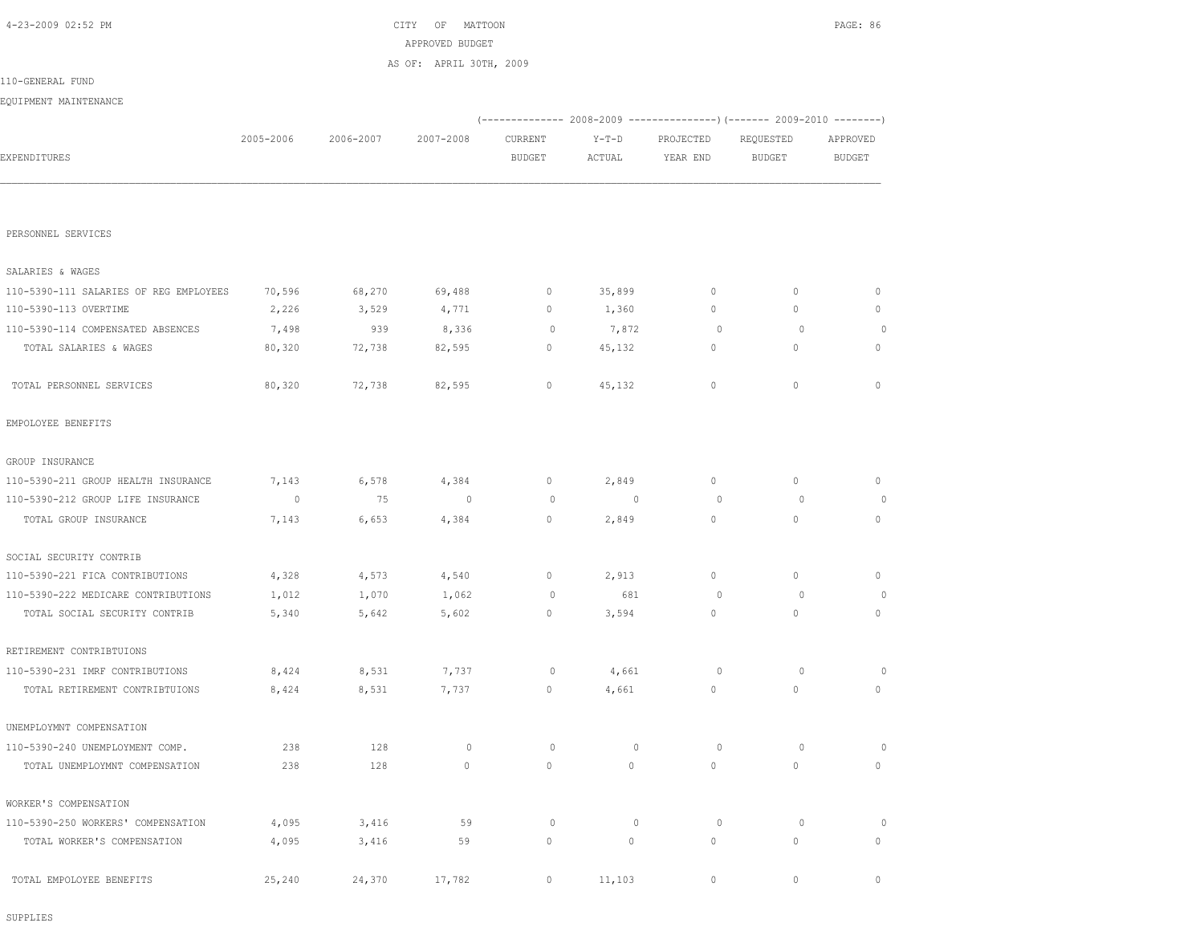CITY OF MATTOON

APPROVED BUDGET

AS OF: APRIL 30TH, 2009

110-GENERAL FUND

EQUIPMENT MAINTENANCE

| EXPENDITURES | 2005-2006 | 2006-2007 | 2007-2008 | 2008-2009 CURRENT BUDGET | 2008-2009 Y-T-D ACTUAL | 2008-2009 PROJECTED YEAR END | 2009-2010 REQUESTED BUDGET | 2009-2010 APPROVED BUDGET |
|---|---|---|---|---|---|---|---|---|
| PERSONNEL SERVICES | | | | | | | | |
| SALARIES & WAGES | | | | | | | | |
| 110-5390-111 SALARIES OF REG EMPLOYEES | 70,596 | 68,270 | 69,488 | 0 | 35,899 | 0 | 0 | 0 |
| 110-5390-113 OVERTIME | 2,226 | 3,529 | 4,771 | 0 | 1,360 | 0 | 0 | 0 |
| 110-5390-114 COMPENSATED ABSENCES | 7,498 | 939 | 8,336 | 0 | 7,872 | 0 | 0 | 0 |
| TOTAL SALARIES & WAGES | 80,320 | 72,738 | 82,595 | 0 | 45,132 | 0 | 0 | 0 |
| TOTAL PERSONNEL SERVICES | 80,320 | 72,738 | 82,595 | 0 | 45,132 | 0 | 0 | 0 |
| EMPOLOYEE BENEFITS | | | | | | | | |
| GROUP INSURANCE | | | | | | | | |
| 110-5390-211 GROUP HEALTH INSURANCE | 7,143 | 6,578 | 4,384 | 0 | 2,849 | 0 | 0 | 0 |
| 110-5390-212 GROUP LIFE INSURANCE | 0 | 75 | 0 | 0 | 0 | 0 | 0 | 0 |
| TOTAL GROUP INSURANCE | 7,143 | 6,653 | 4,384 | 0 | 2,849 | 0 | 0 | 0 |
| SOCIAL SECURITY CONTRIB | | | | | | | | |
| 110-5390-221 FICA CONTRIBUTIONS | 4,328 | 4,573 | 4,540 | 0 | 2,913 | 0 | 0 | 0 |
| 110-5390-222 MEDICARE CONTRIBUTIONS | 1,012 | 1,070 | 1,062 | 0 | 681 | 0 | 0 | 0 |
| TOTAL SOCIAL SECURITY CONTRIB | 5,340 | 5,642 | 5,602 | 0 | 3,594 | 0 | 0 | 0 |
| RETIREMENT CONTRIBTUIONS | | | | | | | | |
| 110-5390-231 IMRF CONTRIBUTIONS | 8,424 | 8,531 | 7,737 | 0 | 4,661 | 0 | 0 | 0 |
| TOTAL RETIREMENT CONTRIBTUIONS | 8,424 | 8,531 | 7,737 | 0 | 4,661 | 0 | 0 | 0 |
| UNEMPLOYMNT COMPENSATION | | | | | | | | |
| 110-5390-240 UNEMPLOYMENT COMP. | 238 | 128 | 0 | 0 | 0 | 0 | 0 | 0 |
| TOTAL UNEMPLOYMNT COMPENSATION | 238 | 128 | 0 | 0 | 0 | 0 | 0 | 0 |
| WORKER'S COMPENSATION | | | | | | | | |
| 110-5390-250 WORKERS' COMPENSATION | 4,095 | 3,416 | 59 | 0 | 0 | 0 | 0 | 0 |
| TOTAL WORKER'S COMPENSATION | 4,095 | 3,416 | 59 | 0 | 0 | 0 | 0 | 0 |
| TOTAL EMPOLOYEE BENEFITS | 25,240 | 24,370 | 17,782 | 0 | 11,103 | 0 | 0 | 0 |
| SUPPLIES | | | | | | | | |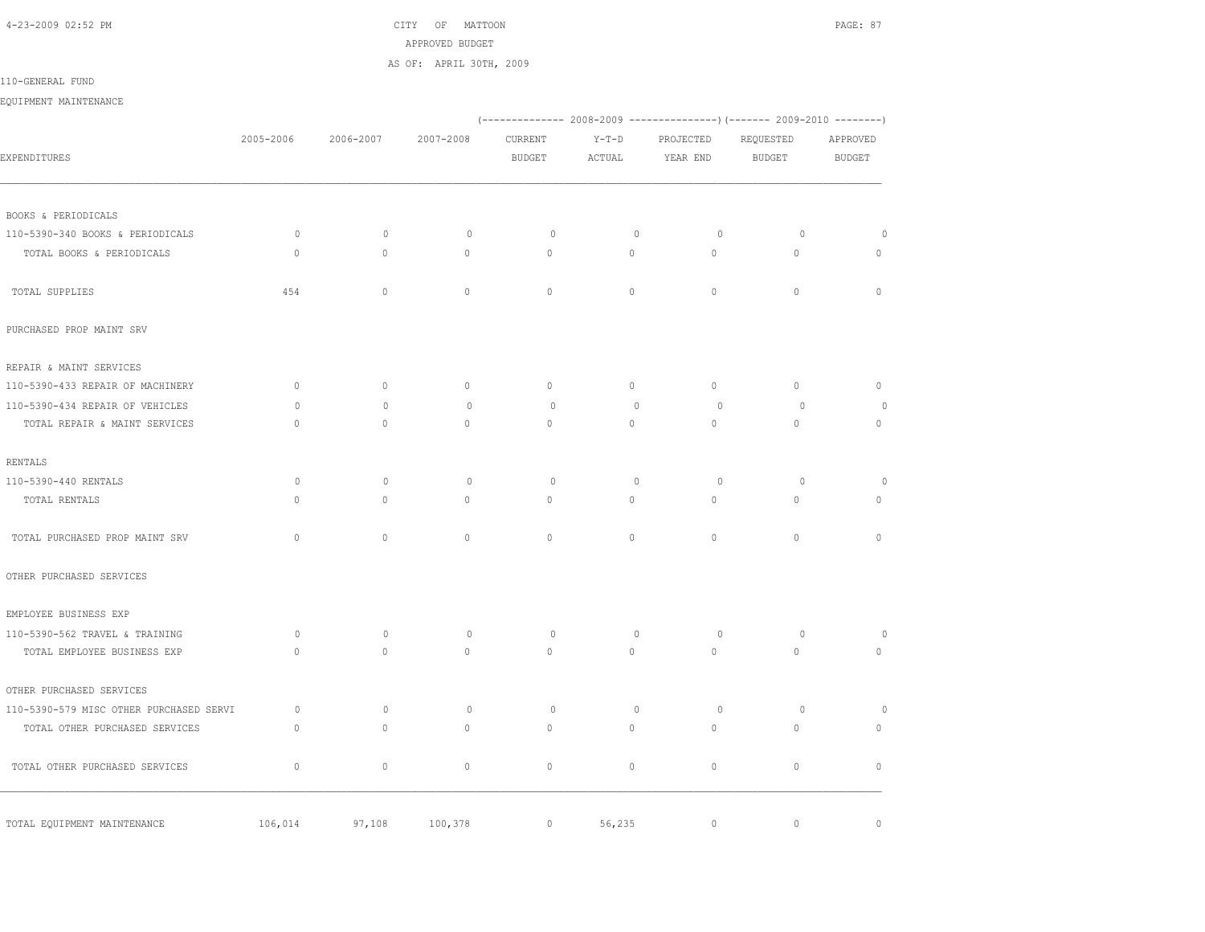CITY OF MATTOON
APPROVED BUDGET
AS OF: APRIL 30TH, 2009

110-GENERAL FUND

EQUIPMENT MAINTENANCE

| EXPENDITURES | 2005-2006 | 2006-2007 | 2007-2008 | 2008-2009 CURRENT BUDGET | 2008-2009 Y-T-D ACTUAL | 2008-2009 PROJECTED YEAR END | 2009-2010 REQUESTED BUDGET | 2009-2010 APPROVED BUDGET |
|---|---|---|---|---|---|---|---|---|
| BOOKS & PERIODICALS | | | | | | | | |
| 110-5390-340 BOOKS & PERIODICALS | 0 | 0 | 0 | 0 | 0 | 0 | 0 | 0 |
| TOTAL BOOKS & PERIODICALS | 0 | 0 | 0 | 0 | 0 | 0 | 0 | 0 |
| TOTAL SUPPLIES | 454 | 0 | 0 | 0 | 0 | 0 | 0 | 0 |
| PURCHASED PROP MAINT SRV | | | | | | | | |
| REPAIR & MAINT SERVICES | | | | | | | | |
| 110-5390-433 REPAIR OF MACHINERY | 0 | 0 | 0 | 0 | 0 | 0 | 0 | 0 |
| 110-5390-434 REPAIR OF VEHICLES | 0 | 0 | 0 | 0 | 0 | 0 | 0 | 0 |
| TOTAL REPAIR & MAINT SERVICES | 0 | 0 | 0 | 0 | 0 | 0 | 0 | 0 |
| RENTALS | | | | | | | | |
| 110-5390-440 RENTALS | 0 | 0 | 0 | 0 | 0 | 0 | 0 | 0 |
| TOTAL RENTALS | 0 | 0 | 0 | 0 | 0 | 0 | 0 | 0 |
| TOTAL PURCHASED PROP MAINT SRV | 0 | 0 | 0 | 0 | 0 | 0 | 0 | 0 |
| OTHER PURCHASED SERVICES | | | | | | | | |
| EMPLOYEE BUSINESS EXP | | | | | | | | |
| 110-5390-562 TRAVEL & TRAINING | 0 | 0 | 0 | 0 | 0 | 0 | 0 | 0 |
| TOTAL EMPLOYEE BUSINESS EXP | 0 | 0 | 0 | 0 | 0 | 0 | 0 | 0 |
| OTHER PURCHASED SERVICES | | | | | | | | |
| 110-5390-579 MISC OTHER PURCHASED SERVI | 0 | 0 | 0 | 0 | 0 | 0 | 0 | 0 |
| TOTAL OTHER PURCHASED SERVICES | 0 | 0 | 0 | 0 | 0 | 0 | 0 | 0 |
| TOTAL OTHER PURCHASED SERVICES | 0 | 0 | 0 | 0 | 0 | 0 | 0 | 0 |
| TOTAL EQUIPMENT MAINTENANCE | 106,014 | 97,108 | 100,378 | 0 | 56,235 | 0 | 0 | 0 |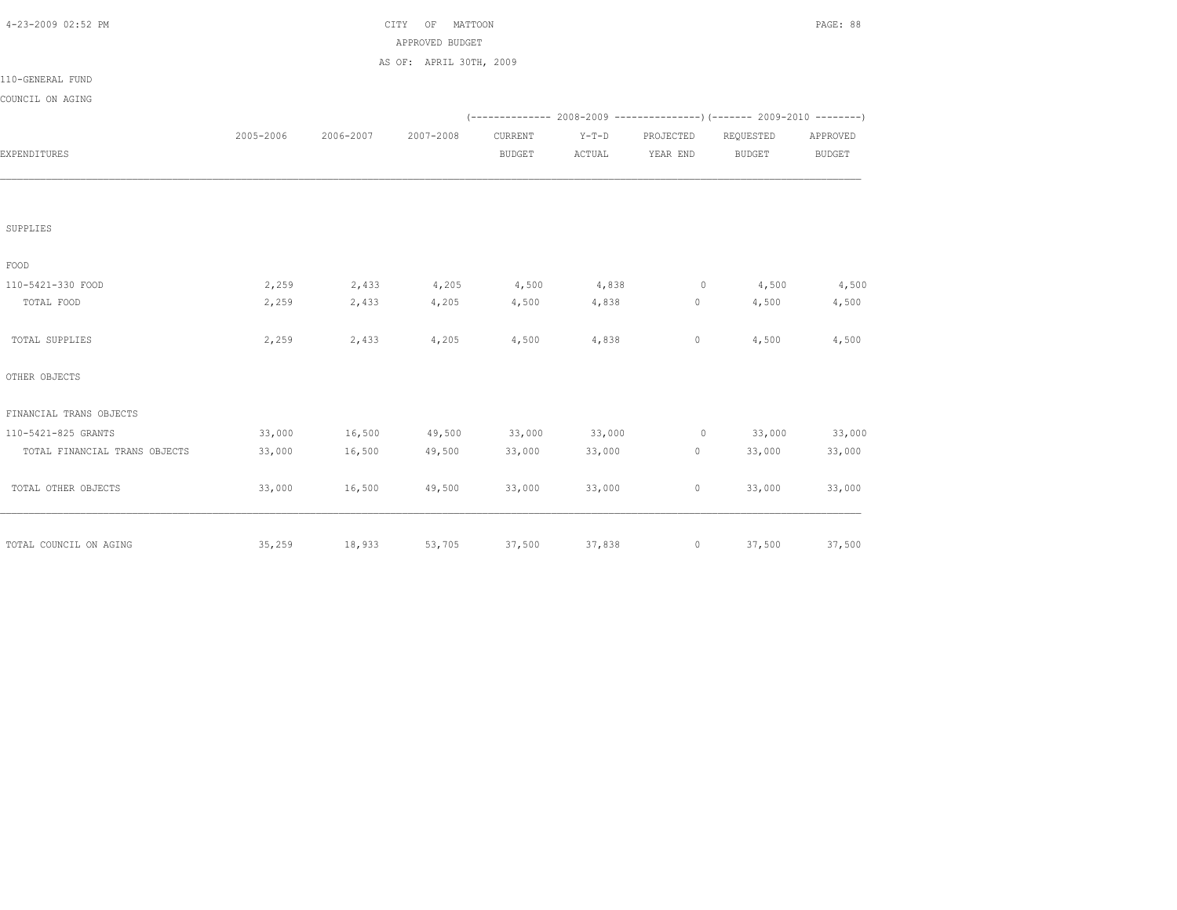CITY OF MATTOON

APPROVED BUDGET

AS OF: APRIL 30TH, 2009

110-GENERAL FUND

COUNCIL ON AGING

| EXPENDITURES | 2005-2006 | 2006-2007 | 2007-2008 | 2008-2009 CURRENT BUDGET | 2008-2009 Y-T-D ACTUAL | 2008-2009 PROJECTED YEAR END | 2009-2010 REQUESTED BUDGET | 2009-2010 APPROVED BUDGET |
|---|---|---|---|---|---|---|---|---|
| SUPPLIES | | | | | | | | |
| FOOD | | | | | | | | |
| 110-5421-330 FOOD | 2,259 | 2,433 | 4,205 | 4,500 | 4,838 | 0 | 4,500 | 4,500 |
| TOTAL FOOD | 2,259 | 2,433 | 4,205 | 4,500 | 4,838 | 0 | 4,500 | 4,500 |
| TOTAL SUPPLIES | 2,259 | 2,433 | 4,205 | 4,500 | 4,838 | 0 | 4,500 | 4,500 |
| OTHER OBJECTS | | | | | | | | |
| FINANCIAL TRANS OBJECTS | | | | | | | | |
| 110-5421-825 GRANTS | 33,000 | 16,500 | 49,500 | 33,000 | 33,000 | 0 | 33,000 | 33,000 |
| TOTAL FINANCIAL TRANS OBJECTS | 33,000 | 16,500 | 49,500 | 33,000 | 33,000 | 0 | 33,000 | 33,000 |
| TOTAL OTHER OBJECTS | 33,000 | 16,500 | 49,500 | 33,000 | 33,000 | 0 | 33,000 | 33,000 |
| TOTAL COUNCIL ON AGING | 35,259 | 18,933 | 53,705 | 37,500 | 37,838 | 0 | 37,500 | 37,500 |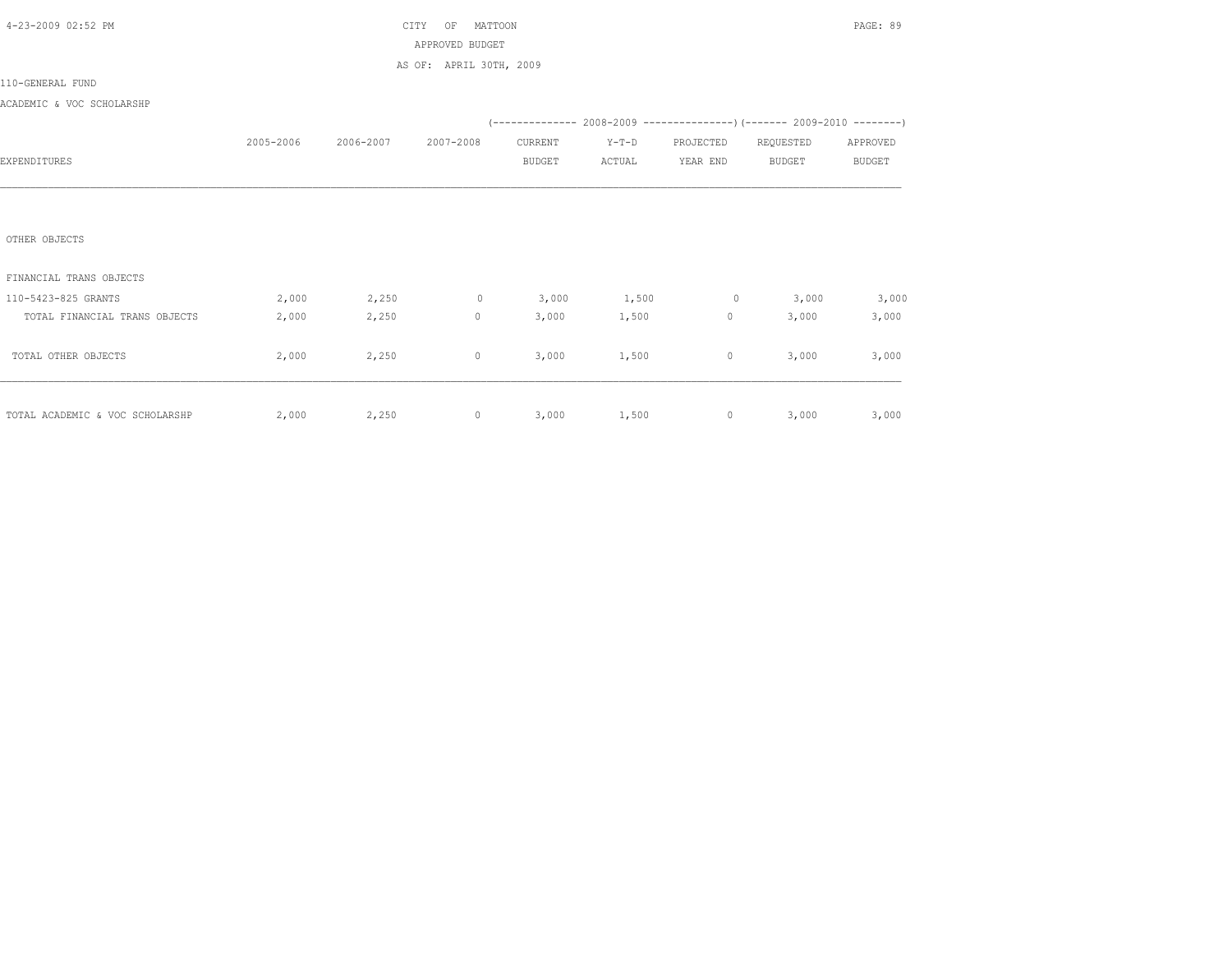CITY OF MATTOON

APPROVED BUDGET

AS OF: APRIL 30TH, 2009

110-GENERAL FUND

ACADEMIC & VOC SCHOLARSHP

| EXPENDITURES | 2005-2006 | 2006-2007 | 2007-2008 | 2008-2009 CURRENT BUDGET | 2008-2009 Y-T-D ACTUAL | 2008-2009 PROJECTED YEAR END | 2009-2010 REQUESTED BUDGET | 2009-2010 APPROVED BUDGET |
|---|---|---|---|---|---|---|---|---|
| OTHER OBJECTS | | | | | | | | |
| FINANCIAL TRANS OBJECTS | | | | | | | | |
| 110-5423-825 GRANTS | 2,000 | 2,250 | 0 | 3,000 | 1,500 | 0 | 3,000 | 3,000 |
| TOTAL FINANCIAL TRANS OBJECTS | 2,000 | 2,250 | 0 | 3,000 | 1,500 | 0 | 3,000 | 3,000 |
| TOTAL OTHER OBJECTS | 2,000 | 2,250 | 0 | 3,000 | 1,500 | 0 | 3,000 | 3,000 |
| TOTAL ACADEMIC & VOC SCHOLARSHP | 2,000 | 2,250 | 0 | 3,000 | 1,500 | 0 | 3,000 | 3,000 |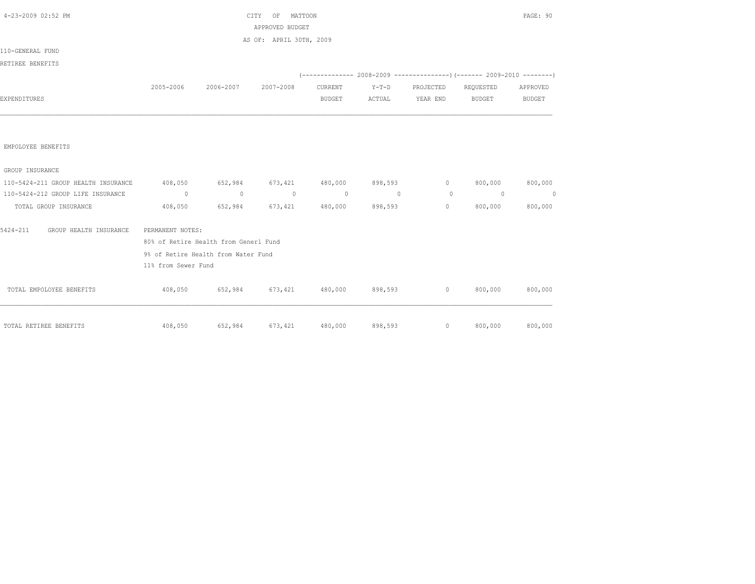CITY OF MATTOON
APPROVED BUDGET
AS OF: APRIL 30TH, 2009

110-GENERAL FUND

RETIREE BENEFITS

| EXPENDITURES | 2005-2006 | 2006-2007 | 2007-2008 | 2008-2009 CURRENT BUDGET | 2008-2009 Y-T-D ACTUAL | 2008-2009 PROJECTED YEAR END | 2009-2010 REQUESTED BUDGET | 2009-2010 APPROVED BUDGET |
|---|---|---|---|---|---|---|---|---|
| EMPOLOYEE BENEFITS | | | | | | | | |
| GROUP INSURANCE | | | | | | | | |
| 110-5424-211 GROUP HEALTH INSURANCE | 408,050 | 652,984 | 673,421 | 480,000 | 898,593 | 0 | 800,000 | 800,000 |
| 110-5424-212 GROUP LIFE INSURANCE | 0 | 0 | 0 | 0 | 0 | 0 | 0 | 0 |
| TOTAL GROUP INSURANCE | 408,050 | 652,984 | 673,421 | 480,000 | 898,593 | 0 | 800,000 | 800,000 |

5424-211 GROUP HEALTH INSURANCE PERMANENT NOTES:
80% of Retire Health from Generl Fund
9% of Retire Health from Water Fund
11% from Sewer Fund

| | 2005-2006 | 2006-2007 | 2007-2008 | CURRENT BUDGET | Y-T-D ACTUAL | PROJECTED YEAR END | REQUESTED BUDGET | APPROVED BUDGET |
|---|---|---|---|---|---|---|---|---|
| TOTAL EMPOLOYEE BENEFITS | 408,050 | 652,984 | 673,421 | 480,000 | 898,593 | 0 | 800,000 | 800,000 |
| TOTAL RETIREE BENEFITS | 408,050 | 652,984 | 673,421 | 480,000 | 898,593 | 0 | 800,000 | 800,000 |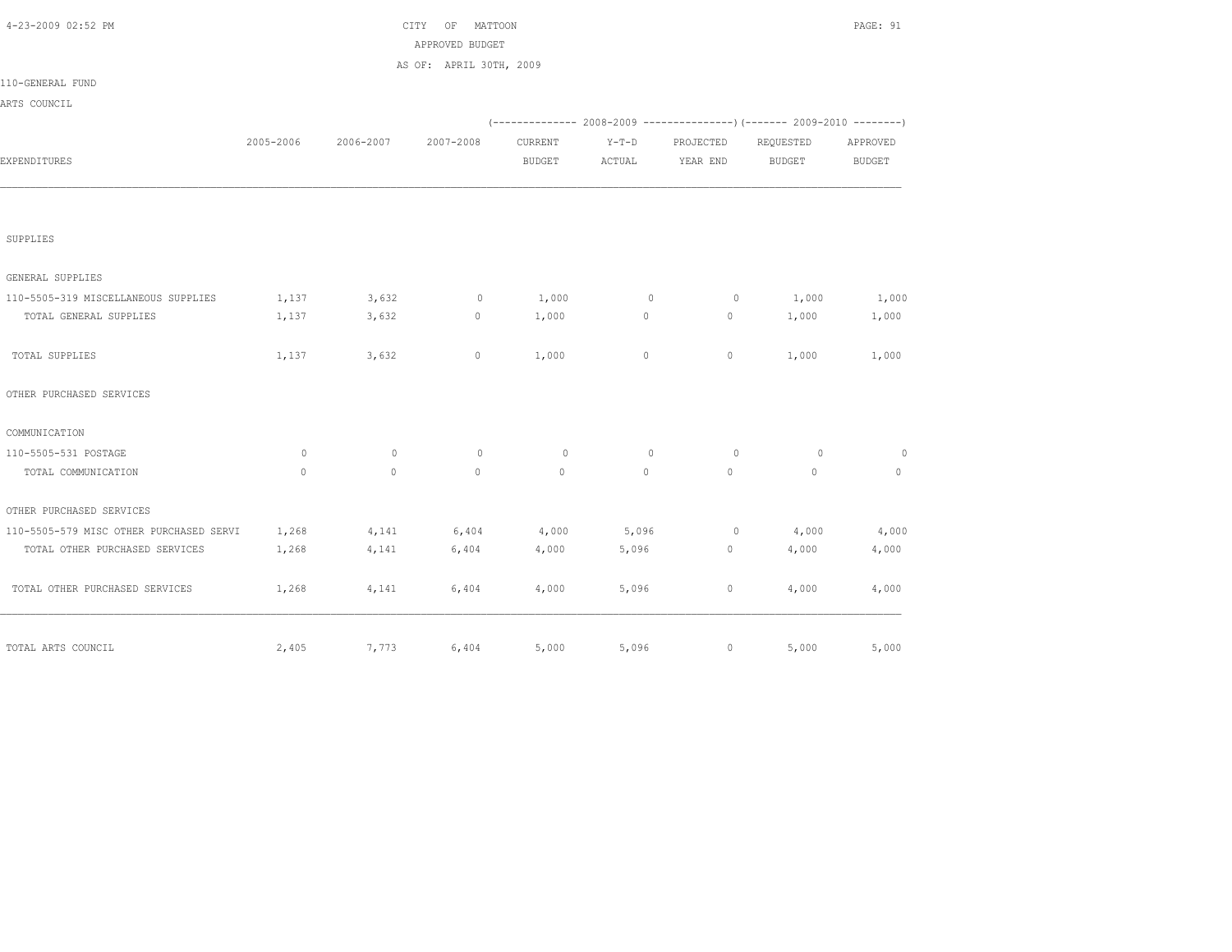CITY OF MATTOON

APPROVED BUDGET

AS OF: APRIL 30TH, 2009

110-GENERAL FUND

ARTS COUNCIL

| EXPENDITURES | 2005-2006 | 2006-2007 | 2007-2008 | 2008-2009 CURRENT BUDGET | 2008-2009 Y-T-D ACTUAL | 2008-2009 PROJECTED YEAR END | 2009-2010 REQUESTED BUDGET | 2009-2010 APPROVED BUDGET |
|---|---|---|---|---|---|---|---|---|
| SUPPLIES | | | | | | | | |
| GENERAL SUPPLIES | | | | | | | | |
| 110-5505-319 MISCELLANEOUS SUPPLIES | 1,137 | 3,632 | 0 | 1,000 | 0 | 0 | 1,000 | 1,000 |
| TOTAL GENERAL SUPPLIES | 1,137 | 3,632 | 0 | 1,000 | 0 | 0 | 1,000 | 1,000 |
| TOTAL SUPPLIES | 1,137 | 3,632 | 0 | 1,000 | 0 | 0 | 1,000 | 1,000 |
| OTHER PURCHASED SERVICES | | | | | | | | |
| COMMUNICATION | | | | | | | | |
| 110-5505-531 POSTAGE | 0 | 0 | 0 | 0 | 0 | 0 | 0 | 0 |
| TOTAL COMMUNICATION | 0 | 0 | 0 | 0 | 0 | 0 | 0 | 0 |
| OTHER PURCHASED SERVICES | | | | | | | | |
| 110-5505-579 MISC OTHER PURCHASED SERVI | 1,268 | 4,141 | 6,404 | 4,000 | 5,096 | 0 | 4,000 | 4,000 |
| TOTAL OTHER PURCHASED SERVICES | 1,268 | 4,141 | 6,404 | 4,000 | 5,096 | 0 | 4,000 | 4,000 |
| TOTAL OTHER PURCHASED SERVICES | 1,268 | 4,141 | 6,404 | 4,000 | 5,096 | 0 | 4,000 | 4,000 |
| TOTAL ARTS COUNCIL | 2,405 | 7,773 | 6,404 | 5,000 | 5,096 | 0 | 5,000 | 5,000 |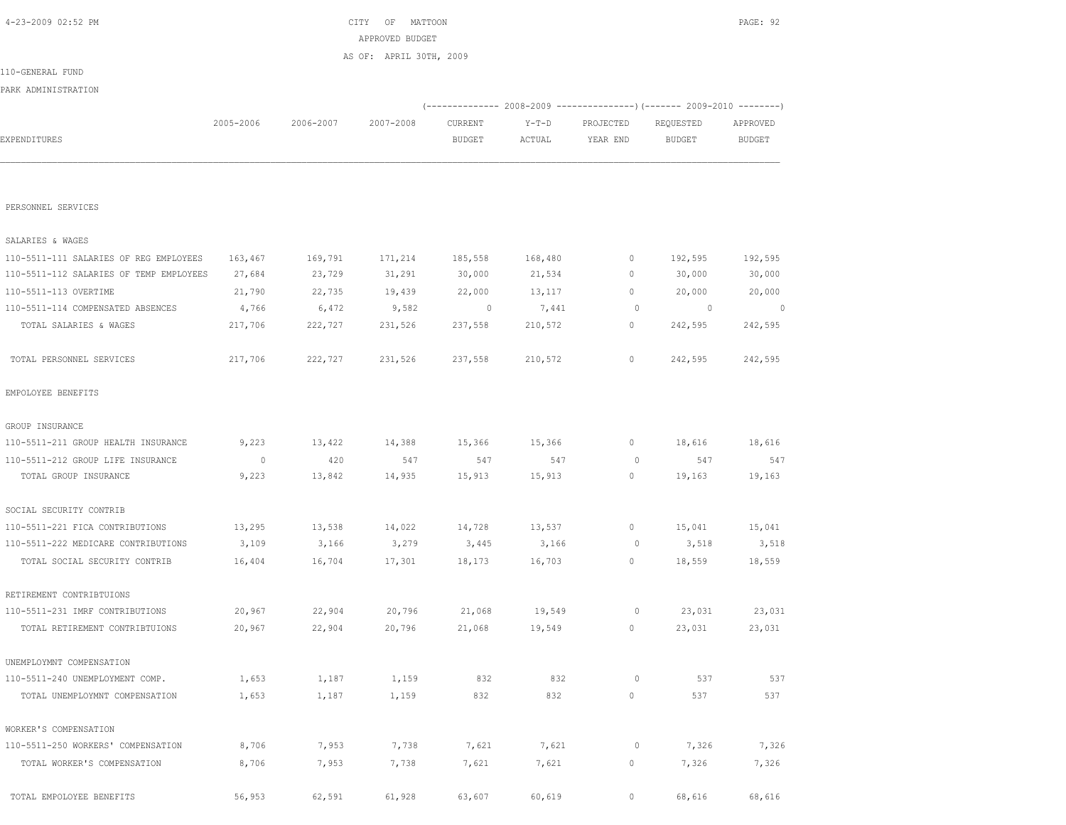CITY OF MATTOON

APPROVED BUDGET

AS OF: APRIL 30TH, 2009

110-GENERAL FUND

PARK ADMINISTRATION

| EXPENDITURES | 2005-2006 | 2006-2007 | 2007-2008 | 2008-2009 CURRENT BUDGET | 2008-2009 Y-T-D ACTUAL | 2008-2009 PROJECTED YEAR END | 2009-2010 REQUESTED BUDGET | 2009-2010 APPROVED BUDGET |
|---|---|---|---|---|---|---|---|---|
| PERSONNEL SERVICES | | | | | | | | |
| SALARIES & WAGES | | | | | | | | |
| 110-5511-111 SALARIES OF REG EMPLOYEES | 163,467 | 169,791 | 171,214 | 185,558 | 168,480 | 0 | 192,595 | 192,595 |
| 110-5511-112 SALARIES OF TEMP EMPLOYEES | 27,684 | 23,729 | 31,291 | 30,000 | 21,534 | 0 | 30,000 | 30,000 |
| 110-5511-113 OVERTIME | 21,790 | 22,735 | 19,439 | 22,000 | 13,117 | 0 | 20,000 | 20,000 |
| 110-5511-114 COMPENSATED ABSENCES | 4,766 | 6,472 | 9,582 | 0 | 7,441 | 0 | 0 | 0 |
| TOTAL SALARIES & WAGES | 217,706 | 222,727 | 231,526 | 237,558 | 210,572 | 0 | 242,595 | 242,595 |
| TOTAL PERSONNEL SERVICES | 217,706 | 222,727 | 231,526 | 237,558 | 210,572 | 0 | 242,595 | 242,595 |
| EMPOLOYEE BENEFITS | | | | | | | | |
| GROUP INSURANCE | | | | | | | | |
| 110-5511-211 GROUP HEALTH INSURANCE | 9,223 | 13,422 | 14,388 | 15,366 | 15,366 | 0 | 18,616 | 18,616 |
| 110-5511-212 GROUP LIFE INSURANCE | 0 | 420 | 547 | 547 | 547 | 0 | 547 | 547 |
| TOTAL GROUP INSURANCE | 9,223 | 13,842 | 14,935 | 15,913 | 15,913 | 0 | 19,163 | 19,163 |
| SOCIAL SECURITY CONTRIB | | | | | | | | |
| 110-5511-221 FICA CONTRIBUTIONS | 13,295 | 13,538 | 14,022 | 14,728 | 13,537 | 0 | 15,041 | 15,041 |
| 110-5511-222 MEDICARE CONTRIBUTIONS | 3,109 | 3,166 | 3,279 | 3,445 | 3,166 | 0 | 3,518 | 3,518 |
| TOTAL SOCIAL SECURITY CONTRIB | 16,404 | 16,704 | 17,301 | 18,173 | 16,703 | 0 | 18,559 | 18,559 |
| RETIREMENT CONTRIBTUIONS | | | | | | | | |
| 110-5511-231 IMRF CONTRIBUTIONS | 20,967 | 22,904 | 20,796 | 21,068 | 19,549 | 0 | 23,031 | 23,031 |
| TOTAL RETIREMENT CONTRIBTUIONS | 20,967 | 22,904 | 20,796 | 21,068 | 19,549 | 0 | 23,031 | 23,031 |
| UNEMPLOYMNT COMPENSATION | | | | | | | | |
| 110-5511-240 UNEMPLOYMENT COMP. | 1,653 | 1,187 | 1,159 | 832 | 832 | 0 | 537 | 537 |
| TOTAL UNEMPLOYMNT COMPENSATION | 1,653 | 1,187 | 1,159 | 832 | 832 | 0 | 537 | 537 |
| WORKER'S COMPENSATION | | | | | | | | |
| 110-5511-250 WORKERS' COMPENSATION | 8,706 | 7,953 | 7,738 | 7,621 | 7,621 | 0 | 7,326 | 7,326 |
| TOTAL WORKER'S COMPENSATION | 8,706 | 7,953 | 7,738 | 7,621 | 7,621 | 0 | 7,326 | 7,326 |
| TOTAL EMPOLOYEE BENEFITS | 56,953 | 62,591 | 61,928 | 63,607 | 60,619 | 0 | 68,616 | 68,616 |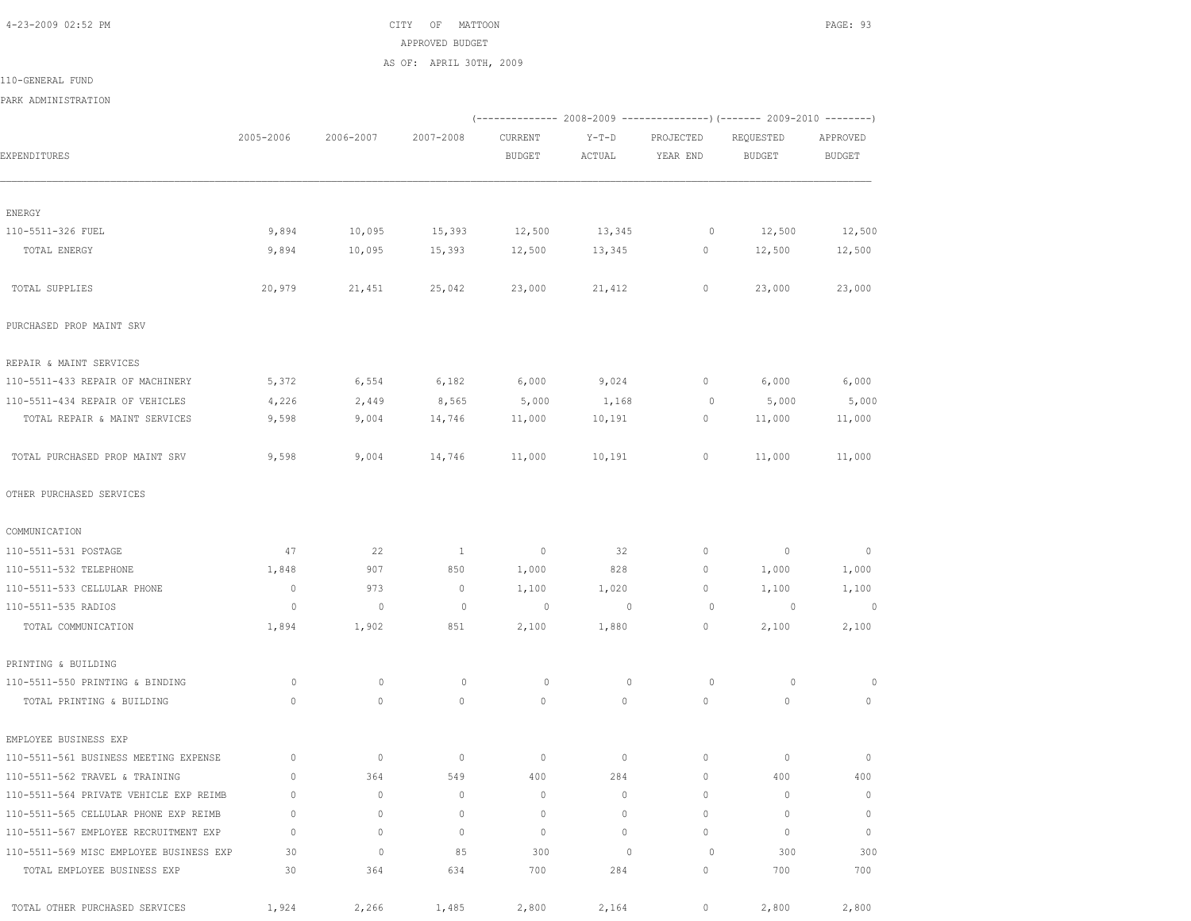CITY OF MATTOON

APPROVED BUDGET

AS OF: APRIL 30TH, 2009

110-GENERAL FUND

PARK ADMINISTRATION

| EXPENDITURES | 2005-2006 | 2006-2007 | 2007-2008 | 2008-2009 CURRENT BUDGET | 2008-2009 Y-T-D ACTUAL | 2008-2009 PROJECTED YEAR END | 2009-2010 REQUESTED BUDGET | 2009-2010 APPROVED BUDGET |
|---|---|---|---|---|---|---|---|---|
| ENERGY | | | | | | | | |
| 110-5511-326 FUEL | 9,894 | 10,095 | 15,393 | 12,500 | 13,345 | 0 | 12,500 | 12,500 |
| TOTAL ENERGY | 9,894 | 10,095 | 15,393 | 12,500 | 13,345 | 0 | 12,500 | 12,500 |
| TOTAL SUPPLIES | 20,979 | 21,451 | 25,042 | 23,000 | 21,412 | 0 | 23,000 | 23,000 |
| PURCHASED PROP MAINT SRV | | | | | | | | |
| REPAIR & MAINT SERVICES | | | | | | | | |
| 110-5511-433 REPAIR OF MACHINERY | 5,372 | 6,554 | 6,182 | 6,000 | 9,024 | 0 | 6,000 | 6,000 |
| 110-5511-434 REPAIR OF VEHICLES | 4,226 | 2,449 | 8,565 | 5,000 | 1,168 | 0 | 5,000 | 5,000 |
| TOTAL REPAIR & MAINT SERVICES | 9,598 | 9,004 | 14,746 | 11,000 | 10,191 | 0 | 11,000 | 11,000 |
| TOTAL PURCHASED PROP MAINT SRV | 9,598 | 9,004 | 14,746 | 11,000 | 10,191 | 0 | 11,000 | 11,000 |
| OTHER PURCHASED SERVICES | | | | | | | | |
| COMMUNICATION | | | | | | | | |
| 110-5511-531 POSTAGE | 47 | 22 | 1 | 0 | 32 | 0 | 0 | 0 |
| 110-5511-532 TELEPHONE | 1,848 | 907 | 850 | 1,000 | 828 | 0 | 1,000 | 1,000 |
| 110-5511-533 CELLULAR PHONE | 0 | 973 | 0 | 1,100 | 1,020 | 0 | 1,100 | 1,100 |
| 110-5511-535 RADIOS | 0 | 0 | 0 | 0 | 0 | 0 | 0 | 0 |
| TOTAL COMMUNICATION | 1,894 | 1,902 | 851 | 2,100 | 1,880 | 0 | 2,100 | 2,100 |
| PRINTING & BUILDING | | | | | | | | |
| 110-5511-550 PRINTING & BINDING | 0 | 0 | 0 | 0 | 0 | 0 | 0 | 0 |
| TOTAL PRINTING & BUILDING | 0 | 0 | 0 | 0 | 0 | 0 | 0 | 0 |
| EMPLOYEE BUSINESS EXP | | | | | | | | |
| 110-5511-561 BUSINESS MEETING EXPENSE | 0 | 0 | 0 | 0 | 0 | 0 | 0 | 0 |
| 110-5511-562 TRAVEL & TRAINING | 0 | 364 | 549 | 400 | 284 | 0 | 400 | 400 |
| 110-5511-564 PRIVATE VEHICLE EXP REIMB | 0 | 0 | 0 | 0 | 0 | 0 | 0 | 0 |
| 110-5511-565 CELLULAR PHONE EXP REIMB | 0 | 0 | 0 | 0 | 0 | 0 | 0 | 0 |
| 110-5511-567 EMPLOYEE RECRUITMENT EXP | 0 | 0 | 0 | 0 | 0 | 0 | 0 | 0 |
| 110-5511-569 MISC EMPLOYEE BUSINESS EXP | 30 | 0 | 85 | 300 | 0 | 0 | 300 | 300 |
| TOTAL EMPLOYEE BUSINESS EXP | 30 | 364 | 634 | 700 | 284 | 0 | 700 | 700 |
| TOTAL OTHER PURCHASED SERVICES | 1,924 | 2,266 | 1,485 | 2,800 | 2,164 | 0 | 2,800 | 2,800 |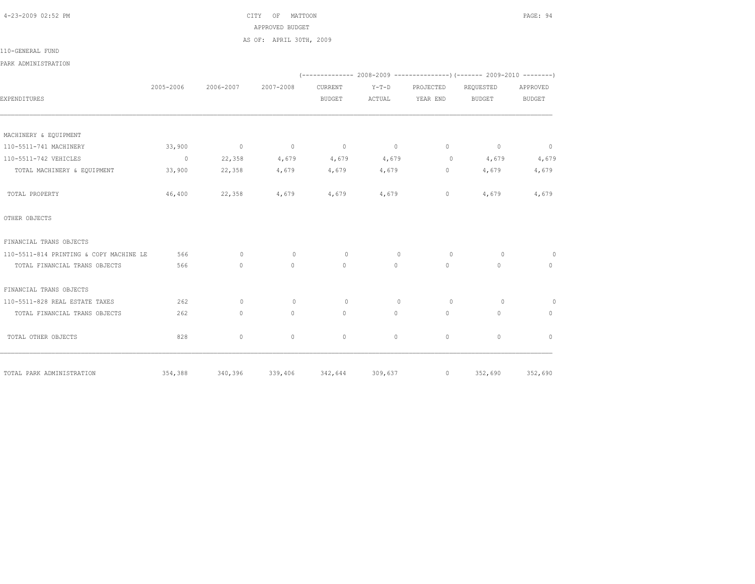CITY OF MATTOON

APPROVED BUDGET

AS OF: APRIL 30TH, 2009

110-GENERAL FUND

PARK ADMINISTRATION

| EXPENDITURES | 2005-2006 | 2006-2007 | 2007-2008 | 2008-2009 CURRENT BUDGET | 2008-2009 Y-T-D ACTUAL | 2008-2009 PROJECTED YEAR END | 2009-2010 REQUESTED BUDGET | 2009-2010 APPROVED BUDGET |
|---|---|---|---|---|---|---|---|---|
| MACHINERY & EQUIPMENT | | | | | | | | |
| 110-5511-741 MACHINERY | 33,900 | 0 | 0 | 0 | 0 | 0 | 0 | 0 |
| 110-5511-742 VEHICLES | 0 | 22,358 | 4,679 | 4,679 | 4,679 | 0 | 4,679 | 4,679 |
| TOTAL MACHINERY & EQUIPMENT | 33,900 | 22,358 | 4,679 | 4,679 | 4,679 | 0 | 4,679 | 4,679 |
| TOTAL PROPERTY | 46,400 | 22,358 | 4,679 | 4,679 | 4,679 | 0 | 4,679 | 4,679 |
| OTHER OBJECTS | | | | | | | | |
| FINANCIAL TRANS OBJECTS | | | | | | | | |
| 110-5511-814 PRINTING & COPY MACHINE LE | 566 | 0 | 0 | 0 | 0 | 0 | 0 | 0 |
| TOTAL FINANCIAL TRANS OBJECTS | 566 | 0 | 0 | 0 | 0 | 0 | 0 | 0 |
| FINANCIAL TRANS OBJECTS | | | | | | | | |
| 110-5511-828 REAL ESTATE TAXES | 262 | 0 | 0 | 0 | 0 | 0 | 0 | 0 |
| TOTAL FINANCIAL TRANS OBJECTS | 262 | 0 | 0 | 0 | 0 | 0 | 0 | 0 |
| TOTAL OTHER OBJECTS | 828 | 0 | 0 | 0 | 0 | 0 | 0 | 0 |
| TOTAL PARK ADMINISTRATION | 354,388 | 340,396 | 339,406 | 342,644 | 309,637 | 0 | 352,690 | 352,690 |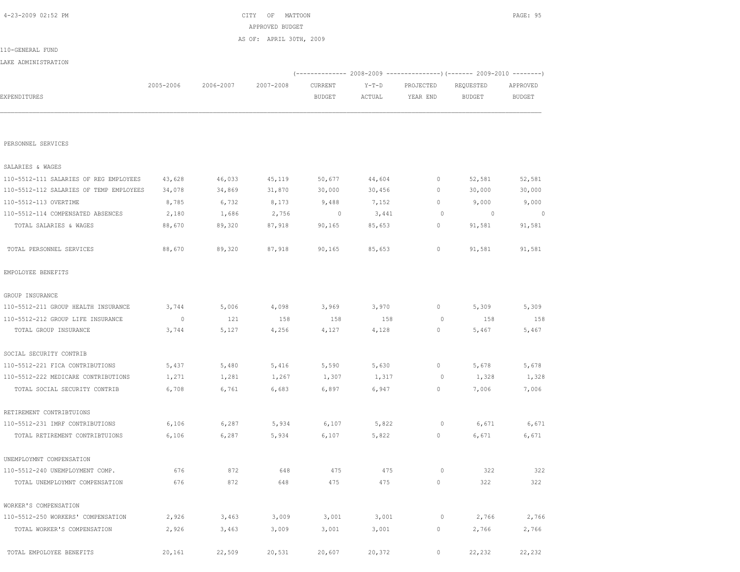CITY OF MATTOON
APPROVED BUDGET
AS OF: APRIL 30TH, 2009

110-GENERAL FUND
LAKE ADMINISTRATION

| EXPENDITURES | 2005-2006 | 2006-2007 | 2007-2008 | 2008-2009 CURRENT BUDGET | 2008-2009 Y-T-D ACTUAL | 2008-2009 PROJECTED YEAR END | 2009-2010 REQUESTED BUDGET | 2009-2010 APPROVED BUDGET |
|---|---|---|---|---|---|---|---|---|
| PERSONNEL SERVICES | | | | | | | | |
| SALARIES & WAGES | | | | | | | | |
| 110-5512-111 SALARIES OF REG EMPLOYEES | 43,628 | 46,033 | 45,119 | 50,677 | 44,604 | 0 | 52,581 | 52,581 |
| 110-5512-112 SALARIES OF TEMP EMPLOYEES | 34,078 | 34,869 | 31,870 | 30,000 | 30,456 | 0 | 30,000 | 30,000 |
| 110-5512-113 OVERTIME | 8,785 | 6,732 | 8,173 | 9,488 | 7,152 | 0 | 9,000 | 9,000 |
| 110-5512-114 COMPENSATED ABSENCES | 2,180 | 1,686 | 2,756 | 0 | 3,441 | 0 | 0 | 0 |
| TOTAL SALARIES & WAGES | 88,670 | 89,320 | 87,918 | 90,165 | 85,653 | 0 | 91,581 | 91,581 |
| TOTAL PERSONNEL SERVICES | 88,670 | 89,320 | 87,918 | 90,165 | 85,653 | 0 | 91,581 | 91,581 |
| EMPOLOYEE BENEFITS | | | | | | | | |
| GROUP INSURANCE | | | | | | | | |
| 110-5512-211 GROUP HEALTH INSURANCE | 3,744 | 5,006 | 4,098 | 3,969 | 3,970 | 0 | 5,309 | 5,309 |
| 110-5512-212 GROUP LIFE INSURANCE | 0 | 121 | 158 | 158 | 158 | 0 | 158 | 158 |
| TOTAL GROUP INSURANCE | 3,744 | 5,127 | 4,256 | 4,127 | 4,128 | 0 | 5,467 | 5,467 |
| SOCIAL SECURITY CONTRIB | | | | | | | | |
| 110-5512-221 FICA CONTRIBUTIONS | 5,437 | 5,480 | 5,416 | 5,590 | 5,630 | 0 | 5,678 | 5,678 |
| 110-5512-222 MEDICARE CONTRIBUTIONS | 1,271 | 1,281 | 1,267 | 1,307 | 1,317 | 0 | 1,328 | 1,328 |
| TOTAL SOCIAL SECURITY CONTRIB | 6,708 | 6,761 | 6,683 | 6,897 | 6,947 | 0 | 7,006 | 7,006 |
| RETIREMENT CONTRIBTUIONS | | | | | | | | |
| 110-5512-231 IMRF CONTRIBUTIONS | 6,106 | 6,287 | 5,934 | 6,107 | 5,822 | 0 | 6,671 | 6,671 |
| TOTAL RETIREMENT CONTRIBTUIONS | 6,106 | 6,287 | 5,934 | 6,107 | 5,822 | 0 | 6,671 | 6,671 |
| UNEMPLOYMNT COMPENSATION | | | | | | | | |
| 110-5512-240 UNEMPLOYMENT COMP. | 676 | 872 | 648 | 475 | 475 | 0 | 322 | 322 |
| TOTAL UNEMPLOYMNT COMPENSATION | 676 | 872 | 648 | 475 | 475 | 0 | 322 | 322 |
| WORKER'S COMPENSATION | | | | | | | | |
| 110-5512-250 WORKERS' COMPENSATION | 2,926 | 3,463 | 3,009 | 3,001 | 3,001 | 0 | 2,766 | 2,766 |
| TOTAL WORKER'S COMPENSATION | 2,926 | 3,463 | 3,009 | 3,001 | 3,001 | 0 | 2,766 | 2,766 |
| TOTAL EMPOLOYEE BENEFITS | 20,161 | 22,509 | 20,531 | 20,607 | 20,372 | 0 | 22,232 | 22,232 |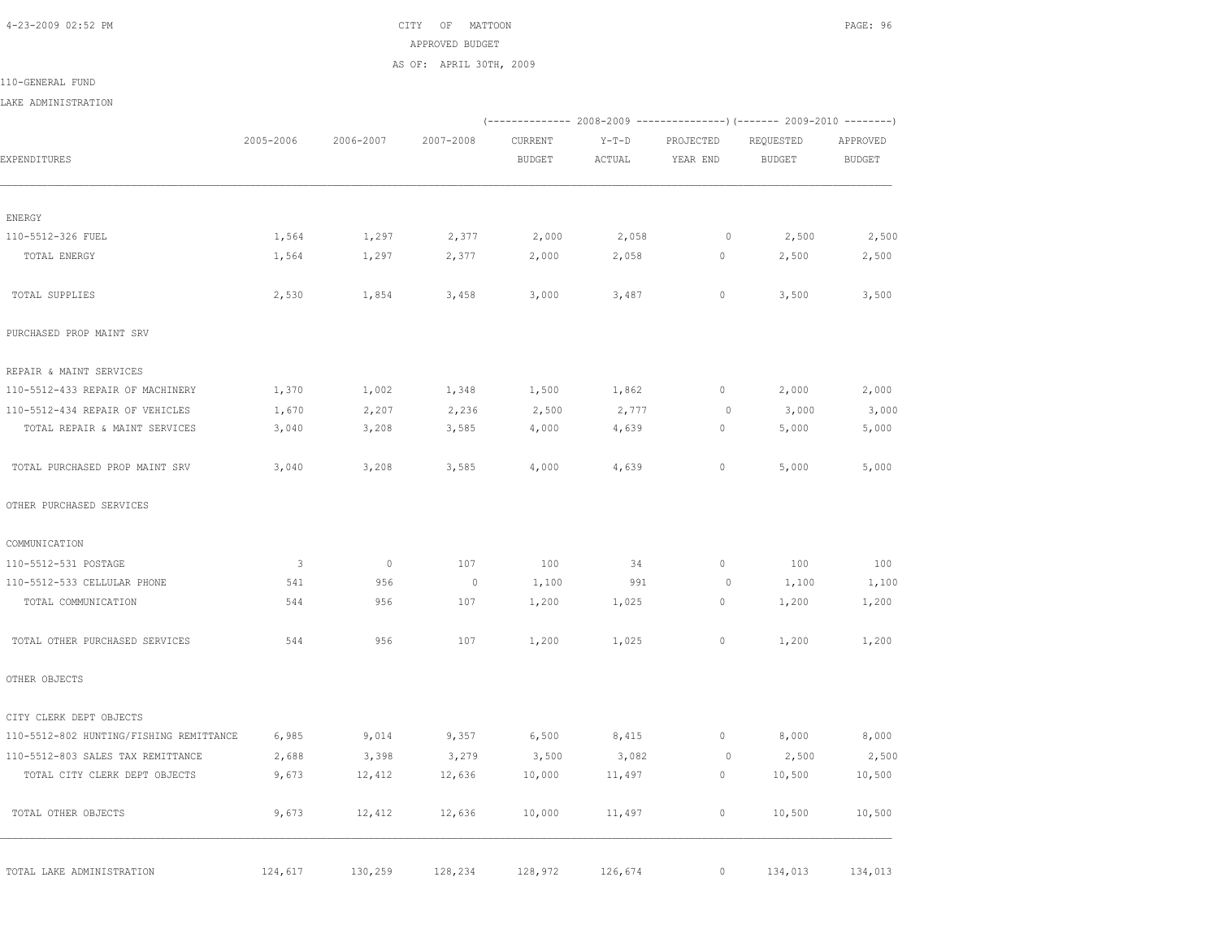CITY OF MATTOON
APPROVED BUDGET
AS OF: APRIL 30TH, 2009

110-GENERAL FUND

LAKE ADMINISTRATION

| EXPENDITURES | 2005-2006 | 2006-2007 | 2007-2008 | 2008-2009 CURRENT BUDGET | 2008-2009 Y-T-D ACTUAL | 2008-2009 PROJECTED YEAR END | 2009-2010 REQUESTED BUDGET | 2009-2010 APPROVED BUDGET |
|---|---|---|---|---|---|---|---|---|
| ENERGY | | | | | | | | |
| 110-5512-326 FUEL | 1,564 | 1,297 | 2,377 | 2,000 | 2,058 | 0 | 2,500 | 2,500 |
| TOTAL ENERGY | 1,564 | 1,297 | 2,377 | 2,000 | 2,058 | 0 | 2,500 | 2,500 |
| TOTAL SUPPLIES | 2,530 | 1,854 | 3,458 | 3,000 | 3,487 | 0 | 3,500 | 3,500 |
| PURCHASED PROP MAINT SRV | | | | | | | | |
| REPAIR & MAINT SERVICES | | | | | | | | |
| 110-5512-433 REPAIR OF MACHINERY | 1,370 | 1,002 | 1,348 | 1,500 | 1,862 | 0 | 2,000 | 2,000 |
| 110-5512-434 REPAIR OF VEHICLES | 1,670 | 2,207 | 2,236 | 2,500 | 2,777 | 0 | 3,000 | 3,000 |
| TOTAL REPAIR & MAINT SERVICES | 3,040 | 3,208 | 3,585 | 4,000 | 4,639 | 0 | 5,000 | 5,000 |
| TOTAL PURCHASED PROP MAINT SRV | 3,040 | 3,208 | 3,585 | 4,000 | 4,639 | 0 | 5,000 | 5,000 |
| OTHER PURCHASED SERVICES | | | | | | | | |
| COMMUNICATION | | | | | | | | |
| 110-5512-531 POSTAGE | 3 | 0 | 107 | 100 | 34 | 0 | 100 | 100 |
| 110-5512-533 CELLULAR PHONE | 541 | 956 | 0 | 1,100 | 991 | 0 | 1,100 | 1,100 |
| TOTAL COMMUNICATION | 544 | 956 | 107 | 1,200 | 1,025 | 0 | 1,200 | 1,200 |
| TOTAL OTHER PURCHASED SERVICES | 544 | 956 | 107 | 1,200 | 1,025 | 0 | 1,200 | 1,200 |
| OTHER OBJECTS | | | | | | | | |
| CITY CLERK DEPT OBJECTS | | | | | | | | |
| 110-5512-802 HUNTING/FISHING REMITTANCE | 6,985 | 9,014 | 9,357 | 6,500 | 8,415 | 0 | 8,000 | 8,000 |
| 110-5512-803 SALES TAX REMITTANCE | 2,688 | 3,398 | 3,279 | 3,500 | 3,082 | 0 | 2,500 | 2,500 |
| TOTAL CITY CLERK DEPT OBJECTS | 9,673 | 12,412 | 12,636 | 10,000 | 11,497 | 0 | 10,500 | 10,500 |
| TOTAL OTHER OBJECTS | 9,673 | 12,412 | 12,636 | 10,000 | 11,497 | 0 | 10,500 | 10,500 |
| TOTAL LAKE ADMINISTRATION | 124,617 | 130,259 | 128,234 | 128,972 | 126,674 | 0 | 134,013 | 134,013 |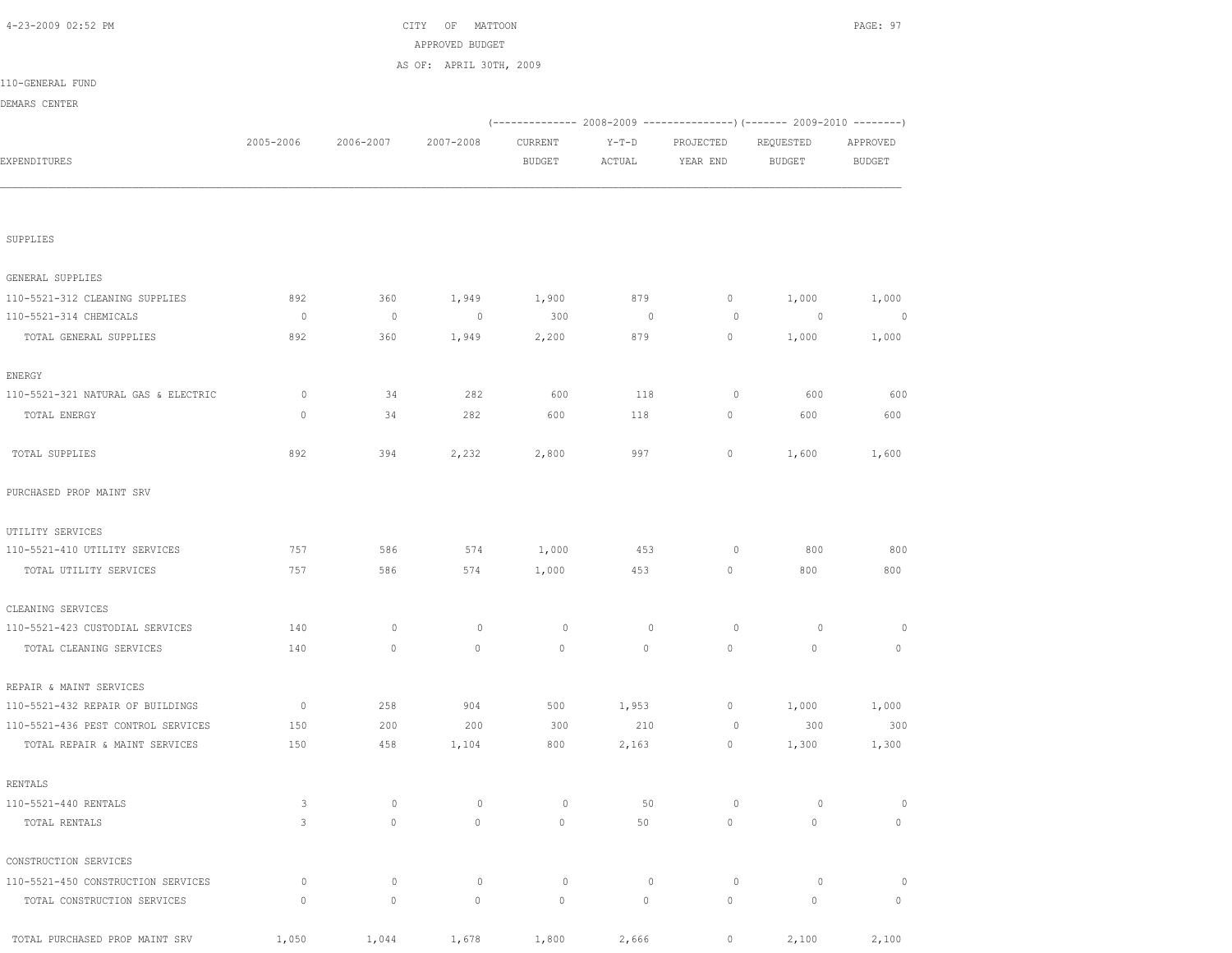CITY OF MATTOON
APPROVED BUDGET
AS OF: APRIL 30TH, 2009

110-GENERAL FUND
DEMARS CENTER

| EXPENDITURES | 2005-2006 | 2006-2007 | 2007-2008 | 2008-2009 CURRENT BUDGET | 2008-2009 Y-T-D ACTUAL | 2008-2009 PROJECTED YEAR END | 2009-2010 REQUESTED BUDGET | 2009-2010 APPROVED BUDGET |
|---|---|---|---|---|---|---|---|---|
| SUPPLIES | | | | | | | | |
| GENERAL SUPPLIES | | | | | | | | |
| 110-5521-312 CLEANING SUPPLIES | 892 | 360 | 1,949 | 1,900 | 879 | 0 | 1,000 | 1,000 |
| 110-5521-314 CHEMICALS | 0 | 0 | 0 | 300 | 0 | 0 | 0 | 0 |
| TOTAL GENERAL SUPPLIES | 892 | 360 | 1,949 | 2,200 | 879 | 0 | 1,000 | 1,000 |
| ENERGY | | | | | | | | |
| 110-5521-321 NATURAL GAS & ELECTRIC | 0 | 34 | 282 | 600 | 118 | 0 | 600 | 600 |
| TOTAL ENERGY | 0 | 34 | 282 | 600 | 118 | 0 | 600 | 600 |
| TOTAL SUPPLIES | 892 | 394 | 2,232 | 2,800 | 997 | 0 | 1,600 | 1,600 |
| PURCHASED PROP MAINT SRV | | | | | | | | |
| UTILITY SERVICES | | | | | | | | |
| 110-5521-410 UTILITY SERVICES | 757 | 586 | 574 | 1,000 | 453 | 0 | 800 | 800 |
| TOTAL UTILITY SERVICES | 757 | 586 | 574 | 1,000 | 453 | 0 | 800 | 800 |
| CLEANING SERVICES | | | | | | | | |
| 110-5521-423 CUSTODIAL SERVICES | 140 | 0 | 0 | 0 | 0 | 0 | 0 | 0 |
| TOTAL CLEANING SERVICES | 140 | 0 | 0 | 0 | 0 | 0 | 0 | 0 |
| REPAIR & MAINT SERVICES | | | | | | | | |
| 110-5521-432 REPAIR OF BUILDINGS | 0 | 258 | 904 | 500 | 1,953 | 0 | 1,000 | 1,000 |
| 110-5521-436 PEST CONTROL SERVICES | 150 | 200 | 200 | 300 | 210 | 0 | 300 | 300 |
| TOTAL REPAIR & MAINT SERVICES | 150 | 458 | 1,104 | 800 | 2,163 | 0 | 1,300 | 1,300 |
| RENTALS | | | | | | | | |
| 110-5521-440 RENTALS | 3 | 0 | 0 | 0 | 50 | 0 | 0 | 0 |
| TOTAL RENTALS | 3 | 0 | 0 | 0 | 50 | 0 | 0 | 0 |
| CONSTRUCTION SERVICES | | | | | | | | |
| 110-5521-450 CONSTRUCTION SERVICES | 0 | 0 | 0 | 0 | 0 | 0 | 0 | 0 |
| TOTAL CONSTRUCTION SERVICES | 0 | 0 | 0 | 0 | 0 | 0 | 0 | 0 |
| TOTAL PURCHASED PROP MAINT SRV | 1,050 | 1,044 | 1,678 | 1,800 | 2,666 | 0 | 2,100 | 2,100 |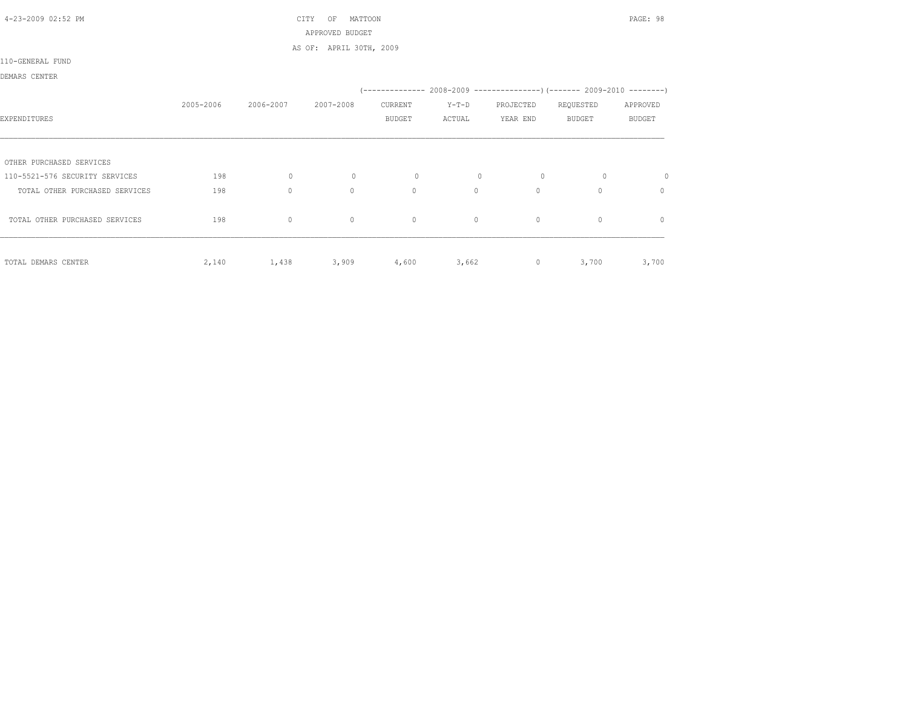CITY OF MATTOON

APPROVED BUDGET

AS OF: APRIL 30TH, 2009

110-GENERAL FUND

DEMARS CENTER

| EXPENDITURES | 2005-2006 | 2006-2007 | 2007-2008 | 2008-2009 CURRENT BUDGET | 2008-2009 Y-T-D ACTUAL | 2008-2009 PROJECTED YEAR END | 2009-2010 REQUESTED BUDGET | 2009-2010 APPROVED BUDGET |
|---|---|---|---|---|---|---|---|---|
| OTHER PURCHASED SERVICES | | | | | | | | |
| 110-5521-576 SECURITY SERVICES | 198 | 0 | 0 | 0 | 0 | 0 | 0 | 0 |
| TOTAL OTHER PURCHASED SERVICES | 198 | 0 | 0 | 0 | 0 | 0 | 0 | 0 |
| TOTAL OTHER PURCHASED SERVICES | 198 | 0 | 0 | 0 | 0 | 0 | 0 | 0 |
| TOTAL DEMARS CENTER | 2,140 | 1,438 | 3,909 | 4,600 | 3,662 | 0 | 3,700 | 3,700 |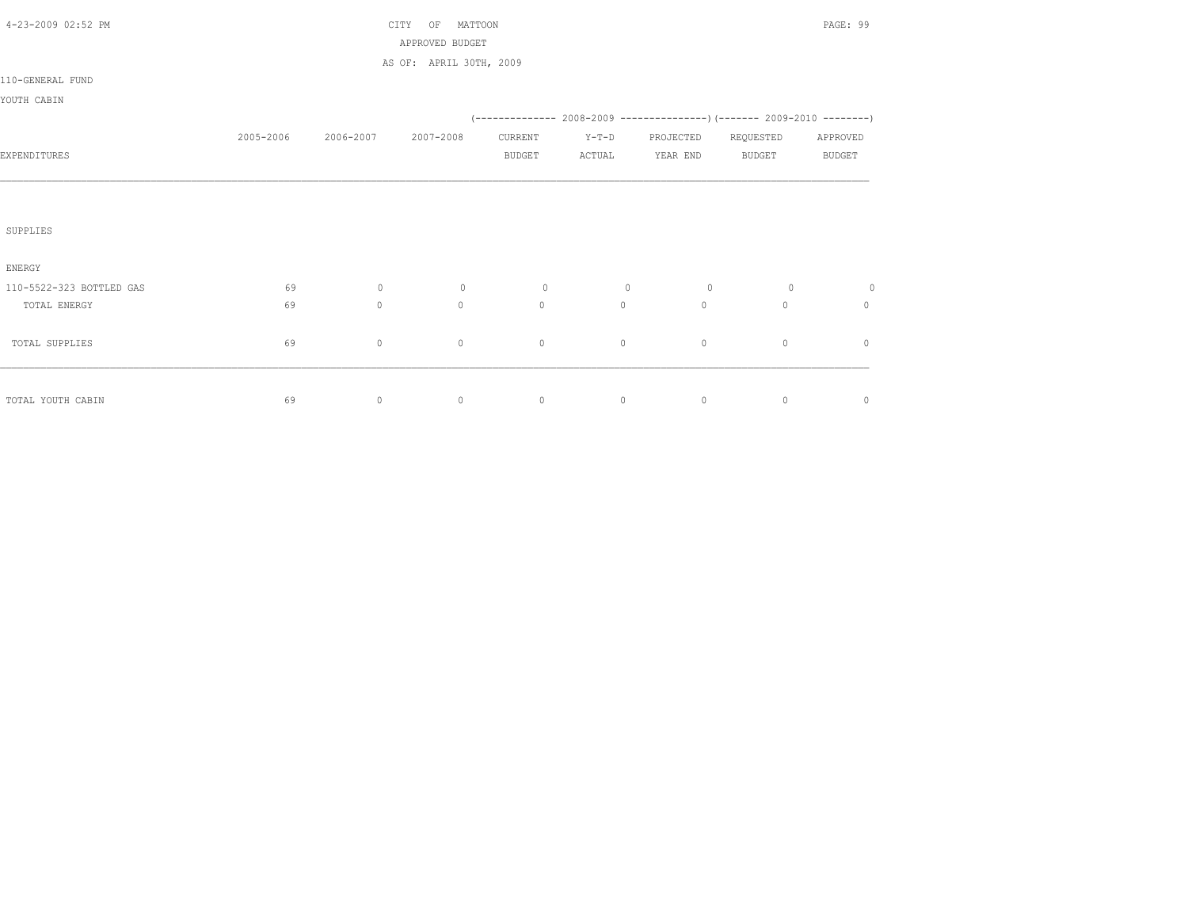CITY OF MATTOON

APPROVED BUDGET

AS OF: APRIL 30TH, 2009

110-GENERAL FUND

YOUTH CABIN

| EXPENDITURES | 2005-2006 | 2006-2007 | 2007-2008 | 2008-2009 CURRENT BUDGET | 2008-2009 Y-T-D ACTUAL | 2008-2009 PROJECTED YEAR END | 2009-2010 REQUESTED BUDGET | 2009-2010 APPROVED BUDGET |
|---|---|---|---|---|---|---|---|---|
| SUPPLIES | | | | | | | | |
| ENERGY | | | | | | | | |
| 110-5522-323 BOTTLED GAS | 69 | 0 | 0 | 0 | 0 | 0 | 0 | 0 |
| TOTAL ENERGY | 69 | 0 | 0 | 0 | 0 | 0 | 0 | 0 |
| TOTAL SUPPLIES | 69 | 0 | 0 | 0 | 0 | 0 | 0 | 0 |
| TOTAL YOUTH CABIN | 69 | 0 | 0 | 0 | 0 | 0 | 0 | 0 |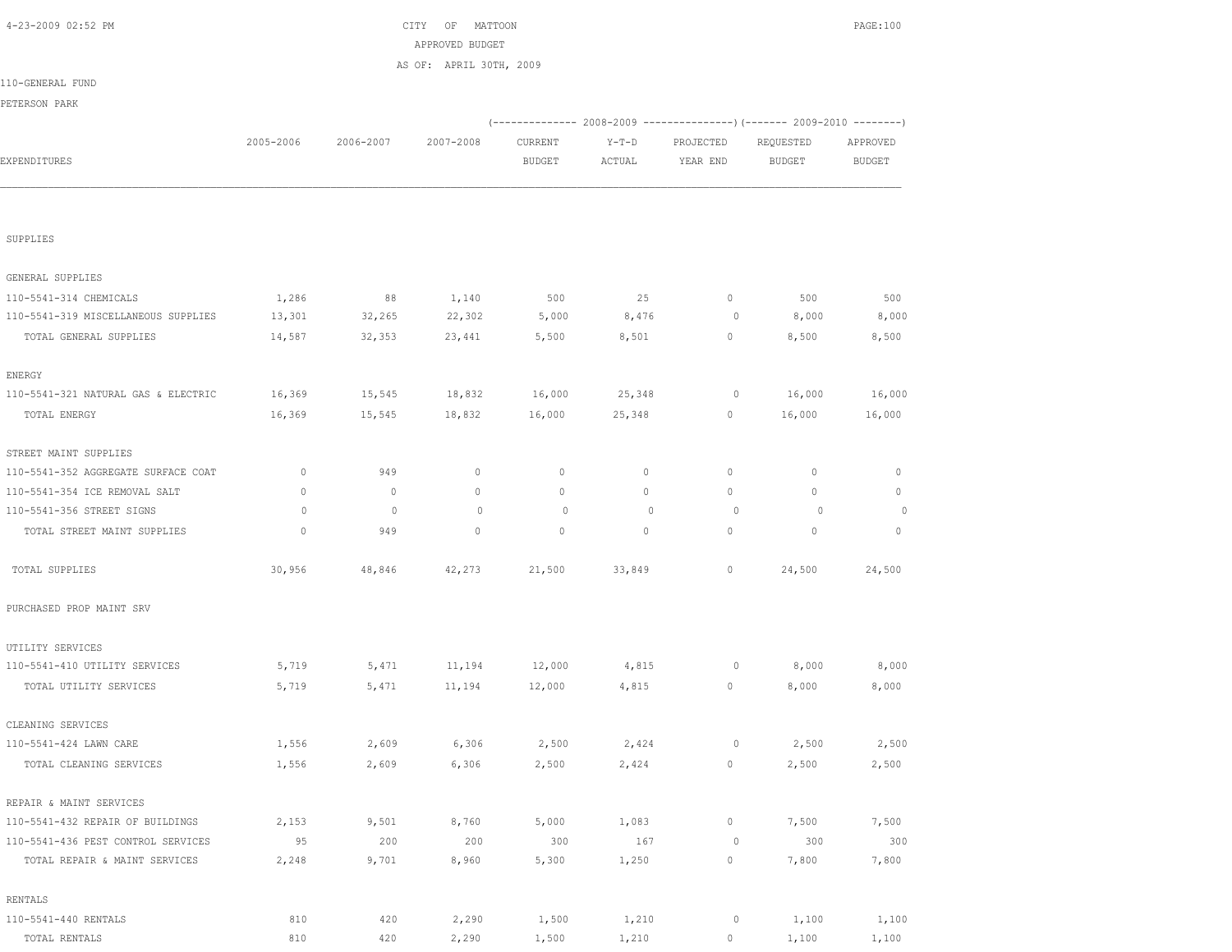CITY OF MATTOON
APPROVED BUDGET
AS OF: APRIL 30TH, 2009

110-GENERAL FUND

PETERSON PARK

| EXPENDITURES | 2005-2006 | 2006-2007 | 2007-2008 | (2008-2009) CURRENT BUDGET | (2008-2009) Y-T-D ACTUAL | (2008-2009) PROJECTED YEAR END | (2009-2010) REQUESTED BUDGET | (2009-2010) APPROVED BUDGET |
|---|---|---|---|---|---|---|---|---|
| **SUPPLIES** | | | | | | | | |
| GENERAL SUPPLIES | | | | | | | | |
| 110-5541-314 CHEMICALS | 1,286 | 88 | 1,140 | 500 | 25 | 0 | 500 | 500 |
| 110-5541-319 MISCELLANEOUS SUPPLIES | 13,301 | 32,265 | 22,302 | 5,000 | 8,476 | 0 | 8,000 | 8,000 |
| TOTAL GENERAL SUPPLIES | 14,587 | 32,353 | 23,441 | 5,500 | 8,501 | 0 | 8,500 | 8,500 |
| ENERGY | | | | | | | | |
| 110-5541-321 NATURAL GAS & ELECTRIC | 16,369 | 15,545 | 18,832 | 16,000 | 25,348 | 0 | 16,000 | 16,000 |
| TOTAL ENERGY | 16,369 | 15,545 | 18,832 | 16,000 | 25,348 | 0 | 16,000 | 16,000 |
| STREET MAINT SUPPLIES | | | | | | | | |
| 110-5541-352 AGGREGATE SURFACE COAT | 0 | 949 | 0 | 0 | 0 | 0 | 0 | 0 |
| 110-5541-354 ICE REMOVAL SALT | 0 | 0 | 0 | 0 | 0 | 0 | 0 | 0 |
| 110-5541-356 STREET SIGNS | 0 | 0 | 0 | 0 | 0 | 0 | 0 | 0 |
| TOTAL STREET MAINT SUPPLIES | 0 | 949 | 0 | 0 | 0 | 0 | 0 | 0 |
| TOTAL SUPPLIES | 30,956 | 48,846 | 42,273 | 21,500 | 33,849 | 0 | 24,500 | 24,500 |
| **PURCHASED PROP MAINT SRV** | | | | | | | | |
| UTILITY SERVICES | | | | | | | | |
| 110-5541-410 UTILITY SERVICES | 5,719 | 5,471 | 11,194 | 12,000 | 4,815 | 0 | 8,000 | 8,000 |
| TOTAL UTILITY SERVICES | 5,719 | 5,471 | 11,194 | 12,000 | 4,815 | 0 | 8,000 | 8,000 |
| CLEANING SERVICES | | | | | | | | |
| 110-5541-424 LAWN CARE | 1,556 | 2,609 | 6,306 | 2,500 | 2,424 | 0 | 2,500 | 2,500 |
| TOTAL CLEANING SERVICES | 1,556 | 2,609 | 6,306 | 2,500 | 2,424 | 0 | 2,500 | 2,500 |
| REPAIR & MAINT SERVICES | | | | | | | | |
| 110-5541-432 REPAIR OF BUILDINGS | 2,153 | 9,501 | 8,760 | 5,000 | 1,083 | 0 | 7,500 | 7,500 |
| 110-5541-436 PEST CONTROL SERVICES | 95 | 200 | 200 | 300 | 167 | 0 | 300 | 300 |
| TOTAL REPAIR & MAINT SERVICES | 2,248 | 9,701 | 8,960 | 5,300 | 1,250 | 0 | 7,800 | 7,800 |
| RENTALS | | | | | | | | |
| 110-5541-440 RENTALS | 810 | 420 | 2,290 | 1,500 | 1,210 | 0 | 1,100 | 1,100 |
| TOTAL RENTALS | 810 | 420 | 2,290 | 1,500 | 1,210 | 0 | 1,100 | 1,100 |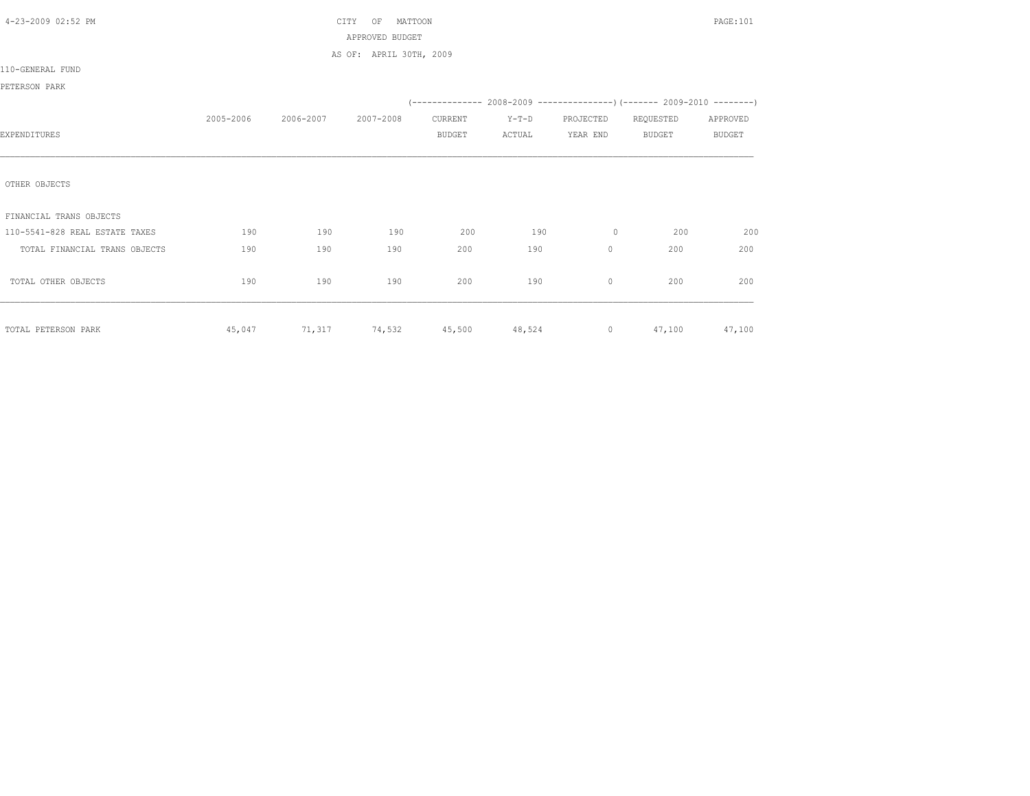CITY OF MATTOON

APPROVED BUDGET

AS OF: APRIL 30TH, 2009

110-GENERAL FUND

PETERSON PARK

| EXPENDITURES | 2005-2006 | 2006-2007 | 2007-2008 | 2008-2009 CURRENT BUDGET | 2008-2009 Y-T-D ACTUAL | 2008-2009 PROJECTED YEAR END | 2009-2010 REQUESTED BUDGET | 2009-2010 APPROVED BUDGET |
|---|---|---|---|---|---|---|---|---|
| OTHER OBJECTS | | | | | | | | |
| FINANCIAL TRANS OBJECTS | | | | | | | | |
| 110-5541-828 REAL ESTATE TAXES | 190 | 190 | 190 | 200 | 190 | 0 | 200 | 200 |
| TOTAL FINANCIAL TRANS OBJECTS | 190 | 190 | 190 | 200 | 190 | 0 | 200 | 200 |
| TOTAL OTHER OBJECTS | 190 | 190 | 190 | 200 | 190 | 0 | 200 | 200 |
| TOTAL PETERSON PARK | 45,047 | 71,317 | 74,532 | 45,500 | 48,524 | 0 | 47,100 | 47,100 |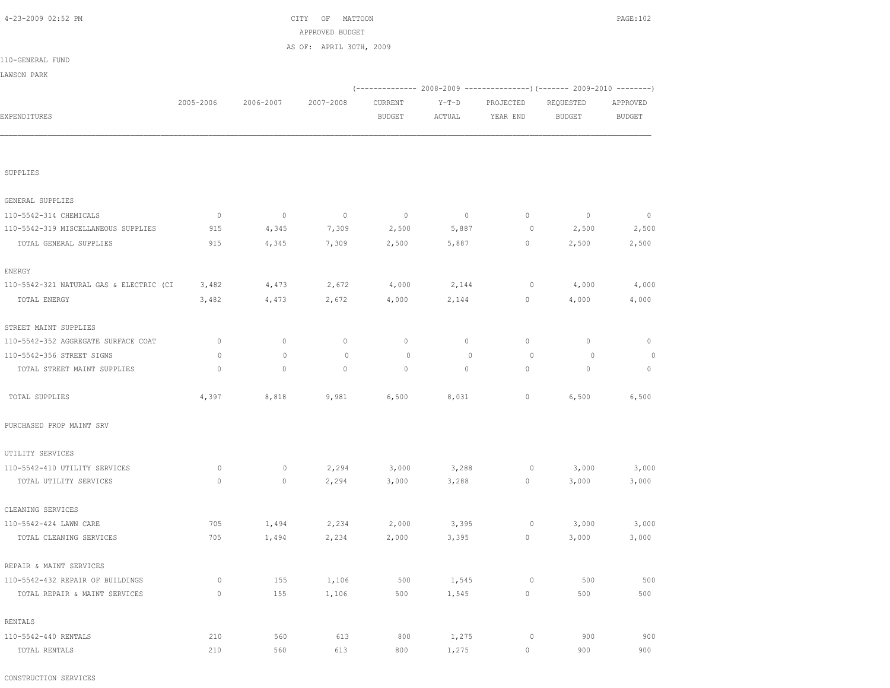CITY OF MATTOON
APPROVED BUDGET
AS OF: APRIL 30TH, 2009

110-GENERAL FUND

LAWSON PARK

| EXPENDITURES | 2005-2006 | 2006-2007 | 2007-2008 | 2008-2009 CURRENT BUDGET | 2008-2009 Y-T-D ACTUAL | 2008-2009 PROJECTED YEAR END | 2009-2010 REQUESTED BUDGET | 2009-2010 APPROVED BUDGET |
|---|---|---|---|---|---|---|---|---|
| SUPPLIES | | | | | | | | |
| GENERAL SUPPLIES | | | | | | | | |
| 110-5542-314 CHEMICALS | 0 | 0 | 0 | 0 | 0 | 0 | 0 | 0 |
| 110-5542-319 MISCELLANEOUS SUPPLIES | 915 | 4,345 | 7,309 | 2,500 | 5,887 | 0 | 2,500 | 2,500 |
| TOTAL GENERAL SUPPLIES | 915 | 4,345 | 7,309 | 2,500 | 5,887 | 0 | 2,500 | 2,500 |
| ENERGY | | | | | | | | |
| 110-5542-321 NATURAL GAS & ELECTRIC (CI | 3,482 | 4,473 | 2,672 | 4,000 | 2,144 | 0 | 4,000 | 4,000 |
| TOTAL ENERGY | 3,482 | 4,473 | 2,672 | 4,000 | 2,144 | 0 | 4,000 | 4,000 |
| STREET MAINT SUPPLIES | | | | | | | | |
| 110-5542-352 AGGREGATE SURFACE COAT | 0 | 0 | 0 | 0 | 0 | 0 | 0 | 0 |
| 110-5542-356 STREET SIGNS | 0 | 0 | 0 | 0 | 0 | 0 | 0 | 0 |
| TOTAL STREET MAINT SUPPLIES | 0 | 0 | 0 | 0 | 0 | 0 | 0 | 0 |
| TOTAL SUPPLIES | 4,397 | 8,818 | 9,981 | 6,500 | 8,031 | 0 | 6,500 | 6,500 |
| PURCHASED PROP MAINT SRV | | | | | | | | |
| UTILITY SERVICES | | | | | | | | |
| 110-5542-410 UTILITY SERVICES | 0 | 0 | 2,294 | 3,000 | 3,288 | 0 | 3,000 | 3,000 |
| TOTAL UTILITY SERVICES | 0 | 0 | 2,294 | 3,000 | 3,288 | 0 | 3,000 | 3,000 |
| CLEANING SERVICES | | | | | | | | |
| 110-5542-424 LAWN CARE | 705 | 1,494 | 2,234 | 2,000 | 3,395 | 0 | 3,000 | 3,000 |
| TOTAL CLEANING SERVICES | 705 | 1,494 | 2,234 | 2,000 | 3,395 | 0 | 3,000 | 3,000 |
| REPAIR & MAINT SERVICES | | | | | | | | |
| 110-5542-432 REPAIR OF BUILDINGS | 0 | 155 | 1,106 | 500 | 1,545 | 0 | 500 | 500 |
| TOTAL REPAIR & MAINT SERVICES | 0 | 155 | 1,106 | 500 | 1,545 | 0 | 500 | 500 |
| RENTALS | | | | | | | | |
| 110-5542-440 RENTALS | 210 | 560 | 613 | 800 | 1,275 | 0 | 900 | 900 |
| TOTAL RENTALS | 210 | 560 | 613 | 800 | 1,275 | 0 | 900 | 900 |
| CONSTRUCTION SERVICES | | | | | | | | |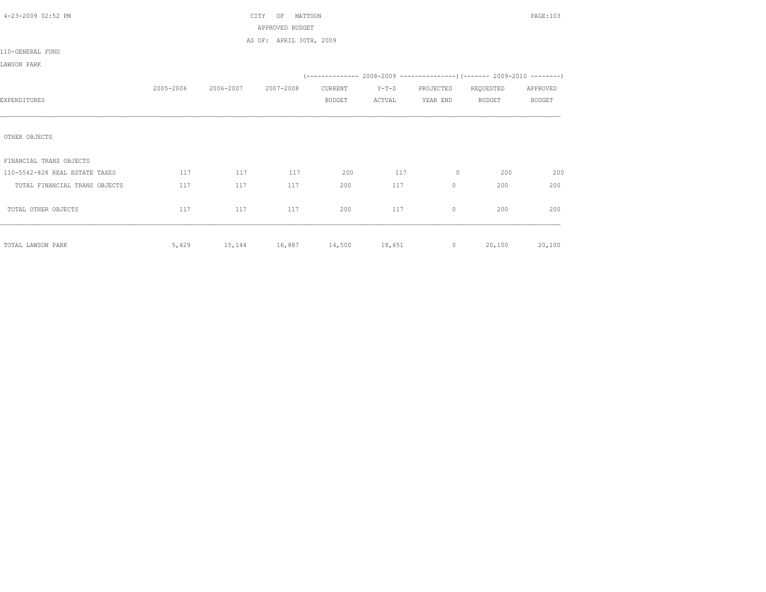CITY OF MATTOON

APPROVED BUDGET

AS OF: APRIL 30TH, 2009

110-GENERAL FUND

LAWSON PARK

| EXPENDITURES | 2005-2006 | 2006-2007 | 2007-2008 | 2008-2009 CURRENT BUDGET | 2008-2009 Y-T-D ACTUAL | 2008-2009 PROJECTED YEAR END | 2009-2010 REQUESTED BUDGET | 2009-2010 APPROVED BUDGET |
|---|---|---|---|---|---|---|---|---|
| OTHER OBJECTS | | | | | | | | |
| FINANCIAL TRANS OBJECTS | | | | | | | | |
| 110-5542-828 REAL ESTATE TAXES | 117 | 117 | 117 | 200 | 117 | 0 | 200 | 200 |
| TOTAL FINANCIAL TRANS OBJECTS | 117 | 117 | 117 | 200 | 117 | 0 | 200 | 200 |
| TOTAL OTHER OBJECTS | 117 | 117 | 117 | 200 | 117 | 0 | 200 | 200 |
| TOTAL LAWSON PARK | 5,429 | 15,144 | 16,887 | 14,500 | 18,651 | 0 | 20,100 | 20,100 |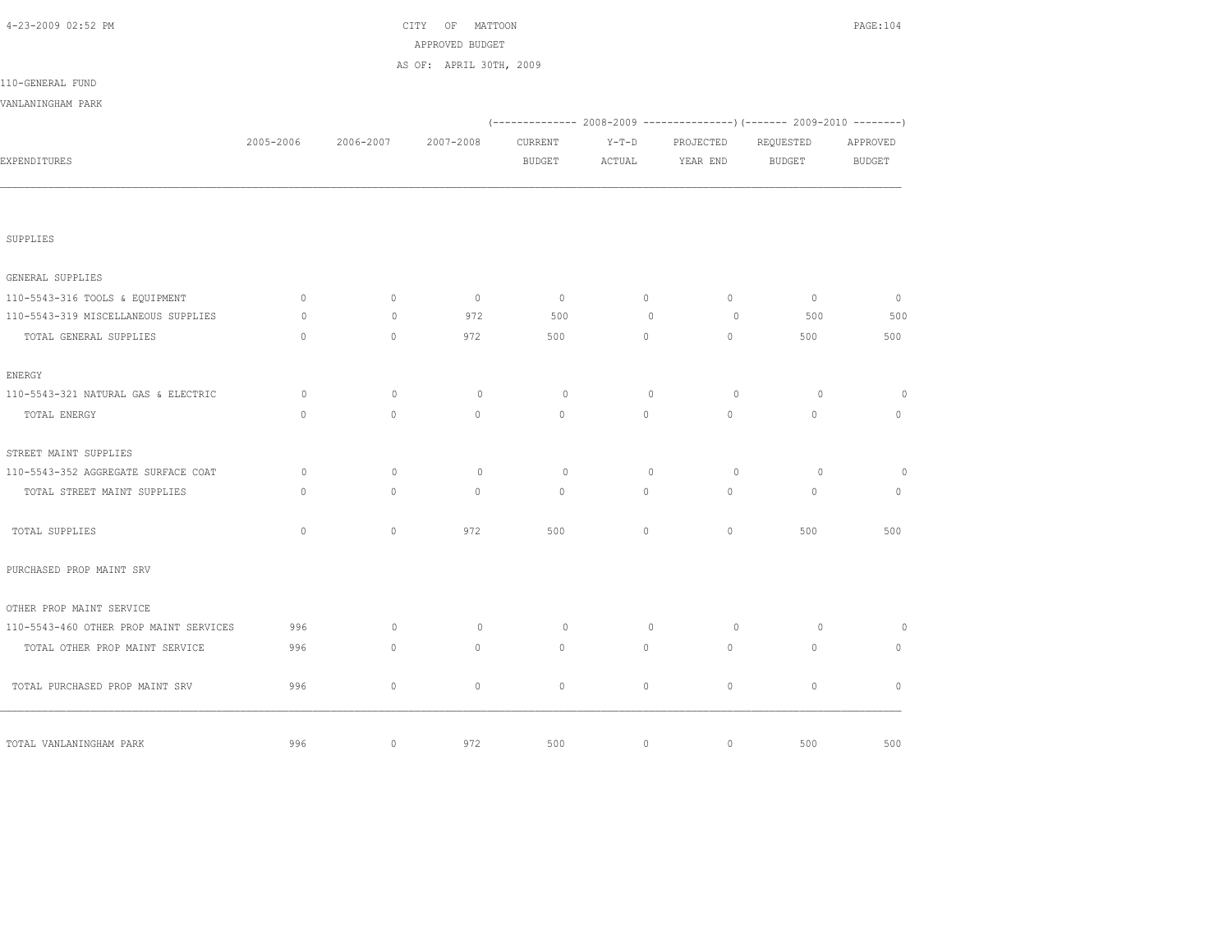CITY OF MATTOON
APPROVED BUDGET
AS OF: APRIL 30TH, 2009

110-GENERAL FUND

VANLANINGHAM PARK

| EXPENDITURES | 2005-2006 | 2006-2007 | 2007-2008 | 2008-2009 CURRENT BUDGET | 2008-2009 Y-T-D ACTUAL | 2008-2009 PROJECTED YEAR END | 2009-2010 REQUESTED BUDGET | 2009-2010 APPROVED BUDGET |
|---|---|---|---|---|---|---|---|---|
| SUPPLIES | | | | | | | | |
| GENERAL SUPPLIES | | | | | | | | |
| 110-5543-316 TOOLS & EQUIPMENT | 0 | 0 | 0 | 0 | 0 | 0 | 0 | 0 |
| 110-5543-319 MISCELLANEOUS SUPPLIES | 0 | 0 | 972 | 500 | 0 | 0 | 500 | 500 |
| TOTAL GENERAL SUPPLIES | 0 | 0 | 972 | 500 | 0 | 0 | 500 | 500 |
| ENERGY | | | | | | | | |
| 110-5543-321 NATURAL GAS & ELECTRIC | 0 | 0 | 0 | 0 | 0 | 0 | 0 | 0 |
| TOTAL ENERGY | 0 | 0 | 0 | 0 | 0 | 0 | 0 | 0 |
| STREET MAINT SUPPLIES | | | | | | | | |
| 110-5543-352 AGGREGATE SURFACE COAT | 0 | 0 | 0 | 0 | 0 | 0 | 0 | 0 |
| TOTAL STREET MAINT SUPPLIES | 0 | 0 | 0 | 0 | 0 | 0 | 0 | 0 |
| TOTAL SUPPLIES | 0 | 0 | 972 | 500 | 0 | 0 | 500 | 500 |
| PURCHASED PROP MAINT SRV | | | | | | | | |
| OTHER PROP MAINT SERVICE | | | | | | | | |
| 110-5543-460 OTHER PROP MAINT SERVICES | 996 | 0 | 0 | 0 | 0 | 0 | 0 | 0 |
| TOTAL OTHER PROP MAINT SERVICE | 996 | 0 | 0 | 0 | 0 | 0 | 0 | 0 |
| TOTAL PURCHASED PROP MAINT SRV | 996 | 0 | 0 | 0 | 0 | 0 | 0 | 0 |
| TOTAL VANLANINGHAM PARK | 996 | 0 | 972 | 500 | 0 | 0 | 500 | 500 |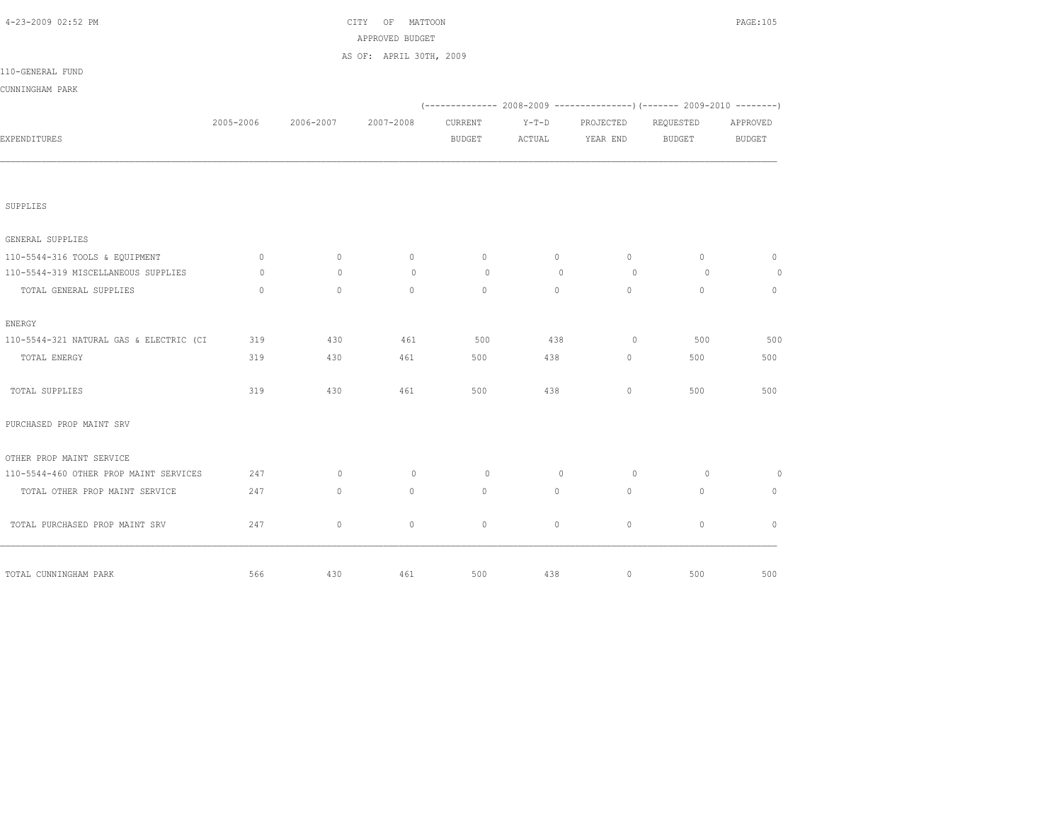CITY OF MATTOON

APPROVED BUDGET

AS OF: APRIL 30TH, 2009

110-GENERAL FUND

CUNNINGHAM PARK

| EXPENDITURES | 2005-2006 | 2006-2007 | 2007-2008 | 2008-2009 CURRENT BUDGET | 2008-2009 Y-T-D ACTUAL | 2008-2009 PROJECTED YEAR END | 2009-2010 REQUESTED BUDGET | 2009-2010 APPROVED BUDGET |
|---|---|---|---|---|---|---|---|---|
| SUPPLIES | | | | | | | | |
| GENERAL SUPPLIES | | | | | | | | |
| 110-5544-316 TOOLS & EQUIPMENT | 0 | 0 | 0 | 0 | 0 | 0 | 0 | 0 |
| 110-5544-319 MISCELLANEOUS SUPPLIES | 0 | 0 | 0 | 0 | 0 | 0 | 0 | 0 |
| TOTAL GENERAL SUPPLIES | 0 | 0 | 0 | 0 | 0 | 0 | 0 | 0 |
| ENERGY | | | | | | | | |
| 110-5544-321 NATURAL GAS & ELECTRIC (CI | 319 | 430 | 461 | 500 | 438 | 0 | 500 | 500 |
| TOTAL ENERGY | 319 | 430 | 461 | 500 | 438 | 0 | 500 | 500 |
| TOTAL SUPPLIES | 319 | 430 | 461 | 500 | 438 | 0 | 500 | 500 |
| PURCHASED PROP MAINT SRV | | | | | | | | |
| OTHER PROP MAINT SERVICE | | | | | | | | |
| 110-5544-460 OTHER PROP MAINT SERVICES | 247 | 0 | 0 | 0 | 0 | 0 | 0 | 0 |
| TOTAL OTHER PROP MAINT SERVICE | 247 | 0 | 0 | 0 | 0 | 0 | 0 | 0 |
| TOTAL PURCHASED PROP MAINT SRV | 247 | 0 | 0 | 0 | 0 | 0 | 0 | 0 |
| TOTAL CUNNINGHAM PARK | 566 | 430 | 461 | 500 | 438 | 0 | 500 | 500 |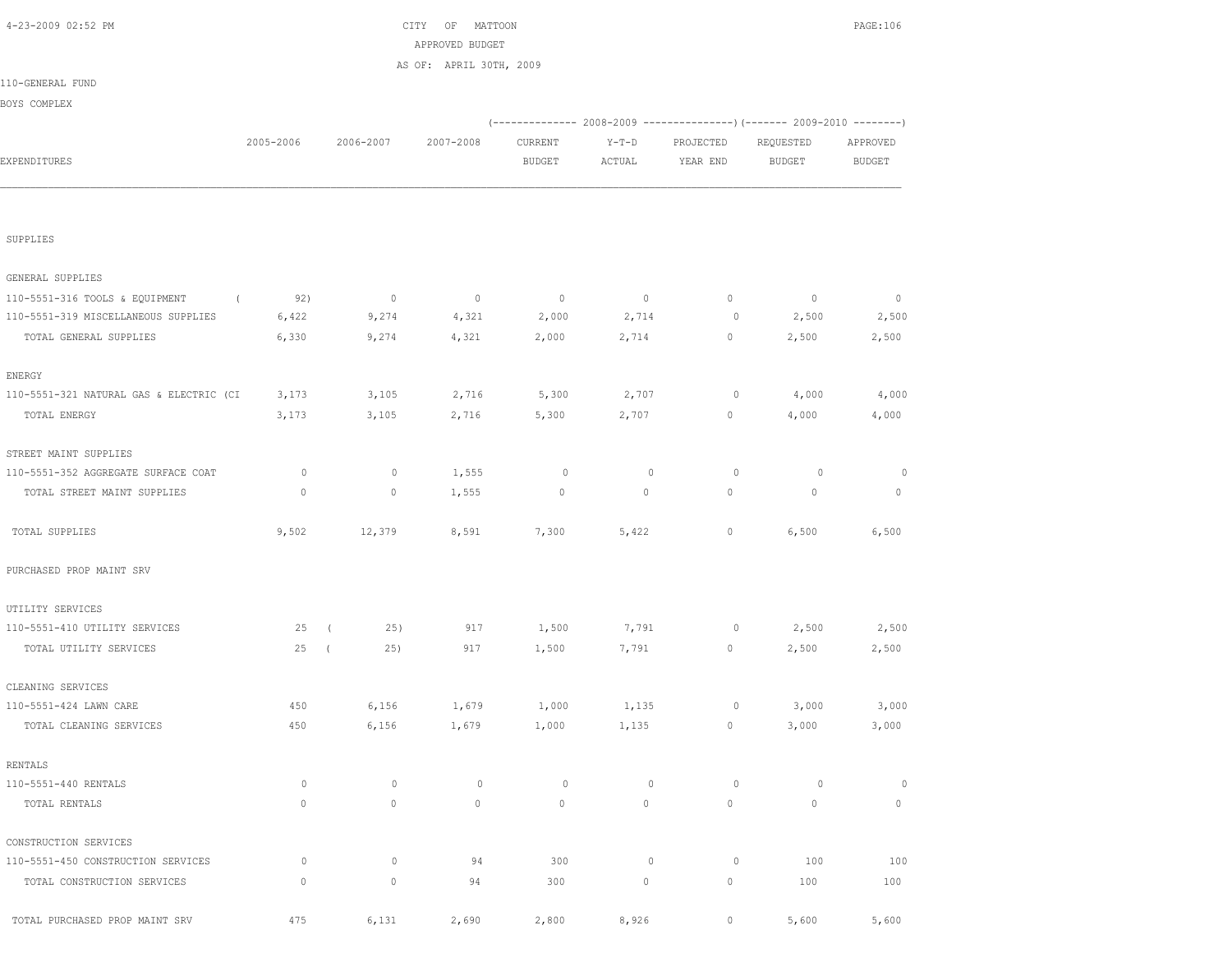CITY OF MATTOON
APPROVED BUDGET
AS OF: APRIL 30TH, 2009

110-GENERAL FUND
BOYS COMPLEX

| EXPENDITURES | 2005-2006 | 2006-2007 | 2007-2008 | 2008-2009 CURRENT BUDGET | 2008-2009 Y-T-D ACTUAL | 2008-2009 PROJECTED YEAR END | 2009-2010 REQUESTED BUDGET | 2009-2010 APPROVED BUDGET |
|---|---|---|---|---|---|---|---|---|
| SUPPLIES | | | | | | | | |
| GENERAL SUPPLIES | | | | | | | | |
| 110-5551-316 TOOLS & EQUIPMENT | ( 92) | 0 | 0 | 0 | 0 | 0 | 0 | 0 |
| 110-5551-319 MISCELLANEOUS SUPPLIES | 6,422 | 9,274 | 4,321 | 2,000 | 2,714 | 0 | 2,500 | 2,500 |
| TOTAL GENERAL SUPPLIES | 6,330 | 9,274 | 4,321 | 2,000 | 2,714 | 0 | 2,500 | 2,500 |
| ENERGY | | | | | | | | |
| 110-5551-321 NATURAL GAS & ELECTRIC (CI | 3,173 | 3,105 | 2,716 | 5,300 | 2,707 | 0 | 4,000 | 4,000 |
| TOTAL ENERGY | 3,173 | 3,105 | 2,716 | 5,300 | 2,707 | 0 | 4,000 | 4,000 |
| STREET MAINT SUPPLIES | | | | | | | | |
| 110-5551-352 AGGREGATE SURFACE COAT | 0 | 0 | 1,555 | 0 | 0 | 0 | 0 | 0 |
| TOTAL STREET MAINT SUPPLIES | 0 | 0 | 1,555 | 0 | 0 | 0 | 0 | 0 |
| TOTAL SUPPLIES | 9,502 | 12,379 | 8,591 | 7,300 | 5,422 | 0 | 6,500 | 6,500 |
| PURCHASED PROP MAINT SRV | | | | | | | | |
| UTILITY SERVICES | | | | | | | | |
| 110-5551-410 UTILITY SERVICES | 25 | ( 25) | 917 | 1,500 | 7,791 | 0 | 2,500 | 2,500 |
| TOTAL UTILITY SERVICES | 25 | ( 25) | 917 | 1,500 | 7,791 | 0 | 2,500 | 2,500 |
| CLEANING SERVICES | | | | | | | | |
| 110-5551-424 LAWN CARE | 450 | 6,156 | 1,679 | 1,000 | 1,135 | 0 | 3,000 | 3,000 |
| TOTAL CLEANING SERVICES | 450 | 6,156 | 1,679 | 1,000 | 1,135 | 0 | 3,000 | 3,000 |
| RENTALS | | | | | | | | |
| 110-5551-440 RENTALS | 0 | 0 | 0 | 0 | 0 | 0 | 0 | 0 |
| TOTAL RENTALS | 0 | 0 | 0 | 0 | 0 | 0 | 0 | 0 |
| CONSTRUCTION SERVICES | | | | | | | | |
| 110-5551-450 CONSTRUCTION SERVICES | 0 | 0 | 94 | 300 | 0 | 0 | 100 | 100 |
| TOTAL CONSTRUCTION SERVICES | 0 | 0 | 94 | 300 | 0 | 0 | 100 | 100 |
| TOTAL PURCHASED PROP MAINT SRV | 475 | 6,131 | 2,690 | 2,800 | 8,926 | 0 | 5,600 | 5,600 |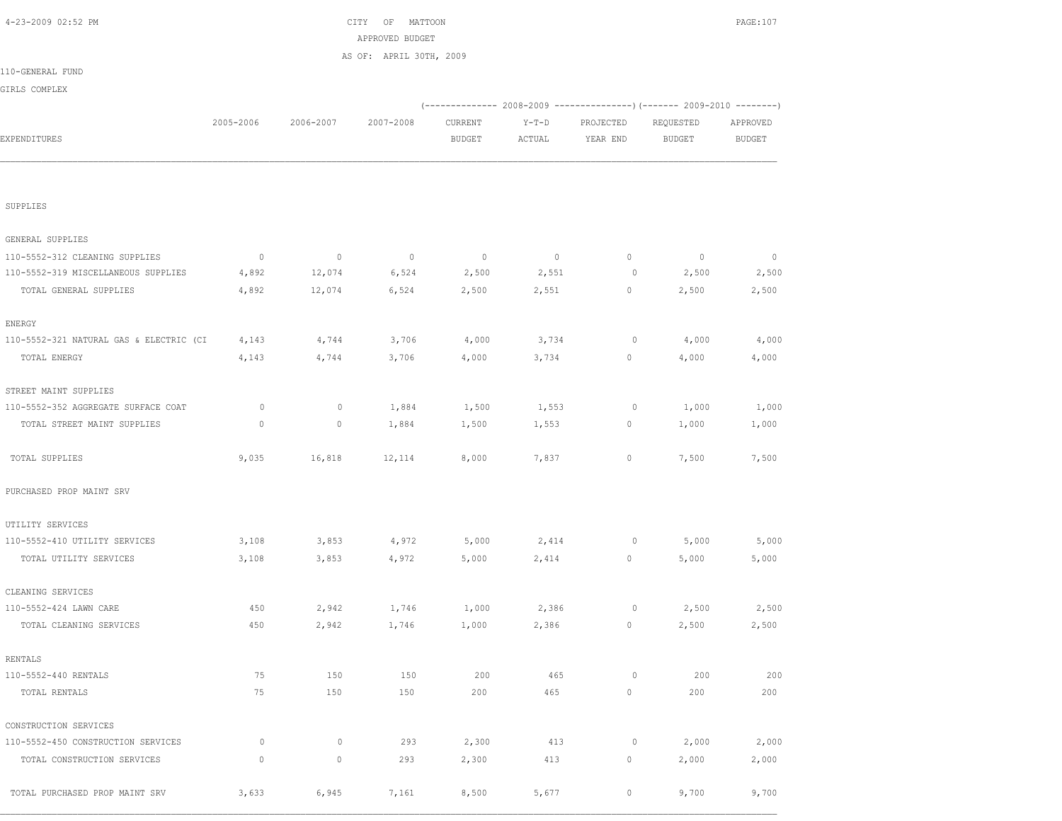CITY OF MATTOON

APPROVED BUDGET

AS OF: APRIL 30TH, 2009

110-GENERAL FUND

GIRLS COMPLEX

| EXPENDITURES | 2005-2006 | 2006-2007 | 2007-2008 | 2008-2009 CURRENT BUDGET | 2008-2009 Y-T-D ACTUAL | 2008-2009 PROJECTED YEAR END | 2009-2010 REQUESTED BUDGET | 2009-2010 APPROVED BUDGET |
|---|---|---|---|---|---|---|---|---|
| SUPPLIES | | | | | | | | |
| GENERAL SUPPLIES | | | | | | | | |
| 110-5552-312 CLEANING SUPPLIES | 0 | 0 | 0 | 0 | 0 | 0 | 0 | 0 |
| 110-5552-319 MISCELLANEOUS SUPPLIES | 4,892 | 12,074 | 6,524 | 2,500 | 2,551 | 0 | 2,500 | 2,500 |
| TOTAL GENERAL SUPPLIES | 4,892 | 12,074 | 6,524 | 2,500 | 2,551 | 0 | 2,500 | 2,500 |
| ENERGY | | | | | | | | |
| 110-5552-321 NATURAL GAS & ELECTRIC (CI | 4,143 | 4,744 | 3,706 | 4,000 | 3,734 | 0 | 4,000 | 4,000 |
| TOTAL ENERGY | 4,143 | 4,744 | 3,706 | 4,000 | 3,734 | 0 | 4,000 | 4,000 |
| STREET MAINT SUPPLIES | | | | | | | | |
| 110-5552-352 AGGREGATE SURFACE COAT | 0 | 0 | 1,884 | 1,500 | 1,553 | 0 | 1,000 | 1,000 |
| TOTAL STREET MAINT SUPPLIES | 0 | 0 | 1,884 | 1,500 | 1,553 | 0 | 1,000 | 1,000 |
| TOTAL SUPPLIES | 9,035 | 16,818 | 12,114 | 8,000 | 7,837 | 0 | 7,500 | 7,500 |
| PURCHASED PROP MAINT SRV | | | | | | | | |
| UTILITY SERVICES | | | | | | | | |
| 110-5552-410 UTILITY SERVICES | 3,108 | 3,853 | 4,972 | 5,000 | 2,414 | 0 | 5,000 | 5,000 |
| TOTAL UTILITY SERVICES | 3,108 | 3,853 | 4,972 | 5,000 | 2,414 | 0 | 5,000 | 5,000 |
| CLEANING SERVICES | | | | | | | | |
| 110-5552-424 LAWN CARE | 450 | 2,942 | 1,746 | 1,000 | 2,386 | 0 | 2,500 | 2,500 |
| TOTAL CLEANING SERVICES | 450 | 2,942 | 1,746 | 1,000 | 2,386 | 0 | 2,500 | 2,500 |
| RENTALS | | | | | | | | |
| 110-5552-440 RENTALS | 75 | 150 | 150 | 200 | 465 | 0 | 200 | 200 |
| TOTAL RENTALS | 75 | 150 | 150 | 200 | 465 | 0 | 200 | 200 |
| CONSTRUCTION SERVICES | | | | | | | | |
| 110-5552-450 CONSTRUCTION SERVICES | 0 | 0 | 293 | 2,300 | 413 | 0 | 2,000 | 2,000 |
| TOTAL CONSTRUCTION SERVICES | 0 | 0 | 293 | 2,300 | 413 | 0 | 2,000 | 2,000 |
| TOTAL PURCHASED PROP MAINT SRV | 3,633 | 6,945 | 7,161 | 8,500 | 5,677 | 0 | 9,700 | 9,700 |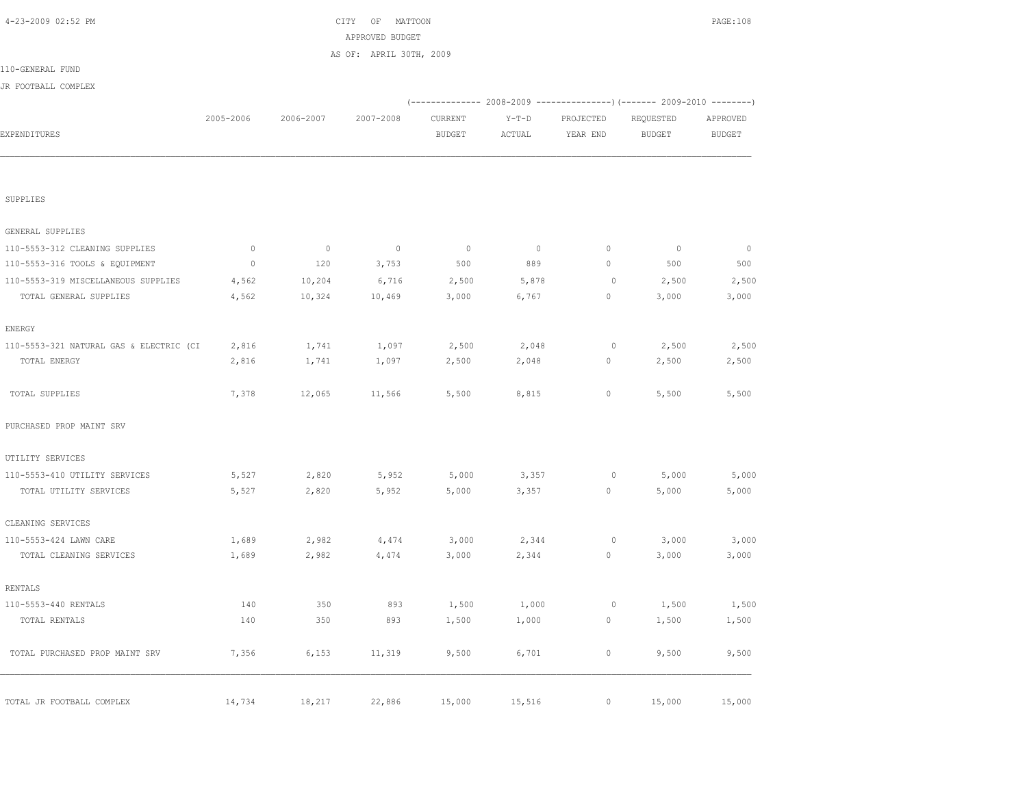CITY OF MATTOON
APPROVED BUDGET
AS OF: APRIL 30TH, 2009

110-GENERAL FUND
JR FOOTBALL COMPLEX

| EXPENDITURES | 2005-2006 | 2006-2007 | 2007-2008 | 2008-2009 CURRENT BUDGET | 2008-2009 Y-T-D ACTUAL | 2008-2009 PROJECTED YEAR END | 2009-2010 REQUESTED BUDGET | 2009-2010 APPROVED BUDGET |
|---|---|---|---|---|---|---|---|---|
| SUPPLIES | | | | | | | | |
| GENERAL SUPPLIES | | | | | | | | |
| 110-5553-312 CLEANING SUPPLIES | 0 | 0 | 0 | 0 | 0 | 0 | 0 | 0 |
| 110-5553-316 TOOLS & EQUIPMENT | 0 | 120 | 3,753 | 500 | 889 | 0 | 500 | 500 |
| 110-5553-319 MISCELLANEOUS SUPPLIES | 4,562 | 10,204 | 6,716 | 2,500 | 5,878 | 0 | 2,500 | 2,500 |
| TOTAL GENERAL SUPPLIES | 4,562 | 10,324 | 10,469 | 3,000 | 6,767 | 0 | 3,000 | 3,000 |
| ENERGY | | | | | | | | |
| 110-5553-321 NATURAL GAS & ELECTRIC (CI | 2,816 | 1,741 | 1,097 | 2,500 | 2,048 | 0 | 2,500 | 2,500 |
| TOTAL ENERGY | 2,816 | 1,741 | 1,097 | 2,500 | 2,048 | 0 | 2,500 | 2,500 |
| TOTAL SUPPLIES | 7,378 | 12,065 | 11,566 | 5,500 | 8,815 | 0 | 5,500 | 5,500 |
| PURCHASED PROP MAINT SRV | | | | | | | | |
| UTILITY SERVICES | | | | | | | | |
| 110-5553-410 UTILITY SERVICES | 5,527 | 2,820 | 5,952 | 5,000 | 3,357 | 0 | 5,000 | 5,000 |
| TOTAL UTILITY SERVICES | 5,527 | 2,820 | 5,952 | 5,000 | 3,357 | 0 | 5,000 | 5,000 |
| CLEANING SERVICES | | | | | | | | |
| 110-5553-424 LAWN CARE | 1,689 | 2,982 | 4,474 | 3,000 | 2,344 | 0 | 3,000 | 3,000 |
| TOTAL CLEANING SERVICES | 1,689 | 2,982 | 4,474 | 3,000 | 2,344 | 0 | 3,000 | 3,000 |
| RENTALS | | | | | | | | |
| 110-5553-440 RENTALS | 140 | 350 | 893 | 1,500 | 1,000 | 0 | 1,500 | 1,500 |
| TOTAL RENTALS | 140 | 350 | 893 | 1,500 | 1,000 | 0 | 1,500 | 1,500 |
| TOTAL PURCHASED PROP MAINT SRV | 7,356 | 6,153 | 11,319 | 9,500 | 6,701 | 0 | 9,500 | 9,500 |
| TOTAL JR FOOTBALL COMPLEX | 14,734 | 18,217 | 22,886 | 15,000 | 15,516 | 0 | 15,000 | 15,000 |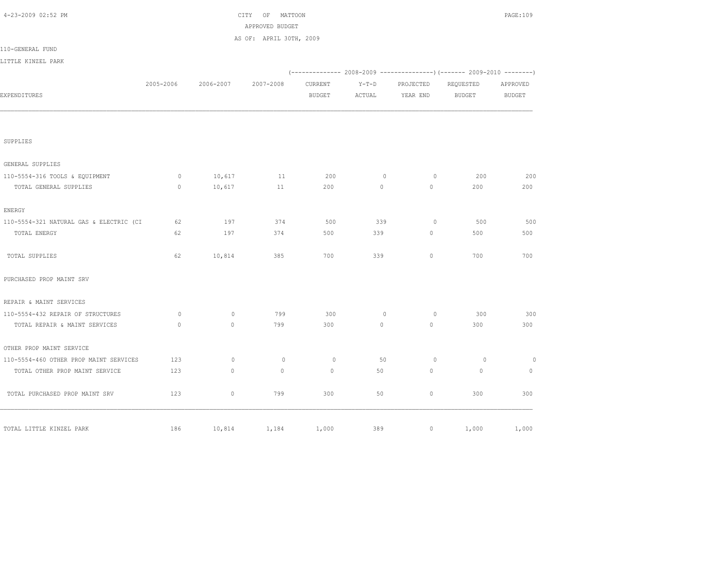CITY OF MATTOON
APPROVED BUDGET
AS OF: APRIL 30TH, 2009

110-GENERAL FUND

LITTLE KINZEL PARK

| EXPENDITURES | 2005-2006 | 2006-2007 | 2007-2008 | (2008-2009) CURRENT BUDGET | (2008-2009) Y-T-D ACTUAL | (2008-2009) PROJECTED YEAR END | (2009-2010) REQUESTED BUDGET | (2009-2010) APPROVED BUDGET |
|---|---|---|---|---|---|---|---|---|
| SUPPLIES | | | | | | | | |
| GENERAL SUPPLIES | | | | | | | | |
| 110-5554-316 TOOLS & EQUIPMENT | 0 | 10,617 | 11 | 200 | 0 | 0 | 200 | 200 |
| TOTAL GENERAL SUPPLIES | 0 | 10,617 | 11 | 200 | 0 | 0 | 200 | 200 |
| ENERGY | | | | | | | | |
| 110-5554-321 NATURAL GAS & ELECTRIC (CI | 62 | 197 | 374 | 500 | 339 | 0 | 500 | 500 |
| TOTAL ENERGY | 62 | 197 | 374 | 500 | 339 | 0 | 500 | 500 |
| TOTAL SUPPLIES | 62 | 10,814 | 385 | 700 | 339 | 0 | 700 | 700 |
| PURCHASED PROP MAINT SRV | | | | | | | | |
| REPAIR & MAINT SERVICES | | | | | | | | |
| 110-5554-432 REPAIR OF STRUCTURES | 0 | 0 | 799 | 300 | 0 | 0 | 300 | 300 |
| TOTAL REPAIR & MAINT SERVICES | 0 | 0 | 799 | 300 | 0 | 0 | 300 | 300 |
| OTHER PROP MAINT SERVICE | | | | | | | | |
| 110-5554-460 OTHER PROP MAINT SERVICES | 123 | 0 | 0 | 0 | 50 | 0 | 0 | 0 |
| TOTAL OTHER PROP MAINT SERVICE | 123 | 0 | 0 | 0 | 50 | 0 | 0 | 0 |
| TOTAL PURCHASED PROP MAINT SRV | 123 | 0 | 799 | 300 | 50 | 0 | 300 | 300 |
| TOTAL LITTLE KINZEL PARK | 186 | 10,814 | 1,184 | 1,000 | 389 | 0 | 1,000 | 1,000 |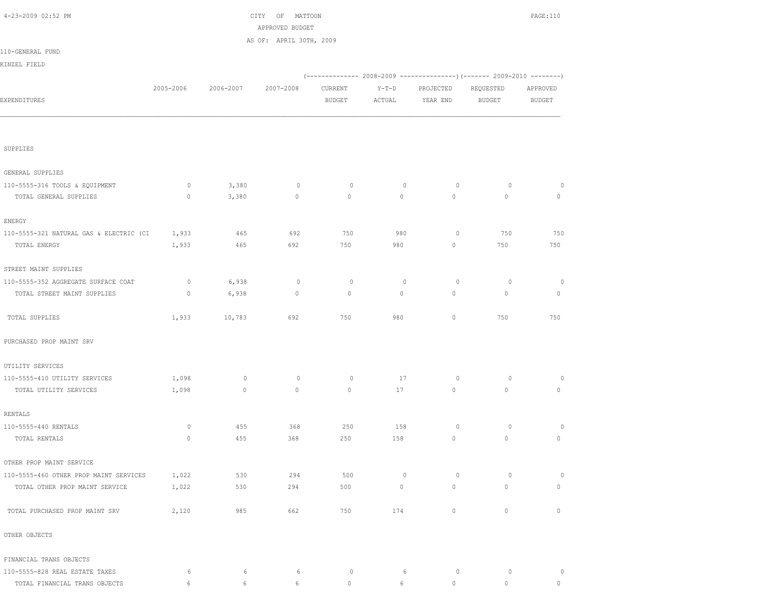CITY OF MATTOON

APPROVED BUDGET

AS OF: APRIL 30TH, 2009

110-GENERAL FUND

KINZEL FIELD

| EXPENDITURES | 2005-2006 | 2006-2007 | 2007-2008 | 2008-2009 CURRENT BUDGET | 2008-2009 Y-T-D ACTUAL | 2008-2009 PROJECTED YEAR END | 2009-2010 REQUESTED BUDGET | 2009-2010 APPROVED BUDGET |
|---|---|---|---|---|---|---|---|---|
| SUPPLIES | | | | | | | | |
| GENERAL SUPPLIES | | | | | | | | |
| 110-5555-316 TOOLS & EQUIPMENT | 0 | 3,380 | 0 | 0 | 0 | 0 | 0 | 0 |
| TOTAL GENERAL SUPPLIES | 0 | 3,380 | 0 | 0 | 0 | 0 | 0 | 0 |
| ENERGY | | | | | | | | |
| 110-5555-321 NATURAL GAS & ELECTRIC (CI | 1,933 | 465 | 692 | 750 | 980 | 0 | 750 | 750 |
| TOTAL ENERGY | 1,933 | 465 | 692 | 750 | 980 | 0 | 750 | 750 |
| STREET MAINT SUPPLIES | | | | | | | | |
| 110-5555-352 AGGREGATE SURFACE COAT | 0 | 6,938 | 0 | 0 | 0 | 0 | 0 | 0 |
| TOTAL STREET MAINT SUPPLIES | 0 | 6,938 | 0 | 0 | 0 | 0 | 0 | 0 |
| TOTAL SUPPLIES | 1,933 | 10,783 | 692 | 750 | 980 | 0 | 750 | 750 |
| PURCHASED PROP MAINT SRV | | | | | | | | |
| UTILITY SERVICES | | | | | | | | |
| 110-5555-410 UTILITY SERVICES | 1,098 | 0 | 0 | 0 | 17 | 0 | 0 | 0 |
| TOTAL UTILITY SERVICES | 1,098 | 0 | 0 | 0 | 17 | 0 | 0 | 0 |
| RENTALS | | | | | | | | |
| 110-5555-440 RENTALS | 0 | 455 | 368 | 250 | 158 | 0 | 0 | 0 |
| TOTAL RENTALS | 0 | 455 | 368 | 250 | 158 | 0 | 0 | 0 |
| OTHER PROP MAINT SERVICE | | | | | | | | |
| 110-5555-460 OTHER PROP MAINT SERVICES | 1,022 | 530 | 294 | 500 | 0 | 0 | 0 | 0 |
| TOTAL OTHER PROP MAINT SERVICE | 1,022 | 530 | 294 | 500 | 0 | 0 | 0 | 0 |
| TOTAL PURCHASED PROP MAINT SRV | 2,120 | 985 | 662 | 750 | 174 | 0 | 0 | 0 |
| OTHER OBJECTS | | | | | | | | |
| FINANCIAL TRANS OBJECTS | | | | | | | | |
| 110-5555-828 REAL ESTATE TAXES | 6 | 6 | 6 | 0 | 6 | 0 | 0 | 0 |
| TOTAL FINANCIAL TRANS OBJECTS | 6 | 6 | 6 | 0 | 6 | 0 | 0 | 0 |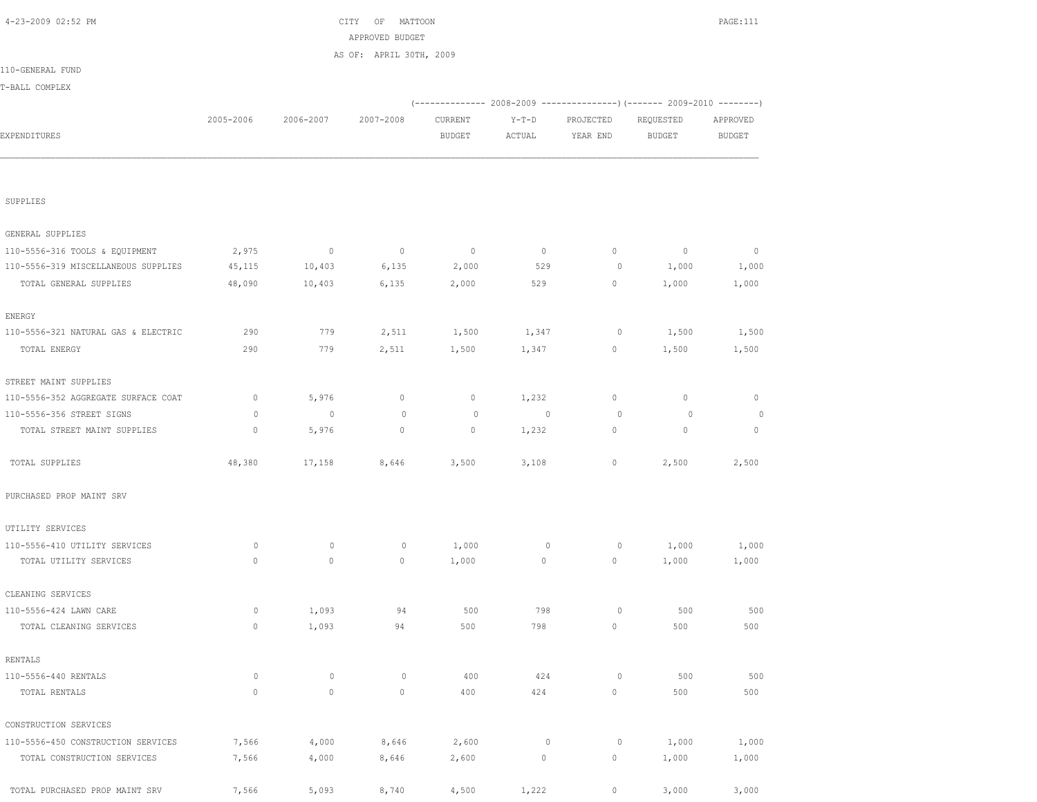CITY OF MATTOON
APPROVED BUDGET
AS OF: APRIL 30TH, 2009

110-GENERAL FUND
T-BALL COMPLEX

| EXPENDITURES | 2005-2006 | 2006-2007 | 2007-2008 | 2008-2009 CURRENT BUDGET | 2008-2009 Y-T-D ACTUAL | 2008-2009 PROJECTED YEAR END | 2009-2010 REQUESTED BUDGET | 2009-2010 APPROVED BUDGET |
|---|---|---|---|---|---|---|---|---|
| **SUPPLIES** | | | | | | | | |
| GENERAL SUPPLIES | | | | | | | | |
| 110-5556-316 TOOLS & EQUIPMENT | 2,975 | 0 | 0 | 0 | 0 | 0 | 0 | 0 |
| 110-5556-319 MISCELLANEOUS SUPPLIES | 45,115 | 10,403 | 6,135 | 2,000 | 529 | 0 | 1,000 | 1,000 |
| TOTAL GENERAL SUPPLIES | 48,090 | 10,403 | 6,135 | 2,000 | 529 | 0 | 1,000 | 1,000 |
| ENERGY | | | | | | | | |
| 110-5556-321 NATURAL GAS & ELECTRIC | 290 | 779 | 2,511 | 1,500 | 1,347 | 0 | 1,500 | 1,500 |
| TOTAL ENERGY | 290 | 779 | 2,511 | 1,500 | 1,347 | 0 | 1,500 | 1,500 |
| STREET MAINT SUPPLIES | | | | | | | | |
| 110-5556-352 AGGREGATE SURFACE COAT | 0 | 5,976 | 0 | 0 | 1,232 | 0 | 0 | 0 |
| 110-5556-356 STREET SIGNS | 0 | 0 | 0 | 0 | 0 | 0 | 0 | 0 |
| TOTAL STREET MAINT SUPPLIES | 0 | 5,976 | 0 | 0 | 1,232 | 0 | 0 | 0 |
| TOTAL SUPPLIES | 48,380 | 17,158 | 8,646 | 3,500 | 3,108 | 0 | 2,500 | 2,500 |
| **PURCHASED PROP MAINT SRV** | | | | | | | | |
| UTILITY SERVICES | | | | | | | | |
| 110-5556-410 UTILITY SERVICES | 0 | 0 | 0 | 1,000 | 0 | 0 | 1,000 | 1,000 |
| TOTAL UTILITY SERVICES | 0 | 0 | 0 | 1,000 | 0 | 0 | 1,000 | 1,000 |
| CLEANING SERVICES | | | | | | | | |
| 110-5556-424 LAWN CARE | 0 | 1,093 | 94 | 500 | 798 | 0 | 500 | 500 |
| TOTAL CLEANING SERVICES | 0 | 1,093 | 94 | 500 | 798 | 0 | 500 | 500 |
| RENTALS | | | | | | | | |
| 110-5556-440 RENTALS | 0 | 0 | 0 | 400 | 424 | 0 | 500 | 500 |
| TOTAL RENTALS | 0 | 0 | 0 | 400 | 424 | 0 | 500 | 500 |
| CONSTRUCTION SERVICES | | | | | | | | |
| 110-5556-450 CONSTRUCTION SERVICES | 7,566 | 4,000 | 8,646 | 2,600 | 0 | 0 | 1,000 | 1,000 |
| TOTAL CONSTRUCTION SERVICES | 7,566 | 4,000 | 8,646 | 2,600 | 0 | 0 | 1,000 | 1,000 |
| TOTAL PURCHASED PROP MAINT SRV | 7,566 | 5,093 | 8,740 | 4,500 | 1,222 | 0 | 3,000 | 3,000 |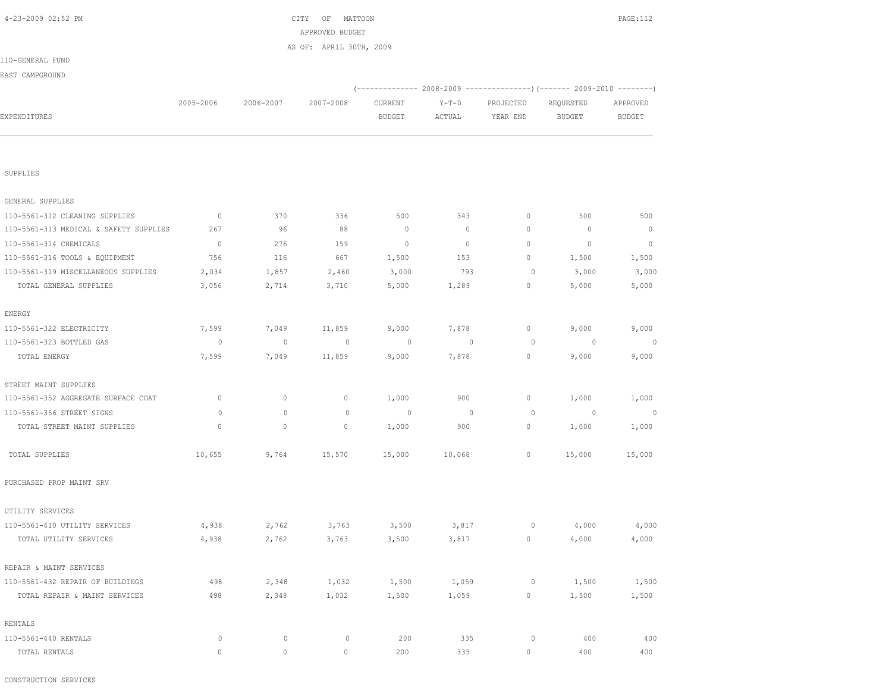CITY OF MATTOON

APPROVED BUDGET

AS OF: APRIL 30TH, 2009

110-GENERAL FUND

EAST CAMPGROUND

| EXPENDITURES | 2005-2006 | 2006-2007 | 2007-2008 | 2008-2009 CURRENT BUDGET | 2008-2009 Y-T-D ACTUAL | 2008-2009 PROJECTED YEAR END | 2009-2010 REQUESTED BUDGET | 2009-2010 APPROVED BUDGET |
|---|---|---|---|---|---|---|---|---|
| SUPPLIES | | | | | | | | |
| GENERAL SUPPLIES | | | | | | | | |
| 110-5561-312 CLEANING SUPPLIES | 0 | 370 | 336 | 500 | 343 | 0 | 500 | 500 |
| 110-5561-313 MEDICAL & SAFETY SUPPLIES | 267 | 96 | 88 | 0 | 0 | 0 | 0 | 0 |
| 110-5561-314 CHEMICALS | 0 | 276 | 159 | 0 | 0 | 0 | 0 | 0 |
| 110-5561-316 TOOLS & EQUIPMENT | 756 | 116 | 667 | 1,500 | 153 | 0 | 1,500 | 1,500 |
| 110-5561-319 MISCELLANEOUS SUPPLIES | 2,034 | 1,857 | 2,460 | 3,000 | 793 | 0 | 3,000 | 3,000 |
| TOTAL GENERAL SUPPLIES | 3,056 | 2,714 | 3,710 | 5,000 | 1,289 | 0 | 5,000 | 5,000 |
| ENERGY | | | | | | | | |
| 110-5561-322 ELECTRICITY | 7,599 | 7,049 | 11,859 | 9,000 | 7,878 | 0 | 9,000 | 9,000 |
| 110-5561-323 BOTTLED GAS | 0 | 0 | 0 | 0 | 0 | 0 | 0 | 0 |
| TOTAL ENERGY | 7,599 | 7,049 | 11,859 | 9,000 | 7,878 | 0 | 9,000 | 9,000 |
| STREET MAINT SUPPLIES | | | | | | | | |
| 110-5561-352 AGGREGATE SURFACE COAT | 0 | 0 | 0 | 1,000 | 900 | 0 | 1,000 | 1,000 |
| 110-5561-356 STREET SIGNS | 0 | 0 | 0 | 0 | 0 | 0 | 0 | 0 |
| TOTAL STREET MAINT SUPPLIES | 0 | 0 | 0 | 1,000 | 900 | 0 | 1,000 | 1,000 |
| TOTAL SUPPLIES | 10,655 | 9,764 | 15,570 | 15,000 | 10,068 | 0 | 15,000 | 15,000 |
| PURCHASED PROP MAINT SRV | | | | | | | | |
| UTILITY SERVICES | | | | | | | | |
| 110-5561-410 UTILITY SERVICES | 4,938 | 2,762 | 3,763 | 3,500 | 3,817 | 0 | 4,000 | 4,000 |
| TOTAL UTILITY SERVICES | 4,938 | 2,762 | 3,763 | 3,500 | 3,817 | 0 | 4,000 | 4,000 |
| REPAIR & MAINT SERVICES | | | | | | | | |
| 110-5561-432 REPAIR OF BUILDINGS | 498 | 2,348 | 1,032 | 1,500 | 1,059 | 0 | 1,500 | 1,500 |
| TOTAL REPAIR & MAINT SERVICES | 498 | 2,348 | 1,032 | 1,500 | 1,059 | 0 | 1,500 | 1,500 |
| RENTALS | | | | | | | | |
| 110-5561-440 RENTALS | 0 | 0 | 0 | 200 | 335 | 0 | 400 | 400 |
| TOTAL RENTALS | 0 | 0 | 0 | 200 | 335 | 0 | 400 | 400 |
| CONSTRUCTION SERVICES | | | | | | | | |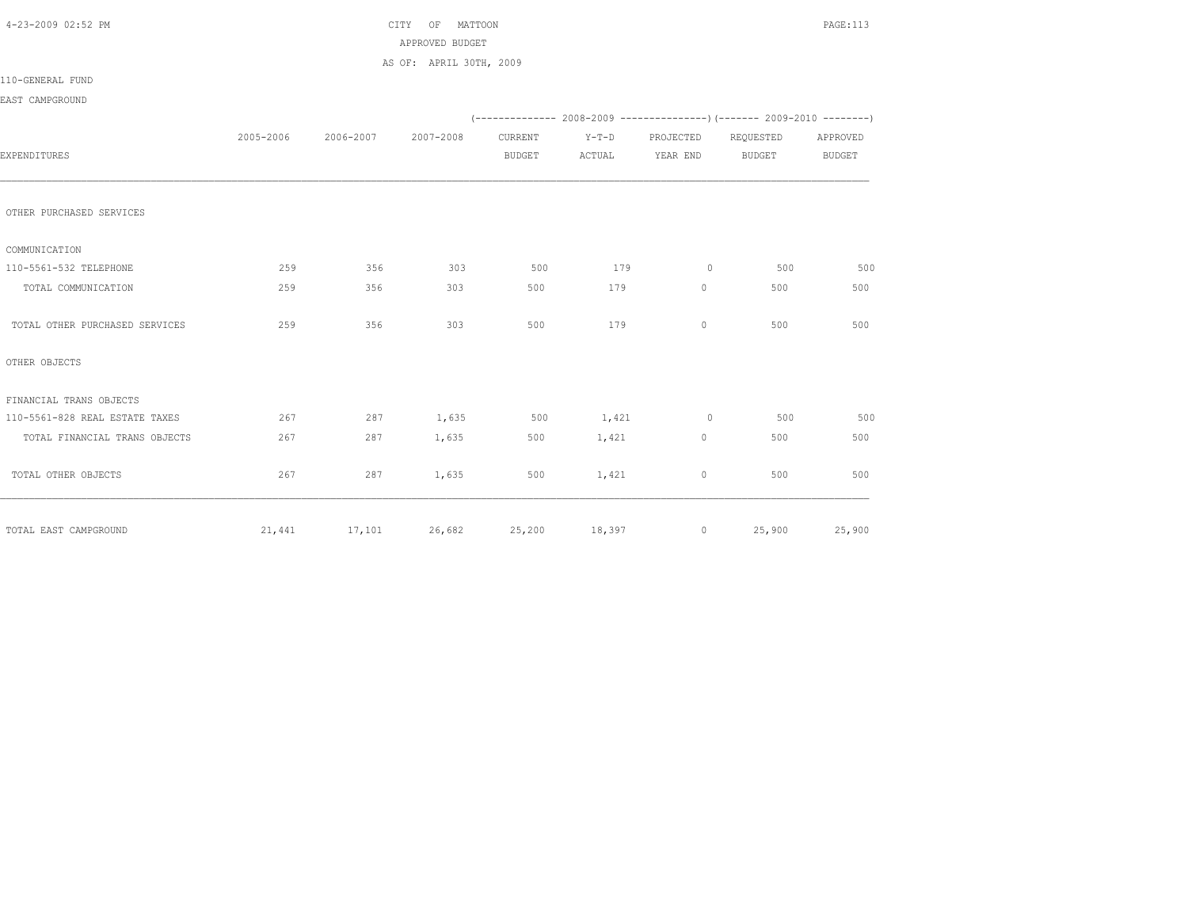CITY OF MATTOON
APPROVED BUDGET
AS OF: APRIL 30TH, 2009

110-GENERAL FUND

EAST CAMPGROUND

| EXPENDITURES | 2005-2006 | 2006-2007 | 2007-2008 | 2008-2009 CURRENT BUDGET | 2008-2009 Y-T-D ACTUAL | 2008-2009 PROJECTED YEAR END | 2009-2010 REQUESTED BUDGET | 2009-2010 APPROVED BUDGET |
|---|---|---|---|---|---|---|---|---|
| OTHER PURCHASED SERVICES | | | | | | | | |
| COMMUNICATION | | | | | | | | |
| 110-5561-532 TELEPHONE | 259 | 356 | 303 | 500 | 179 | 0 | 500 | 500 |
| TOTAL COMMUNICATION | 259 | 356 | 303 | 500 | 179 | 0 | 500 | 500 |
| TOTAL OTHER PURCHASED SERVICES | 259 | 356 | 303 | 500 | 179 | 0 | 500 | 500 |
| OTHER OBJECTS | | | | | | | | |
| FINANCIAL TRANS OBJECTS | | | | | | | | |
| 110-5561-828 REAL ESTATE TAXES | 267 | 287 | 1,635 | 500 | 1,421 | 0 | 500 | 500 |
| TOTAL FINANCIAL TRANS OBJECTS | 267 | 287 | 1,635 | 500 | 1,421 | 0 | 500 | 500 |
| TOTAL OTHER OBJECTS | 267 | 287 | 1,635 | 500 | 1,421 | 0 | 500 | 500 |
| TOTAL EAST CAMPGROUND | 21,441 | 17,101 | 26,682 | 25,200 | 18,397 | 0 | 25,900 | 25,900 |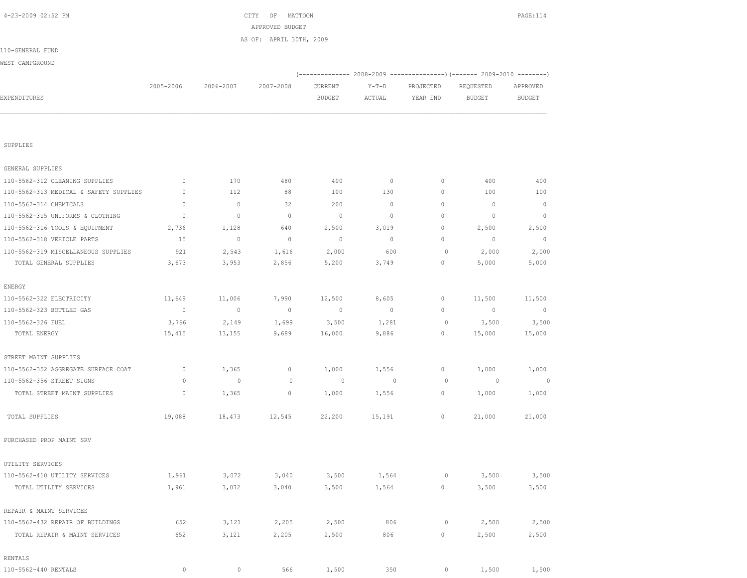CITY OF MATTOON
APPROVED BUDGET
AS OF: APRIL 30TH, 2009

110-GENERAL FUND

WEST CAMPGROUND

| EXPENDITURES | 2005-2006 | 2006-2007 | 2007-2008 | 2008-2009 CURRENT BUDGET | 2008-2009 Y-T-D ACTUAL | 2008-2009 PROJECTED YEAR END | 2009-2010 REQUESTED BUDGET | 2009-2010 APPROVED BUDGET |
|---|---|---|---|---|---|---|---|---|
| SUPPLIES | | | | | | | | |
| GENERAL SUPPLIES | | | | | | | | |
| 110-5562-312 CLEANING SUPPLIES | 0 | 170 | 480 | 400 | 0 | 0 | 400 | 400 |
| 110-5562-313 MEDICAL & SAFETY SUPPLIES | 0 | 112 | 88 | 100 | 130 | 0 | 100 | 100 |
| 110-5562-314 CHEMICALS | 0 | 0 | 32 | 200 | 0 | 0 | 0 | 0 |
| 110-5562-315 UNIFORMS & CLOTHING | 0 | 0 | 0 | 0 | 0 | 0 | 0 | 0 |
| 110-5562-316 TOOLS & EQUIPMENT | 2,736 | 1,128 | 640 | 2,500 | 3,019 | 0 | 2,500 | 2,500 |
| 110-5562-318 VEHICLE PARTS | 15 | 0 | 0 | 0 | 0 | 0 | 0 | 0 |
| 110-5562-319 MISCELLANEOUS SUPPLIES | 921 | 2,543 | 1,616 | 2,000 | 600 | 0 | 2,000 | 2,000 |
| TOTAL GENERAL SUPPLIES | 3,673 | 3,953 | 2,856 | 5,200 | 3,749 | 0 | 5,000 | 5,000 |
| ENERGY | | | | | | | | |
| 110-5562-322 ELECTRICITY | 11,649 | 11,006 | 7,990 | 12,500 | 8,605 | 0 | 11,500 | 11,500 |
| 110-5562-323 BOTTLED GAS | 0 | 0 | 0 | 0 | 0 | 0 | 0 | 0 |
| 110-5562-326 FUEL | 3,766 | 2,149 | 1,699 | 3,500 | 1,281 | 0 | 3,500 | 3,500 |
| TOTAL ENERGY | 15,415 | 13,155 | 9,689 | 16,000 | 9,886 | 0 | 15,000 | 15,000 |
| STREET MAINT SUPPLIES | | | | | | | | |
| 110-5562-352 AGGREGATE SURFACE COAT | 0 | 1,365 | 0 | 1,000 | 1,556 | 0 | 1,000 | 1,000 |
| 110-5562-356 STREET SIGNS | 0 | 0 | 0 | 0 | 0 | 0 | 0 | 0 |
| TOTAL STREET MAINT SUPPLIES | 0 | 1,365 | 0 | 1,000 | 1,556 | 0 | 1,000 | 1,000 |
| TOTAL SUPPLIES | 19,088 | 18,473 | 12,545 | 22,200 | 15,191 | 0 | 21,000 | 21,000 |
| PURCHASED PROP MAINT SRV | | | | | | | | |
| UTILITY SERVICES | | | | | | | | |
| 110-5562-410 UTILITY SERVICES | 1,961 | 3,072 | 3,040 | 3,500 | 1,564 | 0 | 3,500 | 3,500 |
| TOTAL UTILITY SERVICES | 1,961 | 3,072 | 3,040 | 3,500 | 1,564 | 0 | 3,500 | 3,500 |
| REPAIR & MAINT SERVICES | | | | | | | | |
| 110-5562-432 REPAIR OF BUILDINGS | 652 | 3,121 | 2,205 | 2,500 | 806 | 0 | 2,500 | 2,500 |
| TOTAL REPAIR & MAINT SERVICES | 652 | 3,121 | 2,205 | 2,500 | 806 | 0 | 2,500 | 2,500 |
| RENTALS | | | | | | | | |
| 110-5562-440 RENTALS | 0 | 0 | 566 | 1,500 | 350 | 0 | 1,500 | 1,500 |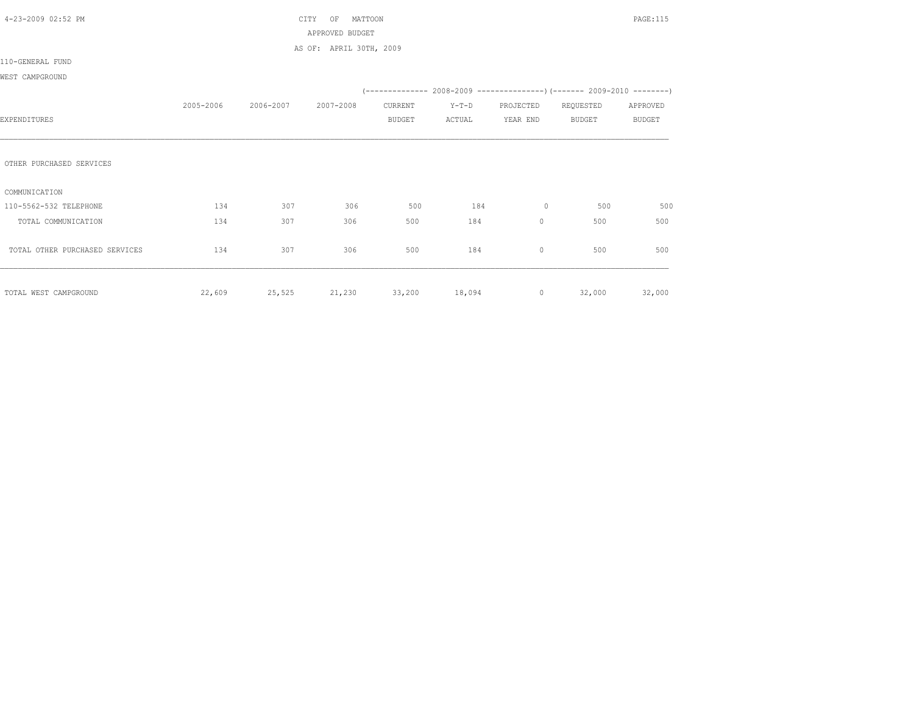CITY OF MATTOON

APPROVED BUDGET

AS OF: APRIL 30TH, 2009

110-GENERAL FUND

WEST CAMPGROUND

| EXPENDITURES | 2005-2006 | 2006-2007 | 2007-2008 | 2008-2009 CURRENT BUDGET | 2008-2009 Y-T-D ACTUAL | 2008-2009 PROJECTED YEAR END | 2009-2010 REQUESTED BUDGET | 2009-2010 APPROVED BUDGET |
|---|---|---|---|---|---|---|---|---|
| OTHER PURCHASED SERVICES | | | | | | | | |
| COMMUNICATION | | | | | | | | |
| 110-5562-532 TELEPHONE | 134 | 307 | 306 | 500 | 184 | 0 | 500 | 500 |
| TOTAL COMMUNICATION | 134 | 307 | 306 | 500 | 184 | 0 | 500 | 500 |
| TOTAL OTHER PURCHASED SERVICES | 134 | 307 | 306 | 500 | 184 | 0 | 500 | 500 |
| TOTAL WEST CAMPGROUND | 22,609 | 25,525 | 21,230 | 33,200 | 18,094 | 0 | 32,000 | 32,000 |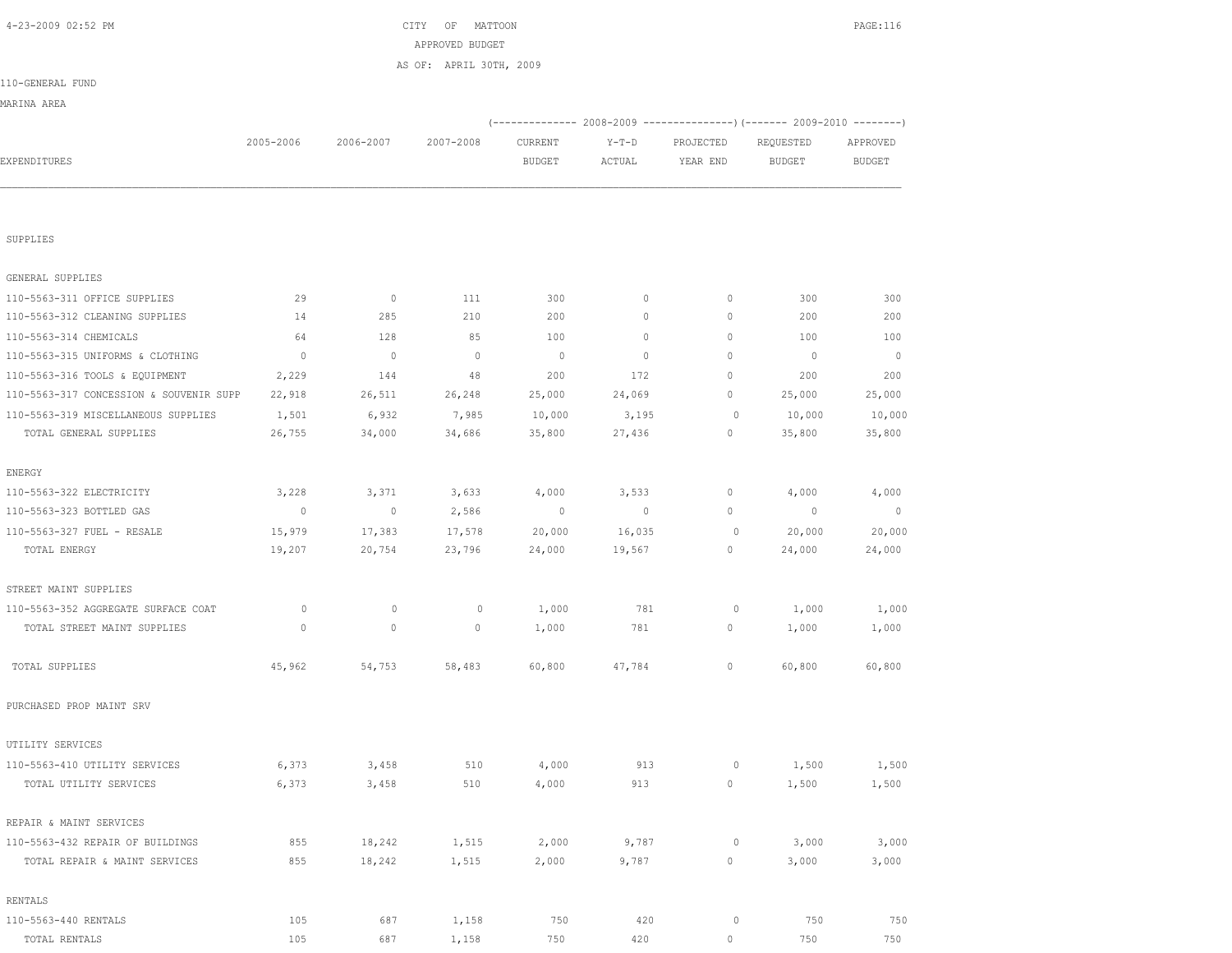CITY OF MATTOON
APPROVED BUDGET
AS OF: APRIL 30TH, 2009

110-GENERAL FUND
MARINA AREA

| EXPENDITURES | 2005-2006 | 2006-2007 | 2007-2008 | 2008-2009 CURRENT BUDGET | 2008-2009 Y-T-D ACTUAL | 2008-2009 PROJECTED YEAR END | 2009-2010 REQUESTED BUDGET | 2009-2010 APPROVED BUDGET |
|---|---|---|---|---|---|---|---|---|
| SUPPLIES | | | | | | | | |
| GENERAL SUPPLIES | | | | | | | | |
| 110-5563-311 OFFICE SUPPLIES | 29 | 0 | 111 | 300 | 0 | 0 | 300 | 300 |
| 110-5563-312 CLEANING SUPPLIES | 14 | 285 | 210 | 200 | 0 | 0 | 200 | 200 |
| 110-5563-314 CHEMICALS | 64 | 128 | 85 | 100 | 0 | 0 | 100 | 100 |
| 110-5563-315 UNIFORMS & CLOTHING | 0 | 0 | 0 | 0 | 0 | 0 | 0 | 0 |
| 110-5563-316 TOOLS & EQUIPMENT | 2,229 | 144 | 48 | 200 | 172 | 0 | 200 | 200 |
| 110-5563-317 CONCESSION & SOUVENIR SUPP | 22,918 | 26,511 | 26,248 | 25,000 | 24,069 | 0 | 25,000 | 25,000 |
| 110-5563-319 MISCELLANEOUS SUPPLIES | 1,501 | 6,932 | 7,985 | 10,000 | 3,195 | 0 | 10,000 | 10,000 |
| TOTAL GENERAL SUPPLIES | 26,755 | 34,000 | 34,686 | 35,800 | 27,436 | 0 | 35,800 | 35,800 |
| ENERGY | | | | | | | | |
| 110-5563-322 ELECTRICITY | 3,228 | 3,371 | 3,633 | 4,000 | 3,533 | 0 | 4,000 | 4,000 |
| 110-5563-323 BOTTLED GAS | 0 | 0 | 2,586 | 0 | 0 | 0 | 0 | 0 |
| 110-5563-327 FUEL - RESALE | 15,979 | 17,383 | 17,578 | 20,000 | 16,035 | 0 | 20,000 | 20,000 |
| TOTAL ENERGY | 19,207 | 20,754 | 23,796 | 24,000 | 19,567 | 0 | 24,000 | 24,000 |
| STREET MAINT SUPPLIES | | | | | | | | |
| 110-5563-352 AGGREGATE SURFACE COAT | 0 | 0 | 0 | 1,000 | 781 | 0 | 1,000 | 1,000 |
| TOTAL STREET MAINT SUPPLIES | 0 | 0 | 0 | 1,000 | 781 | 0 | 1,000 | 1,000 |
| TOTAL SUPPLIES | 45,962 | 54,753 | 58,483 | 60,800 | 47,784 | 0 | 60,800 | 60,800 |
| PURCHASED PROP MAINT SRV | | | | | | | | |
| UTILITY SERVICES | | | | | | | | |
| 110-5563-410 UTILITY SERVICES | 6,373 | 3,458 | 510 | 4,000 | 913 | 0 | 1,500 | 1,500 |
| TOTAL UTILITY SERVICES | 6,373 | 3,458 | 510 | 4,000 | 913 | 0 | 1,500 | 1,500 |
| REPAIR & MAINT SERVICES | | | | | | | | |
| 110-5563-432 REPAIR OF BUILDINGS | 855 | 18,242 | 1,515 | 2,000 | 9,787 | 0 | 3,000 | 3,000 |
| TOTAL REPAIR & MAINT SERVICES | 855 | 18,242 | 1,515 | 2,000 | 9,787 | 0 | 3,000 | 3,000 |
| RENTALS | | | | | | | | |
| 110-5563-440 RENTALS | 105 | 687 | 1,158 | 750 | 420 | 0 | 750 | 750 |
| TOTAL RENTALS | 105 | 687 | 1,158 | 750 | 420 | 0 | 750 | 750 |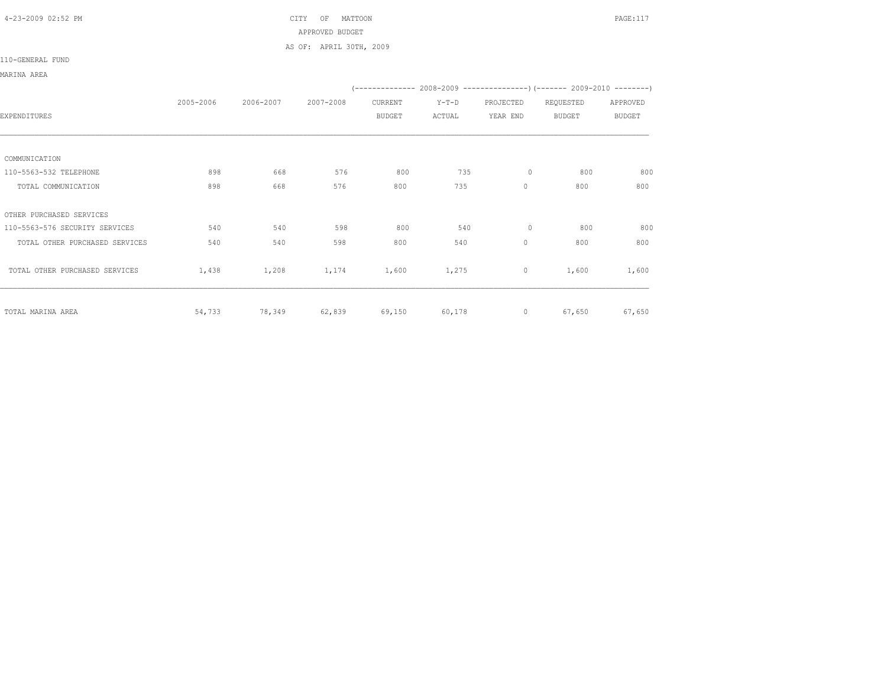CITY OF MATTOON
APPROVED BUDGET
AS OF: APRIL 30TH, 2009

110-GENERAL FUND

MARINA AREA

| EXPENDITURES | 2005-2006 | 2006-2007 | 2007-2008 | 2008-2009 CURRENT BUDGET | 2008-2009 Y-T-D ACTUAL | 2008-2009 PROJECTED YEAR END | 2009-2010 REQUESTED BUDGET | 2009-2010 APPROVED BUDGET |
|---|---|---|---|---|---|---|---|---|
| COMMUNICATION | | | | | | | | |
| 110-5563-532 TELEPHONE | 898 | 668 | 576 | 800 | 735 | 0 | 800 | 800 |
| TOTAL COMMUNICATION | 898 | 668 | 576 | 800 | 735 | 0 | 800 | 800 |
| OTHER PURCHASED SERVICES | | | | | | | | |
| 110-5563-576 SECURITY SERVICES | 540 | 540 | 598 | 800 | 540 | 0 | 800 | 800 |
| TOTAL OTHER PURCHASED SERVICES | 540 | 540 | 598 | 800 | 540 | 0 | 800 | 800 |
| TOTAL OTHER PURCHASED SERVICES | 1,438 | 1,208 | 1,174 | 1,600 | 1,275 | 0 | 1,600 | 1,600 |
| TOTAL MARINA AREA | 54,733 | 78,349 | 62,839 | 69,150 | 60,178 | 0 | 67,650 | 67,650 |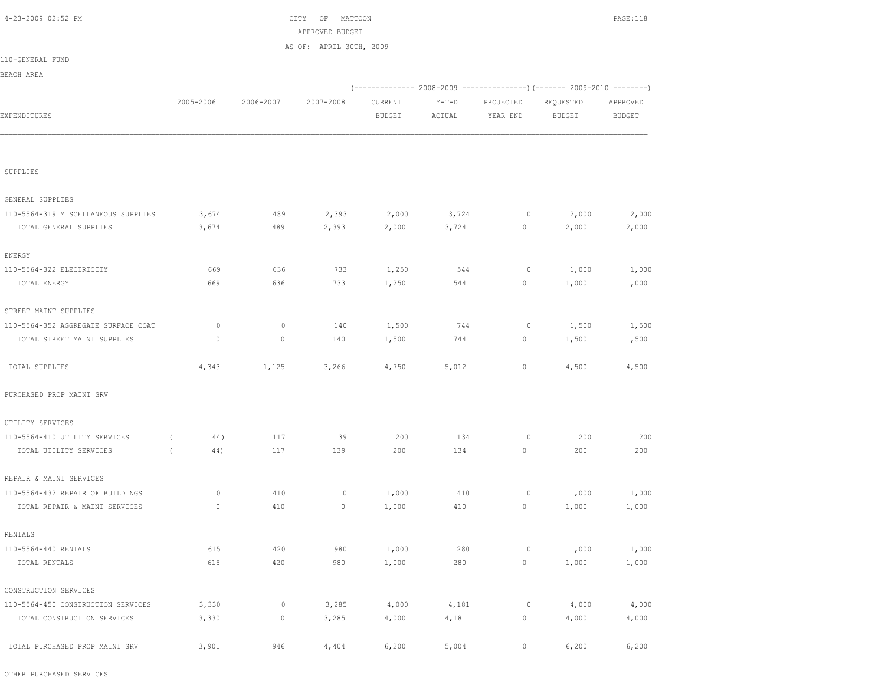CITY OF MATTOON
APPROVED BUDGET
AS OF: APRIL 30TH, 2009

110-GENERAL FUND

BEACH AREA

| EXPENDITURES | 2005-2006 | 2006-2007 | 2007-2008 | 2008-2009 CURRENT BUDGET | 2008-2009 Y-T-D ACTUAL | 2008-2009 PROJECTED YEAR END | 2009-2010 REQUESTED BUDGET | 2009-2010 APPROVED BUDGET |
|---|---|---|---|---|---|---|---|---|
| **SUPPLIES** | | | | | | | | |
| GENERAL SUPPLIES | | | | | | | | |
| 110-5564-319 MISCELLANEOUS SUPPLIES | 3,674 | 489 | 2,393 | 2,000 | 3,724 | 0 | 2,000 | 2,000 |
| TOTAL GENERAL SUPPLIES | 3,674 | 489 | 2,393 | 2,000 | 3,724 | 0 | 2,000 | 2,000 |
| ENERGY | | | | | | | | |
| 110-5564-322 ELECTRICITY | 669 | 636 | 733 | 1,250 | 544 | 0 | 1,000 | 1,000 |
| TOTAL ENERGY | 669 | 636 | 733 | 1,250 | 544 | 0 | 1,000 | 1,000 |
| STREET MAINT SUPPLIES | | | | | | | | |
| 110-5564-352 AGGREGATE SURFACE COAT | 0 | 0 | 140 | 1,500 | 744 | 0 | 1,500 | 1,500 |
| TOTAL STREET MAINT SUPPLIES | 0 | 0 | 140 | 1,500 | 744 | 0 | 1,500 | 1,500 |
| TOTAL SUPPLIES | 4,343 | 1,125 | 3,266 | 4,750 | 5,012 | 0 | 4,500 | 4,500 |
| **PURCHASED PROP MAINT SRV** | | | | | | | | |
| UTILITY SERVICES | | | | | | | | |
| 110-5564-410 UTILITY SERVICES | ( 44) | 117 | 139 | 200 | 134 | 0 | 200 | 200 |
| TOTAL UTILITY SERVICES | ( 44) | 117 | 139 | 200 | 134 | 0 | 200 | 200 |
| REPAIR & MAINT SERVICES | | | | | | | | |
| 110-5564-432 REPAIR OF BUILDINGS | 0 | 410 | 0 | 1,000 | 410 | 0 | 1,000 | 1,000 |
| TOTAL REPAIR & MAINT SERVICES | 0 | 410 | 0 | 1,000 | 410 | 0 | 1,000 | 1,000 |
| RENTALS | | | | | | | | |
| 110-5564-440 RENTALS | 615 | 420 | 980 | 1,000 | 280 | 0 | 1,000 | 1,000 |
| TOTAL RENTALS | 615 | 420 | 980 | 1,000 | 280 | 0 | 1,000 | 1,000 |
| CONSTRUCTION SERVICES | | | | | | | | |
| 110-5564-450 CONSTRUCTION SERVICES | 3,330 | 0 | 3,285 | 4,000 | 4,181 | 0 | 4,000 | 4,000 |
| TOTAL CONSTRUCTION SERVICES | 3,330 | 0 | 3,285 | 4,000 | 4,181 | 0 | 4,000 | 4,000 |
| TOTAL PURCHASED PROP MAINT SRV | 3,901 | 946 | 4,404 | 6,200 | 5,004 | 0 | 6,200 | 6,200 |
| **OTHER PURCHASED SERVICES** | | | | | | | | |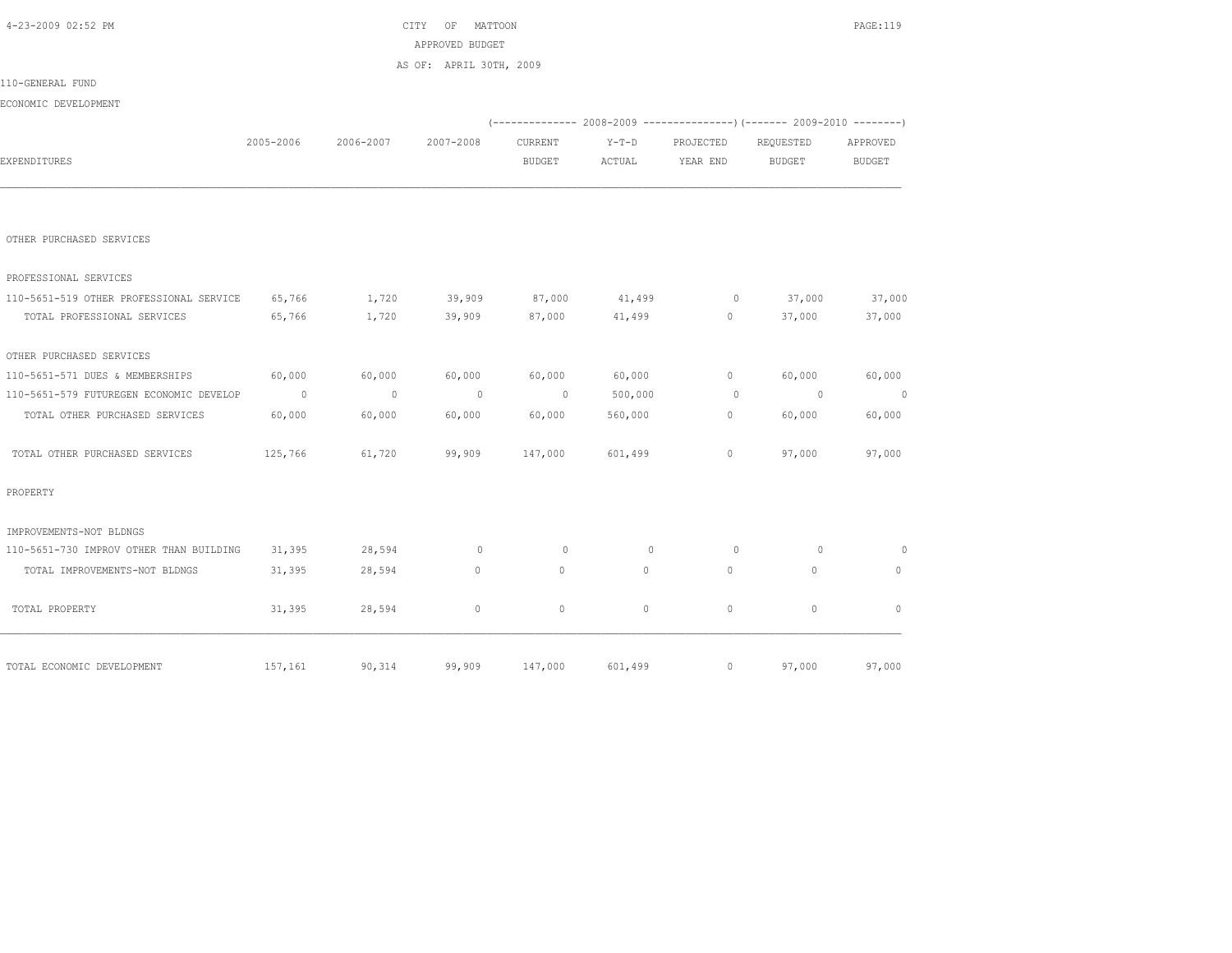CITY OF MATTOON

APPROVED BUDGET

AS OF: APRIL 30TH, 2009

110-GENERAL FUND

ECONOMIC DEVELOPMENT

| EXPENDITURES | 2005-2006 | 2006-2007 | 2007-2008 | 2008-2009 CURRENT BUDGET | 2008-2009 Y-T-D ACTUAL | 2008-2009 PROJECTED YEAR END | 2009-2010 REQUESTED BUDGET | 2009-2010 APPROVED BUDGET |
|---|---|---|---|---|---|---|---|---|
| OTHER PURCHASED SERVICES | | | | | | | | |
| PROFESSIONAL SERVICES | | | | | | | | |
| 110-5651-519 OTHER PROFESSIONAL SERVICE | 65,766 | 1,720 | 39,909 | 87,000 | 41,499 | 0 | 37,000 | 37,000 |
| TOTAL PROFESSIONAL SERVICES | 65,766 | 1,720 | 39,909 | 87,000 | 41,499 | 0 | 37,000 | 37,000 |
| OTHER PURCHASED SERVICES | | | | | | | | |
| 110-5651-571 DUES & MEMBERSHIPS | 60,000 | 60,000 | 60,000 | 60,000 | 60,000 | 0 | 60,000 | 60,000 |
| 110-5651-579 FUTUREGEN ECONOMIC DEVELOP | 0 | 0 | 0 | 0 | 500,000 | 0 | 0 | 0 |
| TOTAL OTHER PURCHASED SERVICES | 60,000 | 60,000 | 60,000 | 60,000 | 560,000 | 0 | 60,000 | 60,000 |
| TOTAL OTHER PURCHASED SERVICES | 125,766 | 61,720 | 99,909 | 147,000 | 601,499 | 0 | 97,000 | 97,000 |
| PROPERTY | | | | | | | | |
| IMPROVEMENTS-NOT BLDNGS | | | | | | | | |
| 110-5651-730 IMPROV OTHER THAN BUILDING | 31,395 | 28,594 | 0 | 0 | 0 | 0 | 0 | 0 |
| TOTAL IMPROVEMENTS-NOT BLDNGS | 31,395 | 28,594 | 0 | 0 | 0 | 0 | 0 | 0 |
| TOTAL PROPERTY | 31,395 | 28,594 | 0 | 0 | 0 | 0 | 0 | 0 |
| TOTAL ECONOMIC DEVELOPMENT | 157,161 | 90,314 | 99,909 | 147,000 | 601,499 | 0 | 97,000 | 97,000 |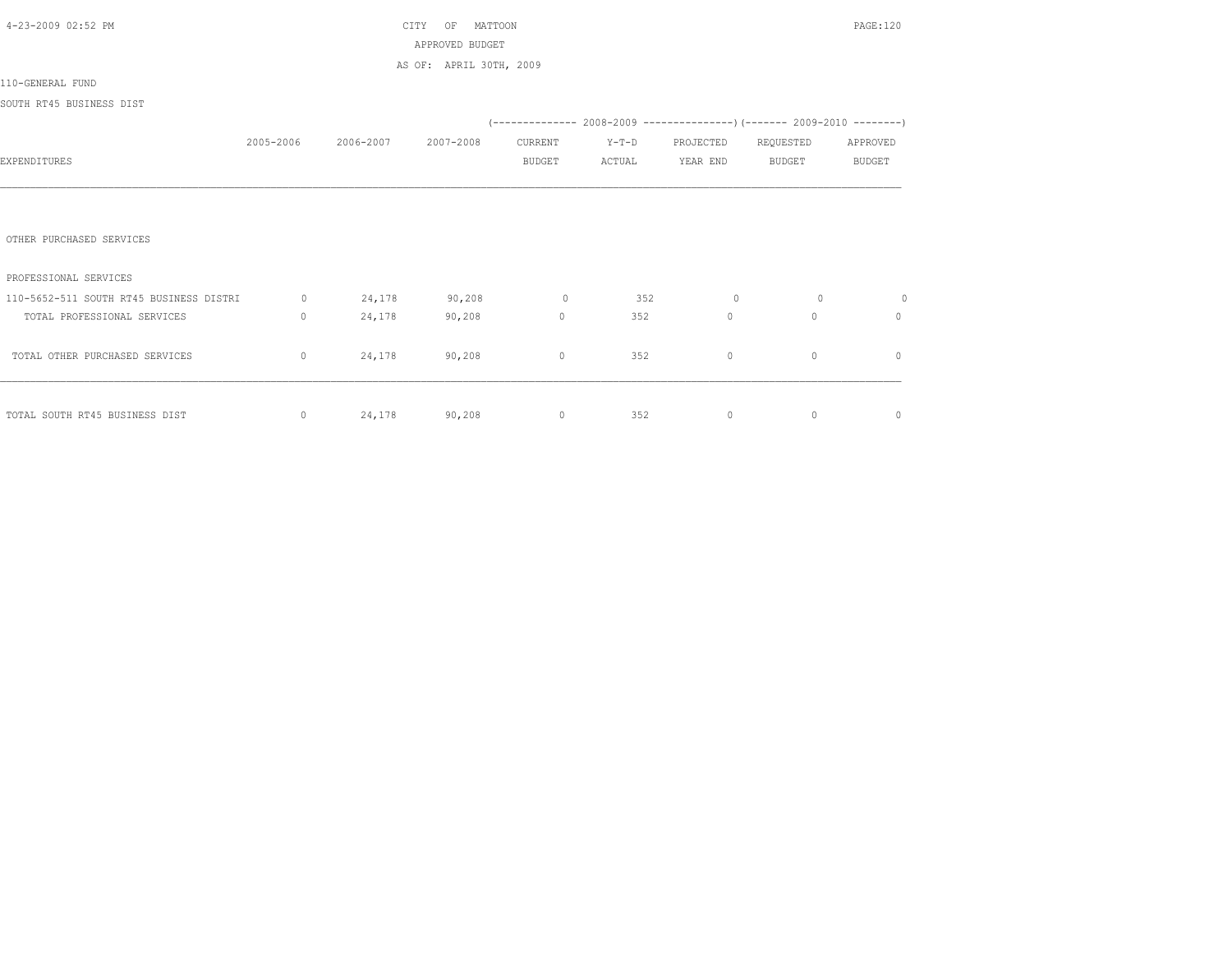CITY OF MATTOON
APPROVED BUDGET
AS OF: APRIL 30TH, 2009

110-GENERAL FUND

SOUTH RT45 BUSINESS DIST

| EXPENDITURES | 2005-2006 | 2006-2007 | 2007-2008 | 2008-2009 CURRENT BUDGET | 2008-2009 Y-T-D ACTUAL | 2008-2009 PROJECTED YEAR END | 2009-2010 REQUESTED BUDGET | 2009-2010 APPROVED BUDGET |
|---|---|---|---|---|---|---|---|---|
| OTHER PURCHASED SERVICES | | | | | | | | |
| PROFESSIONAL SERVICES | | | | | | | | |
| 110-5652-511 SOUTH RT45 BUSINESS DISTRI | 0 | 24,178 | 90,208 | 0 | 352 | 0 | 0 | 0 |
| TOTAL PROFESSIONAL SERVICES | 0 | 24,178 | 90,208 | 0 | 352 | 0 | 0 | 0 |
| TOTAL OTHER PURCHASED SERVICES | 0 | 24,178 | 90,208 | 0 | 352 | 0 | 0 | 0 |
| TOTAL SOUTH RT45 BUSINESS DIST | 0 | 24,178 | 90,208 | 0 | 352 | 0 | 0 | 0 |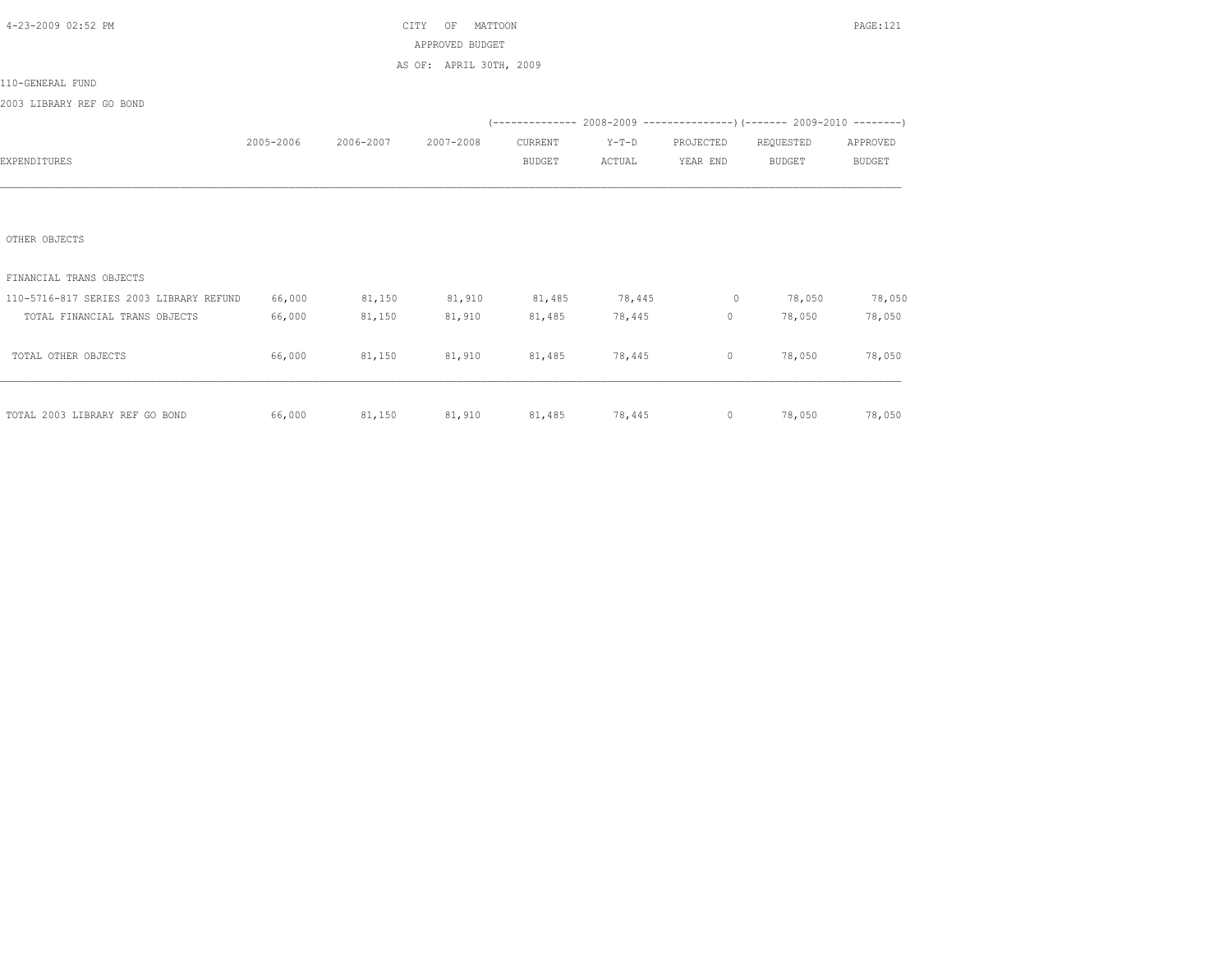CITY OF MATTOON
APPROVED BUDGET
AS OF: APRIL 30TH, 2009

110-GENERAL FUND

2003 LIBRARY REF GO BOND

| EXPENDITURES | 2005-2006 | 2006-2007 | 2007-2008 | 2008-2009 CURRENT BUDGET | 2008-2009 Y-T-D ACTUAL | 2008-2009 PROJECTED YEAR END | 2009-2010 REQUESTED BUDGET | 2009-2010 APPROVED BUDGET |
|---|---|---|---|---|---|---|---|---|
| OTHER OBJECTS | | | | | | | | |
| FINANCIAL TRANS OBJECTS | | | | | | | | |
| 110-5716-817 SERIES 2003 LIBRARY REFUND | 66,000 | 81,150 | 81,910 | 81,485 | 78,445 | 0 | 78,050 | 78,050 |
| TOTAL FINANCIAL TRANS OBJECTS | 66,000 | 81,150 | 81,910 | 81,485 | 78,445 | 0 | 78,050 | 78,050 |
| TOTAL OTHER OBJECTS | 66,000 | 81,150 | 81,910 | 81,485 | 78,445 | 0 | 78,050 | 78,050 |
| TOTAL 2003 LIBRARY REF GO BOND | 66,000 | 81,150 | 81,910 | 81,485 | 78,445 | 0 | 78,050 | 78,050 |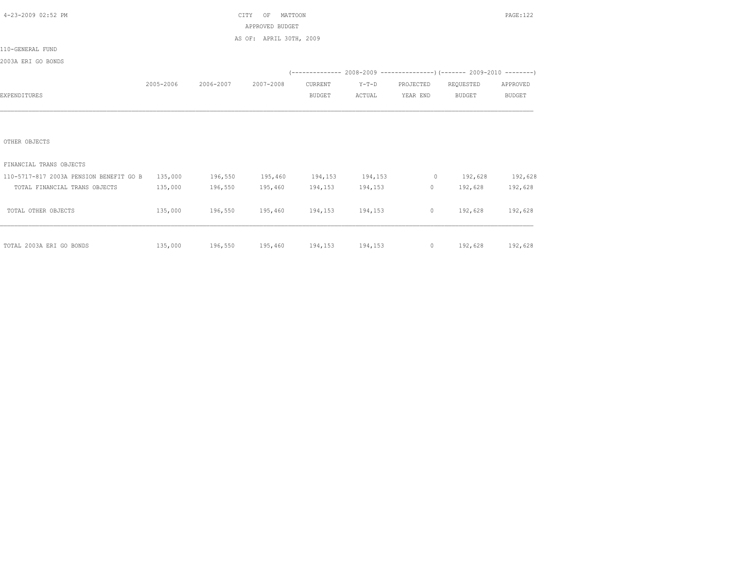CITY OF MATTOON

APPROVED BUDGET

AS OF: APRIL 30TH, 2009

110-GENERAL FUND

2003A ERI GO BONDS

| EXPENDITURES | 2005-2006 | 2006-2007 | 2007-2008 | 2008-2009 CURRENT BUDGET | 2008-2009 Y-T-D ACTUAL | 2008-2009 PROJECTED YEAR END | 2009-2010 REQUESTED BUDGET | 2009-2010 APPROVED BUDGET |
|---|---|---|---|---|---|---|---|---|
| OTHER OBJECTS | | | | | | | | |
| FINANCIAL TRANS OBJECTS | | | | | | | | |
| 110-5717-817 2003A PENSION BENEFIT GO B | 135,000 | 196,550 | 195,460 | 194,153 | 194,153 | 0 | 192,628 | 192,628 |
| TOTAL FINANCIAL TRANS OBJECTS | 135,000 | 196,550 | 195,460 | 194,153 | 194,153 | 0 | 192,628 | 192,628 |
| TOTAL OTHER OBJECTS | 135,000 | 196,550 | 195,460 | 194,153 | 194,153 | 0 | 192,628 | 192,628 |
| TOTAL 2003A ERI GO BONDS | 135,000 | 196,550 | 195,460 | 194,153 | 194,153 | 0 | 192,628 | 192,628 |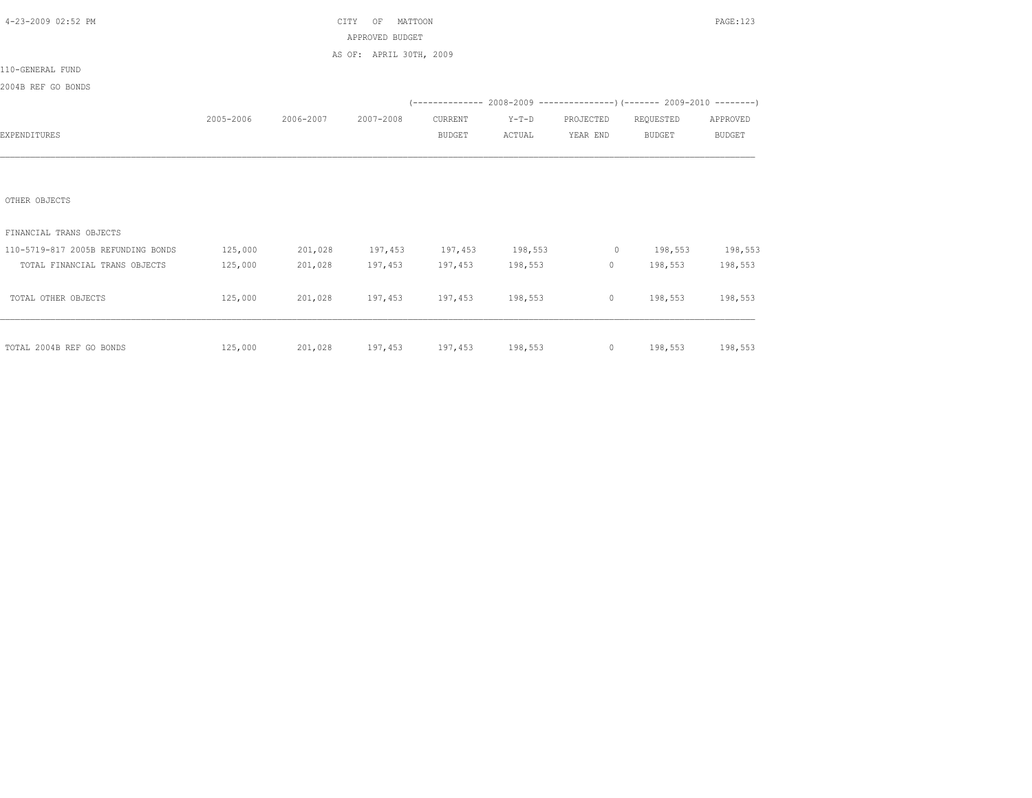CITY OF MATTOON

APPROVED BUDGET

AS OF: APRIL 30TH, 2009

110-GENERAL FUND

2004B REF GO BONDS

| EXPENDITURES | 2005-2006 | 2006-2007 | 2007-2008 | 2008-2009 CURRENT BUDGET | 2008-2009 Y-T-D ACTUAL | 2008-2009 PROJECTED YEAR END | 2009-2010 REQUESTED BUDGET | 2009-2010 APPROVED BUDGET |
|---|---|---|---|---|---|---|---|---|
| OTHER OBJECTS | | | | | | | | |
| FINANCIAL TRANS OBJECTS | | | | | | | | |
| 110-5719-817 2005B REFUNDING BONDS | 125,000 | 201,028 | 197,453 | 197,453 | 198,553 | 0 | 198,553 | 198,553 |
| TOTAL FINANCIAL TRANS OBJECTS | 125,000 | 201,028 | 197,453 | 197,453 | 198,553 | 0 | 198,553 | 198,553 |
| TOTAL OTHER OBJECTS | 125,000 | 201,028 | 197,453 | 197,453 | 198,553 | 0 | 198,553 | 198,553 |
| TOTAL 2004B REF GO BONDS | 125,000 | 201,028 | 197,453 | 197,453 | 198,553 | 0 | 198,553 | 198,553 |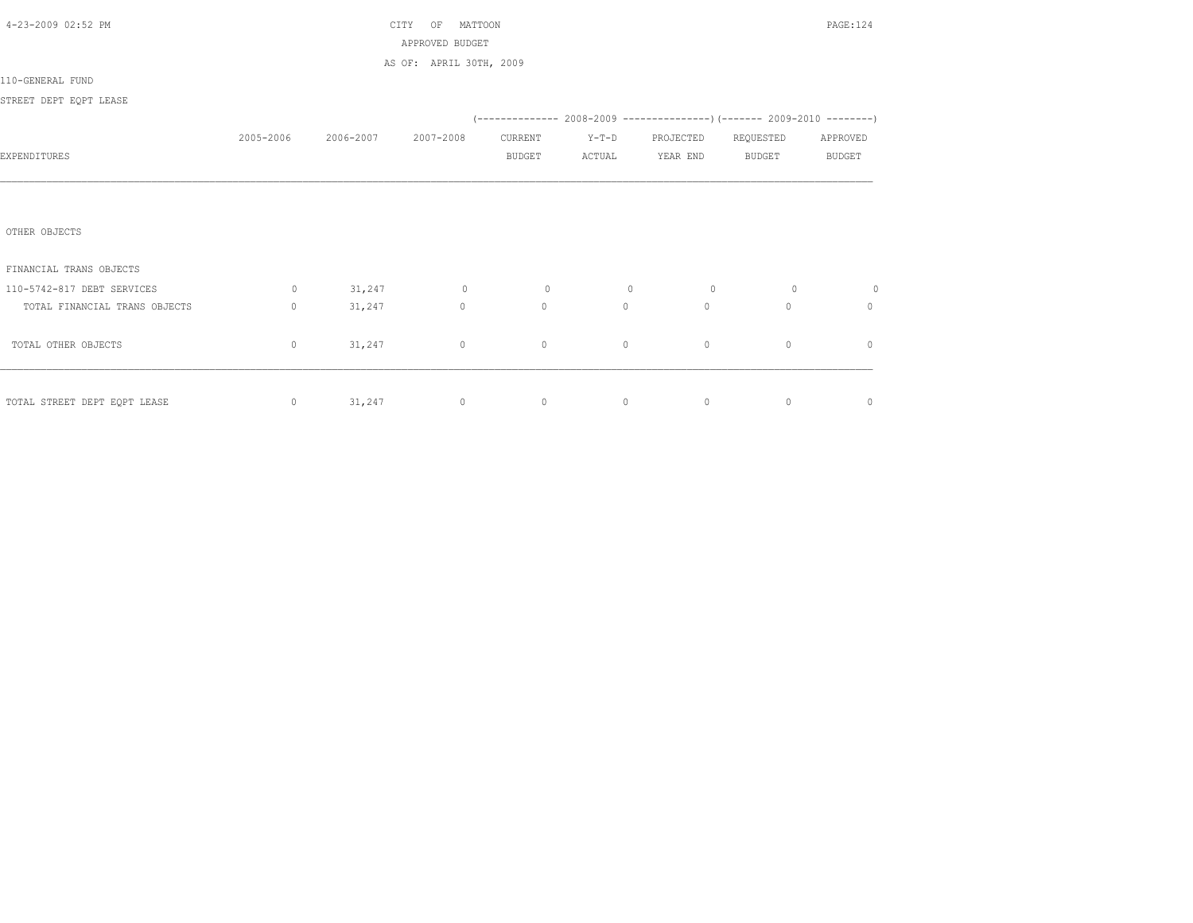CITY OF MATTOON

APPROVED BUDGET

AS OF: APRIL 30TH, 2009

110-GENERAL FUND

STREET DEPT EQPT LEASE

| EXPENDITURES | 2005-2006 | 2006-2007 | 2007-2008 | 2008-2009 CURRENT BUDGET | 2008-2009 Y-T-D ACTUAL | 2008-2009 PROJECTED YEAR END | 2009-2010 REQUESTED BUDGET | 2009-2010 APPROVED BUDGET |
|---|---|---|---|---|---|---|---|---|
| OTHER OBJECTS | | | | | | | | |
| FINANCIAL TRANS OBJECTS | | | | | | | | |
| 110-5742-817 DEBT SERVICES | 0 | 31,247 | 0 | 0 | 0 | 0 | 0 | 0 |
| TOTAL FINANCIAL TRANS OBJECTS | 0 | 31,247 | 0 | 0 | 0 | 0 | 0 | 0 |
| TOTAL OTHER OBJECTS | 0 | 31,247 | 0 | 0 | 0 | 0 | 0 | 0 |
| TOTAL STREET DEPT EQPT LEASE | 0 | 31,247 | 0 | 0 | 0 | 0 | 0 | 0 |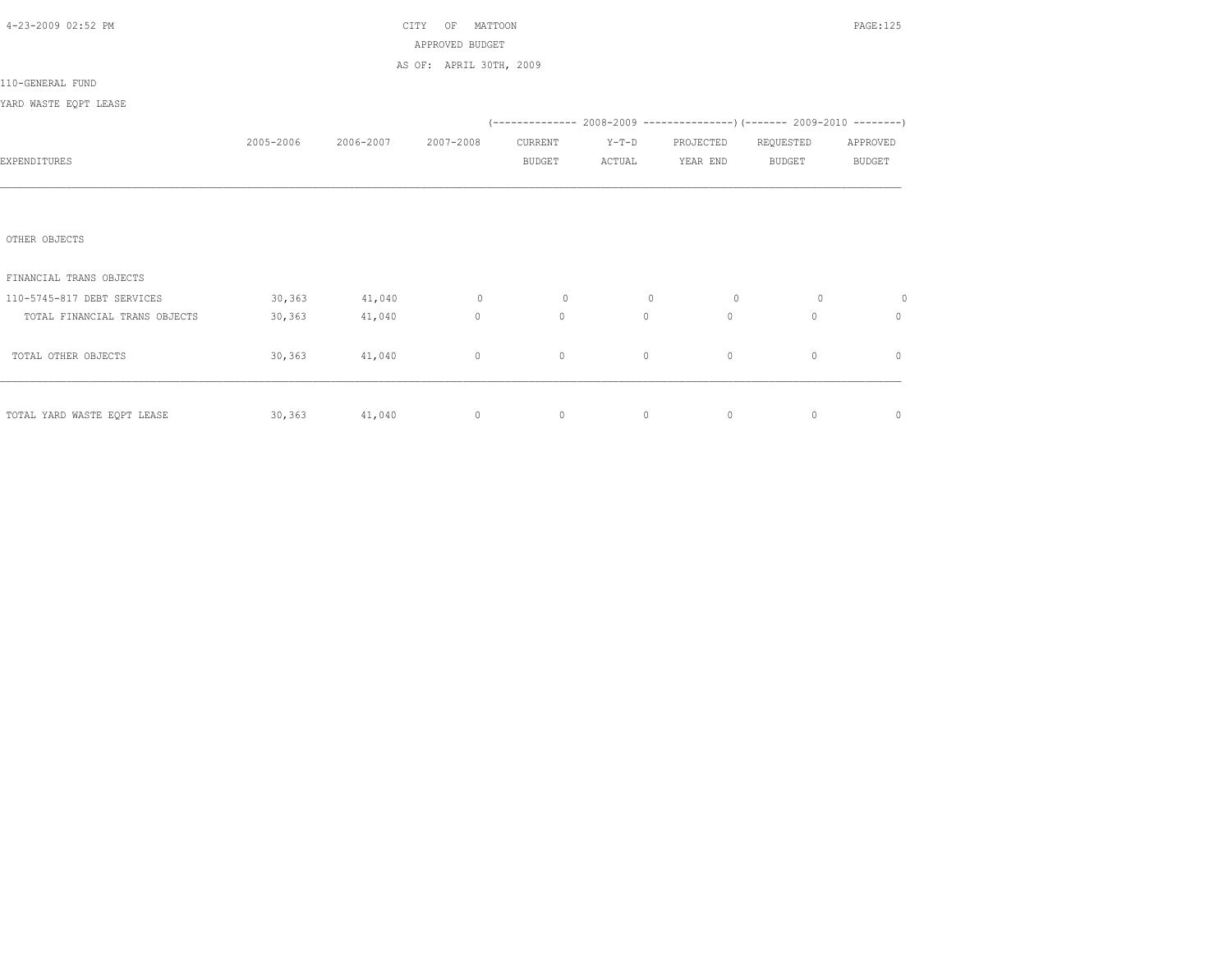CITY OF MATTOON
APPROVED BUDGET
AS OF: APRIL 30TH, 2009

110-GENERAL FUND

YARD WASTE EQPT LEASE

| EXPENDITURES | 2005-2006 | 2006-2007 | 2007-2008 | 2008-2009 CURRENT BUDGET | 2008-2009 Y-T-D ACTUAL | 2008-2009 PROJECTED YEAR END | 2009-2010 REQUESTED BUDGET | 2009-2010 APPROVED BUDGET |
|---|---|---|---|---|---|---|---|---|
| OTHER OBJECTS | | | | | | | | |
| FINANCIAL TRANS OBJECTS | | | | | | | | |
| 110-5745-817 DEBT SERVICES | 30,363 | 41,040 | 0 | 0 | 0 | 0 | 0 | 0 |
| TOTAL FINANCIAL TRANS OBJECTS | 30,363 | 41,040 | 0 | 0 | 0 | 0 | 0 | 0 |
| TOTAL OTHER OBJECTS | 30,363 | 41,040 | 0 | 0 | 0 | 0 | 0 | 0 |
| TOTAL YARD WASTE EQPT LEASE | 30,363 | 41,040 | 0 | 0 | 0 | 0 | 0 | 0 |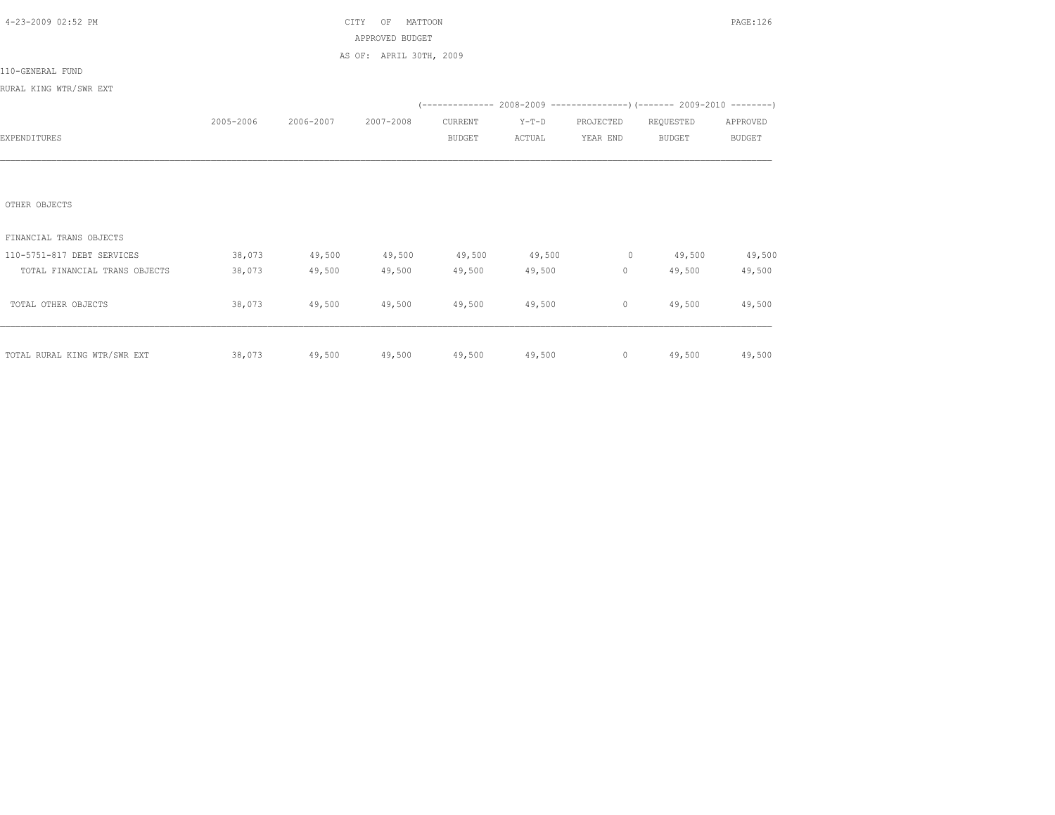CITY OF MATTOON

APPROVED BUDGET

AS OF: APRIL 30TH, 2009

110-GENERAL FUND

RURAL KING WTR/SWR EXT

| EXPENDITURES | 2005-2006 | 2006-2007 | 2007-2008 | 2008-2009 CURRENT BUDGET | 2008-2009 Y-T-D ACTUAL | 2008-2009 PROJECTED YEAR END | 2009-2010 REQUESTED BUDGET | 2009-2010 APPROVED BUDGET |
|---|---|---|---|---|---|---|---|---|
| OTHER OBJECTS | | | | | | | | |
| FINANCIAL TRANS OBJECTS | | | | | | | | |
| 110-5751-817 DEBT SERVICES | 38,073 | 49,500 | 49,500 | 49,500 | 49,500 | 0 | 49,500 | 49,500 |
| TOTAL FINANCIAL TRANS OBJECTS | 38,073 | 49,500 | 49,500 | 49,500 | 49,500 | 0 | 49,500 | 49,500 |
| TOTAL OTHER OBJECTS | 38,073 | 49,500 | 49,500 | 49,500 | 49,500 | 0 | 49,500 | 49,500 |
| TOTAL RURAL KING WTR/SWR EXT | 38,073 | 49,500 | 49,500 | 49,500 | 49,500 | 0 | 49,500 | 49,500 |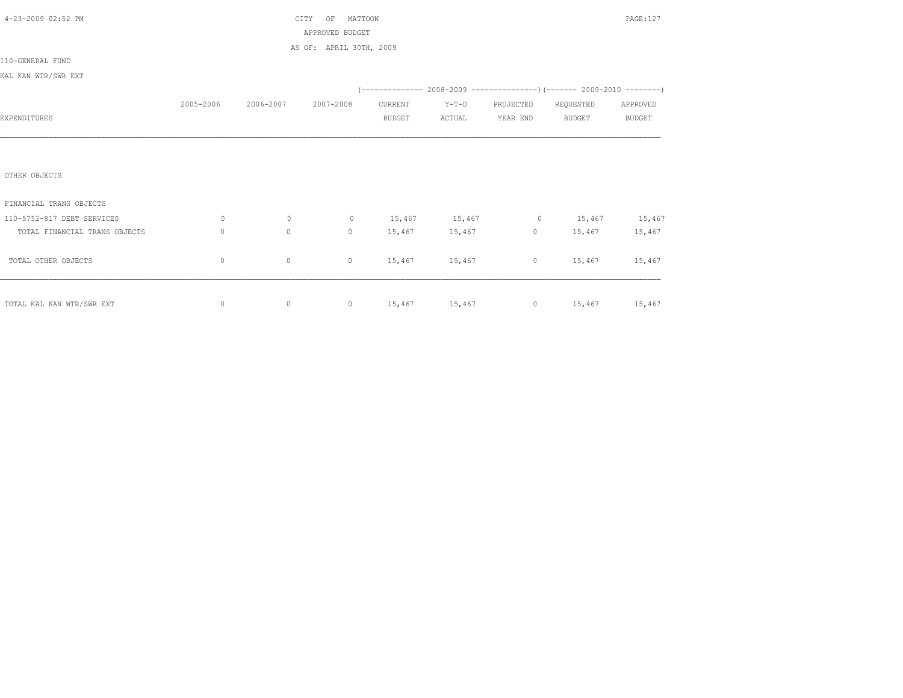CITY OF MATTOON
APPROVED BUDGET
AS OF: APRIL 30TH, 2009

110-GENERAL FUND

KAL KAN WTR/SWR EXT

| EXPENDITURES | 2005-2006 | 2006-2007 | 2007-2008 | 2008-2009 CURRENT BUDGET | 2008-2009 Y-T-D ACTUAL | 2008-2009 PROJECTED YEAR END | 2009-2010 REQUESTED BUDGET | 2009-2010 APPROVED BUDGET |
|---|---|---|---|---|---|---|---|---|
| OTHER OBJECTS | | | | | | | | |
| FINANCIAL TRANS OBJECTS | | | | | | | | |
| 110-5752-817 DEBT SERVICES | 0 | 0 | 0 | 15,467 | 15,467 | 0 | 15,467 | 15,467 |
| TOTAL FINANCIAL TRANS OBJECTS | 0 | 0 | 0 | 15,467 | 15,467 | 0 | 15,467 | 15,467 |
| TOTAL OTHER OBJECTS | 0 | 0 | 0 | 15,467 | 15,467 | 0 | 15,467 | 15,467 |
| TOTAL KAL KAN WTR/SWR EXT | 0 | 0 | 0 | 15,467 | 15,467 | 0 | 15,467 | 15,467 |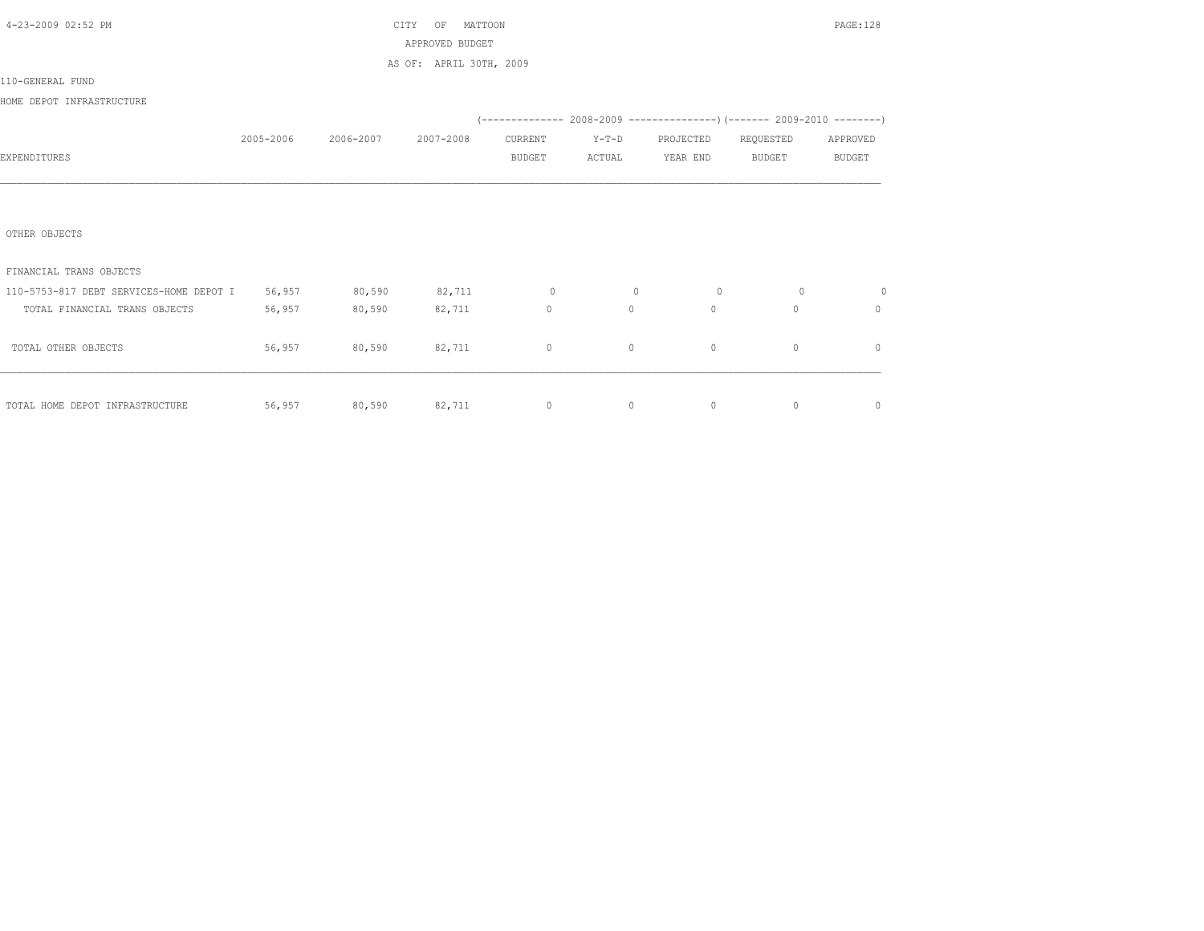CITY OF MATTOON

APPROVED BUDGET

AS OF: APRIL 30TH, 2009

110-GENERAL FUND

HOME DEPOT INFRASTRUCTURE

| EXPENDITURES | 2005-2006 | 2006-2007 | 2007-2008 | 2008-2009 CURRENT BUDGET | 2008-2009 Y-T-D ACTUAL | 2008-2009 PROJECTED YEAR END | 2009-2010 REQUESTED BUDGET | 2009-2010 APPROVED BUDGET |
|---|---|---|---|---|---|---|---|---|
| OTHER OBJECTS | | | | | | | | |
| FINANCIAL TRANS OBJECTS | | | | | | | | |
| 110-5753-817 DEBT SERVICES-HOME DEPOT I | 56,957 | 80,590 | 82,711 | 0 | 0 | 0 | 0 | 0 |
| TOTAL FINANCIAL TRANS OBJECTS | 56,957 | 80,590 | 82,711 | 0 | 0 | 0 | 0 | 0 |
| TOTAL OTHER OBJECTS | 56,957 | 80,590 | 82,711 | 0 | 0 | 0 | 0 | 0 |
| TOTAL HOME DEPOT INFRASTRUCTURE | 56,957 | 80,590 | 82,711 | 0 | 0 | 0 | 0 | 0 |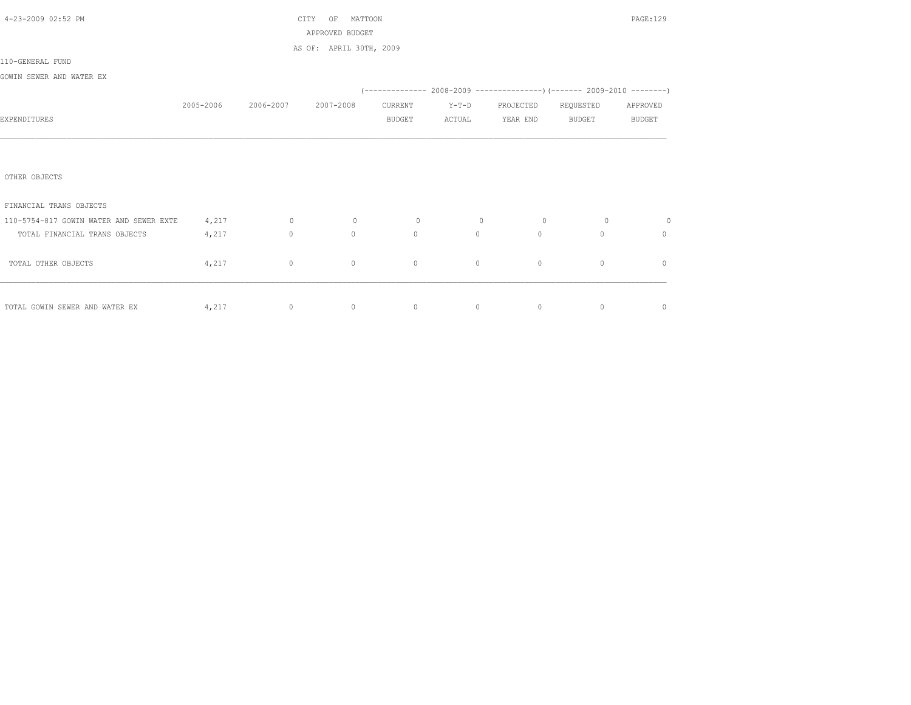CITY OF MATTOON

APPROVED BUDGET

AS OF: APRIL 30TH, 2009

110-GENERAL FUND

GOWIN SEWER AND WATER EX

| EXPENDITURES | 2005-2006 | 2006-2007 | 2007-2008 | (-------------- 2008-2009 CURRENT BUDGET | Y-T-D ACTUAL | PROJECTED YEAR END ---------------) | (------- 2009-2010 REQUESTED BUDGET | APPROVED BUDGET --------) |
|---|---|---|---|---|---|---|---|---|
| OTHER OBJECTS | | | | | | | | |
| FINANCIAL TRANS OBJECTS | | | | | | | | |
| 110-5754-817 GOWIN WATER AND SEWER EXTE | 4,217 | 0 | 0 | 0 | 0 | 0 | 0 | 0 |
| TOTAL FINANCIAL TRANS OBJECTS | 4,217 | 0 | 0 | 0 | 0 | 0 | 0 | 0 |
| TOTAL OTHER OBJECTS | 4,217 | 0 | 0 | 0 | 0 | 0 | 0 | 0 |
| TOTAL GOWIN SEWER AND WATER EX | 4,217 | 0 | 0 | 0 | 0 | 0 | 0 | 0 |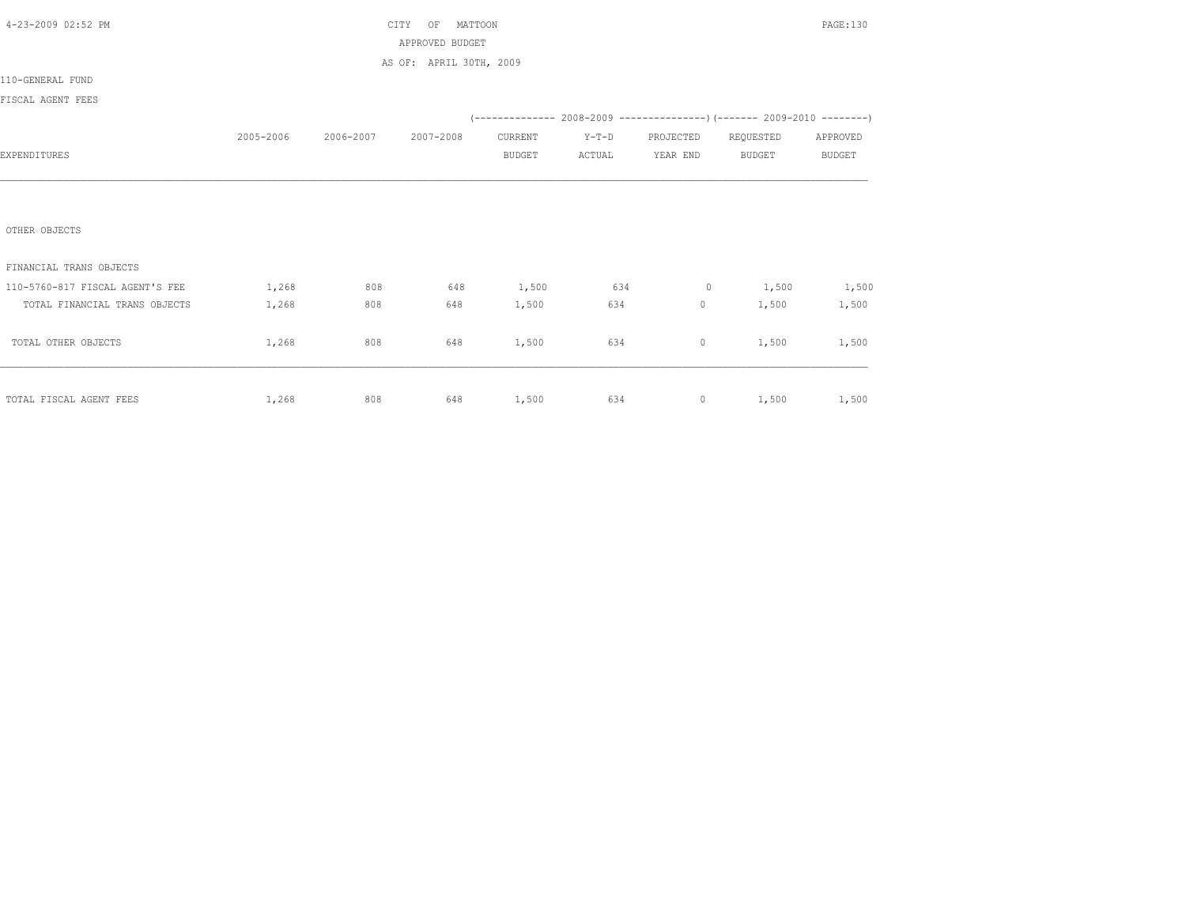CITY OF MATTOON

APPROVED BUDGET

AS OF: APRIL 30TH, 2009

110-GENERAL FUND

FISCAL AGENT FEES

| EXPENDITURES | 2005-2006 | 2006-2007 | 2007-2008 | 2008-2009 CURRENT BUDGET | 2008-2009 Y-T-D ACTUAL | 2008-2009 PROJECTED YEAR END | 2009-2010 REQUESTED BUDGET | 2009-2010 APPROVED BUDGET |
|---|---|---|---|---|---|---|---|---|
| OTHER OBJECTS | | | | | | | | |
| FINANCIAL TRANS OBJECTS | | | | | | | | |
| 110-5760-817 FISCAL AGENT'S FEE | 1,268 | 808 | 648 | 1,500 | 634 | 0 | 1,500 | 1,500 |
| TOTAL FINANCIAL TRANS OBJECTS | 1,268 | 808 | 648 | 1,500 | 634 | 0 | 1,500 | 1,500 |
| TOTAL OTHER OBJECTS | 1,268 | 808 | 648 | 1,500 | 634 | 0 | 1,500 | 1,500 |
| TOTAL FISCAL AGENT FEES | 1,268 | 808 | 648 | 1,500 | 634 | 0 | 1,500 | 1,500 |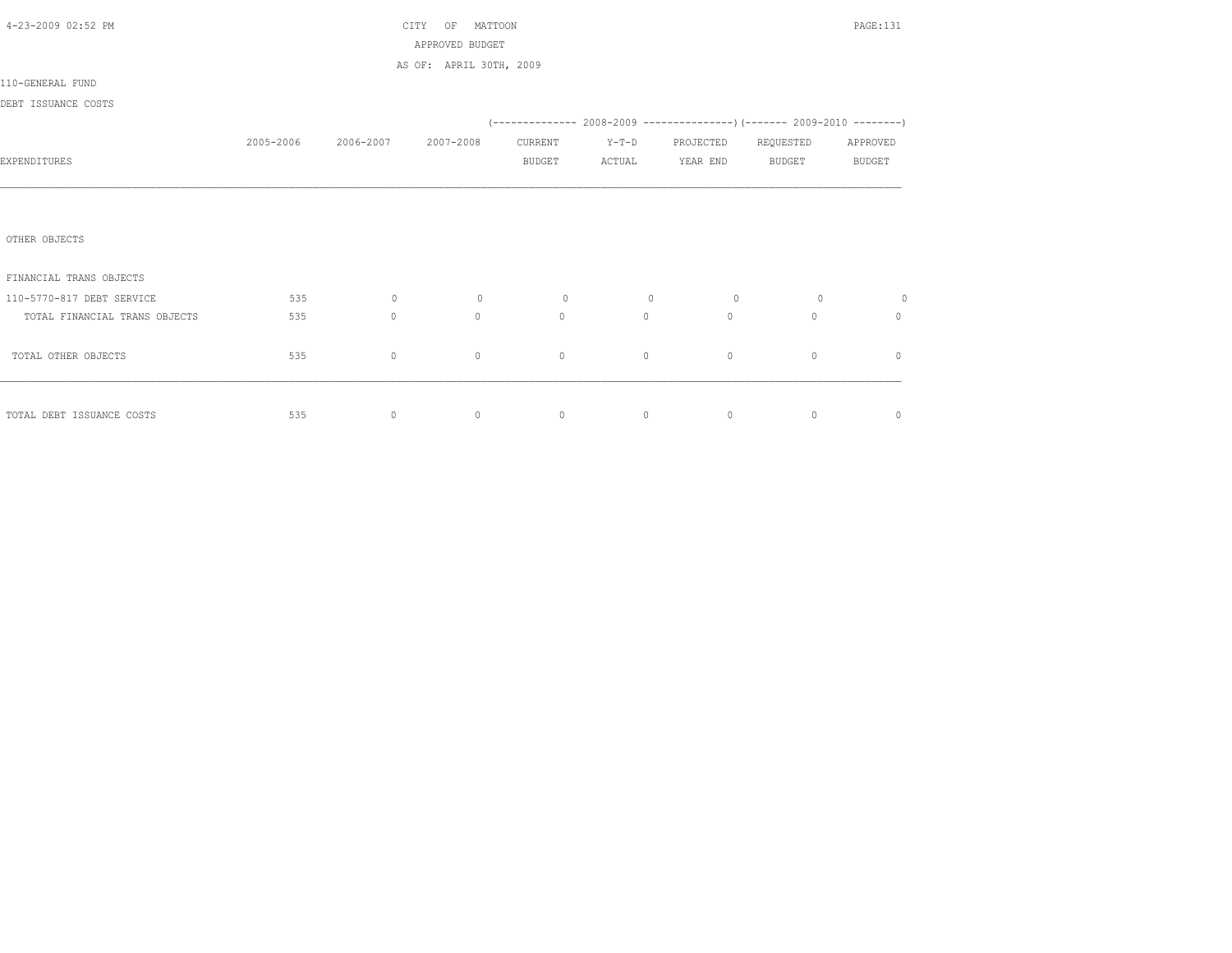CITY OF MATTOON
APPROVED BUDGET
AS OF: APRIL 30TH, 2009

110-GENERAL FUND

DEBT ISSUANCE COSTS

| EXPENDITURES | 2005-2006 | 2006-2007 | 2007-2008 | 2008-2009 CURRENT BUDGET | 2008-2009 Y-T-D ACTUAL | 2008-2009 PROJECTED YEAR END | 2009-2010 REQUESTED BUDGET | 2009-2010 APPROVED BUDGET |
|---|---|---|---|---|---|---|---|---|
| OTHER OBJECTS | | | | | | | | |
| FINANCIAL TRANS OBJECTS | | | | | | | | |
| 110-5770-817 DEBT SERVICE | 535 | 0 | 0 | 0 | 0 | 0 | 0 | 0 |
| TOTAL FINANCIAL TRANS OBJECTS | 535 | 0 | 0 | 0 | 0 | 0 | 0 | 0 |
| TOTAL OTHER OBJECTS | 535 | 0 | 0 | 0 | 0 | 0 | 0 | 0 |
| TOTAL DEBT ISSUANCE COSTS | 535 | 0 | 0 | 0 | 0 | 0 | 0 | 0 |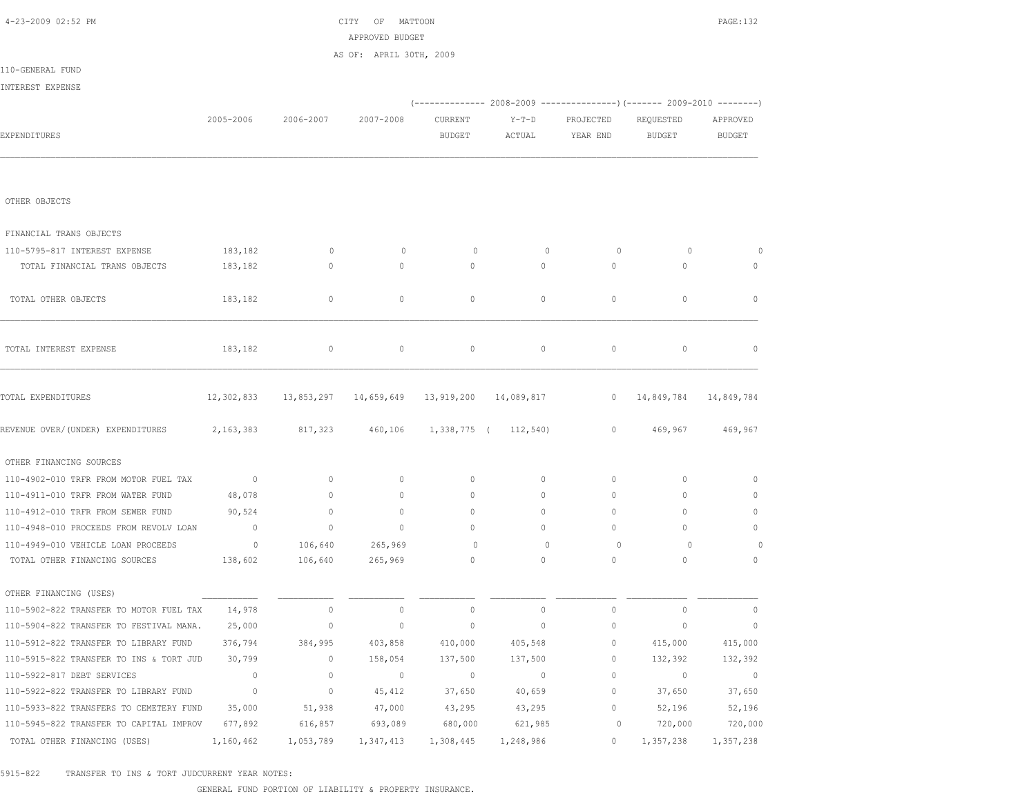CITY OF MATTOON

APPROVED BUDGET

AS OF: APRIL 30TH, 2009

110-GENERAL FUND

INTEREST EXPENSE

| EXPENDITURES | 2005-2006 | 2006-2007 | 2007-2008 | 2008-2009 CURRENT BUDGET | 2008-2009 Y-T-D ACTUAL | 2008-2009 PROJECTED YEAR END | 2009-2010 REQUESTED BUDGET | 2009-2010 APPROVED BUDGET |
|---|---|---|---|---|---|---|---|---|
| OTHER OBJECTS | | | | | | | | |
| FINANCIAL TRANS OBJECTS | | | | | | | | |
| 110-5795-817 INTEREST EXPENSE | 183,182 | 0 | 0 | 0 | 0 | 0 | 0 | 0 |
| TOTAL FINANCIAL TRANS OBJECTS | 183,182 | 0 | 0 | 0 | 0 | 0 | 0 | 0 |
| TOTAL OTHER OBJECTS | 183,182 | 0 | 0 | 0 | 0 | 0 | 0 | 0 |
| TOTAL INTEREST EXPENSE | 183,182 | 0 | 0 | 0 | 0 | 0 | 0 | 0 |
| TOTAL EXPENDITURES | 12,302,833 | 13,853,297 | 14,659,649 | 13,919,200 | 14,089,817 | 0 | 14,849,784 | 14,849,784 |
| REVENUE OVER/(UNDER) EXPENDITURES | 2,163,383 | 817,323 | 460,106 | 1,338,775 | ( 112,540) | 0 | 469,967 | 469,967 |
| OTHER FINANCING SOURCES | | | | | | | | |
| 110-4902-010 TRFR FROM MOTOR FUEL TAX | 0 | 0 | 0 | 0 | 0 | 0 | 0 | 0 |
| 110-4911-010 TRFR FROM WATER FUND | 48,078 | 0 | 0 | 0 | 0 | 0 | 0 | 0 |
| 110-4912-010 TRFR FROM SEWER FUND | 90,524 | 0 | 0 | 0 | 0 | 0 | 0 | 0 |
| 110-4948-010 PROCEEDS FROM REVOLV LOAN | 0 | 0 | 0 | 0 | 0 | 0 | 0 | 0 |
| 110-4949-010 VEHICLE LOAN PROCEEDS | 0 | 106,640 | 265,969 | 0 | 0 | 0 | 0 | 0 |
| TOTAL OTHER FINANCING SOURCES | 138,602 | 106,640 | 265,969 | 0 | 0 | 0 | 0 | 0 |
| OTHER FINANCING (USES) | | | | | | | | |
| 110-5902-822 TRANSFER TO MOTOR FUEL TAX | 14,978 | 0 | 0 | 0 | 0 | 0 | 0 | 0 |
| 110-5904-822 TRANSFER TO FESTIVAL MANA. | 25,000 | 0 | 0 | 0 | 0 | 0 | 0 | 0 |
| 110-5912-822 TRANSFER TO LIBRARY FUND | 376,794 | 384,995 | 403,858 | 410,000 | 405,548 | 0 | 415,000 | 415,000 |
| 110-5915-822 TRANSFER TO INS & TORT JUD | 30,799 | 0 | 158,054 | 137,500 | 137,500 | 0 | 132,392 | 132,392 |
| 110-5922-817 DEBT SERVICES | 0 | 0 | 0 | 0 | 0 | 0 | 0 | 0 |
| 110-5922-822 TRANSFER TO LIBRARY FUND | 0 | 0 | 45,412 | 37,650 | 40,659 | 0 | 37,650 | 37,650 |
| 110-5933-822 TRANSFERS TO CEMETERY FUND | 35,000 | 51,938 | 47,000 | 43,295 | 43,295 | 0 | 52,196 | 52,196 |
| 110-5945-822 TRANSFER TO CAPITAL IMPROV | 677,892 | 616,857 | 693,089 | 680,000 | 621,985 | 0 | 720,000 | 720,000 |
| TOTAL OTHER FINANCING (USES) | 1,160,462 | 1,053,789 | 1,347,413 | 1,308,445 | 1,248,986 | 0 | 1,357,238 | 1,357,238 |

5915-822 TRANSFER TO INS & TORT JUDCURRENT YEAR NOTES:

GENERAL FUND PORTION OF LIABILITY & PROPERTY INSURANCE.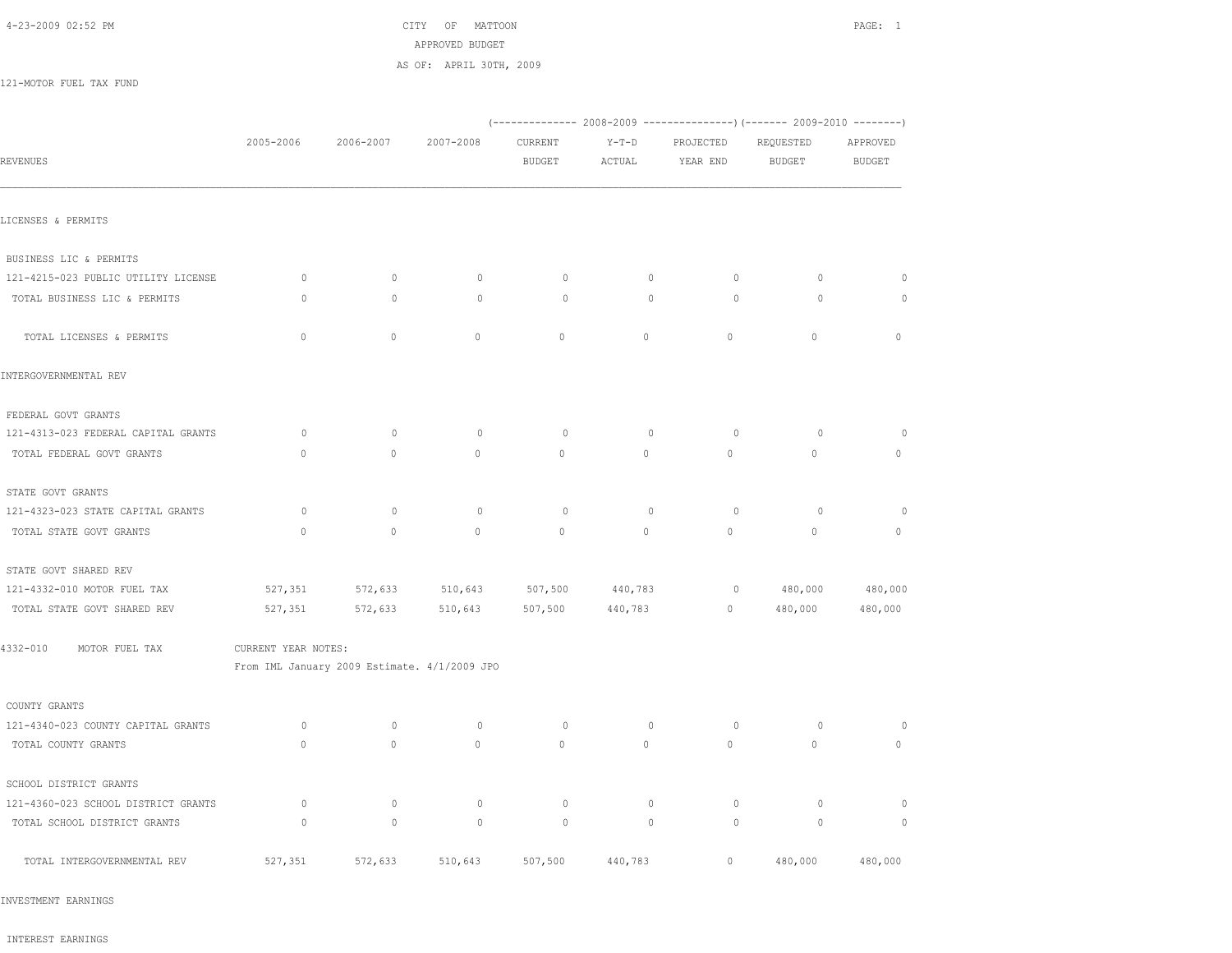CITY OF MATTOON
APPROVED BUDGET
AS OF: APRIL 30TH, 2009

121-MOTOR FUEL TAX FUND

| REVENUES | 2005-2006 | 2006-2007 | 2007-2008 | 2008-2009 CURRENT BUDGET | 2008-2009 Y-T-D ACTUAL | 2008-2009 PROJECTED YEAR END | 2009-2010 REQUESTED BUDGET | 2009-2010 APPROVED BUDGET |
|---|---|---|---|---|---|---|---|---|
| LICENSES & PERMITS | | | | | | | | |
| BUSINESS LIC & PERMITS | | | | | | | | |
| 121-4215-023 PUBLIC UTILITY LICENSE | 0 | 0 | 0 | 0 | 0 | 0 | 0 | 0 |
| TOTAL BUSINESS LIC & PERMITS | 0 | 0 | 0 | 0 | 0 | 0 | 0 | 0 |
| TOTAL LICENSES & PERMITS | 0 | 0 | 0 | 0 | 0 | 0 | 0 | 0 |
| INTERGOVERNMENTAL REV | | | | | | | | |
| FEDERAL GOVT GRANTS | | | | | | | | |
| 121-4313-023 FEDERAL CAPITAL GRANTS | 0 | 0 | 0 | 0 | 0 | 0 | 0 | 0 |
| TOTAL FEDERAL GOVT GRANTS | 0 | 0 | 0 | 0 | 0 | 0 | 0 | 0 |
| STATE GOVT GRANTS | | | | | | | | |
| 121-4323-023 STATE CAPITAL GRANTS | 0 | 0 | 0 | 0 | 0 | 0 | 0 | 0 |
| TOTAL STATE GOVT GRANTS | 0 | 0 | 0 | 0 | 0 | 0 | 0 | 0 |
| STATE GOVT SHARED REV | | | | | | | | |
| 121-4332-010 MOTOR FUEL TAX | 527,351 | 572,633 | 510,643 | 507,500 | 440,783 | 0 | 480,000 | 480,000 |
| TOTAL STATE GOVT SHARED REV | 527,351 | 572,633 | 510,643 | 507,500 | 440,783 | 0 | 480,000 | 480,000 |

4332-010 MOTOR FUEL TAX — CURRENT YEAR NOTES:
From IML January 2009 Estimate. 4/1/2009 JPO

| REVENUES | 2005-2006 | 2006-2007 | 2007-2008 | 2008-2009 CURRENT BUDGET | 2008-2009 Y-T-D ACTUAL | 2008-2009 PROJECTED YEAR END | 2009-2010 REQUESTED BUDGET | 2009-2010 APPROVED BUDGET |
|---|---|---|---|---|---|---|---|---|
| COUNTY GRANTS | | | | | | | | |
| 121-4340-023 COUNTY CAPITAL GRANTS | 0 | 0 | 0 | 0 | 0 | 0 | 0 | 0 |
| TOTAL COUNTY GRANTS | 0 | 0 | 0 | 0 | 0 | 0 | 0 | 0 |
| SCHOOL DISTRICT GRANTS | | | | | | | | |
| 121-4360-023 SCHOOL DISTRICT GRANTS | 0 | 0 | 0 | 0 | 0 | 0 | 0 | 0 |
| TOTAL SCHOOL DISTRICT GRANTS | 0 | 0 | 0 | 0 | 0 | 0 | 0 | 0 |
| TOTAL INTERGOVERNMENTAL REV | 527,351 | 572,633 | 510,643 | 507,500 | 440,783 | 0 | 480,000 | 480,000 |
| INVESTMENT EARNINGS | | | | | | | | |
| INTEREST EARNINGS | | | | | | | | |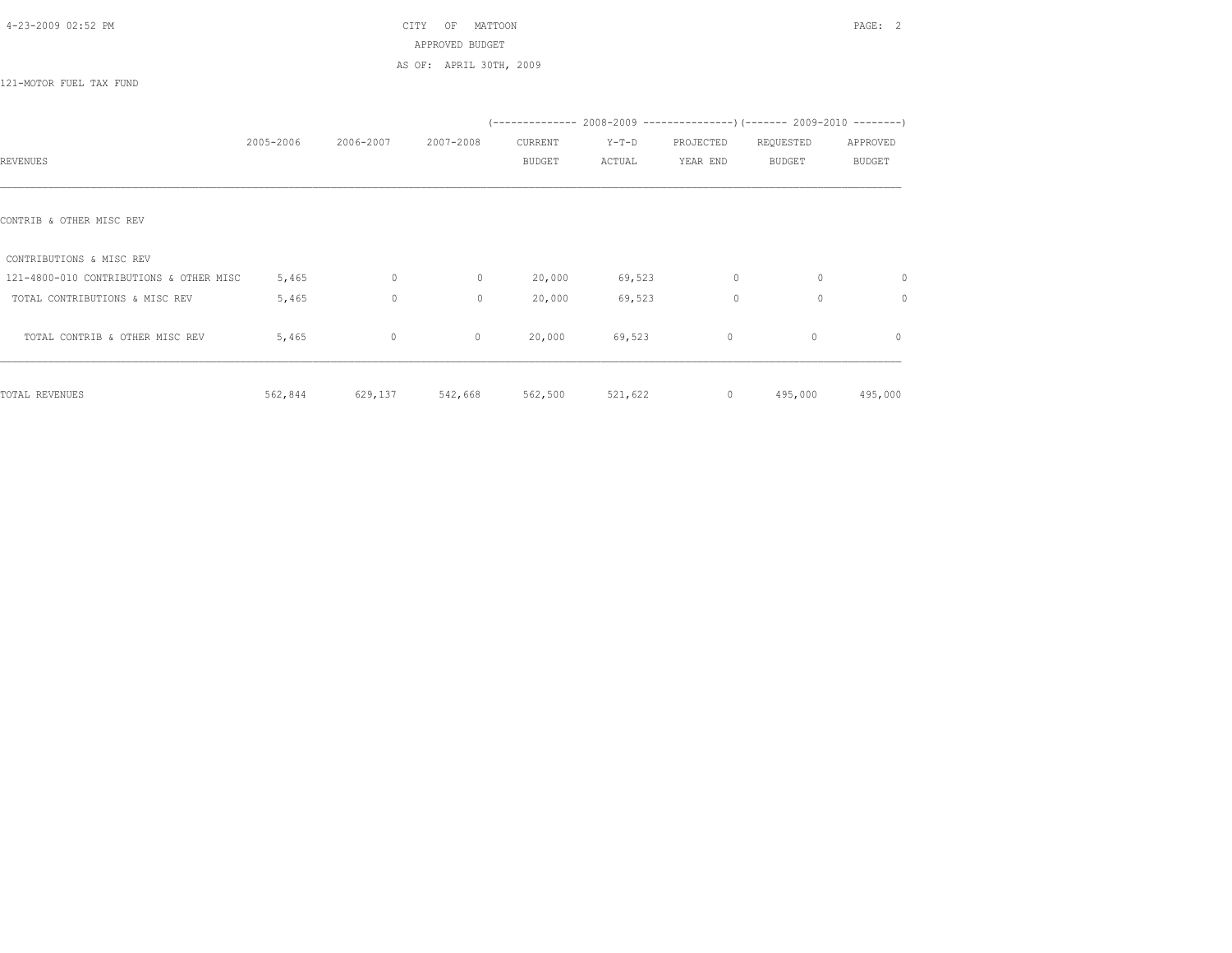CITY OF MATTOON

APPROVED BUDGET

AS OF: APRIL 30TH, 2009

121-MOTOR FUEL TAX FUND

| REVENUES | 2005-2006 | 2006-2007 | 2007-2008 | 2008-2009 CURRENT BUDGET | 2008-2009 Y-T-D ACTUAL | 2008-2009 PROJECTED YEAR END | 2009-2010 REQUESTED BUDGET | 2009-2010 APPROVED BUDGET |
|---|---|---|---|---|---|---|---|---|
| CONTRIB & OTHER MISC REV | | | | | | | | |
| CONTRIBUTIONS & MISC REV | | | | | | | | |
| 121-4800-010 CONTRIBUTIONS & OTHER MISC | 5,465 | 0 | 0 | 20,000 | 69,523 | 0 | 0 | 0 |
| TOTAL CONTRIBUTIONS & MISC REV | 5,465 | 0 | 0 | 20,000 | 69,523 | 0 | 0 | 0 |
| TOTAL CONTRIB & OTHER MISC REV | 5,465 | 0 | 0 | 20,000 | 69,523 | 0 | 0 | 0 |
| TOTAL REVENUES | 562,844 | 629,137 | 542,668 | 562,500 | 521,622 | 0 | 495,000 | 495,000 |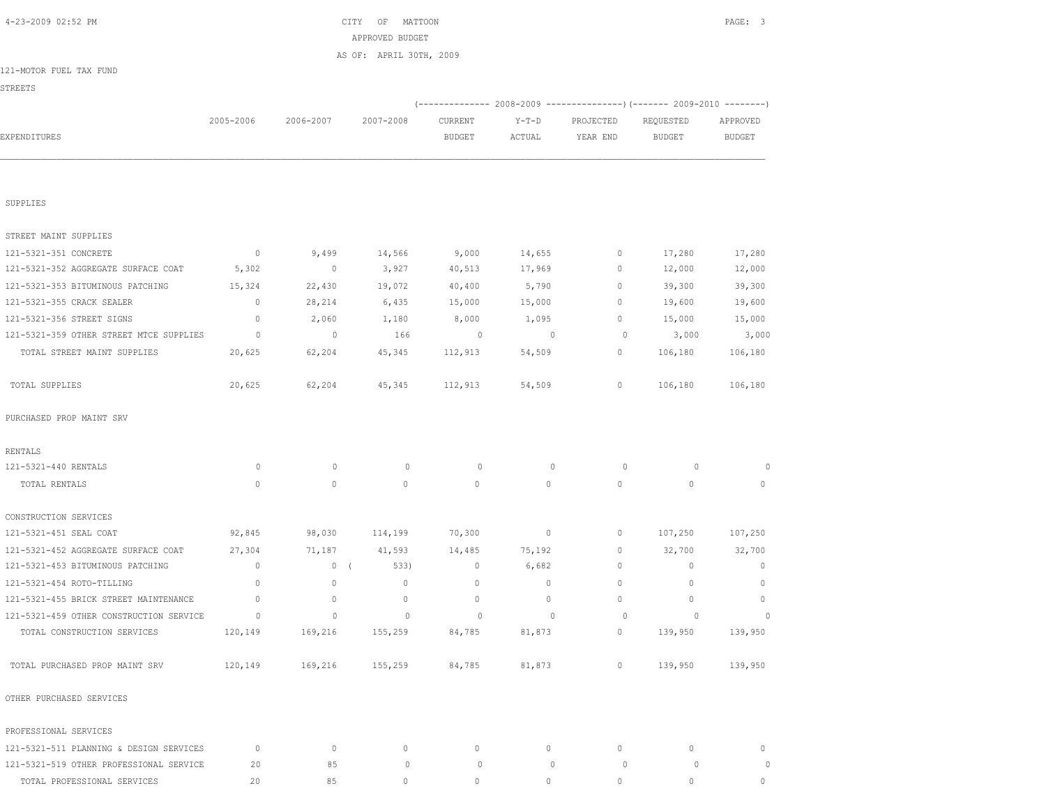CITY OF MATTOON
APPROVED BUDGET
AS OF: APRIL 30TH, 2009

121-MOTOR FUEL TAX FUND
STREETS

| | | | | (-------------- 2008-2009 | ---------------) | | (------- 2009-2010 | --------) |
|---|---|---|---|---|---|---|---|---|
| EXPENDITURES | 2005-2006 | 2006-2007 | 2007-2008 | CURRENT BUDGET | Y-T-D ACTUAL | PROJECTED YEAR END | REQUESTED BUDGET | APPROVED BUDGET |
| SUPPLIES | | | | | | | | |
| STREET MAINT SUPPLIES | | | | | | | | |
| 121-5321-351 CONCRETE | 0 | 9,499 | 14,566 | 9,000 | 14,655 | 0 | 17,280 | 17,280 |
| 121-5321-352 AGGREGATE SURFACE COAT | 5,302 | 0 | 3,927 | 40,513 | 17,969 | 0 | 12,000 | 12,000 |
| 121-5321-353 BITUMINOUS PATCHING | 15,324 | 22,430 | 19,072 | 40,400 | 5,790 | 0 | 39,300 | 39,300 |
| 121-5321-355 CRACK SEALER | 0 | 28,214 | 6,435 | 15,000 | 15,000 | 0 | 19,600 | 19,600 |
| 121-5321-356 STREET SIGNS | 0 | 2,060 | 1,180 | 8,000 | 1,095 | 0 | 15,000 | 15,000 |
| 121-5321-359 OTHER STREET MTCE SUPPLIES | 0 | 0 | 166 | 0 | 0 | 0 | 3,000 | 3,000 |
| TOTAL STREET MAINT SUPPLIES | 20,625 | 62,204 | 45,345 | 112,913 | 54,509 | 0 | 106,180 | 106,180 |
| TOTAL SUPPLIES | 20,625 | 62,204 | 45,345 | 112,913 | 54,509 | 0 | 106,180 | 106,180 |
| PURCHASED PROP MAINT SRV | | | | | | | | |
| RENTALS | | | | | | | | |
| 121-5321-440 RENTALS | 0 | 0 | 0 | 0 | 0 | 0 | 0 | 0 |
| TOTAL RENTALS | 0 | 0 | 0 | 0 | 0 | 0 | 0 | 0 |
| CONSTRUCTION SERVICES | | | | | | | | |
| 121-5321-451 SEAL COAT | 92,845 | 98,030 | 114,199 | 70,300 | 0 | 0 | 107,250 | 107,250 |
| 121-5321-452 AGGREGATE SURFACE COAT | 27,304 | 71,187 | 41,593 | 14,485 | 75,192 | 0 | 32,700 | 32,700 |
| 121-5321-453 BITUMINOUS PATCHING | 0 | 0 | ( 533) | 0 | 6,682 | 0 | 0 | 0 |
| 121-5321-454 ROTO-TILLING | 0 | 0 | 0 | 0 | 0 | 0 | 0 | 0 |
| 121-5321-455 BRICK STREET MAINTENANCE | 0 | 0 | 0 | 0 | 0 | 0 | 0 | 0 |
| 121-5321-459 OTHER CONSTRUCTION SERVICE | 0 | 0 | 0 | 0 | 0 | 0 | 0 | 0 |
| TOTAL CONSTRUCTION SERVICES | 120,149 | 169,216 | 155,259 | 84,785 | 81,873 | 0 | 139,950 | 139,950 |
| TOTAL PURCHASED PROP MAINT SRV | 120,149 | 169,216 | 155,259 | 84,785 | 81,873 | 0 | 139,950 | 139,950 |
| OTHER PURCHASED SERVICES | | | | | | | | |
| PROFESSIONAL SERVICES | | | | | | | | |
| 121-5321-511 PLANNING & DESIGN SERVICES | 0 | 0 | 0 | 0 | 0 | 0 | 0 | 0 |
| 121-5321-519 OTHER PROFESSIONAL SERVICE | 20 | 85 | 0 | 0 | 0 | 0 | 0 | 0 |
| TOTAL PROFESSIONAL SERVICES | 20 | 85 | 0 | 0 | 0 | 0 | 0 | 0 |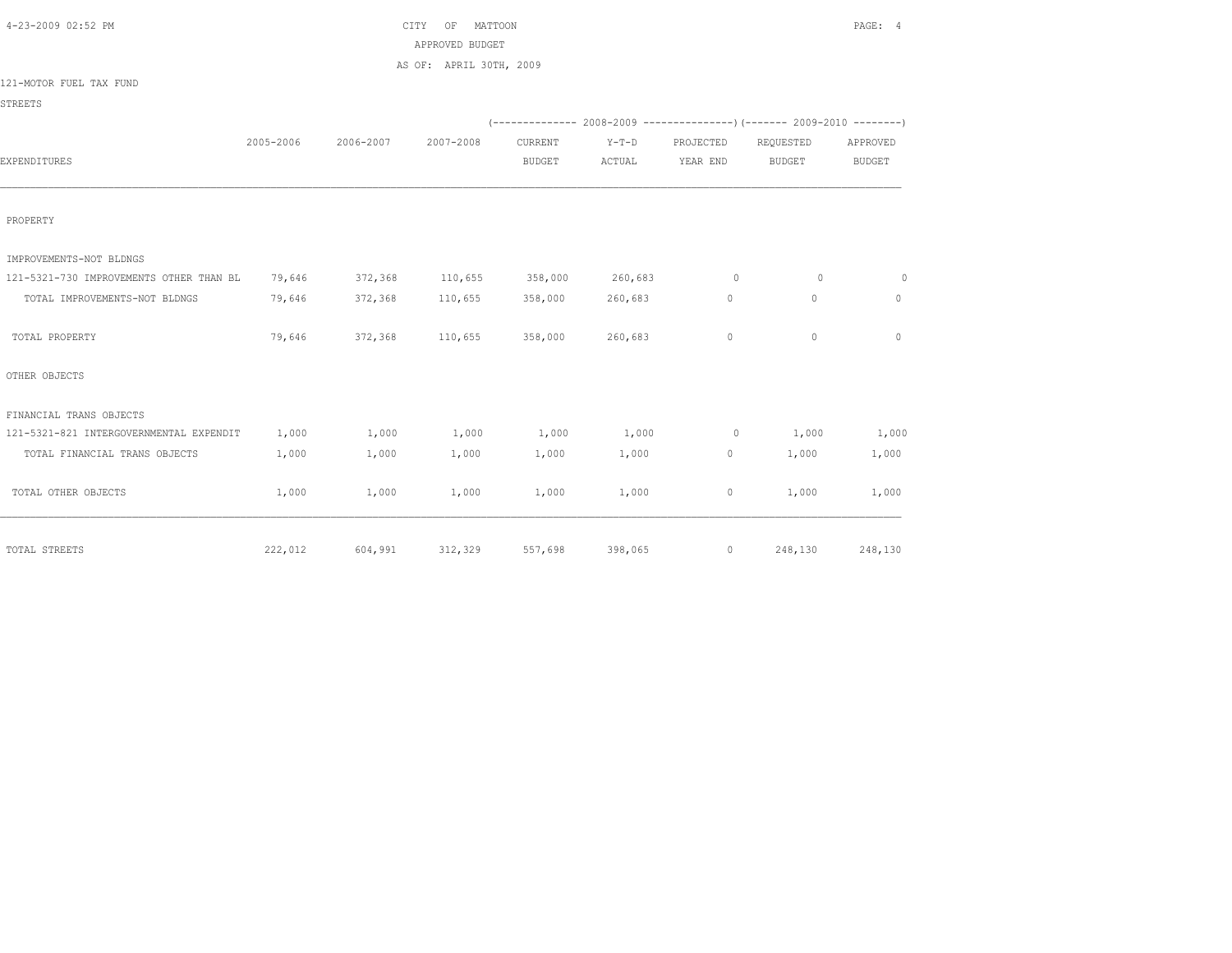CITY OF MATTOON

APPROVED BUDGET

AS OF: APRIL 30TH, 2009

121-MOTOR FUEL TAX FUND

STREETS

| EXPENDITURES | 2005-2006 | 2006-2007 | 2007-2008 | 2008-2009 CURRENT BUDGET | 2008-2009 Y-T-D ACTUAL | 2008-2009 PROJECTED YEAR END | 2009-2010 REQUESTED BUDGET | 2009-2010 APPROVED BUDGET |
|---|---|---|---|---|---|---|---|---|
| PROPERTY | | | | | | | | |
| IMPROVEMENTS-NOT BLDNGS | | | | | | | | |
| 121-5321-730 IMPROVEMENTS OTHER THAN BL | 79,646 | 372,368 | 110,655 | 358,000 | 260,683 | 0 | 0 | 0 |
| TOTAL IMPROVEMENTS-NOT BLDNGS | 79,646 | 372,368 | 110,655 | 358,000 | 260,683 | 0 | 0 | 0 |
| TOTAL PROPERTY | 79,646 | 372,368 | 110,655 | 358,000 | 260,683 | 0 | 0 | 0 |
| OTHER OBJECTS | | | | | | | | |
| FINANCIAL TRANS OBJECTS | | | | | | | | |
| 121-5321-821 INTERGOVERNMENTAL EXPENDIT | 1,000 | 1,000 | 1,000 | 1,000 | 1,000 | 0 | 1,000 | 1,000 |
| TOTAL FINANCIAL TRANS OBJECTS | 1,000 | 1,000 | 1,000 | 1,000 | 1,000 | 0 | 1,000 | 1,000 |
| TOTAL OTHER OBJECTS | 1,000 | 1,000 | 1,000 | 1,000 | 1,000 | 0 | 1,000 | 1,000 |
| TOTAL STREETS | 222,012 | 604,991 | 312,329 | 557,698 | 398,065 | 0 | 248,130 | 248,130 |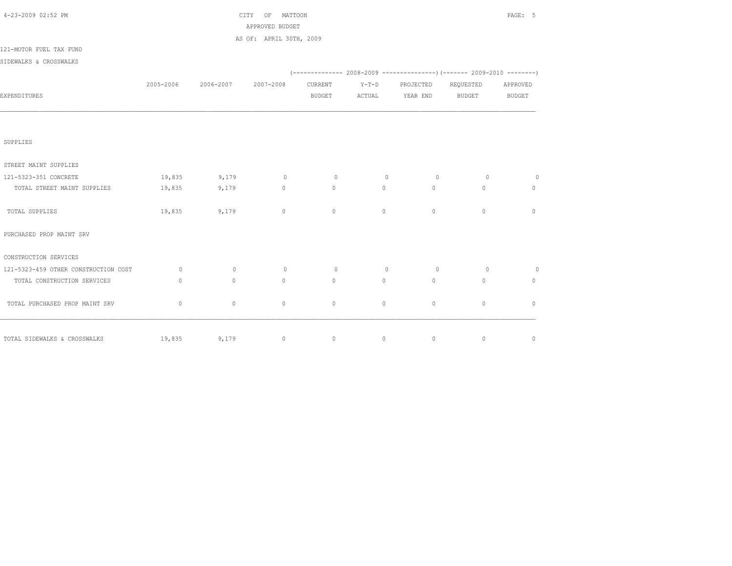CITY OF MATTOON
APPROVED BUDGET
AS OF: APRIL 30TH, 2009

121-MOTOR FUEL TAX FUND
SIDEWALKS & CROSSWALKS

| EXPENDITURES | 2005-2006 | 2006-2007 | 2007-2008 | 2008-2009 CURRENT BUDGET | 2008-2009 Y-T-D ACTUAL | 2008-2009 PROJECTED YEAR END | 2009-2010 REQUESTED BUDGET | 2009-2010 APPROVED BUDGET |
|---|---|---|---|---|---|---|---|---|
| SUPPLIES | | | | | | | | |
| STREET MAINT SUPPLIES | | | | | | | | |
| 121-5323-351 CONCRETE | 19,835 | 9,179 | 0 | 0 | 0 | 0 | 0 | 0 |
| TOTAL STREET MAINT SUPPLIES | 19,835 | 9,179 | 0 | 0 | 0 | 0 | 0 | 0 |
| TOTAL SUPPLIES | 19,835 | 9,179 | 0 | 0 | 0 | 0 | 0 | 0 |
| PURCHASED PROP MAINT SRV | | | | | | | | |
| CONSTRUCTION SERVICES | | | | | | | | |
| 121-5323-459 OTHER CONSTRUCTION COST | 0 | 0 | 0 | 0 | 0 | 0 | 0 | 0 |
| TOTAL CONSTRUCTION SERVICES | 0 | 0 | 0 | 0 | 0 | 0 | 0 | 0 |
| TOTAL PURCHASED PROP MAINT SRV | 0 | 0 | 0 | 0 | 0 | 0 | 0 | 0 |
| TOTAL SIDEWALKS & CROSSWALKS | 19,835 | 9,179 | 0 | 0 | 0 | 0 | 0 | 0 |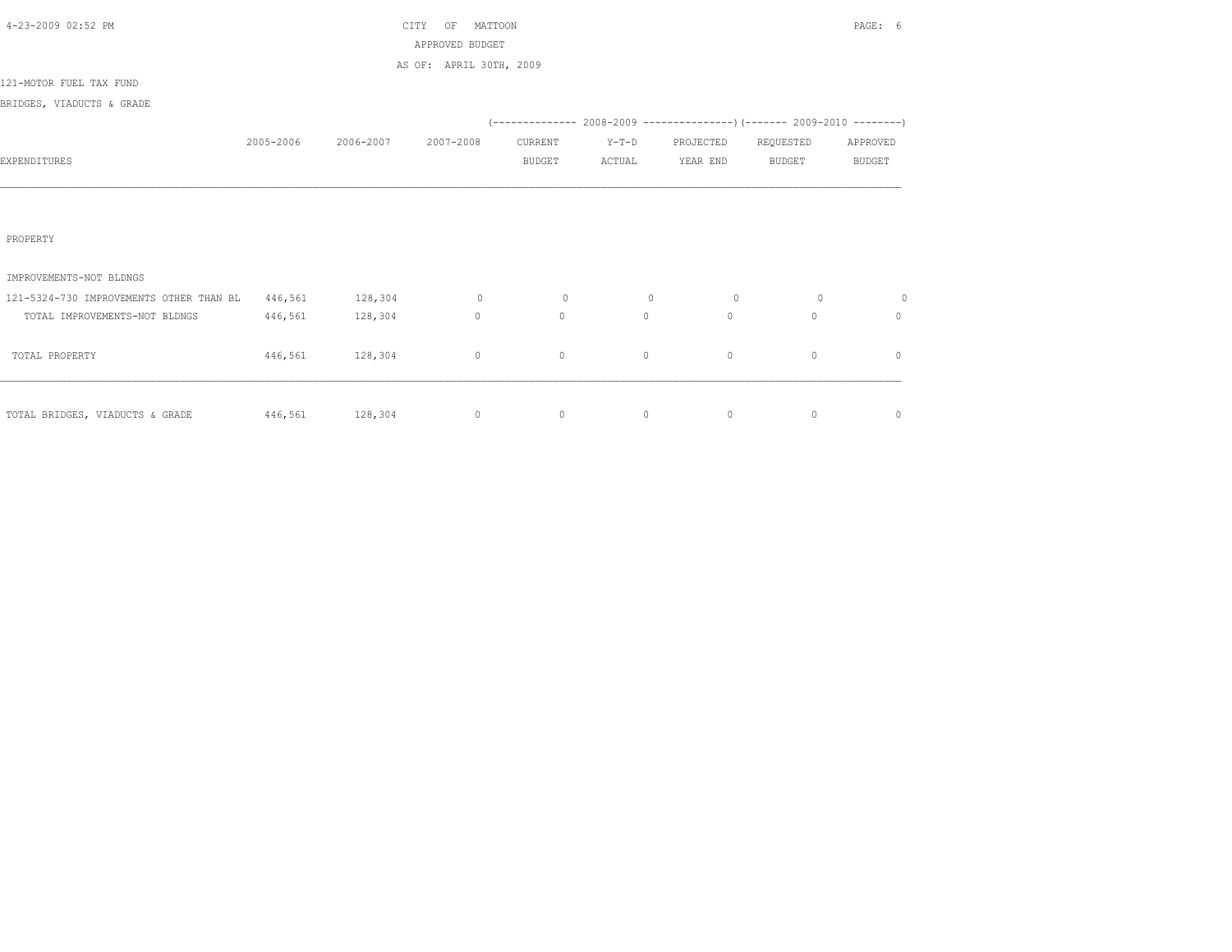CITY OF MATTOON
APPROVED BUDGET
AS OF: APRIL 30TH, 2009

121-MOTOR FUEL TAX FUND

BRIDGES, VIADUCTS & GRADE

| EXPENDITURES | 2005-2006 | 2006-2007 | 2007-2008 | 2008-2009 CURRENT BUDGET | 2008-2009 Y-T-D ACTUAL | 2008-2009 PROJECTED YEAR END | 2009-2010 REQUESTED BUDGET | 2009-2010 APPROVED BUDGET |
|---|---|---|---|---|---|---|---|---|
| PROPERTY | | | | | | | | |
| IMPROVEMENTS-NOT BLDNGS | | | | | | | | |
| 121-5324-730 IMPROVEMENTS OTHER THAN BL | 446,561 | 128,304 | 0 | 0 | 0 | 0 | 0 | 0 |
| TOTAL IMPROVEMENTS-NOT BLDNGS | 446,561 | 128,304 | 0 | 0 | 0 | 0 | 0 | 0 |
| TOTAL PROPERTY | 446,561 | 128,304 | 0 | 0 | 0 | 0 | 0 | 0 |
| TOTAL BRIDGES, VIADUCTS & GRADE | 446,561 | 128,304 | 0 | 0 | 0 | 0 | 0 | 0 |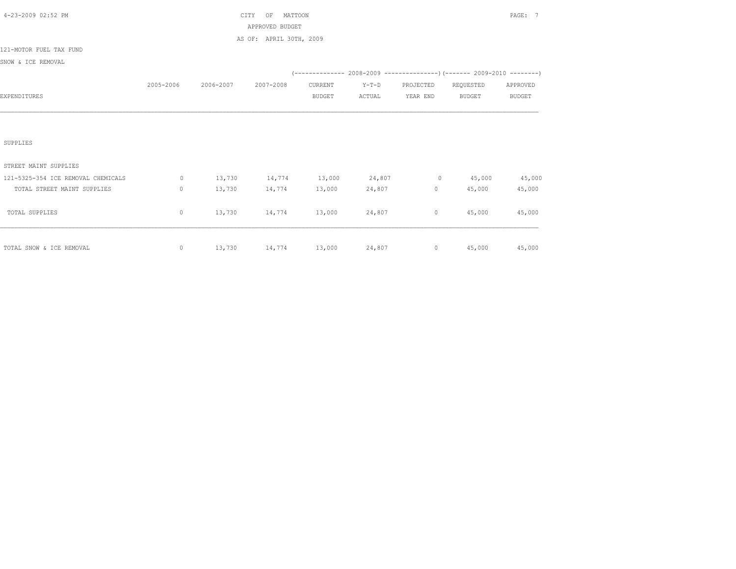CITY OF MATTOON
APPROVED BUDGET
AS OF: APRIL 30TH, 2009

121-MOTOR FUEL TAX FUND

SNOW & ICE REMOVAL

| EXPENDITURES | 2005-2006 | 2006-2007 | 2007-2008 | 2008-2009 CURRENT BUDGET | 2008-2009 Y-T-D ACTUAL | 2008-2009 PROJECTED YEAR END | 2009-2010 REQUESTED BUDGET | 2009-2010 APPROVED BUDGET |
|---|---|---|---|---|---|---|---|---|
| SUPPLIES | | | | | | | | |
| STREET MAINT SUPPLIES | | | | | | | | |
| 121-5325-354 ICE REMOVAL CHEMICALS | 0 | 13,730 | 14,774 | 13,000 | 24,807 | 0 | 45,000 | 45,000 |
| TOTAL STREET MAINT SUPPLIES | 0 | 13,730 | 14,774 | 13,000 | 24,807 | 0 | 45,000 | 45,000 |
| TOTAL SUPPLIES | 0 | 13,730 | 14,774 | 13,000 | 24,807 | 0 | 45,000 | 45,000 |
| TOTAL SNOW & ICE REMOVAL | 0 | 13,730 | 14,774 | 13,000 | 24,807 | 0 | 45,000 | 45,000 |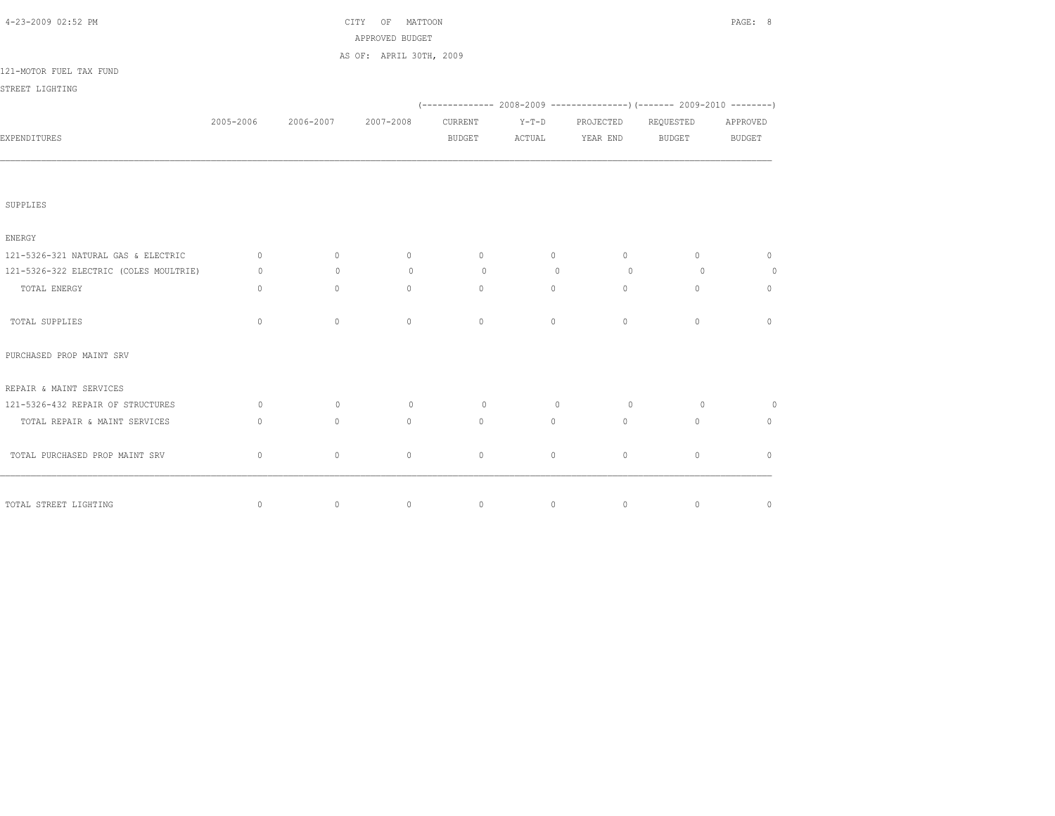CITY OF MATTOON
APPROVED BUDGET
AS OF: APRIL 30TH, 2009

121-MOTOR FUEL TAX FUND

STREET LIGHTING

| EXPENDITURES | 2005-2006 | 2006-2007 | 2007-2008 | 2008-2009 CURRENT BUDGET | 2008-2009 Y-T-D ACTUAL | 2008-2009 PROJECTED YEAR END | 2009-2010 REQUESTED BUDGET | 2009-2010 APPROVED BUDGET |
|---|---|---|---|---|---|---|---|---|
| SUPPLIES | | | | | | | | |
| ENERGY | | | | | | | | |
| 121-5326-321 NATURAL GAS & ELECTRIC | 0 | 0 | 0 | 0 | 0 | 0 | 0 | 0 |
| 121-5326-322 ELECTRIC (COLES MOULTRIE) | 0 | 0 | 0 | 0 | 0 | 0 | 0 | 0 |
| TOTAL ENERGY | 0 | 0 | 0 | 0 | 0 | 0 | 0 | 0 |
| TOTAL SUPPLIES | 0 | 0 | 0 | 0 | 0 | 0 | 0 | 0 |
| PURCHASED PROP MAINT SRV | | | | | | | | |
| REPAIR & MAINT SERVICES | | | | | | | | |
| 121-5326-432 REPAIR OF STRUCTURES | 0 | 0 | 0 | 0 | 0 | 0 | 0 | 0 |
| TOTAL REPAIR & MAINT SERVICES | 0 | 0 | 0 | 0 | 0 | 0 | 0 | 0 |
| TOTAL PURCHASED PROP MAINT SRV | 0 | 0 | 0 | 0 | 0 | 0 | 0 | 0 |
| TOTAL STREET LIGHTING | 0 | 0 | 0 | 0 | 0 | 0 | 0 | 0 |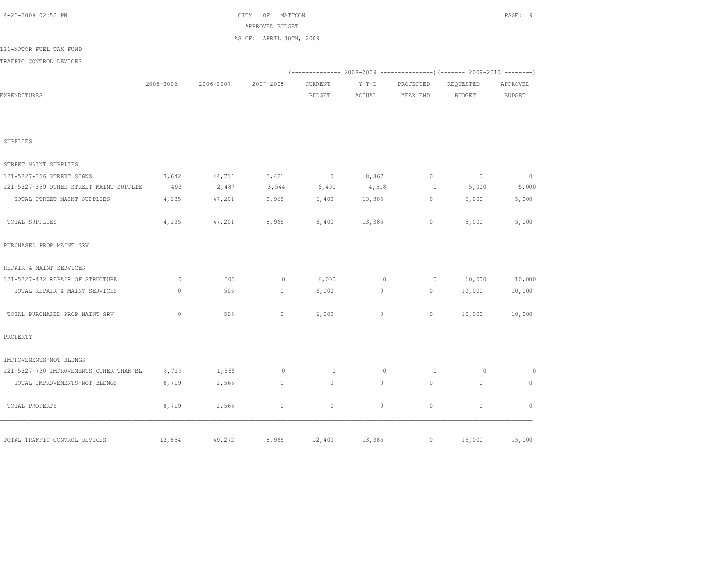CITY OF MATTOON
APPROVED BUDGET
AS OF: APRIL 30TH, 2009

121-MOTOR FUEL TAX FUND
TRAFFIC CONTROL DEVICES

| EXPENDITURES | 2005-2006 | 2006-2007 | 2007-2008 | 2008-2009 CURRENT BUDGET | 2008-2009 Y-T-D ACTUAL | 2008-2009 PROJECTED YEAR END | 2009-2010 REQUESTED BUDGET | 2009-2010 APPROVED BUDGET |
|---|---|---|---|---|---|---|---|---|
| SUPPLIES | | | | | | | | |
| STREET MAINT SUPPLIES | | | | | | | | |
| 121-5327-356 STREET SIGNS | 3,642 | 44,714 | 5,421 | 0 | 8,867 | 0 | 0 | 0 |
| 121-5327-359 OTHER STREET MAINT SUPPLIE | 493 | 2,487 | 3,544 | 6,400 | 4,518 | 0 | 5,000 | 5,000 |
| TOTAL STREET MAINT SUPPLIES | 4,135 | 47,201 | 8,965 | 6,400 | 13,385 | 0 | 5,000 | 5,000 |
| TOTAL SUPPLIES | 4,135 | 47,201 | 8,965 | 6,400 | 13,385 | 0 | 5,000 | 5,000 |
| PURCHASED PROP MAINT SRV | | | | | | | | |
| REPAIR & MAINT SERVICES | | | | | | | | |
| 121-5327-432 REPAIR OF STRUCTURE | 0 | 505 | 0 | 6,000 | 0 | 0 | 10,000 | 10,000 |
| TOTAL REPAIR & MAINT SERVICES | 0 | 505 | 0 | 6,000 | 0 | 0 | 10,000 | 10,000 |
| TOTAL PURCHASED PROP MAINT SRV | 0 | 505 | 0 | 6,000 | 0 | 0 | 10,000 | 10,000 |
| PROPERTY | | | | | | | | |
| IMPROVEMENTS-NOT BLDNGS | | | | | | | | |
| 121-5327-730 IMPROVEMENTS OTHER THAN BL | 8,719 | 1,566 | 0 | 0 | 0 | 0 | 0 | 0 |
| TOTAL IMPROVEMENTS-NOT BLDNGS | 8,719 | 1,566 | 0 | 0 | 0 | 0 | 0 | 0 |
| TOTAL PROPERTY | 8,719 | 1,566 | 0 | 0 | 0 | 0 | 0 | 0 |
| TOTAL TRAFFIC CONTROL DEVICES | 12,854 | 49,272 | 8,965 | 12,400 | 13,385 | 0 | 15,000 | 15,000 |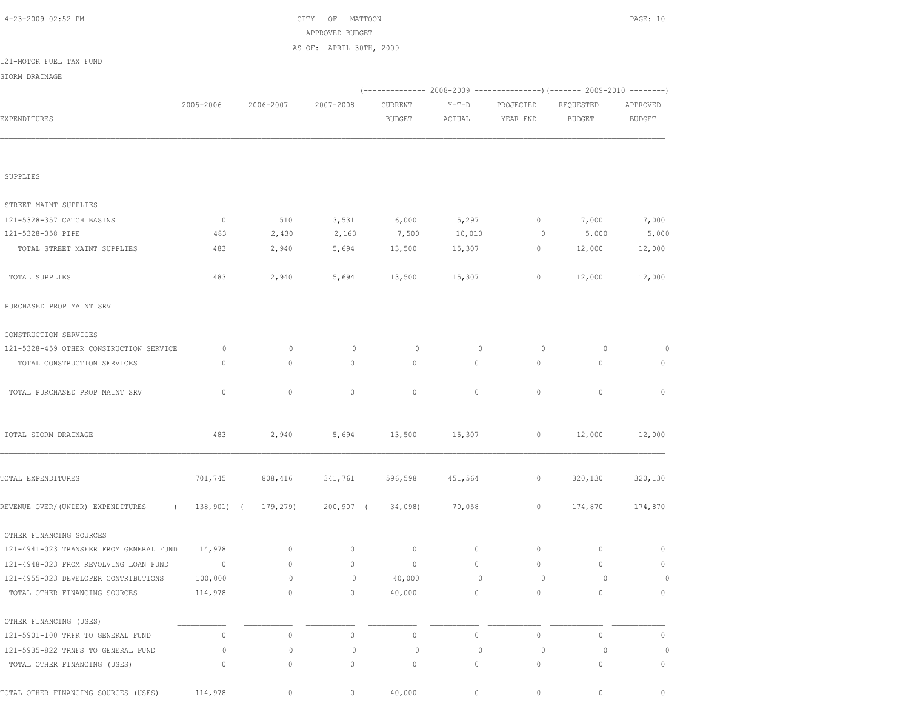CITY OF MATTOON
APPROVED BUDGET
AS OF: APRIL 30TH, 2009

121-MOTOR FUEL TAX FUND

STORM DRAINAGE

| EXPENDITURES | 2005-2006 | 2006-2007 | 2007-2008 | 2008-2009 CURRENT BUDGET | 2008-2009 Y-T-D ACTUAL | 2008-2009 PROJECTED YEAR END | 2009-2010 REQUESTED BUDGET | 2009-2010 APPROVED BUDGET |
|---|---|---|---|---|---|---|---|---|
| SUPPLIES | | | | | | | | |
| STREET MAINT SUPPLIES | | | | | | | | |
| 121-5328-357 CATCH BASINS | 0 | 510 | 3,531 | 6,000 | 5,297 | 0 | 7,000 | 7,000 |
| 121-5328-358 PIPE | 483 | 2,430 | 2,163 | 7,500 | 10,010 | 0 | 5,000 | 5,000 |
| TOTAL STREET MAINT SUPPLIES | 483 | 2,940 | 5,694 | 13,500 | 15,307 | 0 | 12,000 | 12,000 |
| TOTAL SUPPLIES | 483 | 2,940 | 5,694 | 13,500 | 15,307 | 0 | 12,000 | 12,000 |
| PURCHASED PROP MAINT SRV | | | | | | | | |
| CONSTRUCTION SERVICES | | | | | | | | |
| 121-5328-459 OTHER CONSTRUCTION SERVICE | 0 | 0 | 0 | 0 | 0 | 0 | 0 | 0 |
| TOTAL CONSTRUCTION SERVICES | 0 | 0 | 0 | 0 | 0 | 0 | 0 | 0 |
| TOTAL PURCHASED PROP MAINT SRV | 0 | 0 | 0 | 0 | 0 | 0 | 0 | 0 |
| TOTAL STORM DRAINAGE | 483 | 2,940 | 5,694 | 13,500 | 15,307 | 0 | 12,000 | 12,000 |
| TOTAL EXPENDITURES | 701,745 | 808,416 | 341,761 | 596,598 | 451,564 | 0 | 320,130 | 320,130 |
| REVENUE OVER/(UNDER) EXPENDITURES | ( 138,901) | ( 179,279) | 200,907 | ( 34,098) | 70,058 | 0 | 174,870 | 174,870 |
| OTHER FINANCING SOURCES | | | | | | | | |
| 121-4941-023 TRANSFER FROM GENERAL FUND | 14,978 | 0 | 0 | 0 | 0 | 0 | 0 | 0 |
| 121-4948-023 FROM REVOLVING LOAN FUND | 0 | 0 | 0 | 0 | 0 | 0 | 0 | 0 |
| 121-4955-023 DEVELOPER CONTRIBUTIONS | 100,000 | 0 | 0 | 40,000 | 0 | 0 | 0 | 0 |
| TOTAL OTHER FINANCING SOURCES | 114,978 | 0 | 0 | 40,000 | 0 | 0 | 0 | 0 |
| OTHER FINANCING (USES) | | | | | | | | |
| 121-5901-100 TRFR TO GENERAL FUND | 0 | 0 | 0 | 0 | 0 | 0 | 0 | 0 |
| 121-5935-822 TRNFS TO GENERAL FUND | 0 | 0 | 0 | 0 | 0 | 0 | 0 | 0 |
| TOTAL OTHER FINANCING (USES) | 0 | 0 | 0 | 0 | 0 | 0 | 0 | 0 |
| TOTAL OTHER FINANCING SOURCES (USES) | 114,978 | 0 | 0 | 40,000 | 0 | 0 | 0 | 0 |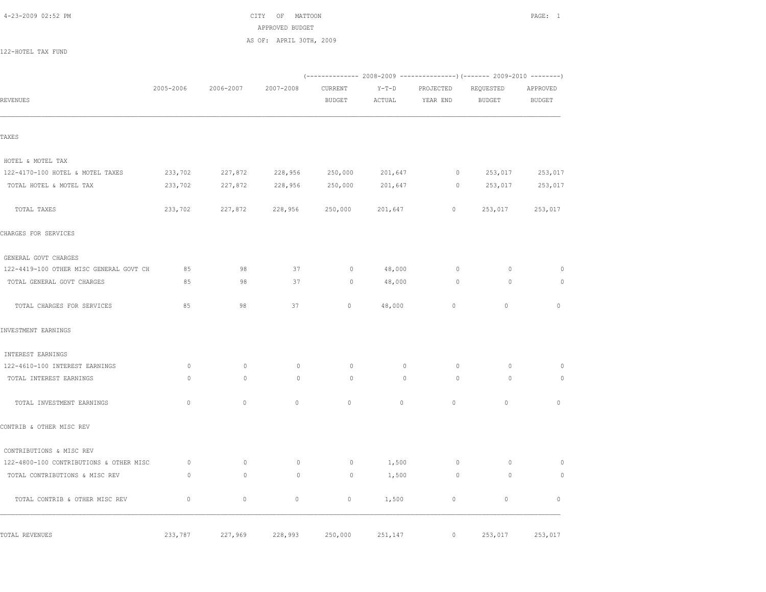4-23-2009 02:52 PM

CITY OF MATTOON
APPROVED BUDGET
AS OF: APRIL 30TH, 2009

122-HOTEL TAX FUND

| REVENUES | 2005-2006 | 2006-2007 | 2007-2008 | 2008-2009 CURRENT BUDGET | 2008-2009 Y-T-D ACTUAL | 2008-2009 PROJECTED YEAR END | 2009-2010 REQUESTED BUDGET | 2009-2010 APPROVED BUDGET |
|---|---|---|---|---|---|---|---|---|
| **TAXES** | | | | | | | | |
| HOTEL & MOTEL TAX | | | | | | | | |
| 122-4170-100 HOTEL & MOTEL TAXES | 233,702 | 227,872 | 228,956 | 250,000 | 201,647 | 0 | 253,017 | 253,017 |
| TOTAL HOTEL & MOTEL TAX | 233,702 | 227,872 | 228,956 | 250,000 | 201,647 | 0 | 253,017 | 253,017 |
| TOTAL TAXES | 233,702 | 227,872 | 228,956 | 250,000 | 201,647 | 0 | 253,017 | 253,017 |
| **CHARGES FOR SERVICES** | | | | | | | | |
| GENERAL GOVT CHARGES | | | | | | | | |
| 122-4419-100 OTHER MISC GENERAL GOVT CH | 85 | 98 | 37 | 0 | 48,000 | 0 | 0 | 0 |
| TOTAL GENERAL GOVT CHARGES | 85 | 98 | 37 | 0 | 48,000 | 0 | 0 | 0 |
| TOTAL CHARGES FOR SERVICES | 85 | 98 | 37 | 0 | 48,000 | 0 | 0 | 0 |
| **INVESTMENT EARNINGS** | | | | | | | | |
| INTEREST EARNINGS | | | | | | | | |
| 122-4610-100 INTEREST EARNINGS | 0 | 0 | 0 | 0 | 0 | 0 | 0 | 0 |
| TOTAL INTEREST EARNINGS | 0 | 0 | 0 | 0 | 0 | 0 | 0 | 0 |
| TOTAL INVESTMENT EARNINGS | 0 | 0 | 0 | 0 | 0 | 0 | 0 | 0 |
| **CONTRIB & OTHER MISC REV** | | | | | | | | |
| CONTRIBUTIONS & MISC REV | | | | | | | | |
| 122-4800-100 CONTRIBUTIONS & OTHER MISC | 0 | 0 | 0 | 0 | 1,500 | 0 | 0 | 0 |
| TOTAL CONTRIBUTIONS & MISC REV | 0 | 0 | 0 | 0 | 1,500 | 0 | 0 | 0 |
| TOTAL CONTRIB & OTHER MISC REV | 0 | 0 | 0 | 0 | 1,500 | 0 | 0 | 0 |
| TOTAL REVENUES | 233,787 | 227,969 | 228,993 | 250,000 | 251,147 | 0 | 253,017 | 253,017 |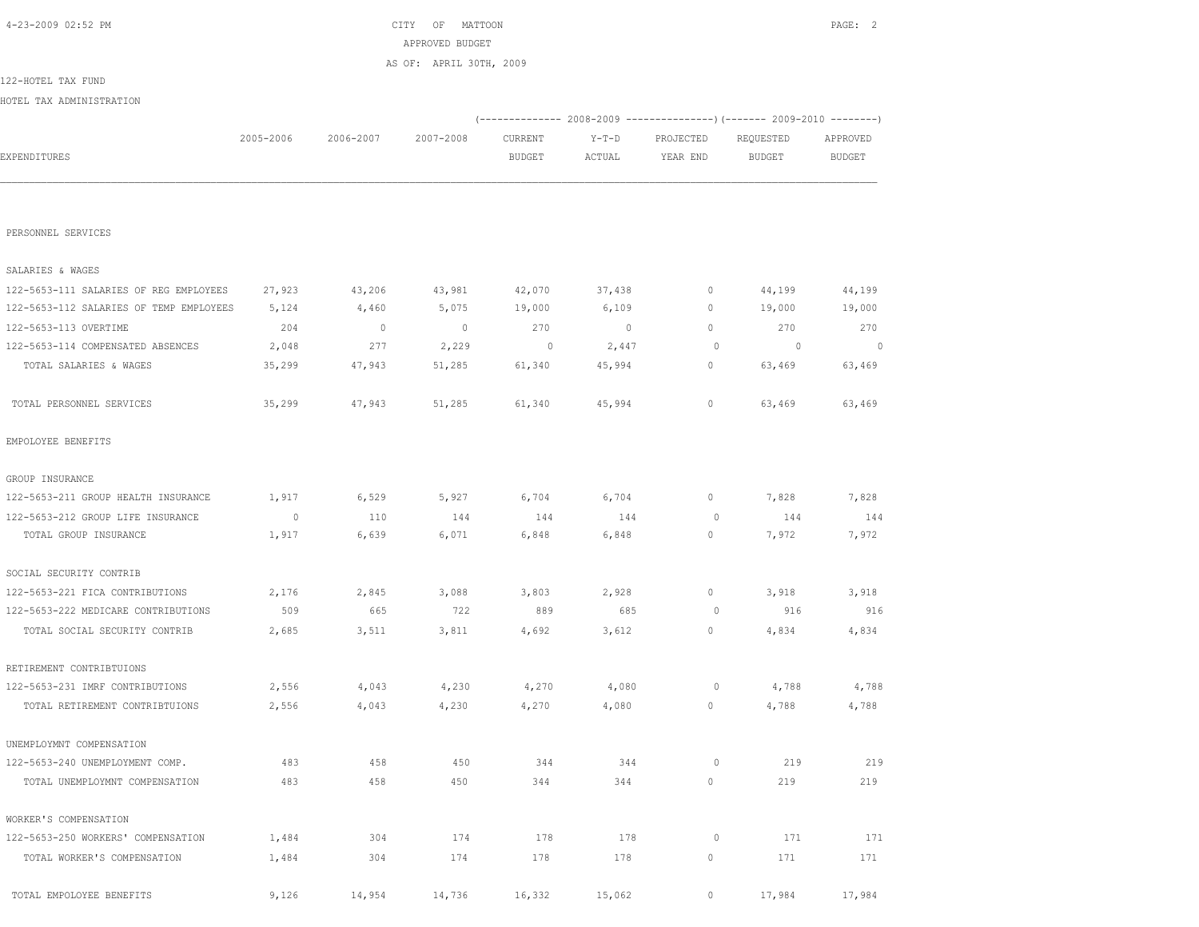CITY OF MATTOON

APPROVED BUDGET

AS OF: APRIL 30TH, 2009

122-HOTEL TAX FUND

HOTEL TAX ADMINISTRATION

| EXPENDITURES | 2005-2006 | 2006-2007 | 2007-2008 | 2008-2009 CURRENT BUDGET | 2008-2009 Y-T-D ACTUAL | 2008-2009 PROJECTED YEAR END | 2009-2010 REQUESTED BUDGET | 2009-2010 APPROVED BUDGET |
|---|---|---|---|---|---|---|---|---|
| PERSONNEL SERVICES | | | | | | | | |
| SALARIES & WAGES | | | | | | | | |
| 122-5653-111 SALARIES OF REG EMPLOYEES | 27,923 | 43,206 | 43,981 | 42,070 | 37,438 | 0 | 44,199 | 44,199 |
| 122-5653-112 SALARIES OF TEMP EMPLOYEES | 5,124 | 4,460 | 5,075 | 19,000 | 6,109 | 0 | 19,000 | 19,000 |
| 122-5653-113 OVERTIME | 204 | 0 | 0 | 270 | 0 | 0 | 270 | 270 |
| 122-5653-114 COMPENSATED ABSENCES | 2,048 | 277 | 2,229 | 0 | 2,447 | 0 | 0 | 0 |
| TOTAL SALARIES & WAGES | 35,299 | 47,943 | 51,285 | 61,340 | 45,994 | 0 | 63,469 | 63,469 |
| TOTAL PERSONNEL SERVICES | 35,299 | 47,943 | 51,285 | 61,340 | 45,994 | 0 | 63,469 | 63,469 |
| EMPOLOYEE BENEFITS | | | | | | | | |
| GROUP INSURANCE | | | | | | | | |
| 122-5653-211 GROUP HEALTH INSURANCE | 1,917 | 6,529 | 5,927 | 6,704 | 6,704 | 0 | 7,828 | 7,828 |
| 122-5653-212 GROUP LIFE INSURANCE | 0 | 110 | 144 | 144 | 144 | 0 | 144 | 144 |
| TOTAL GROUP INSURANCE | 1,917 | 6,639 | 6,071 | 6,848 | 6,848 | 0 | 7,972 | 7,972 |
| SOCIAL SECURITY CONTRIB | | | | | | | | |
| 122-5653-221 FICA CONTRIBUTIONS | 2,176 | 2,845 | 3,088 | 3,803 | 2,928 | 0 | 3,918 | 3,918 |
| 122-5653-222 MEDICARE CONTRIBUTIONS | 509 | 665 | 722 | 889 | 685 | 0 | 916 | 916 |
| TOTAL SOCIAL SECURITY CONTRIB | 2,685 | 3,511 | 3,811 | 4,692 | 3,612 | 0 | 4,834 | 4,834 |
| RETIREMENT CONTRIBTUIONS | | | | | | | | |
| 122-5653-231 IMRF CONTRIBUTIONS | 2,556 | 4,043 | 4,230 | 4,270 | 4,080 | 0 | 4,788 | 4,788 |
| TOTAL RETIREMENT CONTRIBTUIONS | 2,556 | 4,043 | 4,230 | 4,270 | 4,080 | 0 | 4,788 | 4,788 |
| UNEMPLOYMNT COMPENSATION | | | | | | | | |
| 122-5653-240 UNEMPLOYMENT COMP. | 483 | 458 | 450 | 344 | 344 | 0 | 219 | 219 |
| TOTAL UNEMPLOYMNT COMPENSATION | 483 | 458 | 450 | 344 | 344 | 0 | 219 | 219 |
| WORKER'S COMPENSATION | | | | | | | | |
| 122-5653-250 WORKERS' COMPENSATION | 1,484 | 304 | 174 | 178 | 178 | 0 | 171 | 171 |
| TOTAL WORKER'S COMPENSATION | 1,484 | 304 | 174 | 178 | 178 | 0 | 171 | 171 |
| TOTAL EMPOLOYEE BENEFITS | 9,126 | 14,954 | 14,736 | 16,332 | 15,062 | 0 | 17,984 | 17,984 |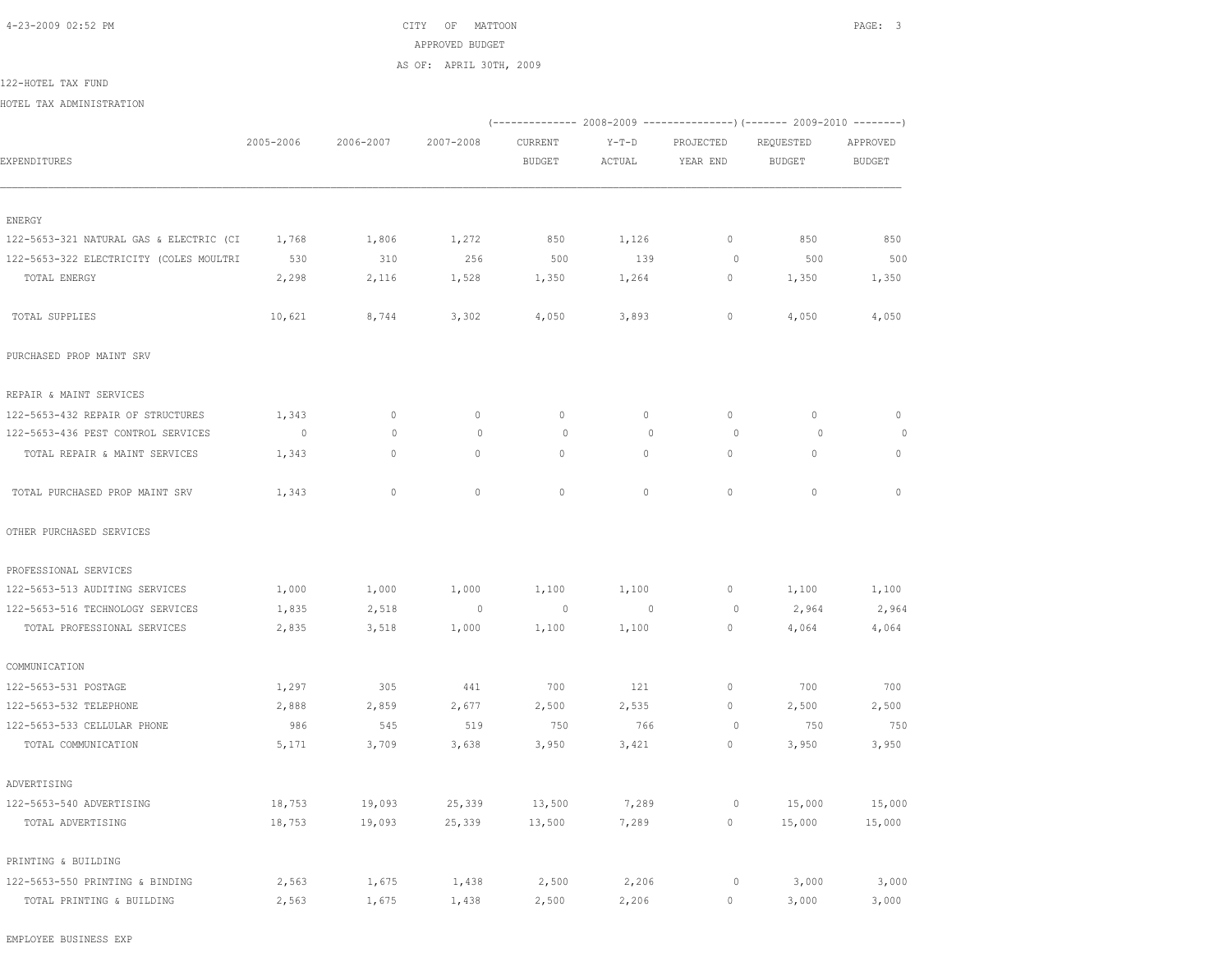CITY OF MATTOON
APPROVED BUDGET
AS OF: APRIL 30TH, 2009

122-HOTEL TAX FUND

HOTEL TAX ADMINISTRATION

| EXPENDITURES | 2005-2006 | 2006-2007 | 2007-2008 | 2008-2009 CURRENT BUDGET | 2008-2009 Y-T-D ACTUAL | 2008-2009 PROJECTED YEAR END | 2009-2010 REQUESTED BUDGET | 2009-2010 APPROVED BUDGET |
|---|---|---|---|---|---|---|---|---|
| ENERGY | | | | | | | | |
| 122-5653-321 NATURAL GAS & ELECTRIC (CI | 1,768 | 1,806 | 1,272 | 850 | 1,126 | 0 | 850 | 850 |
| 122-5653-322 ELECTRICITY (COLES MOULTRI | 530 | 310 | 256 | 500 | 139 | 0 | 500 | 500 |
| TOTAL ENERGY | 2,298 | 2,116 | 1,528 | 1,350 | 1,264 | 0 | 1,350 | 1,350 |
| TOTAL SUPPLIES | 10,621 | 8,744 | 3,302 | 4,050 | 3,893 | 0 | 4,050 | 4,050 |
| PURCHASED PROP MAINT SRV | | | | | | | | |
| REPAIR & MAINT SERVICES | | | | | | | | |
| 122-5653-432 REPAIR OF STRUCTURES | 1,343 | 0 | 0 | 0 | 0 | 0 | 0 | 0 |
| 122-5653-436 PEST CONTROL SERVICES | 0 | 0 | 0 | 0 | 0 | 0 | 0 | 0 |
| TOTAL REPAIR & MAINT SERVICES | 1,343 | 0 | 0 | 0 | 0 | 0 | 0 | 0 |
| TOTAL PURCHASED PROP MAINT SRV | 1,343 | 0 | 0 | 0 | 0 | 0 | 0 | 0 |
| OTHER PURCHASED SERVICES | | | | | | | | |
| PROFESSIONAL SERVICES | | | | | | | | |
| 122-5653-513 AUDITING SERVICES | 1,000 | 1,000 | 1,000 | 1,100 | 1,100 | 0 | 1,100 | 1,100 |
| 122-5653-516 TECHNOLOGY SERVICES | 1,835 | 2,518 | 0 | 0 | 0 | 0 | 2,964 | 2,964 |
| TOTAL PROFESSIONAL SERVICES | 2,835 | 3,518 | 1,000 | 1,100 | 1,100 | 0 | 4,064 | 4,064 |
| COMMUNICATION | | | | | | | | |
| 122-5653-531 POSTAGE | 1,297 | 305 | 441 | 700 | 121 | 0 | 700 | 700 |
| 122-5653-532 TELEPHONE | 2,888 | 2,859 | 2,677 | 2,500 | 2,535 | 0 | 2,500 | 2,500 |
| 122-5653-533 CELLULAR PHONE | 986 | 545 | 519 | 750 | 766 | 0 | 750 | 750 |
| TOTAL COMMUNICATION | 5,171 | 3,709 | 3,638 | 3,950 | 3,421 | 0 | 3,950 | 3,950 |
| ADVERTISING | | | | | | | | |
| 122-5653-540 ADVERTISING | 18,753 | 19,093 | 25,339 | 13,500 | 7,289 | 0 | 15,000 | 15,000 |
| TOTAL ADVERTISING | 18,753 | 19,093 | 25,339 | 13,500 | 7,289 | 0 | 15,000 | 15,000 |
| PRINTING & BUILDING | | | | | | | | |
| 122-5653-550 PRINTING & BINDING | 2,563 | 1,675 | 1,438 | 2,500 | 2,206 | 0 | 3,000 | 3,000 |
| TOTAL PRINTING & BUILDING | 2,563 | 1,675 | 1,438 | 2,500 | 2,206 | 0 | 3,000 | 3,000 |
| EMPLOYEE BUSINESS EXP | | | | | | | | |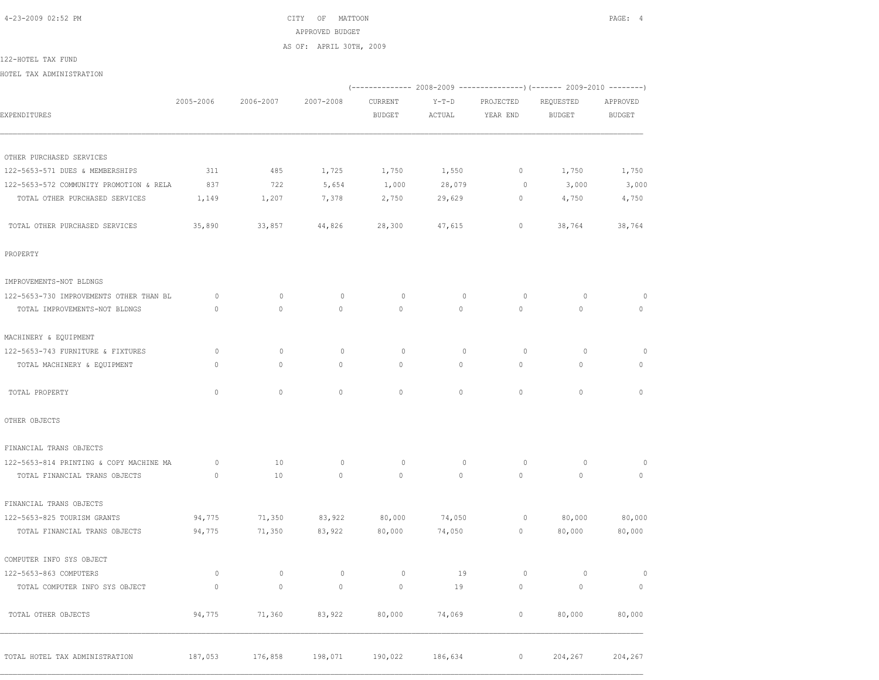CITY OF MATTOON
APPROVED BUDGET
AS OF: APRIL 30TH, 2009

122-HOTEL TAX FUND
HOTEL TAX ADMINISTRATION

| EXPENDITURES | 2005-2006 | 2006-2007 | 2007-2008 | 2008-2009 CURRENT BUDGET | 2008-2009 Y-T-D ACTUAL | 2008-2009 PROJECTED YEAR END | 2009-2010 REQUESTED BUDGET | 2009-2010 APPROVED BUDGET |
|---|---|---|---|---|---|---|---|---|
| OTHER PURCHASED SERVICES | | | | | | | | |
| 122-5653-571 DUES & MEMBERSHIPS | 311 | 485 | 1,725 | 1,750 | 1,550 | 0 | 1,750 | 1,750 |
| 122-5653-572 COMMUNITY PROMOTION & RELA | 837 | 722 | 5,654 | 1,000 | 28,079 | 0 | 3,000 | 3,000 |
| TOTAL OTHER PURCHASED SERVICES | 1,149 | 1,207 | 7,378 | 2,750 | 29,629 | 0 | 4,750 | 4,750 |
| TOTAL OTHER PURCHASED SERVICES | 35,890 | 33,857 | 44,826 | 28,300 | 47,615 | 0 | 38,764 | 38,764 |
| PROPERTY | | | | | | | | |
| IMPROVEMENTS-NOT BLDNGS | | | | | | | | |
| 122-5653-730 IMPROVEMENTS OTHER THAN BL | 0 | 0 | 0 | 0 | 0 | 0 | 0 | 0 |
| TOTAL IMPROVEMENTS-NOT BLDNGS | 0 | 0 | 0 | 0 | 0 | 0 | 0 | 0 |
| MACHINERY & EQUIPMENT | | | | | | | | |
| 122-5653-743 FURNITURE & FIXTURES | 0 | 0 | 0 | 0 | 0 | 0 | 0 | 0 |
| TOTAL MACHINERY & EQUIPMENT | 0 | 0 | 0 | 0 | 0 | 0 | 0 | 0 |
| TOTAL PROPERTY | 0 | 0 | 0 | 0 | 0 | 0 | 0 | 0 |
| OTHER OBJECTS | | | | | | | | |
| FINANCIAL TRANS OBJECTS | | | | | | | | |
| 122-5653-814 PRINTING & COPY MACHINE MA | 0 | 10 | 0 | 0 | 0 | 0 | 0 | 0 |
| TOTAL FINANCIAL TRANS OBJECTS | 0 | 10 | 0 | 0 | 0 | 0 | 0 | 0 |
| FINANCIAL TRANS OBJECTS | | | | | | | | |
| 122-5653-825 TOURISM GRANTS | 94,775 | 71,350 | 83,922 | 80,000 | 74,050 | 0 | 80,000 | 80,000 |
| TOTAL FINANCIAL TRANS OBJECTS | 94,775 | 71,350 | 83,922 | 80,000 | 74,050 | 0 | 80,000 | 80,000 |
| COMPUTER INFO SYS OBJECT | | | | | | | | |
| 122-5653-863 COMPUTERS | 0 | 0 | 0 | 0 | 19 | 0 | 0 | 0 |
| TOTAL COMPUTER INFO SYS OBJECT | 0 | 0 | 0 | 0 | 19 | 0 | 0 | 0 |
| TOTAL OTHER OBJECTS | 94,775 | 71,360 | 83,922 | 80,000 | 74,069 | 0 | 80,000 | 80,000 |
| TOTAL HOTEL TAX ADMINISTRATION | 187,053 | 176,858 | 198,071 | 190,022 | 186,634 | 0 | 204,267 | 204,267 |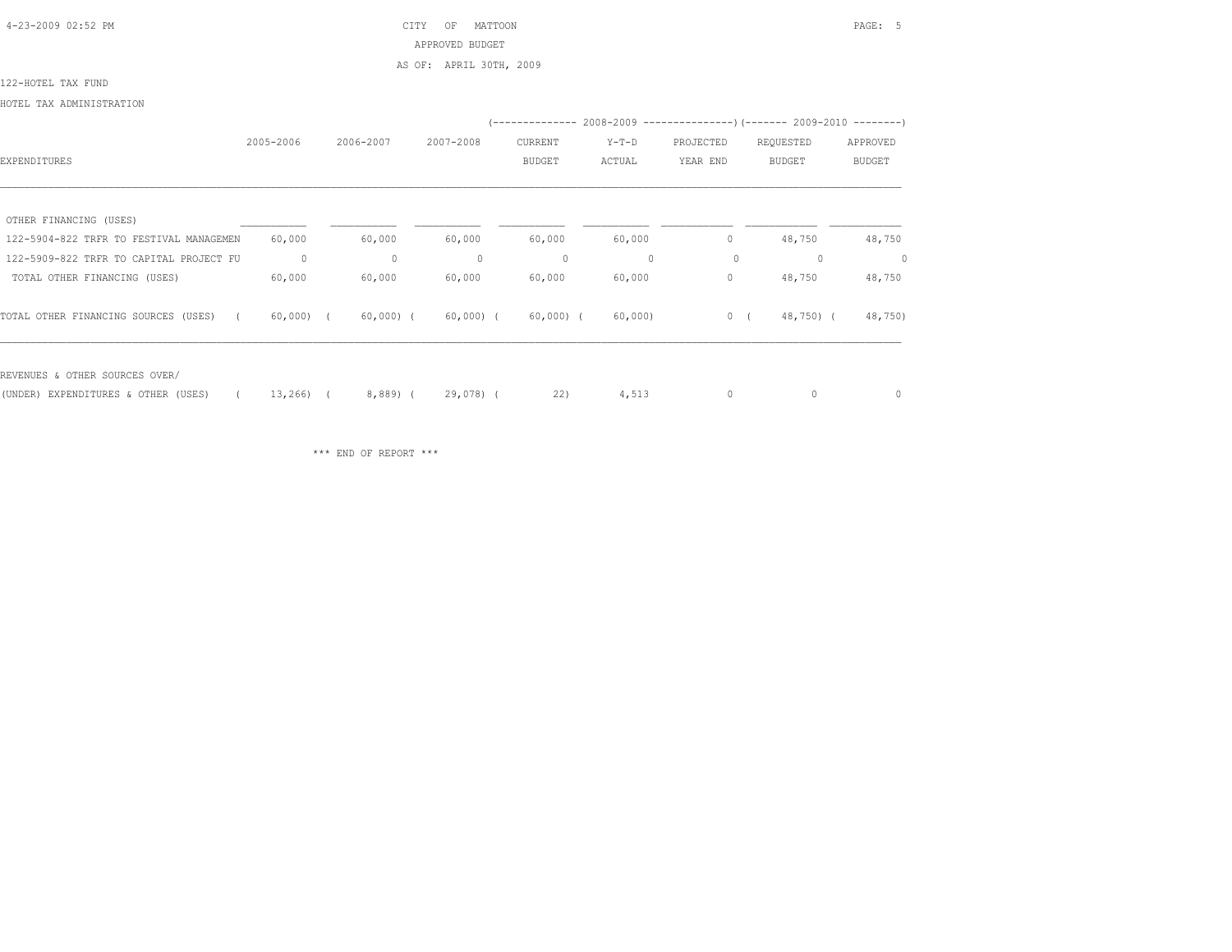CITY OF MATTOON

APPROVED BUDGET

AS OF: APRIL 30TH, 2009

122-HOTEL TAX FUND

HOTEL TAX ADMINISTRATION

| EXPENDITURES | 2005-2006 | 2006-2007 | 2007-2008 | 2008-2009 CURRENT BUDGET | 2008-2009 Y-T-D ACTUAL | 2008-2009 PROJECTED YEAR END | 2009-2010 REQUESTED BUDGET | 2009-2010 APPROVED BUDGET |
|---|---|---|---|---|---|---|---|---|
| OTHER FINANCING (USES) | | | | | | | | |
| 122-5904-822 TRFR TO FESTIVAL MANAGEMEN | 60,000 | 60,000 | 60,000 | 60,000 | 60,000 | 0 | 48,750 | 48,750 |
| 122-5909-822 TRFR TO CAPITAL PROJECT FU | 0 | 0 | 0 | 0 | 0 | 0 | 0 | 0 |
| TOTAL OTHER FINANCING (USES) | 60,000 | 60,000 | 60,000 | 60,000 | 60,000 | 0 | 48,750 | 48,750 |
| TOTAL OTHER FINANCING SOURCES (USES) | ( 60,000) | ( 60,000) | ( 60,000) | ( 60,000) | ( 60,000) | 0 | ( 48,750) | ( 48,750) |
| REVENUES & OTHER SOURCES OVER/ (UNDER) EXPENDITURES & OTHER (USES) | ( 13,266) | ( 8,889) | ( 29,078) | ( 22) | 4,513 | 0 | 0 | 0 |

*** END OF REPORT ***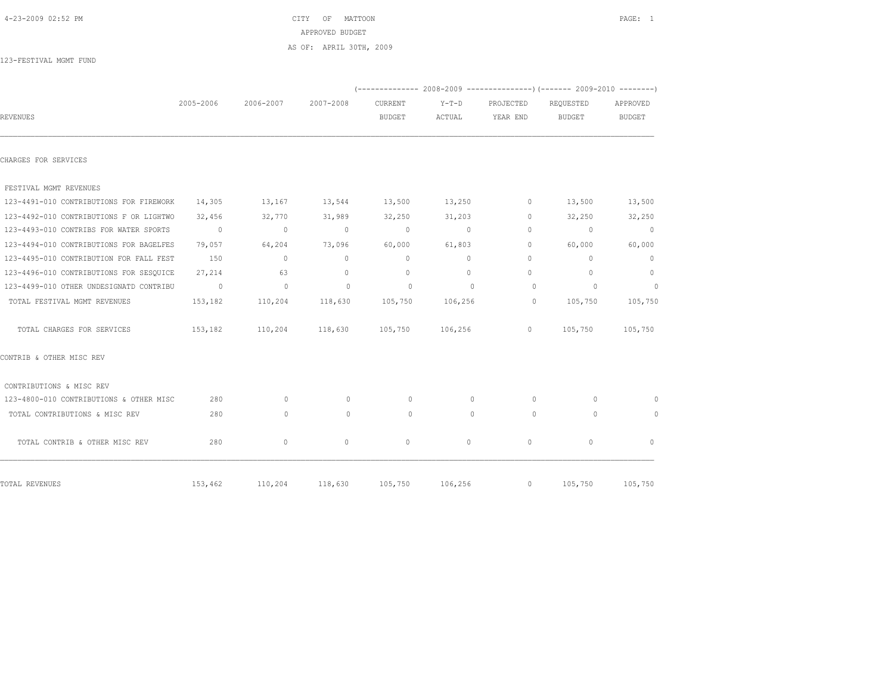CITY OF MATTOON
APPROVED BUDGET
AS OF: APRIL 30TH, 2009

123-FESTIVAL MGMT FUND

| REVENUES | 2005-2006 | 2006-2007 | 2007-2008 | 2008-2009 CURRENT BUDGET | 2008-2009 Y-T-D ACTUAL | 2008-2009 PROJECTED YEAR END | 2009-2010 REQUESTED BUDGET | 2009-2010 APPROVED BUDGET |
|---|---|---|---|---|---|---|---|---|
| CHARGES FOR SERVICES | | | | | | | | |
| FESTIVAL MGMT REVENUES | | | | | | | | |
| 123-4491-010 CONTRIBUTIONS FOR FIREWORK | 14,305 | 13,167 | 13,544 | 13,500 | 13,250 | 0 | 13,500 | 13,500 |
| 123-4492-010 CONTRIBUTIONS F OR LIGHTWO | 32,456 | 32,770 | 31,989 | 32,250 | 31,203 | 0 | 32,250 | 32,250 |
| 123-4493-010 CONTRIBS FOR WATER SPORTS | 0 | 0 | 0 | 0 | 0 | 0 | 0 | 0 |
| 123-4494-010 CONTRIBUTIONS FOR BAGELFES | 79,057 | 64,204 | 73,096 | 60,000 | 61,803 | 0 | 60,000 | 60,000 |
| 123-4495-010 CONTRIBUTION FOR FALL FEST | 150 | 0 | 0 | 0 | 0 | 0 | 0 | 0 |
| 123-4496-010 CONTRIBUTIONS FOR SESQUICE | 27,214 | 63 | 0 | 0 | 0 | 0 | 0 | 0 |
| 123-4499-010 OTHER UNDESIGNATD CONTRIBU | 0 | 0 | 0 | 0 | 0 | 0 | 0 | 0 |
| TOTAL FESTIVAL MGMT REVENUES | 153,182 | 110,204 | 118,630 | 105,750 | 106,256 | 0 | 105,750 | 105,750 |
| TOTAL CHARGES FOR SERVICES | 153,182 | 110,204 | 118,630 | 105,750 | 106,256 | 0 | 105,750 | 105,750 |
| CONTRIB & OTHER MISC REV | | | | | | | | |
| CONTRIBUTIONS & MISC REV | | | | | | | | |
| 123-4800-010 CONTRIBUTIONS & OTHER MISC | 280 | 0 | 0 | 0 | 0 | 0 | 0 | 0 |
| TOTAL CONTRIBUTIONS & MISC REV | 280 | 0 | 0 | 0 | 0 | 0 | 0 | 0 |
| TOTAL CONTRIB & OTHER MISC REV | 280 | 0 | 0 | 0 | 0 | 0 | 0 | 0 |
| TOTAL REVENUES | 153,462 | 110,204 | 118,630 | 105,750 | 106,256 | 0 | 105,750 | 105,750 |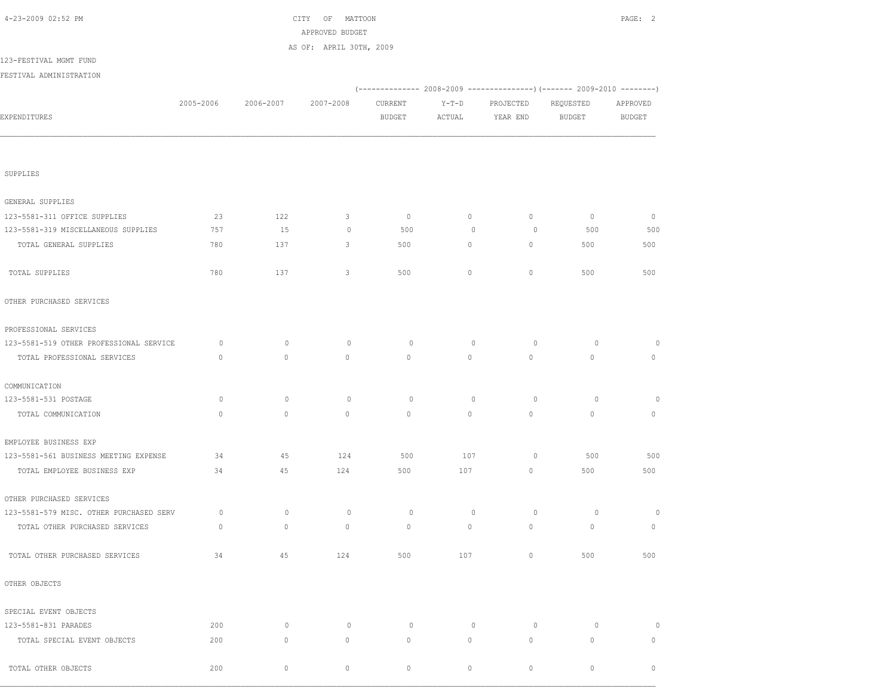CITY OF MATTOON

APPROVED BUDGET

AS OF: APRIL 30TH, 2009

123-FESTIVAL MGMT FUND

FESTIVAL ADMINISTRATION

| EXPENDITURES | 2005-2006 | 2006-2007 | 2007-2008 | 2008-2009 CURRENT BUDGET | 2008-2009 Y-T-D ACTUAL | 2008-2009 PROJECTED YEAR END | 2009-2010 REQUESTED BUDGET | 2009-2010 APPROVED BUDGET |
|---|---|---|---|---|---|---|---|---|
| SUPPLIES | | | | | | | | |
| GENERAL SUPPLIES | | | | | | | | |
| 123-5581-311 OFFICE SUPPLIES | 23 | 122 | 3 | 0 | 0 | 0 | 0 | 0 |
| 123-5581-319 MISCELLANEOUS SUPPLIES | 757 | 15 | 0 | 500 | 0 | 0 | 500 | 500 |
| TOTAL GENERAL SUPPLIES | 780 | 137 | 3 | 500 | 0 | 0 | 500 | 500 |
| TOTAL SUPPLIES | 780 | 137 | 3 | 500 | 0 | 0 | 500 | 500 |
| OTHER PURCHASED SERVICES | | | | | | | | |
| PROFESSIONAL SERVICES | | | | | | | | |
| 123-5581-519 OTHER PROFESSIONAL SERVICE | 0 | 0 | 0 | 0 | 0 | 0 | 0 | 0 |
| TOTAL PROFESSIONAL SERVICES | 0 | 0 | 0 | 0 | 0 | 0 | 0 | 0 |
| COMMUNICATION | | | | | | | | |
| 123-5581-531 POSTAGE | 0 | 0 | 0 | 0 | 0 | 0 | 0 | 0 |
| TOTAL COMMUNICATION | 0 | 0 | 0 | 0 | 0 | 0 | 0 | 0 |
| EMPLOYEE BUSINESS EXP | | | | | | | | |
| 123-5581-561 BUSINESS MEETING EXPENSE | 34 | 45 | 124 | 500 | 107 | 0 | 500 | 500 |
| TOTAL EMPLOYEE BUSINESS EXP | 34 | 45 | 124 | 500 | 107 | 0 | 500 | 500 |
| OTHER PURCHASED SERVICES | | | | | | | | |
| 123-5581-579 MISC. OTHER PURCHASED SERV | 0 | 0 | 0 | 0 | 0 | 0 | 0 | 0 |
| TOTAL OTHER PURCHASED SERVICES | 0 | 0 | 0 | 0 | 0 | 0 | 0 | 0 |
| TOTAL OTHER PURCHASED SERVICES | 34 | 45 | 124 | 500 | 107 | 0 | 500 | 500 |
| OTHER OBJECTS | | | | | | | | |
| SPECIAL EVENT OBJECTS | | | | | | | | |
| 123-5581-831 PARADES | 200 | 0 | 0 | 0 | 0 | 0 | 0 | 0 |
| TOTAL SPECIAL EVENT OBJECTS | 200 | 0 | 0 | 0 | 0 | 0 | 0 | 0 |
| TOTAL OTHER OBJECTS | 200 | 0 | 0 | 0 | 0 | 0 | 0 | 0 |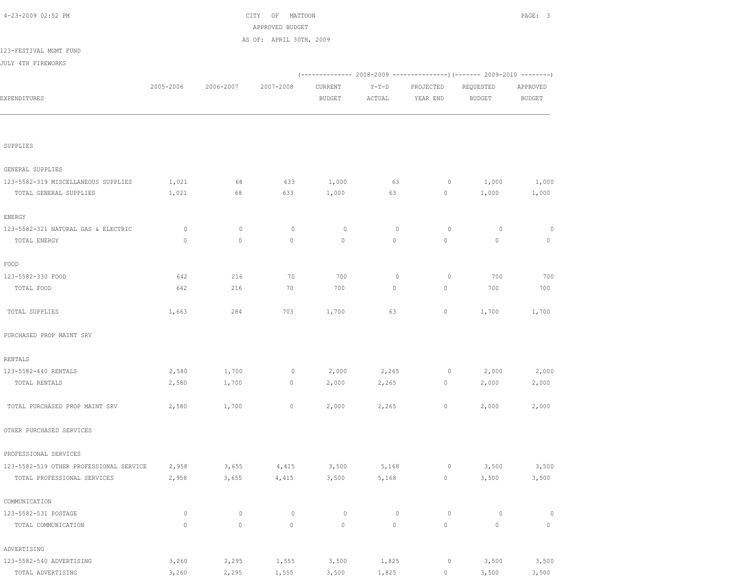CITY OF MATTOON
APPROVED BUDGET
AS OF: APRIL 30TH, 2009

123-FESTIVAL MGMT FUND
JULY 4TH FIREWORKS

| EXPENDITURES | 2005-2006 | 2006-2007 | 2007-2008 | 2008-2009 CURRENT BUDGET | 2008-2009 Y-T-D ACTUAL | 2008-2009 PROJECTED YEAR END | 2009-2010 REQUESTED BUDGET | 2009-2010 APPROVED BUDGET |
|---|---|---|---|---|---|---|---|---|
| SUPPLIES | | | | | | | | |
| GENERAL SUPPLIES | | | | | | | | |
| 123-5582-319 MISCELLANEOUS SUPPLIES | 1,021 | 68 | 633 | 1,000 | 63 | 0 | 1,000 | 1,000 |
| TOTAL GENERAL SUPPLIES | 1,021 | 68 | 633 | 1,000 | 63 | 0 | 1,000 | 1,000 |
| ENERGY | | | | | | | | |
| 123-5582-321 NATURAL GAS & ELECTRIC | 0 | 0 | 0 | 0 | 0 | 0 | 0 | 0 |
| TOTAL ENERGY | 0 | 0 | 0 | 0 | 0 | 0 | 0 | 0 |
| FOOD | | | | | | | | |
| 123-5582-330 FOOD | 642 | 216 | 70 | 700 | 0 | 0 | 700 | 700 |
| TOTAL FOOD | 642 | 216 | 70 | 700 | 0 | 0 | 700 | 700 |
| TOTAL SUPPLIES | 1,663 | 284 | 703 | 1,700 | 63 | 0 | 1,700 | 1,700 |
| PURCHASED PROP MAINT SRV | | | | | | | | |
| RENTALS | | | | | | | | |
| 123-5582-440 RENTALS | 2,580 | 1,700 | 0 | 2,000 | 2,265 | 0 | 2,000 | 2,000 |
| TOTAL RENTALS | 2,580 | 1,700 | 0 | 2,000 | 2,265 | 0 | 2,000 | 2,000 |
| TOTAL PURCHASED PROP MAINT SRV | 2,580 | 1,700 | 0 | 2,000 | 2,265 | 0 | 2,000 | 2,000 |
| OTHER PURCHASED SERVICES | | | | | | | | |
| PROFESSIONAL SERVICES | | | | | | | | |
| 123-5582-519 OTHER PROFESSIONAL SERVICE | 2,958 | 3,655 | 4,415 | 3,500 | 5,168 | 0 | 3,500 | 3,500 |
| TOTAL PROFESSIONAL SERVICES | 2,958 | 3,655 | 4,415 | 3,500 | 5,168 | 0 | 3,500 | 3,500 |
| COMMUNICATION | | | | | | | | |
| 123-5582-531 POSTAGE | 0 | 0 | 0 | 0 | 0 | 0 | 0 | 0 |
| TOTAL COMMUNICATION | 0 | 0 | 0 | 0 | 0 | 0 | 0 | 0 |
| ADVERTISING | | | | | | | | |
| 123-5582-540 ADVERTISING | 3,260 | 2,295 | 1,555 | 3,500 | 1,825 | 0 | 3,500 | 3,500 |
| TOTAL ADVERTISING | 3,260 | 2,295 | 1,555 | 3,500 | 1,825 | 0 | 3,500 | 3,500 |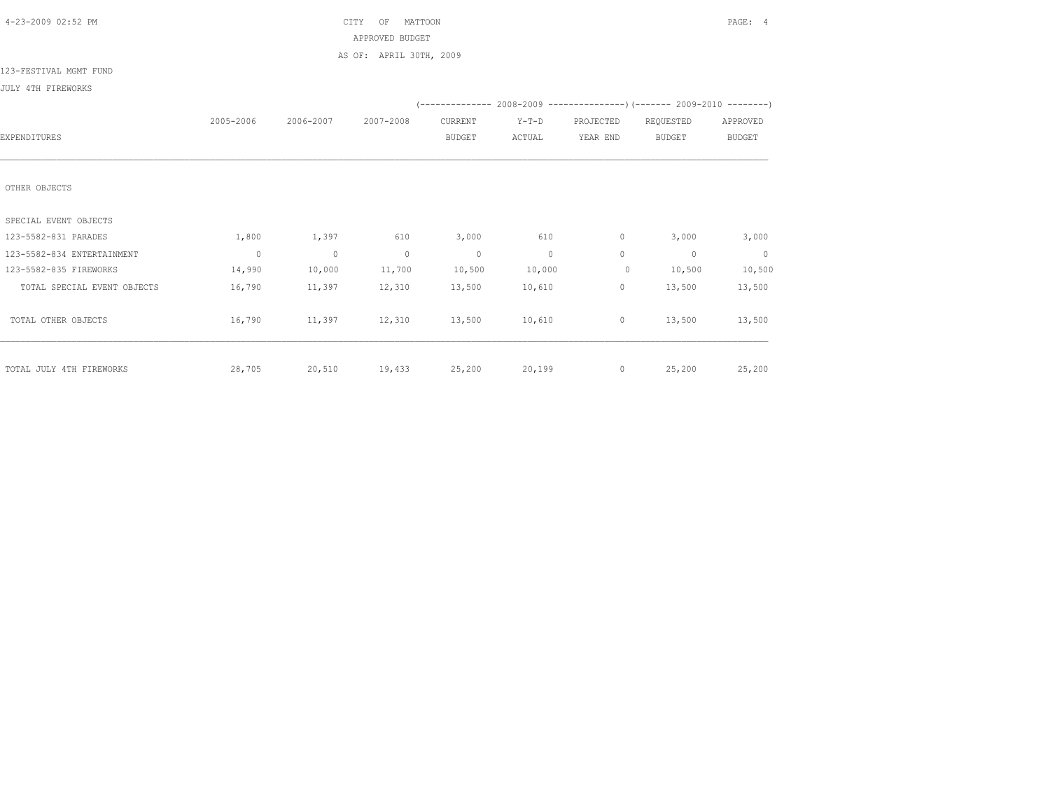CITY OF MATTOON
APPROVED BUDGET
AS OF: APRIL 30TH, 2009

123-FESTIVAL MGMT FUND

JULY 4TH FIREWORKS

| EXPENDITURES | 2005-2006 | 2006-2007 | 2007-2008 | 2008-2009 CURRENT BUDGET | 2008-2009 Y-T-D ACTUAL | 2008-2009 PROJECTED YEAR END | 2009-2010 REQUESTED BUDGET | 2009-2010 APPROVED BUDGET |
|---|---|---|---|---|---|---|---|---|
| OTHER OBJECTS | | | | | | | | |
| SPECIAL EVENT OBJECTS | | | | | | | | |
| 123-5582-831 PARADES | 1,800 | 1,397 | 610 | 3,000 | 610 | 0 | 3,000 | 3,000 |
| 123-5582-834 ENTERTAINMENT | 0 | 0 | 0 | 0 | 0 | 0 | 0 | 0 |
| 123-5582-835 FIREWORKS | 14,990 | 10,000 | 11,700 | 10,500 | 10,000 | 0 | 10,500 | 10,500 |
| TOTAL SPECIAL EVENT OBJECTS | 16,790 | 11,397 | 12,310 | 13,500 | 10,610 | 0 | 13,500 | 13,500 |
| TOTAL OTHER OBJECTS | 16,790 | 11,397 | 12,310 | 13,500 | 10,610 | 0 | 13,500 | 13,500 |
| TOTAL JULY 4TH FIREWORKS | 28,705 | 20,510 | 19,433 | 25,200 | 20,199 | 0 | 25,200 | 25,200 |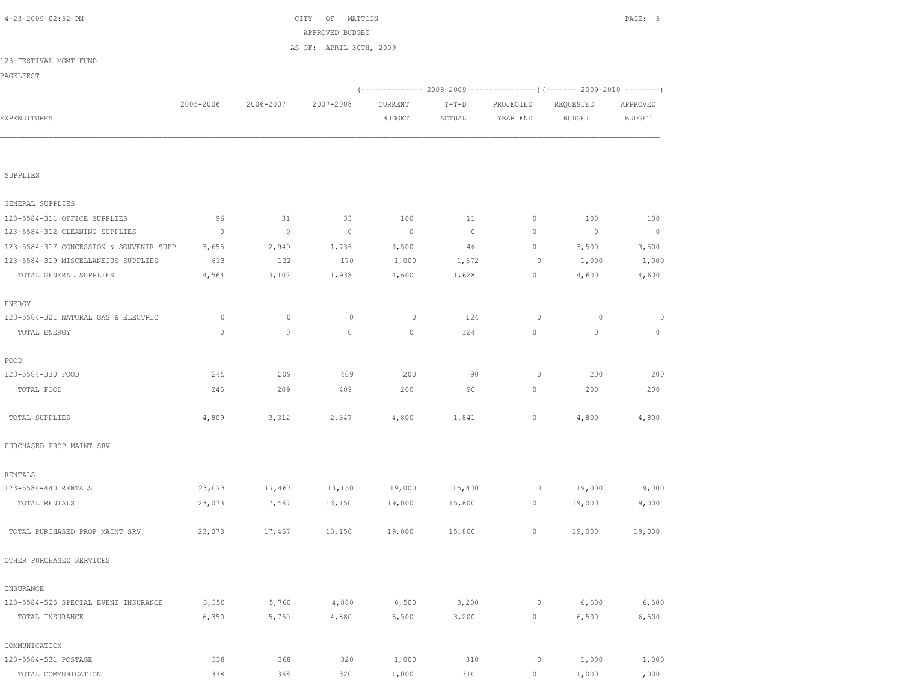CITY OF MATTOON

APPROVED BUDGET

AS OF: APRIL 30TH, 2009

123-FESTIVAL MGMT FUND

BAGELFEST

| EXPENDITURES | 2005-2006 | 2006-2007 | 2007-2008 | 2008-2009 CURRENT BUDGET | 2008-2009 Y-T-D ACTUAL | 2008-2009 PROJECTED YEAR END | 2009-2010 REQUESTED BUDGET | 2009-2010 APPROVED BUDGET |
|---|---|---|---|---|---|---|---|---|
| SUPPLIES | | | | | | | | |
| GENERAL SUPPLIES | | | | | | | | |
| 123-5584-311 OFFICE SUPPLIES | 96 | 31 | 33 | 100 | 11 | 0 | 100 | 100 |
| 123-5584-312 CLEANING SUPPLIES | 0 | 0 | 0 | 0 | 0 | 0 | 0 | 0 |
| 123-5584-317 CONCESSION & SOUVENIR SUPP | 3,655 | 2,949 | 1,736 | 3,500 | 46 | 0 | 3,500 | 3,500 |
| 123-5584-319 MISCELLANEOUS SUPPLIES | 813 | 122 | 170 | 1,000 | 1,572 | 0 | 1,000 | 1,000 |
| TOTAL GENERAL SUPPLIES | 4,564 | 3,102 | 1,938 | 4,600 | 1,628 | 0 | 4,600 | 4,600 |
| ENERGY | | | | | | | | |
| 123-5584-321 NATURAL GAS & ELECTRIC | 0 | 0 | 0 | 0 | 124 | 0 | 0 | 0 |
| TOTAL ENERGY | 0 | 0 | 0 | 0 | 124 | 0 | 0 | 0 |
| FOOD | | | | | | | | |
| 123-5584-330 FOOD | 245 | 209 | 409 | 200 | 90 | 0 | 200 | 200 |
| TOTAL FOOD | 245 | 209 | 409 | 200 | 90 | 0 | 200 | 200 |
| TOTAL SUPPLIES | 4,809 | 3,312 | 2,347 | 4,800 | 1,841 | 0 | 4,800 | 4,800 |
| PURCHASED PROP MAINT SRV | | | | | | | | |
| RENTALS | | | | | | | | |
| 123-5584-440 RENTALS | 23,073 | 17,467 | 13,150 | 19,000 | 15,800 | 0 | 19,000 | 19,000 |
| TOTAL RENTALS | 23,073 | 17,467 | 13,150 | 19,000 | 15,800 | 0 | 19,000 | 19,000 |
| TOTAL PURCHASED PROP MAINT SRV | 23,073 | 17,467 | 13,150 | 19,000 | 15,800 | 0 | 19,000 | 19,000 |
| OTHER PURCHASED SERVICES | | | | | | | | |
| INSURANCE | | | | | | | | |
| 123-5584-525 SPECIAL EVENT INSURANCE | 6,350 | 5,760 | 4,880 | 6,500 | 3,200 | 0 | 6,500 | 6,500 |
| TOTAL INSURANCE | 6,350 | 5,760 | 4,880 | 6,500 | 3,200 | 0 | 6,500 | 6,500 |
| COMMUNICATION | | | | | | | | |
| 123-5584-531 POSTAGE | 338 | 368 | 320 | 1,000 | 310 | 0 | 1,000 | 1,000 |
| TOTAL COMMUNICATION | 338 | 368 | 320 | 1,000 | 310 | 0 | 1,000 | 1,000 |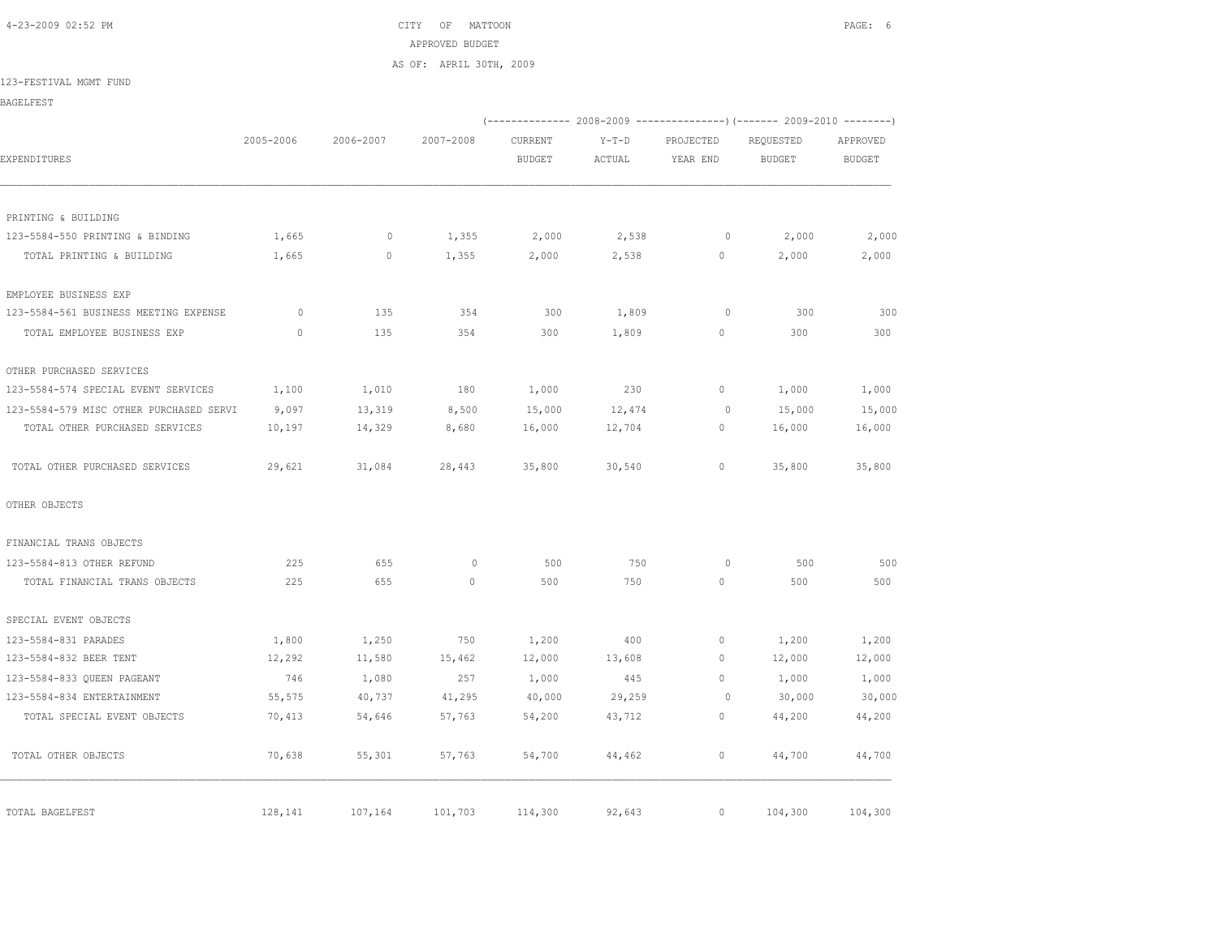CITY OF MATTOON

APPROVED BUDGET

AS OF: APRIL 30TH, 2009

123-FESTIVAL MGMT FUND

BAGELFEST

| EXPENDITURES | 2005-2006 | 2006-2007 | 2007-2008 | 2008-2009 CURRENT BUDGET | 2008-2009 Y-T-D ACTUAL | 2008-2009 PROJECTED YEAR END | 2009-2010 REQUESTED BUDGET | 2009-2010 APPROVED BUDGET |
|---|---|---|---|---|---|---|---|---|
| PRINTING & BUILDING | | | | | | | | |
| 123-5584-550 PRINTING & BINDING | 1,665 | 0 | 1,355 | 2,000 | 2,538 | 0 | 2,000 | 2,000 |
| TOTAL PRINTING & BUILDING | 1,665 | 0 | 1,355 | 2,000 | 2,538 | 0 | 2,000 | 2,000 |
| EMPLOYEE BUSINESS EXP | | | | | | | | |
| 123-5584-561 BUSINESS MEETING EXPENSE | 0 | 135 | 354 | 300 | 1,809 | 0 | 300 | 300 |
| TOTAL EMPLOYEE BUSINESS EXP | 0 | 135 | 354 | 300 | 1,809 | 0 | 300 | 300 |
| OTHER PURCHASED SERVICES | | | | | | | | |
| 123-5584-574 SPECIAL EVENT SERVICES | 1,100 | 1,010 | 180 | 1,000 | 230 | 0 | 1,000 | 1,000 |
| 123-5584-579 MISC OTHER PURCHASED SERVI | 9,097 | 13,319 | 8,500 | 15,000 | 12,474 | 0 | 15,000 | 15,000 |
| TOTAL OTHER PURCHASED SERVICES | 10,197 | 14,329 | 8,680 | 16,000 | 12,704 | 0 | 16,000 | 16,000 |
| TOTAL OTHER PURCHASED SERVICES | 29,621 | 31,084 | 28,443 | 35,800 | 30,540 | 0 | 35,800 | 35,800 |
| OTHER OBJECTS | | | | | | | | |
| FINANCIAL TRANS OBJECTS | | | | | | | | |
| 123-5584-813 OTHER REFUND | 225 | 655 | 0 | 500 | 750 | 0 | 500 | 500 |
| TOTAL FINANCIAL TRANS OBJECTS | 225 | 655 | 0 | 500 | 750 | 0 | 500 | 500 |
| SPECIAL EVENT OBJECTS | | | | | | | | |
| 123-5584-831 PARADES | 1,800 | 1,250 | 750 | 1,200 | 400 | 0 | 1,200 | 1,200 |
| 123-5584-832 BEER TENT | 12,292 | 11,580 | 15,462 | 12,000 | 13,608 | 0 | 12,000 | 12,000 |
| 123-5584-833 QUEEN PAGEANT | 746 | 1,080 | 257 | 1,000 | 445 | 0 | 1,000 | 1,000 |
| 123-5584-834 ENTERTAINMENT | 55,575 | 40,737 | 41,295 | 40,000 | 29,259 | 0 | 30,000 | 30,000 |
| TOTAL SPECIAL EVENT OBJECTS | 70,413 | 54,646 | 57,763 | 54,200 | 43,712 | 0 | 44,200 | 44,200 |
| TOTAL OTHER OBJECTS | 70,638 | 55,301 | 57,763 | 54,700 | 44,462 | 0 | 44,700 | 44,700 |
| TOTAL BAGELFEST | 128,141 | 107,164 | 101,703 | 114,300 | 92,643 | 0 | 104,300 | 104,300 |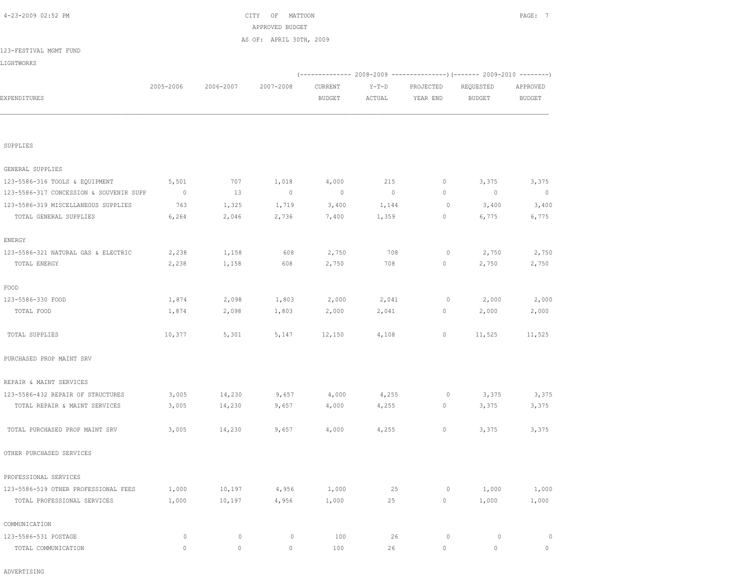CITY OF MATTOON
APPROVED BUDGET
AS OF: APRIL 30TH, 2009

123-FESTIVAL MGMT FUND

LIGHTWORKS

| EXPENDITURES | 2005-2006 | 2006-2007 | 2007-2008 | 2008-2009 CURRENT BUDGET | 2008-2009 Y-T-D ACTUAL | 2008-2009 PROJECTED YEAR END | 2009-2010 REQUESTED BUDGET | 2009-2010 APPROVED BUDGET |
|---|---|---|---|---|---|---|---|---|
| SUPPLIES | | | | | | | | |
| GENERAL SUPPLIES | | | | | | | | |
| 123-5586-316 TOOLS & EQUIPMENT | 5,501 | 707 | 1,018 | 4,000 | 215 | 0 | 3,375 | 3,375 |
| 123-5586-317 CONCESSION & SOUVENIR SUPP | 0 | 13 | 0 | 0 | 0 | 0 | 0 | 0 |
| 123-5586-319 MISCELLANEOUS SUPPLIES | 763 | 1,325 | 1,719 | 3,400 | 1,144 | 0 | 3,400 | 3,400 |
| TOTAL GENERAL SUPPLIES | 6,264 | 2,046 | 2,736 | 7,400 | 1,359 | 0 | 6,775 | 6,775 |
| ENERGY | | | | | | | | |
| 123-5586-321 NATURAL GAS & ELECTRIC | 2,238 | 1,158 | 608 | 2,750 | 708 | 0 | 2,750 | 2,750 |
| TOTAL ENERGY | 2,238 | 1,158 | 608 | 2,750 | 708 | 0 | 2,750 | 2,750 |
| FOOD | | | | | | | | |
| 123-5586-330 FOOD | 1,874 | 2,098 | 1,803 | 2,000 | 2,041 | 0 | 2,000 | 2,000 |
| TOTAL FOOD | 1,874 | 2,098 | 1,803 | 2,000 | 2,041 | 0 | 2,000 | 2,000 |
| TOTAL SUPPLIES | 10,377 | 5,301 | 5,147 | 12,150 | 4,108 | 0 | 11,525 | 11,525 |
| PURCHASED PROP MAINT SRV | | | | | | | | |
| REPAIR & MAINT SERVICES | | | | | | | | |
| 123-5586-432 REPAIR OF STRUCTURES | 3,005 | 14,230 | 9,657 | 4,000 | 4,255 | 0 | 3,375 | 3,375 |
| TOTAL REPAIR & MAINT SERVICES | 3,005 | 14,230 | 9,657 | 4,000 | 4,255 | 0 | 3,375 | 3,375 |
| TOTAL PURCHASED PROP MAINT SRV | 3,005 | 14,230 | 9,657 | 4,000 | 4,255 | 0 | 3,375 | 3,375 |
| OTHER PURCHASED SERVICES | | | | | | | | |
| PROFESSIONAL SERVICES | | | | | | | | |
| 123-5586-519 OTHER PROFESSIONAL FEES | 1,000 | 10,197 | 4,956 | 1,000 | 25 | 0 | 1,000 | 1,000 |
| TOTAL PROFESSIONAL SERVICES | 1,000 | 10,197 | 4,956 | 1,000 | 25 | 0 | 1,000 | 1,000 |
| COMMUNICATION | | | | | | | | |
| 123-5586-531 POSTAGE | 0 | 0 | 0 | 100 | 26 | 0 | 0 | 0 |
| TOTAL COMMUNICATION | 0 | 0 | 0 | 100 | 26 | 0 | 0 | 0 |
| ADVERTISING | | | | | | | | |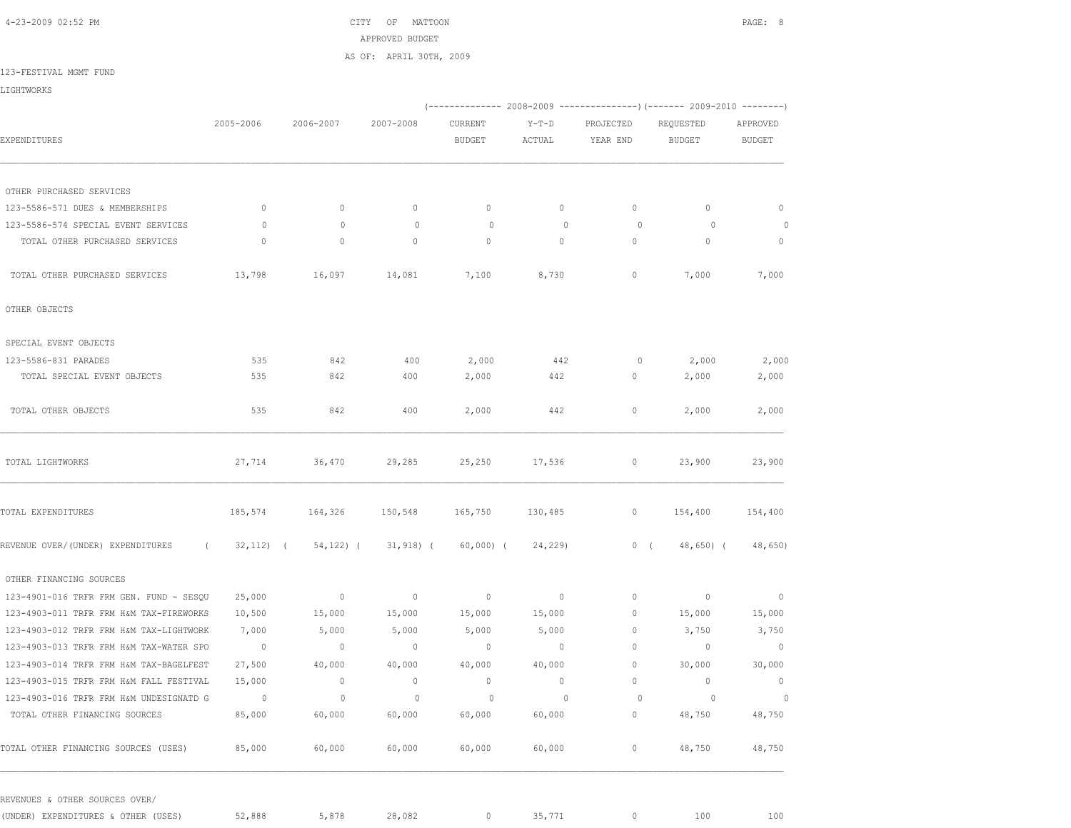CITY OF MATTOON

APPROVED BUDGET

AS OF: APRIL 30TH, 2009

123-FESTIVAL MGMT FUND

LIGHTWORKS

| EXPENDITURES | 2005-2006 | 2006-2007 | 2007-2008 | 2008-2009 CURRENT BUDGET | 2008-2009 Y-T-D ACTUAL | 2008-2009 PROJECTED YEAR END | 2009-2010 REQUESTED BUDGET | 2009-2010 APPROVED BUDGET |
|---|---|---|---|---|---|---|---|---|
| OTHER PURCHASED SERVICES | | | | | | | | |
| 123-5586-571 DUES & MEMBERSHIPS | 0 | 0 | 0 | 0 | 0 | 0 | 0 | 0 |
| 123-5586-574 SPECIAL EVENT SERVICES | 0 | 0 | 0 | 0 | 0 | 0 | 0 | 0 |
| TOTAL OTHER PURCHASED SERVICES | 0 | 0 | 0 | 0 | 0 | 0 | 0 | 0 |
| TOTAL OTHER PURCHASED SERVICES | 13,798 | 16,097 | 14,081 | 7,100 | 8,730 | 0 | 7,000 | 7,000 |
| OTHER OBJECTS | | | | | | | | |
| SPECIAL EVENT OBJECTS | | | | | | | | |
| 123-5586-831 PARADES | 535 | 842 | 400 | 2,000 | 442 | 0 | 2,000 | 2,000 |
| TOTAL SPECIAL EVENT OBJECTS | 535 | 842 | 400 | 2,000 | 442 | 0 | 2,000 | 2,000 |
| TOTAL OTHER OBJECTS | 535 | 842 | 400 | 2,000 | 442 | 0 | 2,000 | 2,000 |
| TOTAL LIGHTWORKS | 27,714 | 36,470 | 29,285 | 25,250 | 17,536 | 0 | 23,900 | 23,900 |
| TOTAL EXPENDITURES | 185,574 | 164,326 | 150,548 | 165,750 | 130,485 | 0 | 154,400 | 154,400 |
| REVENUE OVER/(UNDER) EXPENDITURES | ( 32,112) | ( 54,122) | ( 31,918) | ( 60,000) | ( 24,229) | 0 | ( 48,650) | ( 48,650) |
| OTHER FINANCING SOURCES | | | | | | | | |
| 123-4901-016 TRFR FRM GEN. FUND - SESQU | 25,000 | 0 | 0 | 0 | 0 | 0 | 0 | 0 |
| 123-4903-011 TRFR FRM H&M TAX-FIREWORKS | 10,500 | 15,000 | 15,000 | 15,000 | 15,000 | 0 | 15,000 | 15,000 |
| 123-4903-012 TRFR FRM H&M TAX-LIGHTWORK | 7,000 | 5,000 | 5,000 | 5,000 | 5,000 | 0 | 3,750 | 3,750 |
| 123-4903-013 TRFR FRM H&M TAX-WATER SPO | 0 | 0 | 0 | 0 | 0 | 0 | 0 | 0 |
| 123-4903-014 TRFR FRM H&M TAX-BAGELFEST | 27,500 | 40,000 | 40,000 | 40,000 | 40,000 | 0 | 30,000 | 30,000 |
| 123-4903-015 TRFR FRM H&M FALL FESTIVAL | 15,000 | 0 | 0 | 0 | 0 | 0 | 0 | 0 |
| 123-4903-016 TRFR FRM H&M UNDESIGNATD G | 0 | 0 | 0 | 0 | 0 | 0 | 0 | 0 |
| TOTAL OTHER FINANCING SOURCES | 85,000 | 60,000 | 60,000 | 60,000 | 60,000 | 0 | 48,750 | 48,750 |
| TOTAL OTHER FINANCING SOURCES (USES) | 85,000 | 60,000 | 60,000 | 60,000 | 60,000 | 0 | 48,750 | 48,750 |
| REVENUES & OTHER SOURCES OVER/ (UNDER) EXPENDITURES & OTHER (USES) | 52,888 | 5,878 | 28,082 | 0 | 35,771 | 0 | 100 | 100 |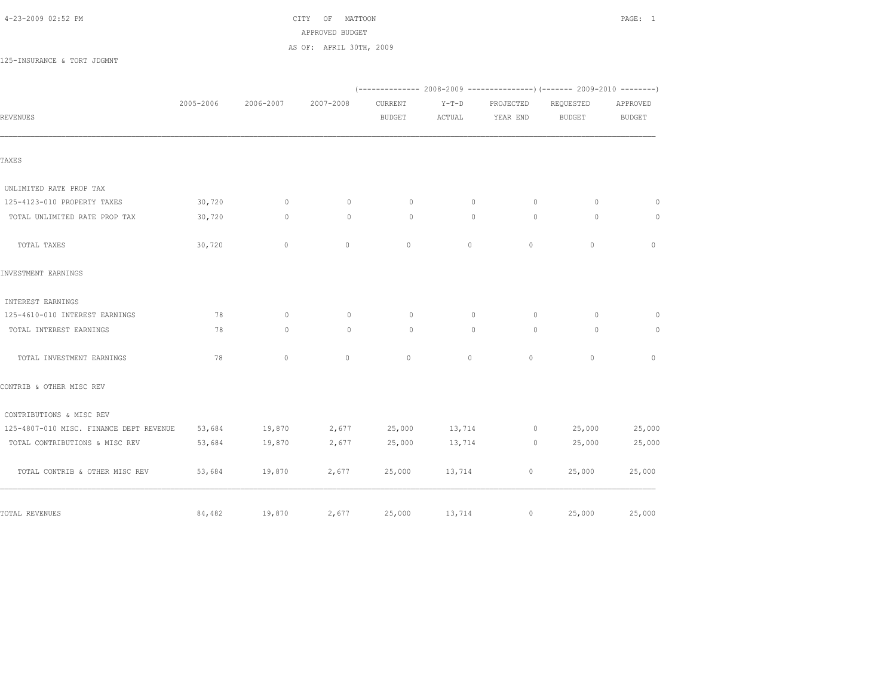CITY OF MATTOON
APPROVED BUDGET
AS OF: APRIL 30TH, 2009

125-INSURANCE & TORT JDGMNT

| REVENUES | 2005-2006 | 2006-2007 | 2007-2008 | 2008-2009 CURRENT BUDGET | 2008-2009 Y-T-D ACTUAL | 2008-2009 PROJECTED YEAR END | 2009-2010 REQUESTED BUDGET | 2009-2010 APPROVED BUDGET |
|---|---|---|---|---|---|---|---|---|
| **TAXES** | | | | | | | | |
| UNLIMITED RATE PROP TAX | | | | | | | | |
| 125-4123-010 PROPERTY TAXES | 30,720 | 0 | 0 | 0 | 0 | 0 | 0 | 0 |
| TOTAL UNLIMITED RATE PROP TAX | 30,720 | 0 | 0 | 0 | 0 | 0 | 0 | 0 |
| TOTAL TAXES | 30,720 | 0 | 0 | 0 | 0 | 0 | 0 | 0 |
| **INVESTMENT EARNINGS** | | | | | | | | |
| INTEREST EARNINGS | | | | | | | | |
| 125-4610-010 INTEREST EARNINGS | 78 | 0 | 0 | 0 | 0 | 0 | 0 | 0 |
| TOTAL INTEREST EARNINGS | 78 | 0 | 0 | 0 | 0 | 0 | 0 | 0 |
| TOTAL INVESTMENT EARNINGS | 78 | 0 | 0 | 0 | 0 | 0 | 0 | 0 |
| **CONTRIB & OTHER MISC REV** | | | | | | | | |
| CONTRIBUTIONS & MISC REV | | | | | | | | |
| 125-4807-010 MISC. FINANCE DEPT REVENUE | 53,684 | 19,870 | 2,677 | 25,000 | 13,714 | 0 | 25,000 | 25,000 |
| TOTAL CONTRIBUTIONS & MISC REV | 53,684 | 19,870 | 2,677 | 25,000 | 13,714 | 0 | 25,000 | 25,000 |
| TOTAL CONTRIB & OTHER MISC REV | 53,684 | 19,870 | 2,677 | 25,000 | 13,714 | 0 | 25,000 | 25,000 |
| TOTAL REVENUES | 84,482 | 19,870 | 2,677 | 25,000 | 13,714 | 0 | 25,000 | 25,000 |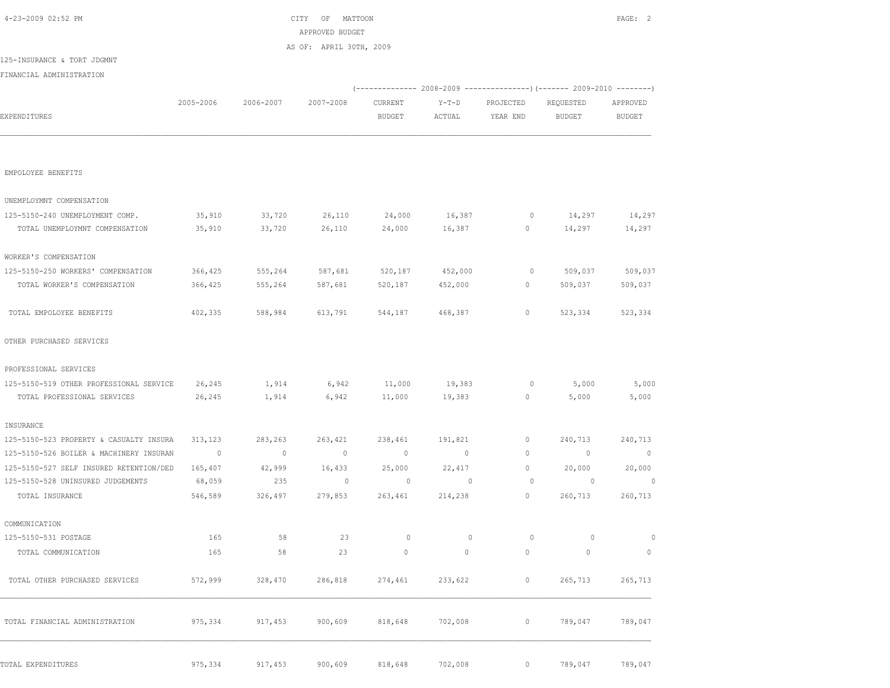CITY OF MATTOON
APPROVED BUDGET
AS OF: APRIL 30TH, 2009

125-INSURANCE & TORT JDGMNT

FINANCIAL ADMINISTRATION

| EXPENDITURES | 2005-2006 | 2006-2007 | 2007-2008 | 2008-2009 CURRENT BUDGET | 2008-2009 Y-T-D ACTUAL | 2008-2009 PROJECTED YEAR END | 2009-2010 REQUESTED BUDGET | 2009-2010 APPROVED BUDGET |
|---|---|---|---|---|---|---|---|---|
| EMPOLOYEE BENEFITS | | | | | | | | |
| UNEMPLOYMNT COMPENSATION | | | | | | | | |
| 125-5150-240 UNEMPLOYMENT COMP. | 35,910 | 33,720 | 26,110 | 24,000 | 16,387 | 0 | 14,297 | 14,297 |
| TOTAL UNEMPLOYMNT COMPENSATION | 35,910 | 33,720 | 26,110 | 24,000 | 16,387 | 0 | 14,297 | 14,297 |
| WORKER'S COMPENSATION | | | | | | | | |
| 125-5150-250 WORKERS' COMPENSATION | 366,425 | 555,264 | 587,681 | 520,187 | 452,000 | 0 | 509,037 | 509,037 |
| TOTAL WORKER'S COMPENSATION | 366,425 | 555,264 | 587,681 | 520,187 | 452,000 | 0 | 509,037 | 509,037 |
| TOTAL EMPOLOYEE BENEFITS | 402,335 | 588,984 | 613,791 | 544,187 | 468,387 | 0 | 523,334 | 523,334 |
| OTHER PURCHASED SERVICES | | | | | | | | |
| PROFESSIONAL SERVICES | | | | | | | | |
| 125-5150-519 OTHER PROFESSIONAL SERVICE | 26,245 | 1,914 | 6,942 | 11,000 | 19,383 | 0 | 5,000 | 5,000 |
| TOTAL PROFESSIONAL SERVICES | 26,245 | 1,914 | 6,942 | 11,000 | 19,383 | 0 | 5,000 | 5,000 |
| INSURANCE | | | | | | | | |
| 125-5150-523 PROPERTY & CASUALTY INSURA | 313,123 | 283,263 | 263,421 | 238,461 | 191,821 | 0 | 240,713 | 240,713 |
| 125-5150-526 BOILER & MACHINERY INSURAN | 0 | 0 | 0 | 0 | 0 | 0 | 0 | 0 |
| 125-5150-527 SELF INSURED RETENTION/DED | 165,407 | 42,999 | 16,433 | 25,000 | 22,417 | 0 | 20,000 | 20,000 |
| 125-5150-528 UNINSURED JUDGEMENTS | 68,059 | 235 | 0 | 0 | 0 | 0 | 0 | 0 |
| TOTAL INSURANCE | 546,589 | 326,497 | 279,853 | 263,461 | 214,238 | 0 | 260,713 | 260,713 |
| COMMUNICATION | | | | | | | | |
| 125-5150-531 POSTAGE | 165 | 58 | 23 | 0 | 0 | 0 | 0 | 0 |
| TOTAL COMMUNICATION | 165 | 58 | 23 | 0 | 0 | 0 | 0 | 0 |
| TOTAL OTHER PURCHASED SERVICES | 572,999 | 328,470 | 286,818 | 274,461 | 233,622 | 0 | 265,713 | 265,713 |
| TOTAL FINANCIAL ADMINISTRATION | 975,334 | 917,453 | 900,609 | 818,648 | 702,008 | 0 | 789,047 | 789,047 |
| TOTAL EXPENDITURES | 975,334 | 917,453 | 900,609 | 818,648 | 702,008 | 0 | 789,047 | 789,047 |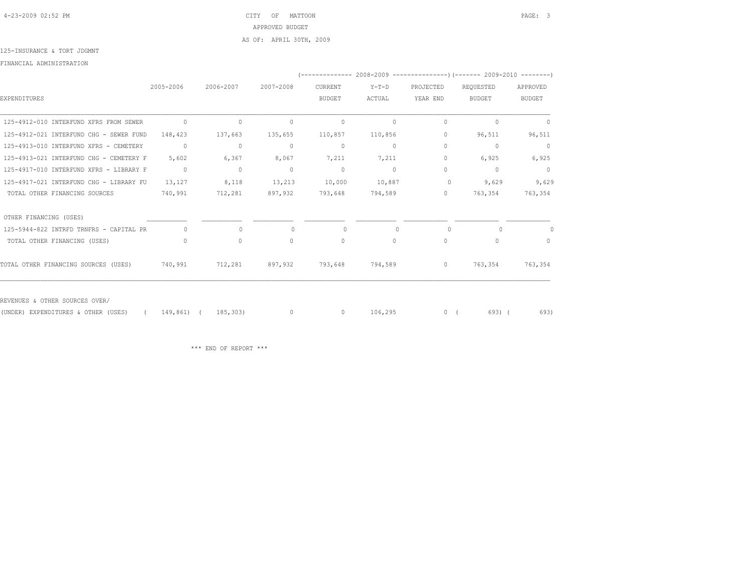CITY OF MATTOON
APPROVED BUDGET
AS OF: APRIL 30TH, 2009

125-INSURANCE & TORT JDGMNT

FINANCIAL ADMINISTRATION

| EXPENDITURES | 2005-2006 | 2006-2007 | 2007-2008 | 2008-2009 CURRENT BUDGET | 2008-2009 Y-T-D ACTUAL | 2008-2009 PROJECTED YEAR END | 2009-2010 REQUESTED BUDGET | 2009-2010 APPROVED BUDGET |
|---|---|---|---|---|---|---|---|---|
| 125-4912-010 INTERFUND XFRS FROM SEWER | 0 | 0 | 0 | 0 | 0 | 0 | 0 | 0 |
| 125-4912-021 INTERFUND CHG - SEWER FUND | 148,423 | 137,663 | 135,655 | 110,857 | 110,856 | 0 | 96,511 | 96,511 |
| 125-4913-010 INTERFUND XFRS - CEMETERY | 0 | 0 | 0 | 0 | 0 | 0 | 0 | 0 |
| 125-4913-021 INTERFUND CHG - CEMETERY F | 5,602 | 6,367 | 8,067 | 7,211 | 7,211 | 0 | 6,925 | 6,925 |
| 125-4917-010 INTERFUND XFRS - LIBRARY F | 0 | 0 | 0 | 0 | 0 | 0 | 0 | 0 |
| 125-4917-021 INTERFUND CHG - LIBRARY FU | 13,127 | 8,118 | 13,213 | 10,000 | 10,887 | 0 | 9,629 | 9,629 |
| TOTAL OTHER FINANCING SOURCES | 740,991 | 712,281 | 897,932 | 793,648 | 794,589 | 0 | 763,354 | 763,354 |
| OTHER FINANCING (USES) | | | | | | | | |
| 125-5944-822 INTRFD TRNFRS - CAPITAL PR | 0 | 0 | 0 | 0 | 0 | 0 | 0 | 0 |
| TOTAL OTHER FINANCING (USES) | 0 | 0 | 0 | 0 | 0 | 0 | 0 | 0 |
| TOTAL OTHER FINANCING SOURCES (USES) | 740,991 | 712,281 | 897,932 | 793,648 | 794,589 | 0 | 763,354 | 763,354 |
| REVENUES & OTHER SOURCES OVER/ (UNDER) EXPENDITURES & OTHER (USES) | (149,861) | (185,303) | 0 | 0 | 106,295 | 0 | (693) | (693) |

*** END OF REPORT ***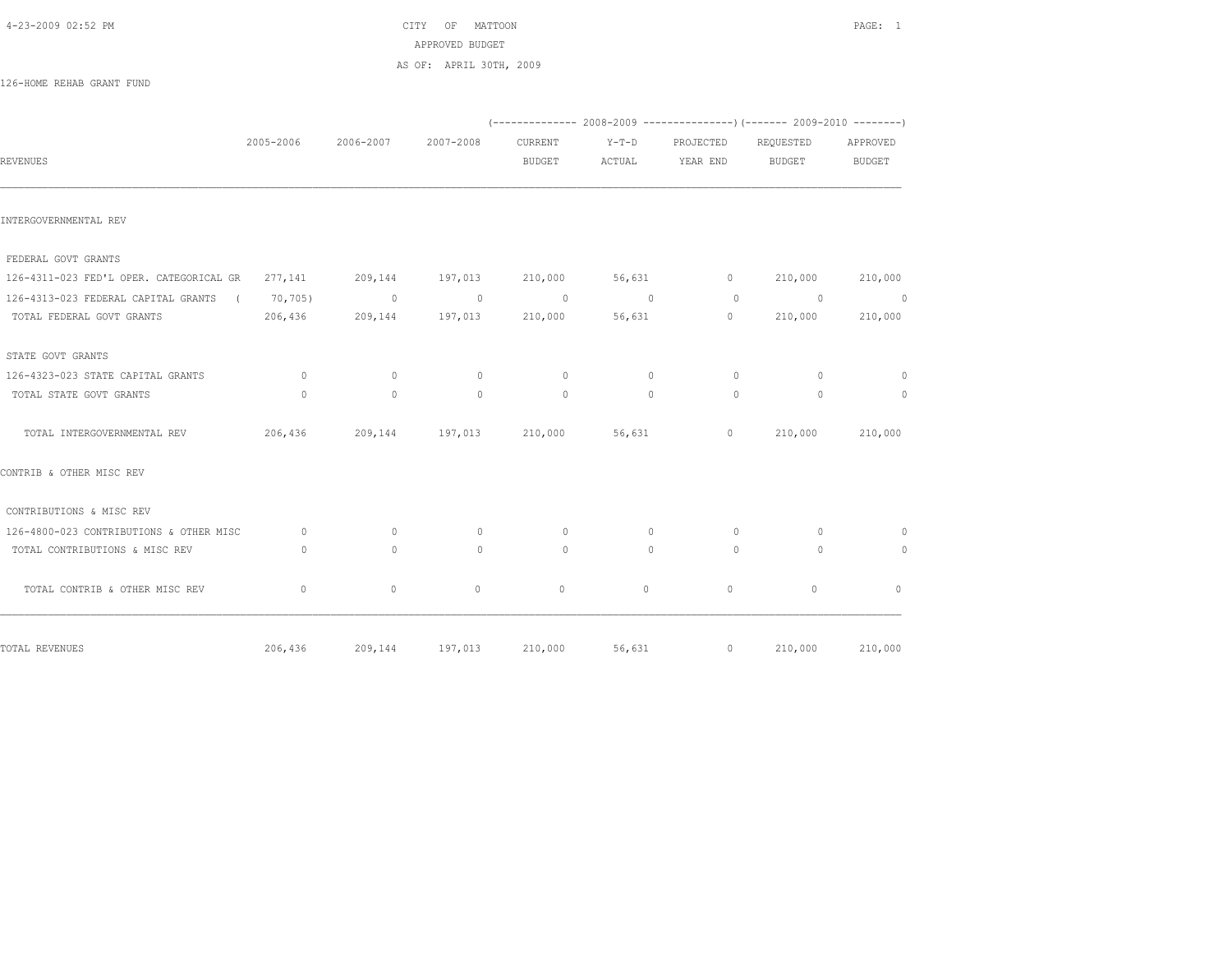CITY OF MATTOON
APPROVED BUDGET
AS OF: APRIL 30TH, 2009

126-HOME REHAB GRANT FUND

| REVENUES | 2005-2006 | 2006-2007 | 2007-2008 | (-------------- 2008-2009 CURRENT BUDGET | Y-T-D ACTUAL | PROJECTED YEAR END ---------------) | (------- 2009-2010 REQUESTED BUDGET | APPROVED BUDGET --------) |
|---|---|---|---|---|---|---|---|---|
| INTERGOVERNMENTAL REV | | | | | | | | |
| FEDERAL GOVT GRANTS | | | | | | | | |
| 126-4311-023 FED'L OPER. CATEGORICAL GR | 277,141 | 209,144 | 197,013 | 210,000 | 56,631 | 0 | 210,000 | 210,000 |
| 126-4313-023 FEDERAL CAPITAL GRANTS | ( 70,705) | 0 | 0 | 0 | 0 | 0 | 0 | 0 |
| TOTAL FEDERAL GOVT GRANTS | 206,436 | 209,144 | 197,013 | 210,000 | 56,631 | 0 | 210,000 | 210,000 |
| STATE GOVT GRANTS | | | | | | | | |
| 126-4323-023 STATE CAPITAL GRANTS | 0 | 0 | 0 | 0 | 0 | 0 | 0 | 0 |
| TOTAL STATE GOVT GRANTS | 0 | 0 | 0 | 0 | 0 | 0 | 0 | 0 |
| TOTAL INTERGOVERNMENTAL REV | 206,436 | 209,144 | 197,013 | 210,000 | 56,631 | 0 | 210,000 | 210,000 |
| CONTRIB & OTHER MISC REV | | | | | | | | |
| CONTRIBUTIONS & MISC REV | | | | | | | | |
| 126-4800-023 CONTRIBUTIONS & OTHER MISC | 0 | 0 | 0 | 0 | 0 | 0 | 0 | 0 |
| TOTAL CONTRIBUTIONS & MISC REV | 0 | 0 | 0 | 0 | 0 | 0 | 0 | 0 |
| TOTAL CONTRIB & OTHER MISC REV | 0 | 0 | 0 | 0 | 0 | 0 | 0 | 0 |
| TOTAL REVENUES | 206,436 | 209,144 | 197,013 | 210,000 | 56,631 | 0 | 210,000 | 210,000 |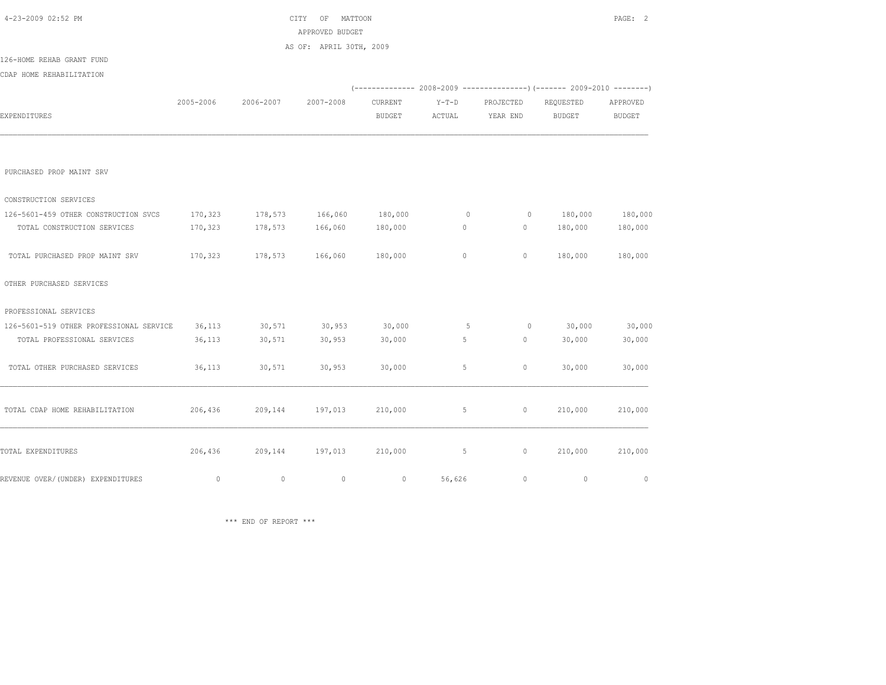CITY OF MATTOON

APPROVED BUDGET

AS OF: APRIL 30TH, 2009

126-HOME REHAB GRANT FUND

CDAP HOME REHABILITATION

| EXPENDITURES | 2005-2006 | 2006-2007 | 2007-2008 | 2008-2009 CURRENT BUDGET | 2008-2009 Y-T-D ACTUAL | 2008-2009 PROJECTED YEAR END | 2009-2010 REQUESTED BUDGET | 2009-2010 APPROVED BUDGET |
|---|---|---|---|---|---|---|---|---|
| PURCHASED PROP MAINT SRV | | | | | | | | |
| CONSTRUCTION SERVICES | | | | | | | | |
| 126-5601-459 OTHER CONSTRUCTION SVCS | 170,323 | 178,573 | 166,060 | 180,000 | 0 | 0 | 180,000 | 180,000 |
| TOTAL CONSTRUCTION SERVICES | 170,323 | 178,573 | 166,060 | 180,000 | 0 | 0 | 180,000 | 180,000 |
| TOTAL PURCHASED PROP MAINT SRV | 170,323 | 178,573 | 166,060 | 180,000 | 0 | 0 | 180,000 | 180,000 |
| OTHER PURCHASED SERVICES | | | | | | | | |
| PROFESSIONAL SERVICES | | | | | | | | |
| 126-5601-519 OTHER PROFESSIONAL SERVICE | 36,113 | 30,571 | 30,953 | 30,000 | 5 | 0 | 30,000 | 30,000 |
| TOTAL PROFESSIONAL SERVICES | 36,113 | 30,571 | 30,953 | 30,000 | 5 | 0 | 30,000 | 30,000 |
| TOTAL OTHER PURCHASED SERVICES | 36,113 | 30,571 | 30,953 | 30,000 | 5 | 0 | 30,000 | 30,000 |
| TOTAL CDAP HOME REHABILITATION | 206,436 | 209,144 | 197,013 | 210,000 | 5 | 0 | 210,000 | 210,000 |
| TOTAL EXPENDITURES | 206,436 | 209,144 | 197,013 | 210,000 | 5 | 0 | 210,000 | 210,000 |
| REVENUE OVER/(UNDER) EXPENDITURES | 0 | 0 | 0 | 0 | 56,626 | 0 | 0 | 0 |

\*\*\* END OF REPORT \*\*\*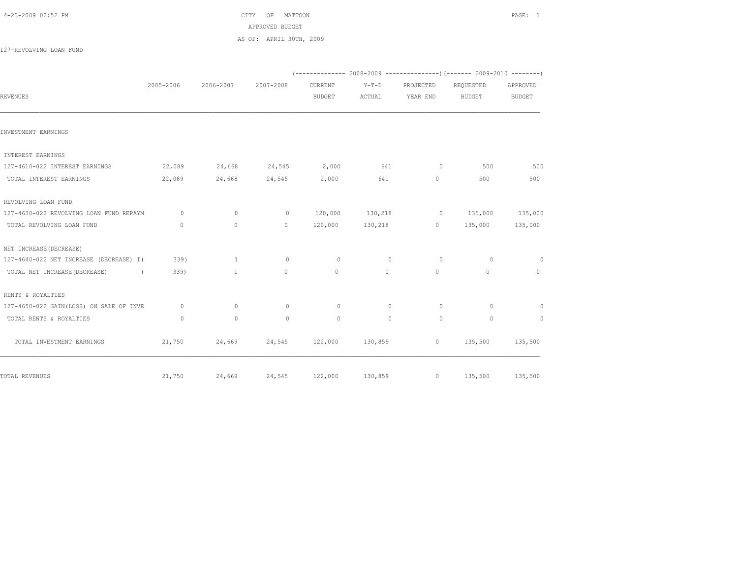CITY OF MATTOON
APPROVED BUDGET
AS OF: APRIL 30TH, 2009

127-REVOLVING LOAN FUND

| REVENUES | 2005-2006 | 2006-2007 | 2007-2008 | 2008-2009 CURRENT BUDGET | 2008-2009 Y-T-D ACTUAL | 2008-2009 PROJECTED YEAR END | 2009-2010 REQUESTED BUDGET | 2009-2010 APPROVED BUDGET |
|---|---|---|---|---|---|---|---|---|
| **INVESTMENT EARNINGS** | | | | | | | | |
| INTEREST EARNINGS | | | | | | | | |
| 127-4610-022 INTEREST EARNINGS | 22,089 | 24,668 | 24,545 | 2,000 | 641 | 0 | 500 | 500 |
| TOTAL INTEREST EARNINGS | 22,089 | 24,668 | 24,545 | 2,000 | 641 | 0 | 500 | 500 |
| REVOLVING LOAN FUND | | | | | | | | |
| 127-4630-022 REVOLVING LOAN FUND REPAYM | 0 | 0 | 0 | 120,000 | 130,218 | 0 | 135,000 | 135,000 |
| TOTAL REVOLVING LOAN FUND | 0 | 0 | 0 | 120,000 | 130,218 | 0 | 135,000 | 135,000 |
| NET INCREASE(DECREASE) | | | | | | | | |
| 127-4640-022 NET INCREASE (DECREASE) I | ( 339) | 1 | 0 | 0 | 0 | 0 | 0 | 0 |
| TOTAL NET INCREASE(DECREASE) | ( 339) | 1 | 0 | 0 | 0 | 0 | 0 | 0 |
| RENTS & ROYALTIES | | | | | | | | |
| 127-4650-022 GAIN(LOSS) ON SALE OF INVE | 0 | 0 | 0 | 0 | 0 | 0 | 0 | 0 |
| TOTAL RENTS & ROYALTIES | 0 | 0 | 0 | 0 | 0 | 0 | 0 | 0 |
| TOTAL INVESTMENT EARNINGS | 21,750 | 24,669 | 24,545 | 122,000 | 130,859 | 0 | 135,500 | 135,500 |
| **TOTAL REVENUES** | 21,750 | 24,669 | 24,545 | 122,000 | 130,859 | 0 | 135,500 | 135,500 |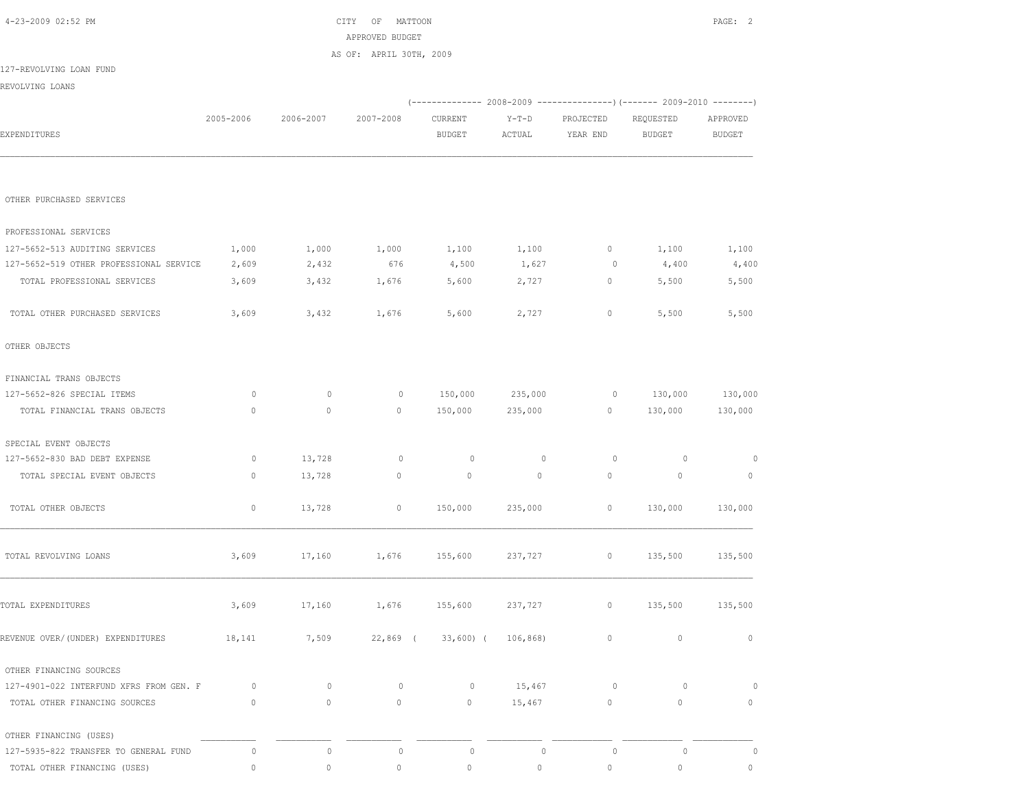CITY OF MATTOON
APPROVED BUDGET
AS OF: APRIL 30TH, 2009

127-REVOLVING LOAN FUND
REVOLVING LOANS

| EXPENDITURES | 2005-2006 | 2006-2007 | 2007-2008 | 2008-2009 CURRENT BUDGET | 2008-2009 Y-T-D ACTUAL | 2008-2009 PROJECTED YEAR END | 2009-2010 REQUESTED BUDGET | 2009-2010 APPROVED BUDGET |
|---|---|---|---|---|---|---|---|---|
| OTHER PURCHASED SERVICES | | | | | | | | |
| PROFESSIONAL SERVICES | | | | | | | | |
| 127-5652-513 AUDITING SERVICES | 1,000 | 1,000 | 1,000 | 1,100 | 1,100 | 0 | 1,100 | 1,100 |
| 127-5652-519 OTHER PROFESSIONAL SERVICE | 2,609 | 2,432 | 676 | 4,500 | 1,627 | 0 | 4,400 | 4,400 |
| TOTAL PROFESSIONAL SERVICES | 3,609 | 3,432 | 1,676 | 5,600 | 2,727 | 0 | 5,500 | 5,500 |
| TOTAL OTHER PURCHASED SERVICES | 3,609 | 3,432 | 1,676 | 5,600 | 2,727 | 0 | 5,500 | 5,500 |
| OTHER OBJECTS | | | | | | | | |
| FINANCIAL TRANS OBJECTS | | | | | | | | |
| 127-5652-826 SPECIAL ITEMS | 0 | 0 | 0 | 150,000 | 235,000 | 0 | 130,000 | 130,000 |
| TOTAL FINANCIAL TRANS OBJECTS | 0 | 0 | 0 | 150,000 | 235,000 | 0 | 130,000 | 130,000 |
| SPECIAL EVENT OBJECTS | | | | | | | | |
| 127-5652-830 BAD DEBT EXPENSE | 0 | 13,728 | 0 | 0 | 0 | 0 | 0 | 0 |
| TOTAL SPECIAL EVENT OBJECTS | 0 | 13,728 | 0 | 0 | 0 | 0 | 0 | 0 |
| TOTAL OTHER OBJECTS | 0 | 13,728 | 0 | 150,000 | 235,000 | 0 | 130,000 | 130,000 |
| TOTAL REVOLVING LOANS | 3,609 | 17,160 | 1,676 | 155,600 | 237,727 | 0 | 135,500 | 135,500 |
| TOTAL EXPENDITURES | 3,609 | 17,160 | 1,676 | 155,600 | 237,727 | 0 | 135,500 | 135,500 |
| REVENUE OVER/(UNDER) EXPENDITURES | 18,141 | 7,509 | 22,869 | ( 33,600) | ( 106,868) | 0 | 0 | 0 |
| OTHER FINANCING SOURCES | | | | | | | | |
| 127-4901-022 INTERFUND XFRS FROM GEN. F | 0 | 0 | 0 | 0 | 15,467 | 0 | 0 | 0 |
| TOTAL OTHER FINANCING SOURCES | 0 | 0 | 0 | 0 | 15,467 | 0 | 0 | 0 |
| OTHER FINANCING (USES) | | | | | | | | |
| 127-5935-822 TRANSFER TO GENERAL FUND | 0 | 0 | 0 | 0 | 0 | 0 | 0 | 0 |
| TOTAL OTHER FINANCING (USES) | 0 | 0 | 0 | 0 | 0 | 0 | 0 | 0 |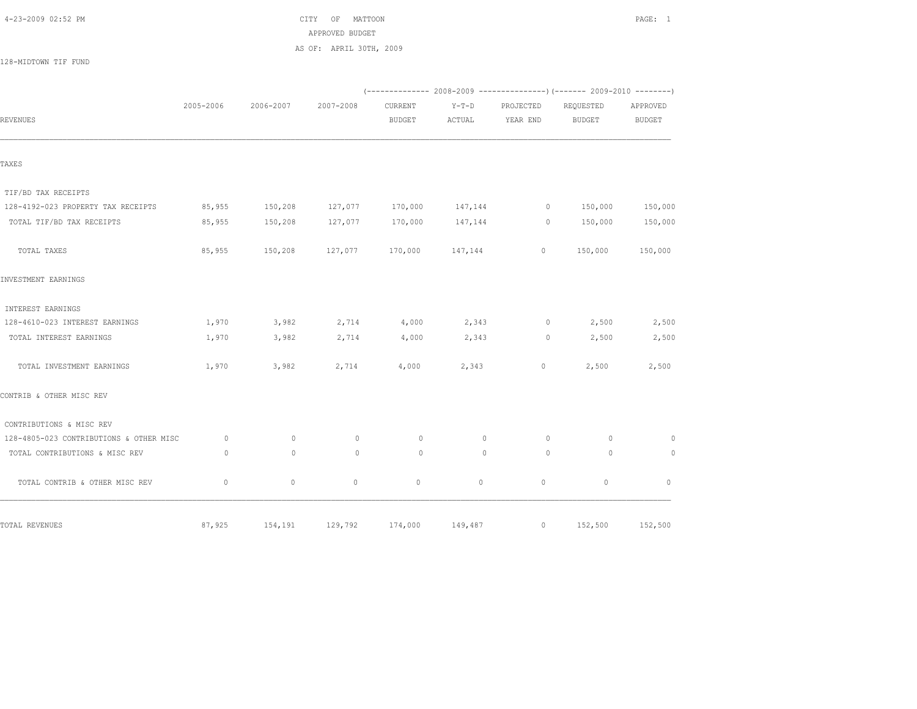CITY OF MATTOON
APPROVED BUDGET
AS OF: APRIL 30TH, 2009

128-MIDTOWN TIF FUND

| REVENUES | 2005-2006 | 2006-2007 | 2007-2008 | (2008-2009) CURRENT BUDGET | Y-T-D ACTUAL | PROJECTED YEAR END | (2009-2010) REQUESTED BUDGET | APPROVED BUDGET |
|---|---|---|---|---|---|---|---|---|
| **TAXES** | | | | | | | | |
| TIF/BD TAX RECEIPTS | | | | | | | | |
| 128-4192-023 PROPERTY TAX RECEIPTS | 85,955 | 150,208 | 127,077 | 170,000 | 147,144 | 0 | 150,000 | 150,000 |
| TOTAL TIF/BD TAX RECEIPTS | 85,955 | 150,208 | 127,077 | 170,000 | 147,144 | 0 | 150,000 | 150,000 |
| TOTAL TAXES | 85,955 | 150,208 | 127,077 | 170,000 | 147,144 | 0 | 150,000 | 150,000 |
| **INVESTMENT EARNINGS** | | | | | | | | |
| INTEREST EARNINGS | | | | | | | | |
| 128-4610-023 INTEREST EARNINGS | 1,970 | 3,982 | 2,714 | 4,000 | 2,343 | 0 | 2,500 | 2,500 |
| TOTAL INTEREST EARNINGS | 1,970 | 3,982 | 2,714 | 4,000 | 2,343 | 0 | 2,500 | 2,500 |
| TOTAL INVESTMENT EARNINGS | 1,970 | 3,982 | 2,714 | 4,000 | 2,343 | 0 | 2,500 | 2,500 |
| **CONTRIB & OTHER MISC REV** | | | | | | | | |
| CONTRIBUTIONS & MISC REV | | | | | | | | |
| 128-4805-023 CONTRIBUTIONS & OTHER MISC | 0 | 0 | 0 | 0 | 0 | 0 | 0 | 0 |
| TOTAL CONTRIBUTIONS & MISC REV | 0 | 0 | 0 | 0 | 0 | 0 | 0 | 0 |
| TOTAL CONTRIB & OTHER MISC REV | 0 | 0 | 0 | 0 | 0 | 0 | 0 | 0 |
| TOTAL REVENUES | 87,925 | 154,191 | 129,792 | 174,000 | 149,487 | 0 | 152,500 | 152,500 |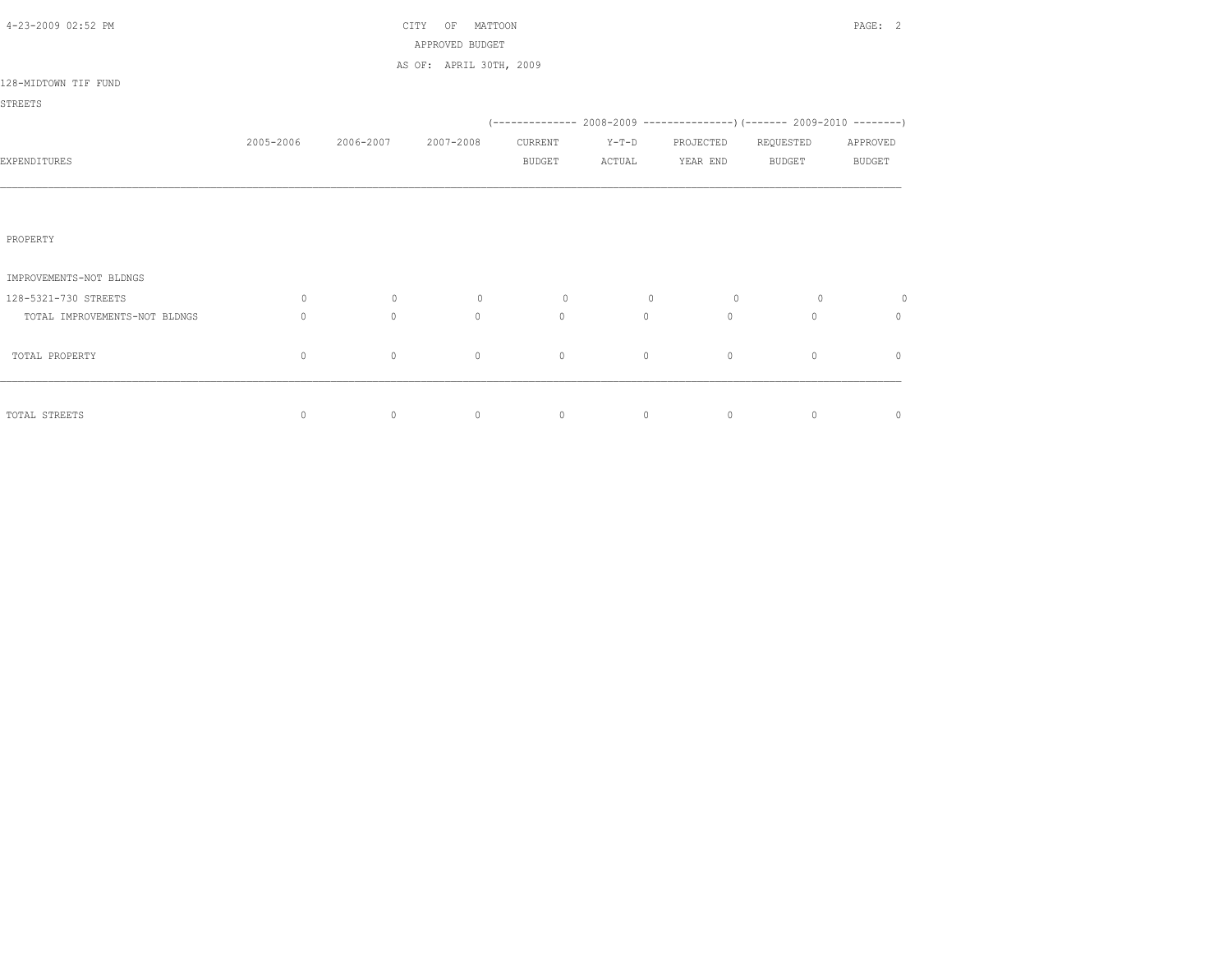CITY OF MATTOON

APPROVED BUDGET

AS OF: APRIL 30TH, 2009

128-MIDTOWN TIF FUND

STREETS

| EXPENDITURES | 2005-2006 | 2006-2007 | 2007-2008 | 2008-2009 CURRENT BUDGET | 2008-2009 Y-T-D ACTUAL | 2008-2009 PROJECTED YEAR END | 2009-2010 REQUESTED BUDGET | 2009-2010 APPROVED BUDGET |
|---|---|---|---|---|---|---|---|---|
| PROPERTY | | | | | | | | |
| IMPROVEMENTS-NOT BLDNGS | | | | | | | | |
| 128-5321-730 STREETS | 0 | 0 | 0 | 0 | 0 | 0 | 0 | 0 |
| TOTAL IMPROVEMENTS-NOT BLDNGS | 0 | 0 | 0 | 0 | 0 | 0 | 0 | 0 |
| TOTAL PROPERTY | 0 | 0 | 0 | 0 | 0 | 0 | 0 | 0 |
| TOTAL STREETS | 0 | 0 | 0 | 0 | 0 | 0 | 0 | 0 |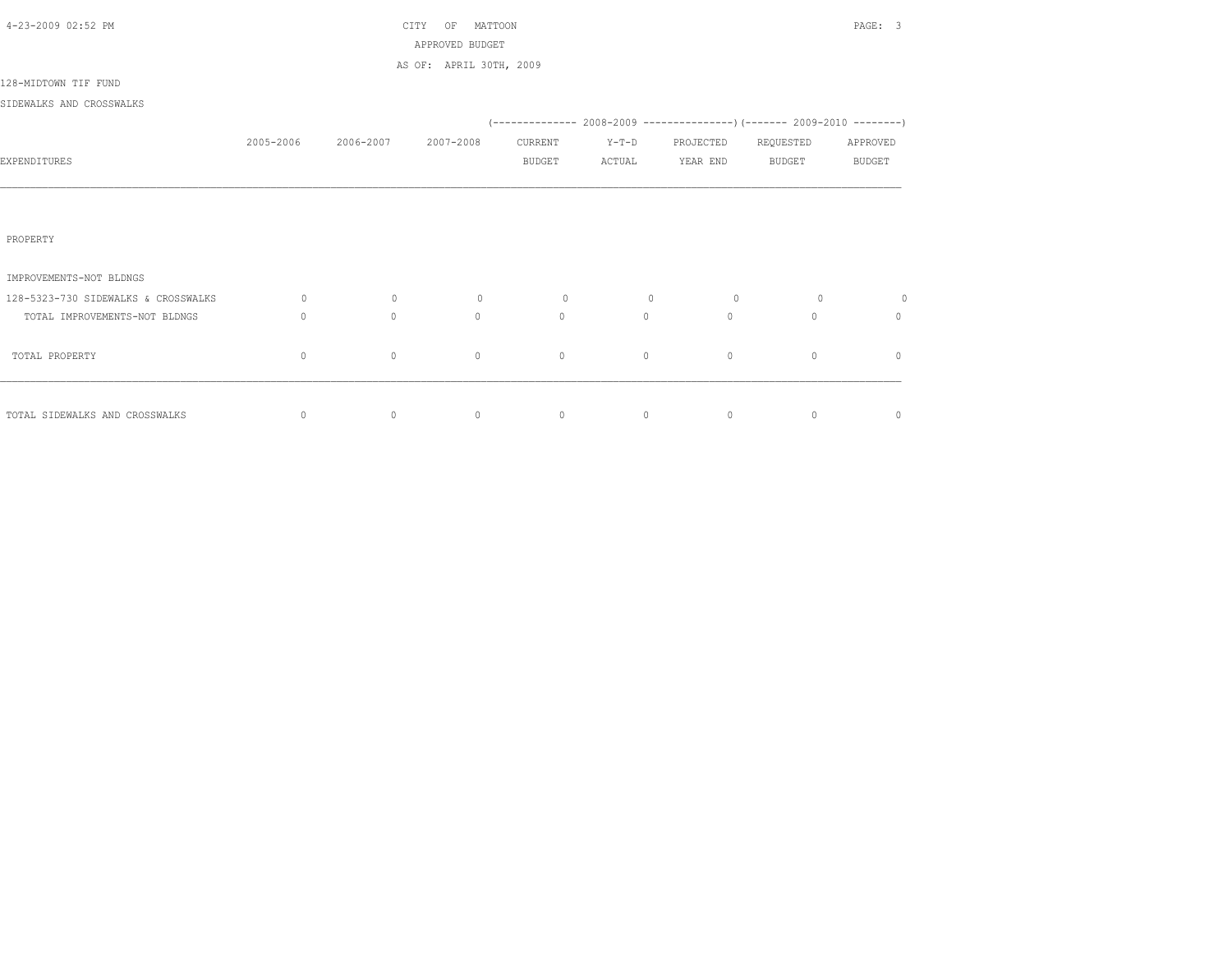CITY OF MATTOON

APPROVED BUDGET

AS OF: APRIL 30TH, 2009

128-MIDTOWN TIF FUND

SIDEWALKS AND CROSSWALKS

| EXPENDITURES | 2005-2006 | 2006-2007 | 2007-2008 | 2008-2009 CURRENT BUDGET | 2008-2009 Y-T-D ACTUAL | 2008-2009 PROJECTED YEAR END | 2009-2010 REQUESTED BUDGET | 2009-2010 APPROVED BUDGET |
|---|---|---|---|---|---|---|---|---|
| PROPERTY | | | | | | | | |
| IMPROVEMENTS-NOT BLDNGS | | | | | | | | |
| 128-5323-730 SIDEWALKS & CROSSWALKS | 0 | 0 | 0 | 0 | 0 | 0 | 0 | 0 |
| TOTAL IMPROVEMENTS-NOT BLDNGS | 0 | 0 | 0 | 0 | 0 | 0 | 0 | 0 |
| TOTAL PROPERTY | 0 | 0 | 0 | 0 | 0 | 0 | 0 | 0 |
| TOTAL SIDEWALKS AND CROSSWALKS | 0 | 0 | 0 | 0 | 0 | 0 | 0 | 0 |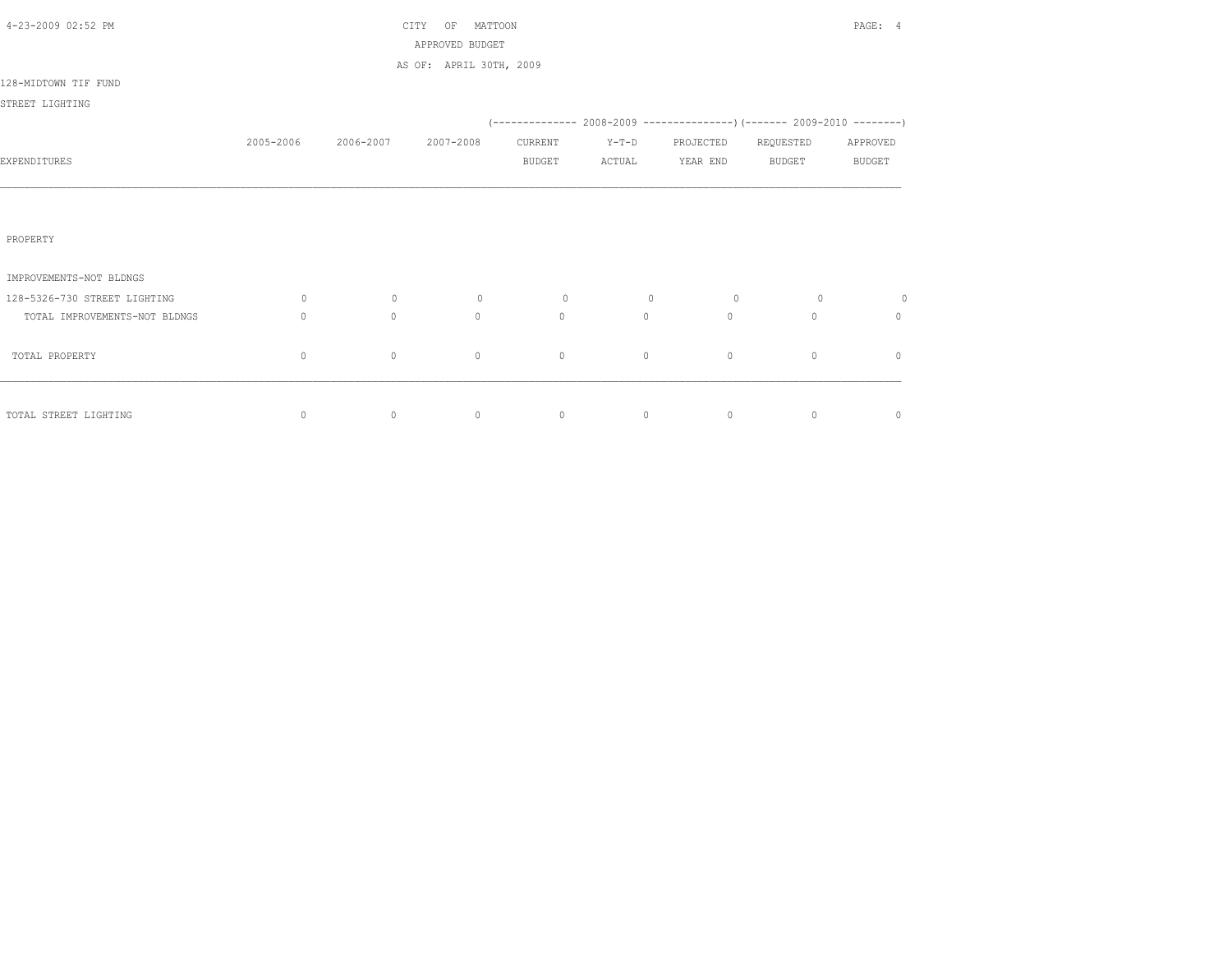CITY OF MATTOON
APPROVED BUDGET
AS OF: APRIL 30TH, 2009

128-MIDTOWN TIF FUND
STREET LIGHTING

| EXPENDITURES | 2005-2006 | 2006-2007 | 2007-2008 | (2008-2009) CURRENT BUDGET | (2008-2009) Y-T-D ACTUAL | (2008-2009) PROJECTED YEAR END | (2009-2010) REQUESTED BUDGET | (2009-2010) APPROVED BUDGET |
|---|---|---|---|---|---|---|---|---|
| PROPERTY | | | | | | | | |
| IMPROVEMENTS-NOT BLDNGS | | | | | | | | |
| 128-5326-730 STREET LIGHTING | 0 | 0 | 0 | 0 | 0 | 0 | 0 | 0 |
| TOTAL IMPROVEMENTS-NOT BLDNGS | 0 | 0 | 0 | 0 | 0 | 0 | 0 | 0 |
| TOTAL PROPERTY | 0 | 0 | 0 | 0 | 0 | 0 | 0 | 0 |
| TOTAL STREET LIGHTING | 0 | 0 | 0 | 0 | 0 | 0 | 0 | 0 |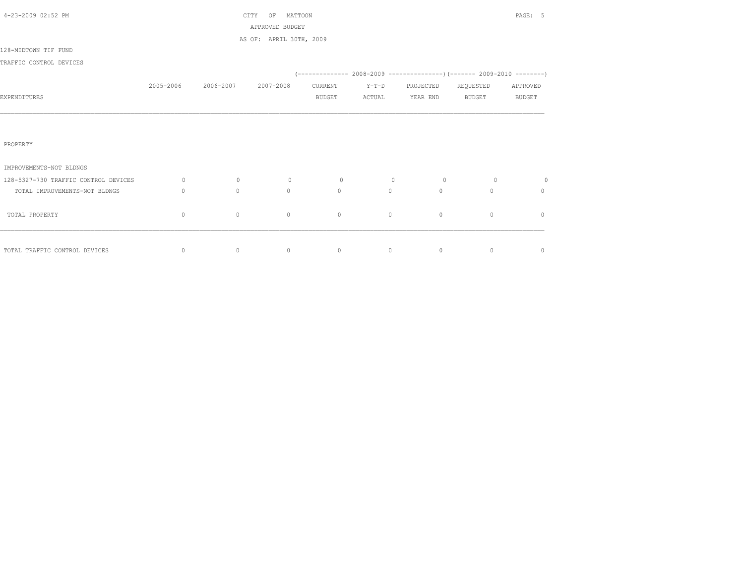CITY OF MATTOON

APPROVED BUDGET

AS OF: APRIL 30TH, 2009

128-MIDTOWN TIF FUND

TRAFFIC CONTROL DEVICES

| EXPENDITURES | 2005-2006 | 2006-2007 | 2007-2008 | 2008-2009 CURRENT BUDGET | 2008-2009 Y-T-D ACTUAL | 2008-2009 PROJECTED YEAR END | 2009-2010 REQUESTED BUDGET | 2009-2010 APPROVED BUDGET |
|---|---|---|---|---|---|---|---|---|
| PROPERTY | | | | | | | | |
| IMPROVEMENTS-NOT BLDNGS | | | | | | | | |
| 128-5327-730 TRAFFIC CONTROL DEVICES | 0 | 0 | 0 | 0 | 0 | 0 | 0 | 0 |
| TOTAL IMPROVEMENTS-NOT BLDNGS | 0 | 0 | 0 | 0 | 0 | 0 | 0 | 0 |
| TOTAL PROPERTY | 0 | 0 | 0 | 0 | 0 | 0 | 0 | 0 |
| TOTAL TRAFFIC CONTROL DEVICES | 0 | 0 | 0 | 0 | 0 | 0 | 0 | 0 |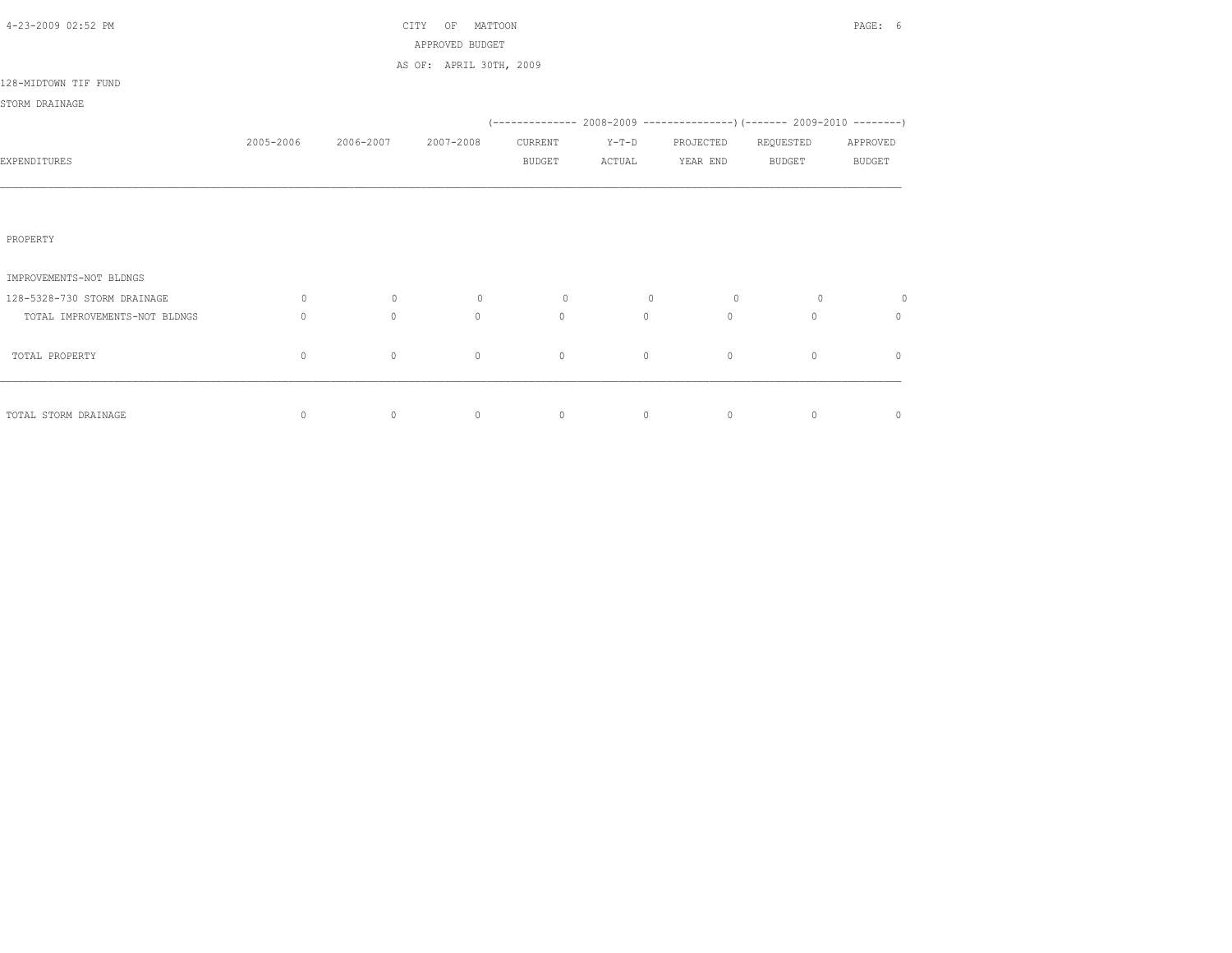CITY OF MATTOON

APPROVED BUDGET

AS OF: APRIL 30TH, 2009

128-MIDTOWN TIF FUND

STORM DRAINAGE

| EXPENDITURES | 2005-2006 | 2006-2007 | 2007-2008 | 2008-2009 CURRENT BUDGET | 2008-2009 Y-T-D ACTUAL | 2008-2009 PROJECTED YEAR END | 2009-2010 REQUESTED BUDGET | 2009-2010 APPROVED BUDGET |
|---|---|---|---|---|---|---|---|---|
| PROPERTY | | | | | | | | |
| IMPROVEMENTS-NOT BLDNGS | | | | | | | | |
| 128-5328-730 STORM DRAINAGE | 0 | 0 | 0 | 0 | 0 | 0 | 0 | 0 |
| TOTAL IMPROVEMENTS-NOT BLDNGS | 0 | 0 | 0 | 0 | 0 | 0 | 0 | 0 |
| TOTAL PROPERTY | 0 | 0 | 0 | 0 | 0 | 0 | 0 | 0 |
| TOTAL STORM DRAINAGE | 0 | 0 | 0 | 0 | 0 | 0 | 0 | 0 |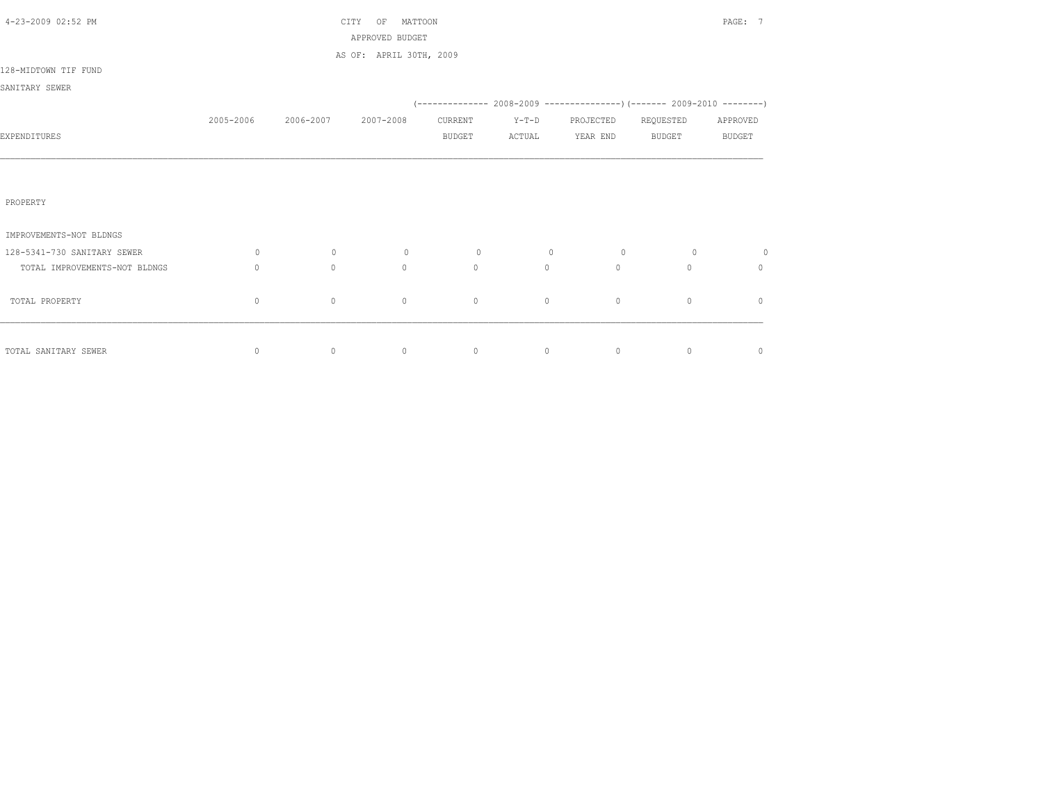CITY OF MATTOON
APPROVED BUDGET
AS OF: APRIL 30TH, 2009

128-MIDTOWN TIF FUND

SANITARY SEWER

| EXPENDITURES | 2005-2006 | 2006-2007 | 2007-2008 | (-------------- 2008-2009 CURRENT BUDGET | Y-T-D ACTUAL | PROJECTED YEAR END ---------------) | (------- 2009-2010 REQUESTED BUDGET | APPROVED BUDGET --------) |
|---|---|---|---|---|---|---|---|---|
| PROPERTY | | | | | | | | |
| IMPROVEMENTS-NOT BLDNGS | | | | | | | | |
| 128-5341-730 SANITARY SEWER | 0 | 0 | 0 | 0 | 0 | 0 | 0 | 0 |
| TOTAL IMPROVEMENTS-NOT BLDNGS | 0 | 0 | 0 | 0 | 0 | 0 | 0 | 0 |
| TOTAL PROPERTY | 0 | 0 | 0 | 0 | 0 | 0 | 0 | 0 |
| TOTAL SANITARY SEWER | 0 | 0 | 0 | 0 | 0 | 0 | 0 | 0 |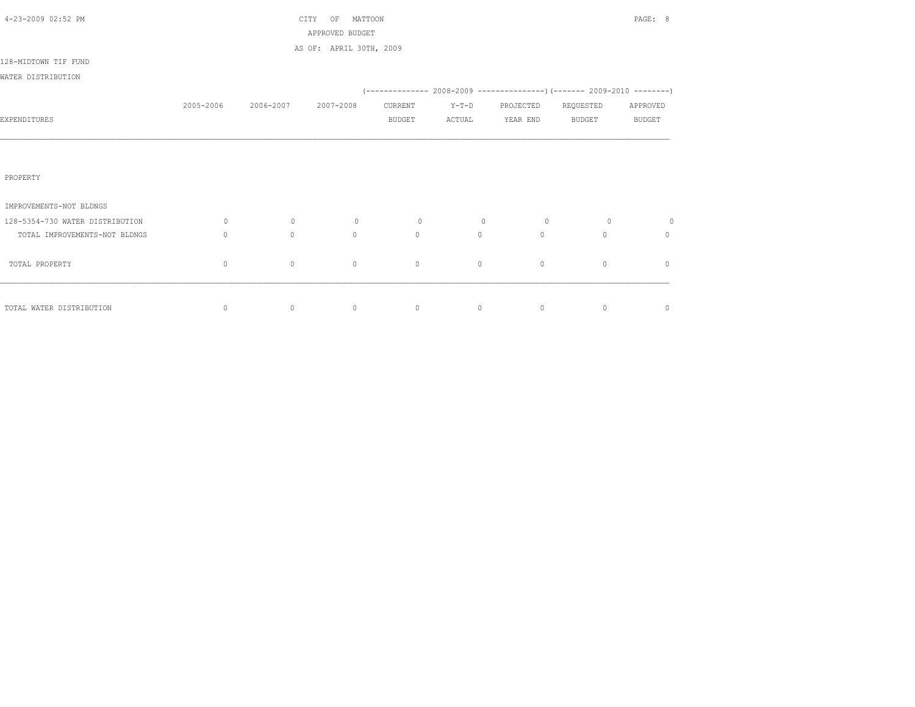CITY OF MATTOON
APPROVED BUDGET
AS OF: APRIL 30TH, 2009

128-MIDTOWN TIF FUND

WATER DISTRIBUTION

| EXPENDITURES | 2005-2006 | 2006-2007 | 2007-2008 | 2008-2009 CURRENT BUDGET | 2008-2009 Y-T-D ACTUAL | 2008-2009 PROJECTED YEAR END | 2009-2010 REQUESTED BUDGET | 2009-2010 APPROVED BUDGET |
|---|---|---|---|---|---|---|---|---|
| PROPERTY | | | | | | | | |
| IMPROVEMENTS-NOT BLDNGS | | | | | | | | |
| 128-5354-730 WATER DISTRIBUTION | 0 | 0 | 0 | 0 | 0 | 0 | 0 | 0 |
| TOTAL IMPROVEMENTS-NOT BLDNGS | 0 | 0 | 0 | 0 | 0 | 0 | 0 | 0 |
| TOTAL PROPERTY | 0 | 0 | 0 | 0 | 0 | 0 | 0 | 0 |
| TOTAL WATER DISTRIBUTION | 0 | 0 | 0 | 0 | 0 | 0 | 0 | 0 |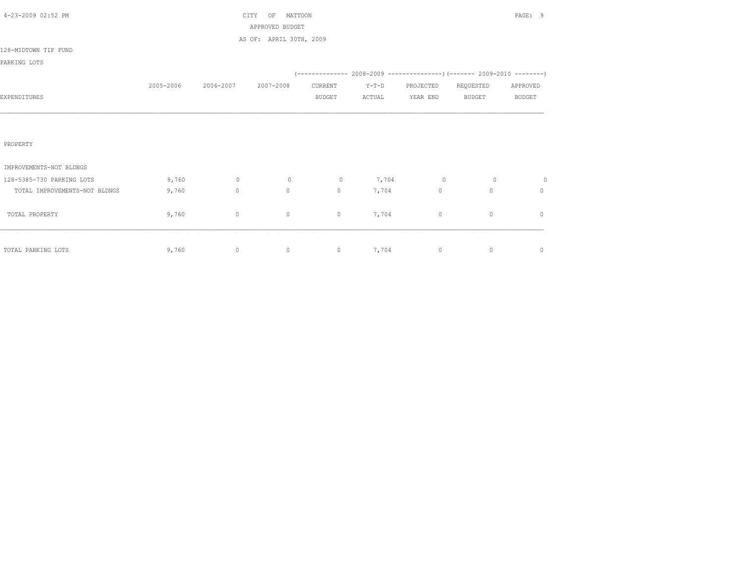CITY OF MATTOON
APPROVED BUDGET
AS OF: APRIL 30TH, 2009

128-MIDTOWN TIF FUND

PARKING LOTS

| EXPENDITURES | 2005-2006 | 2006-2007 | 2007-2008 | 2008-2009 CURRENT BUDGET | 2008-2009 Y-T-D ACTUAL | 2008-2009 PROJECTED YEAR END | 2009-2010 REQUESTED BUDGET | 2009-2010 APPROVED BUDGET |
|---|---|---|---|---|---|---|---|---|
| PROPERTY | | | | | | | | |
| IMPROVEMENTS-NOT BLDNGS | | | | | | | | |
| 128-5385-730 PARKING LOTS | 9,760 | 0 | 0 | 0 | 7,704 | 0 | 0 | 0 |
| TOTAL IMPROVEMENTS-NOT BLDNGS | 9,760 | 0 | 0 | 0 | 7,704 | 0 | 0 | 0 |
| TOTAL PROPERTY | 9,760 | 0 | 0 | 0 | 7,704 | 0 | 0 | 0 |
| TOTAL PARKING LOTS | 9,760 | 0 | 0 | 0 | 7,704 | 0 | 0 | 0 |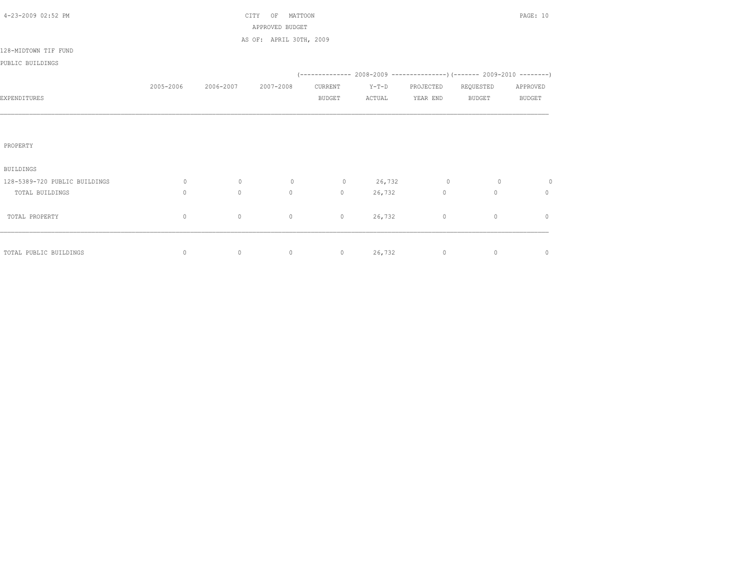CITY OF MATTOON

APPROVED BUDGET

AS OF: APRIL 30TH, 2009

128-MIDTOWN TIF FUND

PUBLIC BUILDINGS

| EXPENDITURES | 2005-2006 | 2006-2007 | 2007-2008 | 2008-2009 CURRENT BUDGET | 2008-2009 Y-T-D ACTUAL | 2008-2009 PROJECTED YEAR END | 2009-2010 REQUESTED BUDGET | 2009-2010 APPROVED BUDGET |
|---|---|---|---|---|---|---|---|---|
| PROPERTY | | | | | | | | |
| BUILDINGS | | | | | | | | |
| 128-5389-720 PUBLIC BUILDINGS | 0 | 0 | 0 | 0 | 26,732 | 0 | 0 | 0 |
| TOTAL BUILDINGS | 0 | 0 | 0 | 0 | 26,732 | 0 | 0 | 0 |
| TOTAL PROPERTY | 0 | 0 | 0 | 0 | 26,732 | 0 | 0 | 0 |
| TOTAL PUBLIC BUILDINGS | 0 | 0 | 0 | 0 | 26,732 | 0 | 0 | 0 |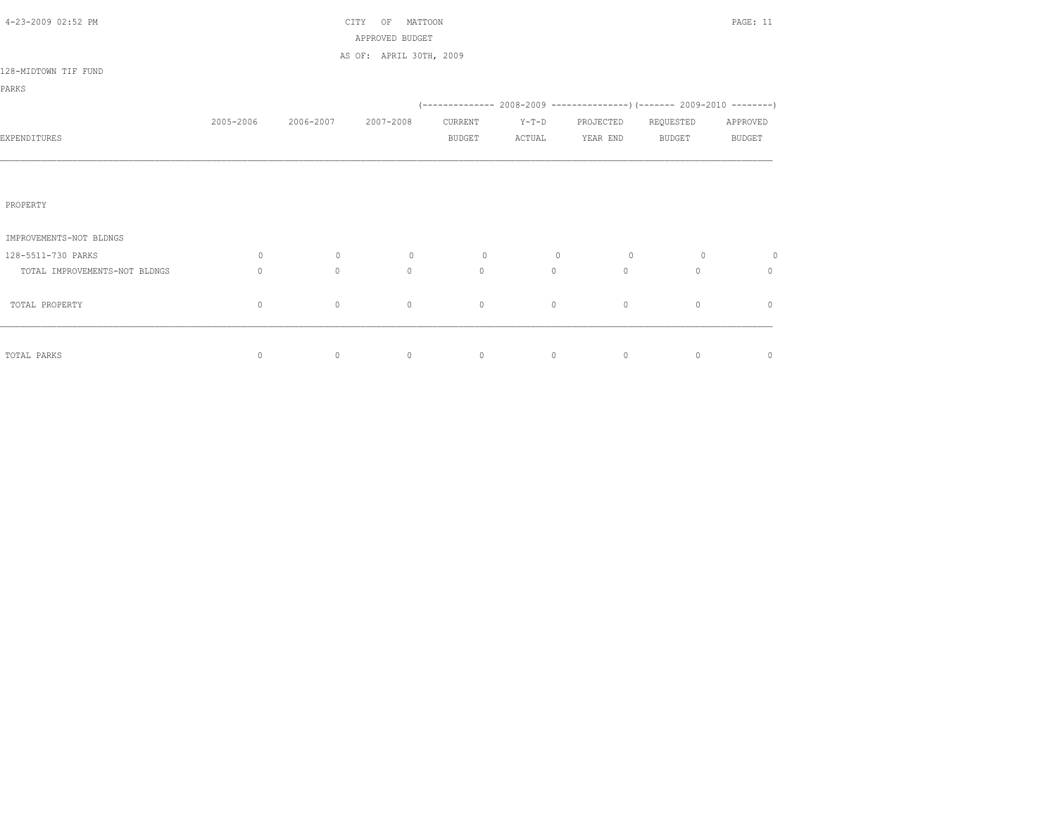CITY OF MATTOON

APPROVED BUDGET

AS OF: APRIL 30TH, 2009

128-MIDTOWN TIF FUND

PARKS

| EXPENDITURES | 2005-2006 | 2006-2007 | 2007-2008 | 2008-2009 CURRENT BUDGET | 2008-2009 Y-T-D ACTUAL | 2008-2009 PROJECTED YEAR END | 2009-2010 REQUESTED BUDGET | 2009-2010 APPROVED BUDGET |
|---|---|---|---|---|---|---|---|---|
| PROPERTY | | | | | | | | |
| IMPROVEMENTS-NOT BLDNGS | | | | | | | | |
| 128-5511-730 PARKS | 0 | 0 | 0 | 0 | 0 | 0 | 0 | 0 |
| TOTAL IMPROVEMENTS-NOT BLDNGS | 0 | 0 | 0 | 0 | 0 | 0 | 0 | 0 |
| TOTAL PROPERTY | 0 | 0 | 0 | 0 | 0 | 0 | 0 | 0 |
| TOTAL PARKS | 0 | 0 | 0 | 0 | 0 | 0 | 0 | 0 |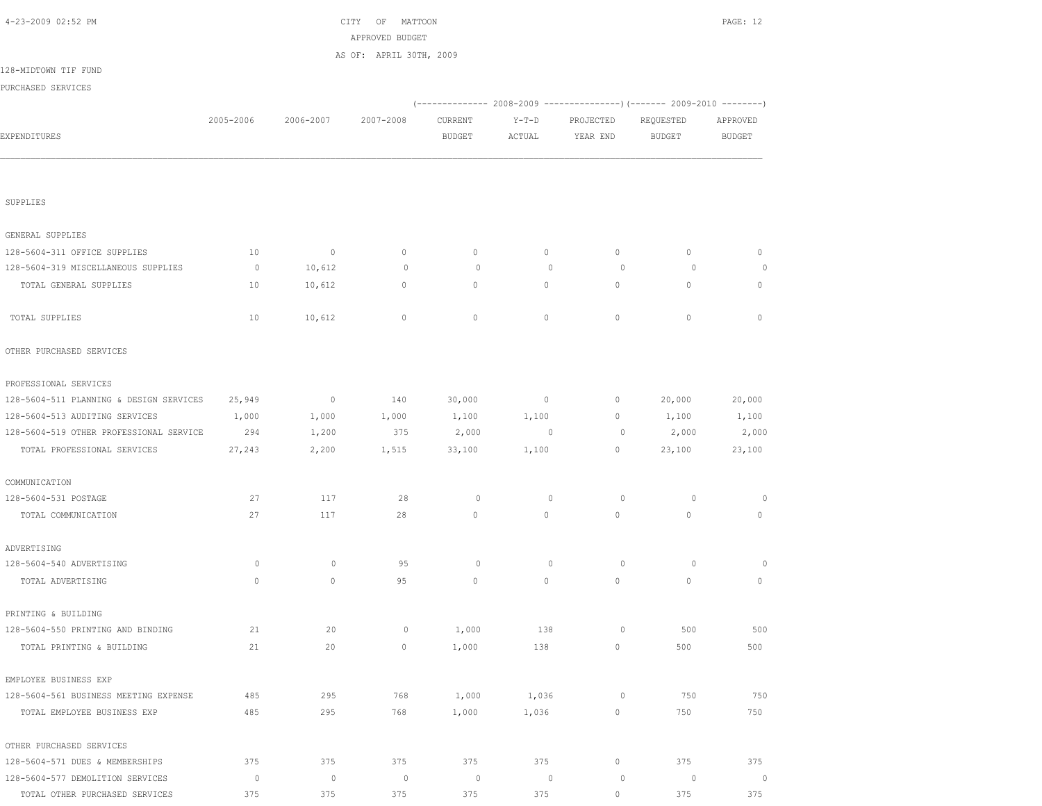CITY OF MATTOON
APPROVED BUDGET
AS OF: APRIL 30TH, 2009

128-MIDTOWN TIF FUND
PURCHASED SERVICES

| EXPENDITURES | 2005-2006 | 2006-2007 | 2007-2008 | 2008-2009 CURRENT BUDGET | 2008-2009 Y-T-D ACTUAL | 2008-2009 PROJECTED YEAR END | 2009-2010 REQUESTED BUDGET | 2009-2010 APPROVED BUDGET |
|---|---|---|---|---|---|---|---|---|
| SUPPLIES | | | | | | | | |
| GENERAL SUPPLIES | | | | | | | | |
| 128-5604-311 OFFICE SUPPLIES | 10 | 0 | 0 | 0 | 0 | 0 | 0 | 0 |
| 128-5604-319 MISCELLANEOUS SUPPLIES | 0 | 10,612 | 0 | 0 | 0 | 0 | 0 | 0 |
| TOTAL GENERAL SUPPLIES | 10 | 10,612 | 0 | 0 | 0 | 0 | 0 | 0 |
| TOTAL SUPPLIES | 10 | 10,612 | 0 | 0 | 0 | 0 | 0 | 0 |
| OTHER PURCHASED SERVICES | | | | | | | | |
| PROFESSIONAL SERVICES | | | | | | | | |
| 128-5604-511 PLANNING & DESIGN SERVICES | 25,949 | 0 | 140 | 30,000 | 0 | 0 | 20,000 | 20,000 |
| 128-5604-513 AUDITING SERVICES | 1,000 | 1,000 | 1,000 | 1,100 | 1,100 | 0 | 1,100 | 1,100 |
| 128-5604-519 OTHER PROFESSIONAL SERVICE | 294 | 1,200 | 375 | 2,000 | 0 | 0 | 2,000 | 2,000 |
| TOTAL PROFESSIONAL SERVICES | 27,243 | 2,200 | 1,515 | 33,100 | 1,100 | 0 | 23,100 | 23,100 |
| COMMUNICATION | | | | | | | | |
| 128-5604-531 POSTAGE | 27 | 117 | 28 | 0 | 0 | 0 | 0 | 0 |
| TOTAL COMMUNICATION | 27 | 117 | 28 | 0 | 0 | 0 | 0 | 0 |
| ADVERTISING | | | | | | | | |
| 128-5604-540 ADVERTISING | 0 | 0 | 95 | 0 | 0 | 0 | 0 | 0 |
| TOTAL ADVERTISING | 0 | 0 | 95 | 0 | 0 | 0 | 0 | 0 |
| PRINTING & BUILDING | | | | | | | | |
| 128-5604-550 PRINTING AND BINDING | 21 | 20 | 0 | 1,000 | 138 | 0 | 500 | 500 |
| TOTAL PRINTING & BUILDING | 21 | 20 | 0 | 1,000 | 138 | 0 | 500 | 500 |
| EMPLOYEE BUSINESS EXP | | | | | | | | |
| 128-5604-561 BUSINESS MEETING EXPENSE | 485 | 295 | 768 | 1,000 | 1,036 | 0 | 750 | 750 |
| TOTAL EMPLOYEE BUSINESS EXP | 485 | 295 | 768 | 1,000 | 1,036 | 0 | 750 | 750 |
| OTHER PURCHASED SERVICES | | | | | | | | |
| 128-5604-571 DUES & MEMBERSHIPS | 375 | 375 | 375 | 375 | 375 | 0 | 375 | 375 |
| 128-5604-577 DEMOLITION SERVICES | 0 | 0 | 0 | 0 | 0 | 0 | 0 | 0 |
| TOTAL OTHER PURCHASED SERVICES | 375 | 375 | 375 | 375 | 375 | 0 | 375 | 375 |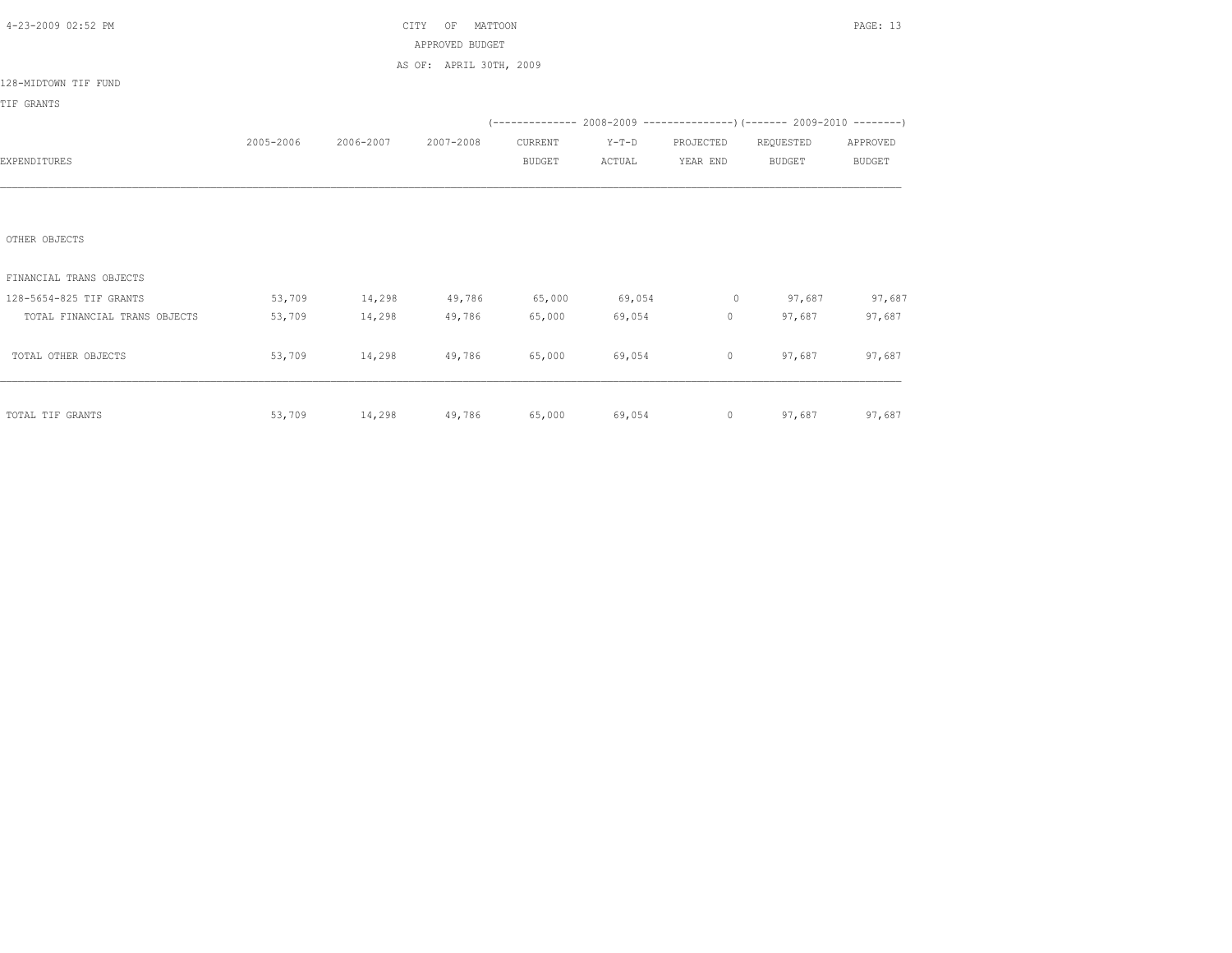CITY OF MATTOON

APPROVED BUDGET

AS OF: APRIL 30TH, 2009

128-MIDTOWN TIF FUND

TIF GRANTS

| EXPENDITURES | 2005-2006 | 2006-2007 | 2007-2008 | 2008-2009 CURRENT BUDGET | 2008-2009 Y-T-D ACTUAL | 2008-2009 PROJECTED YEAR END | 2009-2010 REQUESTED BUDGET | 2009-2010 APPROVED BUDGET |
|---|---|---|---|---|---|---|---|---|
| OTHER OBJECTS | | | | | | | | |
| FINANCIAL TRANS OBJECTS | | | | | | | | |
| 128-5654-825 TIF GRANTS | 53,709 | 14,298 | 49,786 | 65,000 | 69,054 | 0 | 97,687 | 97,687 |
| TOTAL FINANCIAL TRANS OBJECTS | 53,709 | 14,298 | 49,786 | 65,000 | 69,054 | 0 | 97,687 | 97,687 |
| TOTAL OTHER OBJECTS | 53,709 | 14,298 | 49,786 | 65,000 | 69,054 | 0 | 97,687 | 97,687 |
| TOTAL TIF GRANTS | 53,709 | 14,298 | 49,786 | 65,000 | 69,054 | 0 | 97,687 | 97,687 |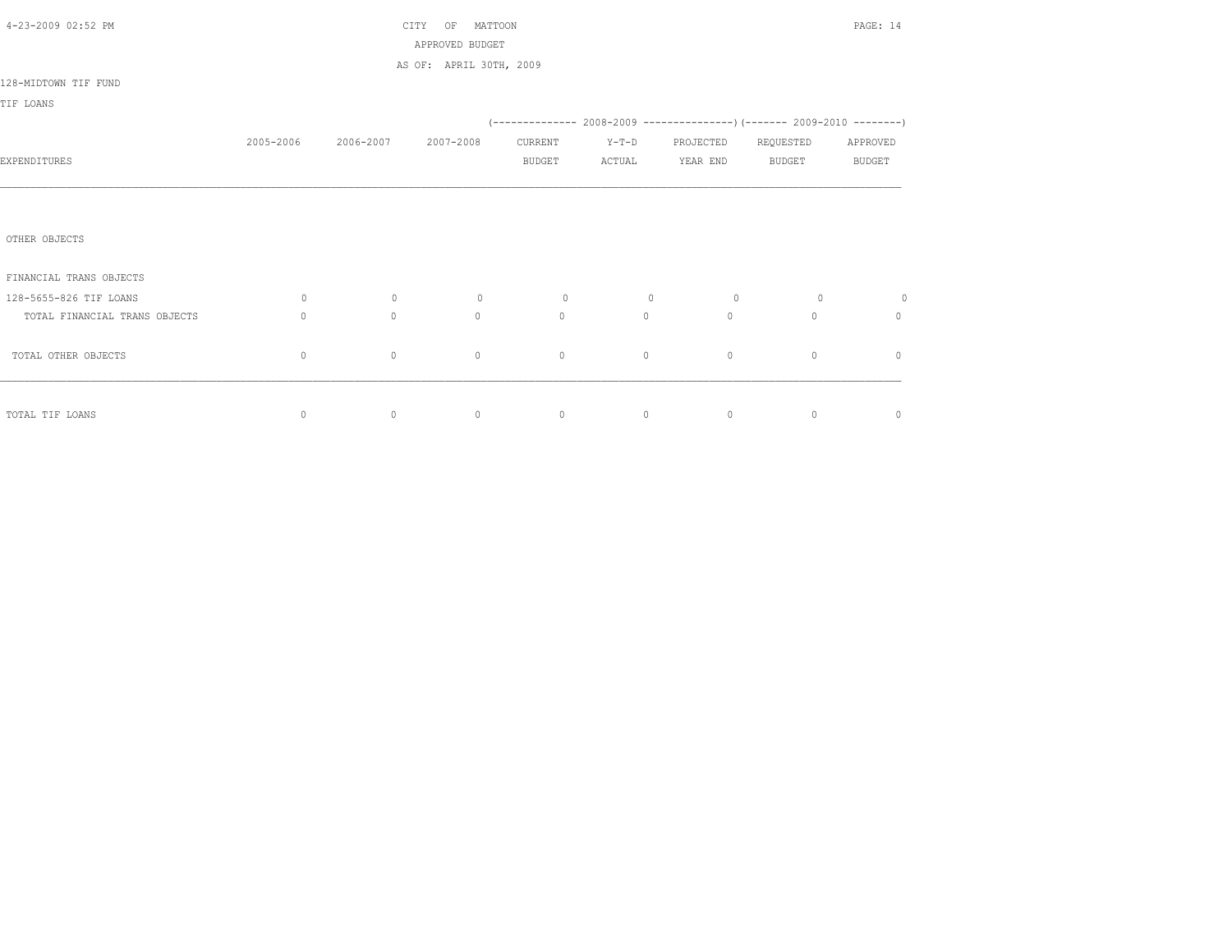CITY OF MATTOON
APPROVED BUDGET
AS OF: APRIL 30TH, 2009

128-MIDTOWN TIF FUND

TIF LOANS

| EXPENDITURES | 2005-2006 | 2006-2007 | 2007-2008 | 2008-2009 CURRENT BUDGET | 2008-2009 Y-T-D ACTUAL | 2008-2009 PROJECTED YEAR END | 2009-2010 REQUESTED BUDGET | 2009-2010 APPROVED BUDGET |
|---|---|---|---|---|---|---|---|---|
| OTHER OBJECTS | | | | | | | | |
| FINANCIAL TRANS OBJECTS | | | | | | | | |
| 128-5655-826 TIF LOANS | 0 | 0 | 0 | 0 | 0 | 0 | 0 | 0 |
| TOTAL FINANCIAL TRANS OBJECTS | 0 | 0 | 0 | 0 | 0 | 0 | 0 | 0 |
| TOTAL OTHER OBJECTS | 0 | 0 | 0 | 0 | 0 | 0 | 0 | 0 |
| TOTAL TIF LOANS | 0 | 0 | 0 | 0 | 0 | 0 | 0 | 0 |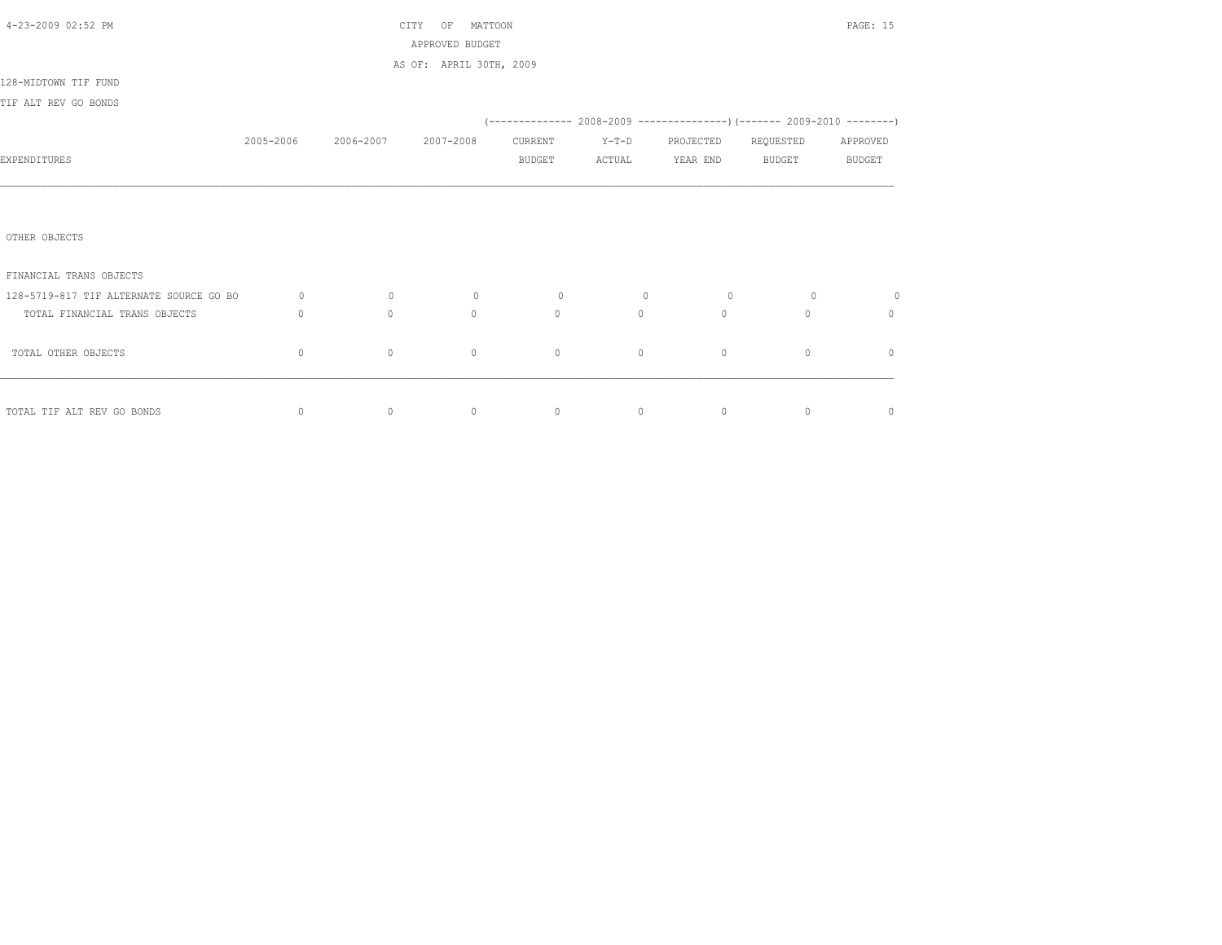CITY OF MATTOON

APPROVED BUDGET

AS OF: APRIL 30TH, 2009

128-MIDTOWN TIF FUND

TIF ALT REV GO BONDS

| EXPENDITURES | 2005-2006 | 2006-2007 | 2007-2008 | 2008-2009 CURRENT BUDGET | 2008-2009 Y-T-D ACTUAL | 2008-2009 PROJECTED YEAR END | 2009-2010 REQUESTED BUDGET | 2009-2010 APPROVED BUDGET |
|---|---|---|---|---|---|---|---|---|
| OTHER OBJECTS | | | | | | | | |
| FINANCIAL TRANS OBJECTS | | | | | | | | |
| 128-5719-817 TIF ALTERNATE SOURCE GO BO | 0 | 0 | 0 | 0 | 0 | 0 | 0 | 0 |
| TOTAL FINANCIAL TRANS OBJECTS | 0 | 0 | 0 | 0 | 0 | 0 | 0 | 0 |
| TOTAL OTHER OBJECTS | 0 | 0 | 0 | 0 | 0 | 0 | 0 | 0 |
| TOTAL TIF ALT REV GO BONDS | 0 | 0 | 0 | 0 | 0 | 0 | 0 | 0 |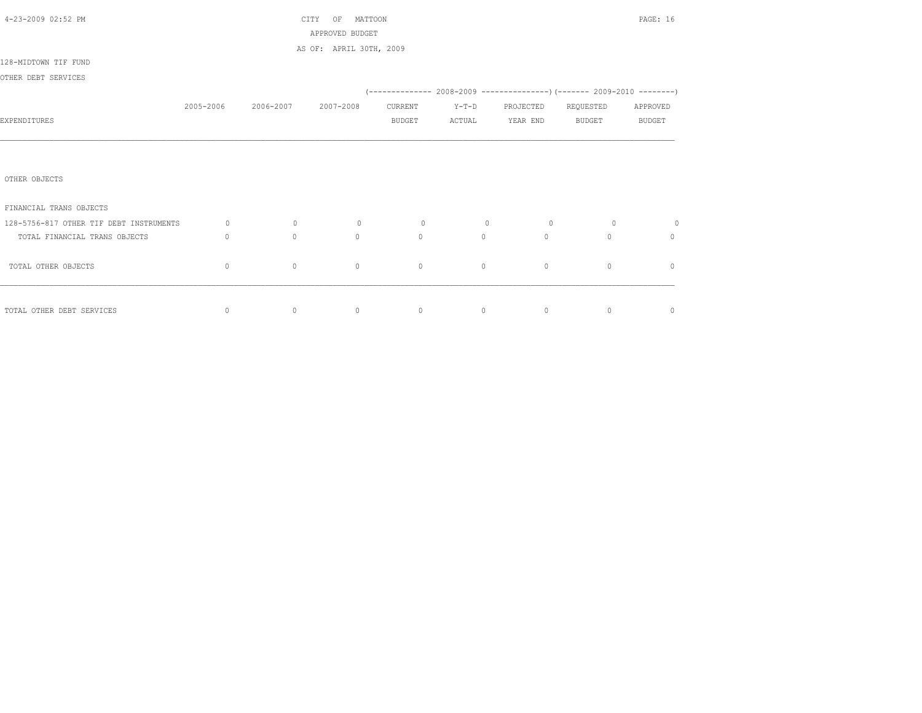CITY OF MATTOON

APPROVED BUDGET

AS OF: APRIL 30TH, 2009

128-MIDTOWN TIF FUND

OTHER DEBT SERVICES

| EXPENDITURES | 2005-2006 | 2006-2007 | 2007-2008 | 2008-2009 CURRENT BUDGET | 2008-2009 Y-T-D ACTUAL | 2008-2009 PROJECTED YEAR END | 2009-2010 REQUESTED BUDGET | 2009-2010 APPROVED BUDGET |
|---|---|---|---|---|---|---|---|---|
| OTHER OBJECTS | | | | | | | | |
| FINANCIAL TRANS OBJECTS | | | | | | | | |
| 128-5756-817 OTHER TIF DEBT INSTRUMENTS | 0 | 0 | 0 | 0 | 0 | 0 | 0 | 0 |
| TOTAL FINANCIAL TRANS OBJECTS | 0 | 0 | 0 | 0 | 0 | 0 | 0 | 0 |
| TOTAL OTHER OBJECTS | 0 | 0 | 0 | 0 | 0 | 0 | 0 | 0 |
| TOTAL OTHER DEBT SERVICES | 0 | 0 | 0 | 0 | 0 | 0 | 0 | 0 |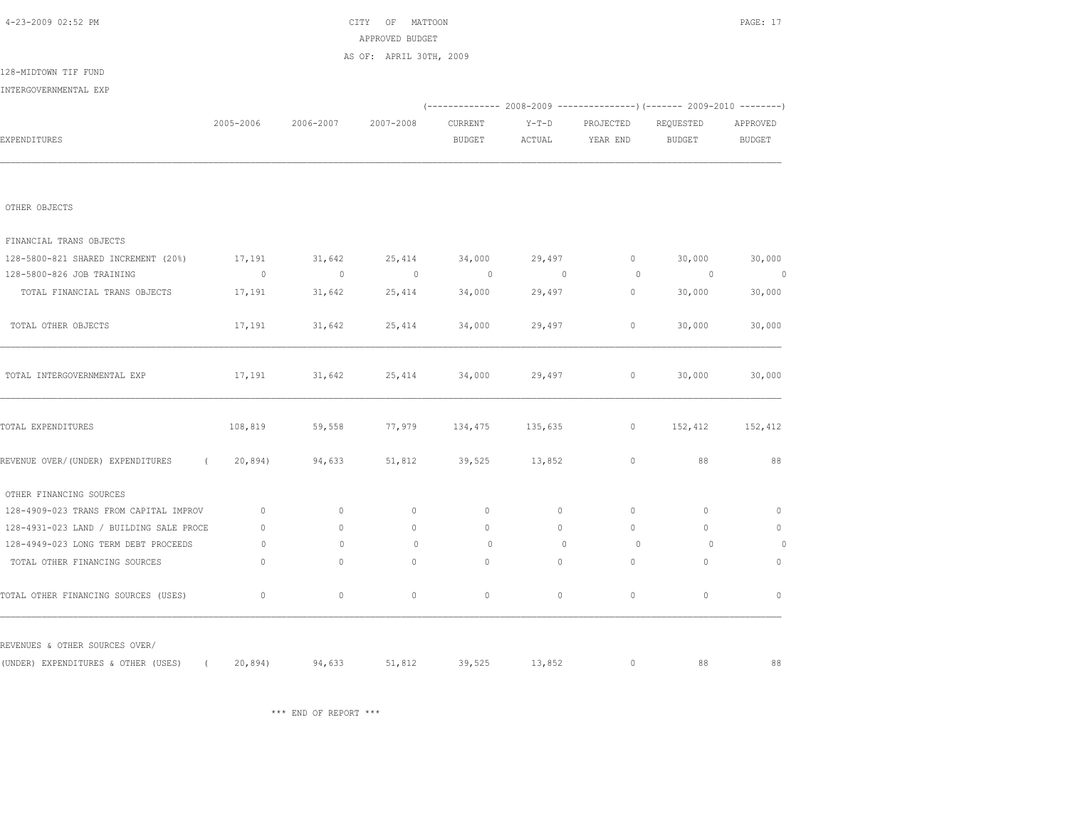CITY OF MATTOON

APPROVED BUDGET

AS OF: APRIL 30TH, 2009

128-MIDTOWN TIF FUND

INTERGOVERNMENTAL EXP

| EXPENDITURES | 2005-2006 | 2006-2007 | 2007-2008 | 2008-2009 CURRENT BUDGET | 2008-2009 Y-T-D ACTUAL | 2008-2009 PROJECTED YEAR END | 2009-2010 REQUESTED BUDGET | 2009-2010 APPROVED BUDGET |
|---|---|---|---|---|---|---|---|---|
| OTHER OBJECTS | | | | | | | | |
| FINANCIAL TRANS OBJECTS | | | | | | | | |
| 128-5800-821 SHARED INCREMENT (20%) | 17,191 | 31,642 | 25,414 | 34,000 | 29,497 | 0 | 30,000 | 30,000 |
| 128-5800-826 JOB TRAINING | 0 | 0 | 0 | 0 | 0 | 0 | 0 | 0 |
| TOTAL FINANCIAL TRANS OBJECTS | 17,191 | 31,642 | 25,414 | 34,000 | 29,497 | 0 | 30,000 | 30,000 |
| TOTAL OTHER OBJECTS | 17,191 | 31,642 | 25,414 | 34,000 | 29,497 | 0 | 30,000 | 30,000 |
| TOTAL INTERGOVERNMENTAL EXP | 17,191 | 31,642 | 25,414 | 34,000 | 29,497 | 0 | 30,000 | 30,000 |
| TOTAL EXPENDITURES | 108,819 | 59,558 | 77,979 | 134,475 | 135,635 | 0 | 152,412 | 152,412 |
| REVENUE OVER/(UNDER) EXPENDITURES | ( 20,894) | 94,633 | 51,812 | 39,525 | 13,852 | 0 | 88 | 88 |
| OTHER FINANCING SOURCES | | | | | | | | |
| 128-4909-023 TRANS FROM CAPITAL IMPROV | 0 | 0 | 0 | 0 | 0 | 0 | 0 | 0 |
| 128-4931-023 LAND / BUILDING SALE PROCE | 0 | 0 | 0 | 0 | 0 | 0 | 0 | 0 |
| 128-4949-023 LONG TERM DEBT PROCEEDS | 0 | 0 | 0 | 0 | 0 | 0 | 0 | 0 |
| TOTAL OTHER FINANCING SOURCES | 0 | 0 | 0 | 0 | 0 | 0 | 0 | 0 |
| TOTAL OTHER FINANCING SOURCES (USES) | 0 | 0 | 0 | 0 | 0 | 0 | 0 | 0 |
| REVENUES & OTHER SOURCES OVER/ (UNDER) EXPENDITURES & OTHER (USES) | ( 20,894) | 94,633 | 51,812 | 39,525 | 13,852 | 0 | 88 | 88 |

*** END OF REPORT ***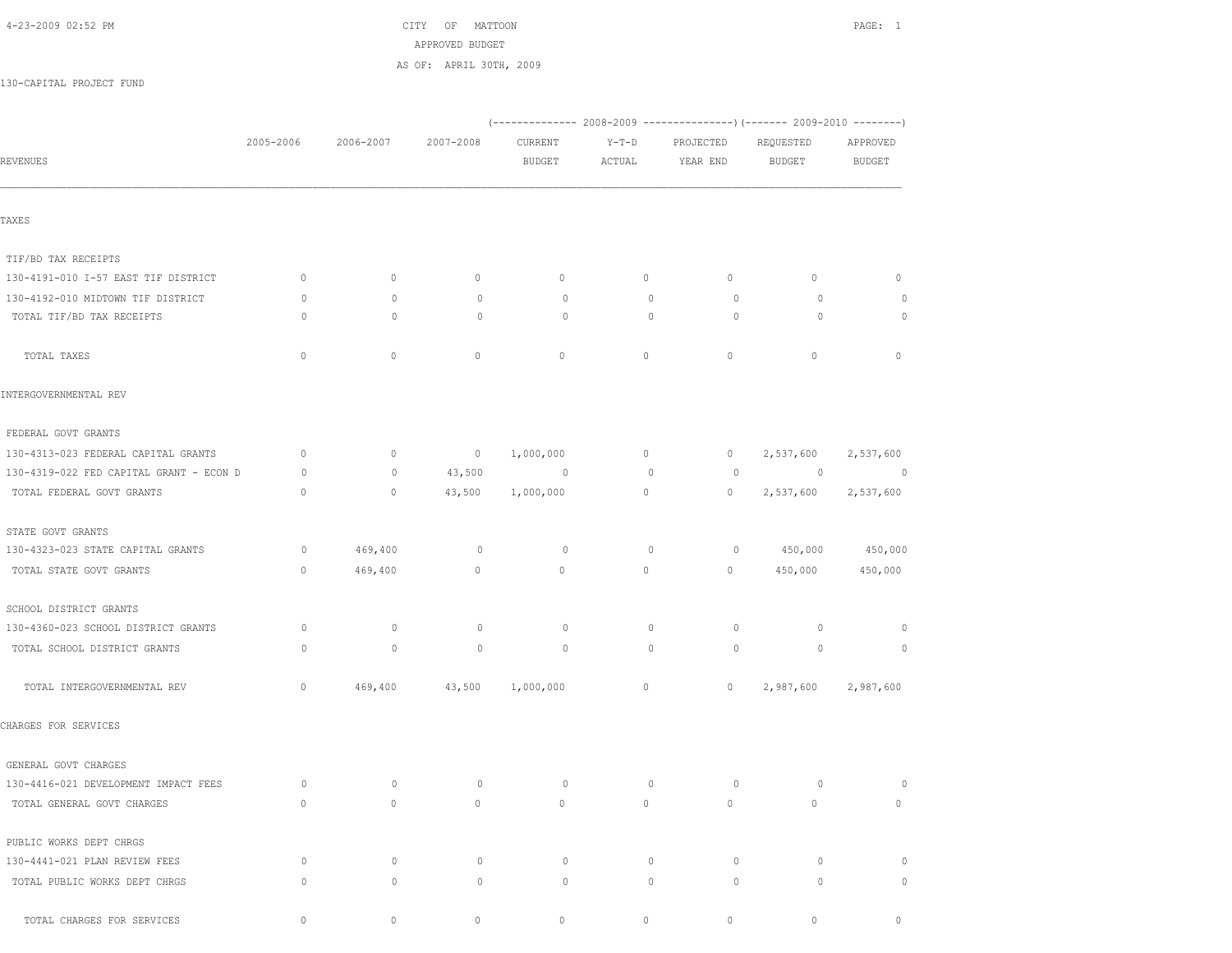CITY OF MATTOON
APPROVED BUDGET
AS OF: APRIL 30TH, 2009

130-CAPITAL PROJECT FUND

| REVENUES | 2005-2006 | 2006-2007 | 2007-2008 | 2008-2009 CURRENT BUDGET | 2008-2009 Y-T-D ACTUAL | 2008-2009 PROJECTED YEAR END | 2009-2010 REQUESTED BUDGET | 2009-2010 APPROVED BUDGET |
|---|---|---|---|---|---|---|---|---|
| TAXES | | | | | | | | |
| TIF/BD TAX RECEIPTS | | | | | | | | |
| 130-4191-010 I-57 EAST TIF DISTRICT | 0 | 0 | 0 | 0 | 0 | 0 | 0 | 0 |
| 130-4192-010 MIDTOWN TIF DISTRICT | 0 | 0 | 0 | 0 | 0 | 0 | 0 | 0 |
| TOTAL TIF/BD TAX RECEIPTS | 0 | 0 | 0 | 0 | 0 | 0 | 0 | 0 |
| TOTAL TAXES | 0 | 0 | 0 | 0 | 0 | 0 | 0 | 0 |
| INTERGOVERNMENTAL REV | | | | | | | | |
| FEDERAL GOVT GRANTS | | | | | | | | |
| 130-4313-023 FEDERAL CAPITAL GRANTS | 0 | 0 | 0 | 1,000,000 | 0 | 0 | 2,537,600 | 2,537,600 |
| 130-4319-022 FED CAPITAL GRANT - ECON D | 0 | 0 | 43,500 | 0 | 0 | 0 | 0 | 0 |
| TOTAL FEDERAL GOVT GRANTS | 0 | 0 | 43,500 | 1,000,000 | 0 | 0 | 2,537,600 | 2,537,600 |
| STATE GOVT GRANTS | | | | | | | | |
| 130-4323-023 STATE CAPITAL GRANTS | 0 | 469,400 | 0 | 0 | 0 | 0 | 450,000 | 450,000 |
| TOTAL STATE GOVT GRANTS | 0 | 469,400 | 0 | 0 | 0 | 0 | 450,000 | 450,000 |
| SCHOOL DISTRICT GRANTS | | | | | | | | |
| 130-4360-023 SCHOOL DISTRICT GRANTS | 0 | 0 | 0 | 0 | 0 | 0 | 0 | 0 |
| TOTAL SCHOOL DISTRICT GRANTS | 0 | 0 | 0 | 0 | 0 | 0 | 0 | 0 |
| TOTAL INTERGOVERNMENTAL REV | 0 | 469,400 | 43,500 | 1,000,000 | 0 | 0 | 2,987,600 | 2,987,600 |
| CHARGES FOR SERVICES | | | | | | | | |
| GENERAL GOVT CHARGES | | | | | | | | |
| 130-4416-021 DEVELOPMENT IMPACT FEES | 0 | 0 | 0 | 0 | 0 | 0 | 0 | 0 |
| TOTAL GENERAL GOVT CHARGES | 0 | 0 | 0 | 0 | 0 | 0 | 0 | 0 |
| PUBLIC WORKS DEPT CHRGS | | | | | | | | |
| 130-4441-021 PLAN REVIEW FEES | 0 | 0 | 0 | 0 | 0 | 0 | 0 | 0 |
| TOTAL PUBLIC WORKS DEPT CHRGS | 0 | 0 | 0 | 0 | 0 | 0 | 0 | 0 |
| TOTAL CHARGES FOR SERVICES | 0 | 0 | 0 | 0 | 0 | 0 | 0 | 0 |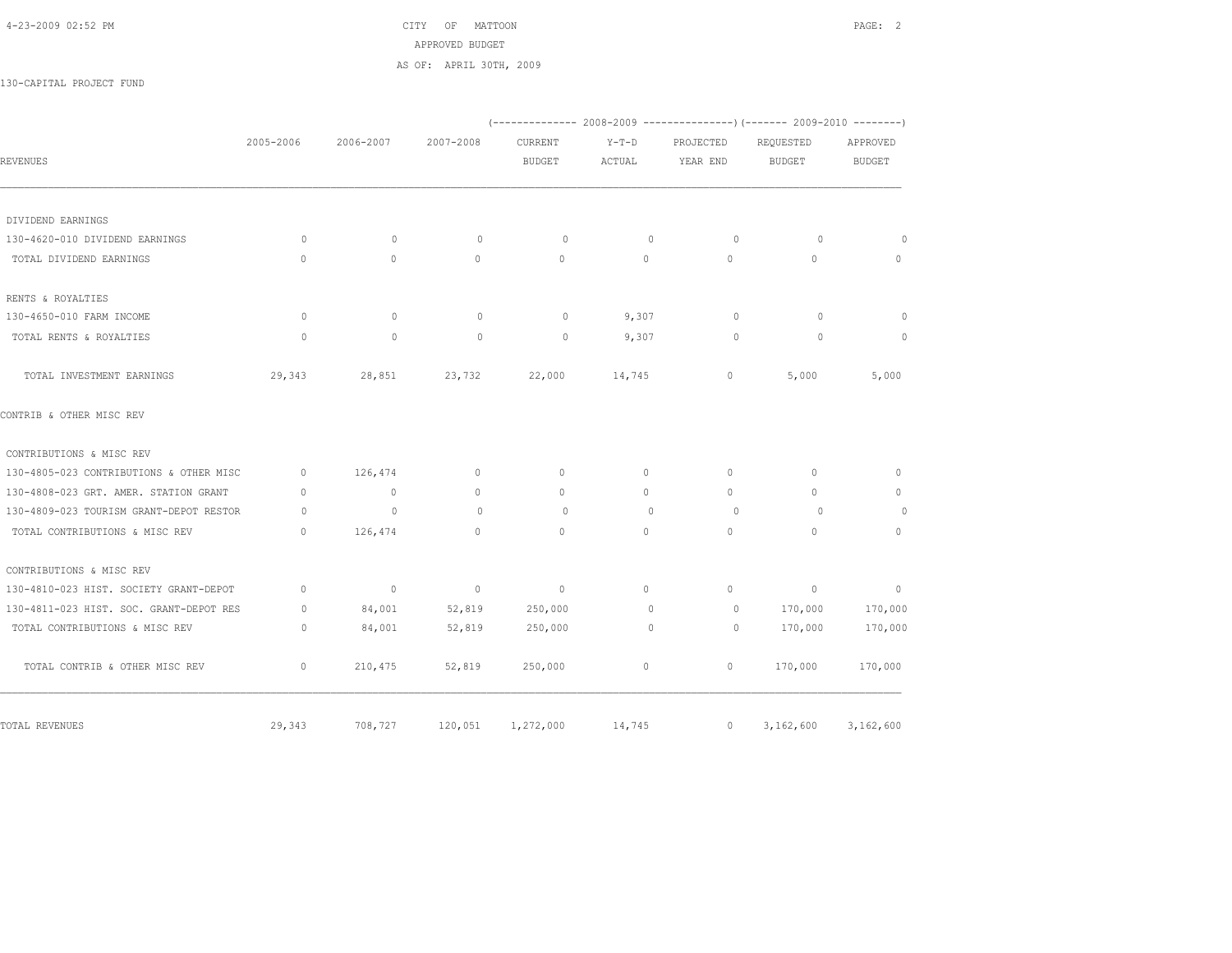CITY OF MATTOON
APPROVED BUDGET
AS OF: APRIL 30TH, 2009

130-CAPITAL PROJECT FUND

| REVENUES | 2005-2006 | 2006-2007 | 2007-2008 | (2008-2009) CURRENT BUDGET | (2008-2009) Y-T-D ACTUAL | (2008-2009) PROJECTED YEAR END | (2009-2010) REQUESTED BUDGET | (2009-2010) APPROVED BUDGET |
|---|---|---|---|---|---|---|---|---|
| DIVIDEND EARNINGS | | | | | | | | |
| 130-4620-010 DIVIDEND EARNINGS | 0 | 0 | 0 | 0 | 0 | 0 | 0 | 0 |
| TOTAL DIVIDEND EARNINGS | 0 | 0 | 0 | 0 | 0 | 0 | 0 | 0 |
| RENTS & ROYALTIES | | | | | | | | |
| 130-4650-010 FARM INCOME | 0 | 0 | 0 | 0 | 9,307 | 0 | 0 | 0 |
| TOTAL RENTS & ROYALTIES | 0 | 0 | 0 | 0 | 9,307 | 0 | 0 | 0 |
| TOTAL INVESTMENT EARNINGS | 29,343 | 28,851 | 23,732 | 22,000 | 14,745 | 0 | 5,000 | 5,000 |
| CONTRIB & OTHER MISC REV | | | | | | | | |
| CONTRIBUTIONS & MISC REV | | | | | | | | |
| 130-4805-023 CONTRIBUTIONS & OTHER MISC | 0 | 126,474 | 0 | 0 | 0 | 0 | 0 | 0 |
| 130-4808-023 GRT. AMER. STATION GRANT | 0 | 0 | 0 | 0 | 0 | 0 | 0 | 0 |
| 130-4809-023 TOURISM GRANT-DEPOT RESTOR | 0 | 0 | 0 | 0 | 0 | 0 | 0 | 0 |
| TOTAL CONTRIBUTIONS & MISC REV | 0 | 126,474 | 0 | 0 | 0 | 0 | 0 | 0 |
| CONTRIBUTIONS & MISC REV | | | | | | | | |
| 130-4810-023 HIST. SOCIETY GRANT-DEPOT | 0 | 0 | 0 | 0 | 0 | 0 | 0 | 0 |
| 130-4811-023 HIST. SOC. GRANT-DEPOT RES | 0 | 84,001 | 52,819 | 250,000 | 0 | 0 | 170,000 | 170,000 |
| TOTAL CONTRIBUTIONS & MISC REV | 0 | 84,001 | 52,819 | 250,000 | 0 | 0 | 170,000 | 170,000 |
| TOTAL CONTRIB & OTHER MISC REV | 0 | 210,475 | 52,819 | 250,000 | 0 | 0 | 170,000 | 170,000 |
| TOTAL REVENUES | 29,343 | 708,727 | 120,051 | 1,272,000 | 14,745 | 0 | 3,162,600 | 3,162,600 |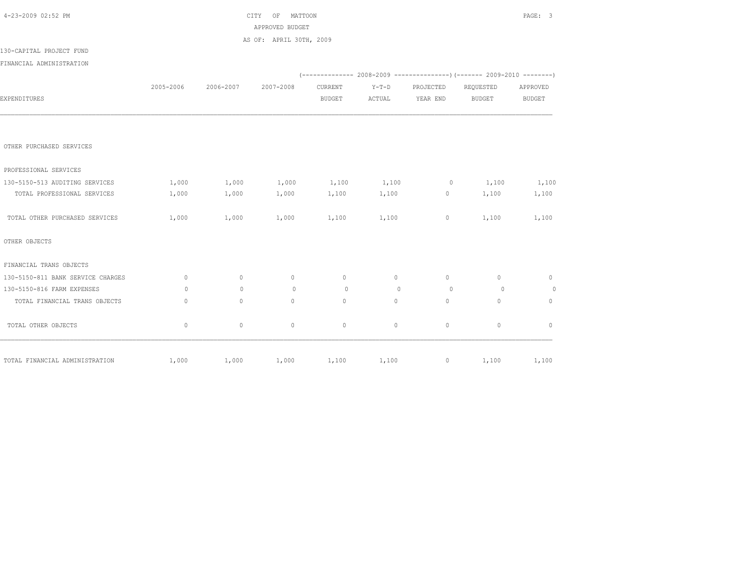CITY OF MATTOON
APPROVED BUDGET
AS OF: APRIL 30TH, 2009

130-CAPITAL PROJECT FUND

FINANCIAL ADMINISTRATION

| EXPENDITURES | 2005-2006 | 2006-2007 | 2007-2008 | 2008-2009 CURRENT BUDGET | 2008-2009 Y-T-D ACTUAL | 2008-2009 PROJECTED YEAR END | 2009-2010 REQUESTED BUDGET | 2009-2010 APPROVED BUDGET |
|---|---|---|---|---|---|---|---|---|
| OTHER PURCHASED SERVICES | | | | | | | | |
| PROFESSIONAL SERVICES | | | | | | | | |
| 130-5150-513 AUDITING SERVICES | 1,000 | 1,000 | 1,000 | 1,100 | 1,100 | 0 | 1,100 | 1,100 |
| TOTAL PROFESSIONAL SERVICES | 1,000 | 1,000 | 1,000 | 1,100 | 1,100 | 0 | 1,100 | 1,100 |
| TOTAL OTHER PURCHASED SERVICES | 1,000 | 1,000 | 1,000 | 1,100 | 1,100 | 0 | 1,100 | 1,100 |
| OTHER OBJECTS | | | | | | | | |
| FINANCIAL TRANS OBJECTS | | | | | | | | |
| 130-5150-811 BANK SERVICE CHARGES | 0 | 0 | 0 | 0 | 0 | 0 | 0 | 0 |
| 130-5150-816 FARM EXPENSES | 0 | 0 | 0 | 0 | 0 | 0 | 0 | 0 |
| TOTAL FINANCIAL TRANS OBJECTS | 0 | 0 | 0 | 0 | 0 | 0 | 0 | 0 |
| TOTAL OTHER OBJECTS | 0 | 0 | 0 | 0 | 0 | 0 | 0 | 0 |
| TOTAL FINANCIAL ADMINISTRATION | 1,000 | 1,000 | 1,000 | 1,100 | 1,100 | 0 | 1,100 | 1,100 |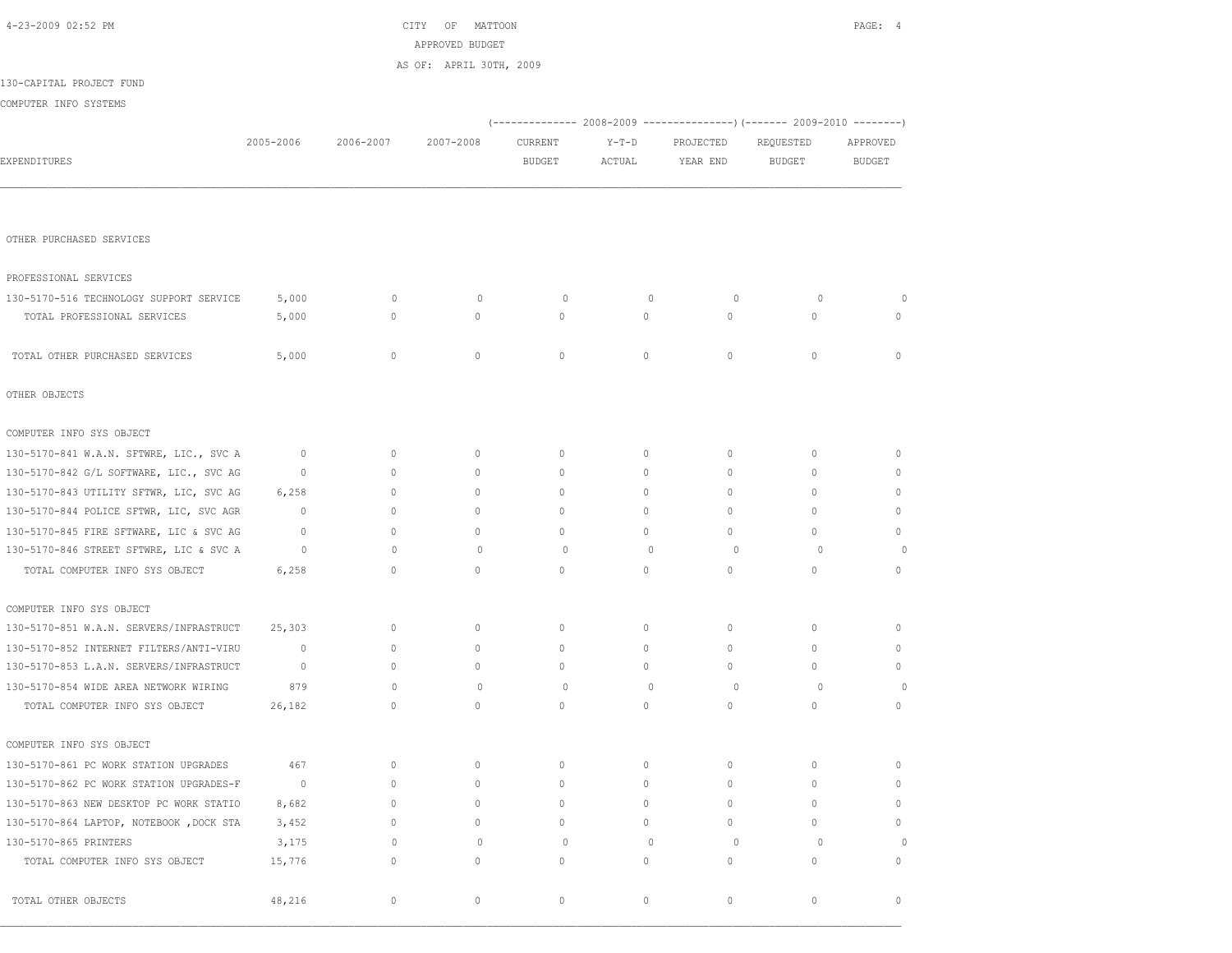CITY OF MATTOON
APPROVED BUDGET
AS OF: APRIL 30TH, 2009

130-CAPITAL PROJECT FUND

COMPUTER INFO SYSTEMS

| EXPENDITURES | 2005-2006 | 2006-2007 | 2007-2008 | 2008-2009 CURRENT BUDGET | 2008-2009 Y-T-D ACTUAL | 2008-2009 PROJECTED YEAR END | 2009-2010 REQUESTED BUDGET | 2009-2010 APPROVED BUDGET |
|---|---|---|---|---|---|---|---|---|
| OTHER PURCHASED SERVICES | | | | | | | | |
| PROFESSIONAL SERVICES | | | | | | | | |
| 130-5170-516 TECHNOLOGY SUPPORT SERVICE | 5,000 | 0 | 0 | 0 | 0 | 0 | 0 | 0 |
| TOTAL PROFESSIONAL SERVICES | 5,000 | 0 | 0 | 0 | 0 | 0 | 0 | 0 |
| TOTAL OTHER PURCHASED SERVICES | 5,000 | 0 | 0 | 0 | 0 | 0 | 0 | 0 |
| OTHER OBJECTS | | | | | | | | |
| COMPUTER INFO SYS OBJECT | | | | | | | | |
| 130-5170-841 W.A.N. SFTWRE, LIC., SVC A | 0 | 0 | 0 | 0 | 0 | 0 | 0 | 0 |
| 130-5170-842 G/L SOFTWARE, LIC., SVC AG | 0 | 0 | 0 | 0 | 0 | 0 | 0 | 0 |
| 130-5170-843 UTILITY SFTWR, LIC, SVC AG | 6,258 | 0 | 0 | 0 | 0 | 0 | 0 | 0 |
| 130-5170-844 POLICE SFTWR, LIC, SVC AGR | 0 | 0 | 0 | 0 | 0 | 0 | 0 | 0 |
| 130-5170-845 FIRE SFTWARE, LIC & SVC AG | 0 | 0 | 0 | 0 | 0 | 0 | 0 | 0 |
| 130-5170-846 STREET SFTWRE, LIC & SVC A | 0 | 0 | 0 | 0 | 0 | 0 | 0 | 0 |
| TOTAL COMPUTER INFO SYS OBJECT | 6,258 | 0 | 0 | 0 | 0 | 0 | 0 | 0 |
| COMPUTER INFO SYS OBJECT | | | | | | | | |
| 130-5170-851 W.A.N. SERVERS/INFRASTRUCT | 25,303 | 0 | 0 | 0 | 0 | 0 | 0 | 0 |
| 130-5170-852 INTERNET FILTERS/ANTI-VIRU | 0 | 0 | 0 | 0 | 0 | 0 | 0 | 0 |
| 130-5170-853 L.A.N. SERVERS/INFRASTRUCT | 0 | 0 | 0 | 0 | 0 | 0 | 0 | 0 |
| 130-5170-854 WIDE AREA NETWORK WIRING | 879 | 0 | 0 | 0 | 0 | 0 | 0 | 0 |
| TOTAL COMPUTER INFO SYS OBJECT | 26,182 | 0 | 0 | 0 | 0 | 0 | 0 | 0 |
| COMPUTER INFO SYS OBJECT | | | | | | | | |
| 130-5170-861 PC WORK STATION UPGRADES | 467 | 0 | 0 | 0 | 0 | 0 | 0 | 0 |
| 130-5170-862 PC WORK STATION UPGRADES-F | 0 | 0 | 0 | 0 | 0 | 0 | 0 | 0 |
| 130-5170-863 NEW DESKTOP PC WORK STATIO | 8,682 | 0 | 0 | 0 | 0 | 0 | 0 | 0 |
| 130-5170-864 LAPTOP, NOTEBOOK ,DOCK STA | 3,452 | 0 | 0 | 0 | 0 | 0 | 0 | 0 |
| 130-5170-865 PRINTERS | 3,175 | 0 | 0 | 0 | 0 | 0 | 0 | 0 |
| TOTAL COMPUTER INFO SYS OBJECT | 15,776 | 0 | 0 | 0 | 0 | 0 | 0 | 0 |
| TOTAL OTHER OBJECTS | 48,216 | 0 | 0 | 0 | 0 | 0 | 0 | 0 |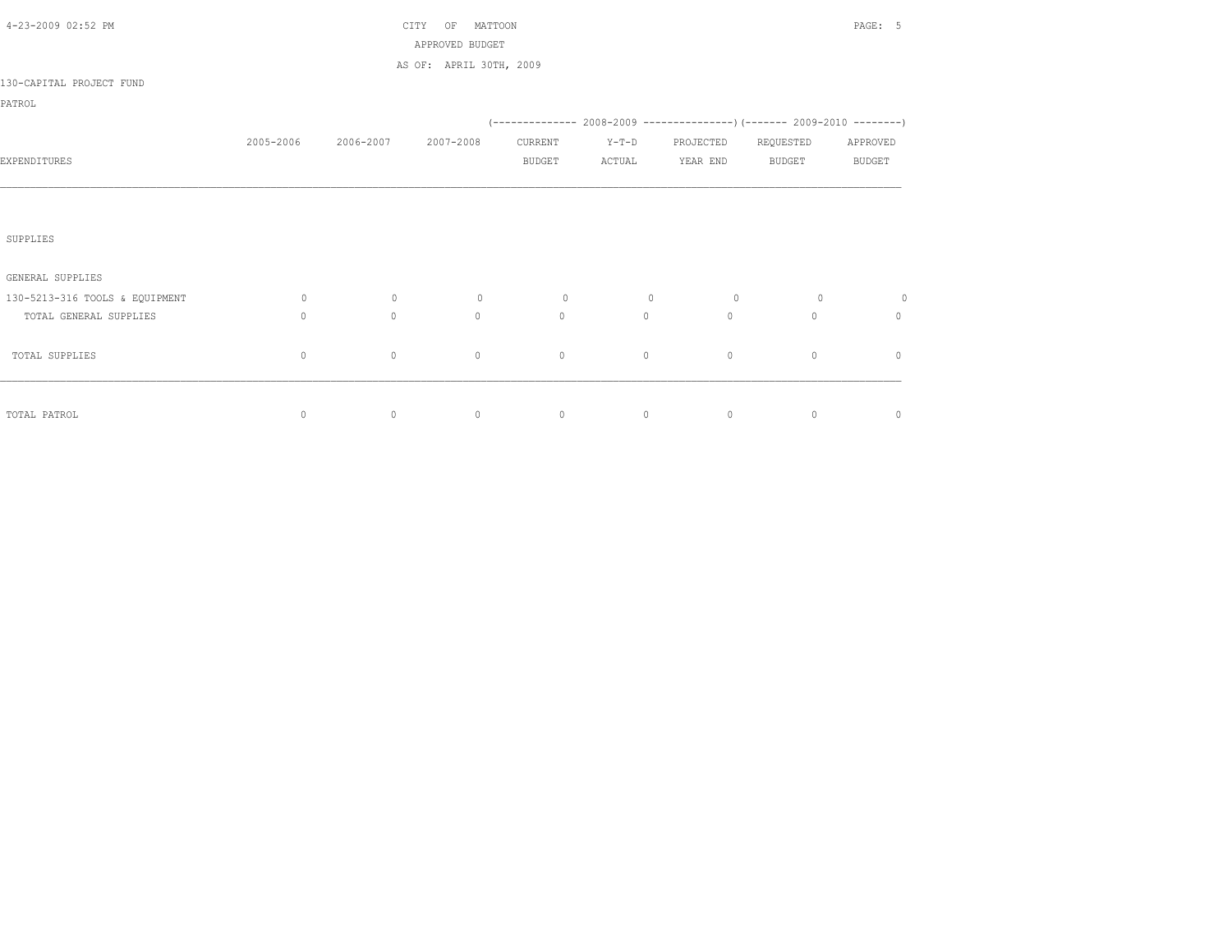CITY OF MATTOON
APPROVED BUDGET
AS OF: APRIL 30TH, 2009

130-CAPITAL PROJECT FUND

PATROL

| EXPENDITURES | 2005-2006 | 2006-2007 | 2007-2008 | 2008-2009 CURRENT BUDGET | 2008-2009 Y-T-D ACTUAL | 2008-2009 PROJECTED YEAR END | 2009-2010 REQUESTED BUDGET | 2009-2010 APPROVED BUDGET |
|---|---|---|---|---|---|---|---|---|
| SUPPLIES | | | | | | | | |
| GENERAL SUPPLIES | | | | | | | | |
| 130-5213-316 TOOLS & EQUIPMENT | 0 | 0 | 0 | 0 | 0 | 0 | 0 | 0 |
| TOTAL GENERAL SUPPLIES | 0 | 0 | 0 | 0 | 0 | 0 | 0 | 0 |
| TOTAL SUPPLIES | 0 | 0 | 0 | 0 | 0 | 0 | 0 | 0 |
| TOTAL PATROL | 0 | 0 | 0 | 0 | 0 | 0 | 0 | 0 |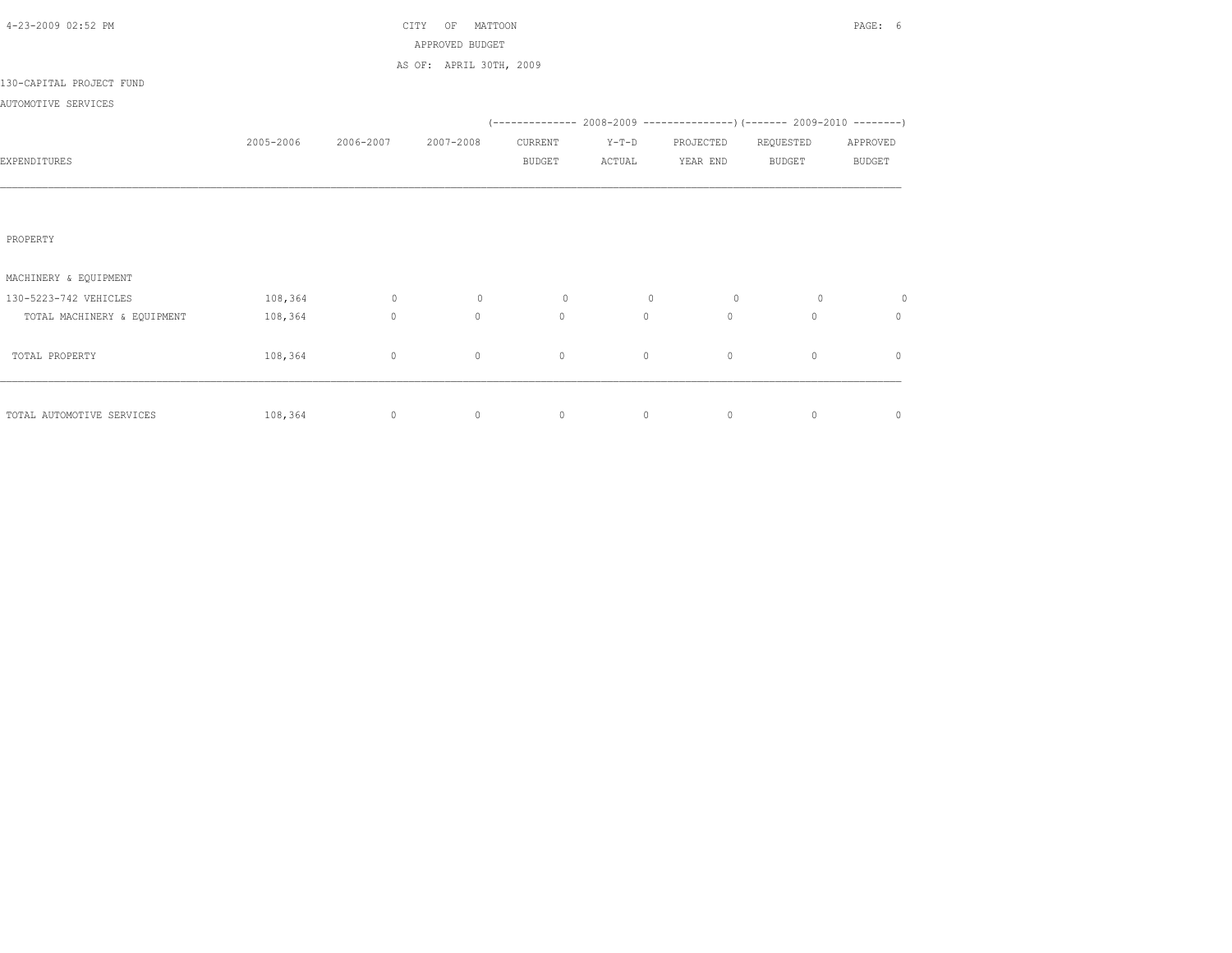CITY OF MATTOON

APPROVED BUDGET

AS OF: APRIL 30TH, 2009

130-CAPITAL PROJECT FUND

AUTOMOTIVE SERVICES

| EXPENDITURES | 2005-2006 | 2006-2007 | 2007-2008 | 2008-2009 CURRENT BUDGET | 2008-2009 Y-T-D ACTUAL | 2008-2009 PROJECTED YEAR END | 2009-2010 REQUESTED BUDGET | 2009-2010 APPROVED BUDGET |
|---|---|---|---|---|---|---|---|---|
| PROPERTY | | | | | | | | |
| MACHINERY & EQUIPMENT | | | | | | | | |
| 130-5223-742 VEHICLES | 108,364 | 0 | 0 | 0 | 0 | 0 | 0 | 0 |
| TOTAL MACHINERY & EQUIPMENT | 108,364 | 0 | 0 | 0 | 0 | 0 | 0 | 0 |
| TOTAL PROPERTY | 108,364 | 0 | 0 | 0 | 0 | 0 | 0 | 0 |
| TOTAL AUTOMOTIVE SERVICES | 108,364 | 0 | 0 | 0 | 0 | 0 | 0 | 0 |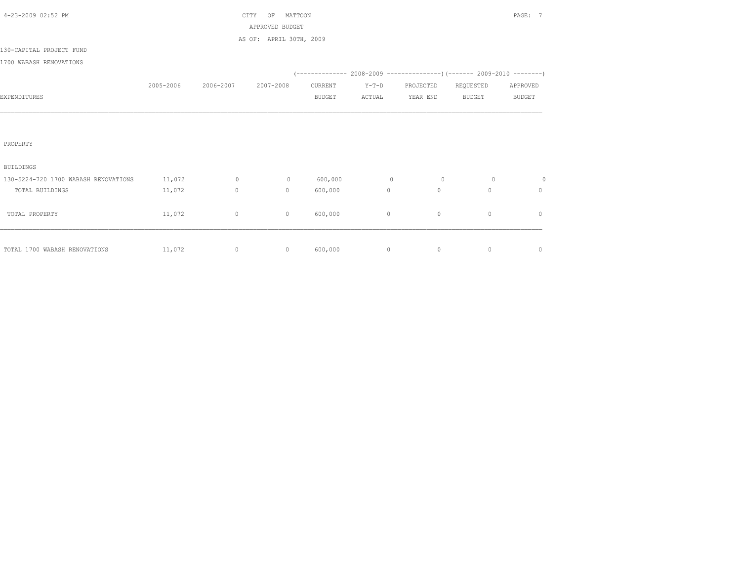CITY OF MATTOON

APPROVED BUDGET

AS OF: APRIL 30TH, 2009

130-CAPITAL PROJECT FUND

1700 WABASH RENOVATIONS

| EXPENDITURES | 2005-2006 | 2006-2007 | 2007-2008 | 2008-2009 CURRENT BUDGET | 2008-2009 Y-T-D ACTUAL | 2008-2009 PROJECTED YEAR END | 2009-2010 REQUESTED BUDGET | 2009-2010 APPROVED BUDGET |
|---|---|---|---|---|---|---|---|---|
| PROPERTY | | | | | | | | |
| BUILDINGS | | | | | | | | |
| 130-5224-720 1700 WABASH RENOVATIONS | 11,072 | 0 | 0 | 600,000 | 0 | 0 | 0 | 0 |
| TOTAL BUILDINGS | 11,072 | 0 | 0 | 600,000 | 0 | 0 | 0 | 0 |
| TOTAL PROPERTY | 11,072 | 0 | 0 | 600,000 | 0 | 0 | 0 | 0 |
| TOTAL 1700 WABASH RENOVATIONS | 11,072 | 0 | 0 | 600,000 | 0 | 0 | 0 | 0 |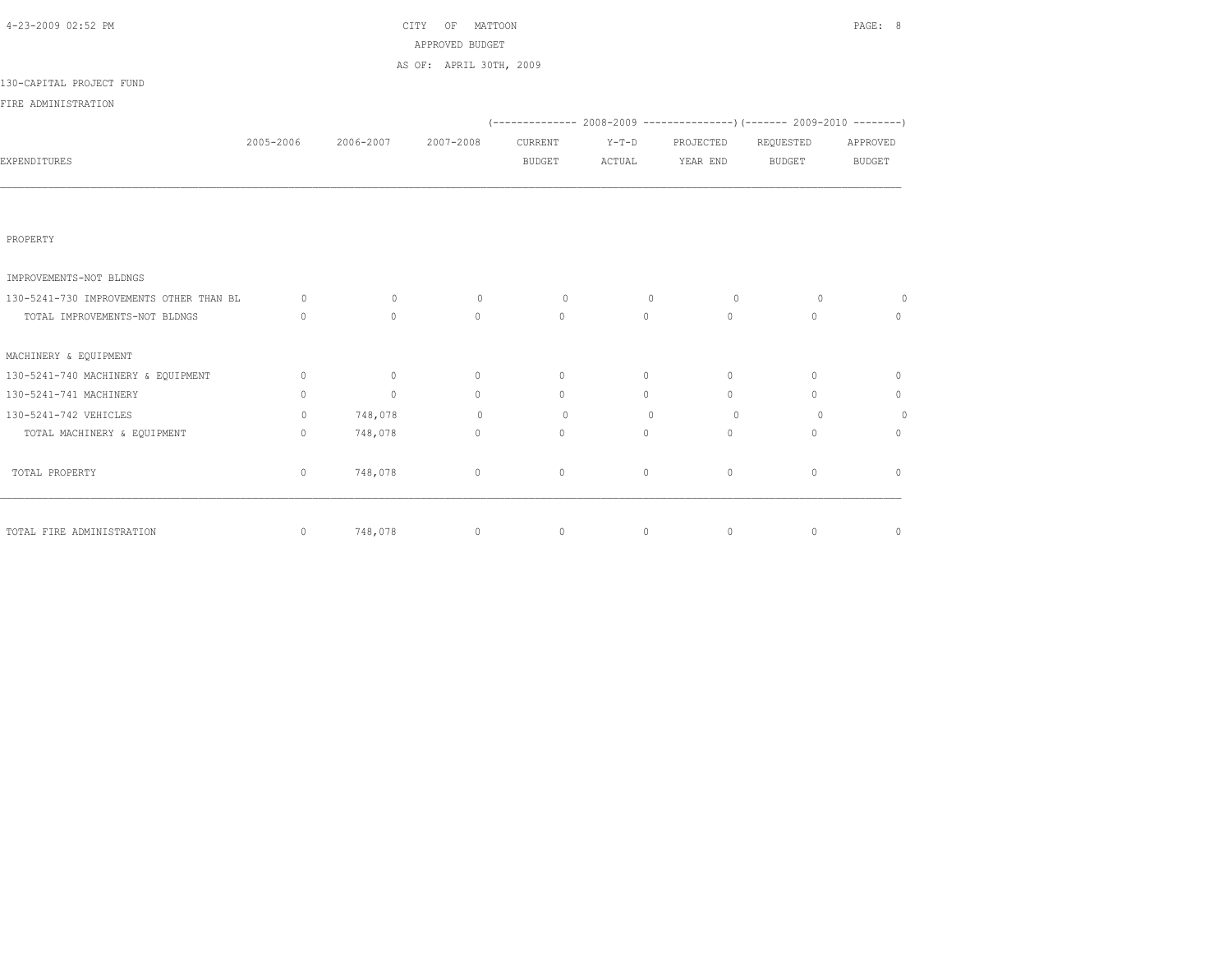CITY OF MATTOON

APPROVED BUDGET

AS OF: APRIL 30TH, 2009

130-CAPITAL PROJECT FUND

FIRE ADMINISTRATION

| EXPENDITURES | 2005-2006 | 2006-2007 | 2007-2008 | 2008-2009 CURRENT BUDGET | 2008-2009 Y-T-D ACTUAL | 2008-2009 PROJECTED YEAR END | 2009-2010 REQUESTED BUDGET | 2009-2010 APPROVED BUDGET |
|---|---|---|---|---|---|---|---|---|
| PROPERTY | | | | | | | | |
| IMPROVEMENTS-NOT BLDNGS | | | | | | | | |
| 130-5241-730 IMPROVEMENTS OTHER THAN BL | 0 | 0 | 0 | 0 | 0 | 0 | 0 | 0 |
| TOTAL IMPROVEMENTS-NOT BLDNGS | 0 | 0 | 0 | 0 | 0 | 0 | 0 | 0 |
| MACHINERY & EQUIPMENT | | | | | | | | |
| 130-5241-740 MACHINERY & EQUIPMENT | 0 | 0 | 0 | 0 | 0 | 0 | 0 | 0 |
| 130-5241-741 MACHINERY | 0 | 0 | 0 | 0 | 0 | 0 | 0 | 0 |
| 130-5241-742 VEHICLES | 0 | 748,078 | 0 | 0 | 0 | 0 | 0 | 0 |
| TOTAL MACHINERY & EQUIPMENT | 0 | 748,078 | 0 | 0 | 0 | 0 | 0 | 0 |
| TOTAL PROPERTY | 0 | 748,078 | 0 | 0 | 0 | 0 | 0 | 0 |
| TOTAL FIRE ADMINISTRATION | 0 | 748,078 | 0 | 0 | 0 | 0 | 0 | 0 |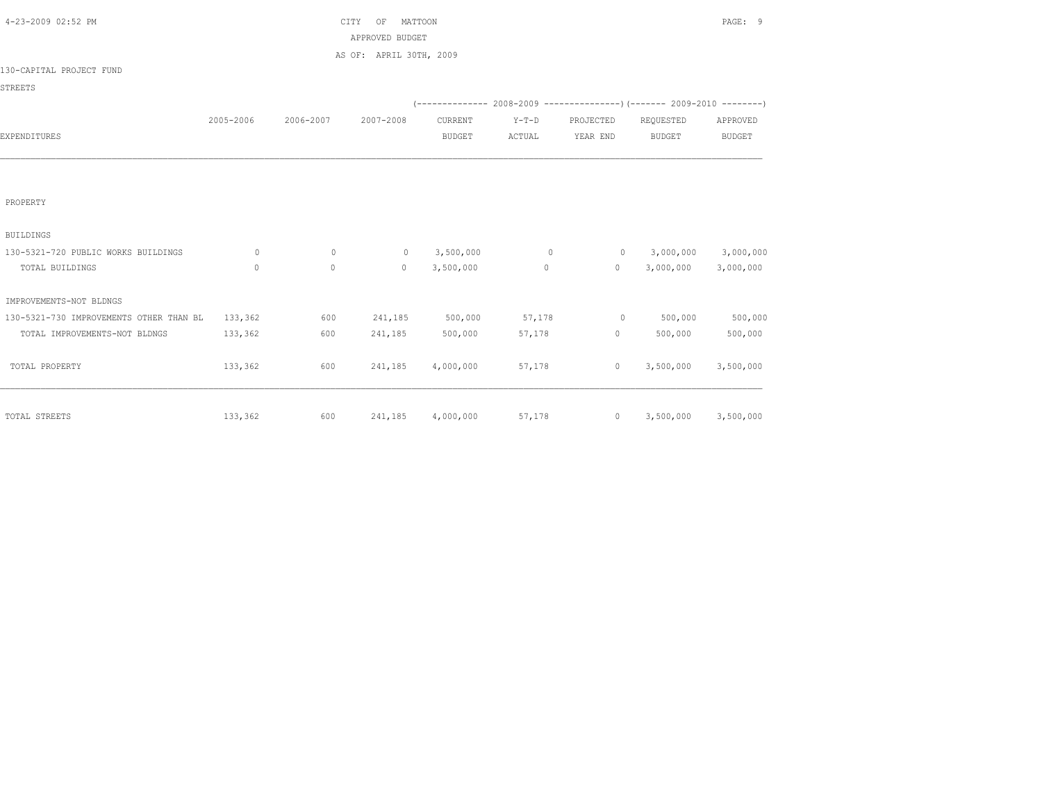CITY OF MATTOON

APPROVED BUDGET

AS OF: APRIL 30TH, 2009

130-CAPITAL PROJECT FUND

STREETS

| EXPENDITURES | 2005-2006 | 2006-2007 | 2007-2008 | (-------- 2008-2009 CURRENT BUDGET | Y-T-D ACTUAL | PROJECTED YEAR END --------) | (------- 2009-2010 REQUESTED BUDGET | APPROVED BUDGET --------) |
|---|---|---|---|---|---|---|---|---|
| PROPERTY | | | | | | | | |
| BUILDINGS | | | | | | | | |
| 130-5321-720 PUBLIC WORKS BUILDINGS | 0 | 0 | 0 | 3,500,000 | 0 | 0 | 3,000,000 | 3,000,000 |
| TOTAL BUILDINGS | 0 | 0 | 0 | 3,500,000 | 0 | 0 | 3,000,000 | 3,000,000 |
| IMPROVEMENTS-NOT BLDNGS | | | | | | | | |
| 130-5321-730 IMPROVEMENTS OTHER THAN BL | 133,362 | 600 | 241,185 | 500,000 | 57,178 | 0 | 500,000 | 500,000 |
| TOTAL IMPROVEMENTS-NOT BLDNGS | 133,362 | 600 | 241,185 | 500,000 | 57,178 | 0 | 500,000 | 500,000 |
| TOTAL PROPERTY | 133,362 | 600 | 241,185 | 4,000,000 | 57,178 | 0 | 3,500,000 | 3,500,000 |
| TOTAL STREETS | 133,362 | 600 | 241,185 | 4,000,000 | 57,178 | 0 | 3,500,000 | 3,500,000 |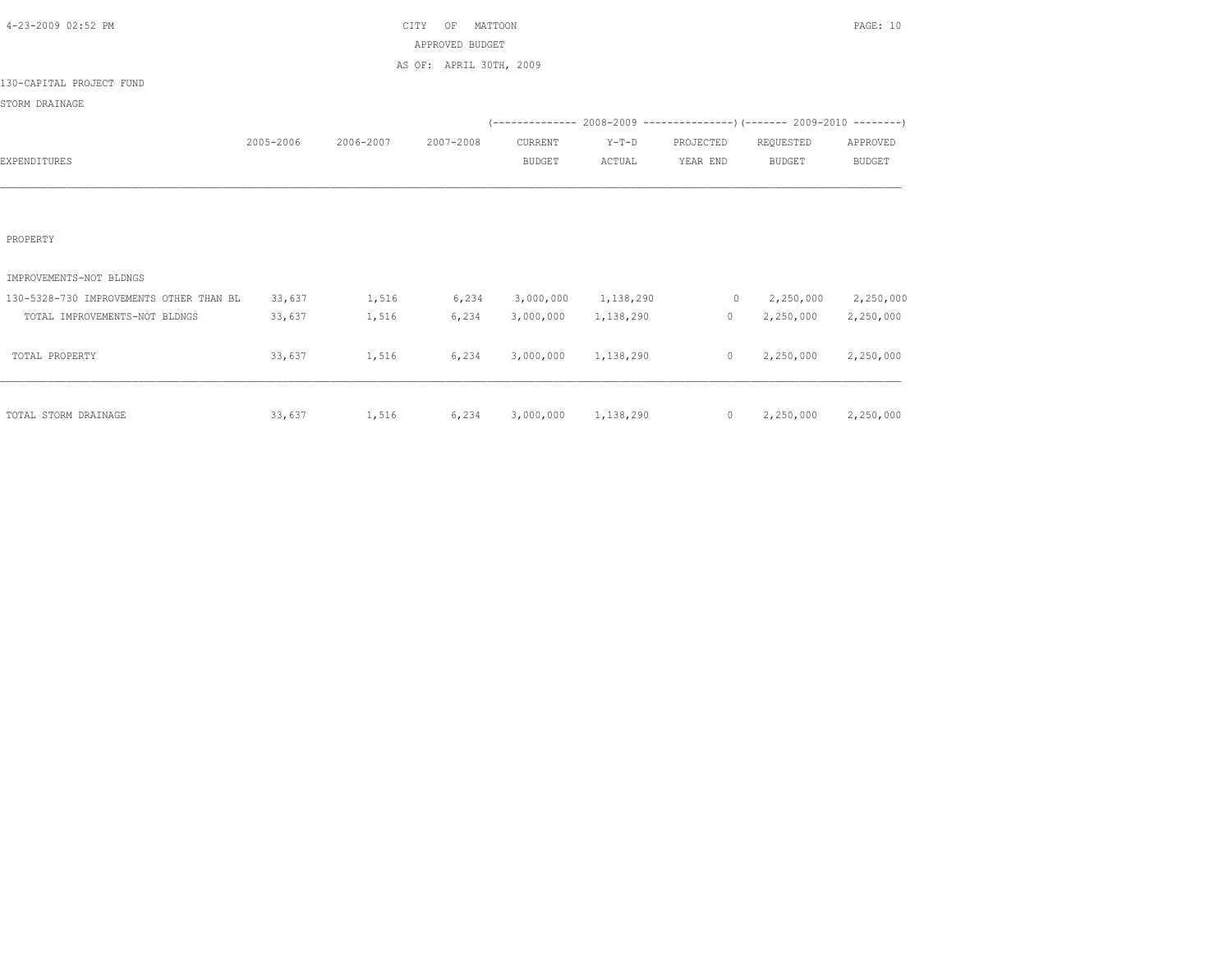CITY OF MATTOON
APPROVED BUDGET
AS OF: APRIL 30TH, 2009

130-CAPITAL PROJECT FUND

STORM DRAINAGE

| EXPENDITURES | 2005-2006 | 2006-2007 | 2007-2008 | 2008-2009 CURRENT BUDGET | 2008-2009 Y-T-D ACTUAL | 2008-2009 PROJECTED YEAR END | 2009-2010 REQUESTED BUDGET | 2009-2010 APPROVED BUDGET |
|---|---|---|---|---|---|---|---|---|
| PROPERTY | | | | | | | | |
| IMPROVEMENTS-NOT BLDNGS | | | | | | | | |
| 130-5328-730 IMPROVEMENTS OTHER THAN BL | 33,637 | 1,516 | 6,234 | 3,000,000 | 1,138,290 | 0 | 2,250,000 | 2,250,000 |
| TOTAL IMPROVEMENTS-NOT BLDNGS | 33,637 | 1,516 | 6,234 | 3,000,000 | 1,138,290 | 0 | 2,250,000 | 2,250,000 |
| TOTAL PROPERTY | 33,637 | 1,516 | 6,234 | 3,000,000 | 1,138,290 | 0 | 2,250,000 | 2,250,000 |
| TOTAL STORM DRAINAGE | 33,637 | 1,516 | 6,234 | 3,000,000 | 1,138,290 | 0 | 2,250,000 | 2,250,000 |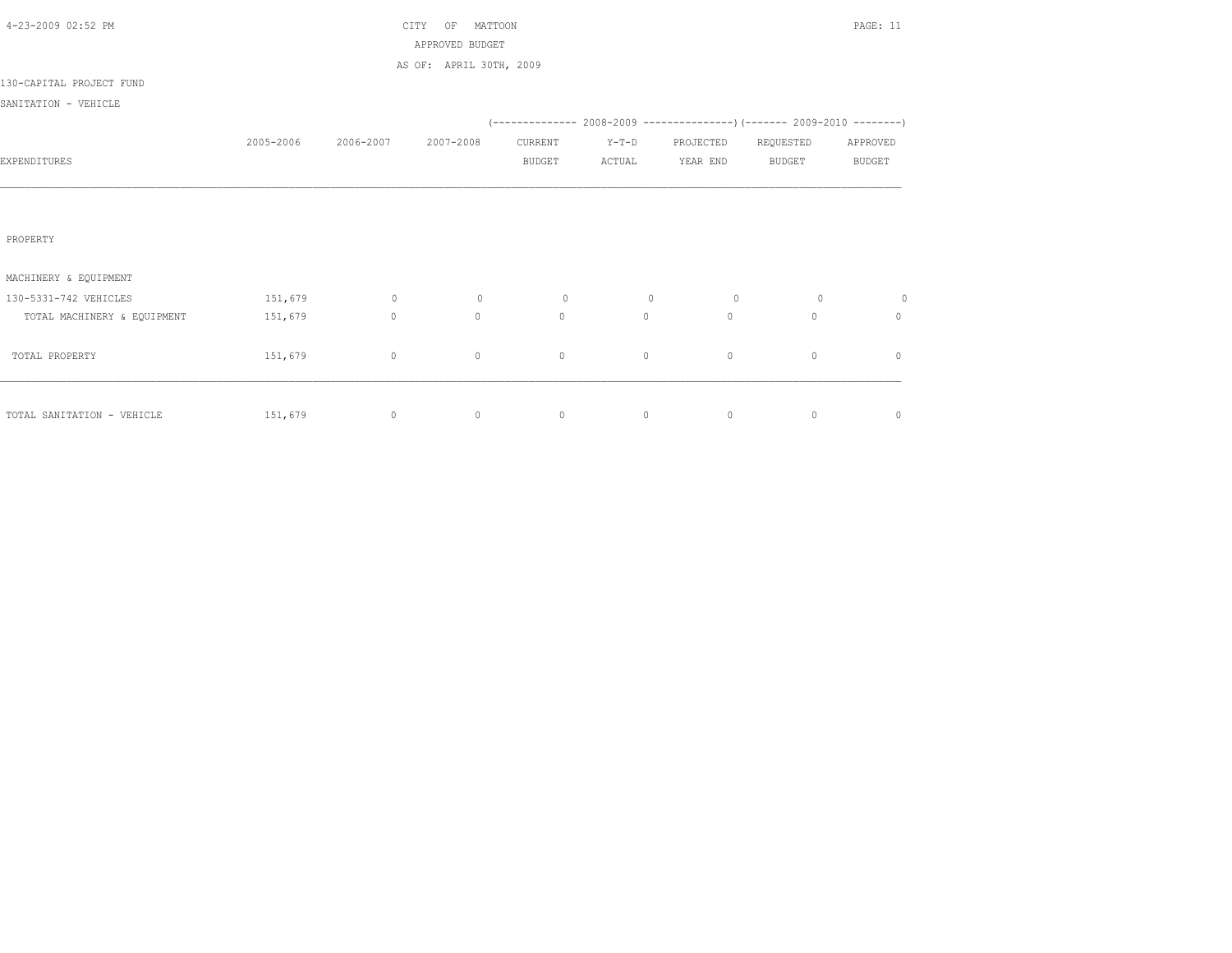CITY OF MATTOON

APPROVED BUDGET

AS OF: APRIL 30TH, 2009

130-CAPITAL PROJECT FUND

SANITATION - VEHICLE

| EXPENDITURES | 2005-2006 | 2006-2007 | 2007-2008 | 2008-2009 CURRENT BUDGET | 2008-2009 Y-T-D ACTUAL | 2008-2009 PROJECTED YEAR END | 2009-2010 REQUESTED BUDGET | 2009-2010 APPROVED BUDGET |
|---|---|---|---|---|---|---|---|---|
| PROPERTY | | | | | | | | |
| MACHINERY & EQUIPMENT | | | | | | | | |
| 130-5331-742 VEHICLES | 151,679 | 0 | 0 | 0 | 0 | 0 | 0 | 0 |
| TOTAL MACHINERY & EQUIPMENT | 151,679 | 0 | 0 | 0 | 0 | 0 | 0 | 0 |
| TOTAL PROPERTY | 151,679 | 0 | 0 | 0 | 0 | 0 | 0 | 0 |
| TOTAL SANITATION - VEHICLE | 151,679 | 0 | 0 | 0 | 0 | 0 | 0 | 0 |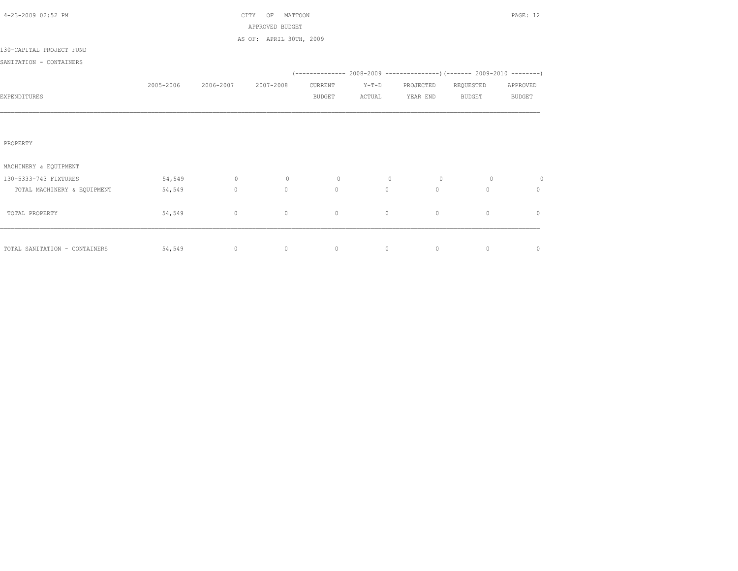CITY OF MATTOON

APPROVED BUDGET

AS OF: APRIL 30TH, 2009

130-CAPITAL PROJECT FUND

SANITATION - CONTAINERS

| EXPENDITURES | 2005-2006 | 2006-2007 | 2007-2008 | (-------------- 2008-2009 CURRENT BUDGET | Y-T-D ACTUAL | PROJECTED YEAR END ---------------) | (------- 2009-2010 REQUESTED BUDGET | APPROVED BUDGET --------) |
|---|---|---|---|---|---|---|---|---|
| PROPERTY | | | | | | | | |
| MACHINERY & EQUIPMENT | | | | | | | | |
| 130-5333-743 FIXTURES | 54,549 | 0 | 0 | 0 | 0 | 0 | 0 | 0 |
| TOTAL MACHINERY & EQUIPMENT | 54,549 | 0 | 0 | 0 | 0 | 0 | 0 | 0 |
| TOTAL PROPERTY | 54,549 | 0 | 0 | 0 | 0 | 0 | 0 | 0 |
| TOTAL SANITATION - CONTAINERS | 54,549 | 0 | 0 | 0 | 0 | 0 | 0 | 0 |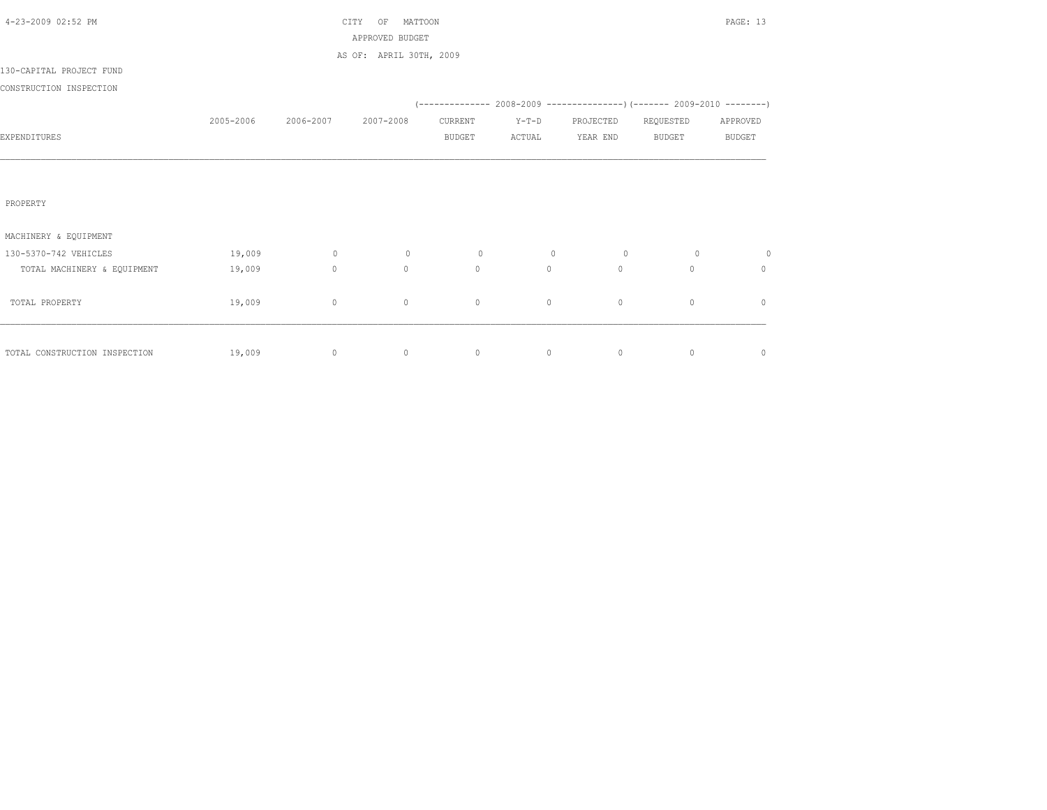CITY OF MATTOON

APPROVED BUDGET

AS OF: APRIL 30TH, 2009

130-CAPITAL PROJECT FUND

CONSTRUCTION INSPECTION

| EXPENDITURES | 2005-2006 | 2006-2007 | 2007-2008 | 2008-2009 CURRENT BUDGET | 2008-2009 Y-T-D ACTUAL | 2008-2009 PROJECTED YEAR END | 2009-2010 REQUESTED BUDGET | 2009-2010 APPROVED BUDGET |
|---|---|---|---|---|---|---|---|---|
| PROPERTY | | | | | | | | |
| MACHINERY & EQUIPMENT | | | | | | | | |
| 130-5370-742 VEHICLES | 19,009 | 0 | 0 | 0 | 0 | 0 | 0 | 0 |
| TOTAL MACHINERY & EQUIPMENT | 19,009 | 0 | 0 | 0 | 0 | 0 | 0 | 0 |
| TOTAL PROPERTY | 19,009 | 0 | 0 | 0 | 0 | 0 | 0 | 0 |
| TOTAL CONSTRUCTION INSPECTION | 19,009 | 0 | 0 | 0 | 0 | 0 | 0 | 0 |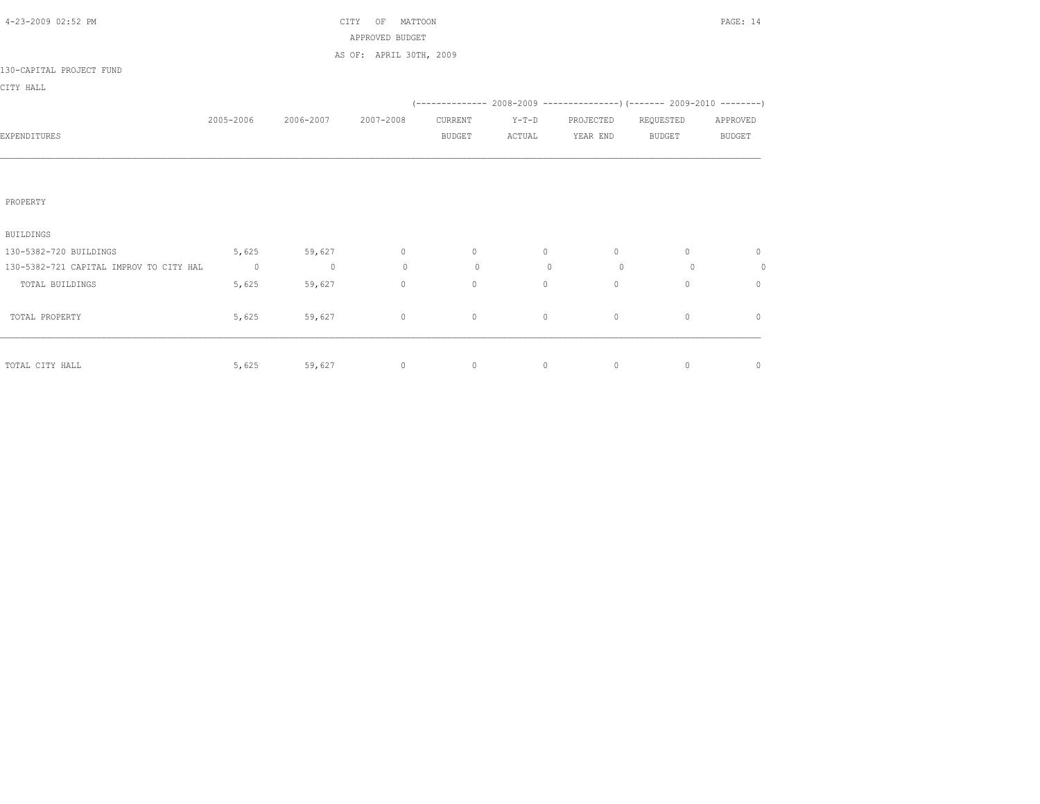CITY OF MATTOON

APPROVED BUDGET

AS OF: APRIL 30TH, 2009

130-CAPITAL PROJECT FUND

CITY HALL

| EXPENDITURES | 2005-2006 | 2006-2007 | 2007-2008 | 2008-2009 CURRENT BUDGET | 2008-2009 Y-T-D ACTUAL | 2008-2009 PROJECTED YEAR END | 2009-2010 REQUESTED BUDGET | 2009-2010 APPROVED BUDGET |
|---|---|---|---|---|---|---|---|---|
| PROPERTY | | | | | | | | |
| BUILDINGS | | | | | | | | |
| 130-5382-720 BUILDINGS | 5,625 | 59,627 | 0 | 0 | 0 | 0 | 0 | 0 |
| 130-5382-721 CAPITAL IMPROV TO CITY HAL | 0 | 0 | 0 | 0 | 0 | 0 | 0 | 0 |
| TOTAL BUILDINGS | 5,625 | 59,627 | 0 | 0 | 0 | 0 | 0 | 0 |
| TOTAL PROPERTY | 5,625 | 59,627 | 0 | 0 | 0 | 0 | 0 | 0 |
| TOTAL CITY HALL | 5,625 | 59,627 | 0 | 0 | 0 | 0 | 0 | 0 |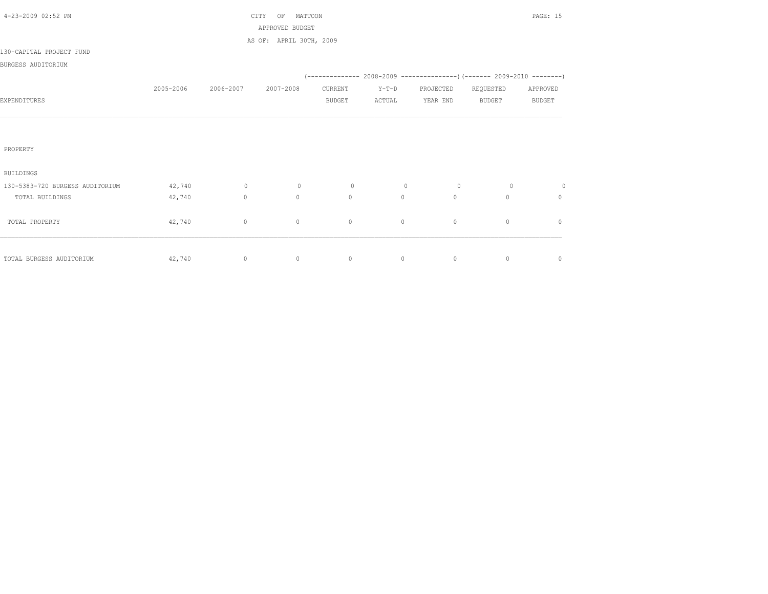CITY OF MATTOON

APPROVED BUDGET

AS OF: APRIL 30TH, 2009

130-CAPITAL PROJECT FUND

BURGESS AUDITORIUM

| EXPENDITURES | 2005-2006 | 2006-2007 | 2007-2008 | 2008-2009 CURRENT BUDGET | 2008-2009 Y-T-D ACTUAL | 2008-2009 PROJECTED YEAR END | 2009-2010 REQUESTED BUDGET | 2009-2010 APPROVED BUDGET |
|---|---|---|---|---|---|---|---|---|
| PROPERTY | | | | | | | | |
| BUILDINGS | | | | | | | | |
| 130-5383-720 BURGESS AUDITORIUM | 42,740 | 0 | 0 | 0 | 0 | 0 | 0 | 0 |
| TOTAL BUILDINGS | 42,740 | 0 | 0 | 0 | 0 | 0 | 0 | 0 |
| TOTAL PROPERTY | 42,740 | 0 | 0 | 0 | 0 | 0 | 0 | 0 |
| TOTAL BURGESS AUDITORIUM | 42,740 | 0 | 0 | 0 | 0 | 0 | 0 | 0 |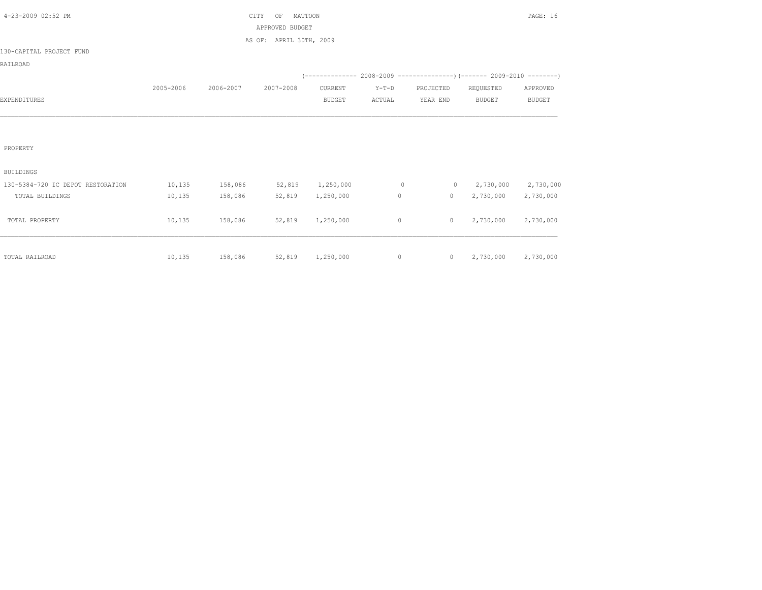CITY OF MATTOON
APPROVED BUDGET
AS OF: APRIL 30TH, 2009

130-CAPITAL PROJECT FUND

RAILROAD

| EXPENDITURES | 2005-2006 | 2006-2007 | 2007-2008 | 2008-2009 CURRENT BUDGET | 2008-2009 Y-T-D ACTUAL | 2008-2009 PROJECTED YEAR END | 2009-2010 REQUESTED BUDGET | 2009-2010 APPROVED BUDGET |
|---|---|---|---|---|---|---|---|---|
| PROPERTY | | | | | | | | |
| BUILDINGS | | | | | | | | |
| 130-5384-720 IC DEPOT RESTORATION | 10,135 | 158,086 | 52,819 | 1,250,000 | 0 | 0 | 2,730,000 | 2,730,000 |
| TOTAL BUILDINGS | 10,135 | 158,086 | 52,819 | 1,250,000 | 0 | 0 | 2,730,000 | 2,730,000 |
| TOTAL PROPERTY | 10,135 | 158,086 | 52,819 | 1,250,000 | 0 | 0 | 2,730,000 | 2,730,000 |
| TOTAL RAILROAD | 10,135 | 158,086 | 52,819 | 1,250,000 | 0 | 0 | 2,730,000 | 2,730,000 |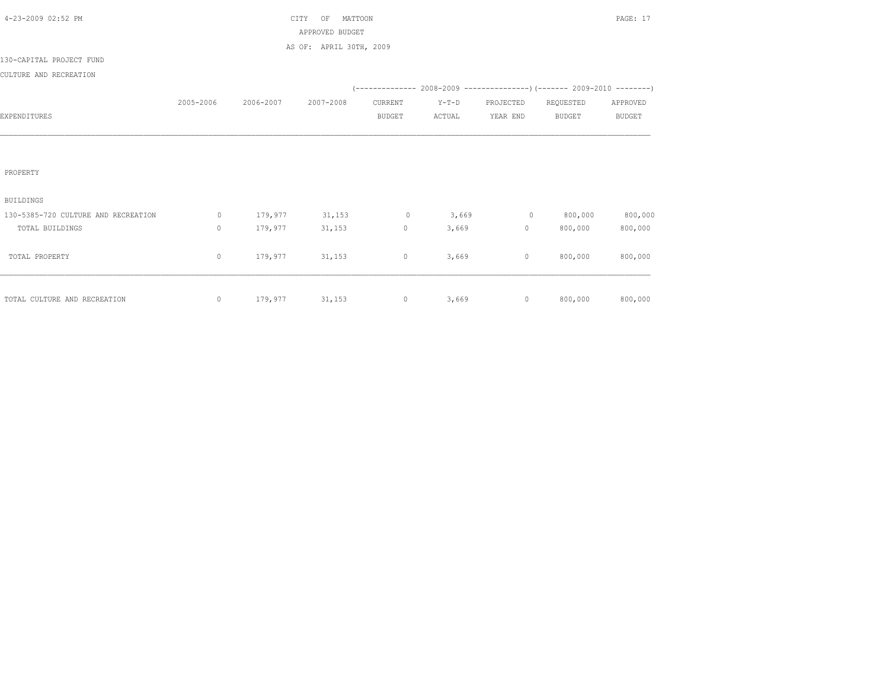CITY OF MATTOON

APPROVED BUDGET

AS OF: APRIL 30TH, 2009

130-CAPITAL PROJECT FUND

CULTURE AND RECREATION

| EXPENDITURES | 2005-2006 | 2006-2007 | 2007-2008 | 2008-2009 CURRENT BUDGET | 2008-2009 Y-T-D ACTUAL | 2008-2009 PROJECTED YEAR END | 2009-2010 REQUESTED BUDGET | 2009-2010 APPROVED BUDGET |
|---|---|---|---|---|---|---|---|---|
| PROPERTY | | | | | | | | |
| BUILDINGS | | | | | | | | |
| 130-5385-720 CULTURE AND RECREATION | 0 | 179,977 | 31,153 | 0 | 3,669 | 0 | 800,000 | 800,000 |
| TOTAL BUILDINGS | 0 | 179,977 | 31,153 | 0 | 3,669 | 0 | 800,000 | 800,000 |
| TOTAL PROPERTY | 0 | 179,977 | 31,153 | 0 | 3,669 | 0 | 800,000 | 800,000 |
| TOTAL CULTURE AND RECREATION | 0 | 179,977 | 31,153 | 0 | 3,669 | 0 | 800,000 | 800,000 |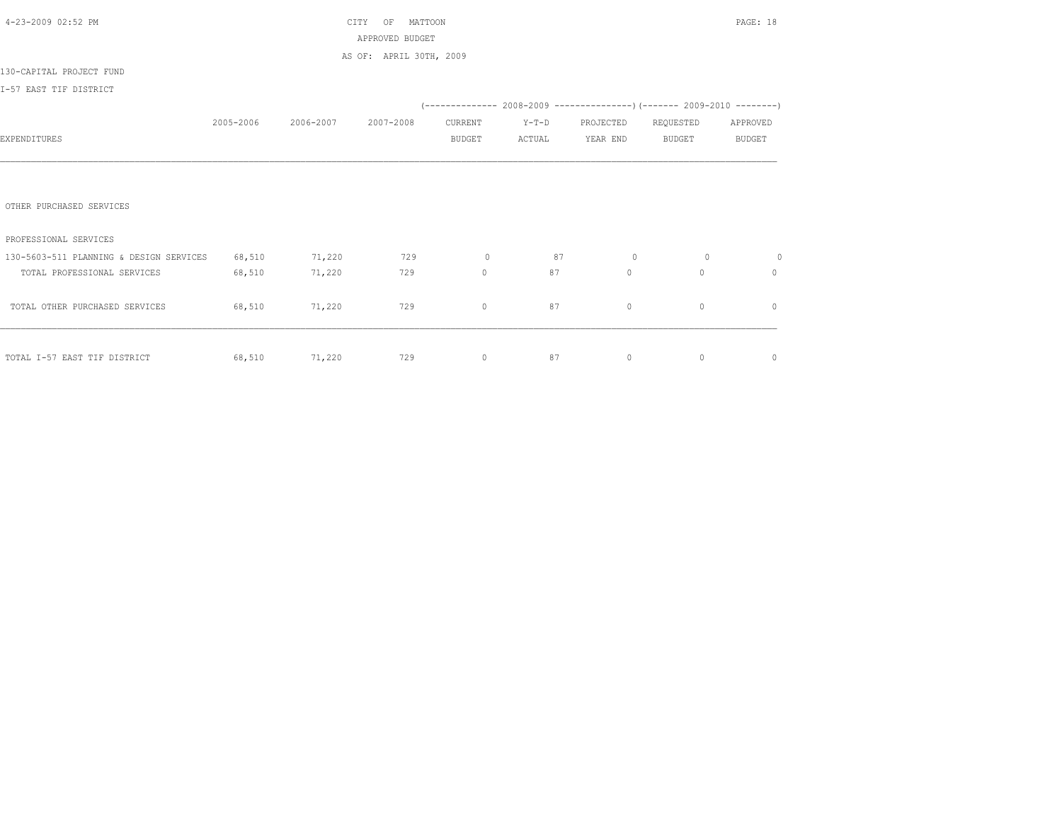CITY OF MATTOON

APPROVED BUDGET

AS OF: APRIL 30TH, 2009

130-CAPITAL PROJECT FUND

I-57 EAST TIF DISTRICT

| EXPENDITURES | 2005-2006 | 2006-2007 | 2007-2008 | 2008-2009 CURRENT BUDGET | 2008-2009 Y-T-D ACTUAL | 2008-2009 PROJECTED YEAR END | 2009-2010 REQUESTED BUDGET | 2009-2010 APPROVED BUDGET |
|---|---|---|---|---|---|---|---|---|
| OTHER PURCHASED SERVICES | | | | | | | | |
| PROFESSIONAL SERVICES | | | | | | | | |
| 130-5603-511 PLANNING & DESIGN SERVICES | 68,510 | 71,220 | 729 | 0 | 87 | 0 | 0 | 0 |
| TOTAL PROFESSIONAL SERVICES | 68,510 | 71,220 | 729 | 0 | 87 | 0 | 0 | 0 |
| TOTAL OTHER PURCHASED SERVICES | 68,510 | 71,220 | 729 | 0 | 87 | 0 | 0 | 0 |
| TOTAL I-57 EAST TIF DISTRICT | 68,510 | 71,220 | 729 | 0 | 87 | 0 | 0 | 0 |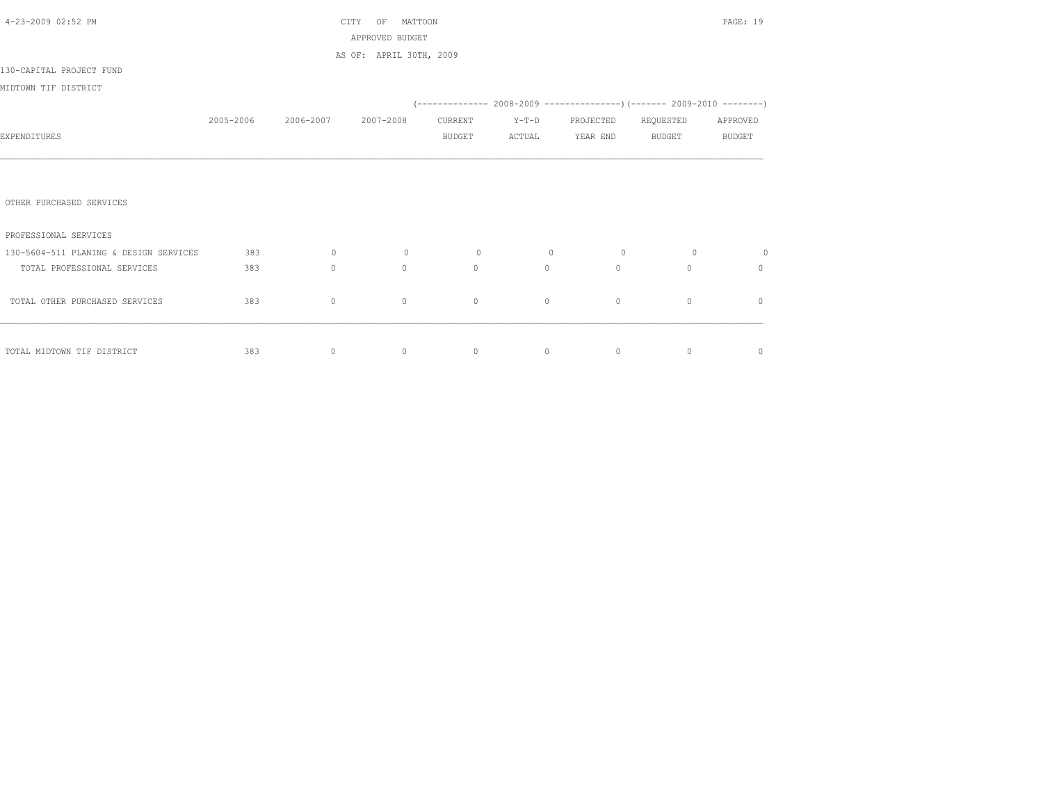CITY OF MATTOON

APPROVED BUDGET

AS OF: APRIL 30TH, 2009

130-CAPITAL PROJECT FUND

MIDTOWN TIF DISTRICT

| EXPENDITURES | 2005-2006 | 2006-2007 | 2007-2008 | 2008-2009 CURRENT BUDGET | 2008-2009 Y-T-D ACTUAL | 2008-2009 PROJECTED YEAR END | 2009-2010 REQUESTED BUDGET | 2009-2010 APPROVED BUDGET |
|---|---|---|---|---|---|---|---|---|
| OTHER PURCHASED SERVICES | | | | | | | | |
| PROFESSIONAL SERVICES | | | | | | | | |
| 130-5604-511 PLANING & DESIGN SERVICES | 383 | 0 | 0 | 0 | 0 | 0 | 0 | 0 |
| TOTAL PROFESSIONAL SERVICES | 383 | 0 | 0 | 0 | 0 | 0 | 0 | 0 |
| TOTAL OTHER PURCHASED SERVICES | 383 | 0 | 0 | 0 | 0 | 0 | 0 | 0 |
| TOTAL MIDTOWN TIF DISTRICT | 383 | 0 | 0 | 0 | 0 | 0 | 0 | 0 |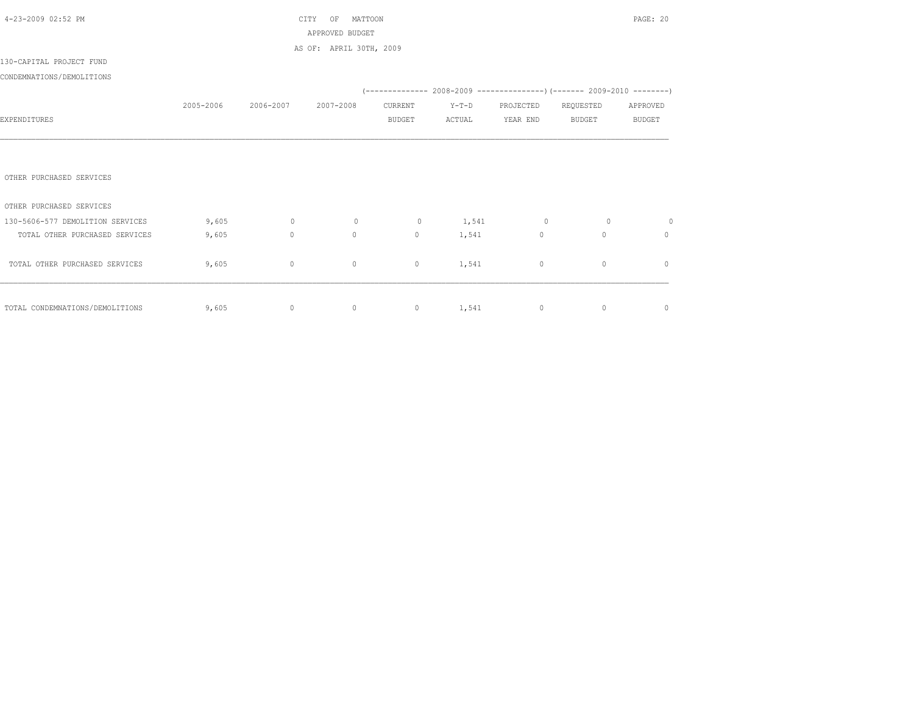CITY OF MATTOON
APPROVED BUDGET
AS OF: APRIL 30TH, 2009

130-CAPITAL PROJECT FUND
CONDEMNATIONS/DEMOLITIONS

| EXPENDITURES | 2005-2006 | 2006-2007 | 2007-2008 | 2008-2009 CURRENT BUDGET | 2008-2009 Y-T-D ACTUAL | 2008-2009 PROJECTED YEAR END | 2009-2010 REQUESTED BUDGET | 2009-2010 APPROVED BUDGET |
|---|---|---|---|---|---|---|---|---|
| OTHER PURCHASED SERVICES | | | | | | | | |
| OTHER PURCHASED SERVICES | | | | | | | | |
| 130-5606-577 DEMOLITION SERVICES | 9,605 | 0 | 0 | 0 | 1,541 | 0 | 0 | 0 |
| TOTAL OTHER PURCHASED SERVICES | 9,605 | 0 | 0 | 0 | 1,541 | 0 | 0 | 0 |
| TOTAL OTHER PURCHASED SERVICES | 9,605 | 0 | 0 | 0 | 1,541 | 0 | 0 | 0 |
| TOTAL CONDEMNATIONS/DEMOLITIONS | 9,605 | 0 | 0 | 0 | 1,541 | 0 | 0 | 0 |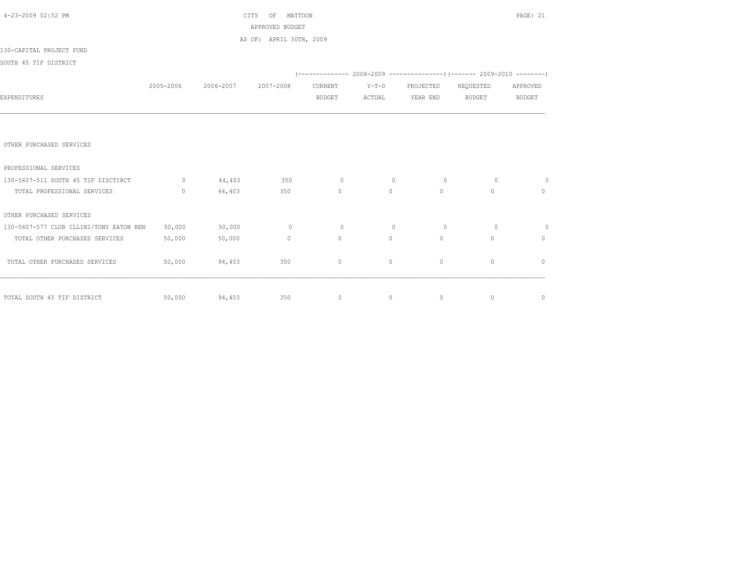CITY OF MATTOON
APPROVED BUDGET
AS OF: APRIL 30TH, 2009

130-CAPITAL PROJECT FUND

SOUTH 45 TIF DISTRICT

| EXPENDITURES | 2005-2006 | 2006-2007 | 2007-2008 | 2008-2009 CURRENT BUDGET | 2008-2009 Y-T-D ACTUAL | 2008-2009 PROJECTED YEAR END | 2009-2010 REQUESTED BUDGET | 2009-2010 APPROVED BUDGET |
|---|---|---|---|---|---|---|---|---|
| OTHER PURCHASED SERVICES | | | | | | | | |
| PROFESSIONAL SERVICES | | | | | | | | |
| 130-5607-511 SOUTH 45 TIF DISCTIRCT | 0 | 44,403 | 350 | 0 | 0 | 0 | 0 | 0 |
| TOTAL PROFESSIONAL SERVICES | 0 | 44,403 | 350 | 0 | 0 | 0 | 0 | 0 |
| OTHER PURCHASED SERVICES | | | | | | | | |
| 130-5607-577 CLUB ILLINI/TONY EATON REN | 50,000 | 50,000 | 0 | 0 | 0 | 0 | 0 | 0 |
| TOTAL OTHER PURCHASED SERVICES | 50,000 | 50,000 | 0 | 0 | 0 | 0 | 0 | 0 |
| TOTAL OTHER PURCHASED SERVICES | 50,000 | 94,403 | 350 | 0 | 0 | 0 | 0 | 0 |
| TOTAL SOUTH 45 TIF DISTRICT | 50,000 | 94,403 | 350 | 0 | 0 | 0 | 0 | 0 |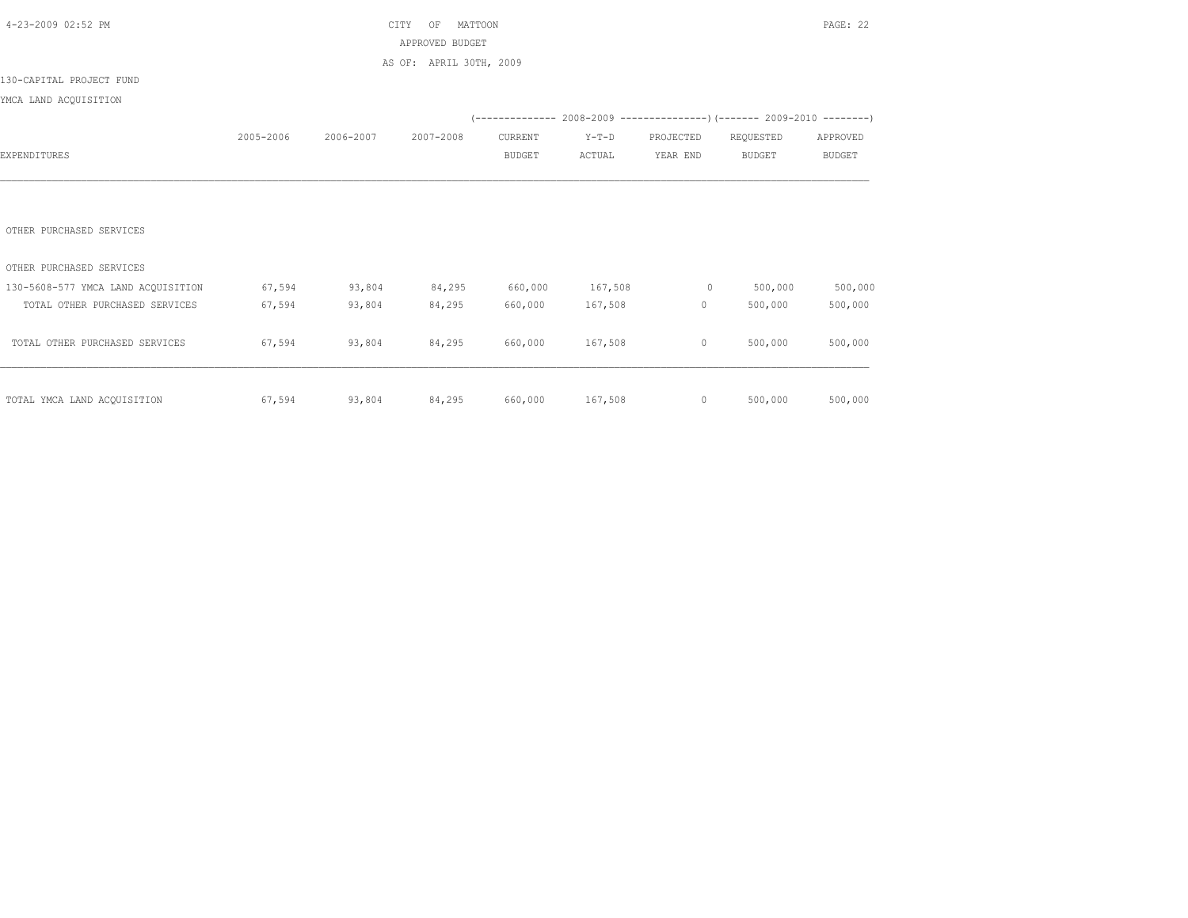CITY OF MATTOON
APPROVED BUDGET
AS OF: APRIL 30TH, 2009

130-CAPITAL PROJECT FUND
YMCA LAND ACQUISITION

| EXPENDITURES | 2005-2006 | 2006-2007 | 2007-2008 | 2008-2009 CURRENT BUDGET | 2008-2009 Y-T-D ACTUAL | 2008-2009 PROJECTED YEAR END | 2009-2010 REQUESTED BUDGET | 2009-2010 APPROVED BUDGET |
|---|---|---|---|---|---|---|---|---|
| OTHER PURCHASED SERVICES | | | | | | | | |
| OTHER PURCHASED SERVICES | | | | | | | | |
| 130-5608-577 YMCA LAND ACQUISITION | 67,594 | 93,804 | 84,295 | 660,000 | 167,508 | 0 | 500,000 | 500,000 |
| TOTAL OTHER PURCHASED SERVICES | 67,594 | 93,804 | 84,295 | 660,000 | 167,508 | 0 | 500,000 | 500,000 |
| TOTAL OTHER PURCHASED SERVICES | 67,594 | 93,804 | 84,295 | 660,000 | 167,508 | 0 | 500,000 | 500,000 |
| TOTAL YMCA LAND ACQUISITION | 67,594 | 93,804 | 84,295 | 660,000 | 167,508 | 0 | 500,000 | 500,000 |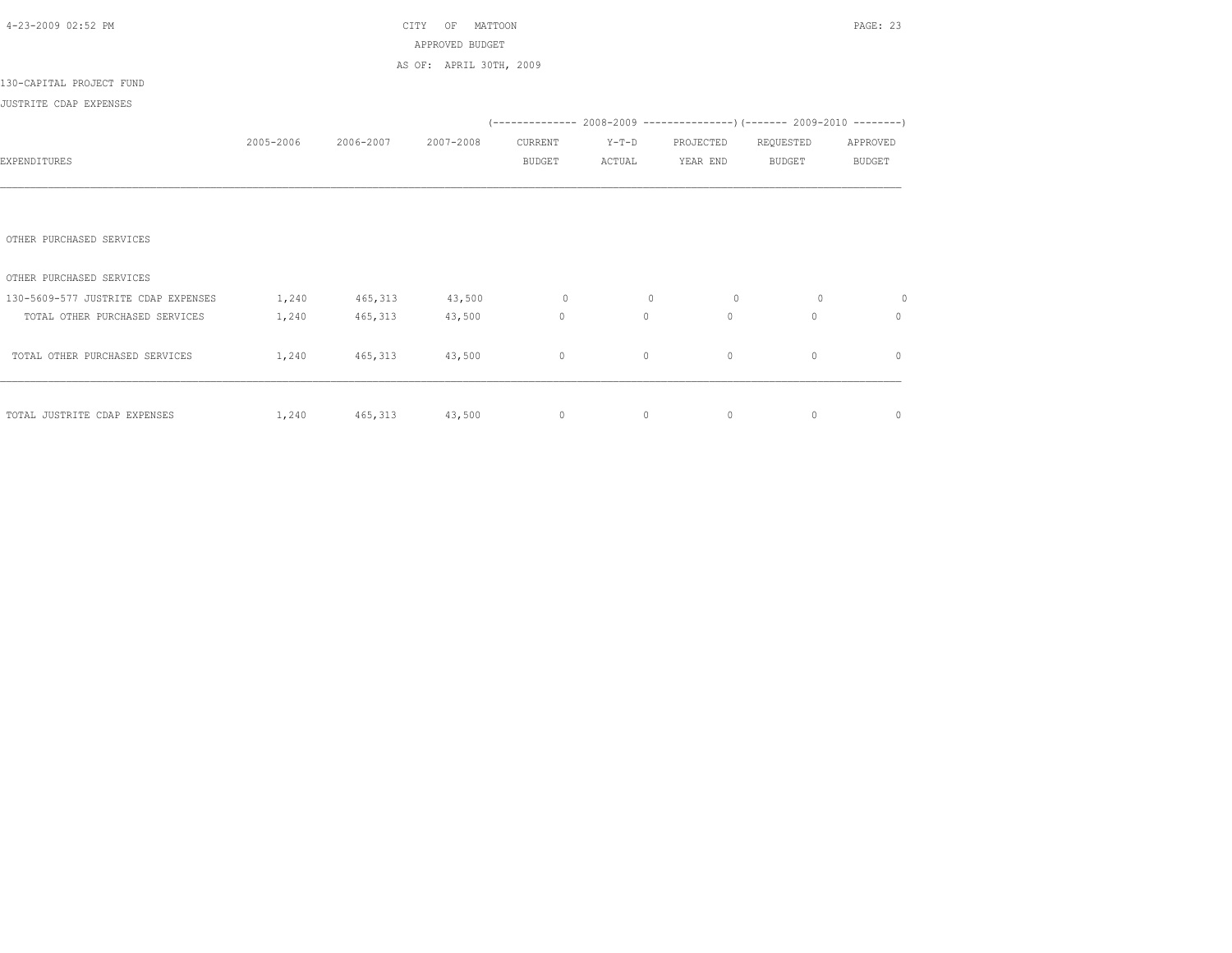CITY OF MATTOON

APPROVED BUDGET

AS OF: APRIL 30TH, 2009

130-CAPITAL PROJECT FUND

JUSTRITE CDAP EXPENSES

| EXPENDITURES | 2005-2006 | 2006-2007 | 2007-2008 | 2008-2009 CURRENT BUDGET | 2008-2009 Y-T-D ACTUAL | 2008-2009 PROJECTED YEAR END | 2009-2010 REQUESTED BUDGET | 2009-2010 APPROVED BUDGET |
|---|---|---|---|---|---|---|---|---|
| OTHER PURCHASED SERVICES | | | | | | | | |
| OTHER PURCHASED SERVICES | | | | | | | | |
| 130-5609-577 JUSTRITE CDAP EXPENSES | 1,240 | 465,313 | 43,500 | 0 | 0 | 0 | 0 | 0 |
| TOTAL OTHER PURCHASED SERVICES | 1,240 | 465,313 | 43,500 | 0 | 0 | 0 | 0 | 0 |
| TOTAL OTHER PURCHASED SERVICES | 1,240 | 465,313 | 43,500 | 0 | 0 | 0 | 0 | 0 |
| TOTAL JUSTRITE CDAP EXPENSES | 1,240 | 465,313 | 43,500 | 0 | 0 | 0 | 0 | 0 |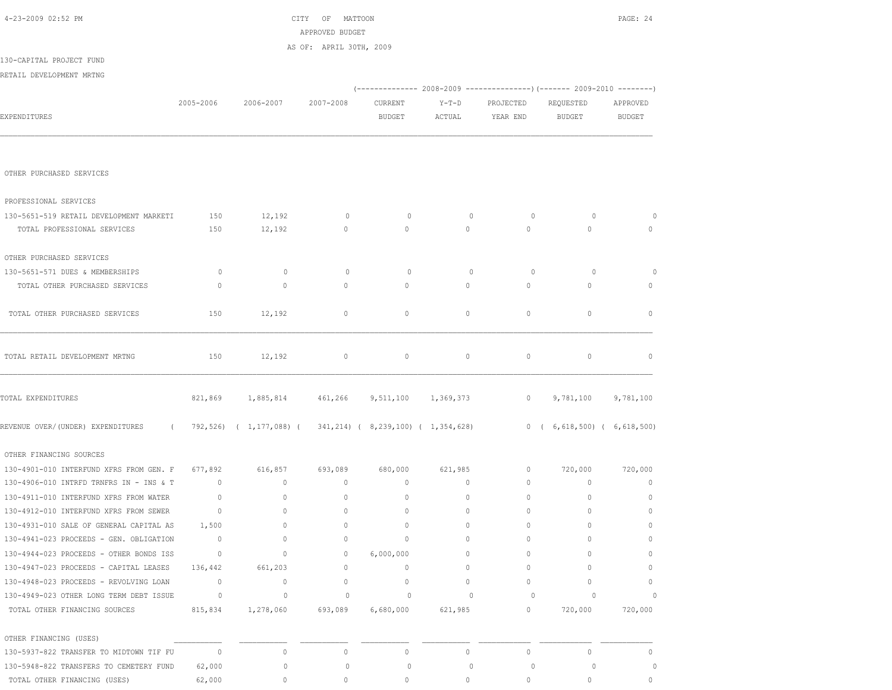CITY OF MATTOON
APPROVED BUDGET
AS OF: APRIL 30TH, 2009

130-CAPITAL PROJECT FUND
RETAIL DEVELOPMENT MRTNG

| EXPENDITURES | 2005-2006 | 2006-2007 | 2007-2008 | 2008-2009 CURRENT BUDGET | 2008-2009 Y-T-D ACTUAL | 2008-2009 PROJECTED YEAR END | 2009-2010 REQUESTED BUDGET | 2009-2010 APPROVED BUDGET |
|---|---|---|---|---|---|---|---|---|
| OTHER PURCHASED SERVICES | | | | | | | | |
| PROFESSIONAL SERVICES | | | | | | | | |
| 130-5651-519 RETAIL DEVELOPMENT MARKETI | 150 | 12,192 | 0 | 0 | 0 | 0 | 0 | 0 |
| TOTAL PROFESSIONAL SERVICES | 150 | 12,192 | 0 | 0 | 0 | 0 | 0 | 0 |
| OTHER PURCHASED SERVICES | | | | | | | | |
| 130-5651-571 DUES & MEMBERSHIPS | 0 | 0 | 0 | 0 | 0 | 0 | 0 | 0 |
| TOTAL OTHER PURCHASED SERVICES | 0 | 0 | 0 | 0 | 0 | 0 | 0 | 0 |
| TOTAL OTHER PURCHASED SERVICES | 150 | 12,192 | 0 | 0 | 0 | 0 | 0 | 0 |
| TOTAL RETAIL DEVELOPMENT MRTNG | 150 | 12,192 | 0 | 0 | 0 | 0 | 0 | 0 |
| TOTAL EXPENDITURES | 821,869 | 1,885,814 | 461,266 | 9,511,100 | 1,369,373 | 0 | 9,781,100 | 9,781,100 |
| REVENUE OVER/(UNDER) EXPENDITURES | ( 792,526) | ( 1,177,088) | ( 341,214) | ( 8,239,100) | ( 1,354,628) | 0 | ( 6,618,500) | ( 6,618,500) |
| OTHER FINANCING SOURCES | | | | | | | | |
| 130-4901-010 INTERFUND XFRS FROM GEN. F | 677,892 | 616,857 | 693,089 | 680,000 | 621,985 | 0 | 720,000 | 720,000 |
| 130-4906-010 INTRFD TRNFRS IN - INS & T | 0 | 0 | 0 | 0 | 0 | 0 | 0 | 0 |
| 130-4911-010 INTERFUND XFRS FROM WATER | 0 | 0 | 0 | 0 | 0 | 0 | 0 | 0 |
| 130-4912-010 INTERFUND XFRS FROM SEWER | 0 | 0 | 0 | 0 | 0 | 0 | 0 | 0 |
| 130-4931-010 SALE OF GENERAL CAPITAL AS | 1,500 | 0 | 0 | 0 | 0 | 0 | 0 | 0 |
| 130-4941-023 PROCEEDS - GEN. OBLIGATION | 0 | 0 | 0 | 0 | 0 | 0 | 0 | 0 |
| 130-4944-023 PROCEEDS - OTHER BONDS ISS | 0 | 0 | 0 | 6,000,000 | 0 | 0 | 0 | 0 |
| 130-4947-023 PROCEEDS - CAPITAL LEASES | 136,442 | 661,203 | 0 | 0 | 0 | 0 | 0 | 0 |
| 130-4948-023 PROCEEDS - REVOLVING LOAN | 0 | 0 | 0 | 0 | 0 | 0 | 0 | 0 |
| 130-4949-023 OTHER LONG TERM DEBT ISSUE | 0 | 0 | 0 | 0 | 0 | 0 | 0 | 0 |
| TOTAL OTHER FINANCING SOURCES | 815,834 | 1,278,060 | 693,089 | 6,680,000 | 621,985 | 0 | 720,000 | 720,000 |
| OTHER FINANCING (USES) | | | | | | | | |
| 130-5937-822 TRANSFER TO MIDTOWN TIF FU | 0 | 0 | 0 | 0 | 0 | 0 | 0 | 0 |
| 130-5948-822 TRANSFERS TO CEMETERY FUND | 62,000 | 0 | 0 | 0 | 0 | 0 | 0 | 0 |
| TOTAL OTHER FINANCING (USES) | 62,000 | 0 | 0 | 0 | 0 | 0 | 0 | 0 |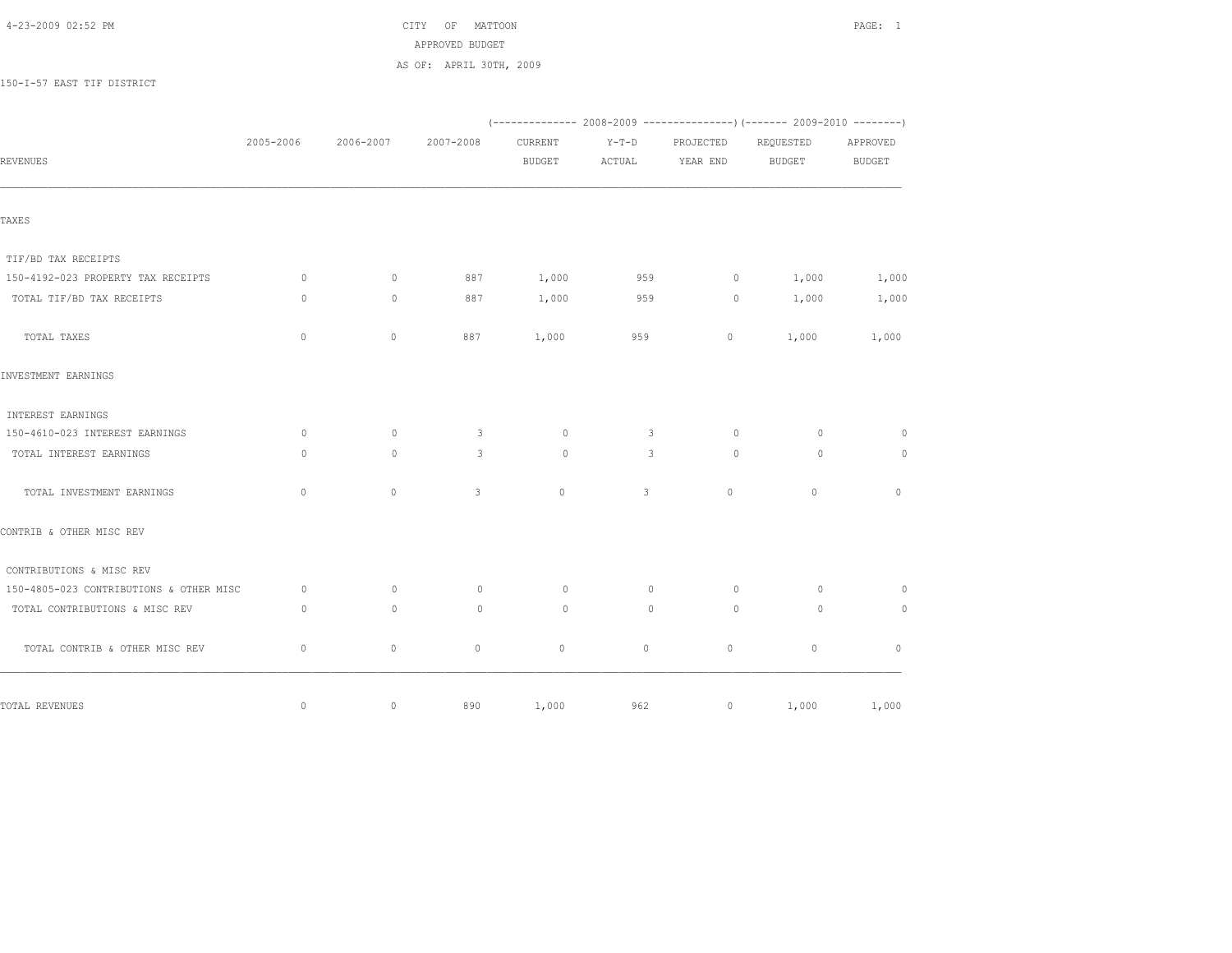CITY OF MATTOON
APPROVED BUDGET
AS OF: APRIL 30TH, 2009

150-I-57 EAST TIF DISTRICT

| REVENUES | 2005-2006 | 2006-2007 | 2007-2008 | 2008-2009 CURRENT BUDGET | 2008-2009 Y-T-D ACTUAL | 2008-2009 PROJECTED YEAR END | 2009-2010 REQUESTED BUDGET | 2009-2010 APPROVED BUDGET |
|---|---|---|---|---|---|---|---|---|
| TAXES | | | | | | | | |
| TIF/BD TAX RECEIPTS | | | | | | | | |
| 150-4192-023 PROPERTY TAX RECEIPTS | 0 | 0 | 887 | 1,000 | 959 | 0 | 1,000 | 1,000 |
| TOTAL TIF/BD TAX RECEIPTS | 0 | 0 | 887 | 1,000 | 959 | 0 | 1,000 | 1,000 |
| TOTAL TAXES | 0 | 0 | 887 | 1,000 | 959 | 0 | 1,000 | 1,000 |
| INVESTMENT EARNINGS | | | | | | | | |
| INTEREST EARNINGS | | | | | | | | |
| 150-4610-023 INTEREST EARNINGS | 0 | 0 | 3 | 0 | 3 | 0 | 0 | 0 |
| TOTAL INTEREST EARNINGS | 0 | 0 | 3 | 0 | 3 | 0 | 0 | 0 |
| TOTAL INVESTMENT EARNINGS | 0 | 0 | 3 | 0 | 3 | 0 | 0 | 0 |
| CONTRIB & OTHER MISC REV | | | | | | | | |
| CONTRIBUTIONS & MISC REV | | | | | | | | |
| 150-4805-023 CONTRIBUTIONS & OTHER MISC | 0 | 0 | 0 | 0 | 0 | 0 | 0 | 0 |
| TOTAL CONTRIBUTIONS & MISC REV | 0 | 0 | 0 | 0 | 0 | 0 | 0 | 0 |
| TOTAL CONTRIB & OTHER MISC REV | 0 | 0 | 0 | 0 | 0 | 0 | 0 | 0 |
| TOTAL REVENUES | 0 | 0 | 890 | 1,000 | 962 | 0 | 1,000 | 1,000 |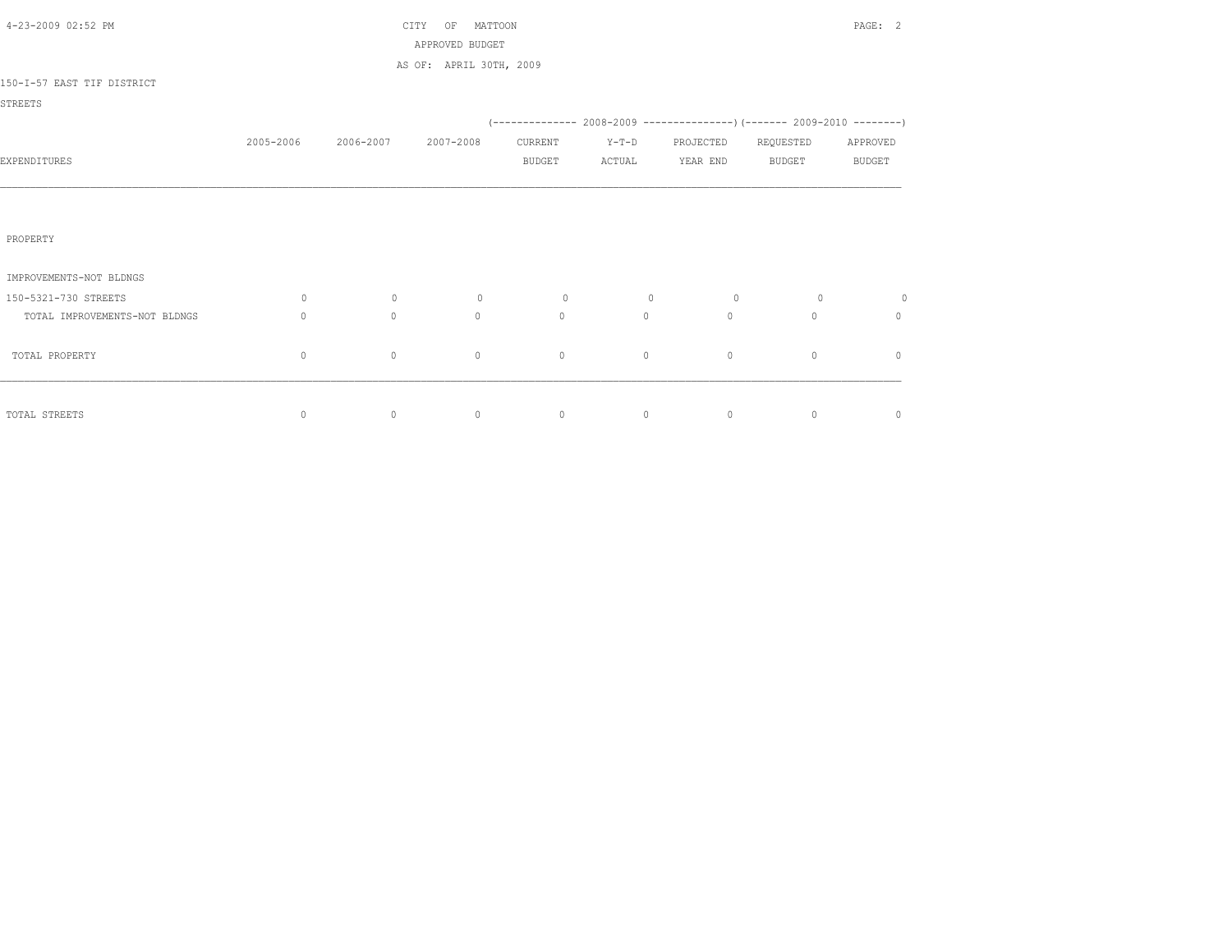CITY OF MATTOON

APPROVED BUDGET

AS OF: APRIL 30TH, 2009

150-I-57 EAST TIF DISTRICT

STREETS

| EXPENDITURES | 2005-2006 | 2006-2007 | 2007-2008 | 2008-2009 CURRENT BUDGET | 2008-2009 Y-T-D ACTUAL | 2008-2009 PROJECTED YEAR END | 2009-2010 REQUESTED BUDGET | 2009-2010 APPROVED BUDGET |
|---|---|---|---|---|---|---|---|---|
| PROPERTY | | | | | | | | |
| IMPROVEMENTS-NOT BLDNGS | | | | | | | | |
| 150-5321-730 STREETS | 0 | 0 | 0 | 0 | 0 | 0 | 0 | 0 |
| TOTAL IMPROVEMENTS-NOT BLDNGS | 0 | 0 | 0 | 0 | 0 | 0 | 0 | 0 |
| TOTAL PROPERTY | 0 | 0 | 0 | 0 | 0 | 0 | 0 | 0 |
| TOTAL STREETS | 0 | 0 | 0 | 0 | 0 | 0 | 0 | 0 |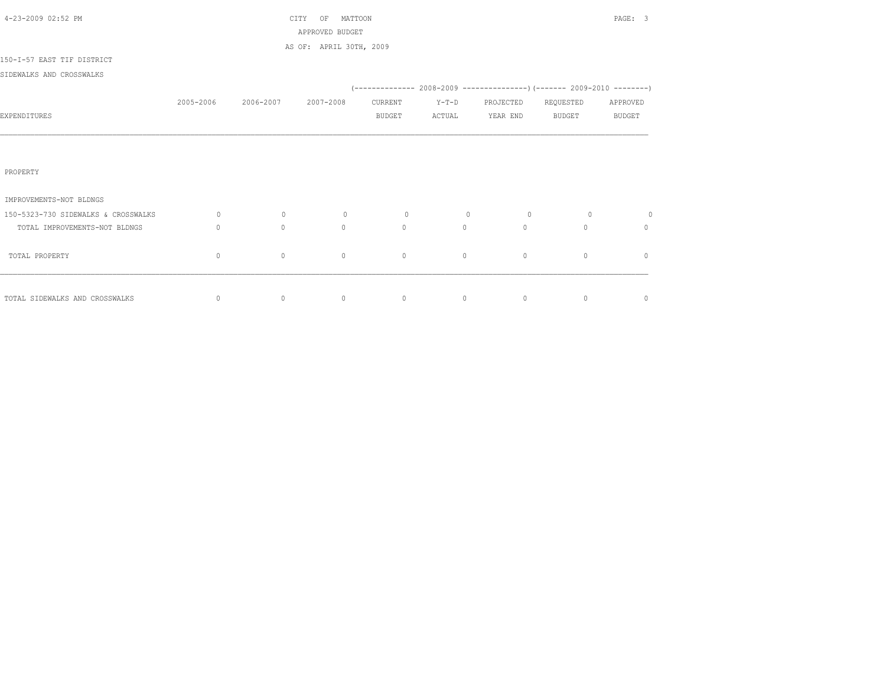CITY OF MATTOON
APPROVED BUDGET
AS OF: APRIL 30TH, 2009

150-I-57 EAST TIF DISTRICT

SIDEWALKS AND CROSSWALKS

| EXPENDITURES | 2005-2006 | 2006-2007 | 2007-2008 | 2008-2009 CURRENT BUDGET | 2008-2009 Y-T-D ACTUAL | 2008-2009 PROJECTED YEAR END | 2009-2010 REQUESTED BUDGET | 2009-2010 APPROVED BUDGET |
|---|---|---|---|---|---|---|---|---|
| PROPERTY | | | | | | | | |
| IMPROVEMENTS-NOT BLDNGS | | | | | | | | |
| 150-5323-730 SIDEWALKS & CROSSWALKS | 0 | 0 | 0 | 0 | 0 | 0 | 0 | 0 |
| TOTAL IMPROVEMENTS-NOT BLDNGS | 0 | 0 | 0 | 0 | 0 | 0 | 0 | 0 |
| TOTAL PROPERTY | 0 | 0 | 0 | 0 | 0 | 0 | 0 | 0 |
| TOTAL SIDEWALKS AND CROSSWALKS | 0 | 0 | 0 | 0 | 0 | 0 | 0 | 0 |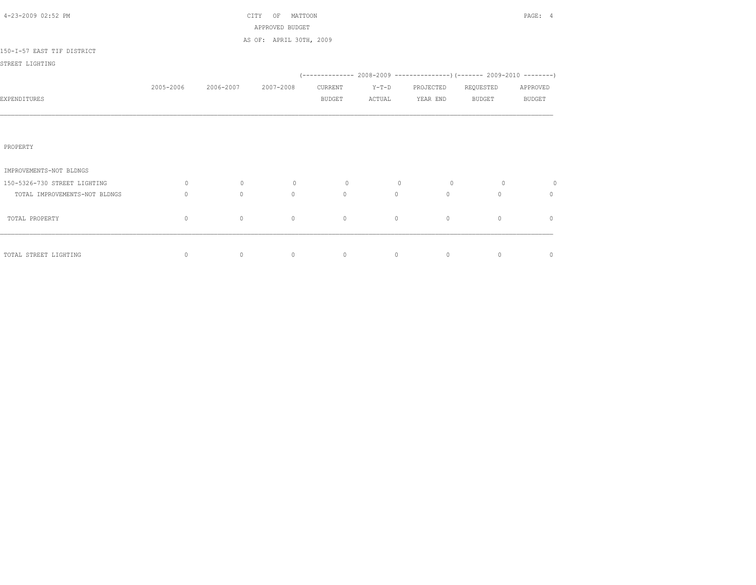CITY OF MATTOON
APPROVED BUDGET
AS OF: APRIL 30TH, 2009

150-I-57 EAST TIF DISTRICT

STREET LIGHTING

| EXPENDITURES | 2005-2006 | 2006-2007 | 2007-2008 | 2008-2009 CURRENT BUDGET | 2008-2009 Y-T-D ACTUAL | 2008-2009 PROJECTED YEAR END | 2009-2010 REQUESTED BUDGET | 2009-2010 APPROVED BUDGET |
|---|---|---|---|---|---|---|---|---|
| PROPERTY | | | | | | | | |
| IMPROVEMENTS-NOT BLDNGS | | | | | | | | |
| 150-5326-730 STREET LIGHTING | 0 | 0 | 0 | 0 | 0 | 0 | 0 | 0 |
| TOTAL IMPROVEMENTS-NOT BLDNGS | 0 | 0 | 0 | 0 | 0 | 0 | 0 | 0 |
| TOTAL PROPERTY | 0 | 0 | 0 | 0 | 0 | 0 | 0 | 0 |
| TOTAL STREET LIGHTING | 0 | 0 | 0 | 0 | 0 | 0 | 0 | 0 |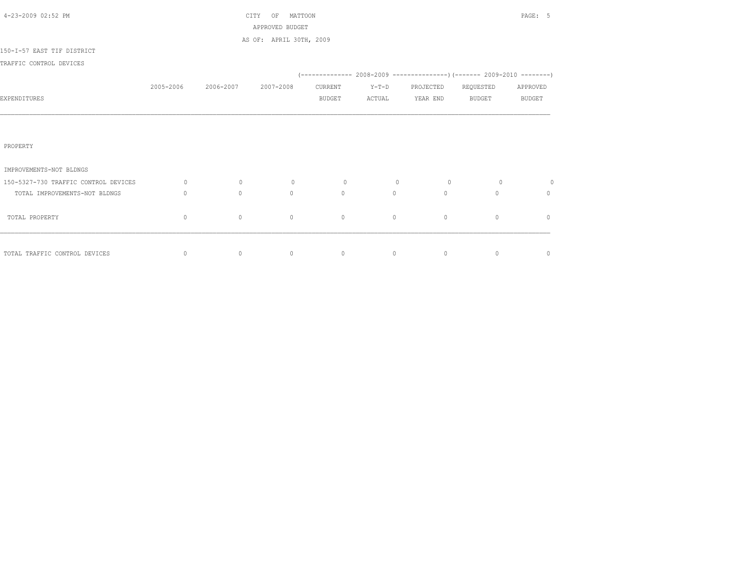CITY OF MATTOON

APPROVED BUDGET

AS OF: APRIL 30TH, 2009

150-I-57 EAST TIF DISTRICT

TRAFFIC CONTROL DEVICES

| EXPENDITURES | 2005-2006 | 2006-2007 | 2007-2008 | 2008-2009 CURRENT BUDGET | 2008-2009 Y-T-D ACTUAL | 2008-2009 PROJECTED YEAR END | 2009-2010 REQUESTED BUDGET | 2009-2010 APPROVED BUDGET |
|---|---|---|---|---|---|---|---|---|
| PROPERTY | | | | | | | | |
| IMPROVEMENTS-NOT BLDNGS | | | | | | | | |
| 150-5327-730 TRAFFIC CONTROL DEVICES | 0 | 0 | 0 | 0 | 0 | 0 | 0 | 0 |
| TOTAL IMPROVEMENTS-NOT BLDNGS | 0 | 0 | 0 | 0 | 0 | 0 | 0 | 0 |
| TOTAL PROPERTY | 0 | 0 | 0 | 0 | 0 | 0 | 0 | 0 |
| TOTAL TRAFFIC CONTROL DEVICES | 0 | 0 | 0 | 0 | 0 | 0 | 0 | 0 |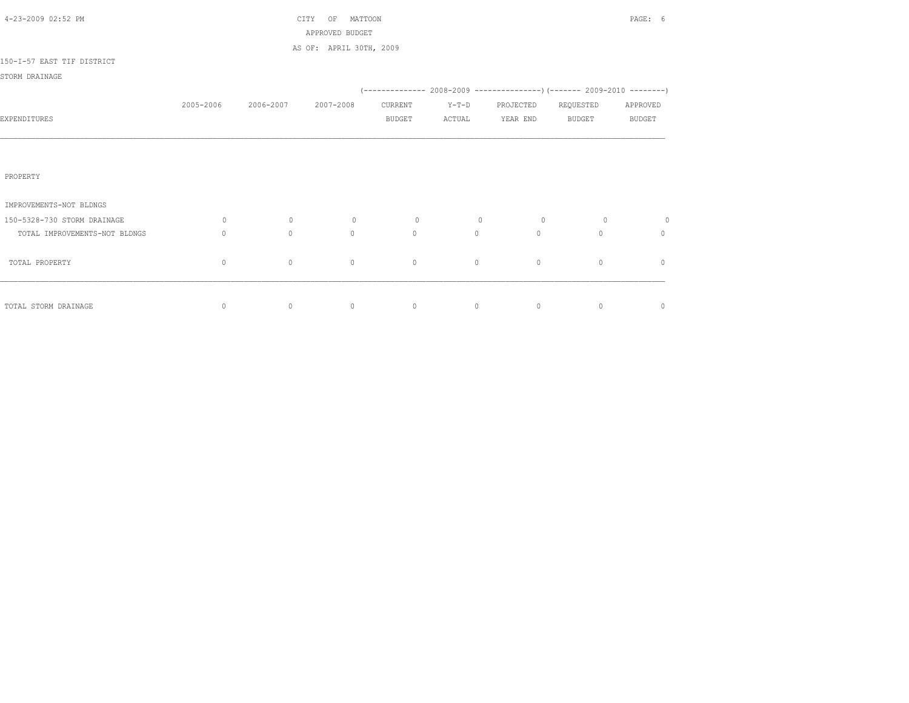CITY OF MATTOON

APPROVED BUDGET

AS OF: APRIL 30TH, 2009

150-I-57 EAST TIF DISTRICT

STORM DRAINAGE

| EXPENDITURES | 2005-2006 | 2006-2007 | 2007-2008 | 2008-2009 CURRENT BUDGET | 2008-2009 Y-T-D ACTUAL | 2008-2009 PROJECTED YEAR END | 2009-2010 REQUESTED BUDGET | 2009-2010 APPROVED BUDGET |
|---|---|---|---|---|---|---|---|---|
| PROPERTY | | | | | | | | |
| IMPROVEMENTS-NOT BLDNGS | | | | | | | | |
| 150-5328-730 STORM DRAINAGE | 0 | 0 | 0 | 0 | 0 | 0 | 0 | 0 |
| TOTAL IMPROVEMENTS-NOT BLDNGS | 0 | 0 | 0 | 0 | 0 | 0 | 0 | 0 |
| TOTAL PROPERTY | 0 | 0 | 0 | 0 | 0 | 0 | 0 | 0 |
| TOTAL STORM DRAINAGE | 0 | 0 | 0 | 0 | 0 | 0 | 0 | 0 |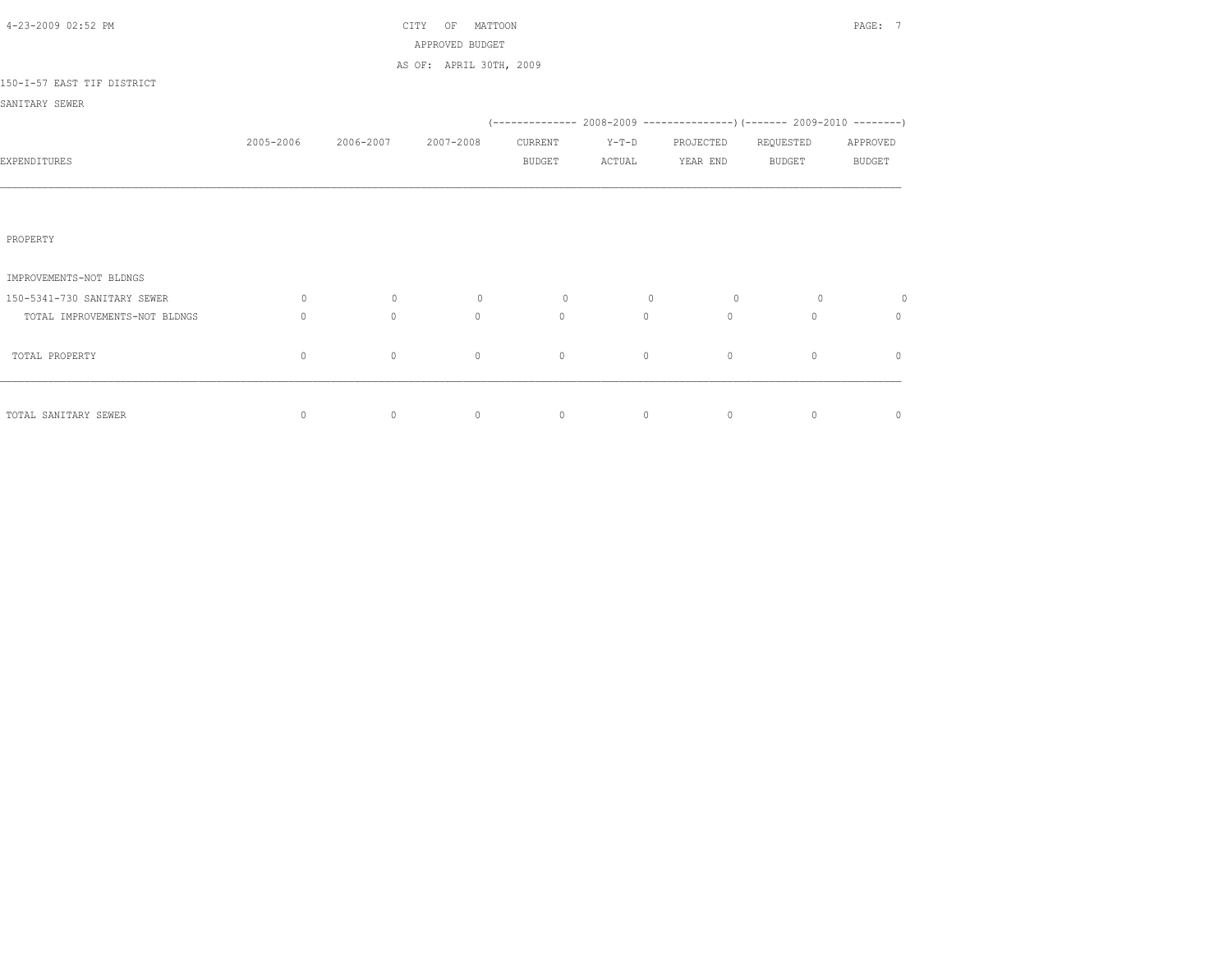CITY OF MATTOON

APPROVED BUDGET

AS OF: APRIL 30TH, 2009

150-I-57 EAST TIF DISTRICT

SANITARY SEWER

| EXPENDITURES | 2005-2006 | 2006-2007 | 2007-2008 | 2008-2009 CURRENT BUDGET | 2008-2009 Y-T-D ACTUAL | 2008-2009 PROJECTED YEAR END | 2009-2010 REQUESTED BUDGET | 2009-2010 APPROVED BUDGET |
|---|---|---|---|---|---|---|---|---|
| PROPERTY | | | | | | | | |
| IMPROVEMENTS-NOT BLDNGS | | | | | | | | |
| 150-5341-730 SANITARY SEWER | 0 | 0 | 0 | 0 | 0 | 0 | 0 | 0 |
| TOTAL IMPROVEMENTS-NOT BLDNGS | 0 | 0 | 0 | 0 | 0 | 0 | 0 | 0 |
| TOTAL PROPERTY | 0 | 0 | 0 | 0 | 0 | 0 | 0 | 0 |
| TOTAL SANITARY SEWER | 0 | 0 | 0 | 0 | 0 | 0 | 0 | 0 |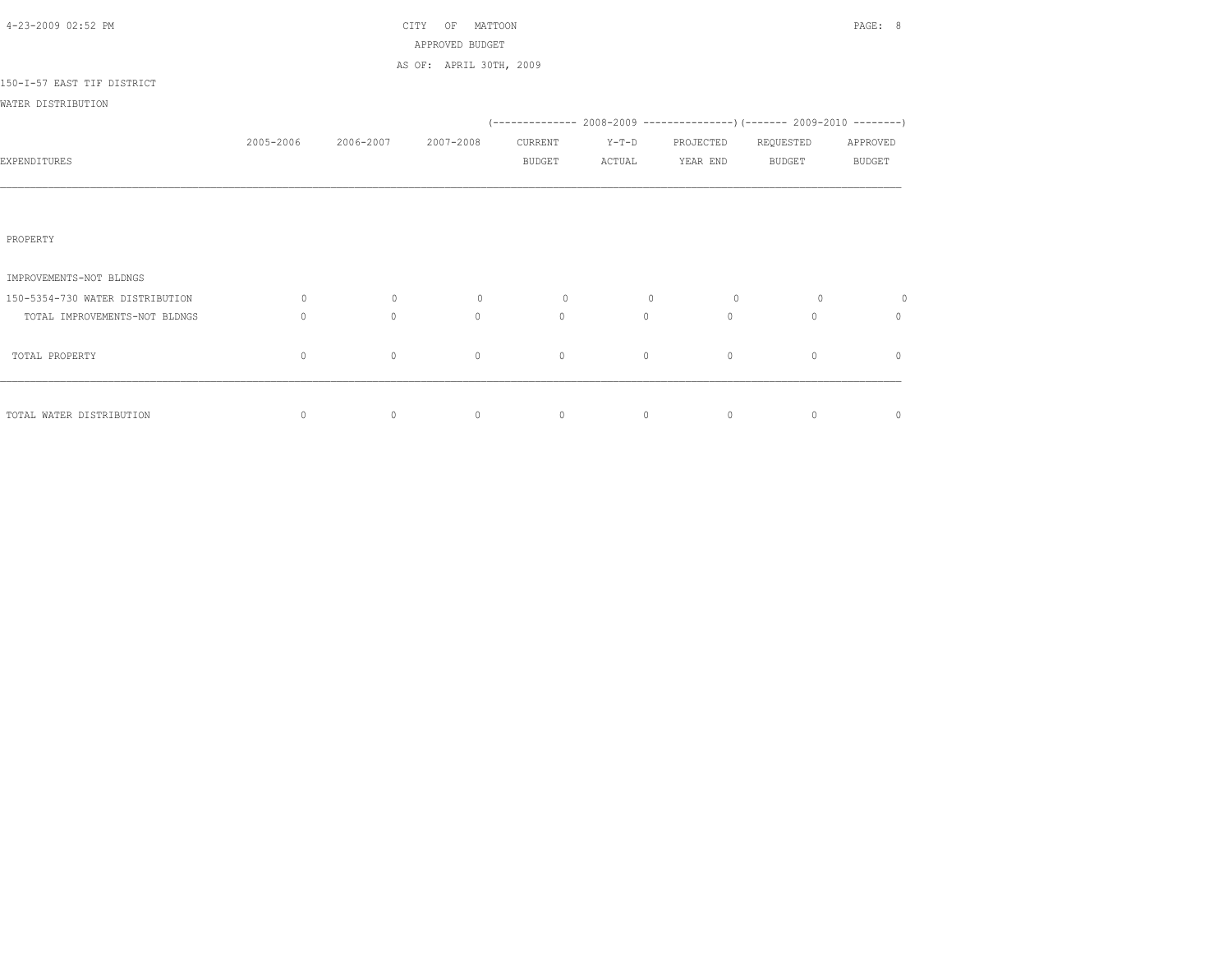CITY OF MATTOON
APPROVED BUDGET
AS OF: APRIL 30TH, 2009

150-I-57 EAST TIF DISTRICT

WATER DISTRIBUTION

| EXPENDITURES | 2005-2006 | 2006-2007 | 2007-2008 | 2008-2009 CURRENT BUDGET | 2008-2009 Y-T-D ACTUAL | 2008-2009 PROJECTED YEAR END | 2009-2010 REQUESTED BUDGET | 2009-2010 APPROVED BUDGET |
|---|---|---|---|---|---|---|---|---|
| PROPERTY | | | | | | | | |
| IMPROVEMENTS-NOT BLDNGS | | | | | | | | |
| 150-5354-730 WATER DISTRIBUTION | 0 | 0 | 0 | 0 | 0 | 0 | 0 | 0 |
| TOTAL IMPROVEMENTS-NOT BLDNGS | 0 | 0 | 0 | 0 | 0 | 0 | 0 | 0 |
| TOTAL PROPERTY | 0 | 0 | 0 | 0 | 0 | 0 | 0 | 0 |
| TOTAL WATER DISTRIBUTION | 0 | 0 | 0 | 0 | 0 | 0 | 0 | 0 |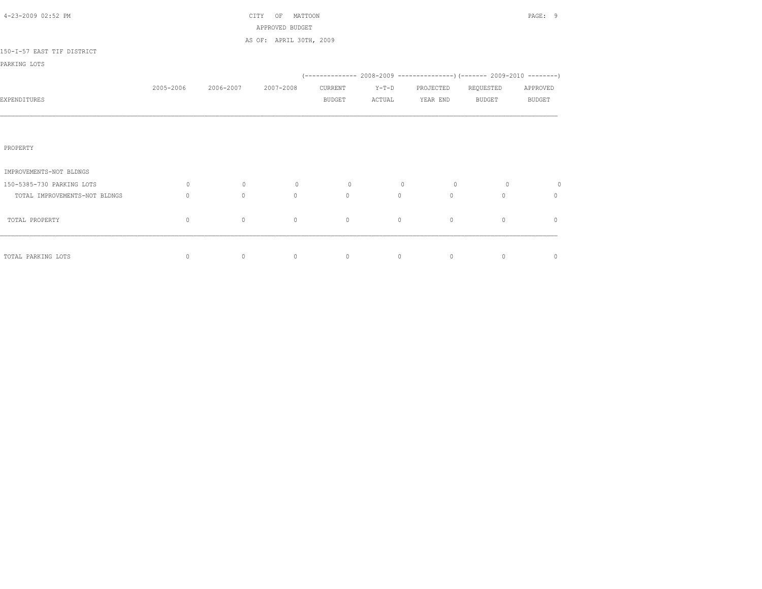CITY OF MATTOON

APPROVED BUDGET

AS OF: APRIL 30TH, 2009

150-I-57 EAST TIF DISTRICT

PARKING LOTS

| EXPENDITURES | 2005-2006 | 2006-2007 | 2007-2008 | 2008-2009 CURRENT BUDGET | 2008-2009 Y-T-D ACTUAL | 2008-2009 PROJECTED YEAR END | 2009-2010 REQUESTED BUDGET | 2009-2010 APPROVED BUDGET |
|---|---|---|---|---|---|---|---|---|
| PROPERTY | | | | | | | | |
| IMPROVEMENTS-NOT BLDNGS | | | | | | | | |
| 150-5385-730 PARKING LOTS | 0 | 0 | 0 | 0 | 0 | 0 | 0 | 0 |
| TOTAL IMPROVEMENTS-NOT BLDNGS | 0 | 0 | 0 | 0 | 0 | 0 | 0 | 0 |
| TOTAL PROPERTY | 0 | 0 | 0 | 0 | 0 | 0 | 0 | 0 |
| TOTAL PARKING LOTS | 0 | 0 | 0 | 0 | 0 | 0 | 0 | 0 |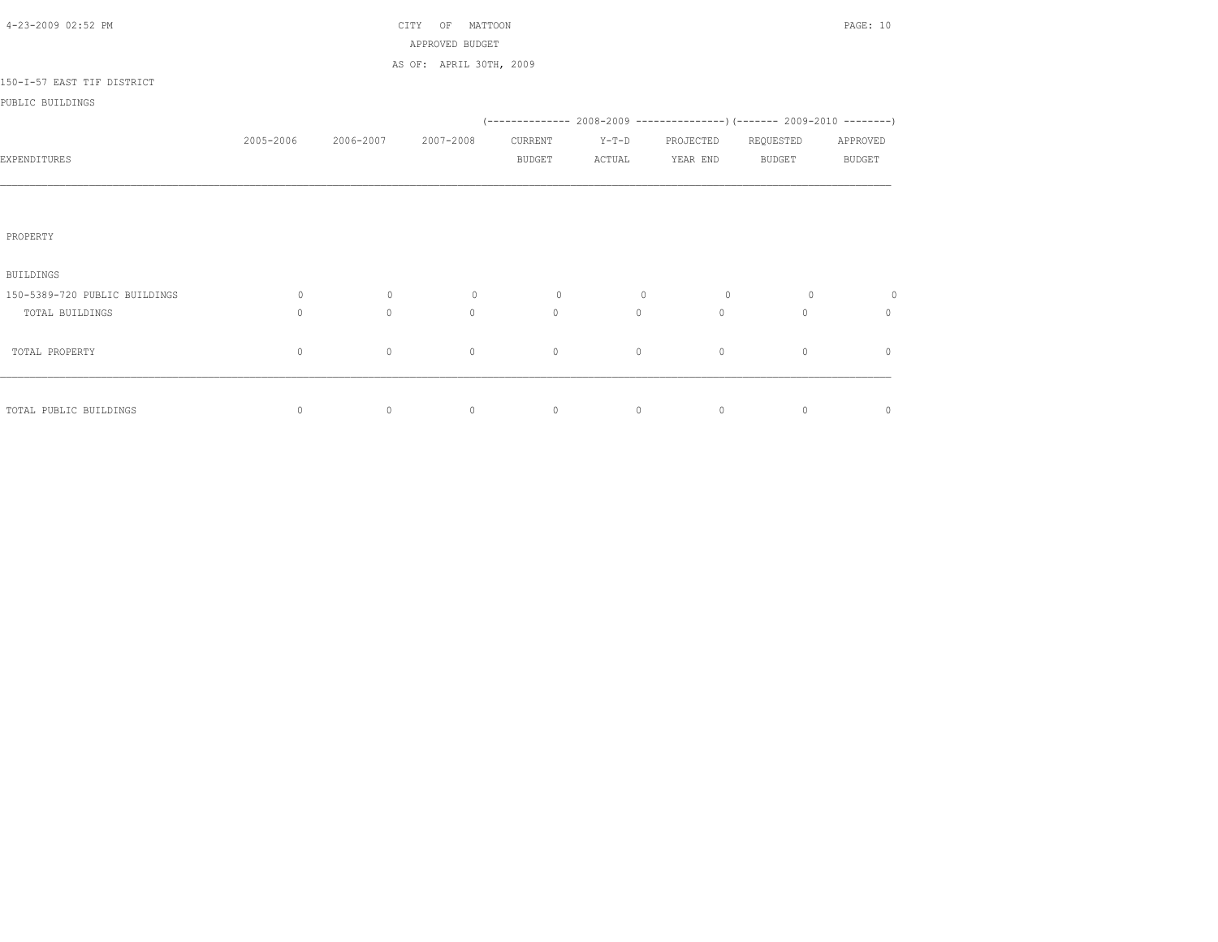CITY OF MATTOON
APPROVED BUDGET
AS OF: APRIL 30TH, 2009

150-I-57 EAST TIF DISTRICT
PUBLIC BUILDINGS

| EXPENDITURES | 2005-2006 | 2006-2007 | 2007-2008 | 2008-2009 CURRENT BUDGET | 2008-2009 Y-T-D ACTUAL | 2008-2009 PROJECTED YEAR END | 2009-2010 REQUESTED BUDGET | 2009-2010 APPROVED BUDGET |
|---|---|---|---|---|---|---|---|---|
| PROPERTY | | | | | | | | |
| BUILDINGS | | | | | | | | |
| 150-5389-720 PUBLIC BUILDINGS | 0 | 0 | 0 | 0 | 0 | 0 | 0 | 0 |
| TOTAL BUILDINGS | 0 | 0 | 0 | 0 | 0 | 0 | 0 | 0 |
| TOTAL PROPERTY | 0 | 0 | 0 | 0 | 0 | 0 | 0 | 0 |
| TOTAL PUBLIC BUILDINGS | 0 | 0 | 0 | 0 | 0 | 0 | 0 | 0 |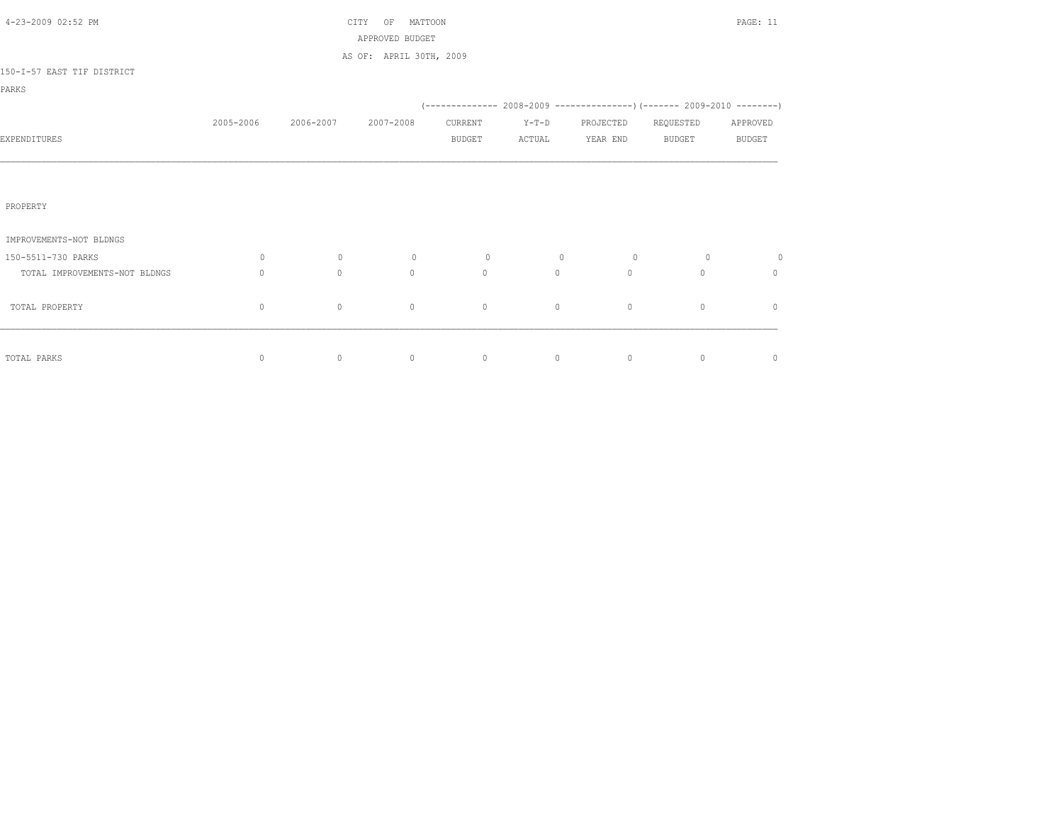CITY OF MATTOON
APPROVED BUDGET
AS OF: APRIL 30TH, 2009

150-I-57 EAST TIF DISTRICT

PARKS

| EXPENDITURES | 2005-2006 | 2006-2007 | 2007-2008 | 2008-2009 CURRENT BUDGET | 2008-2009 Y-T-D ACTUAL | 2008-2009 PROJECTED YEAR END | 2009-2010 REQUESTED BUDGET | 2009-2010 APPROVED BUDGET |
|---|---|---|---|---|---|---|---|---|
| PROPERTY | | | | | | | | |
| IMPROVEMENTS-NOT BLDNGS | | | | | | | | |
| 150-5511-730 PARKS | 0 | 0 | 0 | 0 | 0 | 0 | 0 | 0 |
| TOTAL IMPROVEMENTS-NOT BLDNGS | 0 | 0 | 0 | 0 | 0 | 0 | 0 | 0 |
| TOTAL PROPERTY | 0 | 0 | 0 | 0 | 0 | 0 | 0 | 0 |
| TOTAL PARKS | 0 | 0 | 0 | 0 | 0 | 0 | 0 | 0 |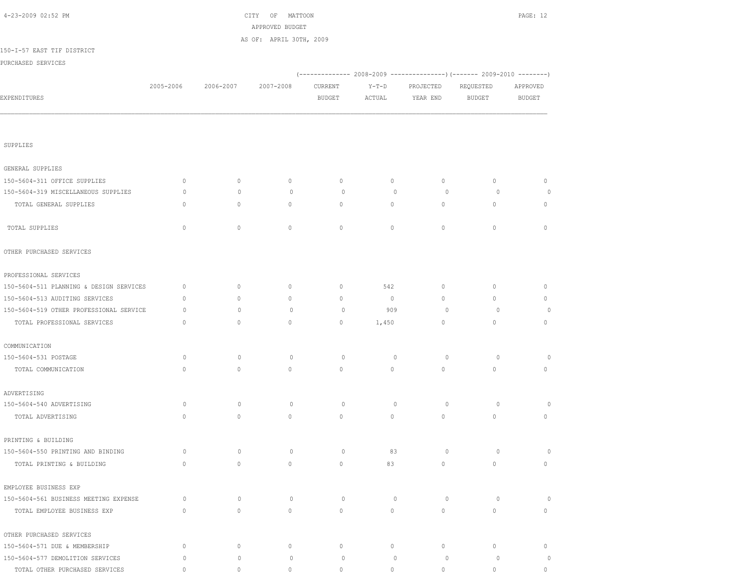CITY OF MATTOON

APPROVED BUDGET

AS OF: APRIL 30TH, 2009

150-I-57 EAST TIF DISTRICT

PURCHASED SERVICES

| EXPENDITURES | 2005-2006 | 2006-2007 | 2007-2008 | 2008-2009 CURRENT BUDGET | 2008-2009 Y-T-D ACTUAL | 2008-2009 PROJECTED YEAR END | 2009-2010 REQUESTED BUDGET | 2009-2010 APPROVED BUDGET |
|---|---|---|---|---|---|---|---|---|
| **SUPPLIES** | | | | | | | | |
| **GENERAL SUPPLIES** | | | | | | | | |
| 150-5604-311 OFFICE SUPPLIES | 0 | 0 | 0 | 0 | 0 | 0 | 0 | 0 |
| 150-5604-319 MISCELLANEOUS SUPPLIES | 0 | 0 | 0 | 0 | 0 | 0 | 0 | 0 |
| TOTAL GENERAL SUPPLIES | 0 | 0 | 0 | 0 | 0 | 0 | 0 | 0 |
| TOTAL SUPPLIES | 0 | 0 | 0 | 0 | 0 | 0 | 0 | 0 |
| **OTHER PURCHASED SERVICES** | | | | | | | | |
| **PROFESSIONAL SERVICES** | | | | | | | | |
| 150-5604-511 PLANNING & DESIGN SERVICES | 0 | 0 | 0 | 0 | 542 | 0 | 0 | 0 |
| 150-5604-513 AUDITING SERVICES | 0 | 0 | 0 | 0 | 0 | 0 | 0 | 0 |
| 150-5604-519 OTHER PROFESSIONAL SERVICE | 0 | 0 | 0 | 0 | 909 | 0 | 0 | 0 |
| TOTAL PROFESSIONAL SERVICES | 0 | 0 | 0 | 0 | 1,450 | 0 | 0 | 0 |
| **COMMUNICATION** | | | | | | | | |
| 150-5604-531 POSTAGE | 0 | 0 | 0 | 0 | 0 | 0 | 0 | 0 |
| TOTAL COMMUNICATION | 0 | 0 | 0 | 0 | 0 | 0 | 0 | 0 |
| **ADVERTISING** | | | | | | | | |
| 150-5604-540 ADVERTISING | 0 | 0 | 0 | 0 | 0 | 0 | 0 | 0 |
| TOTAL ADVERTISING | 0 | 0 | 0 | 0 | 0 | 0 | 0 | 0 |
| **PRINTING & BUILDING** | | | | | | | | |
| 150-5604-550 PRINTING AND BINDING | 0 | 0 | 0 | 0 | 83 | 0 | 0 | 0 |
| TOTAL PRINTING & BUILDING | 0 | 0 | 0 | 0 | 83 | 0 | 0 | 0 |
| **EMPLOYEE BUSINESS EXP** | | | | | | | | |
| 150-5604-561 BUSINESS MEETING EXPENSE | 0 | 0 | 0 | 0 | 0 | 0 | 0 | 0 |
| TOTAL EMPLOYEE BUSINESS EXP | 0 | 0 | 0 | 0 | 0 | 0 | 0 | 0 |
| **OTHER PURCHASED SERVICES** | | | | | | | | |
| 150-5604-571 DUE & MEMBERSHIP | 0 | 0 | 0 | 0 | 0 | 0 | 0 | 0 |
| 150-5604-577 DEMOLITION SERVICES | 0 | 0 | 0 | 0 | 0 | 0 | 0 | 0 |
| TOTAL OTHER PURCHASED SERVICES | 0 | 0 | 0 | 0 | 0 | 0 | 0 | 0 |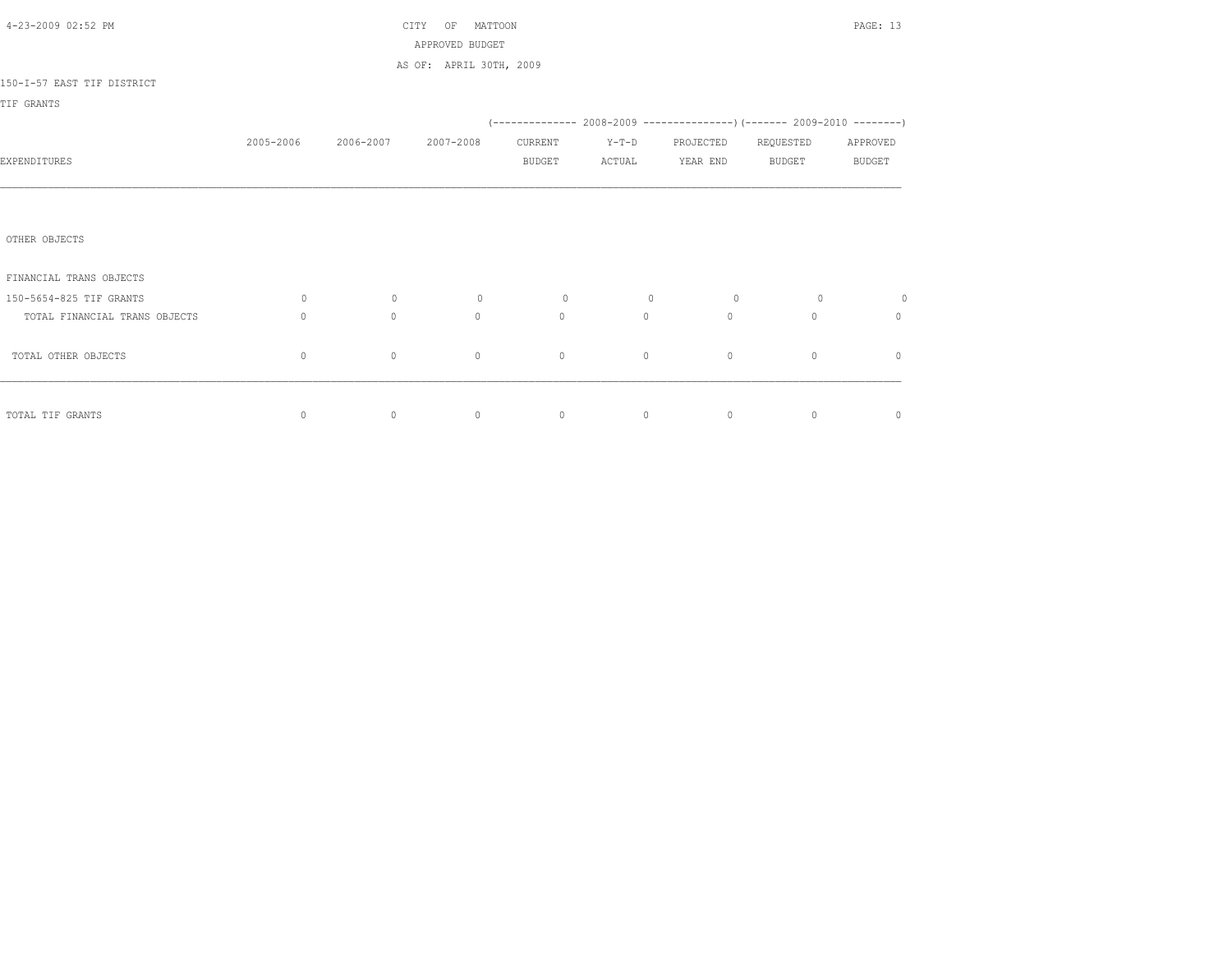CITY OF MATTOON
APPROVED BUDGET
AS OF: APRIL 30TH, 2009

150-I-57 EAST TIF DISTRICT

TIF GRANTS

| EXPENDITURES | 2005-2006 | 2006-2007 | 2007-2008 | 2008-2009 CURRENT BUDGET | 2008-2009 Y-T-D ACTUAL | 2008-2009 PROJECTED YEAR END | 2009-2010 REQUESTED BUDGET | 2009-2010 APPROVED BUDGET |
|---|---|---|---|---|---|---|---|---|
| OTHER OBJECTS | | | | | | | | |
| FINANCIAL TRANS OBJECTS | | | | | | | | |
| 150-5654-825 TIF GRANTS | 0 | 0 | 0 | 0 | 0 | 0 | 0 | 0 |
| TOTAL FINANCIAL TRANS OBJECTS | 0 | 0 | 0 | 0 | 0 | 0 | 0 | 0 |
| TOTAL OTHER OBJECTS | 0 | 0 | 0 | 0 | 0 | 0 | 0 | 0 |
| TOTAL TIF GRANTS | 0 | 0 | 0 | 0 | 0 | 0 | 0 | 0 |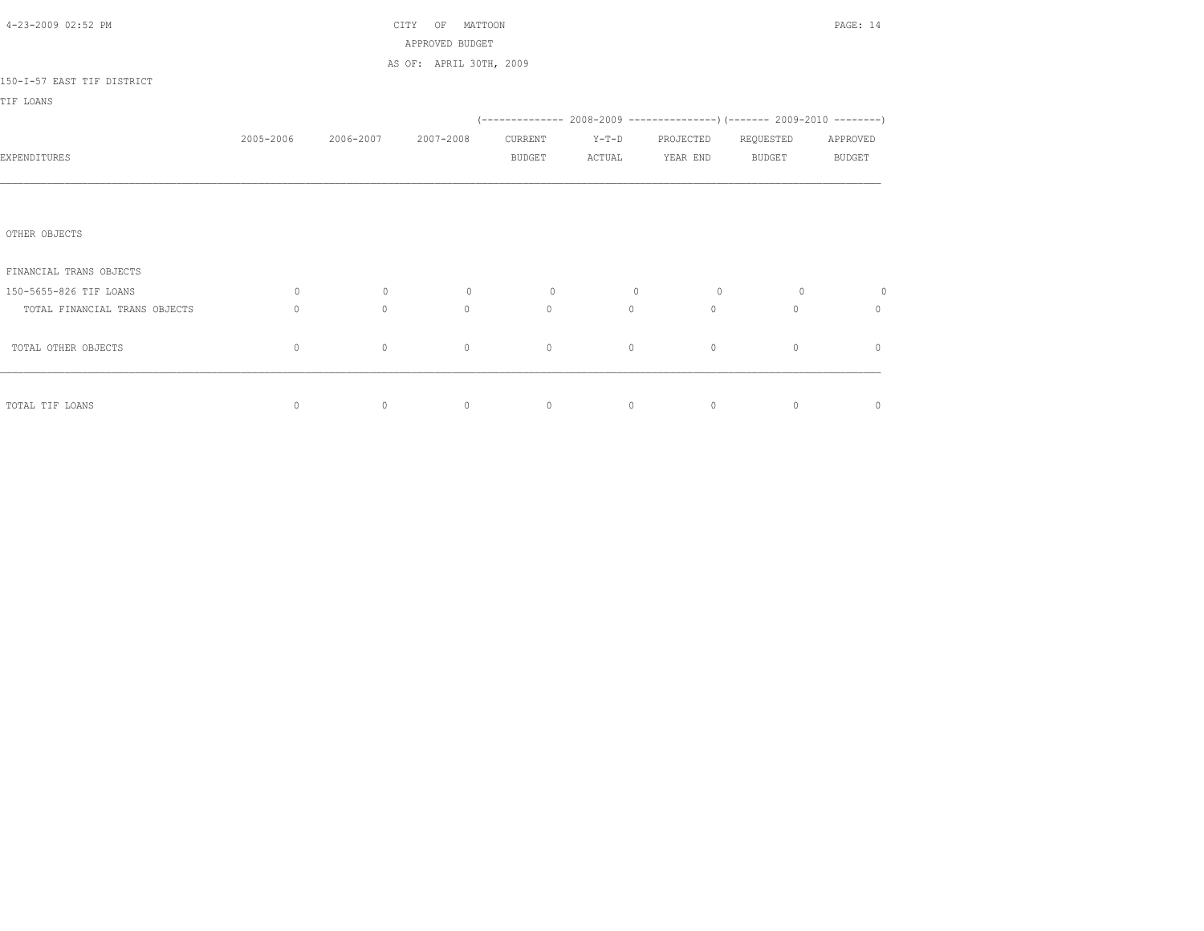CITY OF MATTOON
APPROVED BUDGET
AS OF: APRIL 30TH, 2009

150-I-57 EAST TIF DISTRICT

TIF LOANS

| EXPENDITURES | 2005-2006 | 2006-2007 | 2007-2008 | 2008-2009 CURRENT BUDGET | 2008-2009 Y-T-D ACTUAL | 2008-2009 PROJECTED YEAR END | 2009-2010 REQUESTED BUDGET | 2009-2010 APPROVED BUDGET |
|---|---|---|---|---|---|---|---|---|
| OTHER OBJECTS | | | | | | | | |
| FINANCIAL TRANS OBJECTS | | | | | | | | |
| 150-5655-826 TIF LOANS | 0 | 0 | 0 | 0 | 0 | 0 | 0 | 0 |
| TOTAL FINANCIAL TRANS OBJECTS | 0 | 0 | 0 | 0 | 0 | 0 | 0 | 0 |
| TOTAL OTHER OBJECTS | 0 | 0 | 0 | 0 | 0 | 0 | 0 | 0 |
| TOTAL TIF LOANS | 0 | 0 | 0 | 0 | 0 | 0 | 0 | 0 |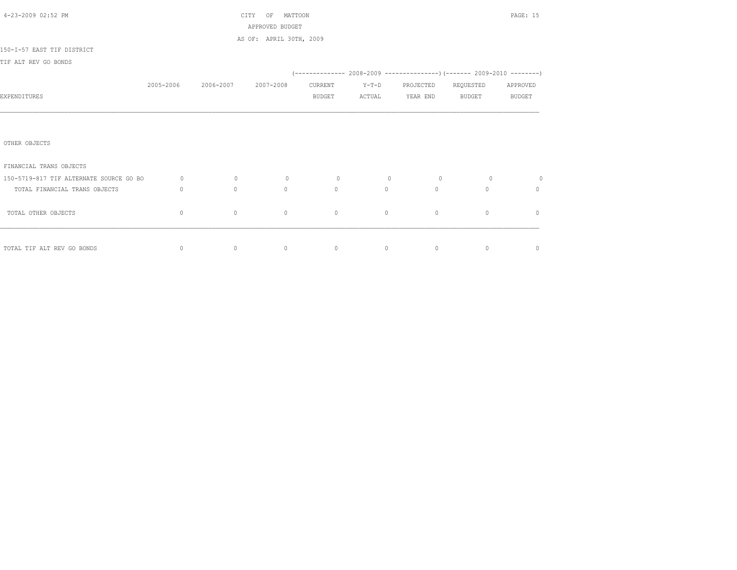CITY OF MATTOON

APPROVED BUDGET

AS OF: APRIL 30TH, 2009

150-I-57 EAST TIF DISTRICT

TIF ALT REV GO BONDS

| EXPENDITURES | 2005-2006 | 2006-2007 | 2007-2008 | 2008-2009 CURRENT BUDGET | 2008-2009 Y-T-D ACTUAL | 2008-2009 PROJECTED YEAR END | 2009-2010 REQUESTED BUDGET | 2009-2010 APPROVED BUDGET |
|---|---|---|---|---|---|---|---|---|
| OTHER OBJECTS | | | | | | | | |
| FINANCIAL TRANS OBJECTS | | | | | | | | |
| 150-5719-817 TIF ALTERNATE SOURCE GO BO | 0 | 0 | 0 | 0 | 0 | 0 | 0 | 0 |
| TOTAL FINANCIAL TRANS OBJECTS | 0 | 0 | 0 | 0 | 0 | 0 | 0 | 0 |
| TOTAL OTHER OBJECTS | 0 | 0 | 0 | 0 | 0 | 0 | 0 | 0 |
| TOTAL TIF ALT REV GO BONDS | 0 | 0 | 0 | 0 | 0 | 0 | 0 | 0 |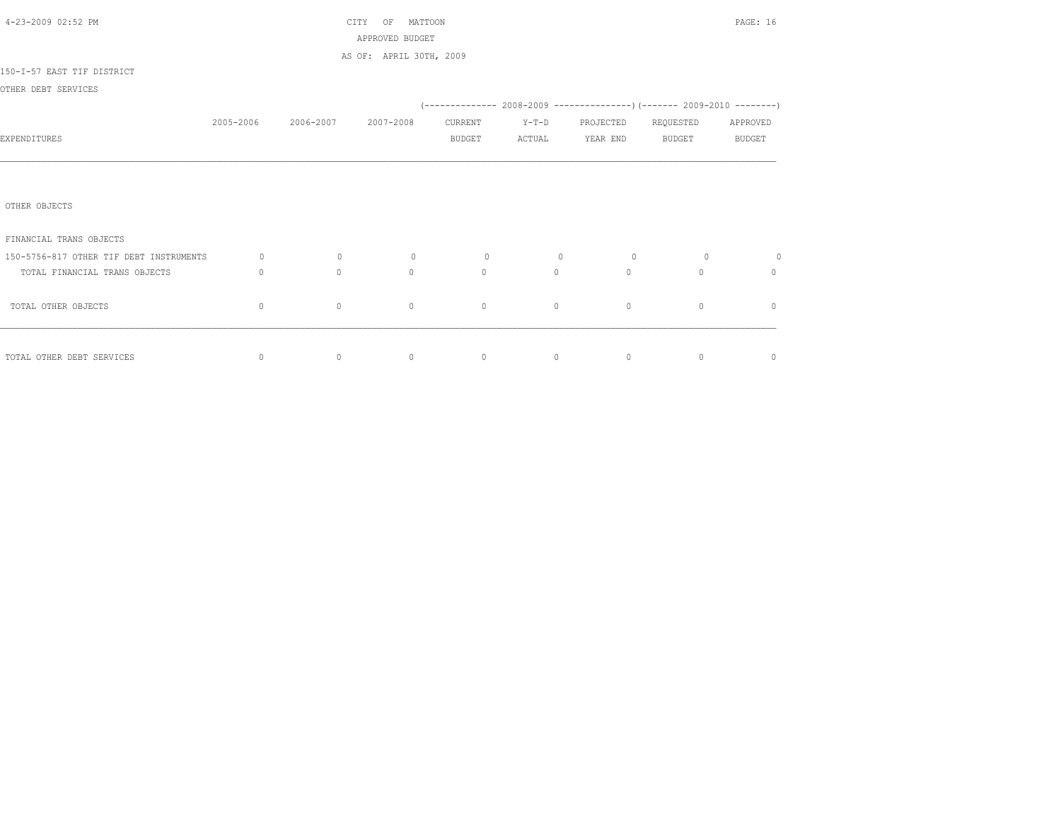CITY OF MATTOON
APPROVED BUDGET
AS OF: APRIL 30TH, 2009

150-I-57 EAST TIF DISTRICT

OTHER DEBT SERVICES

| EXPENDITURES | 2005-2006 | 2006-2007 | 2007-2008 | 2008-2009 CURRENT BUDGET | 2008-2009 Y-T-D ACTUAL | 2008-2009 PROJECTED YEAR END | 2009-2010 REQUESTED BUDGET | 2009-2010 APPROVED BUDGET |
|---|---|---|---|---|---|---|---|---|
| OTHER OBJECTS | | | | | | | | |
| FINANCIAL TRANS OBJECTS | | | | | | | | |
| 150-5756-817 OTHER TIF DEBT INSTRUMENTS | 0 | 0 | 0 | 0 | 0 | 0 | 0 | 0 |
| TOTAL FINANCIAL TRANS OBJECTS | 0 | 0 | 0 | 0 | 0 | 0 | 0 | 0 |
| TOTAL OTHER OBJECTS | 0 | 0 | 0 | 0 | 0 | 0 | 0 | 0 |
| TOTAL OTHER DEBT SERVICES | 0 | 0 | 0 | 0 | 0 | 0 | 0 | 0 |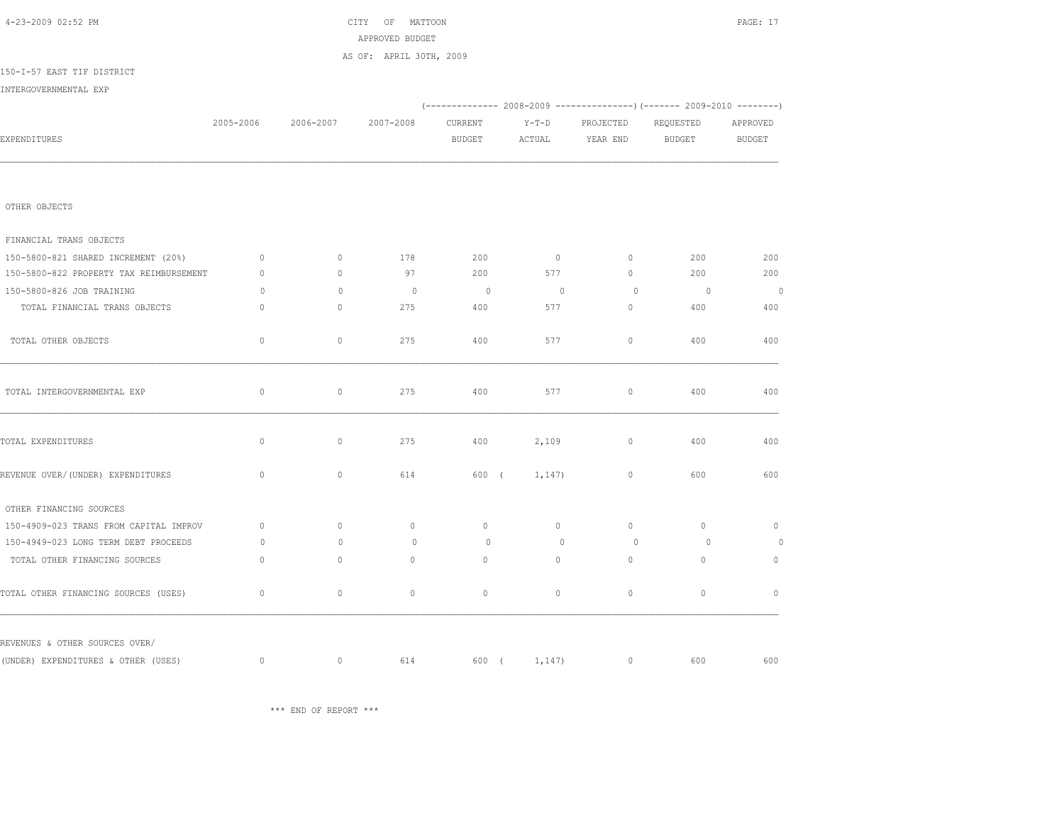CITY OF MATTOON
APPROVED BUDGET
AS OF: APRIL 30TH, 2009

150-I-57 EAST TIF DISTRICT

INTERGOVERNMENTAL EXP

| EXPENDITURES | 2005-2006 | 2006-2007 | 2007-2008 | 2008-2009 CURRENT BUDGET | 2008-2009 Y-T-D ACTUAL | 2008-2009 PROJECTED YEAR END | 2009-2010 REQUESTED BUDGET | 2009-2010 APPROVED BUDGET |
|---|---|---|---|---|---|---|---|---|
| OTHER OBJECTS | | | | | | | | |
| FINANCIAL TRANS OBJECTS | | | | | | | | |
| 150-5800-821 SHARED INCREMENT (20%) | 0 | 0 | 178 | 200 | 0 | 0 | 200 | 200 |
| 150-5800-822 PROPERTY TAX REIMBURSEMENT | 0 | 0 | 97 | 200 | 577 | 0 | 200 | 200 |
| 150-5800-826 JOB TRAINING | 0 | 0 | 0 | 0 | 0 | 0 | 0 | 0 |
| TOTAL FINANCIAL TRANS OBJECTS | 0 | 0 | 275 | 400 | 577 | 0 | 400 | 400 |
| TOTAL OTHER OBJECTS | 0 | 0 | 275 | 400 | 577 | 0 | 400 | 400 |
| TOTAL INTERGOVERNMENTAL EXP | 0 | 0 | 275 | 400 | 577 | 0 | 400 | 400 |
| TOTAL EXPENDITURES | 0 | 0 | 275 | 400 | 2,109 | 0 | 400 | 400 |
| REVENUE OVER/(UNDER) EXPENDITURES | 0 | 0 | 614 | 600 | (1,147) | 0 | 600 | 600 |
| OTHER FINANCING SOURCES | | | | | | | | |
| 150-4909-023 TRANS FROM CAPITAL IMPROV | 0 | 0 | 0 | 0 | 0 | 0 | 0 | 0 |
| 150-4949-023 LONG TERM DEBT PROCEEDS | 0 | 0 | 0 | 0 | 0 | 0 | 0 | 0 |
| TOTAL OTHER FINANCING SOURCES | 0 | 0 | 0 | 0 | 0 | 0 | 0 | 0 |
| TOTAL OTHER FINANCING SOURCES (USES) | 0 | 0 | 0 | 0 | 0 | 0 | 0 | 0 |
| REVENUES & OTHER SOURCES OVER/ (UNDER) EXPENDITURES & OTHER (USES) | 0 | 0 | 614 | 600 | (1,147) | 0 | 600 | 600 |

*** END OF REPORT ***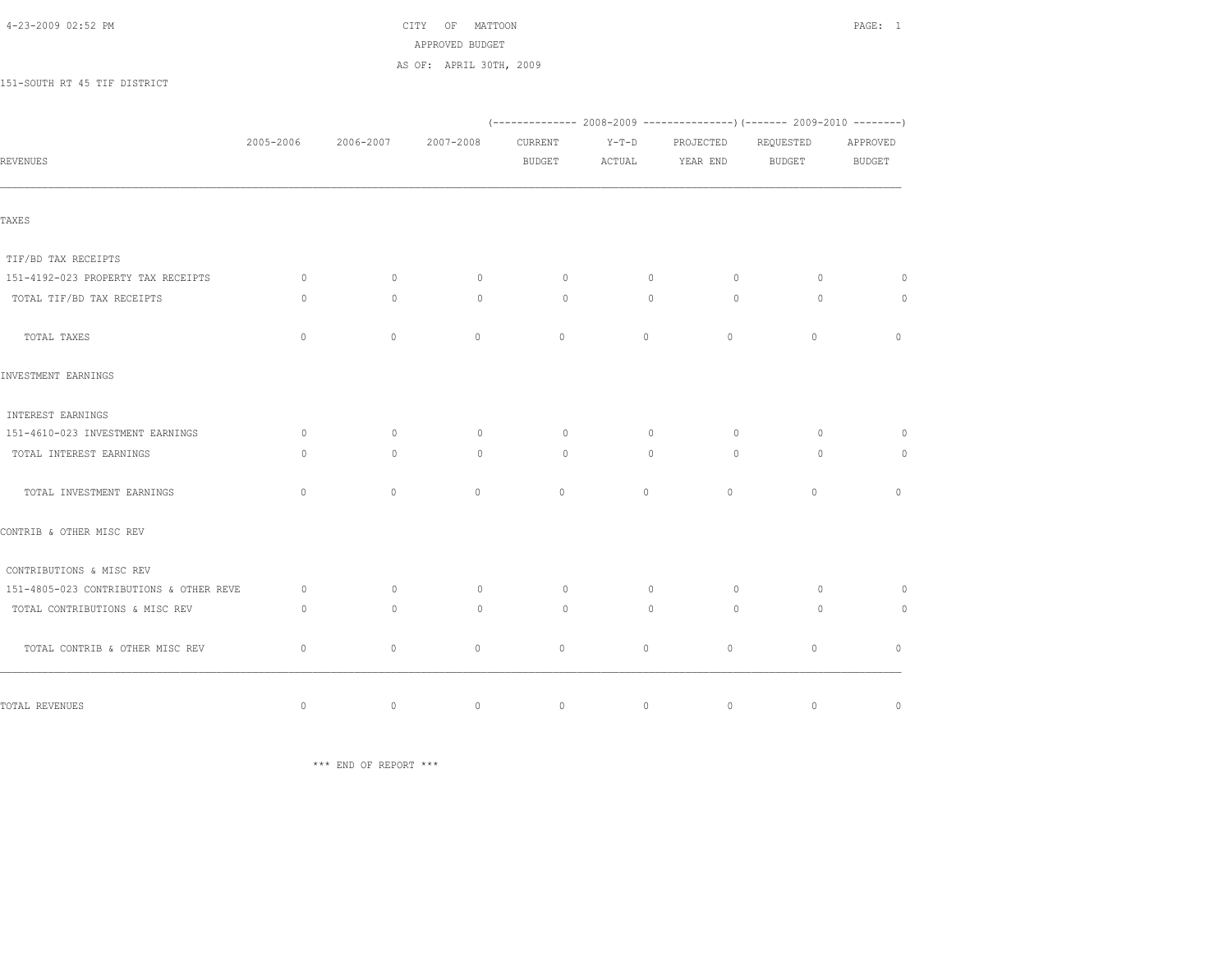4-23-2009 02:52 PM

CITY OF MATTOON
APPROVED BUDGET
AS OF: APRIL 30TH, 2009

151-SOUTH RT 45 TIF DISTRICT

| REVENUES | 2005-2006 | 2006-2007 | 2007-2008 | (------------- 2008-2009 CURRENT BUDGET | Y-T-D ACTUAL | PROJECTED YEAR END --------------) | (------- 2009-2010 REQUESTED BUDGET | APPROVED BUDGET --------) |
|---|---|---|---|---|---|---|---|---|
| TAXES | | | | | | | | |
| TIF/BD TAX RECEIPTS | | | | | | | | |
| 151-4192-023 PROPERTY TAX RECEIPTS | 0 | 0 | 0 | 0 | 0 | 0 | 0 | 0 |
| TOTAL TIF/BD TAX RECEIPTS | 0 | 0 | 0 | 0 | 0 | 0 | 0 | 0 |
| TOTAL TAXES | 0 | 0 | 0 | 0 | 0 | 0 | 0 | 0 |
| INVESTMENT EARNINGS | | | | | | | | |
| INTEREST EARNINGS | | | | | | | | |
| 151-4610-023 INVESTMENT EARNINGS | 0 | 0 | 0 | 0 | 0 | 0 | 0 | 0 |
| TOTAL INTEREST EARNINGS | 0 | 0 | 0 | 0 | 0 | 0 | 0 | 0 |
| TOTAL INVESTMENT EARNINGS | 0 | 0 | 0 | 0 | 0 | 0 | 0 | 0 |
| CONTRIB & OTHER MISC REV | | | | | | | | |
| CONTRIBUTIONS & MISC REV | | | | | | | | |
| 151-4805-023 CONTRIBUTIONS & OTHER REVE | 0 | 0 | 0 | 0 | 0 | 0 | 0 | 0 |
| TOTAL CONTRIBUTIONS & MISC REV | 0 | 0 | 0 | 0 | 0 | 0 | 0 | 0 |
| TOTAL CONTRIB & OTHER MISC REV | 0 | 0 | 0 | 0 | 0 | 0 | 0 | 0 |
| TOTAL REVENUES | 0 | 0 | 0 | 0 | 0 | 0 | 0 | 0 |

*** END OF REPORT ***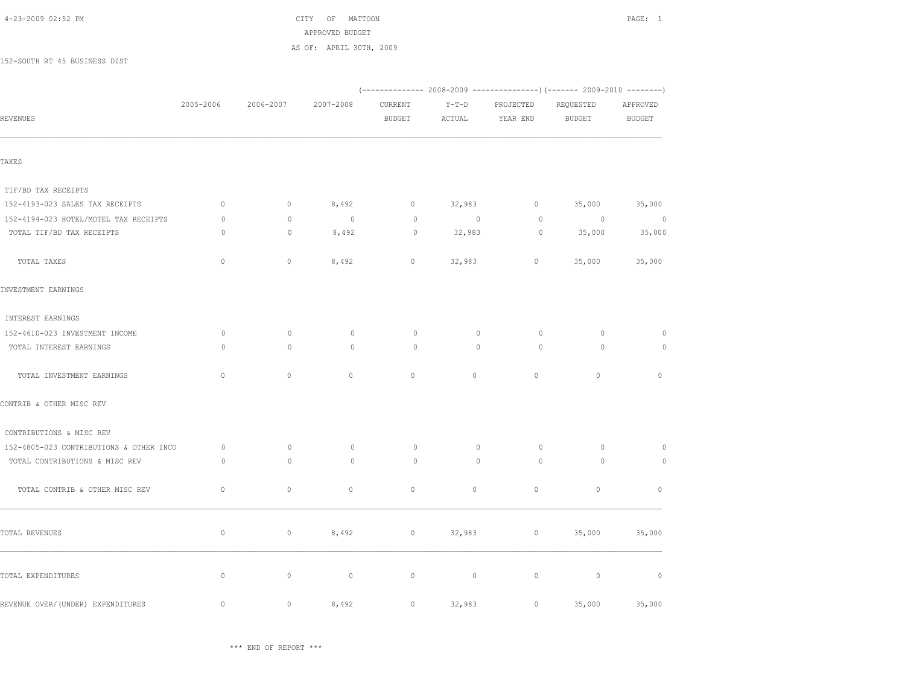# CITY OF MATTOON

## APPROVED BUDGET

### AS OF: APRIL 30TH, 2009

152-SOUTH RT 45 BUSINESS DIST

| REVENUES | 2005-2006 | 2006-2007 | 2007-2008 | 2008-2009 CURRENT BUDGET | 2008-2009 Y-T-D ACTUAL | 2008-2009 PROJECTED YEAR END | 2009-2010 REQUESTED BUDGET | 2009-2010 APPROVED BUDGET |
|---|---|---|---|---|---|---|---|---|
| TAXES | | | | | | | | |
| TIF/BD TAX RECEIPTS | | | | | | | | |
| 152-4193-023 SALES TAX RECEIPTS | 0 | 0 | 8,492 | 0 | 32,983 | 0 | 35,000 | 35,000 |
| 152-4194-023 HOTEL/MOTEL TAX RECEIPTS | 0 | 0 | 0 | 0 | 0 | 0 | 0 | 0 |
| TOTAL TIF/BD TAX RECEIPTS | 0 | 0 | 8,492 | 0 | 32,983 | 0 | 35,000 | 35,000 |
| TOTAL TAXES | 0 | 0 | 8,492 | 0 | 32,983 | 0 | 35,000 | 35,000 |
| INVESTMENT EARNINGS | | | | | | | | |
| INTEREST EARNINGS | | | | | | | | |
| 152-4610-023 INVESTMENT INCOME | 0 | 0 | 0 | 0 | 0 | 0 | 0 | 0 |
| TOTAL INTEREST EARNINGS | 0 | 0 | 0 | 0 | 0 | 0 | 0 | 0 |
| TOTAL INVESTMENT EARNINGS | 0 | 0 | 0 | 0 | 0 | 0 | 0 | 0 |
| CONTRIB & OTHER MISC REV | | | | | | | | |
| CONTRIBUTIONS & MISC REV | | | | | | | | |
| 152-4805-023 CONTRIBUTIONS & OTHER INCO | 0 | 0 | 0 | 0 | 0 | 0 | 0 | 0 |
| TOTAL CONTRIBUTIONS & MISC REV | 0 | 0 | 0 | 0 | 0 | 0 | 0 | 0 |
| TOTAL CONTRIB & OTHER MISC REV | 0 | 0 | 0 | 0 | 0 | 0 | 0 | 0 |
| TOTAL REVENUES | 0 | 0 | 8,492 | 0 | 32,983 | 0 | 35,000 | 35,000 |
| TOTAL EXPENDITURES | 0 | 0 | 0 | 0 | 0 | 0 | 0 | 0 |
| REVENUE OVER/(UNDER) EXPENDITURES | 0 | 0 | 8,492 | 0 | 32,983 | 0 | 35,000 | 35,000 |

*** END OF REPORT ***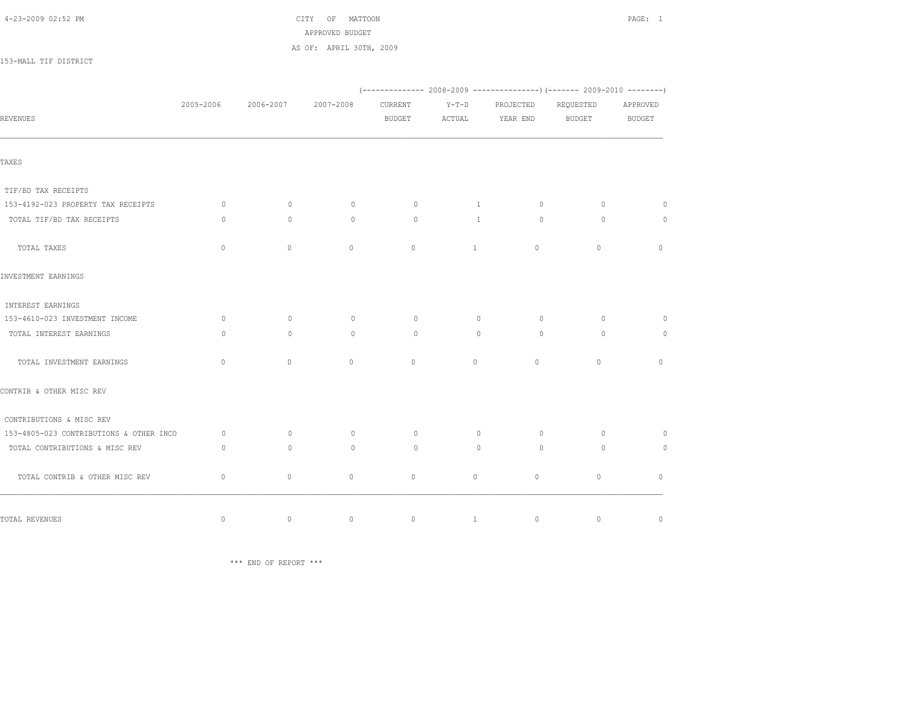CITY OF MATTOON

APPROVED BUDGET

AS OF: APRIL 30TH, 2009

153-MALL TIF DISTRICT

| REVENUES | 2005-2006 | 2006-2007 | 2007-2008 | (-------------- 2008-2009 CURRENT BUDGET | Y-T-D ACTUAL | PROJECTED YEAR END ---------------) | (------- 2009-2010 REQUESTED BUDGET | APPROVED BUDGET --------) |
|---|---|---|---|---|---|---|---|---|
| TAXES | | | | | | | | |
| TIF/BD TAX RECEIPTS | | | | | | | | |
| 153-4192-023 PROPERTY TAX RECEIPTS | 0 | 0 | 0 | 0 | 1 | 0 | 0 | 0 |
| TOTAL TIF/BD TAX RECEIPTS | 0 | 0 | 0 | 0 | 1 | 0 | 0 | 0 |
| TOTAL TAXES | 0 | 0 | 0 | 0 | 1 | 0 | 0 | 0 |
| INVESTMENT EARNINGS | | | | | | | | |
| INTEREST EARNINGS | | | | | | | | |
| 153-4610-023 INVESTMENT INCOME | 0 | 0 | 0 | 0 | 0 | 0 | 0 | 0 |
| TOTAL INTEREST EARNINGS | 0 | 0 | 0 | 0 | 0 | 0 | 0 | 0 |
| TOTAL INVESTMENT EARNINGS | 0 | 0 | 0 | 0 | 0 | 0 | 0 | 0 |
| CONTRIB & OTHER MISC REV | | | | | | | | |
| CONTRIBUTIONS & MISC REV | | | | | | | | |
| 153-4805-023 CONTRIBUTIONS & OTHER INCO | 0 | 0 | 0 | 0 | 0 | 0 | 0 | 0 |
| TOTAL CONTRIBUTIONS & MISC REV | 0 | 0 | 0 | 0 | 0 | 0 | 0 | 0 |
| TOTAL CONTRIB & OTHER MISC REV | 0 | 0 | 0 | 0 | 0 | 0 | 0 | 0 |
| TOTAL REVENUES | 0 | 0 | 0 | 0 | 1 | 0 | 0 | 0 |

*** END OF REPORT ***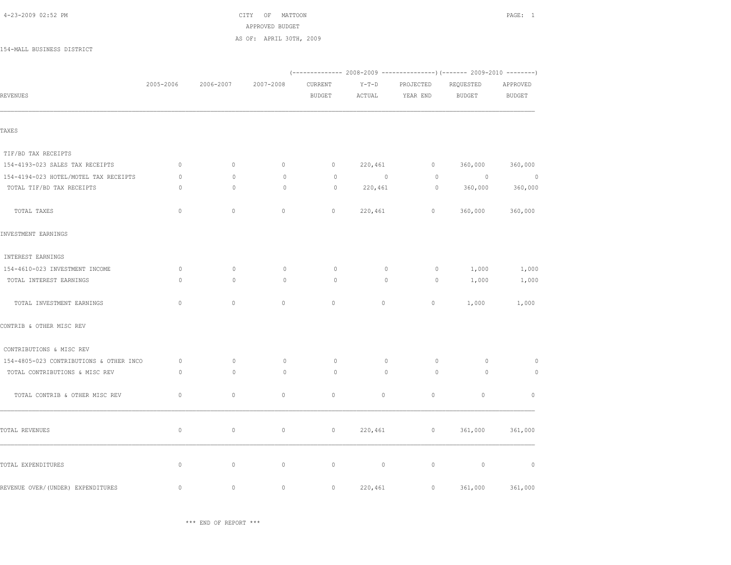CITY OF MATTOON

APPROVED BUDGET

AS OF: APRIL 30TH, 2009

154-MALL BUSINESS DISTRICT

| REVENUES | 2005-2006 | 2006-2007 | 2007-2008 | 2008-2009 CURRENT BUDGET | 2008-2009 Y-T-D ACTUAL | 2008-2009 PROJECTED YEAR END | 2009-2010 REQUESTED BUDGET | 2009-2010 APPROVED BUDGET |
|---|---|---|---|---|---|---|---|---|
| TAXES | | | | | | | | |
| TIF/BD TAX RECEIPTS | | | | | | | | |
| 154-4193-023 SALES TAX RECEIPTS | 0 | 0 | 0 | 0 | 220,461 | 0 | 360,000 | 360,000 |
| 154-4194-023 HOTEL/MOTEL TAX RECEIPTS | 0 | 0 | 0 | 0 | 0 | 0 | 0 | 0 |
| TOTAL TIF/BD TAX RECEIPTS | 0 | 0 | 0 | 0 | 220,461 | 0 | 360,000 | 360,000 |
| TOTAL TAXES | 0 | 0 | 0 | 0 | 220,461 | 0 | 360,000 | 360,000 |
| INVESTMENT EARNINGS | | | | | | | | |
| INTEREST EARNINGS | | | | | | | | |
| 154-4610-023 INVESTMENT INCOME | 0 | 0 | 0 | 0 | 0 | 0 | 1,000 | 1,000 |
| TOTAL INTEREST EARNINGS | 0 | 0 | 0 | 0 | 0 | 0 | 1,000 | 1,000 |
| TOTAL INVESTMENT EARNINGS | 0 | 0 | 0 | 0 | 0 | 0 | 1,000 | 1,000 |
| CONTRIB & OTHER MISC REV | | | | | | | | |
| CONTRIBUTIONS & MISC REV | | | | | | | | |
| 154-4805-023 CONTRIBUTIONS & OTHER INCO | 0 | 0 | 0 | 0 | 0 | 0 | 0 | 0 |
| TOTAL CONTRIBUTIONS & MISC REV | 0 | 0 | 0 | 0 | 0 | 0 | 0 | 0 |
| TOTAL CONTRIB & OTHER MISC REV | 0 | 0 | 0 | 0 | 0 | 0 | 0 | 0 |
| TOTAL REVENUES | 0 | 0 | 0 | 0 | 220,461 | 0 | 361,000 | 361,000 |
| TOTAL EXPENDITURES | 0 | 0 | 0 | 0 | 0 | 0 | 0 | 0 |
| REVENUE OVER/(UNDER) EXPENDITURES | 0 | 0 | 0 | 0 | 220,461 | 0 | 361,000 | 361,000 |

*** END OF REPORT ***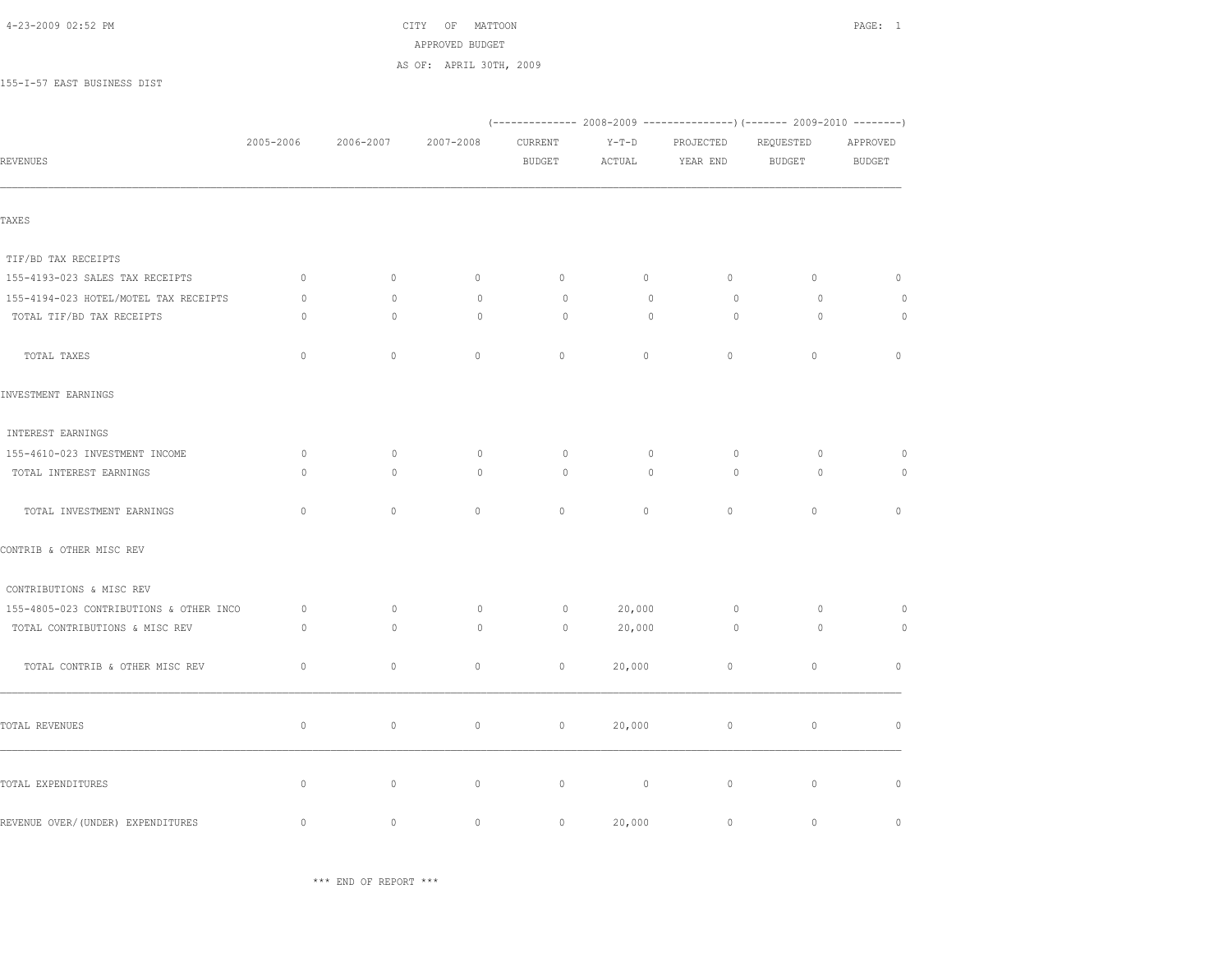CITY OF MATTOON
APPROVED BUDGET
AS OF: APRIL 30TH, 2009

155-I-57 EAST BUSINESS DIST

| REVENUES | 2005-2006 | 2006-2007 | 2007-2008 | 2008-2009 CURRENT BUDGET | 2008-2009 Y-T-D ACTUAL | 2008-2009 PROJECTED YEAR END | 2009-2010 REQUESTED BUDGET | 2009-2010 APPROVED BUDGET |
|---|---|---|---|---|---|---|---|---|
| **TAXES** | | | | | | | | |
| TIF/BD TAX RECEIPTS | | | | | | | | |
| 155-4193-023 SALES TAX RECEIPTS | 0 | 0 | 0 | 0 | 0 | 0 | 0 | 0 |
| 155-4194-023 HOTEL/MOTEL TAX RECEIPTS | 0 | 0 | 0 | 0 | 0 | 0 | 0 | 0 |
| TOTAL TIF/BD TAX RECEIPTS | 0 | 0 | 0 | 0 | 0 | 0 | 0 | 0 |
| TOTAL TAXES | 0 | 0 | 0 | 0 | 0 | 0 | 0 | 0 |
| **INVESTMENT EARNINGS** | | | | | | | | |
| INTEREST EARNINGS | | | | | | | | |
| 155-4610-023 INVESTMENT INCOME | 0 | 0 | 0 | 0 | 0 | 0 | 0 | 0 |
| TOTAL INTEREST EARNINGS | 0 | 0 | 0 | 0 | 0 | 0 | 0 | 0 |
| TOTAL INVESTMENT EARNINGS | 0 | 0 | 0 | 0 | 0 | 0 | 0 | 0 |
| **CONTRIB & OTHER MISC REV** | | | | | | | | |
| CONTRIBUTIONS & MISC REV | | | | | | | | |
| 155-4805-023 CONTRIBUTIONS & OTHER INCO | 0 | 0 | 0 | 0 | 20,000 | 0 | 0 | 0 |
| TOTAL CONTRIBUTIONS & MISC REV | 0 | 0 | 0 | 0 | 20,000 | 0 | 0 | 0 |
| TOTAL CONTRIB & OTHER MISC REV | 0 | 0 | 0 | 0 | 20,000 | 0 | 0 | 0 |
| **TOTAL REVENUES** | 0 | 0 | 0 | 0 | 20,000 | 0 | 0 | 0 |
| **TOTAL EXPENDITURES** | 0 | 0 | 0 | 0 | 0 | 0 | 0 | 0 |
| **REVENUE OVER/(UNDER) EXPENDITURES** | 0 | 0 | 0 | 0 | 20,000 | 0 | 0 | 0 |

*** END OF REPORT ***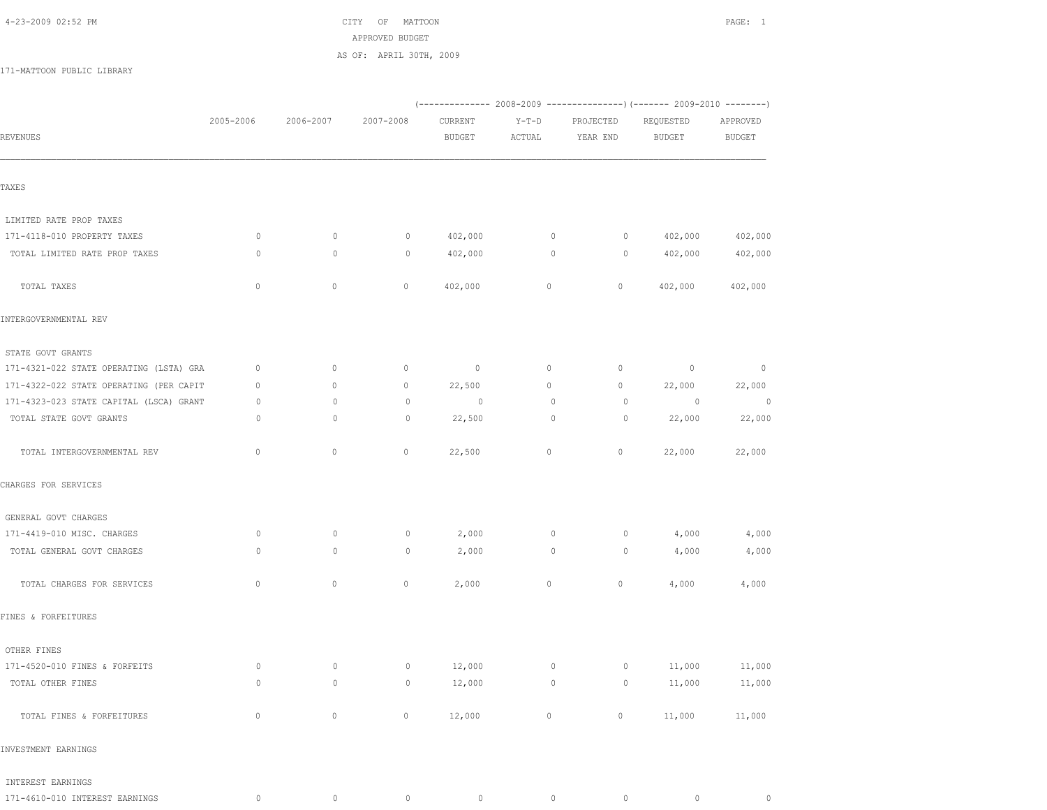CITY OF MATTOON

APPROVED BUDGET

AS OF: APRIL 30TH, 2009

171-MATTOON PUBLIC LIBRARY

| REVENUES | 2005-2006 | 2006-2007 | 2007-2008 | 2008-2009 CURRENT BUDGET | 2008-2009 Y-T-D ACTUAL | 2008-2009 PROJECTED YEAR END | 2009-2010 REQUESTED BUDGET | 2009-2010 APPROVED BUDGET |
|---|---|---|---|---|---|---|---|---|
| **TAXES** | | | | | | | | |
| LIMITED RATE PROP TAXES | | | | | | | | |
| 171-4118-010 PROPERTY TAXES | 0 | 0 | 0 | 402,000 | 0 | 0 | 402,000 | 402,000 |
| TOTAL LIMITED RATE PROP TAXES | 0 | 0 | 0 | 402,000 | 0 | 0 | 402,000 | 402,000 |
| TOTAL TAXES | 0 | 0 | 0 | 402,000 | 0 | 0 | 402,000 | 402,000 |
| **INTERGOVERNMENTAL REV** | | | | | | | | |
| STATE GOVT GRANTS | | | | | | | | |
| 171-4321-022 STATE OPERATING (LSTA) GRA | 0 | 0 | 0 | 0 | 0 | 0 | 0 | 0 |
| 171-4322-022 STATE OPERATING (PER CAPIT | 0 | 0 | 0 | 22,500 | 0 | 0 | 22,000 | 22,000 |
| 171-4323-023 STATE CAPITAL (LSCA) GRANT | 0 | 0 | 0 | 0 | 0 | 0 | 0 | 0 |
| TOTAL STATE GOVT GRANTS | 0 | 0 | 0 | 22,500 | 0 | 0 | 22,000 | 22,000 |
| TOTAL INTERGOVERNMENTAL REV | 0 | 0 | 0 | 22,500 | 0 | 0 | 22,000 | 22,000 |
| **CHARGES FOR SERVICES** | | | | | | | | |
| GENERAL GOVT CHARGES | | | | | | | | |
| 171-4419-010 MISC. CHARGES | 0 | 0 | 0 | 2,000 | 0 | 0 | 4,000 | 4,000 |
| TOTAL GENERAL GOVT CHARGES | 0 | 0 | 0 | 2,000 | 0 | 0 | 4,000 | 4,000 |
| TOTAL CHARGES FOR SERVICES | 0 | 0 | 0 | 2,000 | 0 | 0 | 4,000 | 4,000 |
| **FINES & FORFEITURES** | | | | | | | | |
| OTHER FINES | | | | | | | | |
| 171-4520-010 FINES & FORFEITS | 0 | 0 | 0 | 12,000 | 0 | 0 | 11,000 | 11,000 |
| TOTAL OTHER FINES | 0 | 0 | 0 | 12,000 | 0 | 0 | 11,000 | 11,000 |
| TOTAL FINES & FORFEITURES | 0 | 0 | 0 | 12,000 | 0 | 0 | 11,000 | 11,000 |
| **INVESTMENT EARNINGS** | | | | | | | | |
| INTEREST EARNINGS | | | | | | | | |
| 171-4610-010 INTEREST EARNINGS | 0 | 0 | 0 | 0 | 0 | 0 | 0 | 0 |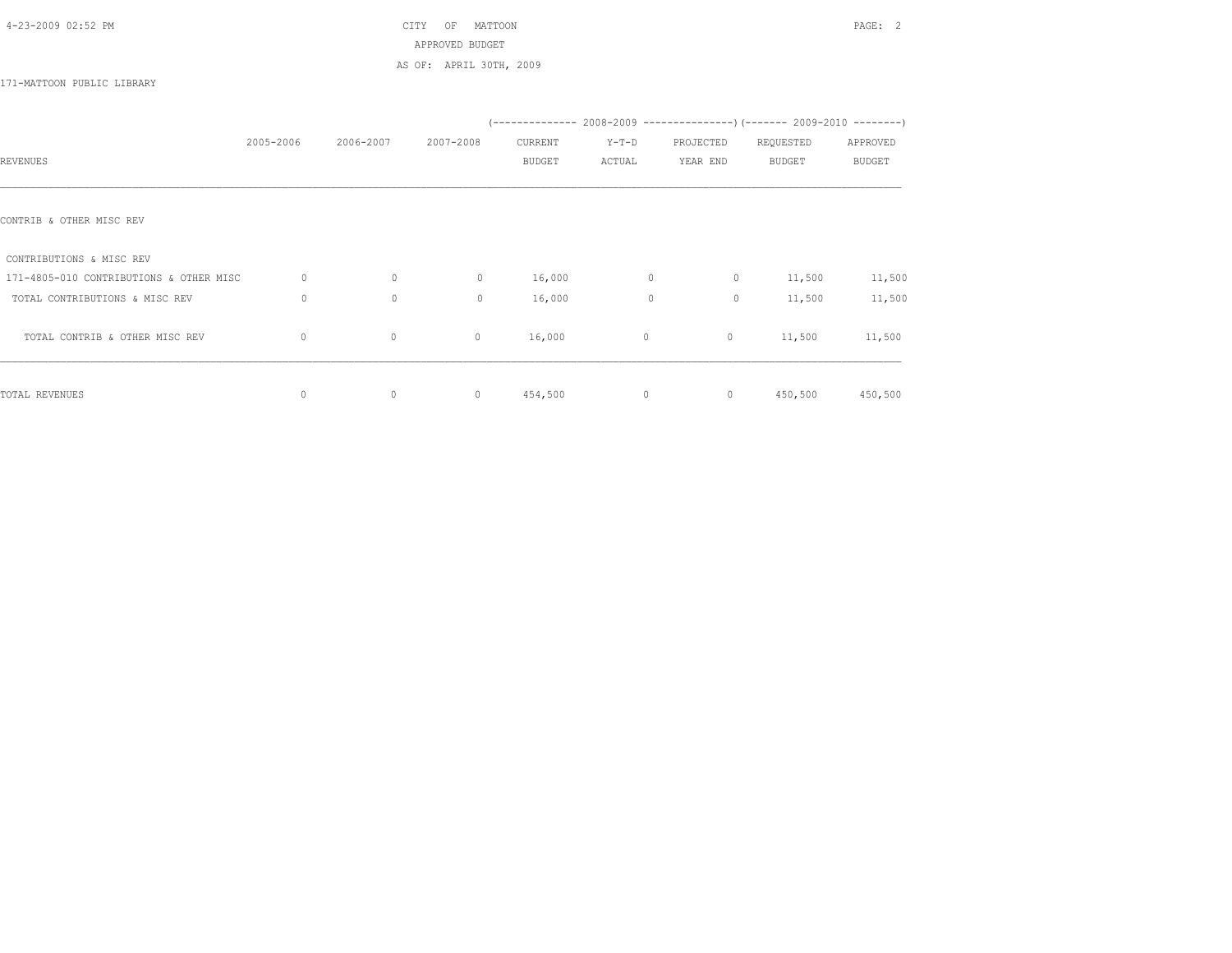CITY OF MATTOON
APPROVED BUDGET
AS OF: APRIL 30TH, 2009

171-MATTOON PUBLIC LIBRARY

| REVENUES | 2005-2006 | 2006-2007 | 2007-2008 | 2008-2009 CURRENT BUDGET | 2008-2009 Y-T-D ACTUAL | 2008-2009 PROJECTED YEAR END | 2009-2010 REQUESTED BUDGET | 2009-2010 APPROVED BUDGET |
|---|---|---|---|---|---|---|---|---|
| CONTRIB & OTHER MISC REV | | | | | | | | |
| CONTRIBUTIONS & MISC REV | | | | | | | | |
| 171-4805-010 CONTRIBUTIONS & OTHER MISC | 0 | 0 | 0 | 16,000 | 0 | 0 | 11,500 | 11,500 |
| TOTAL CONTRIBUTIONS & MISC REV | 0 | 0 | 0 | 16,000 | 0 | 0 | 11,500 | 11,500 |
| TOTAL CONTRIB & OTHER MISC REV | 0 | 0 | 0 | 16,000 | 0 | 0 | 11,500 | 11,500 |
| TOTAL REVENUES | 0 | 0 | 0 | 454,500 | 0 | 0 | 450,500 | 450,500 |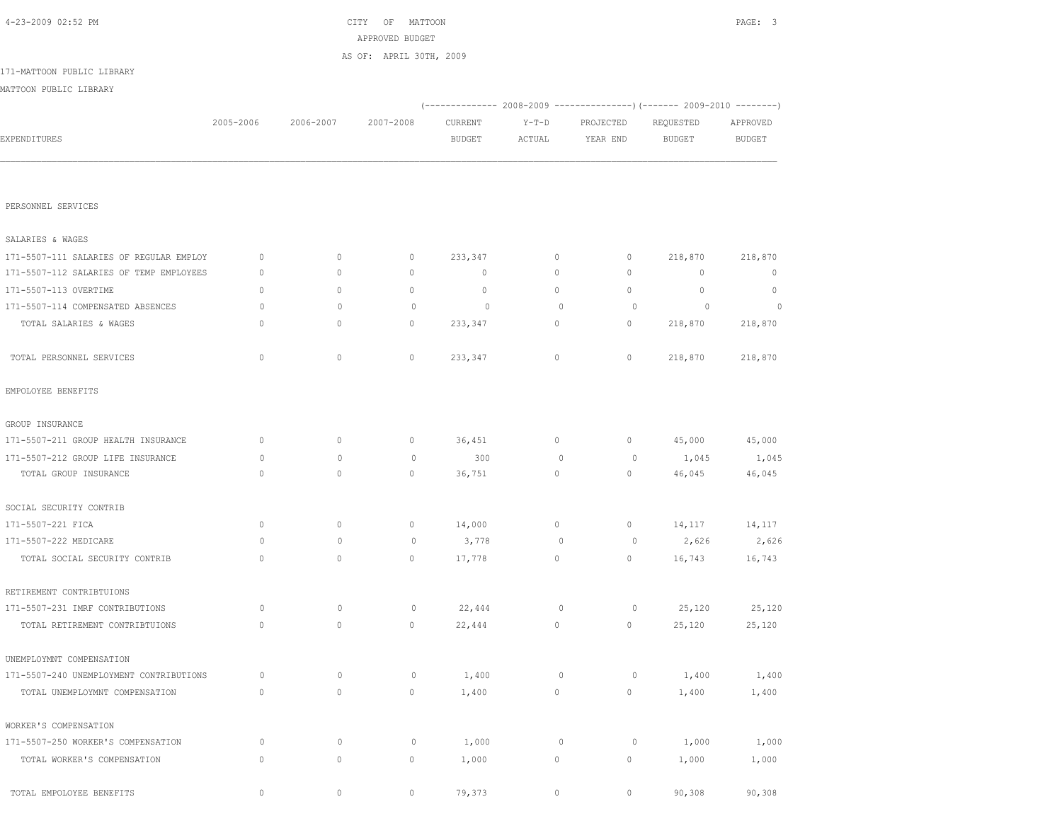CITY OF MATTOON
APPROVED BUDGET
AS OF: APRIL 30TH, 2009

171-MATTOON PUBLIC LIBRARY

MATTOON PUBLIC LIBRARY

| EXPENDITURES | 2005-2006 | 2006-2007 | 2007-2008 | 2008-2009 CURRENT BUDGET | 2008-2009 Y-T-D ACTUAL | 2008-2009 PROJECTED YEAR END | 2009-2010 REQUESTED BUDGET | 2009-2010 APPROVED BUDGET |
|---|---|---|---|---|---|---|---|---|
| PERSONNEL SERVICES | | | | | | | | |
| SALARIES & WAGES | | | | | | | | |
| 171-5507-111 SALARIES OF REGULAR EMPLOY | 0 | 0 | 0 | 233,347 | 0 | 0 | 218,870 | 218,870 |
| 171-5507-112 SALARIES OF TEMP EMPLOYEES | 0 | 0 | 0 | 0 | 0 | 0 | 0 | 0 |
| 171-5507-113 OVERTIME | 0 | 0 | 0 | 0 | 0 | 0 | 0 | 0 |
| 171-5507-114 COMPENSATED ABSENCES | 0 | 0 | 0 | 0 | 0 | 0 | 0 | 0 |
| TOTAL SALARIES & WAGES | 0 | 0 | 0 | 233,347 | 0 | 0 | 218,870 | 218,870 |
| TOTAL PERSONNEL SERVICES | 0 | 0 | 0 | 233,347 | 0 | 0 | 218,870 | 218,870 |
| EMPOLOYEE BENEFITS | | | | | | | | |
| GROUP INSURANCE | | | | | | | | |
| 171-5507-211 GROUP HEALTH INSURANCE | 0 | 0 | 0 | 36,451 | 0 | 0 | 45,000 | 45,000 |
| 171-5507-212 GROUP LIFE INSURANCE | 0 | 0 | 0 | 300 | 0 | 0 | 1,045 | 1,045 |
| TOTAL GROUP INSURANCE | 0 | 0 | 0 | 36,751 | 0 | 0 | 46,045 | 46,045 |
| SOCIAL SECURITY CONTRIB | | | | | | | | |
| 171-5507-221 FICA | 0 | 0 | 0 | 14,000 | 0 | 0 | 14,117 | 14,117 |
| 171-5507-222 MEDICARE | 0 | 0 | 0 | 3,778 | 0 | 0 | 2,626 | 2,626 |
| TOTAL SOCIAL SECURITY CONTRIB | 0 | 0 | 0 | 17,778 | 0 | 0 | 16,743 | 16,743 |
| RETIREMENT CONTRIBTUIONS | | | | | | | | |
| 171-5507-231 IMRF CONTRIBUTIONS | 0 | 0 | 0 | 22,444 | 0 | 0 | 25,120 | 25,120 |
| TOTAL RETIREMENT CONTRIBTUIONS | 0 | 0 | 0 | 22,444 | 0 | 0 | 25,120 | 25,120 |
| UNEMPLOYMNT COMPENSATION | | | | | | | | |
| 171-5507-240 UNEMPLOYMENT CONTRIBUTIONS | 0 | 0 | 0 | 1,400 | 0 | 0 | 1,400 | 1,400 |
| TOTAL UNEMPLOYMNT COMPENSATION | 0 | 0 | 0 | 1,400 | 0 | 0 | 1,400 | 1,400 |
| WORKER'S COMPENSATION | | | | | | | | |
| 171-5507-250 WORKER'S COMPENSATION | 0 | 0 | 0 | 1,000 | 0 | 0 | 1,000 | 1,000 |
| TOTAL WORKER'S COMPENSATION | 0 | 0 | 0 | 1,000 | 0 | 0 | 1,000 | 1,000 |
| TOTAL EMPOLOYEE BENEFITS | 0 | 0 | 0 | 79,373 | 0 | 0 | 90,308 | 90,308 |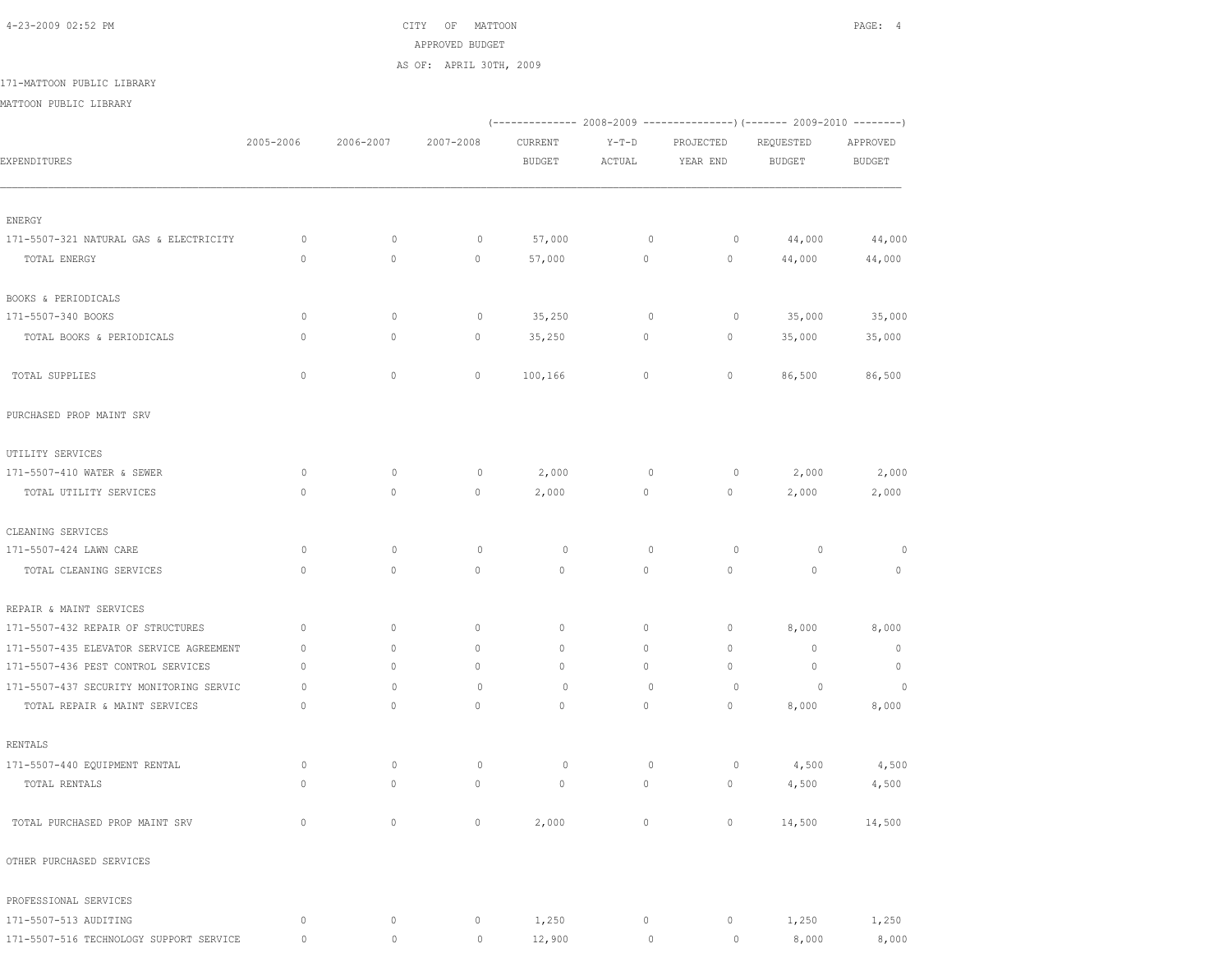CITY OF MATTOON
APPROVED BUDGET
AS OF: APRIL 30TH, 2009

171-MATTOON PUBLIC LIBRARY
MATTOON PUBLIC LIBRARY

| EXPENDITURES | 2005-2006 | 2006-2007 | 2007-2008 | 2008-2009 CURRENT BUDGET | 2008-2009 Y-T-D ACTUAL | 2008-2009 PROJECTED YEAR END | 2009-2010 REQUESTED BUDGET | 2009-2010 APPROVED BUDGET |
|---|---|---|---|---|---|---|---|---|
| ENERGY | | | | | | | | |
| 171-5507-321 NATURAL GAS & ELECTRICITY | 0 | 0 | 0 | 57,000 | 0 | 0 | 44,000 | 44,000 |
| TOTAL ENERGY | 0 | 0 | 0 | 57,000 | 0 | 0 | 44,000 | 44,000 |
| BOOKS & PERIODICALS | | | | | | | | |
| 171-5507-340 BOOKS | 0 | 0 | 0 | 35,250 | 0 | 0 | 35,000 | 35,000 |
| TOTAL BOOKS & PERIODICALS | 0 | 0 | 0 | 35,250 | 0 | 0 | 35,000 | 35,000 |
| TOTAL SUPPLIES | 0 | 0 | 0 | 100,166 | 0 | 0 | 86,500 | 86,500 |
| PURCHASED PROP MAINT SRV | | | | | | | | |
| UTILITY SERVICES | | | | | | | | |
| 171-5507-410 WATER & SEWER | 0 | 0 | 0 | 2,000 | 0 | 0 | 2,000 | 2,000 |
| TOTAL UTILITY SERVICES | 0 | 0 | 0 | 2,000 | 0 | 0 | 2,000 | 2,000 |
| CLEANING SERVICES | | | | | | | | |
| 171-5507-424 LAWN CARE | 0 | 0 | 0 | 0 | 0 | 0 | 0 | 0 |
| TOTAL CLEANING SERVICES | 0 | 0 | 0 | 0 | 0 | 0 | 0 | 0 |
| REPAIR & MAINT SERVICES | | | | | | | | |
| 171-5507-432 REPAIR OF STRUCTURES | 0 | 0 | 0 | 0 | 0 | 0 | 8,000 | 8,000 |
| 171-5507-435 ELEVATOR SERVICE AGREEMENT | 0 | 0 | 0 | 0 | 0 | 0 | 0 | 0 |
| 171-5507-436 PEST CONTROL SERVICES | 0 | 0 | 0 | 0 | 0 | 0 | 0 | 0 |
| 171-5507-437 SECURITY MONITORING SERVIC | 0 | 0 | 0 | 0 | 0 | 0 | 0 | 0 |
| TOTAL REPAIR & MAINT SERVICES | 0 | 0 | 0 | 0 | 0 | 0 | 8,000 | 8,000 |
| RENTALS | | | | | | | | |
| 171-5507-440 EQUIPMENT RENTAL | 0 | 0 | 0 | 0 | 0 | 0 | 4,500 | 4,500 |
| TOTAL RENTALS | 0 | 0 | 0 | 0 | 0 | 0 | 4,500 | 4,500 |
| TOTAL PURCHASED PROP MAINT SRV | 0 | 0 | 0 | 2,000 | 0 | 0 | 14,500 | 14,500 |
| OTHER PURCHASED SERVICES | | | | | | | | |
| PROFESSIONAL SERVICES | | | | | | | | |
| 171-5507-513 AUDITING | 0 | 0 | 0 | 1,250 | 0 | 0 | 1,250 | 1,250 |
| 171-5507-516 TECHNOLOGY SUPPORT SERVICE | 0 | 0 | 0 | 12,900 | 0 | 0 | 8,000 | 8,000 |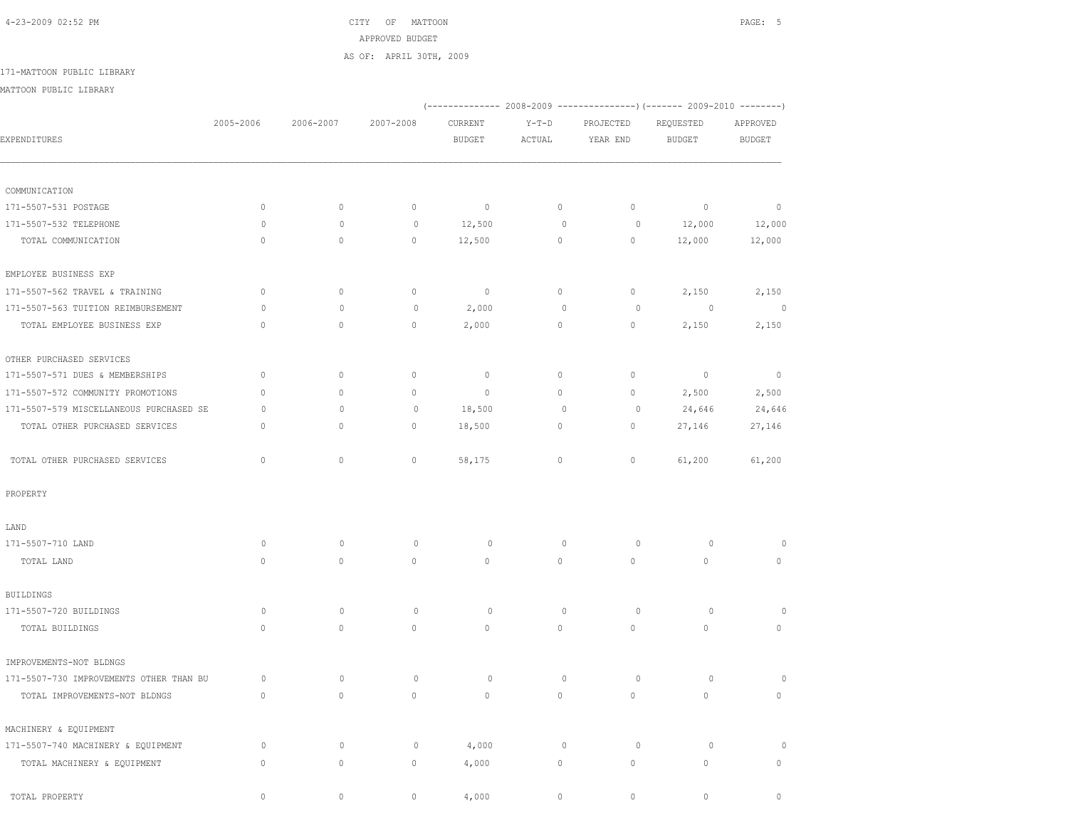CITY OF MATTOON

APPROVED BUDGET

AS OF: APRIL 30TH, 2009

171-MATTOON PUBLIC LIBRARY

MATTOON PUBLIC LIBRARY

| EXPENDITURES | 2005-2006 | 2006-2007 | 2007-2008 | 2008-2009 CURRENT BUDGET | 2008-2009 Y-T-D ACTUAL | 2008-2009 PROJECTED YEAR END | 2009-2010 REQUESTED BUDGET | 2009-2010 APPROVED BUDGET |
|---|---|---|---|---|---|---|---|---|
| COMMUNICATION | | | | | | | | |
| 171-5507-531 POSTAGE | 0 | 0 | 0 | 0 | 0 | 0 | 0 | 0 |
| 171-5507-532 TELEPHONE | 0 | 0 | 0 | 12,500 | 0 | 0 | 12,000 | 12,000 |
| TOTAL COMMUNICATION | 0 | 0 | 0 | 12,500 | 0 | 0 | 12,000 | 12,000 |
| EMPLOYEE BUSINESS EXP | | | | | | | | |
| 171-5507-562 TRAVEL & TRAINING | 0 | 0 | 0 | 0 | 0 | 0 | 2,150 | 2,150 |
| 171-5507-563 TUITION REIMBURSEMENT | 0 | 0 | 0 | 2,000 | 0 | 0 | 0 | 0 |
| TOTAL EMPLOYEE BUSINESS EXP | 0 | 0 | 0 | 2,000 | 0 | 0 | 2,150 | 2,150 |
| OTHER PURCHASED SERVICES | | | | | | | | |
| 171-5507-571 DUES & MEMBERSHIPS | 0 | 0 | 0 | 0 | 0 | 0 | 0 | 0 |
| 171-5507-572 COMMUNITY PROMOTIONS | 0 | 0 | 0 | 0 | 0 | 0 | 2,500 | 2,500 |
| 171-5507-579 MISCELLANEOUS PURCHASED SE | 0 | 0 | 0 | 18,500 | 0 | 0 | 24,646 | 24,646 |
| TOTAL OTHER PURCHASED SERVICES | 0 | 0 | 0 | 18,500 | 0 | 0 | 27,146 | 27,146 |
| TOTAL OTHER PURCHASED SERVICES | 0 | 0 | 0 | 58,175 | 0 | 0 | 61,200 | 61,200 |
| PROPERTY | | | | | | | | |
| LAND | | | | | | | | |
| 171-5507-710 LAND | 0 | 0 | 0 | 0 | 0 | 0 | 0 | 0 |
| TOTAL LAND | 0 | 0 | 0 | 0 | 0 | 0 | 0 | 0 |
| BUILDINGS | | | | | | | | |
| 171-5507-720 BUILDINGS | 0 | 0 | 0 | 0 | 0 | 0 | 0 | 0 |
| TOTAL BUILDINGS | 0 | 0 | 0 | 0 | 0 | 0 | 0 | 0 |
| IMPROVEMENTS-NOT BLDNGS | | | | | | | | |
| 171-5507-730 IMPROVEMENTS OTHER THAN BU | 0 | 0 | 0 | 0 | 0 | 0 | 0 | 0 |
| TOTAL IMPROVEMENTS-NOT BLDNGS | 0 | 0 | 0 | 0 | 0 | 0 | 0 | 0 |
| MACHINERY & EQUIPMENT | | | | | | | | |
| 171-5507-740 MACHINERY & EQUIPMENT | 0 | 0 | 0 | 4,000 | 0 | 0 | 0 | 0 |
| TOTAL MACHINERY & EQUIPMENT | 0 | 0 | 0 | 4,000 | 0 | 0 | 0 | 0 |
| TOTAL PROPERTY | 0 | 0 | 0 | 4,000 | 0 | 0 | 0 | 0 |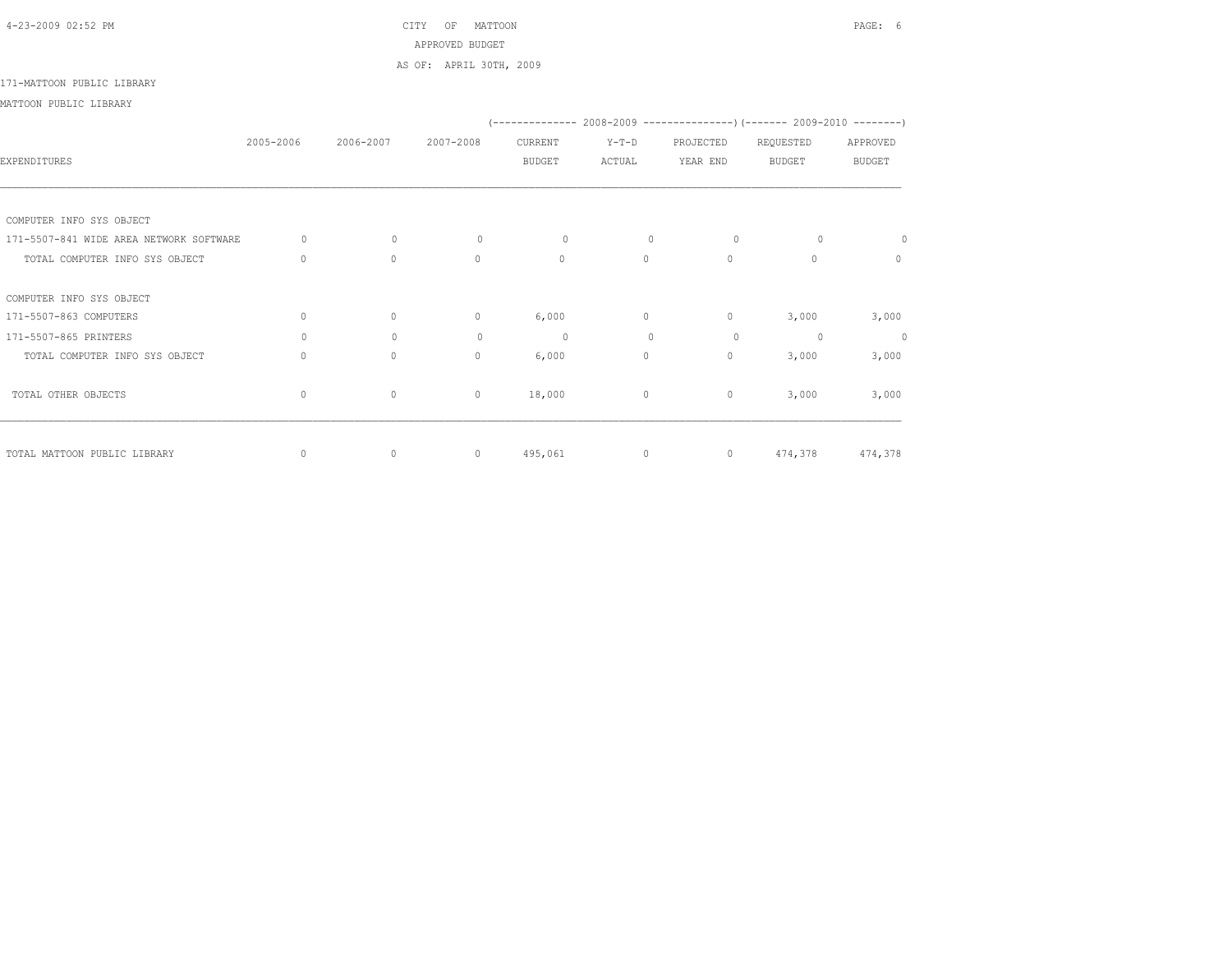CITY OF MATTOON

APPROVED BUDGET

AS OF: APRIL 30TH, 2009

171-MATTOON PUBLIC LIBRARY

MATTOON PUBLIC LIBRARY

| EXPENDITURES | 2005-2006 | 2006-2007 | 2007-2008 | 2008-2009 CURRENT BUDGET | 2008-2009 Y-T-D ACTUAL | 2008-2009 PROJECTED YEAR END | 2009-2010 REQUESTED BUDGET | 2009-2010 APPROVED BUDGET |
|---|---|---|---|---|---|---|---|---|
| COMPUTER INFO SYS OBJECT | | | | | | | | |
| 171-5507-841 WIDE AREA NETWORK SOFTWARE | 0 | 0 | 0 | 0 | 0 | 0 | 0 | 0 |
| TOTAL COMPUTER INFO SYS OBJECT | 0 | 0 | 0 | 0 | 0 | 0 | 0 | 0 |
| COMPUTER INFO SYS OBJECT | | | | | | | | |
| 171-5507-863 COMPUTERS | 0 | 0 | 0 | 6,000 | 0 | 0 | 3,000 | 3,000 |
| 171-5507-865 PRINTERS | 0 | 0 | 0 | 0 | 0 | 0 | 0 | 0 |
| TOTAL COMPUTER INFO SYS OBJECT | 0 | 0 | 0 | 6,000 | 0 | 0 | 3,000 | 3,000 |
| TOTAL OTHER OBJECTS | 0 | 0 | 0 | 18,000 | 0 | 0 | 3,000 | 3,000 |
| TOTAL MATTOON PUBLIC LIBRARY | 0 | 0 | 0 | 495,061 | 0 | 0 | 474,378 | 474,378 |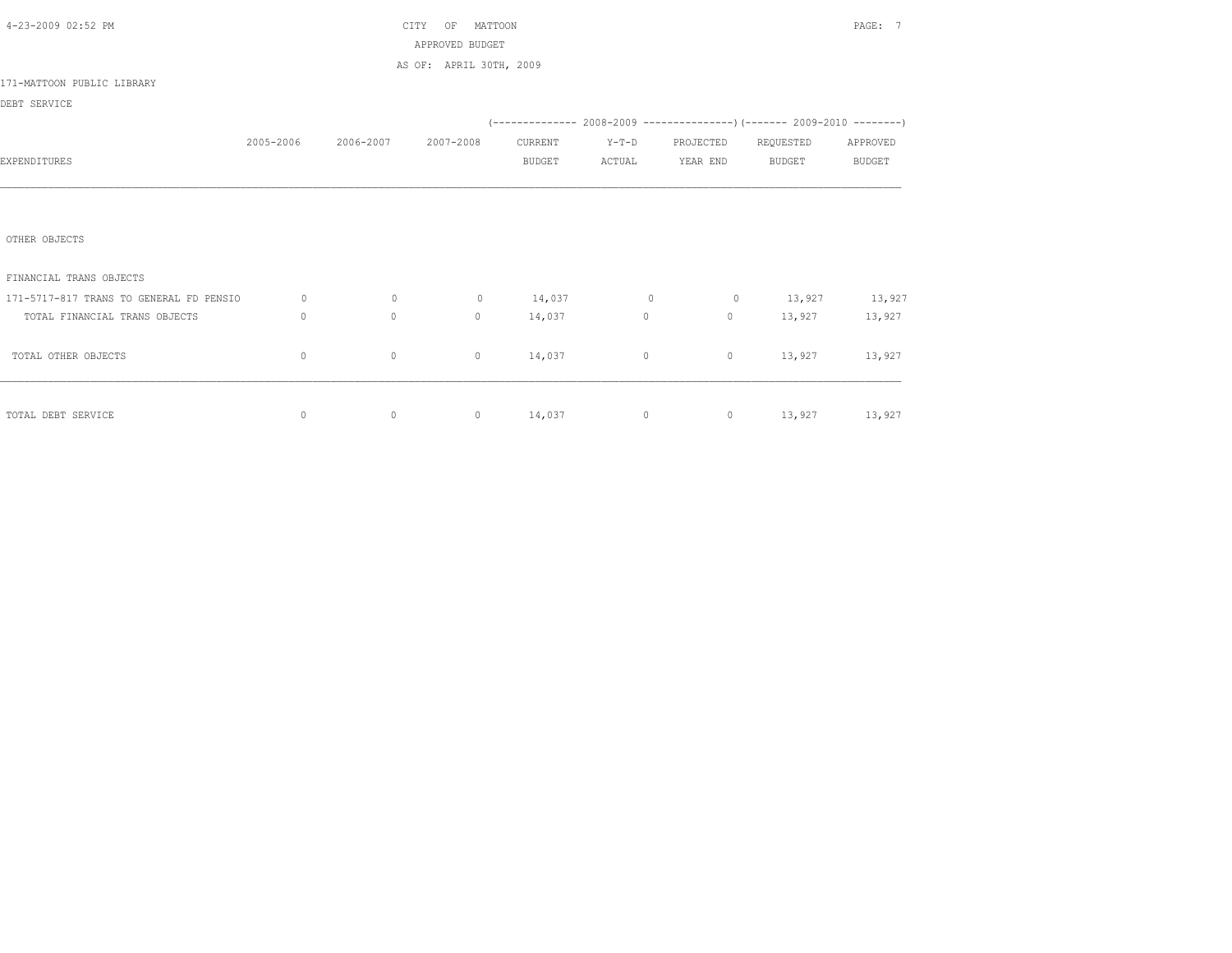CITY OF MATTOON
APPROVED BUDGET
AS OF: APRIL 30TH, 2009

171-MATTOON PUBLIC LIBRARY

DEBT SERVICE

| EXPENDITURES | 2005-2006 | 2006-2007 | 2007-2008 | 2008-2009 CURRENT BUDGET | 2008-2009 Y-T-D ACTUAL | 2008-2009 PROJECTED YEAR END | 2009-2010 REQUESTED BUDGET | 2009-2010 APPROVED BUDGET |
|---|---|---|---|---|---|---|---|---|
| OTHER OBJECTS | | | | | | | | |
| FINANCIAL TRANS OBJECTS | | | | | | | | |
| 171-5717-817 TRANS TO GENERAL FD PENSIO | 0 | 0 | 0 | 14,037 | 0 | 0 | 13,927 | 13,927 |
| TOTAL FINANCIAL TRANS OBJECTS | 0 | 0 | 0 | 14,037 | 0 | 0 | 13,927 | 13,927 |
| TOTAL OTHER OBJECTS | 0 | 0 | 0 | 14,037 | 0 | 0 | 13,927 | 13,927 |
| TOTAL DEBT SERVICE | 0 | 0 | 0 | 14,037 | 0 | 0 | 13,927 | 13,927 |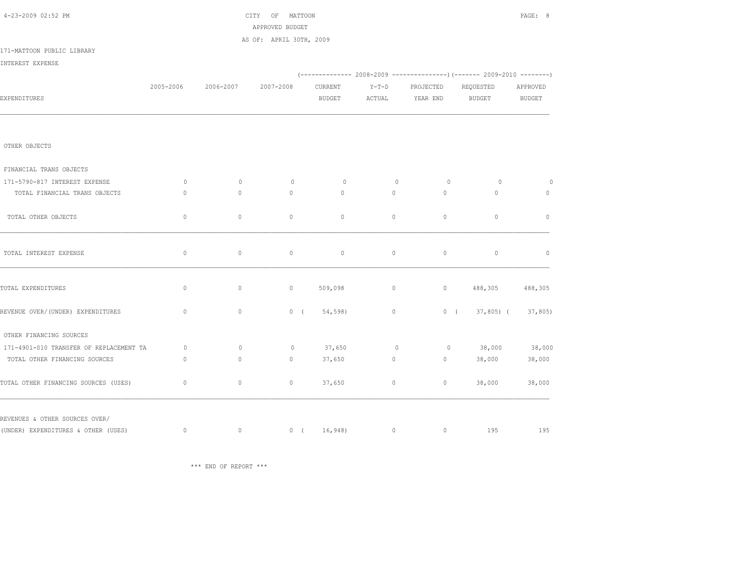CITY OF MATTOON
APPROVED BUDGET
AS OF: APRIL 30TH, 2009

171-MATTOON PUBLIC LIBRARY

INTEREST EXPENSE

| EXPENDITURES | 2005-2006 | 2006-2007 | 2007-2008 | 2008-2009 CURRENT BUDGET | 2008-2009 Y-T-D ACTUAL | 2008-2009 PROJECTED YEAR END | 2009-2010 REQUESTED BUDGET | 2009-2010 APPROVED BUDGET |
|---|---|---|---|---|---|---|---|---|
| OTHER OBJECTS | | | | | | | | |
| FINANCIAL TRANS OBJECTS | | | | | | | | |
| 171-5790-817 INTEREST EXPENSE | 0 | 0 | 0 | 0 | 0 | 0 | 0 | 0 |
| TOTAL FINANCIAL TRANS OBJECTS | 0 | 0 | 0 | 0 | 0 | 0 | 0 | 0 |
| TOTAL OTHER OBJECTS | 0 | 0 | 0 | 0 | 0 | 0 | 0 | 0 |
| TOTAL INTEREST EXPENSE | 0 | 0 | 0 | 0 | 0 | 0 | 0 | 0 |
| TOTAL EXPENDITURES | 0 | 0 | 0 | 509,098 | 0 | 0 | 488,305 | 488,305 |
| REVENUE OVER/(UNDER) EXPENDITURES | 0 | 0 | 0 | ( 54,598) | 0 | 0 | ( 37,805) | ( 37,805) |
| OTHER FINANCING SOURCES | | | | | | | | |
| 171-4901-010 TRANSFER OF REPLACEMENT TA | 0 | 0 | 0 | 37,650 | 0 | 0 | 38,000 | 38,000 |
| TOTAL OTHER FINANCING SOURCES | 0 | 0 | 0 | 37,650 | 0 | 0 | 38,000 | 38,000 |
| TOTAL OTHER FINANCING SOURCES (USES) | 0 | 0 | 0 | 37,650 | 0 | 0 | 38,000 | 38,000 |
| REVENUES & OTHER SOURCES OVER/ (UNDER) EXPENDITURES & OTHER (USES) | 0 | 0 | 0 | ( 16,948) | 0 | 0 | 195 | 195 |

*** END OF REPORT ***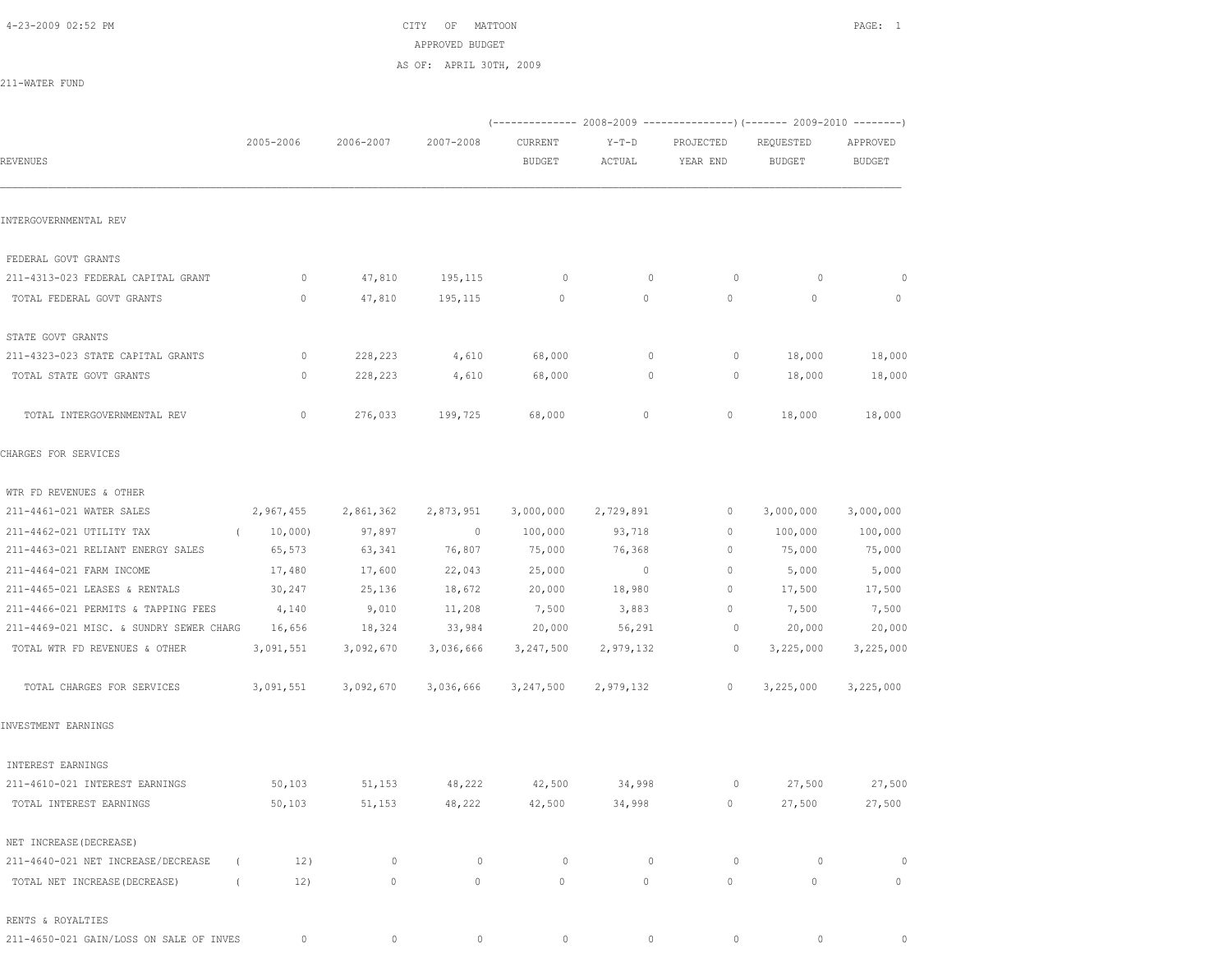4-23-2009 02:52 PM

# CITY OF MATTOON
## APPROVED BUDGET
### AS OF: APRIL 30TH, 2009

211-WATER FUND

| REVENUES | 2005-2006 | 2006-2007 | 2007-2008 | 2008-2009 CURRENT BUDGET | 2008-2009 Y-T-D ACTUAL | 2008-2009 PROJECTED YEAR END | 2009-2010 REQUESTED BUDGET | 2009-2010 APPROVED BUDGET |
|---|---|---|---|---|---|---|---|---|
| **INTERGOVERNMENTAL REV** | | | | | | | | |
| FEDERAL GOVT GRANTS | | | | | | | | |
| 211-4313-023 FEDERAL CAPITAL GRANT | 0 | 47,810 | 195,115 | 0 | 0 | 0 | 0 | 0 |
| TOTAL FEDERAL GOVT GRANTS | 0 | 47,810 | 195,115 | 0 | 0 | 0 | 0 | 0 |
| STATE GOVT GRANTS | | | | | | | | |
| 211-4323-023 STATE CAPITAL GRANTS | 0 | 228,223 | 4,610 | 68,000 | 0 | 0 | 18,000 | 18,000 |
| TOTAL STATE GOVT GRANTS | 0 | 228,223 | 4,610 | 68,000 | 0 | 0 | 18,000 | 18,000 |
| TOTAL INTERGOVERNMENTAL REV | 0 | 276,033 | 199,725 | 68,000 | 0 | 0 | 18,000 | 18,000 |
| **CHARGES FOR SERVICES** | | | | | | | | |
| WTR FD REVENUES & OTHER | | | | | | | | |
| 211-4461-021 WATER SALES | 2,967,455 | 2,861,362 | 2,873,951 | 3,000,000 | 2,729,891 | 0 | 3,000,000 | 3,000,000 |
| 211-4462-021 UTILITY TAX | ( 10,000) | 97,897 | 0 | 100,000 | 93,718 | 0 | 100,000 | 100,000 |
| 211-4463-021 RELIANT ENERGY SALES | 65,573 | 63,341 | 76,807 | 75,000 | 76,368 | 0 | 75,000 | 75,000 |
| 211-4464-021 FARM INCOME | 17,480 | 17,600 | 22,043 | 25,000 | 0 | 0 | 5,000 | 5,000 |
| 211-4465-021 LEASES & RENTALS | 30,247 | 25,136 | 18,672 | 20,000 | 18,980 | 0 | 17,500 | 17,500 |
| 211-4466-021 PERMITS & TAPPING FEES | 4,140 | 9,010 | 11,208 | 7,500 | 3,883 | 0 | 7,500 | 7,500 |
| 211-4469-021 MISC. & SUNDRY SEWER CHARG | 16,656 | 18,324 | 33,984 | 20,000 | 56,291 | 0 | 20,000 | 20,000 |
| TOTAL WTR FD REVENUES & OTHER | 3,091,551 | 3,092,670 | 3,036,666 | 3,247,500 | 2,979,132 | 0 | 3,225,000 | 3,225,000 |
| TOTAL CHARGES FOR SERVICES | 3,091,551 | 3,092,670 | 3,036,666 | 3,247,500 | 2,979,132 | 0 | 3,225,000 | 3,225,000 |
| **INVESTMENT EARNINGS** | | | | | | | | |
| INTEREST EARNINGS | | | | | | | | |
| 211-4610-021 INTEREST EARNINGS | 50,103 | 51,153 | 48,222 | 42,500 | 34,998 | 0 | 27,500 | 27,500 |
| TOTAL INTEREST EARNINGS | 50,103 | 51,153 | 48,222 | 42,500 | 34,998 | 0 | 27,500 | 27,500 |
| NET INCREASE(DECREASE) | | | | | | | | |
| 211-4640-021 NET INCREASE/DECREASE | ( 12) | 0 | 0 | 0 | 0 | 0 | 0 | 0 |
| TOTAL NET INCREASE(DECREASE) | ( 12) | 0 | 0 | 0 | 0 | 0 | 0 | 0 |
| RENTS & ROYALTIES | | | | | | | | |
| 211-4650-021 GAIN/LOSS ON SALE OF INVES | 0 | 0 | 0 | 0 | 0 | 0 | 0 | 0 |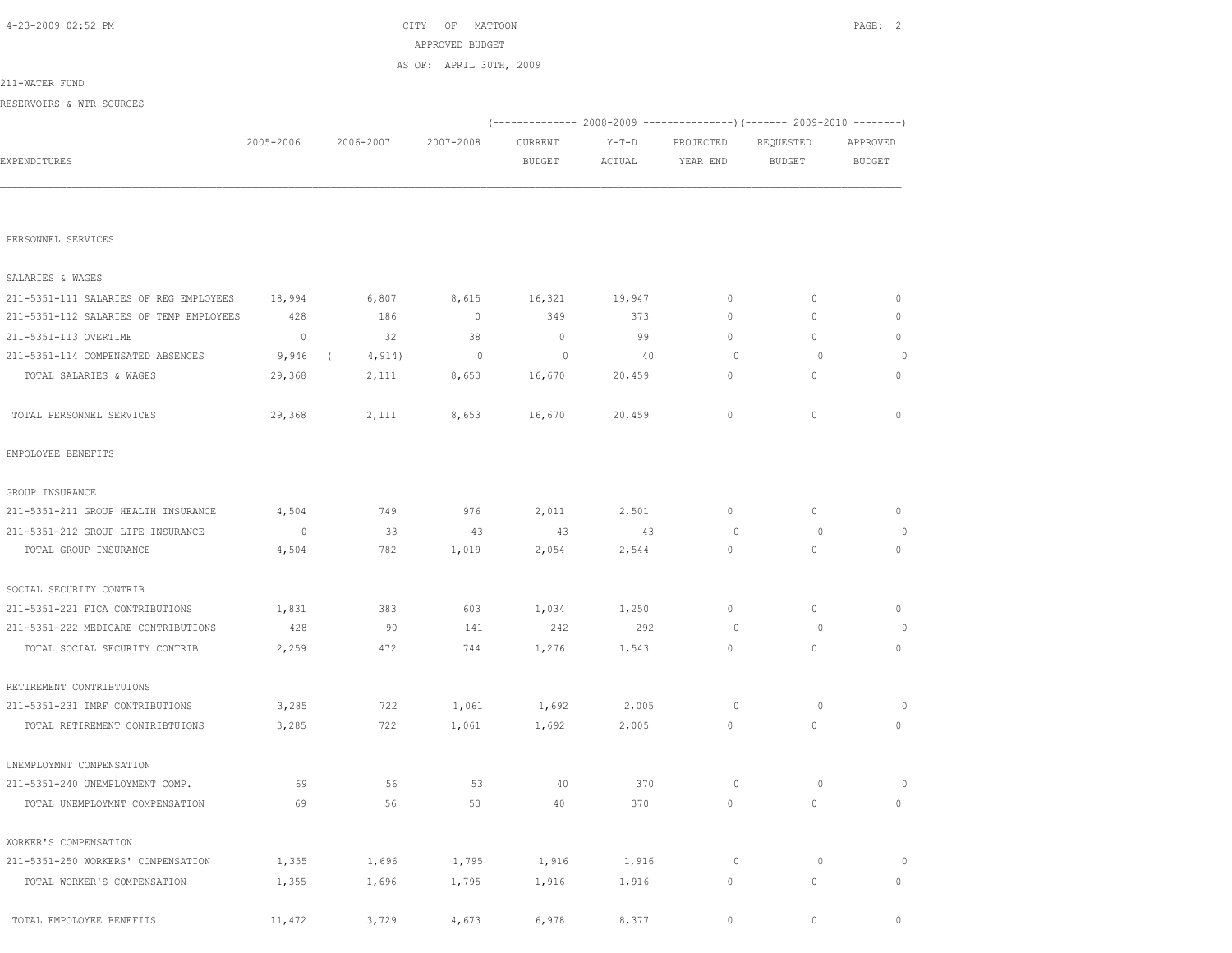CITY OF MATTOON
APPROVED BUDGET
AS OF: APRIL 30TH, 2009

211-WATER FUND
RESERVOIRS & WTR SOURCES

| EXPENDITURES | 2005-2006 | 2006-2007 | 2007-2008 | 2008-2009 CURRENT BUDGET | 2008-2009 Y-T-D ACTUAL | 2008-2009 PROJECTED YEAR END | 2009-2010 REQUESTED BUDGET | 2009-2010 APPROVED BUDGET |
|---|---|---|---|---|---|---|---|---|
| PERSONNEL SERVICES | | | | | | | | |
| SALARIES & WAGES | | | | | | | | |
| 211-5351-111 SALARIES OF REG EMPLOYEES | 18,994 | 6,807 | 8,615 | 16,321 | 19,947 | 0 | 0 | 0 |
| 211-5351-112 SALARIES OF TEMP EMPLOYEES | 428 | 186 | 0 | 349 | 373 | 0 | 0 | 0 |
| 211-5351-113 OVERTIME | 0 | 32 | 38 | 0 | 99 | 0 | 0 | 0 |
| 211-5351-114 COMPENSATED ABSENCES | 9,946 | ( 4,914) | 0 | 0 | 40 | 0 | 0 | 0 |
| TOTAL SALARIES & WAGES | 29,368 | 2,111 | 8,653 | 16,670 | 20,459 | 0 | 0 | 0 |
| TOTAL PERSONNEL SERVICES | 29,368 | 2,111 | 8,653 | 16,670 | 20,459 | 0 | 0 | 0 |
| EMPOLOYEE BENEFITS | | | | | | | | |
| GROUP INSURANCE | | | | | | | | |
| 211-5351-211 GROUP HEALTH INSURANCE | 4,504 | 749 | 976 | 2,011 | 2,501 | 0 | 0 | 0 |
| 211-5351-212 GROUP LIFE INSURANCE | 0 | 33 | 43 | 43 | 43 | 0 | 0 | 0 |
| TOTAL GROUP INSURANCE | 4,504 | 782 | 1,019 | 2,054 | 2,544 | 0 | 0 | 0 |
| SOCIAL SECURITY CONTRIB | | | | | | | | |
| 211-5351-221 FICA CONTRIBUTIONS | 1,831 | 383 | 603 | 1,034 | 1,250 | 0 | 0 | 0 |
| 211-5351-222 MEDICARE CONTRIBUTIONS | 428 | 90 | 141 | 242 | 292 | 0 | 0 | 0 |
| TOTAL SOCIAL SECURITY CONTRIB | 2,259 | 472 | 744 | 1,276 | 1,543 | 0 | 0 | 0 |
| RETIREMENT CONTRIBTUIONS | | | | | | | | |
| 211-5351-231 IMRF CONTRIBUTIONS | 3,285 | 722 | 1,061 | 1,692 | 2,005 | 0 | 0 | 0 |
| TOTAL RETIREMENT CONTRIBTUIONS | 3,285 | 722 | 1,061 | 1,692 | 2,005 | 0 | 0 | 0 |
| UNEMPLOYMNT COMPENSATION | | | | | | | | |
| 211-5351-240 UNEMPLOYMENT COMP. | 69 | 56 | 53 | 40 | 370 | 0 | 0 | 0 |
| TOTAL UNEMPLOYMNT COMPENSATION | 69 | 56 | 53 | 40 | 370 | 0 | 0 | 0 |
| WORKER'S COMPENSATION | | | | | | | | |
| 211-5351-250 WORKERS' COMPENSATION | 1,355 | 1,696 | 1,795 | 1,916 | 1,916 | 0 | 0 | 0 |
| TOTAL WORKER'S COMPENSATION | 1,355 | 1,696 | 1,795 | 1,916 | 1,916 | 0 | 0 | 0 |
| TOTAL EMPOLOYEE BENEFITS | 11,472 | 3,729 | 4,673 | 6,978 | 8,377 | 0 | 0 | 0 |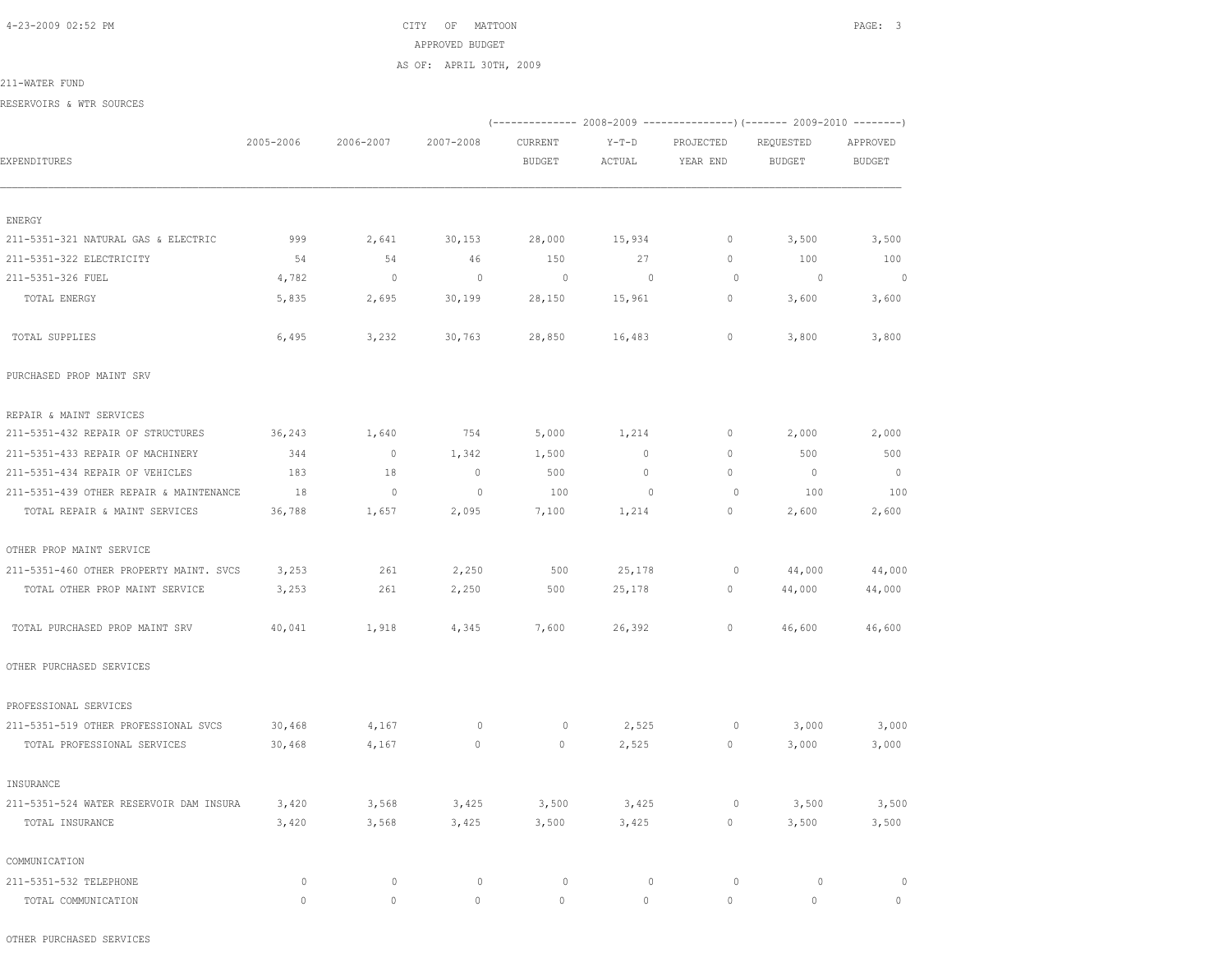CITY OF MATTOON
APPROVED BUDGET
AS OF: APRIL 30TH, 2009

211-WATER FUND

RESERVOIRS & WTR SOURCES

| EXPENDITURES | 2005-2006 | 2006-2007 | 2007-2008 | 2008-2009 CURRENT BUDGET | 2008-2009 Y-T-D ACTUAL | 2008-2009 PROJECTED YEAR END | 2009-2010 REQUESTED BUDGET | 2009-2010 APPROVED BUDGET |
|---|---|---|---|---|---|---|---|---|
| ENERGY | | | | | | | | |
| 211-5351-321 NATURAL GAS & ELECTRIC | 999 | 2,641 | 30,153 | 28,000 | 15,934 | 0 | 3,500 | 3,500 |
| 211-5351-322 ELECTRICITY | 54 | 54 | 46 | 150 | 27 | 0 | 100 | 100 |
| 211-5351-326 FUEL | 4,782 | 0 | 0 | 0 | 0 | 0 | 0 | 0 |
| TOTAL ENERGY | 5,835 | 2,695 | 30,199 | 28,150 | 15,961 | 0 | 3,600 | 3,600 |
| TOTAL SUPPLIES | 6,495 | 3,232 | 30,763 | 28,850 | 16,483 | 0 | 3,800 | 3,800 |
| PURCHASED PROP MAINT SRV | | | | | | | | |
| REPAIR & MAINT SERVICES | | | | | | | | |
| 211-5351-432 REPAIR OF STRUCTURES | 36,243 | 1,640 | 754 | 5,000 | 1,214 | 0 | 2,000 | 2,000 |
| 211-5351-433 REPAIR OF MACHINERY | 344 | 0 | 1,342 | 1,500 | 0 | 0 | 500 | 500 |
| 211-5351-434 REPAIR OF VEHICLES | 183 | 18 | 0 | 500 | 0 | 0 | 0 | 0 |
| 211-5351-439 OTHER REPAIR & MAINTENANCE | 18 | 0 | 0 | 100 | 0 | 0 | 100 | 100 |
| TOTAL REPAIR & MAINT SERVICES | 36,788 | 1,657 | 2,095 | 7,100 | 1,214 | 0 | 2,600 | 2,600 |
| OTHER PROP MAINT SERVICE | | | | | | | | |
| 211-5351-460 OTHER PROPERTY MAINT. SVCS | 3,253 | 261 | 2,250 | 500 | 25,178 | 0 | 44,000 | 44,000 |
| TOTAL OTHER PROP MAINT SERVICE | 3,253 | 261 | 2,250 | 500 | 25,178 | 0 | 44,000 | 44,000 |
| TOTAL PURCHASED PROP MAINT SRV | 40,041 | 1,918 | 4,345 | 7,600 | 26,392 | 0 | 46,600 | 46,600 |
| OTHER PURCHASED SERVICES | | | | | | | | |
| PROFESSIONAL SERVICES | | | | | | | | |
| 211-5351-519 OTHER PROFESSIONAL SVCS | 30,468 | 4,167 | 0 | 0 | 2,525 | 0 | 3,000 | 3,000 |
| TOTAL PROFESSIONAL SERVICES | 30,468 | 4,167 | 0 | 0 | 2,525 | 0 | 3,000 | 3,000 |
| INSURANCE | | | | | | | | |
| 211-5351-524 WATER RESERVOIR DAM INSURA | 3,420 | 3,568 | 3,425 | 3,500 | 3,425 | 0 | 3,500 | 3,500 |
| TOTAL INSURANCE | 3,420 | 3,568 | 3,425 | 3,500 | 3,425 | 0 | 3,500 | 3,500 |
| COMMUNICATION | | | | | | | | |
| 211-5351-532 TELEPHONE | 0 | 0 | 0 | 0 | 0 | 0 | 0 | 0 |
| TOTAL COMMUNICATION | 0 | 0 | 0 | 0 | 0 | 0 | 0 | 0 |
| OTHER PURCHASED SERVICES | | | | | | | | |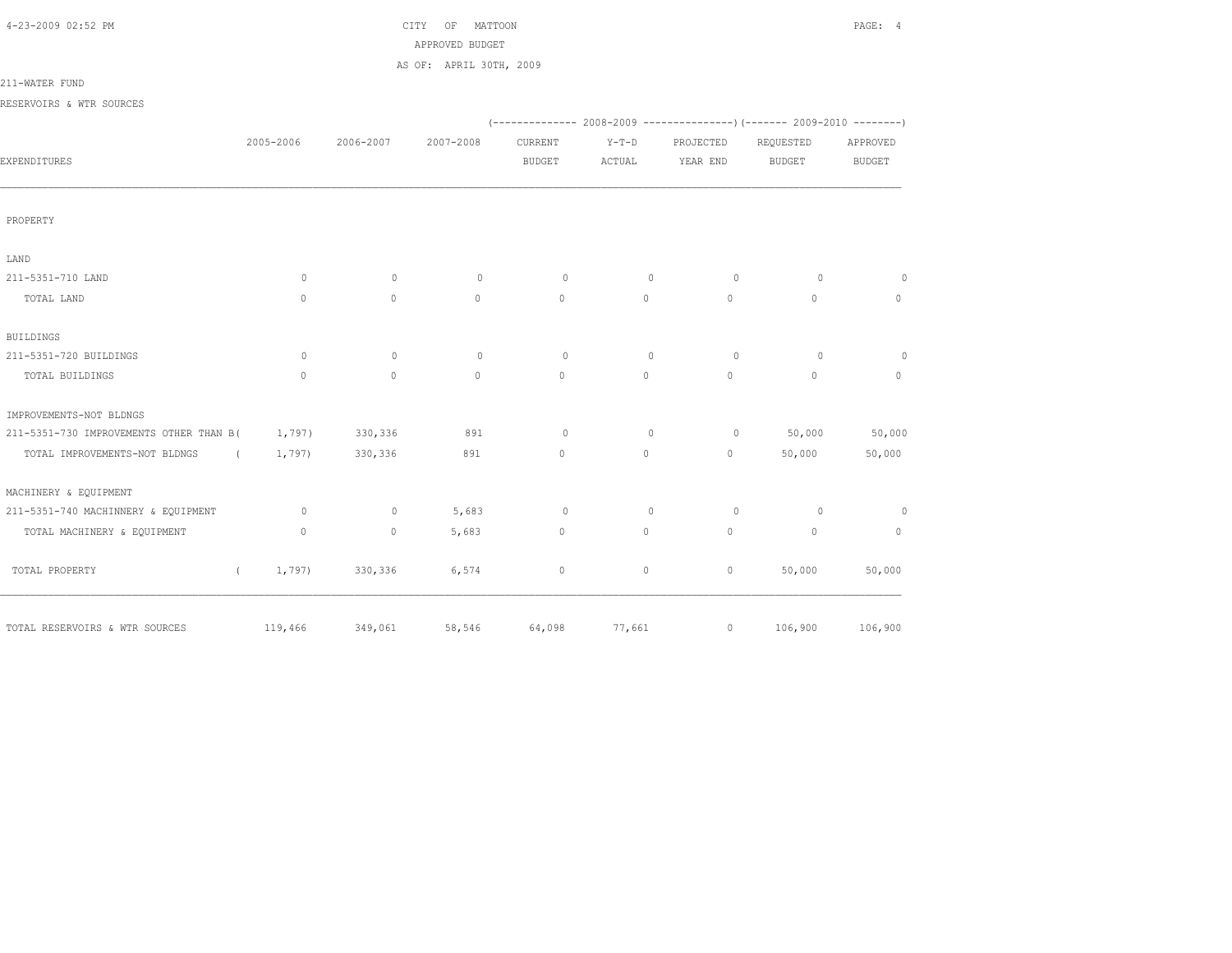CITY OF MATTOON
APPROVED BUDGET
AS OF: APRIL 30TH, 2009

211-WATER FUND

RESERVOIRS & WTR SOURCES

| EXPENDITURES | 2005-2006 | 2006-2007 | 2007-2008 | 2008-2009 CURRENT BUDGET | 2008-2009 Y-T-D ACTUAL | 2008-2009 PROJECTED YEAR END | 2009-2010 REQUESTED BUDGET | 2009-2010 APPROVED BUDGET |
|---|---|---|---|---|---|---|---|---|
| PROPERTY | | | | | | | | |
| LAND | | | | | | | | |
| 211-5351-710 LAND | 0 | 0 | 0 | 0 | 0 | 0 | 0 | 0 |
| TOTAL LAND | 0 | 0 | 0 | 0 | 0 | 0 | 0 | 0 |
| BUILDINGS | | | | | | | | |
| 211-5351-720 BUILDINGS | 0 | 0 | 0 | 0 | 0 | 0 | 0 | 0 |
| TOTAL BUILDINGS | 0 | 0 | 0 | 0 | 0 | 0 | 0 | 0 |
| IMPROVEMENTS-NOT BLDNGS | | | | | | | | |
| 211-5351-730 IMPROVEMENTS OTHER THAN B | ( 1,797) | 330,336 | 891 | 0 | 0 | 0 | 50,000 | 50,000 |
| TOTAL IMPROVEMENTS-NOT BLDNGS | ( 1,797) | 330,336 | 891 | 0 | 0 | 0 | 50,000 | 50,000 |
| MACHINERY & EQUIPMENT | | | | | | | | |
| 211-5351-740 MACHINNERY & EQUIPMENT | 0 | 0 | 5,683 | 0 | 0 | 0 | 0 | 0 |
| TOTAL MACHINERY & EQUIPMENT | 0 | 0 | 5,683 | 0 | 0 | 0 | 0 | 0 |
| TOTAL PROPERTY | ( 1,797) | 330,336 | 6,574 | 0 | 0 | 0 | 50,000 | 50,000 |
| TOTAL RESERVOIRS & WTR SOURCES | 119,466 | 349,061 | 58,546 | 64,098 | 77,661 | 0 | 106,900 | 106,900 |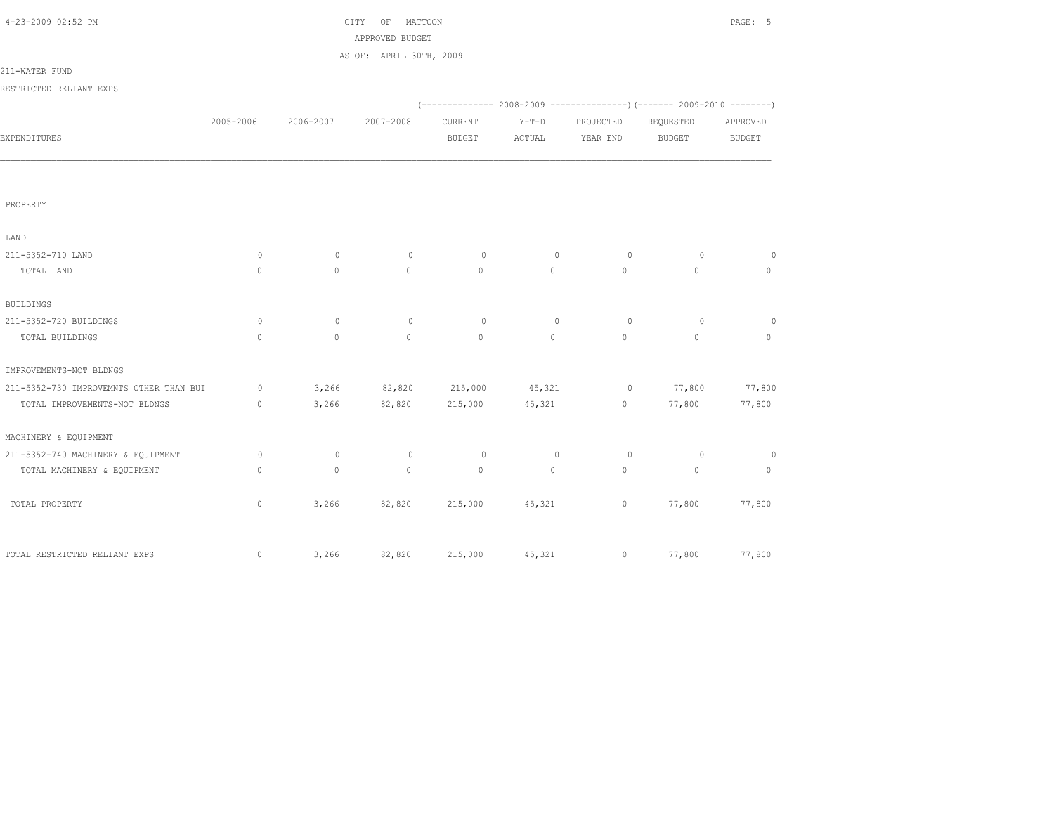CITY OF MATTOON

APPROVED BUDGET

AS OF: APRIL 30TH, 2009

211-WATER FUND

RESTRICTED RELIANT EXPS

| EXPENDITURES | 2005-2006 | 2006-2007 | 2007-2008 | 2008-2009 CURRENT BUDGET | 2008-2009 Y-T-D ACTUAL | 2008-2009 PROJECTED YEAR END | 2009-2010 REQUESTED BUDGET | 2009-2010 APPROVED BUDGET |
|---|---|---|---|---|---|---|---|---|
| PROPERTY | | | | | | | | |
| LAND | | | | | | | | |
| 211-5352-710 LAND | 0 | 0 | 0 | 0 | 0 | 0 | 0 | 0 |
| TOTAL LAND | 0 | 0 | 0 | 0 | 0 | 0 | 0 | 0 |
| BUILDINGS | | | | | | | | |
| 211-5352-720 BUILDINGS | 0 | 0 | 0 | 0 | 0 | 0 | 0 | 0 |
| TOTAL BUILDINGS | 0 | 0 | 0 | 0 | 0 | 0 | 0 | 0 |
| IMPROVEMENTS-NOT BLDNGS | | | | | | | | |
| 211-5352-730 IMPROVEMNTS OTHER THAN BUI | 0 | 3,266 | 82,820 | 215,000 | 45,321 | 0 | 77,800 | 77,800 |
| TOTAL IMPROVEMENTS-NOT BLDNGS | 0 | 3,266 | 82,820 | 215,000 | 45,321 | 0 | 77,800 | 77,800 |
| MACHINERY & EQUIPMENT | | | | | | | | |
| 211-5352-740 MACHINERY & EQUIPMENT | 0 | 0 | 0 | 0 | 0 | 0 | 0 | 0 |
| TOTAL MACHINERY & EQUIPMENT | 0 | 0 | 0 | 0 | 0 | 0 | 0 | 0 |
| TOTAL PROPERTY | 0 | 3,266 | 82,820 | 215,000 | 45,321 | 0 | 77,800 | 77,800 |
| TOTAL RESTRICTED RELIANT EXPS | 0 | 3,266 | 82,820 | 215,000 | 45,321 | 0 | 77,800 | 77,800 |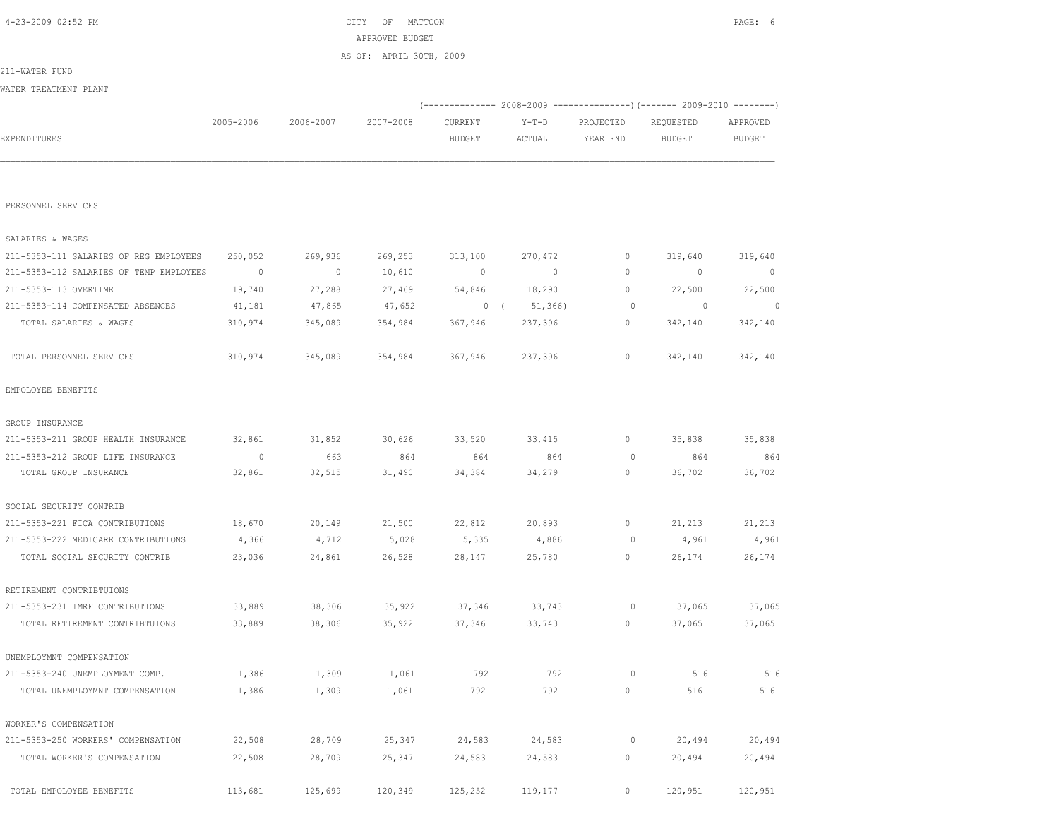CITY OF MATTOON
APPROVED BUDGET
AS OF: APRIL 30TH, 2009

211-WATER FUND

WATER TREATMENT PLANT

| EXPENDITURES | 2005-2006 | 2006-2007 | 2007-2008 | 2008-2009 CURRENT BUDGET | 2008-2009 Y-T-D ACTUAL | 2008-2009 PROJECTED YEAR END | 2009-2010 REQUESTED BUDGET | 2009-2010 APPROVED BUDGET |
|---|---|---|---|---|---|---|---|---|
| PERSONNEL SERVICES | | | | | | | | |
| SALARIES & WAGES | | | | | | | | |
| 211-5353-111 SALARIES OF REG EMPLOYEES | 250,052 | 269,936 | 269,253 | 313,100 | 270,472 | 0 | 319,640 | 319,640 |
| 211-5353-112 SALARIES OF TEMP EMPLOYEES | 0 | 0 | 10,610 | 0 | 0 | 0 | 0 | 0 |
| 211-5353-113 OVERTIME | 19,740 | 27,288 | 27,469 | 54,846 | 18,290 | 0 | 22,500 | 22,500 |
| 211-5353-114 COMPENSATED ABSENCES | 41,181 | 47,865 | 47,652 | 0 | ( 51,366) | 0 | 0 | 0 |
| TOTAL SALARIES & WAGES | 310,974 | 345,089 | 354,984 | 367,946 | 237,396 | 0 | 342,140 | 342,140 |
| TOTAL PERSONNEL SERVICES | 310,974 | 345,089 | 354,984 | 367,946 | 237,396 | 0 | 342,140 | 342,140 |
| EMPOLOYEE BENEFITS | | | | | | | | |
| GROUP INSURANCE | | | | | | | | |
| 211-5353-211 GROUP HEALTH INSURANCE | 32,861 | 31,852 | 30,626 | 33,520 | 33,415 | 0 | 35,838 | 35,838 |
| 211-5353-212 GROUP LIFE INSURANCE | 0 | 663 | 864 | 864 | 864 | 0 | 864 | 864 |
| TOTAL GROUP INSURANCE | 32,861 | 32,515 | 31,490 | 34,384 | 34,279 | 0 | 36,702 | 36,702 |
| SOCIAL SECURITY CONTRIB | | | | | | | | |
| 211-5353-221 FICA CONTRIBUTIONS | 18,670 | 20,149 | 21,500 | 22,812 | 20,893 | 0 | 21,213 | 21,213 |
| 211-5353-222 MEDICARE CONTRIBUTIONS | 4,366 | 4,712 | 5,028 | 5,335 | 4,886 | 0 | 4,961 | 4,961 |
| TOTAL SOCIAL SECURITY CONTRIB | 23,036 | 24,861 | 26,528 | 28,147 | 25,780 | 0 | 26,174 | 26,174 |
| RETIREMENT CONTRIBTUIONS | | | | | | | | |
| 211-5353-231 IMRF CONTRIBUTIONS | 33,889 | 38,306 | 35,922 | 37,346 | 33,743 | 0 | 37,065 | 37,065 |
| TOTAL RETIREMENT CONTRIBTUIONS | 33,889 | 38,306 | 35,922 | 37,346 | 33,743 | 0 | 37,065 | 37,065 |
| UNEMPLOYMNT COMPENSATION | | | | | | | | |
| 211-5353-240 UNEMPLOYMENT COMP. | 1,386 | 1,309 | 1,061 | 792 | 792 | 0 | 516 | 516 |
| TOTAL UNEMPLOYMNT COMPENSATION | 1,386 | 1,309 | 1,061 | 792 | 792 | 0 | 516 | 516 |
| WORKER'S COMPENSATION | | | | | | | | |
| 211-5353-250 WORKERS' COMPENSATION | 22,508 | 28,709 | 25,347 | 24,583 | 24,583 | 0 | 20,494 | 20,494 |
| TOTAL WORKER'S COMPENSATION | 22,508 | 28,709 | 25,347 | 24,583 | 24,583 | 0 | 20,494 | 20,494 |
| TOTAL EMPOLOYEE BENEFITS | 113,681 | 125,699 | 120,349 | 125,252 | 119,177 | 0 | 120,951 | 120,951 |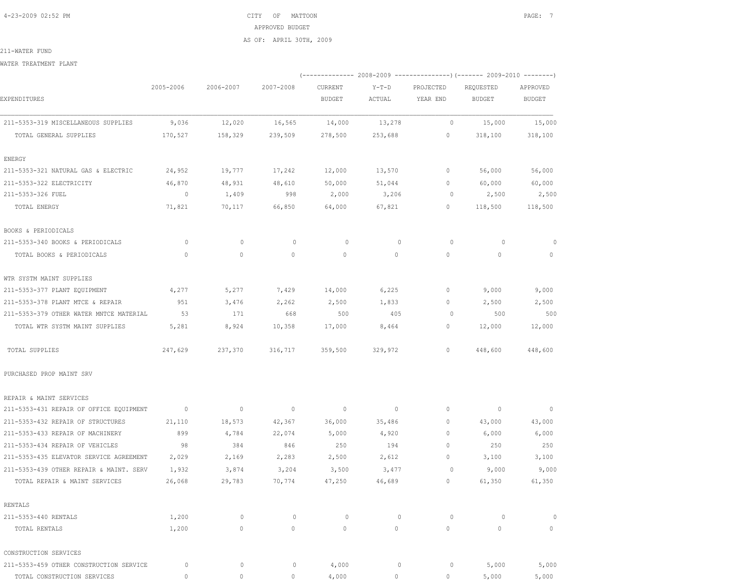CITY OF MATTOON

APPROVED BUDGET

AS OF: APRIL 30TH, 2009

211-WATER FUND

WATER TREATMENT PLANT

| EXPENDITURES | 2005-2006 | 2006-2007 | 2007-2008 | 2008-2009 CURRENT BUDGET | 2008-2009 Y-T-D ACTUAL | 2008-2009 PROJECTED YEAR END | 2009-2010 REQUESTED BUDGET | 2009-2010 APPROVED BUDGET |
|---|---|---|---|---|---|---|---|---|
| 211-5353-319 MISCELLANEOUS SUPPLIES | 9,036 | 12,020 | 16,565 | 14,000 | 13,278 | 0 | 15,000 | 15,000 |
| TOTAL GENERAL SUPPLIES | 170,527 | 158,329 | 239,509 | 278,500 | 253,688 | 0 | 318,100 | 318,100 |
| ENERGY | | | | | | | | |
| 211-5353-321 NATURAL GAS & ELECTRIC | 24,952 | 19,777 | 17,242 | 12,000 | 13,570 | 0 | 56,000 | 56,000 |
| 211-5353-322 ELECTRICITY | 46,870 | 48,931 | 48,610 | 50,000 | 51,044 | 0 | 60,000 | 60,000 |
| 211-5353-326 FUEL | 0 | 1,409 | 998 | 2,000 | 3,206 | 0 | 2,500 | 2,500 |
| TOTAL ENERGY | 71,821 | 70,117 | 66,850 | 64,000 | 67,821 | 0 | 118,500 | 118,500 |
| BOOKS & PERIODICALS | | | | | | | | |
| 211-5353-340 BOOKS & PERIODICALS | 0 | 0 | 0 | 0 | 0 | 0 | 0 | 0 |
| TOTAL BOOKS & PERIODICALS | 0 | 0 | 0 | 0 | 0 | 0 | 0 | 0 |
| WTR SYSTM MAINT SUPPLIES | | | | | | | | |
| 211-5353-377 PLANT EQUIPMENT | 4,277 | 5,277 | 7,429 | 14,000 | 6,225 | 0 | 9,000 | 9,000 |
| 211-5353-378 PLANT MTCE & REPAIR | 951 | 3,476 | 2,262 | 2,500 | 1,833 | 0 | 2,500 | 2,500 |
| 211-5353-379 OTHER WATER MNTCE MATERIAL | 53 | 171 | 668 | 500 | 405 | 0 | 500 | 500 |
| TOTAL WTR SYSTM MAINT SUPPLIES | 5,281 | 8,924 | 10,358 | 17,000 | 8,464 | 0 | 12,000 | 12,000 |
| TOTAL SUPPLIES | 247,629 | 237,370 | 316,717 | 359,500 | 329,972 | 0 | 448,600 | 448,600 |
| PURCHASED PROP MAINT SRV | | | | | | | | |
| REPAIR & MAINT SERVICES | | | | | | | | |
| 211-5353-431 REPAIR OF OFFICE EQUIPMENT | 0 | 0 | 0 | 0 | 0 | 0 | 0 | 0 |
| 211-5353-432 REPAIR OF STRUCTURES | 21,110 | 18,573 | 42,367 | 36,000 | 35,486 | 0 | 43,000 | 43,000 |
| 211-5353-433 REPAIR OF MACHINERY | 899 | 4,784 | 22,074 | 5,000 | 4,920 | 0 | 6,000 | 6,000 |
| 211-5353-434 REPAIR OF VEHICLES | 98 | 384 | 846 | 250 | 194 | 0 | 250 | 250 |
| 211-5353-435 ELEVATOR SERVICE AGREEMENT | 2,029 | 2,169 | 2,283 | 2,500 | 2,612 | 0 | 3,100 | 3,100 |
| 211-5353-439 OTHER REPAIR & MAINT. SERV | 1,932 | 3,874 | 3,204 | 3,500 | 3,477 | 0 | 9,000 | 9,000 |
| TOTAL REPAIR & MAINT SERVICES | 26,068 | 29,783 | 70,774 | 47,250 | 46,689 | 0 | 61,350 | 61,350 |
| RENTALS | | | | | | | | |
| 211-5353-440 RENTALS | 1,200 | 0 | 0 | 0 | 0 | 0 | 0 | 0 |
| TOTAL RENTALS | 1,200 | 0 | 0 | 0 | 0 | 0 | 0 | 0 |
| CONSTRUCTION SERVICES | | | | | | | | |
| 211-5353-459 OTHER CONSTRUCTION SERVICE | 0 | 0 | 0 | 4,000 | 0 | 0 | 5,000 | 5,000 |
| TOTAL CONSTRUCTION SERVICES | 0 | 0 | 0 | 4,000 | 0 | 0 | 5,000 | 5,000 |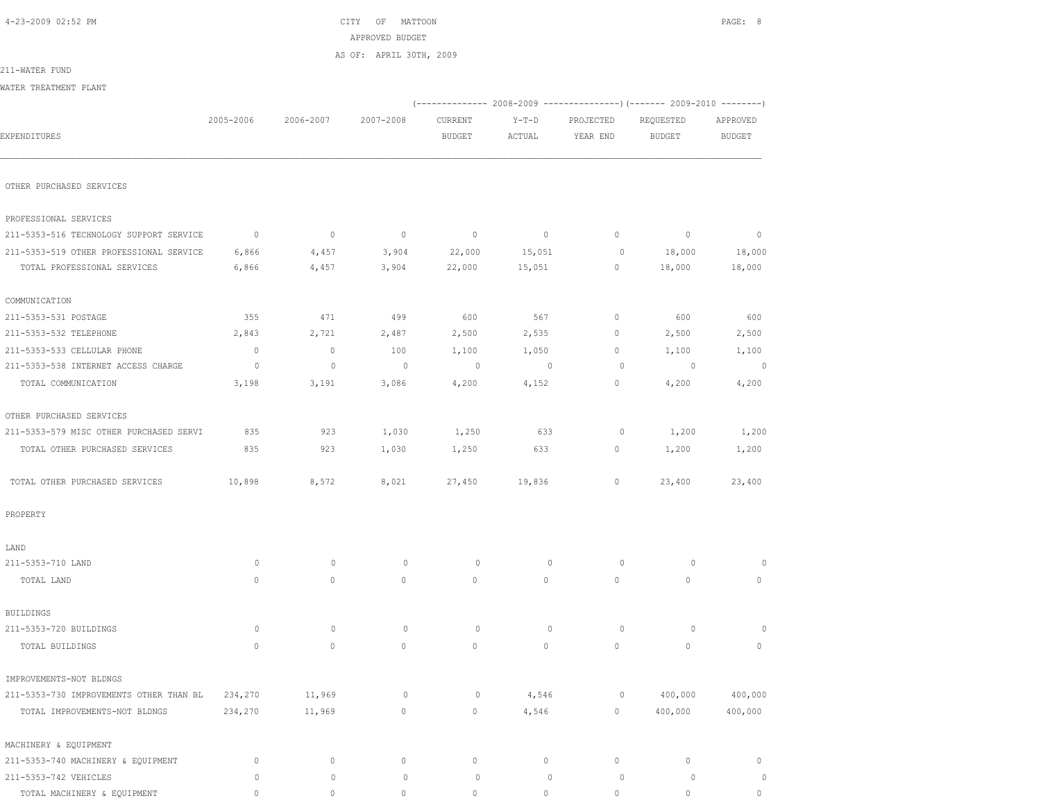CITY OF MATTOON
APPROVED BUDGET
AS OF: APRIL 30TH, 2009

211-WATER FUND

WATER TREATMENT PLANT

| EXPENDITURES | 2005-2006 | 2006-2007 | 2007-2008 | 2008-2009 CURRENT BUDGET | 2008-2009 Y-T-D ACTUAL | 2008-2009 PROJECTED YEAR END | 2009-2010 REQUESTED BUDGET | 2009-2010 APPROVED BUDGET |
|---|---|---|---|---|---|---|---|---|
| OTHER PURCHASED SERVICES | | | | | | | | |
| PROFESSIONAL SERVICES | | | | | | | | |
| 211-5353-516 TECHNOLOGY SUPPORT SERVICE | 0 | 0 | 0 | 0 | 0 | 0 | 0 | 0 |
| 211-5353-519 OTHER PROFESSIONAL SERVICE | 6,866 | 4,457 | 3,904 | 22,000 | 15,051 | 0 | 18,000 | 18,000 |
| TOTAL PROFESSIONAL SERVICES | 6,866 | 4,457 | 3,904 | 22,000 | 15,051 | 0 | 18,000 | 18,000 |
| COMMUNICATION | | | | | | | | |
| 211-5353-531 POSTAGE | 355 | 471 | 499 | 600 | 567 | 0 | 600 | 600 |
| 211-5353-532 TELEPHONE | 2,843 | 2,721 | 2,487 | 2,500 | 2,535 | 0 | 2,500 | 2,500 |
| 211-5353-533 CELLULAR PHONE | 0 | 0 | 100 | 1,100 | 1,050 | 0 | 1,100 | 1,100 |
| 211-5353-538 INTERNET ACCESS CHARGE | 0 | 0 | 0 | 0 | 0 | 0 | 0 | 0 |
| TOTAL COMMUNICATION | 3,198 | 3,191 | 3,086 | 4,200 | 4,152 | 0 | 4,200 | 4,200 |
| OTHER PURCHASED SERVICES | | | | | | | | |
| 211-5353-579 MISC OTHER PURCHASED SERVI | 835 | 923 | 1,030 | 1,250 | 633 | 0 | 1,200 | 1,200 |
| TOTAL OTHER PURCHASED SERVICES | 835 | 923 | 1,030 | 1,250 | 633 | 0 | 1,200 | 1,200 |
| TOTAL OTHER PURCHASED SERVICES | 10,898 | 8,572 | 8,021 | 27,450 | 19,836 | 0 | 23,400 | 23,400 |
| PROPERTY | | | | | | | | |
| LAND | | | | | | | | |
| 211-5353-710 LAND | 0 | 0 | 0 | 0 | 0 | 0 | 0 | 0 |
| TOTAL LAND | 0 | 0 | 0 | 0 | 0 | 0 | 0 | 0 |
| BUILDINGS | | | | | | | | |
| 211-5353-720 BUILDINGS | 0 | 0 | 0 | 0 | 0 | 0 | 0 | 0 |
| TOTAL BUILDINGS | 0 | 0 | 0 | 0 | 0 | 0 | 0 | 0 |
| IMPROVEMENTS-NOT BLDNGS | | | | | | | | |
| 211-5353-730 IMPROVEMENTS OTHER THAN BL | 234,270 | 11,969 | 0 | 0 | 4,546 | 0 | 400,000 | 400,000 |
| TOTAL IMPROVEMENTS-NOT BLDNGS | 234,270 | 11,969 | 0 | 0 | 4,546 | 0 | 400,000 | 400,000 |
| MACHINERY & EQUIPMENT | | | | | | | | |
| 211-5353-740 MACHINERY & EQUIPMENT | 0 | 0 | 0 | 0 | 0 | 0 | 0 | 0 |
| 211-5353-742 VEHICLES | 0 | 0 | 0 | 0 | 0 | 0 | 0 | 0 |
| TOTAL MACHINERY & EQUIPMENT | 0 | 0 | 0 | 0 | 0 | 0 | 0 | 0 |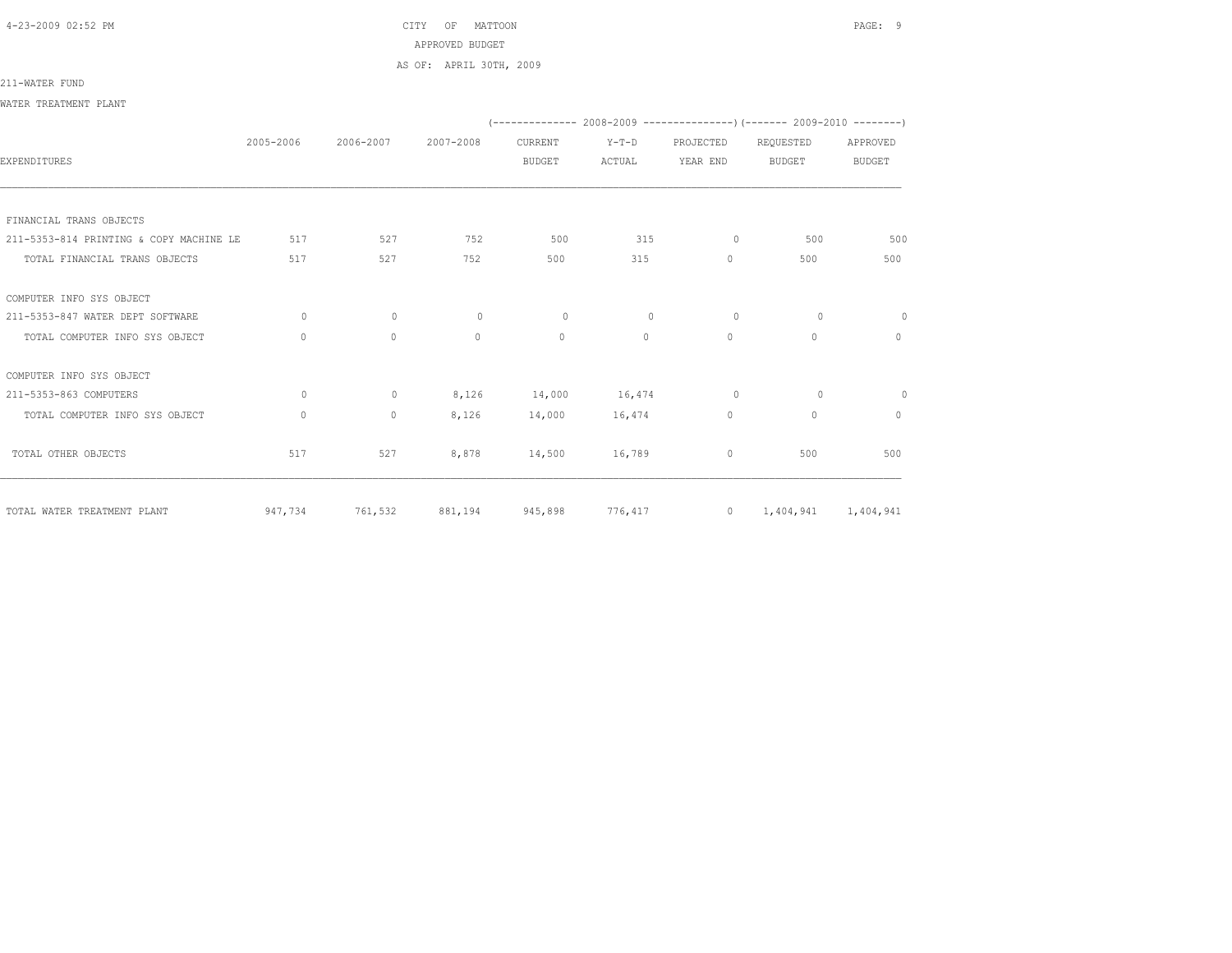CITY OF MATTOON
APPROVED BUDGET
AS OF: APRIL 30TH, 2009

211-WATER FUND

WATER TREATMENT PLANT

| EXPENDITURES | 2005-2006 | 2006-2007 | 2007-2008 | 2008-2009 CURRENT BUDGET | 2008-2009 Y-T-D ACTUAL | 2008-2009 PROJECTED YEAR END | 2009-2010 REQUESTED BUDGET | 2009-2010 APPROVED BUDGET |
|---|---|---|---|---|---|---|---|---|
| FINANCIAL TRANS OBJECTS | | | | | | | | |
| 211-5353-814 PRINTING & COPY MACHINE LE | 517 | 527 | 752 | 500 | 315 | 0 | 500 | 500 |
| TOTAL FINANCIAL TRANS OBJECTS | 517 | 527 | 752 | 500 | 315 | 0 | 500 | 500 |
| COMPUTER INFO SYS OBJECT | | | | | | | | |
| 211-5353-847 WATER DEPT SOFTWARE | 0 | 0 | 0 | 0 | 0 | 0 | 0 | 0 |
| TOTAL COMPUTER INFO SYS OBJECT | 0 | 0 | 0 | 0 | 0 | 0 | 0 | 0 |
| COMPUTER INFO SYS OBJECT | | | | | | | | |
| 211-5353-863 COMPUTERS | 0 | 0 | 8,126 | 14,000 | 16,474 | 0 | 0 | 0 |
| TOTAL COMPUTER INFO SYS OBJECT | 0 | 0 | 8,126 | 14,000 | 16,474 | 0 | 0 | 0 |
| TOTAL OTHER OBJECTS | 517 | 527 | 8,878 | 14,500 | 16,789 | 0 | 500 | 500 |
| TOTAL WATER TREATMENT PLANT | 947,734 | 761,532 | 881,194 | 945,898 | 776,417 | 0 | 1,404,941 | 1,404,941 |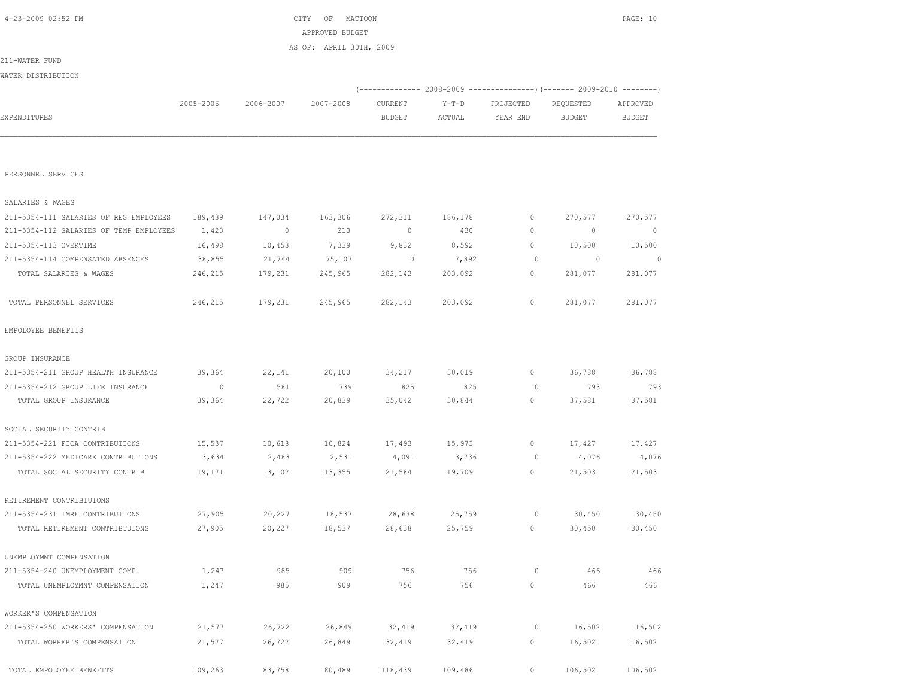CITY OF MATTOON

APPROVED BUDGET

AS OF: APRIL 30TH, 2009

211-WATER FUND

WATER DISTRIBUTION

| EXPENDITURES | 2005-2006 | 2006-2007 | 2007-2008 | 2008-2009 CURRENT BUDGET | 2008-2009 Y-T-D ACTUAL | 2008-2009 PROJECTED YEAR END | 2009-2010 REQUESTED BUDGET | 2009-2010 APPROVED BUDGET |
|---|---|---|---|---|---|---|---|---|
| PERSONNEL SERVICES | | | | | | | | |
| SALARIES & WAGES | | | | | | | | |
| 211-5354-111 SALARIES OF REG EMPLOYEES | 189,439 | 147,034 | 163,306 | 272,311 | 186,178 | 0 | 270,577 | 270,577 |
| 211-5354-112 SALARIES OF TEMP EMPLOYEES | 1,423 | 0 | 213 | 0 | 430 | 0 | 0 | 0 |
| 211-5354-113 OVERTIME | 16,498 | 10,453 | 7,339 | 9,832 | 8,592 | 0 | 10,500 | 10,500 |
| 211-5354-114 COMPENSATED ABSENCES | 38,855 | 21,744 | 75,107 | 0 | 7,892 | 0 | 0 | 0 |
| TOTAL SALARIES & WAGES | 246,215 | 179,231 | 245,965 | 282,143 | 203,092 | 0 | 281,077 | 281,077 |
| TOTAL PERSONNEL SERVICES | 246,215 | 179,231 | 245,965 | 282,143 | 203,092 | 0 | 281,077 | 281,077 |
| EMPOLOYEE BENEFITS | | | | | | | | |
| GROUP INSURANCE | | | | | | | | |
| 211-5354-211 GROUP HEALTH INSURANCE | 39,364 | 22,141 | 20,100 | 34,217 | 30,019 | 0 | 36,788 | 36,788 |
| 211-5354-212 GROUP LIFE INSURANCE | 0 | 581 | 739 | 825 | 825 | 0 | 793 | 793 |
| TOTAL GROUP INSURANCE | 39,364 | 22,722 | 20,839 | 35,042 | 30,844 | 0 | 37,581 | 37,581 |
| SOCIAL SECURITY CONTRIB | | | | | | | | |
| 211-5354-221 FICA CONTRIBUTIONS | 15,537 | 10,618 | 10,824 | 17,493 | 15,973 | 0 | 17,427 | 17,427 |
| 211-5354-222 MEDICARE CONTRIBUTIONS | 3,634 | 2,483 | 2,531 | 4,091 | 3,736 | 0 | 4,076 | 4,076 |
| TOTAL SOCIAL SECURITY CONTRIB | 19,171 | 13,102 | 13,355 | 21,584 | 19,709 | 0 | 21,503 | 21,503 |
| RETIREMENT CONTRIBTUIONS | | | | | | | | |
| 211-5354-231 IMRF CONTRIBUTIONS | 27,905 | 20,227 | 18,537 | 28,638 | 25,759 | 0 | 30,450 | 30,450 |
| TOTAL RETIREMENT CONTRIBTUIONS | 27,905 | 20,227 | 18,537 | 28,638 | 25,759 | 0 | 30,450 | 30,450 |
| UNEMPLOYMNT COMPENSATION | | | | | | | | |
| 211-5354-240 UNEMPLOYMENT COMP. | 1,247 | 985 | 909 | 756 | 756 | 0 | 466 | 466 |
| TOTAL UNEMPLOYMNT COMPENSATION | 1,247 | 985 | 909 | 756 | 756 | 0 | 466 | 466 |
| WORKER'S COMPENSATION | | | | | | | | |
| 211-5354-250 WORKERS' COMPENSATION | 21,577 | 26,722 | 26,849 | 32,419 | 32,419 | 0 | 16,502 | 16,502 |
| TOTAL WORKER'S COMPENSATION | 21,577 | 26,722 | 26,849 | 32,419 | 32,419 | 0 | 16,502 | 16,502 |
| TOTAL EMPOLOYEE BENEFITS | 109,263 | 83,758 | 80,489 | 118,439 | 109,486 | 0 | 106,502 | 106,502 |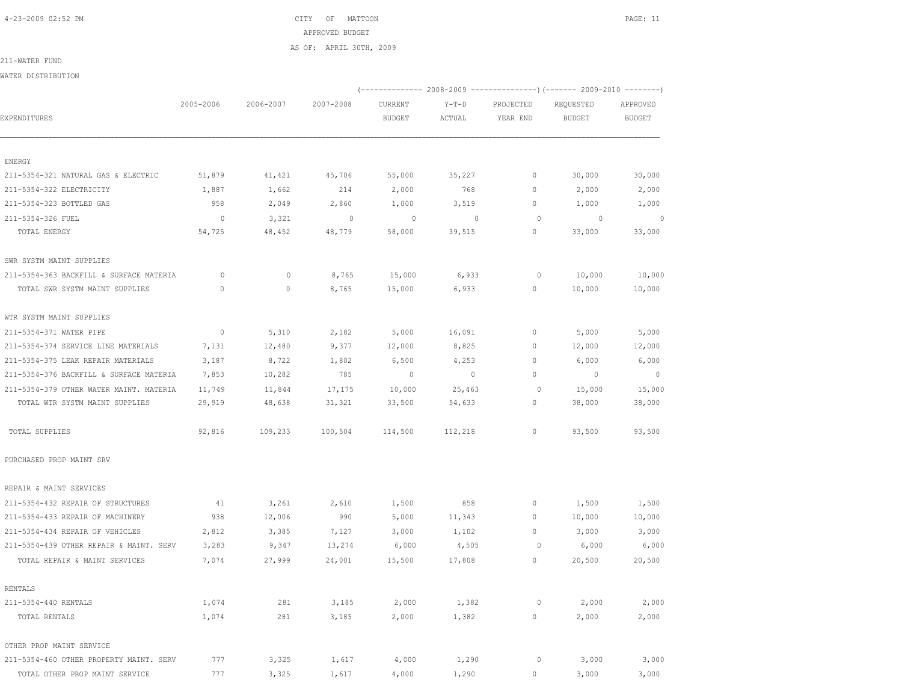CITY OF MATTOON

APPROVED BUDGET

AS OF: APRIL 30TH, 2009

211-WATER FUND

WATER DISTRIBUTION

| EXPENDITURES | 2005-2006 | 2006-2007 | 2007-2008 | 2008-2009 CURRENT BUDGET | 2008-2009 Y-T-D ACTUAL | 2008-2009 PROJECTED YEAR END | 2009-2010 REQUESTED BUDGET | 2009-2010 APPROVED BUDGET |
|---|---|---|---|---|---|---|---|---|
| ENERGY | | | | | | | | |
| 211-5354-321 NATURAL GAS & ELECTRIC | 51,879 | 41,421 | 45,706 | 55,000 | 35,227 | 0 | 30,000 | 30,000 |
| 211-5354-322 ELECTRICITY | 1,887 | 1,662 | 214 | 2,000 | 768 | 0 | 2,000 | 2,000 |
| 211-5354-323 BOTTLED GAS | 958 | 2,049 | 2,860 | 1,000 | 3,519 | 0 | 1,000 | 1,000 |
| 211-5354-326 FUEL | 0 | 3,321 | 0 | 0 | 0 | 0 | 0 | 0 |
| TOTAL ENERGY | 54,725 | 48,452 | 48,779 | 58,000 | 39,515 | 0 | 33,000 | 33,000 |
| SWR SYSTM MAINT SUPPLIES | | | | | | | | |
| 211-5354-363 BACKFILL & SURFACE MATERIA | 0 | 0 | 8,765 | 15,000 | 6,933 | 0 | 10,000 | 10,000 |
| TOTAL SWR SYSTM MAINT SUPPLIES | 0 | 0 | 8,765 | 15,000 | 6,933 | 0 | 10,000 | 10,000 |
| WTR SYSTM MAINT SUPPLIES | | | | | | | | |
| 211-5354-371 WATER PIPE | 0 | 5,310 | 2,182 | 5,000 | 16,091 | 0 | 5,000 | 5,000 |
| 211-5354-374 SERVICE LINE MATERIALS | 7,131 | 12,480 | 9,377 | 12,000 | 8,825 | 0 | 12,000 | 12,000 |
| 211-5354-375 LEAK REPAIR MATERIALS | 3,187 | 8,722 | 1,802 | 6,500 | 4,253 | 0 | 6,000 | 6,000 |
| 211-5354-376 BACKFILL & SURFACE MATERIA | 7,853 | 10,282 | 785 | 0 | 0 | 0 | 0 | 0 |
| 211-5354-379 OTHER WATER MAINT. MATERIA | 11,749 | 11,844 | 17,175 | 10,000 | 25,463 | 0 | 15,000 | 15,000 |
| TOTAL WTR SYSTM MAINT SUPPLIES | 29,919 | 48,638 | 31,321 | 33,500 | 54,633 | 0 | 38,000 | 38,000 |
| TOTAL SUPPLIES | 92,816 | 109,233 | 100,504 | 114,500 | 112,218 | 0 | 93,500 | 93,500 |
| PURCHASED PROP MAINT SRV | | | | | | | | |
| REPAIR & MAINT SERVICES | | | | | | | | |
| 211-5354-432 REPAIR OF STRUCTURES | 41 | 3,261 | 2,610 | 1,500 | 858 | 0 | 1,500 | 1,500 |
| 211-5354-433 REPAIR OF MACHINERY | 938 | 12,006 | 990 | 5,000 | 11,343 | 0 | 10,000 | 10,000 |
| 211-5354-434 REPAIR OF VEHICLES | 2,812 | 3,385 | 7,127 | 3,000 | 1,102 | 0 | 3,000 | 3,000 |
| 211-5354-439 OTHER REPAIR & MAINT. SERV | 3,283 | 9,347 | 13,274 | 6,000 | 4,505 | 0 | 6,000 | 6,000 |
| TOTAL REPAIR & MAINT SERVICES | 7,074 | 27,999 | 24,001 | 15,500 | 17,808 | 0 | 20,500 | 20,500 |
| RENTALS | | | | | | | | |
| 211-5354-440 RENTALS | 1,074 | 281 | 3,185 | 2,000 | 1,382 | 0 | 2,000 | 2,000 |
| TOTAL RENTALS | 1,074 | 281 | 3,185 | 2,000 | 1,382 | 0 | 2,000 | 2,000 |
| OTHER PROP MAINT SERVICE | | | | | | | | |
| 211-5354-460 OTHER PROPERTY MAINT. SERV | 777 | 3,325 | 1,617 | 4,000 | 1,290 | 0 | 3,000 | 3,000 |
| TOTAL OTHER PROP MAINT SERVICE | 777 | 3,325 | 1,617 | 4,000 | 1,290 | 0 | 3,000 | 3,000 |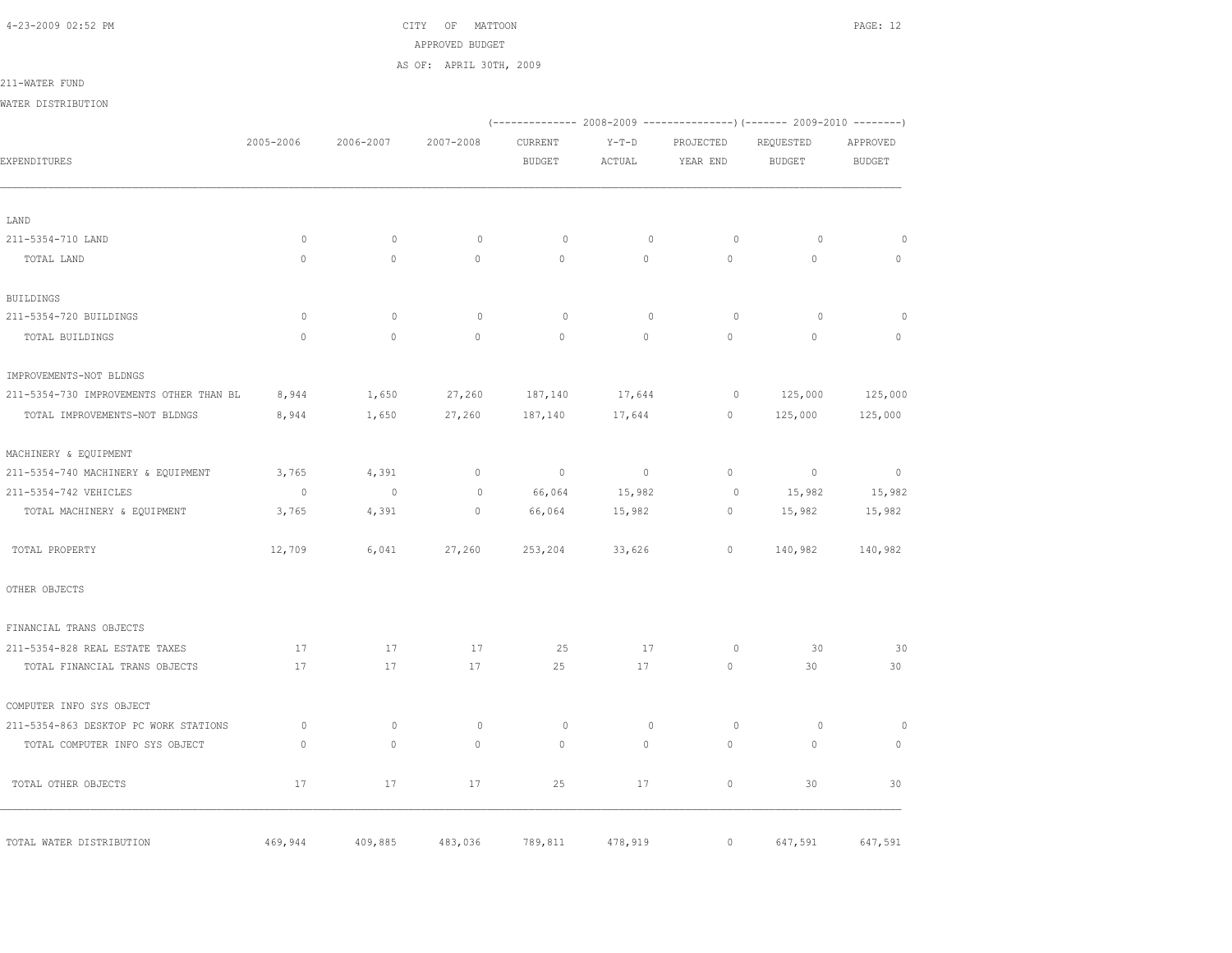CITY OF MATTOON

APPROVED BUDGET

AS OF: APRIL 30TH, 2009

211-WATER FUND

WATER DISTRIBUTION

| EXPENDITURES | 2005-2006 | 2006-2007 | 2007-2008 | 2008-2009 CURRENT BUDGET | 2008-2009 Y-T-D ACTUAL | 2008-2009 PROJECTED YEAR END | 2009-2010 REQUESTED BUDGET | 2009-2010 APPROVED BUDGET |
|---|---|---|---|---|---|---|---|---|
| LAND | | | | | | | | |
| 211-5354-710 LAND | 0 | 0 | 0 | 0 | 0 | 0 | 0 | 0 |
| TOTAL LAND | 0 | 0 | 0 | 0 | 0 | 0 | 0 | 0 |
| BUILDINGS | | | | | | | | |
| 211-5354-720 BUILDINGS | 0 | 0 | 0 | 0 | 0 | 0 | 0 | 0 |
| TOTAL BUILDINGS | 0 | 0 | 0 | 0 | 0 | 0 | 0 | 0 |
| IMPROVEMENTS-NOT BLDNGS | | | | | | | | |
| 211-5354-730 IMPROVEMENTS OTHER THAN BL | 8,944 | 1,650 | 27,260 | 187,140 | 17,644 | 0 | 125,000 | 125,000 |
| TOTAL IMPROVEMENTS-NOT BLDNGS | 8,944 | 1,650 | 27,260 | 187,140 | 17,644 | 0 | 125,000 | 125,000 |
| MACHINERY & EQUIPMENT | | | | | | | | |
| 211-5354-740 MACHINERY & EQUIPMENT | 3,765 | 4,391 | 0 | 0 | 0 | 0 | 0 | 0 |
| 211-5354-742 VEHICLES | 0 | 0 | 0 | 66,064 | 15,982 | 0 | 15,982 | 15,982 |
| TOTAL MACHINERY & EQUIPMENT | 3,765 | 4,391 | 0 | 66,064 | 15,982 | 0 | 15,982 | 15,982 |
| TOTAL PROPERTY | 12,709 | 6,041 | 27,260 | 253,204 | 33,626 | 0 | 140,982 | 140,982 |
| OTHER OBJECTS | | | | | | | | |
| FINANCIAL TRANS OBJECTS | | | | | | | | |
| 211-5354-828 REAL ESTATE TAXES | 17 | 17 | 17 | 25 | 17 | 0 | 30 | 30 |
| TOTAL FINANCIAL TRANS OBJECTS | 17 | 17 | 17 | 25 | 17 | 0 | 30 | 30 |
| COMPUTER INFO SYS OBJECT | | | | | | | | |
| 211-5354-863 DESKTOP PC WORK STATIONS | 0 | 0 | 0 | 0 | 0 | 0 | 0 | 0 |
| TOTAL COMPUTER INFO SYS OBJECT | 0 | 0 | 0 | 0 | 0 | 0 | 0 | 0 |
| TOTAL OTHER OBJECTS | 17 | 17 | 17 | 25 | 17 | 0 | 30 | 30 |
| TOTAL WATER DISTRIBUTION | 469,944 | 409,885 | 483,036 | 789,811 | 478,919 | 0 | 647,591 | 647,591 |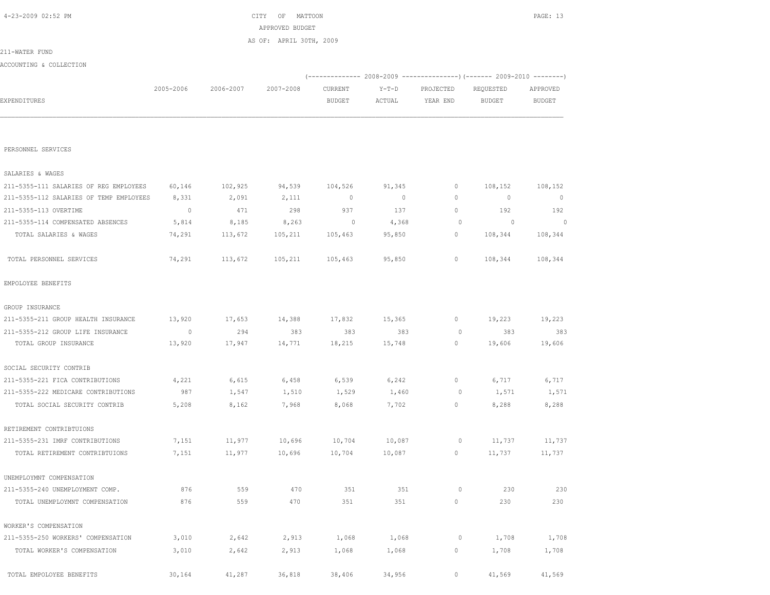CITY OF MATTOON
APPROVED BUDGET
AS OF: APRIL 30TH, 2009

211-WATER FUND

ACCOUNTING & COLLECTION

| EXPENDITURES | 2005-2006 | 2006-2007 | 2007-2008 | 2008-2009 CURRENT BUDGET | 2008-2009 Y-T-D ACTUAL | 2008-2009 PROJECTED YEAR END | 2009-2010 REQUESTED BUDGET | 2009-2010 APPROVED BUDGET |
|---|---|---|---|---|---|---|---|---|
| PERSONNEL SERVICES | | | | | | | | |
| SALARIES & WAGES | | | | | | | | |
| 211-5355-111 SALARIES OF REG EMPLOYEES | 60,146 | 102,925 | 94,539 | 104,526 | 91,345 | 0 | 108,152 | 108,152 |
| 211-5355-112 SALARIES OF TEMP EMPLOYEES | 8,331 | 2,091 | 2,111 | 0 | 0 | 0 | 0 | 0 |
| 211-5355-113 OVERTIME | 0 | 471 | 298 | 937 | 137 | 0 | 192 | 192 |
| 211-5355-114 COMPENSATED ABSENCES | 5,814 | 8,185 | 8,263 | 0 | 4,368 | 0 | 0 | 0 |
| TOTAL SALARIES & WAGES | 74,291 | 113,672 | 105,211 | 105,463 | 95,850 | 0 | 108,344 | 108,344 |
| TOTAL PERSONNEL SERVICES | 74,291 | 113,672 | 105,211 | 105,463 | 95,850 | 0 | 108,344 | 108,344 |
| EMPOLOYEE BENEFITS | | | | | | | | |
| GROUP INSURANCE | | | | | | | | |
| 211-5355-211 GROUP HEALTH INSURANCE | 13,920 | 17,653 | 14,388 | 17,832 | 15,365 | 0 | 19,223 | 19,223 |
| 211-5355-212 GROUP LIFE INSURANCE | 0 | 294 | 383 | 383 | 383 | 0 | 383 | 383 |
| TOTAL GROUP INSURANCE | 13,920 | 17,947 | 14,771 | 18,215 | 15,748 | 0 | 19,606 | 19,606 |
| SOCIAL SECURITY CONTRIB | | | | | | | | |
| 211-5355-221 FICA CONTRIBUTIONS | 4,221 | 6,615 | 6,458 | 6,539 | 6,242 | 0 | 6,717 | 6,717 |
| 211-5355-222 MEDICARE CONTRIBUTIONS | 987 | 1,547 | 1,510 | 1,529 | 1,460 | 0 | 1,571 | 1,571 |
| TOTAL SOCIAL SECURITY CONTRIB | 5,208 | 8,162 | 7,968 | 8,068 | 7,702 | 0 | 8,288 | 8,288 |
| RETIREMENT CONTRIBTUIONS | | | | | | | | |
| 211-5355-231 IMRF CONTRIBUTIONS | 7,151 | 11,977 | 10,696 | 10,704 | 10,087 | 0 | 11,737 | 11,737 |
| TOTAL RETIREMENT CONTRIBTUIONS | 7,151 | 11,977 | 10,696 | 10,704 | 10,087 | 0 | 11,737 | 11,737 |
| UNEMPLOYMNT COMPENSATION | | | | | | | | |
| 211-5355-240 UNEMPLOYMENT COMP. | 876 | 559 | 470 | 351 | 351 | 0 | 230 | 230 |
| TOTAL UNEMPLOYMNT COMPENSATION | 876 | 559 | 470 | 351 | 351 | 0 | 230 | 230 |
| WORKER'S COMPENSATION | | | | | | | | |
| 211-5355-250 WORKERS' COMPENSATION | 3,010 | 2,642 | 2,913 | 1,068 | 1,068 | 0 | 1,708 | 1,708 |
| TOTAL WORKER'S COMPENSATION | 3,010 | 2,642 | 2,913 | 1,068 | 1,068 | 0 | 1,708 | 1,708 |
| TOTAL EMPOLOYEE BENEFITS | 30,164 | 41,287 | 36,818 | 38,406 | 34,956 | 0 | 41,569 | 41,569 |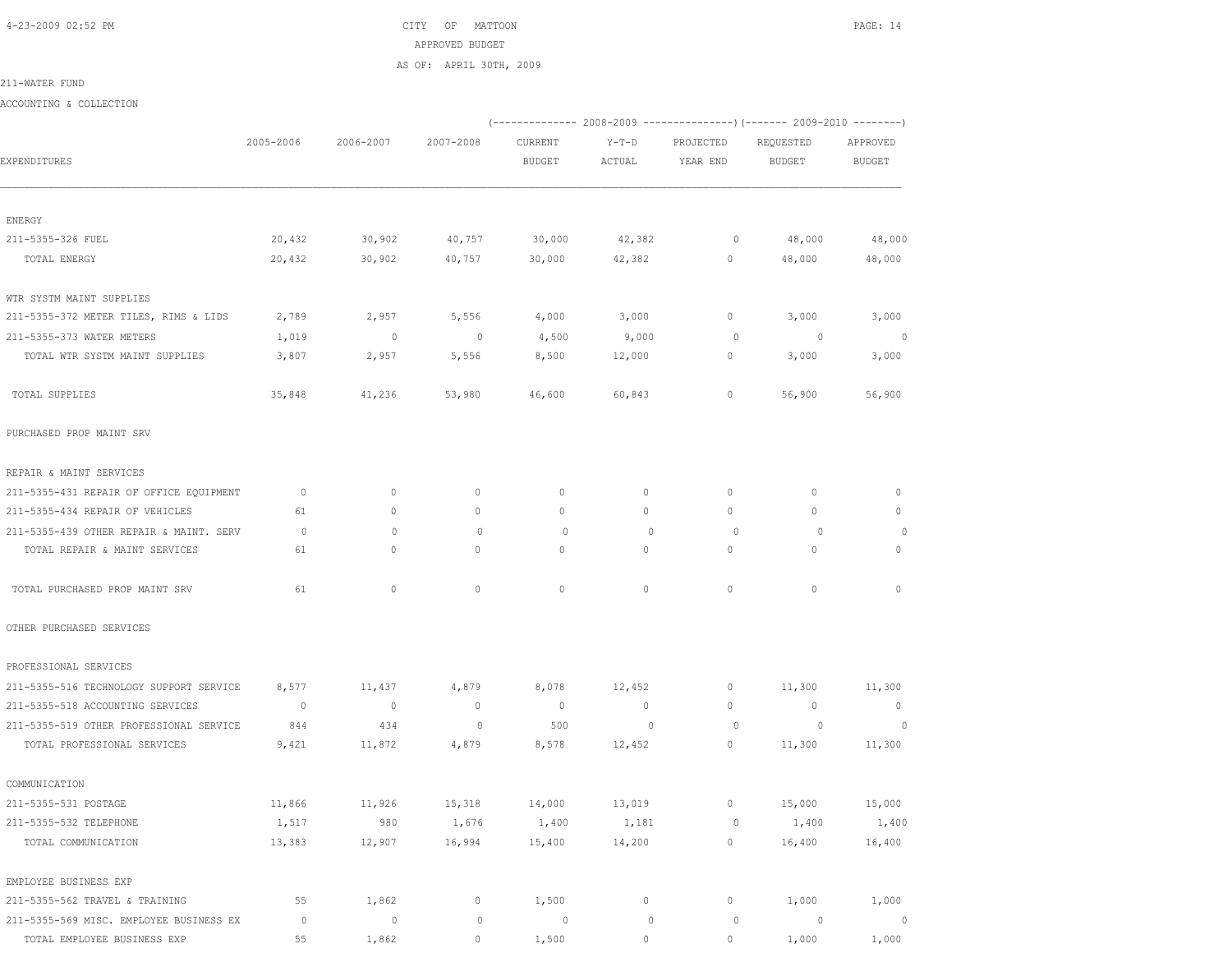CITY OF MATTOON
APPROVED BUDGET
AS OF: APRIL 30TH, 2009

211-WATER FUND

ACCOUNTING & COLLECTION

| EXPENDITURES | 2005-2006 | 2006-2007 | 2007-2008 | 2008-2009 CURRENT BUDGET | 2008-2009 Y-T-D ACTUAL | 2008-2009 PROJECTED YEAR END | 2009-2010 REQUESTED BUDGET | 2009-2010 APPROVED BUDGET |
|---|---|---|---|---|---|---|---|---|
| ENERGY | | | | | | | | |
| 211-5355-326 FUEL | 20,432 | 30,902 | 40,757 | 30,000 | 42,382 | 0 | 48,000 | 48,000 |
| TOTAL ENERGY | 20,432 | 30,902 | 40,757 | 30,000 | 42,382 | 0 | 48,000 | 48,000 |
| WTR SYSTM MAINT SUPPLIES | | | | | | | | |
| 211-5355-372 METER TILES, RIMS & LIDS | 2,789 | 2,957 | 5,556 | 4,000 | 3,000 | 0 | 3,000 | 3,000 |
| 211-5355-373 WATER METERS | 1,019 | 0 | 0 | 4,500 | 9,000 | 0 | 0 | 0 |
| TOTAL WTR SYSTM MAINT SUPPLIES | 3,807 | 2,957 | 5,556 | 8,500 | 12,000 | 0 | 3,000 | 3,000 |
| TOTAL SUPPLIES | 35,848 | 41,236 | 53,980 | 46,600 | 60,843 | 0 | 56,900 | 56,900 |
| PURCHASED PROP MAINT SRV | | | | | | | | |
| REPAIR & MAINT SERVICES | | | | | | | | |
| 211-5355-431 REPAIR OF OFFICE EQUIPMENT | 0 | 0 | 0 | 0 | 0 | 0 | 0 | 0 |
| 211-5355-434 REPAIR OF VEHICLES | 61 | 0 | 0 | 0 | 0 | 0 | 0 | 0 |
| 211-5355-439 OTHER REPAIR & MAINT. SERV | 0 | 0 | 0 | 0 | 0 | 0 | 0 | 0 |
| TOTAL REPAIR & MAINT SERVICES | 61 | 0 | 0 | 0 | 0 | 0 | 0 | 0 |
| TOTAL PURCHASED PROP MAINT SRV | 61 | 0 | 0 | 0 | 0 | 0 | 0 | 0 |
| OTHER PURCHASED SERVICES | | | | | | | | |
| PROFESSIONAL SERVICES | | | | | | | | |
| 211-5355-516 TECHNOLOGY SUPPORT SERVICE | 8,577 | 11,437 | 4,879 | 8,078 | 12,452 | 0 | 11,300 | 11,300 |
| 211-5355-518 ACCOUNTING SERVICES | 0 | 0 | 0 | 0 | 0 | 0 | 0 | 0 |
| 211-5355-519 OTHER PROFESSIONAL SERVICE | 844 | 434 | 0 | 500 | 0 | 0 | 0 | 0 |
| TOTAL PROFESSIONAL SERVICES | 9,421 | 11,872 | 4,879 | 8,578 | 12,452 | 0 | 11,300 | 11,300 |
| COMMUNICATION | | | | | | | | |
| 211-5355-531 POSTAGE | 11,866 | 11,926 | 15,318 | 14,000 | 13,019 | 0 | 15,000 | 15,000 |
| 211-5355-532 TELEPHONE | 1,517 | 980 | 1,676 | 1,400 | 1,181 | 0 | 1,400 | 1,400 |
| TOTAL COMMUNICATION | 13,383 | 12,907 | 16,994 | 15,400 | 14,200 | 0 | 16,400 | 16,400 |
| EMPLOYEE BUSINESS EXP | | | | | | | | |
| 211-5355-562 TRAVEL & TRAINING | 55 | 1,862 | 0 | 1,500 | 0 | 0 | 1,000 | 1,000 |
| 211-5355-569 MISC. EMPLOYEE BUSINESS EX | 0 | 0 | 0 | 0 | 0 | 0 | 0 | 0 |
| TOTAL EMPLOYEE BUSINESS EXP | 55 | 1,862 | 0 | 1,500 | 0 | 0 | 1,000 | 1,000 |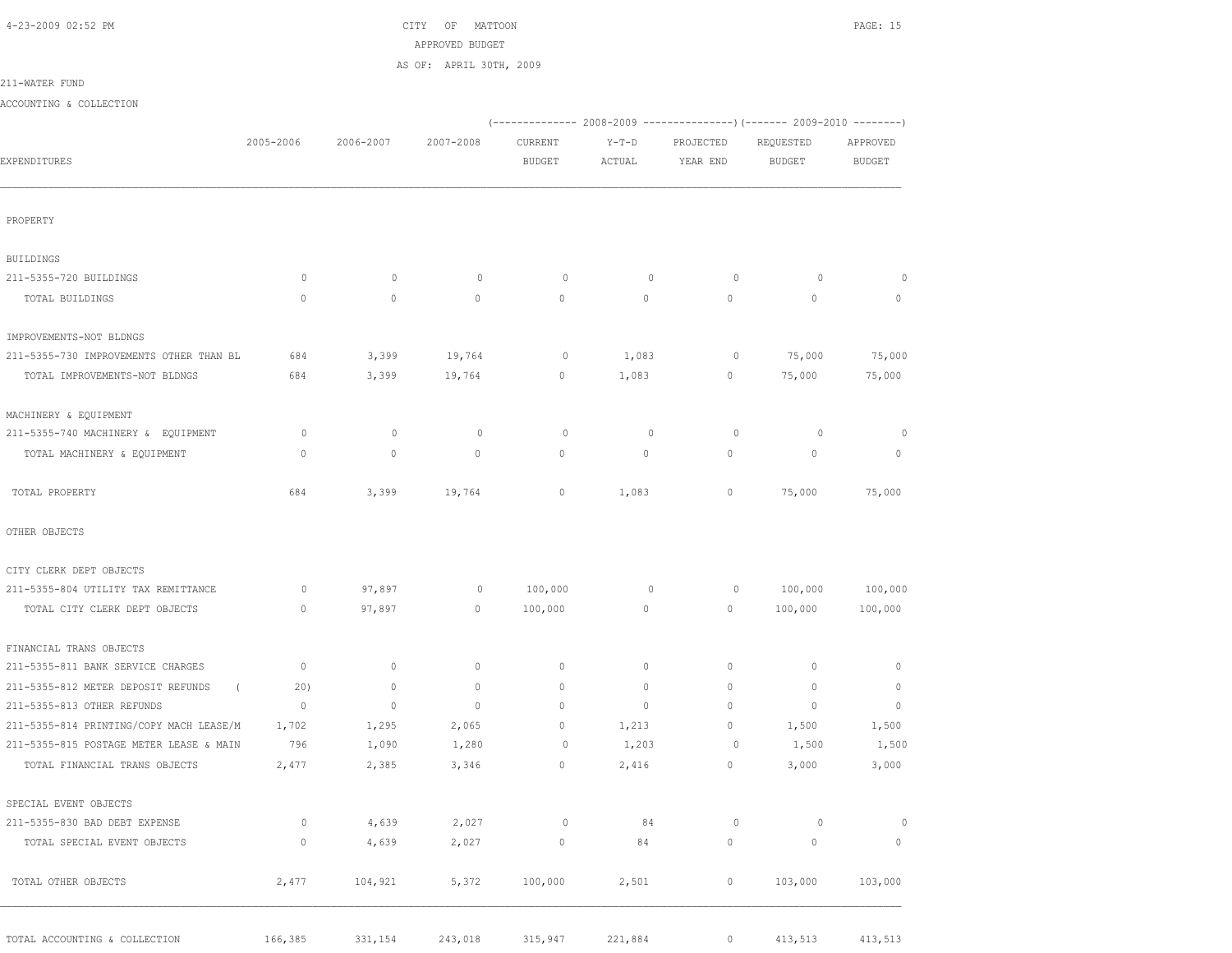CITY OF MATTOON
APPROVED BUDGET
AS OF: APRIL 30TH, 2009

211-WATER FUND

ACCOUNTING & COLLECTION

| EXPENDITURES | 2005-2006 | 2006-2007 | 2007-2008 | 2008-2009 CURRENT BUDGET | 2008-2009 Y-T-D ACTUAL | 2008-2009 PROJECTED YEAR END | 2009-2010 REQUESTED BUDGET | 2009-2010 APPROVED BUDGET |
|---|---|---|---|---|---|---|---|---|
| PROPERTY | | | | | | | | |
| BUILDINGS | | | | | | | | |
| 211-5355-720 BUILDINGS | 0 | 0 | 0 | 0 | 0 | 0 | 0 | 0 |
| TOTAL BUILDINGS | 0 | 0 | 0 | 0 | 0 | 0 | 0 | 0 |
| IMPROVEMENTS-NOT BLDNGS | | | | | | | | |
| 211-5355-730 IMPROVEMENTS OTHER THAN BL | 684 | 3,399 | 19,764 | 0 | 1,083 | 0 | 75,000 | 75,000 |
| TOTAL IMPROVEMENTS-NOT BLDNGS | 684 | 3,399 | 19,764 | 0 | 1,083 | 0 | 75,000 | 75,000 |
| MACHINERY & EQUIPMENT | | | | | | | | |
| 211-5355-740 MACHINERY & EQUIPMENT | 0 | 0 | 0 | 0 | 0 | 0 | 0 | 0 |
| TOTAL MACHINERY & EQUIPMENT | 0 | 0 | 0 | 0 | 0 | 0 | 0 | 0 |
| TOTAL PROPERTY | 684 | 3,399 | 19,764 | 0 | 1,083 | 0 | 75,000 | 75,000 |
| OTHER OBJECTS | | | | | | | | |
| CITY CLERK DEPT OBJECTS | | | | | | | | |
| 211-5355-804 UTILITY TAX REMITTANCE | 0 | 97,897 | 0 | 100,000 | 0 | 0 | 100,000 | 100,000 |
| TOTAL CITY CLERK DEPT OBJECTS | 0 | 97,897 | 0 | 100,000 | 0 | 0 | 100,000 | 100,000 |
| FINANCIAL TRANS OBJECTS | | | | | | | | |
| 211-5355-811 BANK SERVICE CHARGES | 0 | 0 | 0 | 0 | 0 | 0 | 0 | 0 |
| 211-5355-812 METER DEPOSIT REFUNDS | (20) | 0 | 0 | 0 | 0 | 0 | 0 | 0 |
| 211-5355-813 OTHER REFUNDS | 0 | 0 | 0 | 0 | 0 | 0 | 0 | 0 |
| 211-5355-814 PRINTING/COPY MACH LEASE/M | 1,702 | 1,295 | 2,065 | 0 | 1,213 | 0 | 1,500 | 1,500 |
| 211-5355-815 POSTAGE METER LEASE & MAIN | 796 | 1,090 | 1,280 | 0 | 1,203 | 0 | 1,500 | 1,500 |
| TOTAL FINANCIAL TRANS OBJECTS | 2,477 | 2,385 | 3,346 | 0 | 2,416 | 0 | 3,000 | 3,000 |
| SPECIAL EVENT OBJECTS | | | | | | | | |
| 211-5355-830 BAD DEBT EXPENSE | 0 | 4,639 | 2,027 | 0 | 84 | 0 | 0 | 0 |
| TOTAL SPECIAL EVENT OBJECTS | 0 | 4,639 | 2,027 | 0 | 84 | 0 | 0 | 0 |
| TOTAL OTHER OBJECTS | 2,477 | 104,921 | 5,372 | 100,000 | 2,501 | 0 | 103,000 | 103,000 |
| TOTAL ACCOUNTING & COLLECTION | 166,385 | 331,154 | 243,018 | 315,947 | 221,884 | 0 | 413,513 | 413,513 |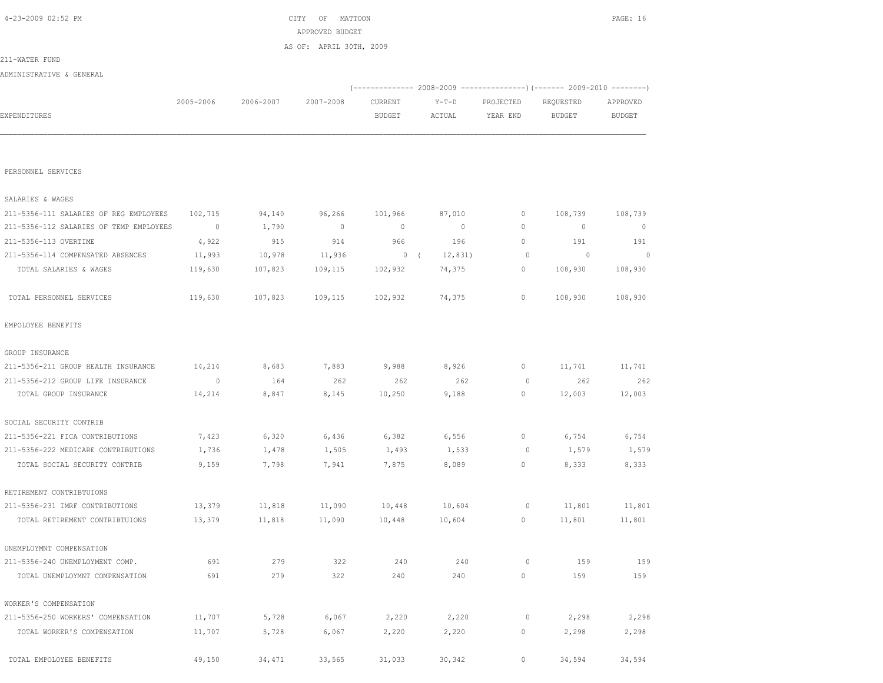CITY OF MATTOON

APPROVED BUDGET

AS OF: APRIL 30TH, 2009

211-WATER FUND

ADMINISTRATIVE & GENERAL

| EXPENDITURES | 2005-2006 | 2006-2007 | 2007-2008 | 2008-2009 CURRENT BUDGET | 2008-2009 Y-T-D ACTUAL | 2008-2009 PROJECTED YEAR END | 2009-2010 REQUESTED BUDGET | 2009-2010 APPROVED BUDGET |
|---|---|---|---|---|---|---|---|---|
| PERSONNEL SERVICES | | | | | | | | |
| SALARIES & WAGES | | | | | | | | |
| 211-5356-111 SALARIES OF REG EMPLOYEES | 102,715 | 94,140 | 96,266 | 101,966 | 87,010 | 0 | 108,739 | 108,739 |
| 211-5356-112 SALARIES OF TEMP EMPLOYEES | 0 | 1,790 | 0 | 0 | 0 | 0 | 0 | 0 |
| 211-5356-113 OVERTIME | 4,922 | 915 | 914 | 966 | 196 | 0 | 191 | 191 |
| 211-5356-114 COMPENSATED ABSENCES | 11,993 | 10,978 | 11,936 | 0 | ( 12,831) | 0 | 0 | 0 |
| TOTAL SALARIES & WAGES | 119,630 | 107,823 | 109,115 | 102,932 | 74,375 | 0 | 108,930 | 108,930 |
| TOTAL PERSONNEL SERVICES | 119,630 | 107,823 | 109,115 | 102,932 | 74,375 | 0 | 108,930 | 108,930 |
| EMPOLOYEE BENEFITS | | | | | | | | |
| GROUP INSURANCE | | | | | | | | |
| 211-5356-211 GROUP HEALTH INSURANCE | 14,214 | 8,683 | 7,883 | 9,988 | 8,926 | 0 | 11,741 | 11,741 |
| 211-5356-212 GROUP LIFE INSURANCE | 0 | 164 | 262 | 262 | 262 | 0 | 262 | 262 |
| TOTAL GROUP INSURANCE | 14,214 | 8,847 | 8,145 | 10,250 | 9,188 | 0 | 12,003 | 12,003 |
| SOCIAL SECURITY CONTRIB | | | | | | | | |
| 211-5356-221 FICA CONTRIBUTIONS | 7,423 | 6,320 | 6,436 | 6,382 | 6,556 | 0 | 6,754 | 6,754 |
| 211-5356-222 MEDICARE CONTRIBUTIONS | 1,736 | 1,478 | 1,505 | 1,493 | 1,533 | 0 | 1,579 | 1,579 |
| TOTAL SOCIAL SECURITY CONTRIB | 9,159 | 7,798 | 7,941 | 7,875 | 8,089 | 0 | 8,333 | 8,333 |
| RETIREMENT CONTRIBTUIONS | | | | | | | | |
| 211-5356-231 IMRF CONTRIBUTIONS | 13,379 | 11,818 | 11,090 | 10,448 | 10,604 | 0 | 11,801 | 11,801 |
| TOTAL RETIREMENT CONTRIBTUIONS | 13,379 | 11,818 | 11,090 | 10,448 | 10,604 | 0 | 11,801 | 11,801 |
| UNEMPLOYMNT COMPENSATION | | | | | | | | |
| 211-5356-240 UNEMPLOYMENT COMP. | 691 | 279 | 322 | 240 | 240 | 0 | 159 | 159 |
| TOTAL UNEMPLOYMNT COMPENSATION | 691 | 279 | 322 | 240 | 240 | 0 | 159 | 159 |
| WORKER'S COMPENSATION | | | | | | | | |
| 211-5356-250 WORKERS' COMPENSATION | 11,707 | 5,728 | 6,067 | 2,220 | 2,220 | 0 | 2,298 | 2,298 |
| TOTAL WORKER'S COMPENSATION | 11,707 | 5,728 | 6,067 | 2,220 | 2,220 | 0 | 2,298 | 2,298 |
| TOTAL EMPOLOYEE BENEFITS | 49,150 | 34,471 | 33,565 | 31,033 | 30,342 | 0 | 34,594 | 34,594 |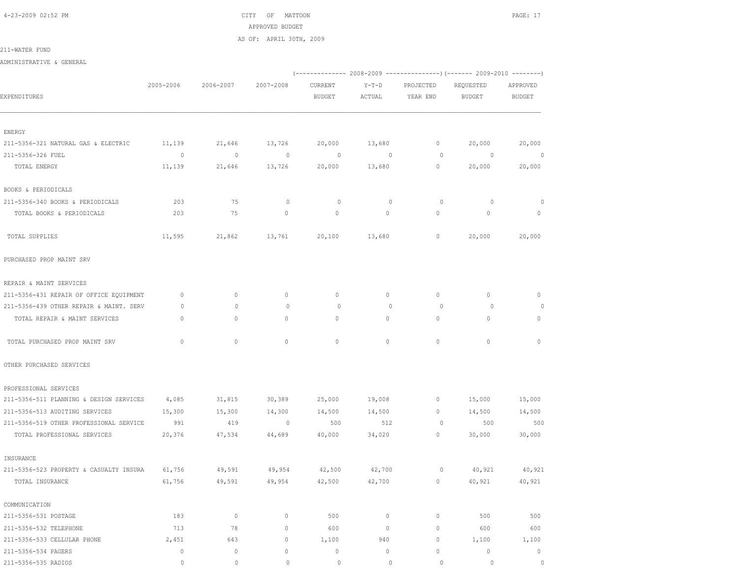CITY OF MATTOON

APPROVED BUDGET

AS OF: APRIL 30TH, 2009

211-WATER FUND

ADMINISTRATIVE & GENERAL

| EXPENDITURES | 2005-2006 | 2006-2007 | 2007-2008 | 2008-2009 CURRENT BUDGET | 2008-2009 Y-T-D ACTUAL | 2008-2009 PROJECTED YEAR END | 2009-2010 REQUESTED BUDGET | 2009-2010 APPROVED BUDGET |
|---|---|---|---|---|---|---|---|---|
| ENERGY | | | | | | | | |
| 211-5356-321 NATURAL GAS & ELECTRIC | 11,139 | 21,646 | 13,726 | 20,000 | 13,680 | 0 | 20,000 | 20,000 |
| 211-5356-326 FUEL | 0 | 0 | 0 | 0 | 0 | 0 | 0 | 0 |
| TOTAL ENERGY | 11,139 | 21,646 | 13,726 | 20,000 | 13,680 | 0 | 20,000 | 20,000 |
| BOOKS & PERIODICALS | | | | | | | | |
| 211-5356-340 BOOKS & PERIODICALS | 203 | 75 | 0 | 0 | 0 | 0 | 0 | 0 |
| TOTAL BOOKS & PERIODICALS | 203 | 75 | 0 | 0 | 0 | 0 | 0 | 0 |
| TOTAL SUPPLIES | 11,595 | 21,862 | 13,761 | 20,100 | 13,680 | 0 | 20,000 | 20,000 |
| PURCHASED PROP MAINT SRV | | | | | | | | |
| REPAIR & MAINT SERVICES | | | | | | | | |
| 211-5356-431 REPAIR OF OFFICE EQUIPMENT | 0 | 0 | 0 | 0 | 0 | 0 | 0 | 0 |
| 211-5356-439 OTHER REPAIR & MAINT. SERV | 0 | 0 | 0 | 0 | 0 | 0 | 0 | 0 |
| TOTAL REPAIR & MAINT SERVICES | 0 | 0 | 0 | 0 | 0 | 0 | 0 | 0 |
| TOTAL PURCHASED PROP MAINT SRV | 0 | 0 | 0 | 0 | 0 | 0 | 0 | 0 |
| OTHER PURCHASED SERVICES | | | | | | | | |
| PROFESSIONAL SERVICES | | | | | | | | |
| 211-5356-511 PLANNING & DESIGN SERVICES | 4,085 | 31,815 | 30,389 | 25,000 | 19,008 | 0 | 15,000 | 15,000 |
| 211-5356-513 AUDITING SERVICES | 15,300 | 15,300 | 14,300 | 14,500 | 14,500 | 0 | 14,500 | 14,500 |
| 211-5356-519 OTHER PROFESSIONAL SERVICE | 991 | 419 | 0 | 500 | 512 | 0 | 500 | 500 |
| TOTAL PROFESSIONAL SERVICES | 20,376 | 47,534 | 44,689 | 40,000 | 34,020 | 0 | 30,000 | 30,000 |
| INSURANCE | | | | | | | | |
| 211-5356-523 PROPERTY & CASUALTY INSURA | 61,756 | 49,591 | 49,954 | 42,500 | 42,700 | 0 | 40,921 | 40,921 |
| TOTAL INSURANCE | 61,756 | 49,591 | 49,954 | 42,500 | 42,700 | 0 | 40,921 | 40,921 |
| COMMUNICATION | | | | | | | | |
| 211-5356-531 POSTAGE | 183 | 0 | 0 | 500 | 0 | 0 | 500 | 500 |
| 211-5356-532 TELEPHONE | 713 | 78 | 0 | 600 | 0 | 0 | 600 | 600 |
| 211-5356-533 CELLULAR PHONE | 2,451 | 643 | 0 | 1,100 | 940 | 0 | 1,100 | 1,100 |
| 211-5356-534 PAGERS | 0 | 0 | 0 | 0 | 0 | 0 | 0 | 0 |
| 211-5356-535 RADIOS | 0 | 0 | 0 | 0 | 0 | 0 | 0 | 0 |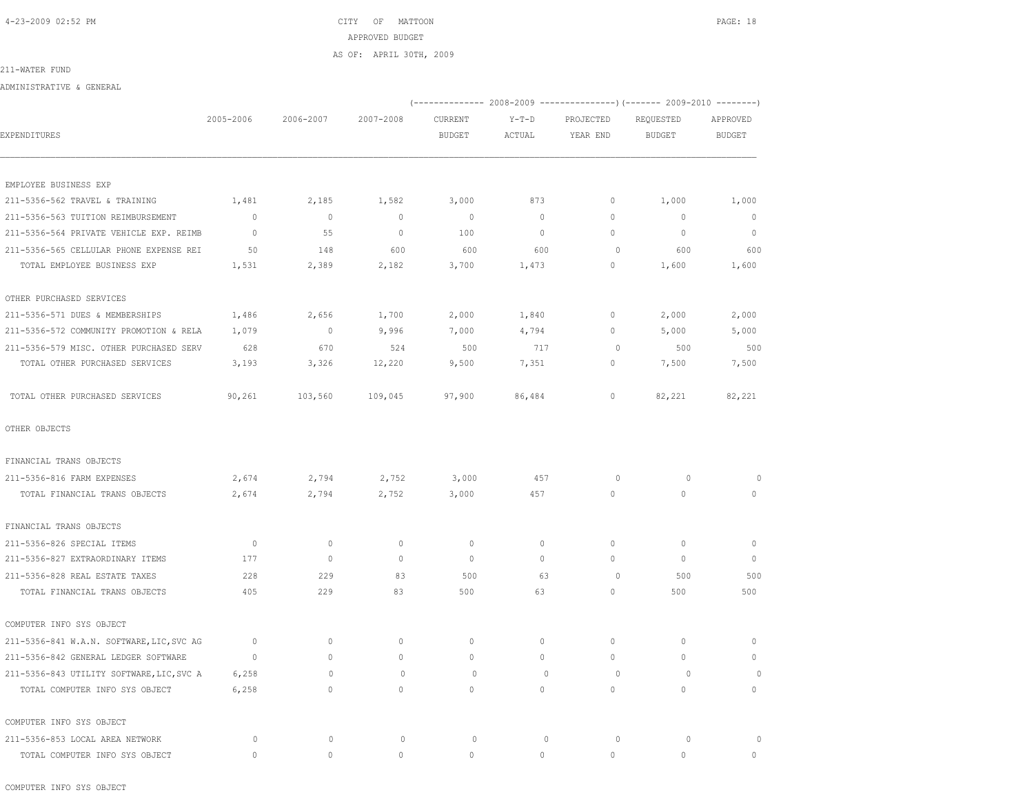CITY OF MATTOON

APPROVED BUDGET

AS OF: APRIL 30TH, 2009

211-WATER FUND

ADMINISTRATIVE & GENERAL

| EXPENDITURES | 2005-2006 | 2006-2007 | 2007-2008 | 2008-2009 CURRENT BUDGET | 2008-2009 Y-T-D ACTUAL | 2008-2009 PROJECTED YEAR END | 2009-2010 REQUESTED BUDGET | 2009-2010 APPROVED BUDGET |
|---|---|---|---|---|---|---|---|---|
| EMPLOYEE BUSINESS EXP | | | | | | | | |
| 211-5356-562 TRAVEL & TRAINING | 1,481 | 2,185 | 1,582 | 3,000 | 873 | 0 | 1,000 | 1,000 |
| 211-5356-563 TUITION REIMBURSEMENT | 0 | 0 | 0 | 0 | 0 | 0 | 0 | 0 |
| 211-5356-564 PRIVATE VEHICLE EXP. REIMB | 0 | 55 | 0 | 100 | 0 | 0 | 0 | 0 |
| 211-5356-565 CELLULAR PHONE EXPENSE REI | 50 | 148 | 600 | 600 | 600 | 0 | 600 | 600 |
| TOTAL EMPLOYEE BUSINESS EXP | 1,531 | 2,389 | 2,182 | 3,700 | 1,473 | 0 | 1,600 | 1,600 |
| OTHER PURCHASED SERVICES | | | | | | | | |
| 211-5356-571 DUES & MEMBERSHIPS | 1,486 | 2,656 | 1,700 | 2,000 | 1,840 | 0 | 2,000 | 2,000 |
| 211-5356-572 COMMUNITY PROMOTION & RELA | 1,079 | 0 | 9,996 | 7,000 | 4,794 | 0 | 5,000 | 5,000 |
| 211-5356-579 MISC. OTHER PURCHASED SERV | 628 | 670 | 524 | 500 | 717 | 0 | 500 | 500 |
| TOTAL OTHER PURCHASED SERVICES | 3,193 | 3,326 | 12,220 | 9,500 | 7,351 | 0 | 7,500 | 7,500 |
| TOTAL OTHER PURCHASED SERVICES | 90,261 | 103,560 | 109,045 | 97,900 | 86,484 | 0 | 82,221 | 82,221 |
| OTHER OBJECTS | | | | | | | | |
| FINANCIAL TRANS OBJECTS | | | | | | | | |
| 211-5356-816 FARM EXPENSES | 2,674 | 2,794 | 2,752 | 3,000 | 457 | 0 | 0 | 0 |
| TOTAL FINANCIAL TRANS OBJECTS | 2,674 | 2,794 | 2,752 | 3,000 | 457 | 0 | 0 | 0 |
| FINANCIAL TRANS OBJECTS | | | | | | | | |
| 211-5356-826 SPECIAL ITEMS | 0 | 0 | 0 | 0 | 0 | 0 | 0 | 0 |
| 211-5356-827 EXTRAORDINARY ITEMS | 177 | 0 | 0 | 0 | 0 | 0 | 0 | 0 |
| 211-5356-828 REAL ESTATE TAXES | 228 | 229 | 83 | 500 | 63 | 0 | 500 | 500 |
| TOTAL FINANCIAL TRANS OBJECTS | 405 | 229 | 83 | 500 | 63 | 0 | 500 | 500 |
| COMPUTER INFO SYS OBJECT | | | | | | | | |
| 211-5356-841 W.A.N. SOFTWARE,LIC,SVC AG | 0 | 0 | 0 | 0 | 0 | 0 | 0 | 0 |
| 211-5356-842 GENERAL LEDGER SOFTWARE | 0 | 0 | 0 | 0 | 0 | 0 | 0 | 0 |
| 211-5356-843 UTILITY SOFTWARE,LIC,SVC A | 6,258 | 0 | 0 | 0 | 0 | 0 | 0 | 0 |
| TOTAL COMPUTER INFO SYS OBJECT | 6,258 | 0 | 0 | 0 | 0 | 0 | 0 | 0 |
| COMPUTER INFO SYS OBJECT | | | | | | | | |
| 211-5356-853 LOCAL AREA NETWORK | 0 | 0 | 0 | 0 | 0 | 0 | 0 | 0 |
| TOTAL COMPUTER INFO SYS OBJECT | 0 | 0 | 0 | 0 | 0 | 0 | 0 | 0 |
| COMPUTER INFO SYS OBJECT | | | | | | | | |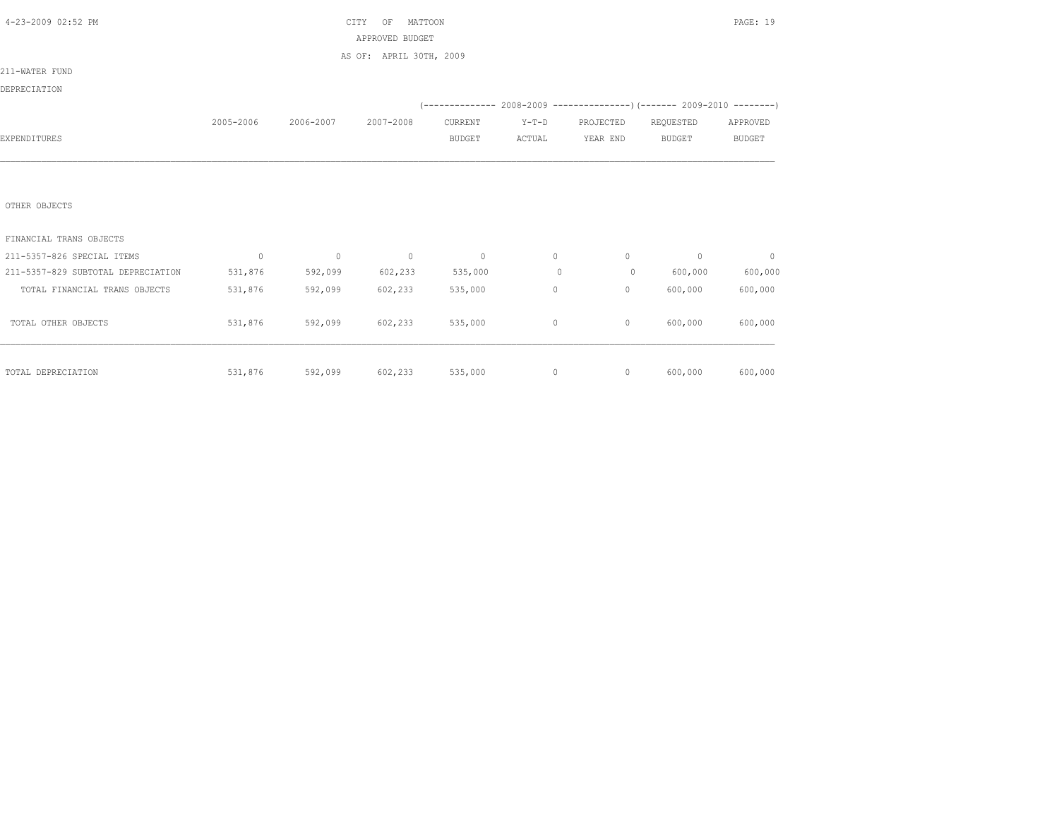CITY OF MATTOON

APPROVED BUDGET

AS OF: APRIL 30TH, 2009

211-WATER FUND

DEPRECIATION

| EXPENDITURES | 2005-2006 | 2006-2007 | 2007-2008 | 2008-2009 CURRENT BUDGET | 2008-2009 Y-T-D ACTUAL | 2008-2009 PROJECTED YEAR END | 2009-2010 REQUESTED BUDGET | 2009-2010 APPROVED BUDGET |
|---|---|---|---|---|---|---|---|---|
| OTHER OBJECTS | | | | | | | | |
| FINANCIAL TRANS OBJECTS | | | | | | | | |
| 211-5357-826 SPECIAL ITEMS | 0 | 0 | 0 | 0 | 0 | 0 | 0 | 0 |
| 211-5357-829 SUBTOTAL DEPRECIATION | 531,876 | 592,099 | 602,233 | 535,000 | 0 | 0 | 600,000 | 600,000 |
| TOTAL FINANCIAL TRANS OBJECTS | 531,876 | 592,099 | 602,233 | 535,000 | 0 | 0 | 600,000 | 600,000 |
| TOTAL OTHER OBJECTS | 531,876 | 592,099 | 602,233 | 535,000 | 0 | 0 | 600,000 | 600,000 |
| TOTAL DEPRECIATION | 531,876 | 592,099 | 602,233 | 535,000 | 0 | 0 | 600,000 | 600,000 |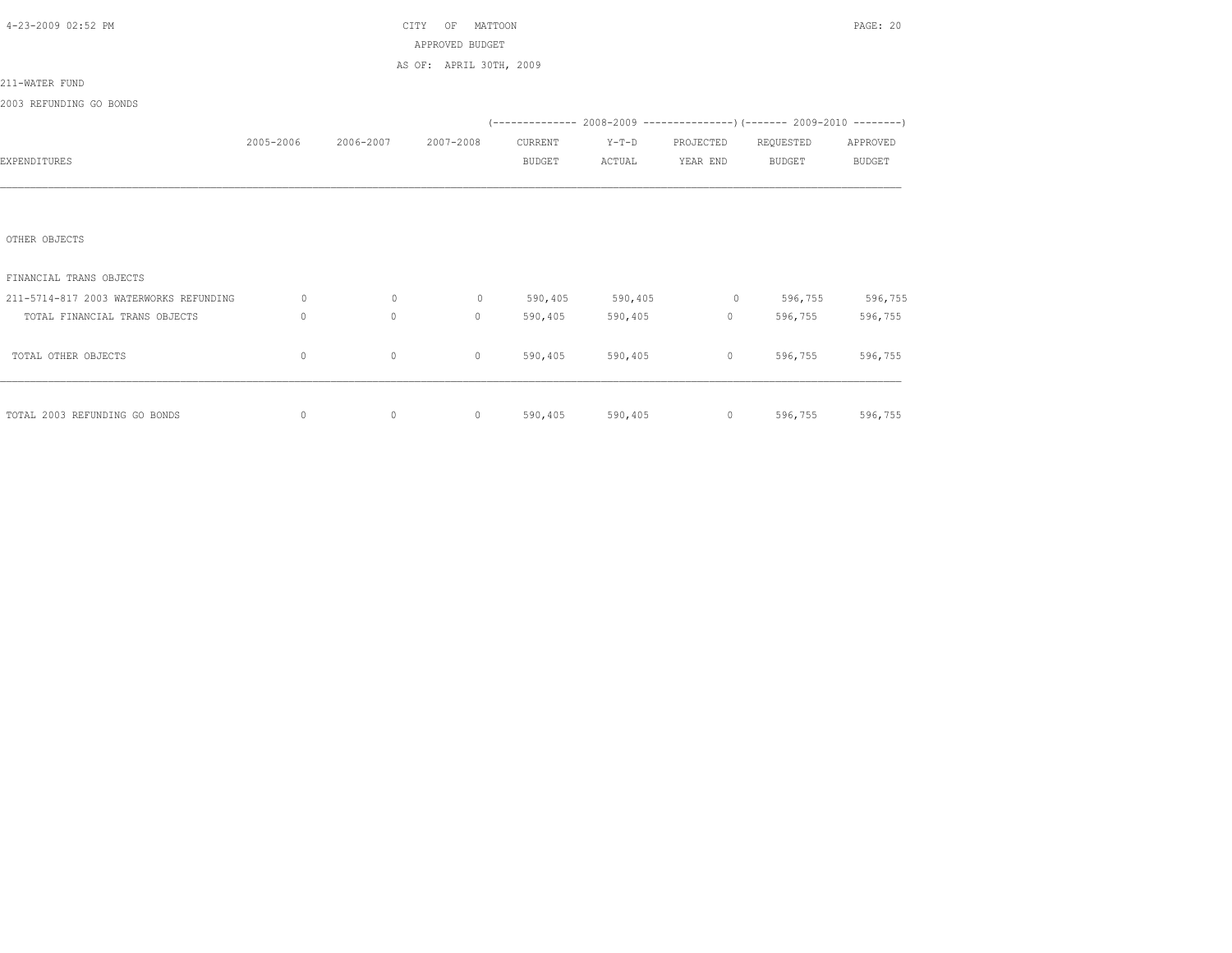CITY OF MATTOON
APPROVED BUDGET
AS OF: APRIL 30TH, 2009

211-WATER FUND

2003 REFUNDING GO BONDS

| EXPENDITURES | 2005-2006 | 2006-2007 | 2007-2008 | 2008-2009 CURRENT BUDGET | 2008-2009 Y-T-D ACTUAL | 2008-2009 PROJECTED YEAR END | 2009-2010 REQUESTED BUDGET | 2009-2010 APPROVED BUDGET |
|---|---|---|---|---|---|---|---|---|
| OTHER OBJECTS | | | | | | | | |
| FINANCIAL TRANS OBJECTS | | | | | | | | |
| 211-5714-817 2003 WATERWORKS REFUNDING | 0 | 0 | 0 | 590,405 | 590,405 | 0 | 596,755 | 596,755 |
| TOTAL FINANCIAL TRANS OBJECTS | 0 | 0 | 0 | 590,405 | 590,405 | 0 | 596,755 | 596,755 |
| TOTAL OTHER OBJECTS | 0 | 0 | 0 | 590,405 | 590,405 | 0 | 596,755 | 596,755 |
| TOTAL 2003 REFUNDING GO BONDS | 0 | 0 | 0 | 590,405 | 590,405 | 0 | 596,755 | 596,755 |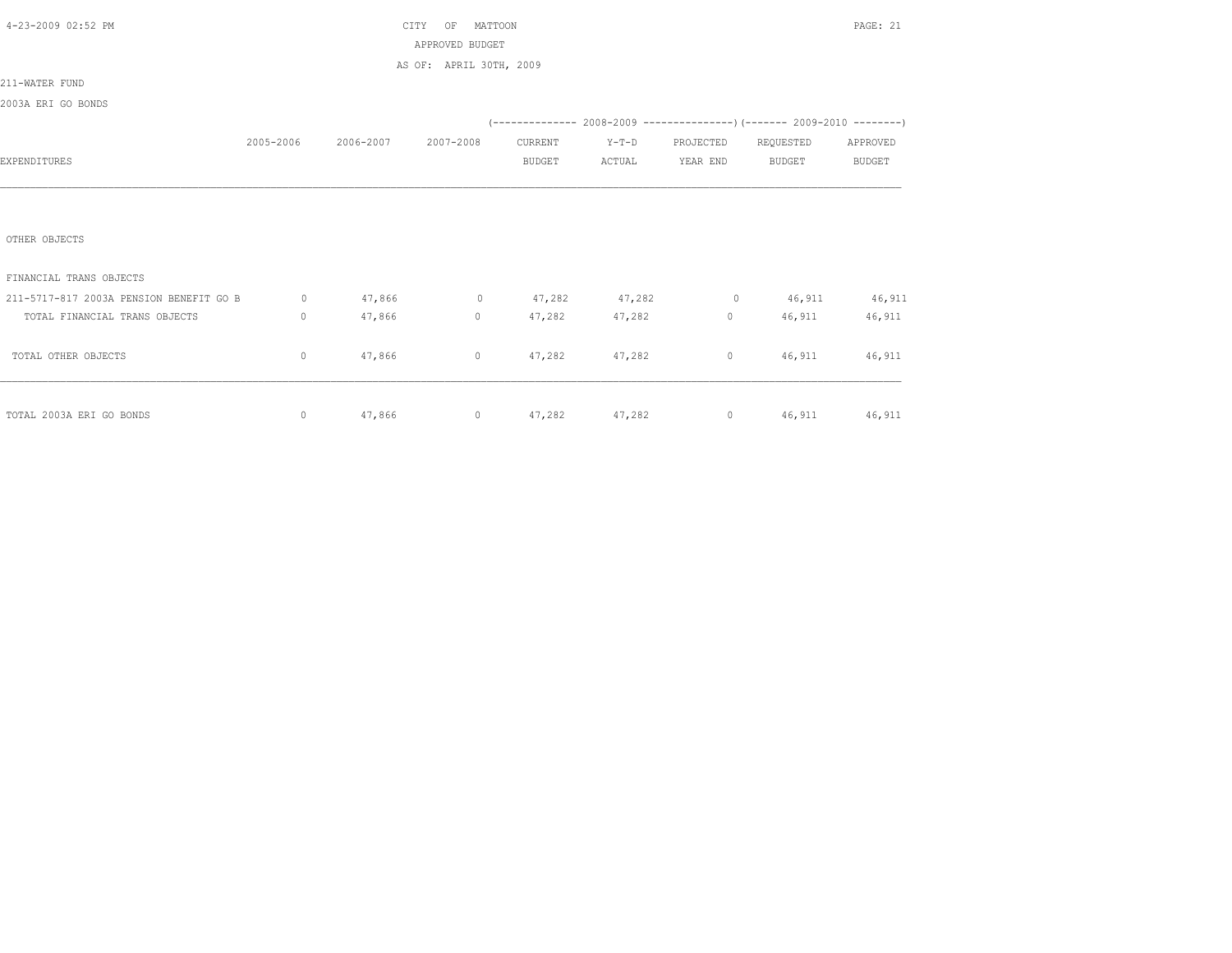CITY OF MATTOON

APPROVED BUDGET

AS OF: APRIL 30TH, 2009

211-WATER FUND

2003A ERI GO BONDS

| EXPENDITURES | 2005-2006 | 2006-2007 | 2007-2008 | (-------- 2008-2009 CURRENT BUDGET | Y-T-D ACTUAL | PROJECTED YEAR END --------) | (------- 2009-2010 REQUESTED BUDGET | APPROVED BUDGET --------) |
|---|---|---|---|---|---|---|---|---|
| OTHER OBJECTS | | | | | | | | |
| FINANCIAL TRANS OBJECTS | | | | | | | | |
| 211-5717-817 2003A PENSION BENEFIT GO B | 0 | 47,866 | 0 | 47,282 | 47,282 | 0 | 46,911 | 46,911 |
| TOTAL FINANCIAL TRANS OBJECTS | 0 | 47,866 | 0 | 47,282 | 47,282 | 0 | 46,911 | 46,911 |
| TOTAL OTHER OBJECTS | 0 | 47,866 | 0 | 47,282 | 47,282 | 0 | 46,911 | 46,911 |
| TOTAL 2003A ERI GO BONDS | 0 | 47,866 | 0 | 47,282 | 47,282 | 0 | 46,911 | 46,911 |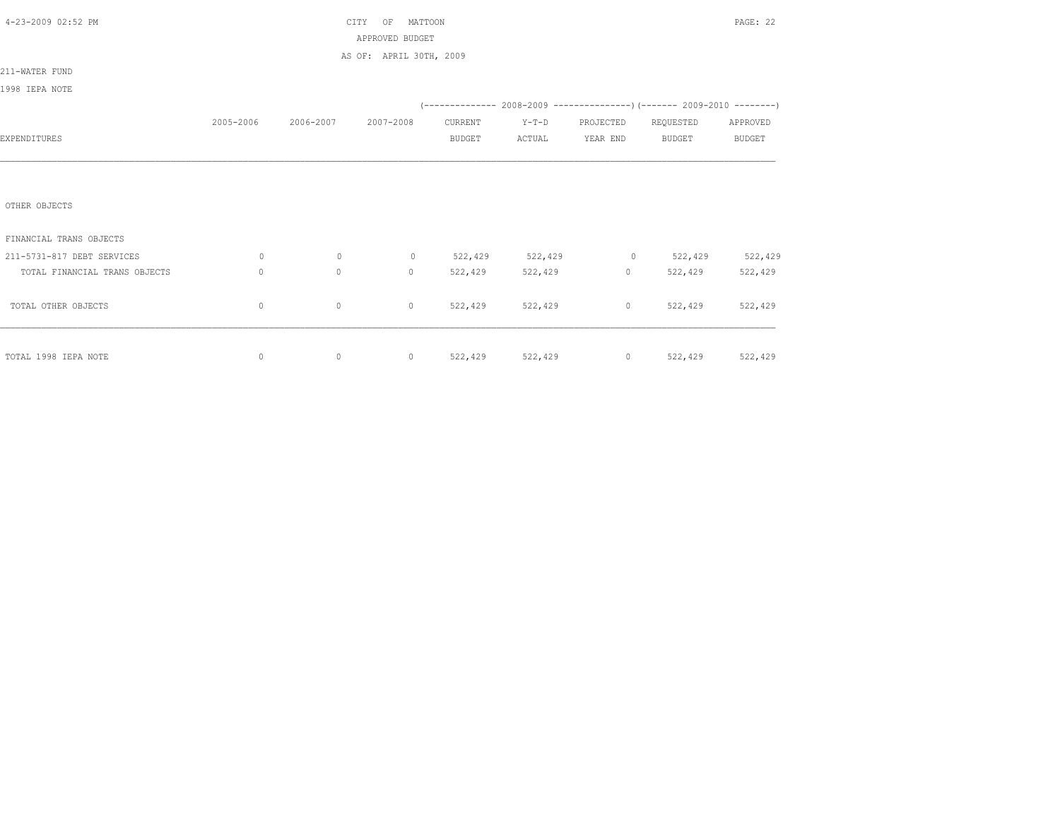CITY OF MATTOON
APPROVED BUDGET
AS OF: APRIL 30TH, 2009

211-WATER FUND

1998 IEPA NOTE

| EXPENDITURES | 2005-2006 | 2006-2007 | 2007-2008 | 2008-2009 CURRENT BUDGET | 2008-2009 Y-T-D ACTUAL | 2008-2009 PROJECTED YEAR END | 2009-2010 REQUESTED BUDGET | 2009-2010 APPROVED BUDGET |
|---|---|---|---|---|---|---|---|---|
| OTHER OBJECTS | | | | | | | | |
| FINANCIAL TRANS OBJECTS | | | | | | | | |
| 211-5731-817 DEBT SERVICES | 0 | 0 | 0 | 522,429 | 522,429 | 0 | 522,429 | 522,429 |
| TOTAL FINANCIAL TRANS OBJECTS | 0 | 0 | 0 | 522,429 | 522,429 | 0 | 522,429 | 522,429 |
| TOTAL OTHER OBJECTS | 0 | 0 | 0 | 522,429 | 522,429 | 0 | 522,429 | 522,429 |
| TOTAL 1998 IEPA NOTE | 0 | 0 | 0 | 522,429 | 522,429 | 0 | 522,429 | 522,429 |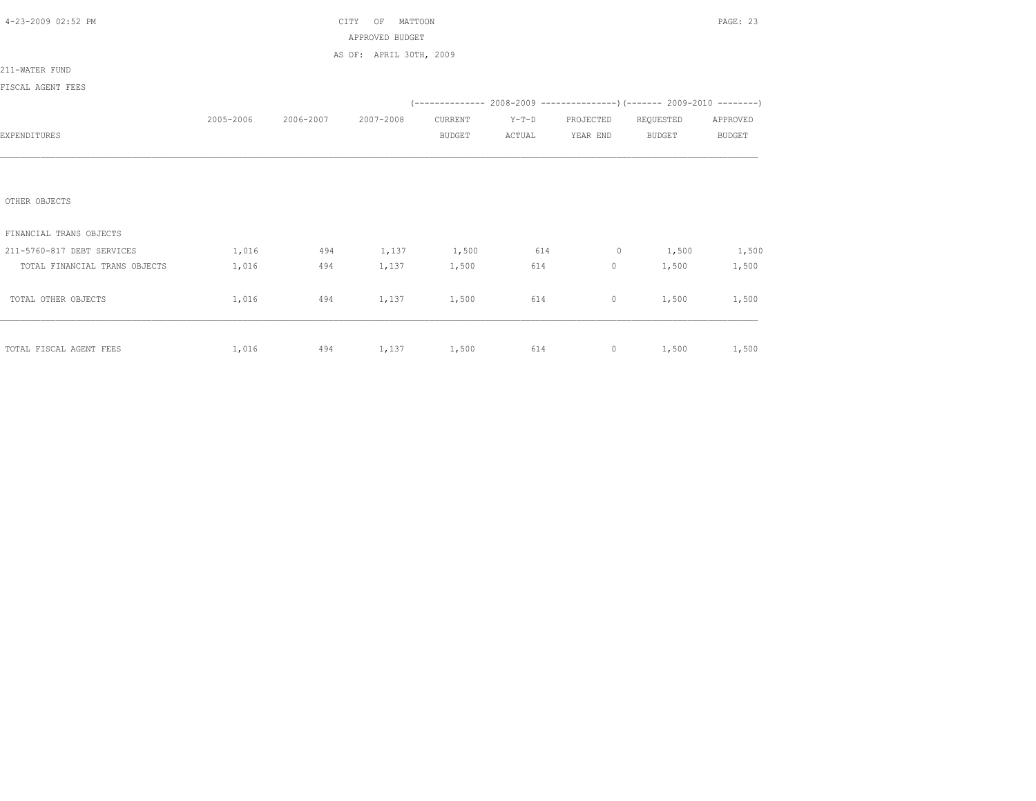CITY OF MATTOON

APPROVED BUDGET

AS OF: APRIL 30TH, 2009

211-WATER FUND

FISCAL AGENT FEES

| EXPENDITURES | 2005-2006 | 2006-2007 | 2007-2008 | 2008-2009 CURRENT BUDGET | 2008-2009 Y-T-D ACTUAL | 2008-2009 PROJECTED YEAR END | 2009-2010 REQUESTED BUDGET | 2009-2010 APPROVED BUDGET |
|---|---|---|---|---|---|---|---|---|
| OTHER OBJECTS | | | | | | | | |
| FINANCIAL TRANS OBJECTS | | | | | | | | |
| 211-5760-817 DEBT SERVICES | 1,016 | 494 | 1,137 | 1,500 | 614 | 0 | 1,500 | 1,500 |
| TOTAL FINANCIAL TRANS OBJECTS | 1,016 | 494 | 1,137 | 1,500 | 614 | 0 | 1,500 | 1,500 |
| TOTAL OTHER OBJECTS | 1,016 | 494 | 1,137 | 1,500 | 614 | 0 | 1,500 | 1,500 |
| TOTAL FISCAL AGENT FEES | 1,016 | 494 | 1,137 | 1,500 | 614 | 0 | 1,500 | 1,500 |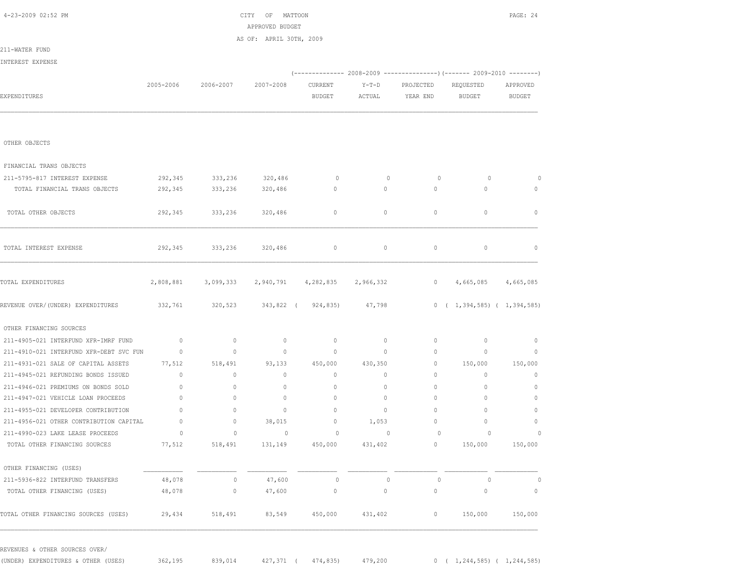CITY OF MATTOON

APPROVED BUDGET

AS OF: APRIL 30TH, 2009

211-WATER FUND

INTEREST EXPENSE

| EXPENDITURES | 2005-2006 | 2006-2007 | 2007-2008 | 2008-2009 CURRENT BUDGET | 2008-2009 Y-T-D ACTUAL | 2008-2009 PROJECTED YEAR END | 2009-2010 REQUESTED BUDGET | 2009-2010 APPROVED BUDGET |
|---|---|---|---|---|---|---|---|---|
| OTHER OBJECTS | | | | | | | | |
| FINANCIAL TRANS OBJECTS | | | | | | | | |
| 211-5795-817 INTEREST EXPENSE | 292,345 | 333,236 | 320,486 | 0 | 0 | 0 | 0 | 0 |
| TOTAL FINANCIAL TRANS OBJECTS | 292,345 | 333,236 | 320,486 | 0 | 0 | 0 | 0 | 0 |
| TOTAL OTHER OBJECTS | 292,345 | 333,236 | 320,486 | 0 | 0 | 0 | 0 | 0 |
| TOTAL INTEREST EXPENSE | 292,345 | 333,236 | 320,486 | 0 | 0 | 0 | 0 | 0 |
| TOTAL EXPENDITURES | 2,808,881 | 3,099,333 | 2,940,791 | 4,282,835 | 2,966,332 | 0 | 4,665,085 | 4,665,085 |
| REVENUE OVER/(UNDER) EXPENDITURES | 332,761 | 320,523 | 343,822 | ( 924,835) | 47,798 | 0 | ( 1,394,585) | ( 1,394,585) |
| OTHER FINANCING SOURCES | | | | | | | | |
| 211-4905-021 INTERFUND XFR-IMRF FUND | 0 | 0 | 0 | 0 | 0 | 0 | 0 | 0 |
| 211-4910-021 INTERFUND XFR-DEBT SVC FUN | 0 | 0 | 0 | 0 | 0 | 0 | 0 | 0 |
| 211-4931-021 SALE OF CAPITAL ASSETS | 77,512 | 518,491 | 93,133 | 450,000 | 430,350 | 0 | 150,000 | 150,000 |
| 211-4945-021 REFUNDING BONDS ISSUED | 0 | 0 | 0 | 0 | 0 | 0 | 0 | 0 |
| 211-4946-021 PREMIUMS ON BONDS SOLD | 0 | 0 | 0 | 0 | 0 | 0 | 0 | 0 |
| 211-4947-021 VEHICLE LOAN PROCEEDS | 0 | 0 | 0 | 0 | 0 | 0 | 0 | 0 |
| 211-4955-021 DEVELOPER CONTRIBUTION | 0 | 0 | 0 | 0 | 0 | 0 | 0 | 0 |
| 211-4956-021 OTHER CONTRIBUTION CAPITAL | 0 | 0 | 38,015 | 0 | 1,053 | 0 | 0 | 0 |
| 211-4990-023 LAKE LEASE PROCEEDS | 0 | 0 | 0 | 0 | 0 | 0 | 0 | 0 |
| TOTAL OTHER FINANCING SOURCES | 77,512 | 518,491 | 131,149 | 450,000 | 431,402 | 0 | 150,000 | 150,000 |
| OTHER FINANCING (USES) | | | | | | | | |
| 211-5936-822 INTERFUND TRANSFERS | 48,078 | 0 | 47,600 | 0 | 0 | 0 | 0 | 0 |
| TOTAL OTHER FINANCING (USES) | 48,078 | 0 | 47,600 | 0 | 0 | 0 | 0 | 0 |
| TOTAL OTHER FINANCING SOURCES (USES) | 29,434 | 518,491 | 83,549 | 450,000 | 431,402 | 0 | 150,000 | 150,000 |
| REVENUES & OTHER SOURCES OVER/ (UNDER) EXPENDITURES & OTHER (USES) | 362,195 | 839,014 | 427,371 | ( 474,835) | 479,200 | 0 | ( 1,244,585) | ( 1,244,585) |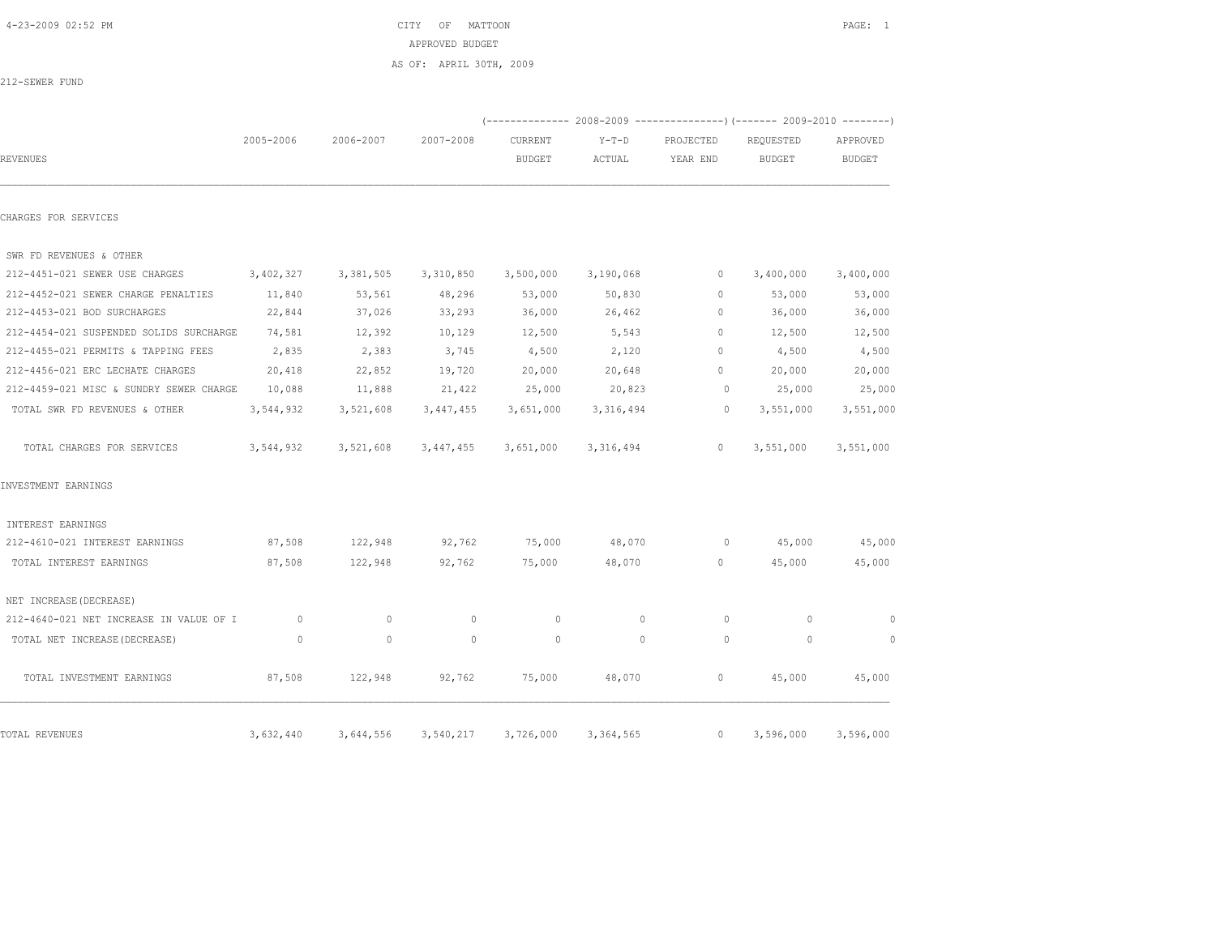# CITY OF MATTOON

APPROVED BUDGET

AS OF: APRIL 30TH, 2009

212-SEWER FUND

| REVENUES | 2005-2006 | 2006-2007 | 2007-2008 | 2008-2009 CURRENT BUDGET | 2008-2009 Y-T-D ACTUAL | 2008-2009 PROJECTED YEAR END | 2009-2010 REQUESTED BUDGET | 2009-2010 APPROVED BUDGET |
|---|---|---|---|---|---|---|---|---|
| **CHARGES FOR SERVICES** | | | | | | | | |
| SWR FD REVENUES & OTHER | | | | | | | | |
| 212-4451-021 SEWER USE CHARGES | 3,402,327 | 3,381,505 | 3,310,850 | 3,500,000 | 3,190,068 | 0 | 3,400,000 | 3,400,000 |
| 212-4452-021 SEWER CHARGE PENALTIES | 11,840 | 53,561 | 48,296 | 53,000 | 50,830 | 0 | 53,000 | 53,000 |
| 212-4453-021 BOD SURCHARGES | 22,844 | 37,026 | 33,293 | 36,000 | 26,462 | 0 | 36,000 | 36,000 |
| 212-4454-021 SUSPENDED SOLIDS SURCHARGE | 74,581 | 12,392 | 10,129 | 12,500 | 5,543 | 0 | 12,500 | 12,500 |
| 212-4455-021 PERMITS & TAPPING FEES | 2,835 | 2,383 | 3,745 | 4,500 | 2,120 | 0 | 4,500 | 4,500 |
| 212-4456-021 ERC LECHATE CHARGES | 20,418 | 22,852 | 19,720 | 20,000 | 20,648 | 0 | 20,000 | 20,000 |
| 212-4459-021 MISC & SUNDRY SEWER CHARGE | 10,088 | 11,888 | 21,422 | 25,000 | 20,823 | 0 | 25,000 | 25,000 |
| TOTAL SWR FD REVENUES & OTHER | 3,544,932 | 3,521,608 | 3,447,455 | 3,651,000 | 3,316,494 | 0 | 3,551,000 | 3,551,000 |
| TOTAL CHARGES FOR SERVICES | 3,544,932 | 3,521,608 | 3,447,455 | 3,651,000 | 3,316,494 | 0 | 3,551,000 | 3,551,000 |
| **INVESTMENT EARNINGS** | | | | | | | | |
| INTEREST EARNINGS | | | | | | | | |
| 212-4610-021 INTEREST EARNINGS | 87,508 | 122,948 | 92,762 | 75,000 | 48,070 | 0 | 45,000 | 45,000 |
| TOTAL INTEREST EARNINGS | 87,508 | 122,948 | 92,762 | 75,000 | 48,070 | 0 | 45,000 | 45,000 |
| NET INCREASE(DECREASE) | | | | | | | | |
| 212-4640-021 NET INCREASE IN VALUE OF I | 0 | 0 | 0 | 0 | 0 | 0 | 0 | 0 |
| TOTAL NET INCREASE(DECREASE) | 0 | 0 | 0 | 0 | 0 | 0 | 0 | 0 |
| TOTAL INVESTMENT EARNINGS | 87,508 | 122,948 | 92,762 | 75,000 | 48,070 | 0 | 45,000 | 45,000 |
| **TOTAL REVENUES** | 3,632,440 | 3,644,556 | 3,540,217 | 3,726,000 | 3,364,565 | 0 | 3,596,000 | 3,596,000 |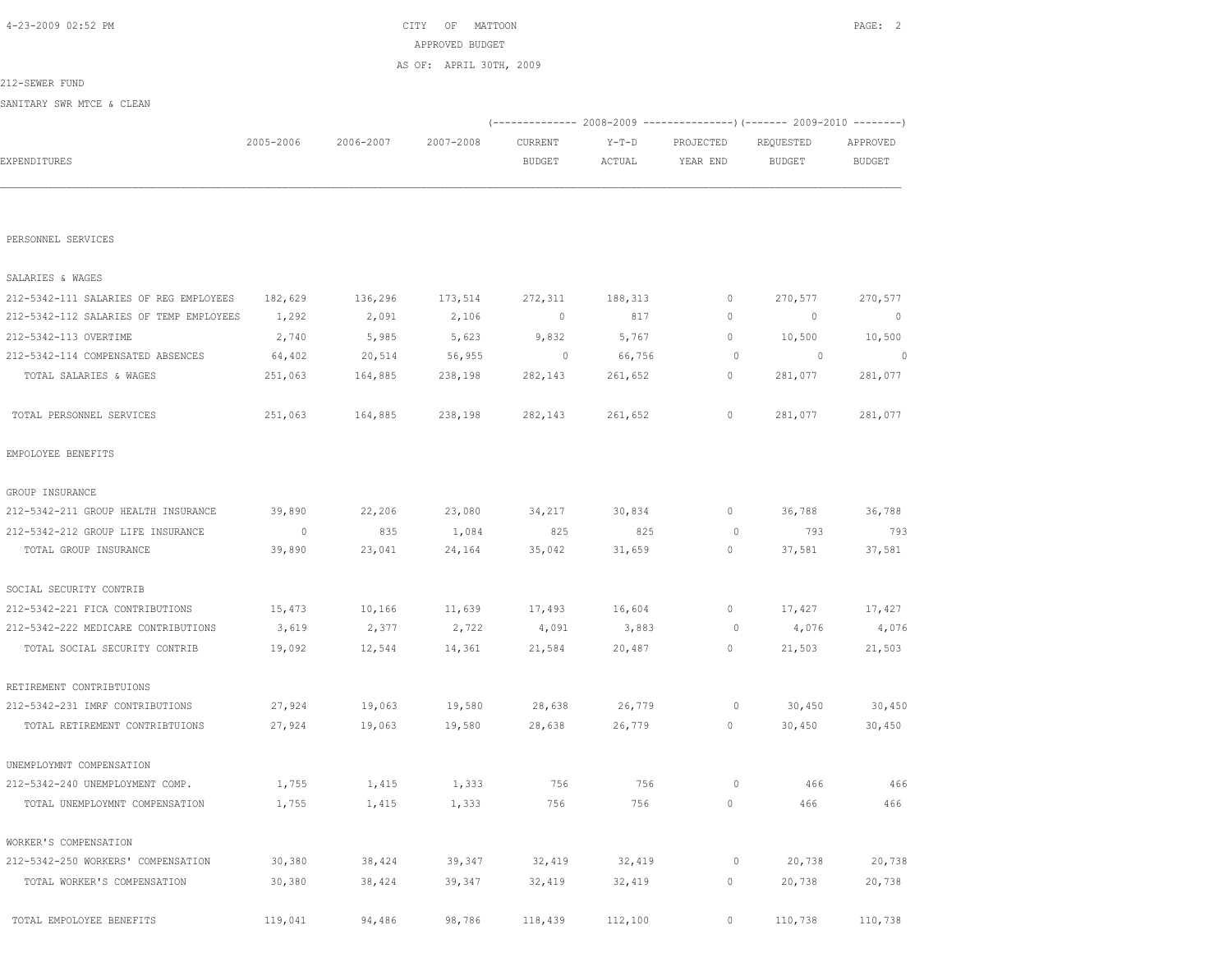CITY OF MATTOON
APPROVED BUDGET
AS OF: APRIL 30TH, 2009

212-SEWER FUND

SANITARY SWR MTCE & CLEAN

| EXPENDITURES | 2005-2006 | 2006-2007 | 2007-2008 | 2008-2009 CURRENT BUDGET | 2008-2009 Y-T-D ACTUAL | 2008-2009 PROJECTED YEAR END | 2009-2010 REQUESTED BUDGET | 2009-2010 APPROVED BUDGET |
|---|---|---|---|---|---|---|---|---|
| PERSONNEL SERVICES | | | | | | | | |
| SALARIES & WAGES | | | | | | | | |
| 212-5342-111 SALARIES OF REG EMPLOYEES | 182,629 | 136,296 | 173,514 | 272,311 | 188,313 | 0 | 270,577 | 270,577 |
| 212-5342-112 SALARIES OF TEMP EMPLOYEES | 1,292 | 2,091 | 2,106 | 0 | 817 | 0 | 0 | 0 |
| 212-5342-113 OVERTIME | 2,740 | 5,985 | 5,623 | 9,832 | 5,767 | 0 | 10,500 | 10,500 |
| 212-5342-114 COMPENSATED ABSENCES | 64,402 | 20,514 | 56,955 | 0 | 66,756 | 0 | 0 | 0 |
| TOTAL SALARIES & WAGES | 251,063 | 164,885 | 238,198 | 282,143 | 261,652 | 0 | 281,077 | 281,077 |
| TOTAL PERSONNEL SERVICES | 251,063 | 164,885 | 238,198 | 282,143 | 261,652 | 0 | 281,077 | 281,077 |
| EMPOLOYEE BENEFITS | | | | | | | | |
| GROUP INSURANCE | | | | | | | | |
| 212-5342-211 GROUP HEALTH INSURANCE | 39,890 | 22,206 | 23,080 | 34,217 | 30,834 | 0 | 36,788 | 36,788 |
| 212-5342-212 GROUP LIFE INSURANCE | 0 | 835 | 1,084 | 825 | 825 | 0 | 793 | 793 |
| TOTAL GROUP INSURANCE | 39,890 | 23,041 | 24,164 | 35,042 | 31,659 | 0 | 37,581 | 37,581 |
| SOCIAL SECURITY CONTRIB | | | | | | | | |
| 212-5342-221 FICA CONTRIBUTIONS | 15,473 | 10,166 | 11,639 | 17,493 | 16,604 | 0 | 17,427 | 17,427 |
| 212-5342-222 MEDICARE CONTRIBUTIONS | 3,619 | 2,377 | 2,722 | 4,091 | 3,883 | 0 | 4,076 | 4,076 |
| TOTAL SOCIAL SECURITY CONTRIB | 19,092 | 12,544 | 14,361 | 21,584 | 20,487 | 0 | 21,503 | 21,503 |
| RETIREMENT CONTRIBTUIONS | | | | | | | | |
| 212-5342-231 IMRF CONTRIBUTIONS | 27,924 | 19,063 | 19,580 | 28,638 | 26,779 | 0 | 30,450 | 30,450 |
| TOTAL RETIREMENT CONTRIBTUIONS | 27,924 | 19,063 | 19,580 | 28,638 | 26,779 | 0 | 30,450 | 30,450 |
| UNEMPLOYMNT COMPENSATION | | | | | | | | |
| 212-5342-240 UNEMPLOYMENT COMP. | 1,755 | 1,415 | 1,333 | 756 | 756 | 0 | 466 | 466 |
| TOTAL UNEMPLOYMNT COMPENSATION | 1,755 | 1,415 | 1,333 | 756 | 756 | 0 | 466 | 466 |
| WORKER'S COMPENSATION | | | | | | | | |
| 212-5342-250 WORKERS' COMPENSATION | 30,380 | 38,424 | 39,347 | 32,419 | 32,419 | 0 | 20,738 | 20,738 |
| TOTAL WORKER'S COMPENSATION | 30,380 | 38,424 | 39,347 | 32,419 | 32,419 | 0 | 20,738 | 20,738 |
| TOTAL EMPOLOYEE BENEFITS | 119,041 | 94,486 | 98,786 | 118,439 | 112,100 | 0 | 110,738 | 110,738 |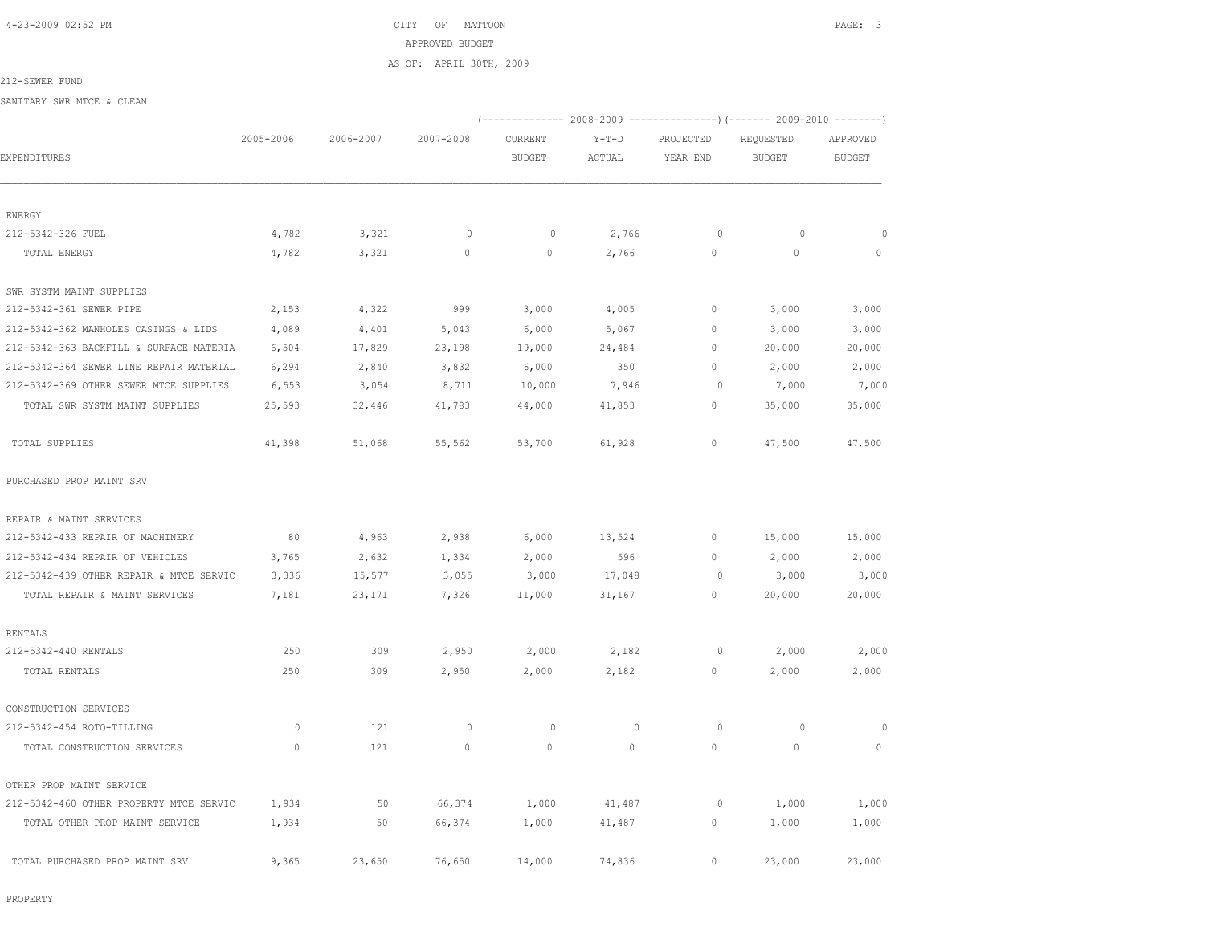CITY OF MATTOON

APPROVED BUDGET

AS OF: APRIL 30TH, 2009

212-SEWER FUND

SANITARY SWR MTCE & CLEAN

| EXPENDITURES | 2005-2006 | 2006-2007 | 2007-2008 | 2008-2009 CURRENT BUDGET | 2008-2009 Y-T-D ACTUAL | 2008-2009 PROJECTED YEAR END | 2009-2010 REQUESTED BUDGET | 2009-2010 APPROVED BUDGET |
|---|---|---|---|---|---|---|---|---|
| ENERGY | | | | | | | | |
| 212-5342-326 FUEL | 4,782 | 3,321 | 0 | 0 | 2,766 | 0 | 0 | 0 |
| TOTAL ENERGY | 4,782 | 3,321 | 0 | 0 | 2,766 | 0 | 0 | 0 |
| SWR SYSTM MAINT SUPPLIES | | | | | | | | |
| 212-5342-361 SEWER PIPE | 2,153 | 4,322 | 999 | 3,000 | 4,005 | 0 | 3,000 | 3,000 |
| 212-5342-362 MANHOLES CASINGS & LIDS | 4,089 | 4,401 | 5,043 | 6,000 | 5,067 | 0 | 3,000 | 3,000 |
| 212-5342-363 BACKFILL & SURFACE MATERIA | 6,504 | 17,829 | 23,198 | 19,000 | 24,484 | 0 | 20,000 | 20,000 |
| 212-5342-364 SEWER LINE REPAIR MATERIAL | 6,294 | 2,840 | 3,832 | 6,000 | 350 | 0 | 2,000 | 2,000 |
| 212-5342-369 OTHER SEWER MTCE SUPPLIES | 6,553 | 3,054 | 8,711 | 10,000 | 7,946 | 0 | 7,000 | 7,000 |
| TOTAL SWR SYSTM MAINT SUPPLIES | 25,593 | 32,446 | 41,783 | 44,000 | 41,853 | 0 | 35,000 | 35,000 |
| TOTAL SUPPLIES | 41,398 | 51,068 | 55,562 | 53,700 | 61,928 | 0 | 47,500 | 47,500 |
| PURCHASED PROP MAINT SRV | | | | | | | | |
| REPAIR & MAINT SERVICES | | | | | | | | |
| 212-5342-433 REPAIR OF MACHINERY | 80 | 4,963 | 2,938 | 6,000 | 13,524 | 0 | 15,000 | 15,000 |
| 212-5342-434 REPAIR OF VEHICLES | 3,765 | 2,632 | 1,334 | 2,000 | 596 | 0 | 2,000 | 2,000 |
| 212-5342-439 OTHER REPAIR & MTCE SERVIC | 3,336 | 15,577 | 3,055 | 3,000 | 17,048 | 0 | 3,000 | 3,000 |
| TOTAL REPAIR & MAINT SERVICES | 7,181 | 23,171 | 7,326 | 11,000 | 31,167 | 0 | 20,000 | 20,000 |
| RENTALS | | | | | | | | |
| 212-5342-440 RENTALS | 250 | 309 | 2,950 | 2,000 | 2,182 | 0 | 2,000 | 2,000 |
| TOTAL RENTALS | 250 | 309 | 2,950 | 2,000 | 2,182 | 0 | 2,000 | 2,000 |
| CONSTRUCTION SERVICES | | | | | | | | |
| 212-5342-454 ROTO-TILLING | 0 | 121 | 0 | 0 | 0 | 0 | 0 | 0 |
| TOTAL CONSTRUCTION SERVICES | 0 | 121 | 0 | 0 | 0 | 0 | 0 | 0 |
| OTHER PROP MAINT SERVICE | | | | | | | | |
| 212-5342-460 OTHER PROPERTY MTCE SERVIC | 1,934 | 50 | 66,374 | 1,000 | 41,487 | 0 | 1,000 | 1,000 |
| TOTAL OTHER PROP MAINT SERVICE | 1,934 | 50 | 66,374 | 1,000 | 41,487 | 0 | 1,000 | 1,000 |
| TOTAL PURCHASED PROP MAINT SRV | 9,365 | 23,650 | 76,650 | 14,000 | 74,836 | 0 | 23,000 | 23,000 |
| PROPERTY | | | | | | | | |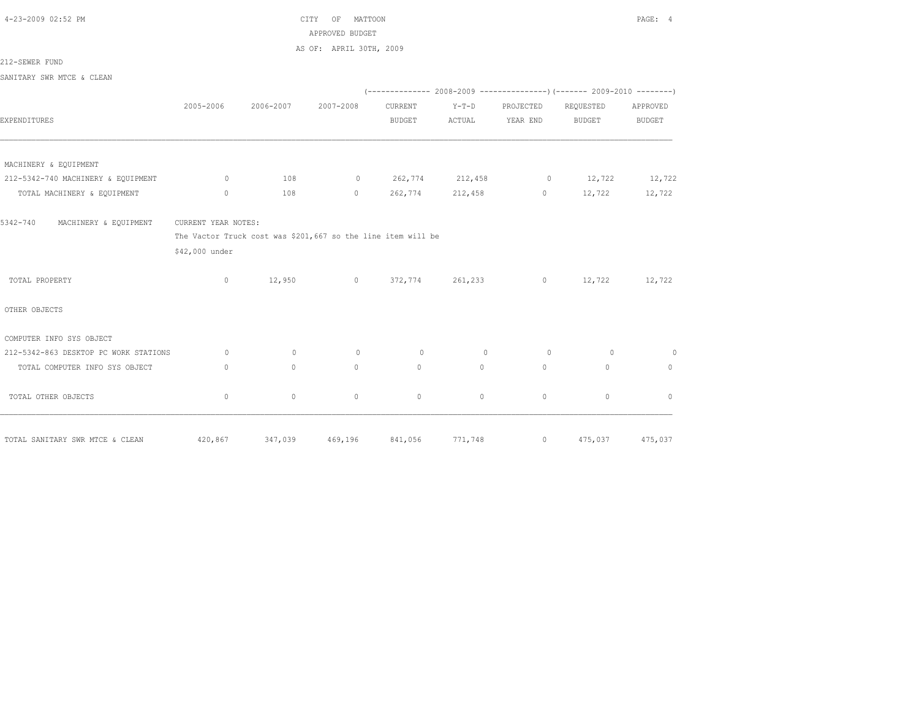CITY OF MATTOON
APPROVED BUDGET
AS OF: APRIL 30TH, 2009

212-SEWER FUND

SANITARY SWR MTCE & CLEAN

| EXPENDITURES | 2005-2006 | 2006-2007 | 2007-2008 | 2008-2009 CURRENT BUDGET | 2008-2009 Y-T-D ACTUAL | 2008-2009 PROJECTED YEAR END | 2009-2010 REQUESTED BUDGET | 2009-2010 APPROVED BUDGET |
|---|---|---|---|---|---|---|---|---|
| MACHINERY & EQUIPMENT | | | | | | | | |
| 212-5342-740 MACHINERY & EQUIPMENT | 0 | 108 | 0 | 262,774 | 212,458 | 0 | 12,722 | 12,722 |
| TOTAL MACHINERY & EQUIPMENT | 0 | 108 | 0 | 262,774 | 212,458 | 0 | 12,722 | 12,722 |

5342-740 MACHINERY & EQUIPMENT CURRENT YEAR NOTES:
The Vactor Truck cost was $201,667 so the line item will be
$42,000 under

| EXPENDITURES | 2005-2006 | 2006-2007 | 2007-2008 | 2008-2009 CURRENT BUDGET | 2008-2009 Y-T-D ACTUAL | 2008-2009 PROJECTED YEAR END | 2009-2010 REQUESTED BUDGET | 2009-2010 APPROVED BUDGET |
|---|---|---|---|---|---|---|---|---|
| TOTAL PROPERTY | 0 | 12,950 | 0 | 372,774 | 261,233 | 0 | 12,722 | 12,722 |
| OTHER OBJECTS | | | | | | | | |
| COMPUTER INFO SYS OBJECT | | | | | | | | |
| 212-5342-863 DESKTOP PC WORK STATIONS | 0 | 0 | 0 | 0 | 0 | 0 | 0 | 0 |
| TOTAL COMPUTER INFO SYS OBJECT | 0 | 0 | 0 | 0 | 0 | 0 | 0 | 0 |
| TOTAL OTHER OBJECTS | 0 | 0 | 0 | 0 | 0 | 0 | 0 | 0 |
| TOTAL SANITARY SWR MTCE & CLEAN | 420,867 | 347,039 | 469,196 | 841,056 | 771,748 | 0 | 475,037 | 475,037 |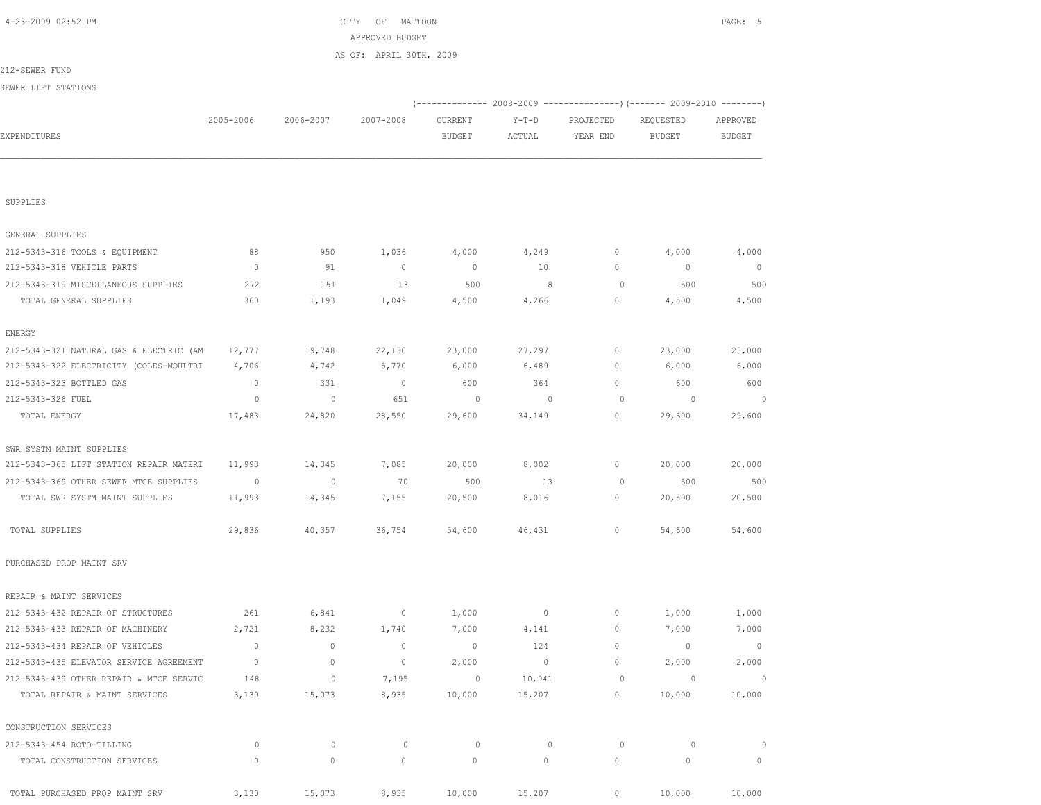CITY OF MATTOON
APPROVED BUDGET
AS OF: APRIL 30TH, 2009

212-SEWER FUND
SEWER LIFT STATIONS

| EXPENDITURES | 2005-2006 | 2006-2007 | 2007-2008 | 2008-2009 CURRENT BUDGET | 2008-2009 Y-T-D ACTUAL | 2008-2009 PROJECTED YEAR END | 2009-2010 REQUESTED BUDGET | 2009-2010 APPROVED BUDGET |
|---|---|---|---|---|---|---|---|---|
| SUPPLIES | | | | | | | | |
| GENERAL SUPPLIES | | | | | | | | |
| 212-5343-316 TOOLS & EQUIPMENT | 88 | 950 | 1,036 | 4,000 | 4,249 | 0 | 4,000 | 4,000 |
| 212-5343-318 VEHICLE PARTS | 0 | 91 | 0 | 0 | 10 | 0 | 0 | 0 |
| 212-5343-319 MISCELLANEOUS SUPPLIES | 272 | 151 | 13 | 500 | 8 | 0 | 500 | 500 |
| TOTAL GENERAL SUPPLIES | 360 | 1,193 | 1,049 | 4,500 | 4,266 | 0 | 4,500 | 4,500 |
| ENERGY | | | | | | | | |
| 212-5343-321 NATURAL GAS & ELECTRIC (AM | 12,777 | 19,748 | 22,130 | 23,000 | 27,297 | 0 | 23,000 | 23,000 |
| 212-5343-322 ELECTRICITY (COLES-MOULTRI | 4,706 | 4,742 | 5,770 | 6,000 | 6,489 | 0 | 6,000 | 6,000 |
| 212-5343-323 BOTTLED GAS | 0 | 331 | 0 | 600 | 364 | 0 | 600 | 600 |
| 212-5343-326 FUEL | 0 | 0 | 651 | 0 | 0 | 0 | 0 | 0 |
| TOTAL ENERGY | 17,483 | 24,820 | 28,550 | 29,600 | 34,149 | 0 | 29,600 | 29,600 |
| SWR SYSTM MAINT SUPPLIES | | | | | | | | |
| 212-5343-365 LIFT STATION REPAIR MATERI | 11,993 | 14,345 | 7,085 | 20,000 | 8,002 | 0 | 20,000 | 20,000 |
| 212-5343-369 OTHER SEWER MTCE SUPPLIES | 0 | 0 | 70 | 500 | 13 | 0 | 500 | 500 |
| TOTAL SWR SYSTM MAINT SUPPLIES | 11,993 | 14,345 | 7,155 | 20,500 | 8,016 | 0 | 20,500 | 20,500 |
| TOTAL SUPPLIES | 29,836 | 40,357 | 36,754 | 54,600 | 46,431 | 0 | 54,600 | 54,600 |
| PURCHASED PROP MAINT SRV | | | | | | | | |
| REPAIR & MAINT SERVICES | | | | | | | | |
| 212-5343-432 REPAIR OF STRUCTURES | 261 | 6,841 | 0 | 1,000 | 0 | 0 | 1,000 | 1,000 |
| 212-5343-433 REPAIR OF MACHINERY | 2,721 | 8,232 | 1,740 | 7,000 | 4,141 | 0 | 7,000 | 7,000 |
| 212-5343-434 REPAIR OF VEHICLES | 0 | 0 | 0 | 0 | 124 | 0 | 0 | 0 |
| 212-5343-435 ELEVATOR SERVICE AGREEMENT | 0 | 0 | 0 | 2,000 | 0 | 0 | 2,000 | 2,000 |
| 212-5343-439 OTHER REPAIR & MTCE SERVIC | 148 | 0 | 7,195 | 0 | 10,941 | 0 | 0 | 0 |
| TOTAL REPAIR & MAINT SERVICES | 3,130 | 15,073 | 8,935 | 10,000 | 15,207 | 0 | 10,000 | 10,000 |
| CONSTRUCTION SERVICES | | | | | | | | |
| 212-5343-454 ROTO-TILLING | 0 | 0 | 0 | 0 | 0 | 0 | 0 | 0 |
| TOTAL CONSTRUCTION SERVICES | 0 | 0 | 0 | 0 | 0 | 0 | 0 | 0 |
| TOTAL PURCHASED PROP MAINT SRV | 3,130 | 15,073 | 8,935 | 10,000 | 15,207 | 0 | 10,000 | 10,000 |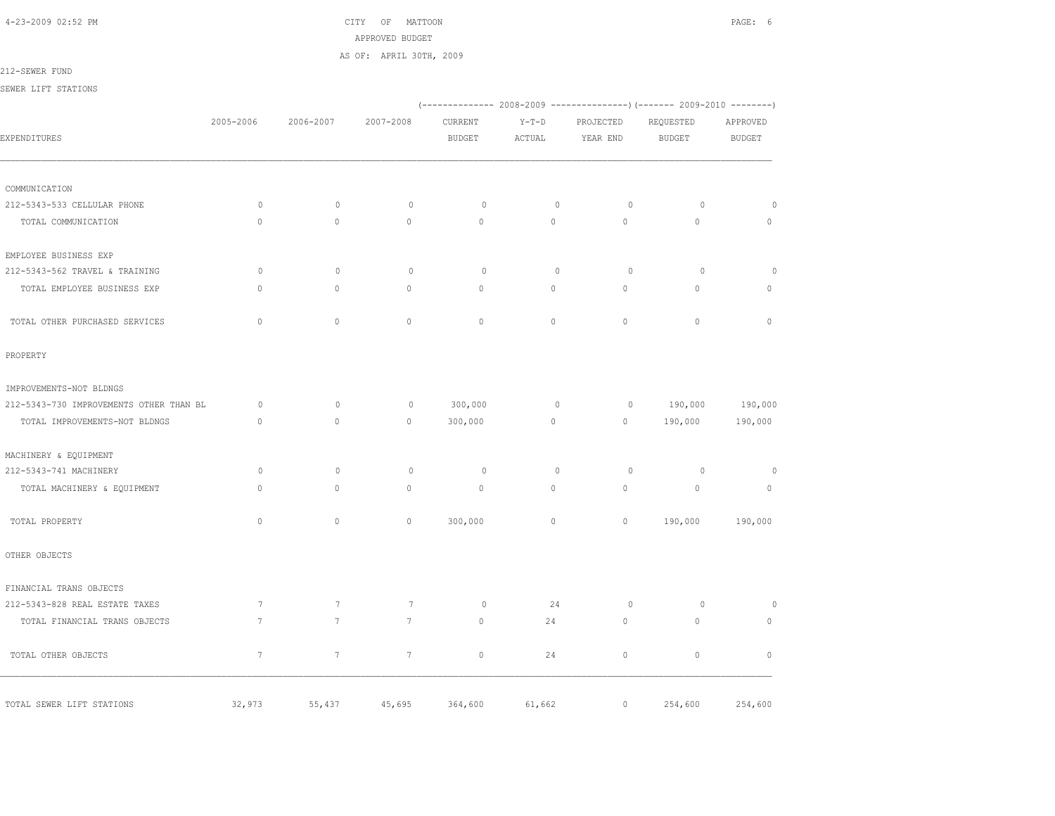CITY OF MATTOON

APPROVED BUDGET

AS OF: APRIL 30TH, 2009

212-SEWER FUND

SEWER LIFT STATIONS

| EXPENDITURES | 2005-2006 | 2006-2007 | 2007-2008 | 2008-2009 CURRENT BUDGET | 2008-2009 Y-T-D ACTUAL | 2008-2009 PROJECTED YEAR END | 2009-2010 REQUESTED BUDGET | 2009-2010 APPROVED BUDGET |
|---|---|---|---|---|---|---|---|---|
| COMMUNICATION | | | | | | | | |
| 212-5343-533 CELLULAR PHONE | 0 | 0 | 0 | 0 | 0 | 0 | 0 | 0 |
| TOTAL COMMUNICATION | 0 | 0 | 0 | 0 | 0 | 0 | 0 | 0 |
| EMPLOYEE BUSINESS EXP | | | | | | | | |
| 212-5343-562 TRAVEL & TRAINING | 0 | 0 | 0 | 0 | 0 | 0 | 0 | 0 |
| TOTAL EMPLOYEE BUSINESS EXP | 0 | 0 | 0 | 0 | 0 | 0 | 0 | 0 |
| TOTAL OTHER PURCHASED SERVICES | 0 | 0 | 0 | 0 | 0 | 0 | 0 | 0 |
| PROPERTY | | | | | | | | |
| IMPROVEMENTS-NOT BLDNGS | | | | | | | | |
| 212-5343-730 IMPROVEMENTS OTHER THAN BL | 0 | 0 | 0 | 300,000 | 0 | 0 | 190,000 | 190,000 |
| TOTAL IMPROVEMENTS-NOT BLDNGS | 0 | 0 | 0 | 300,000 | 0 | 0 | 190,000 | 190,000 |
| MACHINERY & EQUIPMENT | | | | | | | | |
| 212-5343-741 MACHINERY | 0 | 0 | 0 | 0 | 0 | 0 | 0 | 0 |
| TOTAL MACHINERY & EQUIPMENT | 0 | 0 | 0 | 0 | 0 | 0 | 0 | 0 |
| TOTAL PROPERTY | 0 | 0 | 0 | 300,000 | 0 | 0 | 190,000 | 190,000 |
| OTHER OBJECTS | | | | | | | | |
| FINANCIAL TRANS OBJECTS | | | | | | | | |
| 212-5343-828 REAL ESTATE TAXES | 7 | 7 | 7 | 0 | 24 | 0 | 0 | 0 |
| TOTAL FINANCIAL TRANS OBJECTS | 7 | 7 | 7 | 0 | 24 | 0 | 0 | 0 |
| TOTAL OTHER OBJECTS | 7 | 7 | 7 | 0 | 24 | 0 | 0 | 0 |
| TOTAL SEWER LIFT STATIONS | 32,973 | 55,437 | 45,695 | 364,600 | 61,662 | 0 | 254,600 | 254,600 |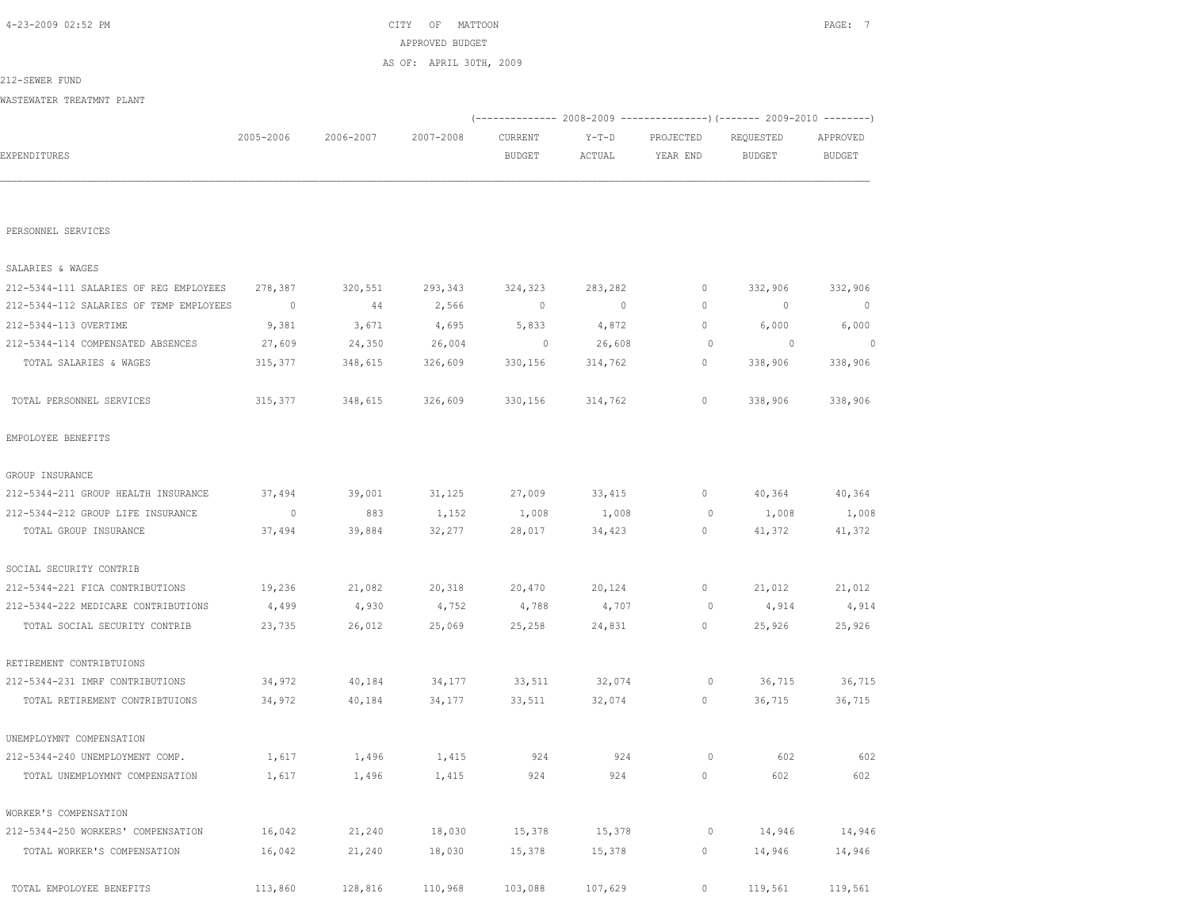CITY OF MATTOON
APPROVED BUDGET
AS OF: APRIL 30TH, 2009

212-SEWER FUND

WASTEWATER TREATMNT PLANT

| EXPENDITURES | 2005-2006 | 2006-2007 | 2007-2008 | 2008-2009 CURRENT BUDGET | 2008-2009 Y-T-D ACTUAL | 2008-2009 PROJECTED YEAR END | 2009-2010 REQUESTED BUDGET | 2009-2010 APPROVED BUDGET |
|---|---|---|---|---|---|---|---|---|
| PERSONNEL SERVICES | | | | | | | | |
| SALARIES & WAGES | | | | | | | | |
| 212-5344-111 SALARIES OF REG EMPLOYEES | 278,387 | 320,551 | 293,343 | 324,323 | 283,282 | 0 | 332,906 | 332,906 |
| 212-5344-112 SALARIES OF TEMP EMPLOYEES | 0 | 44 | 2,566 | 0 | 0 | 0 | 0 | 0 |
| 212-5344-113 OVERTIME | 9,381 | 3,671 | 4,695 | 5,833 | 4,872 | 0 | 6,000 | 6,000 |
| 212-5344-114 COMPENSATED ABSENCES | 27,609 | 24,350 | 26,004 | 0 | 26,608 | 0 | 0 | 0 |
| TOTAL SALARIES & WAGES | 315,377 | 348,615 | 326,609 | 330,156 | 314,762 | 0 | 338,906 | 338,906 |
| TOTAL PERSONNEL SERVICES | 315,377 | 348,615 | 326,609 | 330,156 | 314,762 | 0 | 338,906 | 338,906 |
| EMPOLOYEE BENEFITS | | | | | | | | |
| GROUP INSURANCE | | | | | | | | |
| 212-5344-211 GROUP HEALTH INSURANCE | 37,494 | 39,001 | 31,125 | 27,009 | 33,415 | 0 | 40,364 | 40,364 |
| 212-5344-212 GROUP LIFE INSURANCE | 0 | 883 | 1,152 | 1,008 | 1,008 | 0 | 1,008 | 1,008 |
| TOTAL GROUP INSURANCE | 37,494 | 39,884 | 32,277 | 28,017 | 34,423 | 0 | 41,372 | 41,372 |
| SOCIAL SECURITY CONTRIB | | | | | | | | |
| 212-5344-221 FICA CONTRIBUTIONS | 19,236 | 21,082 | 20,318 | 20,470 | 20,124 | 0 | 21,012 | 21,012 |
| 212-5344-222 MEDICARE CONTRIBUTIONS | 4,499 | 4,930 | 4,752 | 4,788 | 4,707 | 0 | 4,914 | 4,914 |
| TOTAL SOCIAL SECURITY CONTRIB | 23,735 | 26,012 | 25,069 | 25,258 | 24,831 | 0 | 25,926 | 25,926 |
| RETIREMENT CONTRIBTUIONS | | | | | | | | |
| 212-5344-231 IMRF CONTRIBUTIONS | 34,972 | 40,184 | 34,177 | 33,511 | 32,074 | 0 | 36,715 | 36,715 |
| TOTAL RETIREMENT CONTRIBTUIONS | 34,972 | 40,184 | 34,177 | 33,511 | 32,074 | 0 | 36,715 | 36,715 |
| UNEMPLOYMNT COMPENSATION | | | | | | | | |
| 212-5344-240 UNEMPLOYMENT COMP. | 1,617 | 1,496 | 1,415 | 924 | 924 | 0 | 602 | 602 |
| TOTAL UNEMPLOYMNT COMPENSATION | 1,617 | 1,496 | 1,415 | 924 | 924 | 0 | 602 | 602 |
| WORKER'S COMPENSATION | | | | | | | | |
| 212-5344-250 WORKERS' COMPENSATION | 16,042 | 21,240 | 18,030 | 15,378 | 15,378 | 0 | 14,946 | 14,946 |
| TOTAL WORKER'S COMPENSATION | 16,042 | 21,240 | 18,030 | 15,378 | 15,378 | 0 | 14,946 | 14,946 |
| TOTAL EMPOLOYEE BENEFITS | 113,860 | 128,816 | 110,968 | 103,088 | 107,629 | 0 | 119,561 | 119,561 |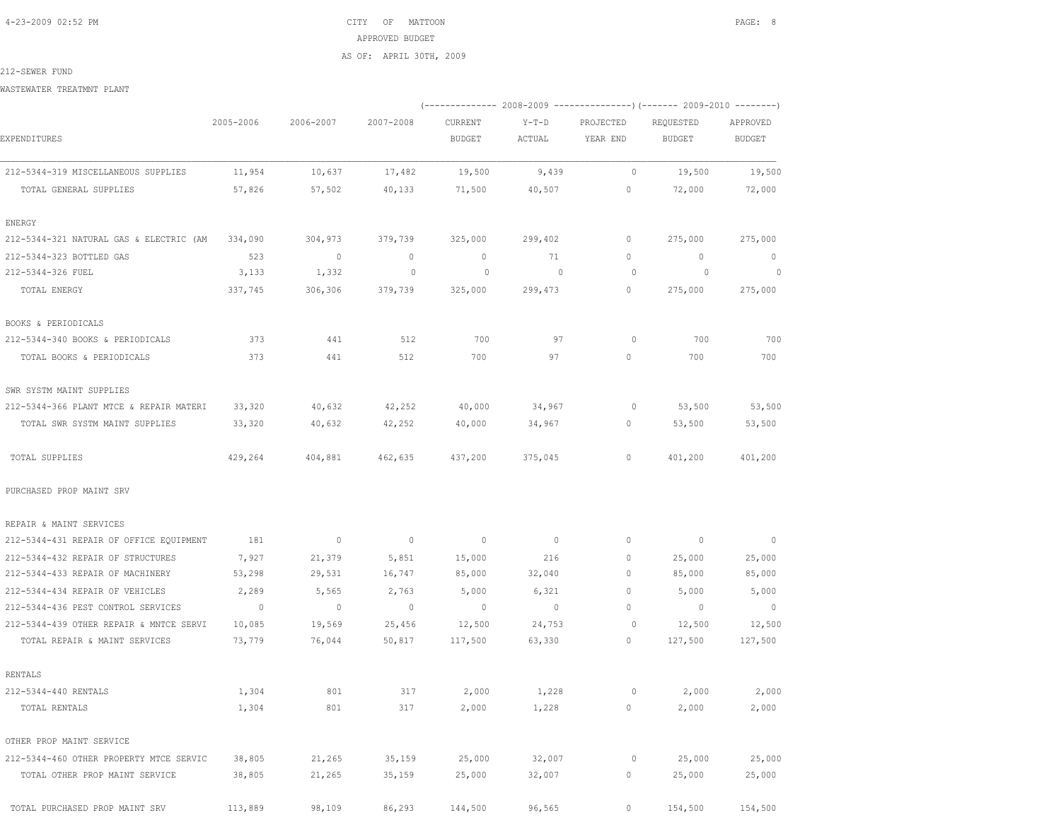CITY OF MATTOON
APPROVED BUDGET
AS OF: APRIL 30TH, 2009

212-SEWER FUND

WASTEWATER TREATMNT PLANT

| EXPENDITURES | 2005-2006 | 2006-2007 | 2007-2008 | 2008-2009 CURRENT BUDGET | 2008-2009 Y-T-D ACTUAL | 2008-2009 PROJECTED YEAR END | 2009-2010 REQUESTED BUDGET | 2009-2010 APPROVED BUDGET |
|---|---|---|---|---|---|---|---|---|
| 212-5344-319 MISCELLANEOUS SUPPLIES | 11,954 | 10,637 | 17,482 | 19,500 | 9,439 | 0 | 19,500 | 19,500 |
| TOTAL GENERAL SUPPLIES | 57,826 | 57,502 | 40,133 | 71,500 | 40,507 | 0 | 72,000 | 72,000 |
| ENERGY | | | | | | | | |
| 212-5344-321 NATURAL GAS & ELECTRIC (AM | 334,090 | 304,973 | 379,739 | 325,000 | 299,402 | 0 | 275,000 | 275,000 |
| 212-5344-323 BOTTLED GAS | 523 | 0 | 0 | 0 | 71 | 0 | 0 | 0 |
| 212-5344-326 FUEL | 3,133 | 1,332 | 0 | 0 | 0 | 0 | 0 | 0 |
| TOTAL ENERGY | 337,745 | 306,306 | 379,739 | 325,000 | 299,473 | 0 | 275,000 | 275,000 |
| BOOKS & PERIODICALS | | | | | | | | |
| 212-5344-340 BOOKS & PERIODICALS | 373 | 441 | 512 | 700 | 97 | 0 | 700 | 700 |
| TOTAL BOOKS & PERIODICALS | 373 | 441 | 512 | 700 | 97 | 0 | 700 | 700 |
| SWR SYSTM MAINT SUPPLIES | | | | | | | | |
| 212-5344-366 PLANT MTCE & REPAIR MATERI | 33,320 | 40,632 | 42,252 | 40,000 | 34,967 | 0 | 53,500 | 53,500 |
| TOTAL SWR SYSTM MAINT SUPPLIES | 33,320 | 40,632 | 42,252 | 40,000 | 34,967 | 0 | 53,500 | 53,500 |
| TOTAL SUPPLIES | 429,264 | 404,881 | 462,635 | 437,200 | 375,045 | 0 | 401,200 | 401,200 |
| PURCHASED PROP MAINT SRV | | | | | | | | |
| REPAIR & MAINT SERVICES | | | | | | | | |
| 212-5344-431 REPAIR OF OFFICE EQUIPMENT | 181 | 0 | 0 | 0 | 0 | 0 | 0 | 0 |
| 212-5344-432 REPAIR OF STRUCTURES | 7,927 | 21,379 | 5,851 | 15,000 | 216 | 0 | 25,000 | 25,000 |
| 212-5344-433 REPAIR OF MACHINERY | 53,298 | 29,531 | 16,747 | 85,000 | 32,040 | 0 | 85,000 | 85,000 |
| 212-5344-434 REPAIR OF VEHICLES | 2,289 | 5,565 | 2,763 | 5,000 | 6,321 | 0 | 5,000 | 5,000 |
| 212-5344-436 PEST CONTROL SERVICES | 0 | 0 | 0 | 0 | 0 | 0 | 0 | 0 |
| 212-5344-439 OTHER REPAIR & MNTCE SERVI | 10,085 | 19,569 | 25,456 | 12,500 | 24,753 | 0 | 12,500 | 12,500 |
| TOTAL REPAIR & MAINT SERVICES | 73,779 | 76,044 | 50,817 | 117,500 | 63,330 | 0 | 127,500 | 127,500 |
| RENTALS | | | | | | | | |
| 212-5344-440 RENTALS | 1,304 | 801 | 317 | 2,000 | 1,228 | 0 | 2,000 | 2,000 |
| TOTAL RENTALS | 1,304 | 801 | 317 | 2,000 | 1,228 | 0 | 2,000 | 2,000 |
| OTHER PROP MAINT SERVICE | | | | | | | | |
| 212-5344-460 OTHER PROPERTY MTCE SERVIC | 38,805 | 21,265 | 35,159 | 25,000 | 32,007 | 0 | 25,000 | 25,000 |
| TOTAL OTHER PROP MAINT SERVICE | 38,805 | 21,265 | 35,159 | 25,000 | 32,007 | 0 | 25,000 | 25,000 |
| TOTAL PURCHASED PROP MAINT SRV | 113,889 | 98,109 | 86,293 | 144,500 | 96,565 | 0 | 154,500 | 154,500 |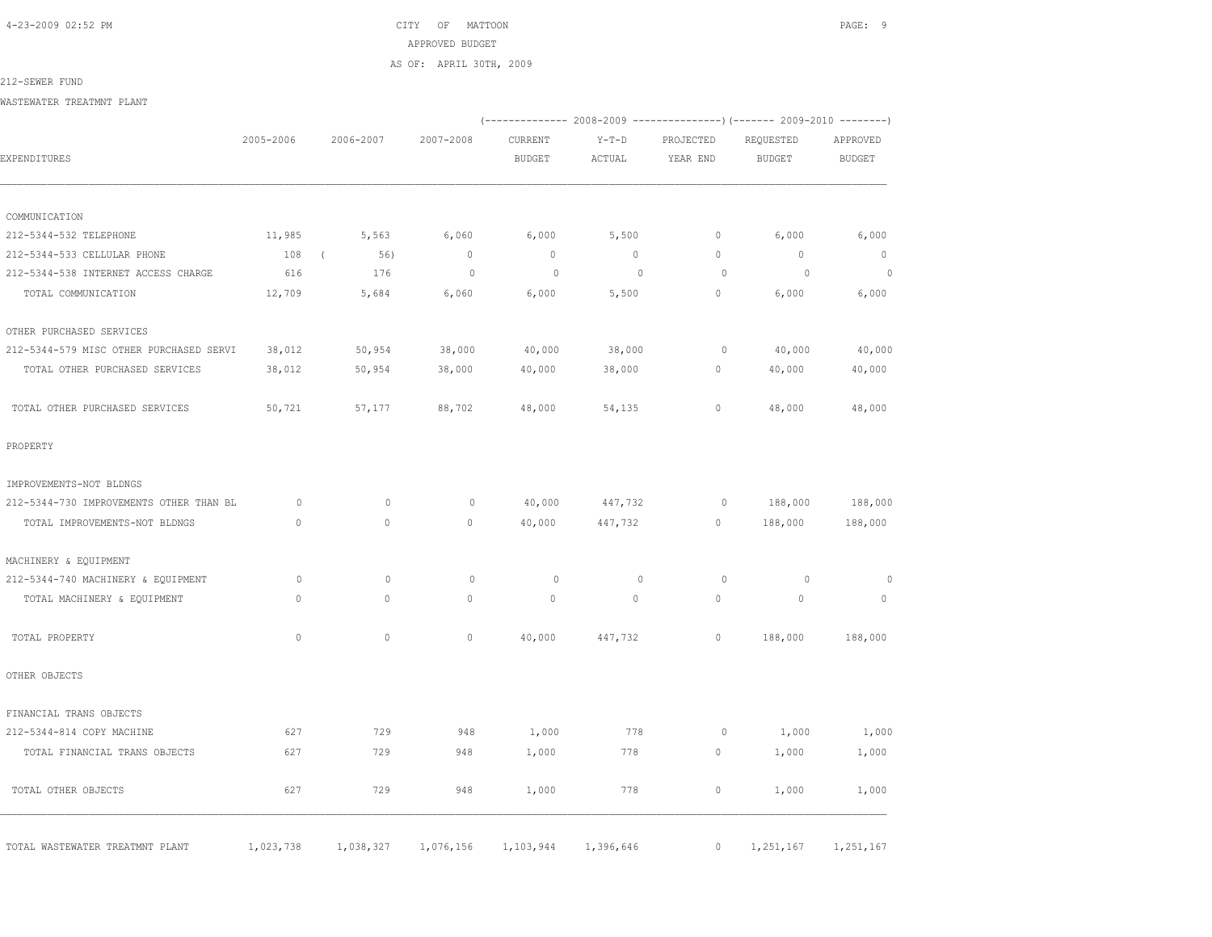CITY OF MATTOON
APPROVED BUDGET
AS OF: APRIL 30TH, 2009

212-SEWER FUND

WASTEWATER TREATMNT PLANT

| EXPENDITURES | 2005-2006 | 2006-2007 | 2007-2008 | 2008-2009 CURRENT BUDGET | 2008-2009 Y-T-D ACTUAL | 2008-2009 PROJECTED YEAR END | 2009-2010 REQUESTED BUDGET | 2009-2010 APPROVED BUDGET |
|---|---|---|---|---|---|---|---|---|
| COMMUNICATION | | | | | | | | |
| 212-5344-532 TELEPHONE | 11,985 | 5,563 | 6,060 | 6,000 | 5,500 | 0 | 6,000 | 6,000 |
| 212-5344-533 CELLULAR PHONE | 108 | ( 56) | 0 | 0 | 0 | 0 | 0 | 0 |
| 212-5344-538 INTERNET ACCESS CHARGE | 616 | 176 | 0 | 0 | 0 | 0 | 0 | 0 |
| TOTAL COMMUNICATION | 12,709 | 5,684 | 6,060 | 6,000 | 5,500 | 0 | 6,000 | 6,000 |
| OTHER PURCHASED SERVICES | | | | | | | | |
| 212-5344-579 MISC OTHER PURCHASED SERVI | 38,012 | 50,954 | 38,000 | 40,000 | 38,000 | 0 | 40,000 | 40,000 |
| TOTAL OTHER PURCHASED SERVICES | 38,012 | 50,954 | 38,000 | 40,000 | 38,000 | 0 | 40,000 | 40,000 |
| TOTAL OTHER PURCHASED SERVICES | 50,721 | 57,177 | 88,702 | 48,000 | 54,135 | 0 | 48,000 | 48,000 |
| PROPERTY | | | | | | | | |
| IMPROVEMENTS-NOT BLDNGS | | | | | | | | |
| 212-5344-730 IMPROVEMENTS OTHER THAN BL | 0 | 0 | 0 | 40,000 | 447,732 | 0 | 188,000 | 188,000 |
| TOTAL IMPROVEMENTS-NOT BLDNGS | 0 | 0 | 0 | 40,000 | 447,732 | 0 | 188,000 | 188,000 |
| MACHINERY & EQUIPMENT | | | | | | | | |
| 212-5344-740 MACHINERY & EQUIPMENT | 0 | 0 | 0 | 0 | 0 | 0 | 0 | 0 |
| TOTAL MACHINERY & EQUIPMENT | 0 | 0 | 0 | 0 | 0 | 0 | 0 | 0 |
| TOTAL PROPERTY | 0 | 0 | 0 | 40,000 | 447,732 | 0 | 188,000 | 188,000 |
| OTHER OBJECTS | | | | | | | | |
| FINANCIAL TRANS OBJECTS | | | | | | | | |
| 212-5344-814 COPY MACHINE | 627 | 729 | 948 | 1,000 | 778 | 0 | 1,000 | 1,000 |
| TOTAL FINANCIAL TRANS OBJECTS | 627 | 729 | 948 | 1,000 | 778 | 0 | 1,000 | 1,000 |
| TOTAL OTHER OBJECTS | 627 | 729 | 948 | 1,000 | 778 | 0 | 1,000 | 1,000 |
| TOTAL WASTEWATER TREATMNT PLANT | 1,023,738 | 1,038,327 | 1,076,156 | 1,103,944 | 1,396,646 | 0 | 1,251,167 | 1,251,167 |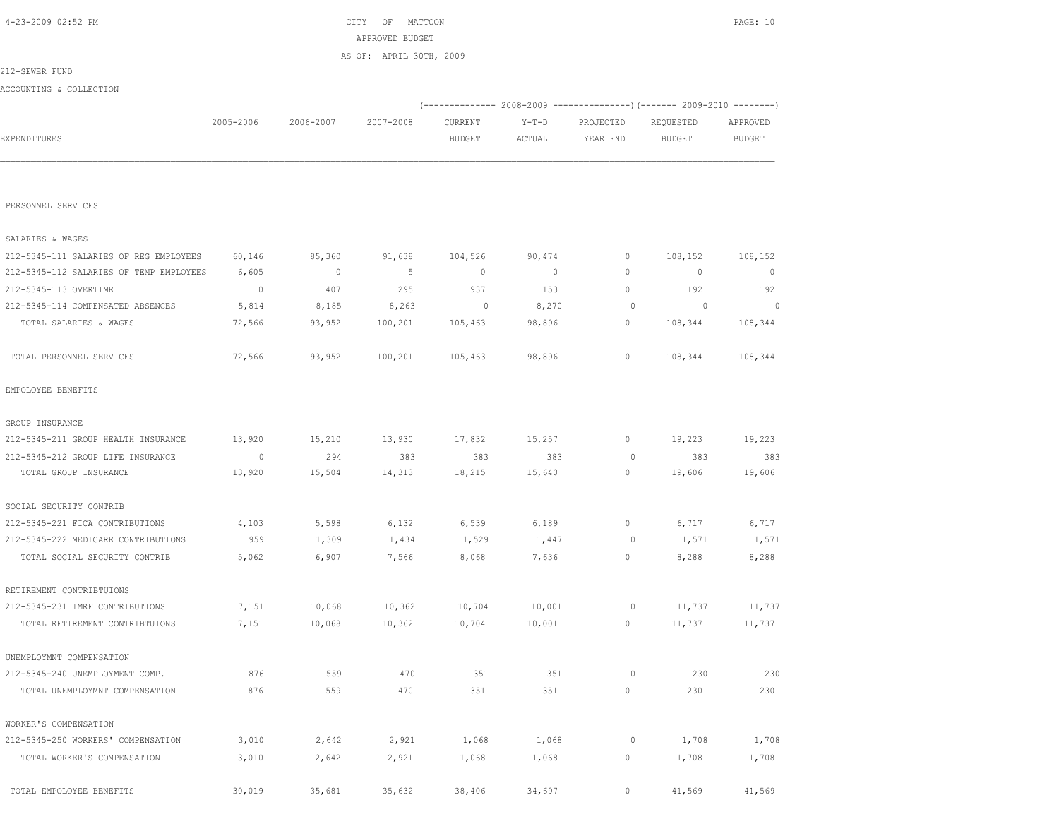CITY OF MATTOON

APPROVED BUDGET

AS OF: APRIL 30TH, 2009

212-SEWER FUND

ACCOUNTING & COLLECTION

| EXPENDITURES | 2005-2006 | 2006-2007 | 2007-2008 | 2008-2009 CURRENT BUDGET | 2008-2009 Y-T-D ACTUAL | 2008-2009 PROJECTED YEAR END | 2009-2010 REQUESTED BUDGET | 2009-2010 APPROVED BUDGET |
|---|---|---|---|---|---|---|---|---|
| PERSONNEL SERVICES | | | | | | | | |
| SALARIES & WAGES | | | | | | | | |
| 212-5345-111 SALARIES OF REG EMPLOYEES | 60,146 | 85,360 | 91,638 | 104,526 | 90,474 | 0 | 108,152 | 108,152 |
| 212-5345-112 SALARIES OF TEMP EMPLOYEES | 6,605 | 0 | 5 | 0 | 0 | 0 | 0 | 0 |
| 212-5345-113 OVERTIME | 0 | 407 | 295 | 937 | 153 | 0 | 192 | 192 |
| 212-5345-114 COMPENSATED ABSENCES | 5,814 | 8,185 | 8,263 | 0 | 8,270 | 0 | 0 | 0 |
| TOTAL SALARIES & WAGES | 72,566 | 93,952 | 100,201 | 105,463 | 98,896 | 0 | 108,344 | 108,344 |
| TOTAL PERSONNEL SERVICES | 72,566 | 93,952 | 100,201 | 105,463 | 98,896 | 0 | 108,344 | 108,344 |
| EMPOLOYEE BENEFITS | | | | | | | | |
| GROUP INSURANCE | | | | | | | | |
| 212-5345-211 GROUP HEALTH INSURANCE | 13,920 | 15,210 | 13,930 | 17,832 | 15,257 | 0 | 19,223 | 19,223 |
| 212-5345-212 GROUP LIFE INSURANCE | 0 | 294 | 383 | 383 | 383 | 0 | 383 | 383 |
| TOTAL GROUP INSURANCE | 13,920 | 15,504 | 14,313 | 18,215 | 15,640 | 0 | 19,606 | 19,606 |
| SOCIAL SECURITY CONTRIB | | | | | | | | |
| 212-5345-221 FICA CONTRIBUTIONS | 4,103 | 5,598 | 6,132 | 6,539 | 6,189 | 0 | 6,717 | 6,717 |
| 212-5345-222 MEDICARE CONTRIBUTIONS | 959 | 1,309 | 1,434 | 1,529 | 1,447 | 0 | 1,571 | 1,571 |
| TOTAL SOCIAL SECURITY CONTRIB | 5,062 | 6,907 | 7,566 | 8,068 | 7,636 | 0 | 8,288 | 8,288 |
| RETIREMENT CONTRIBTUIONS | | | | | | | | |
| 212-5345-231 IMRF CONTRIBUTIONS | 7,151 | 10,068 | 10,362 | 10,704 | 10,001 | 0 | 11,737 | 11,737 |
| TOTAL RETIREMENT CONTRIBTUIONS | 7,151 | 10,068 | 10,362 | 10,704 | 10,001 | 0 | 11,737 | 11,737 |
| UNEMPLOYMNT COMPENSATION | | | | | | | | |
| 212-5345-240 UNEMPLOYMENT COMP. | 876 | 559 | 470 | 351 | 351 | 0 | 230 | 230 |
| TOTAL UNEMPLOYMNT COMPENSATION | 876 | 559 | 470 | 351 | 351 | 0 | 230 | 230 |
| WORKER'S COMPENSATION | | | | | | | | |
| 212-5345-250 WORKERS' COMPENSATION | 3,010 | 2,642 | 2,921 | 1,068 | 1,068 | 0 | 1,708 | 1,708 |
| TOTAL WORKER'S COMPENSATION | 3,010 | 2,642 | 2,921 | 1,068 | 1,068 | 0 | 1,708 | 1,708 |
| TOTAL EMPOLOYEE BENEFITS | 30,019 | 35,681 | 35,632 | 38,406 | 34,697 | 0 | 41,569 | 41,569 |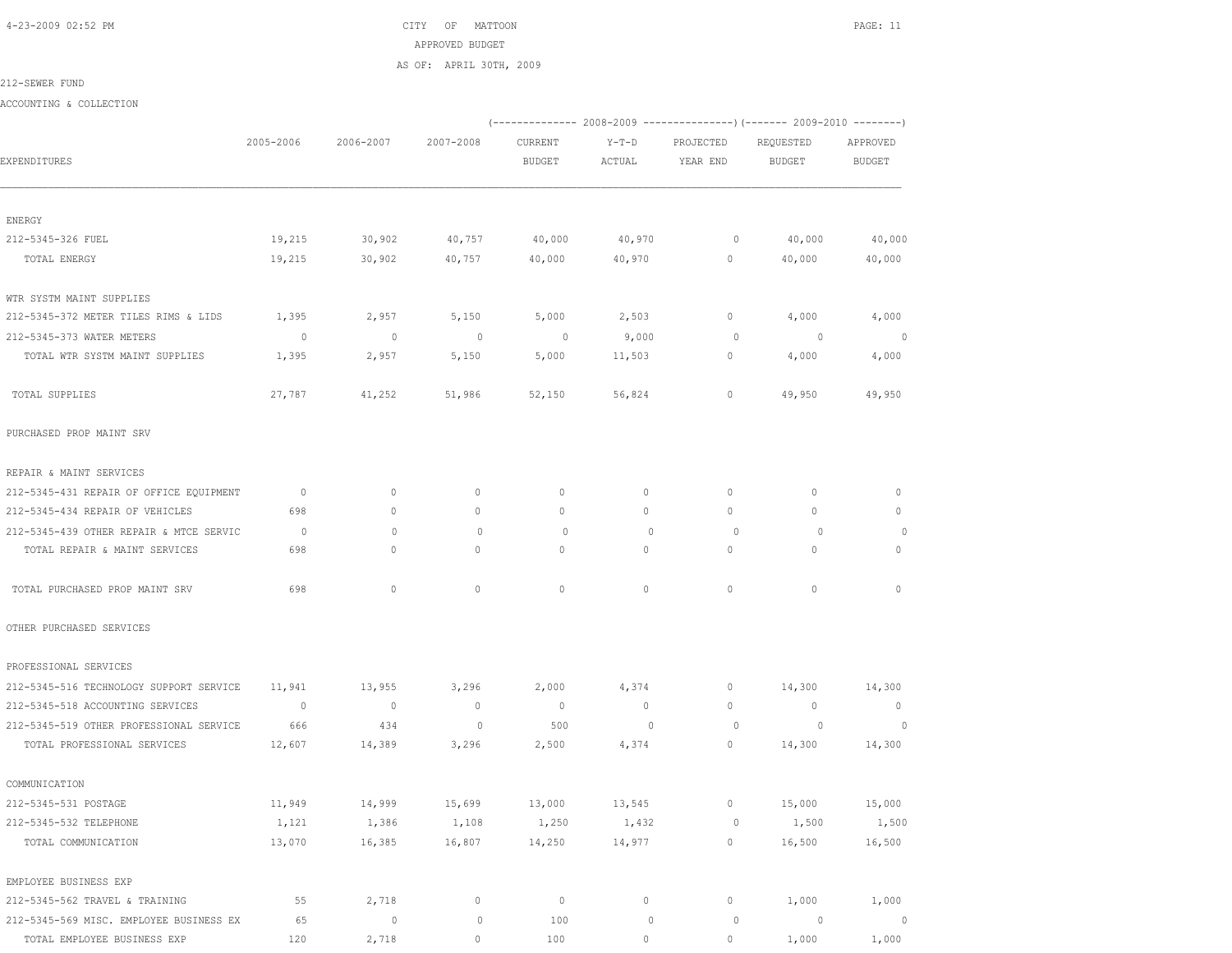CITY OF MATTOON

APPROVED BUDGET

AS OF: APRIL 30TH, 2009

212-SEWER FUND

ACCOUNTING & COLLECTION

| EXPENDITURES | 2005-2006 | 2006-2007 | 2007-2008 | 2008-2009 CURRENT BUDGET | 2008-2009 Y-T-D ACTUAL | 2008-2009 PROJECTED YEAR END | 2009-2010 REQUESTED BUDGET | 2009-2010 APPROVED BUDGET |
|---|---|---|---|---|---|---|---|---|
| ENERGY | | | | | | | | |
| 212-5345-326 FUEL | 19,215 | 30,902 | 40,757 | 40,000 | 40,970 | 0 | 40,000 | 40,000 |
| TOTAL ENERGY | 19,215 | 30,902 | 40,757 | 40,000 | 40,970 | 0 | 40,000 | 40,000 |
| WTR SYSTM MAINT SUPPLIES | | | | | | | | |
| 212-5345-372 METER TILES RIMS & LIDS | 1,395 | 2,957 | 5,150 | 5,000 | 2,503 | 0 | 4,000 | 4,000 |
| 212-5345-373 WATER METERS | 0 | 0 | 0 | 0 | 9,000 | 0 | 0 | 0 |
| TOTAL WTR SYSTM MAINT SUPPLIES | 1,395 | 2,957 | 5,150 | 5,000 | 11,503 | 0 | 4,000 | 4,000 |
| TOTAL SUPPLIES | 27,787 | 41,252 | 51,986 | 52,150 | 56,824 | 0 | 49,950 | 49,950 |
| PURCHASED PROP MAINT SRV | | | | | | | | |
| REPAIR & MAINT SERVICES | | | | | | | | |
| 212-5345-431 REPAIR OF OFFICE EQUIPMENT | 0 | 0 | 0 | 0 | 0 | 0 | 0 | 0 |
| 212-5345-434 REPAIR OF VEHICLES | 698 | 0 | 0 | 0 | 0 | 0 | 0 | 0 |
| 212-5345-439 OTHER REPAIR & MTCE SERVIC | 0 | 0 | 0 | 0 | 0 | 0 | 0 | 0 |
| TOTAL REPAIR & MAINT SERVICES | 698 | 0 | 0 | 0 | 0 | 0 | 0 | 0 |
| TOTAL PURCHASED PROP MAINT SRV | 698 | 0 | 0 | 0 | 0 | 0 | 0 | 0 |
| OTHER PURCHASED SERVICES | | | | | | | | |
| PROFESSIONAL SERVICES | | | | | | | | |
| 212-5345-516 TECHNOLOGY SUPPORT SERVICE | 11,941 | 13,955 | 3,296 | 2,000 | 4,374 | 0 | 14,300 | 14,300 |
| 212-5345-518 ACCOUNTING SERVICES | 0 | 0 | 0 | 0 | 0 | 0 | 0 | 0 |
| 212-5345-519 OTHER PROFESSIONAL SERVICE | 666 | 434 | 0 | 500 | 0 | 0 | 0 | 0 |
| TOTAL PROFESSIONAL SERVICES | 12,607 | 14,389 | 3,296 | 2,500 | 4,374 | 0 | 14,300 | 14,300 |
| COMMUNICATION | | | | | | | | |
| 212-5345-531 POSTAGE | 11,949 | 14,999 | 15,699 | 13,000 | 13,545 | 0 | 15,000 | 15,000 |
| 212-5345-532 TELEPHONE | 1,121 | 1,386 | 1,108 | 1,250 | 1,432 | 0 | 1,500 | 1,500 |
| TOTAL COMMUNICATION | 13,070 | 16,385 | 16,807 | 14,250 | 14,977 | 0 | 16,500 | 16,500 |
| EMPLOYEE BUSINESS EXP | | | | | | | | |
| 212-5345-562 TRAVEL & TRAINING | 55 | 2,718 | 0 | 0 | 0 | 0 | 1,000 | 1,000 |
| 212-5345-569 MISC. EMPLOYEE BUSINESS EX | 65 | 0 | 0 | 100 | 0 | 0 | 0 | 0 |
| TOTAL EMPLOYEE BUSINESS EXP | 120 | 2,718 | 0 | 100 | 0 | 0 | 1,000 | 1,000 |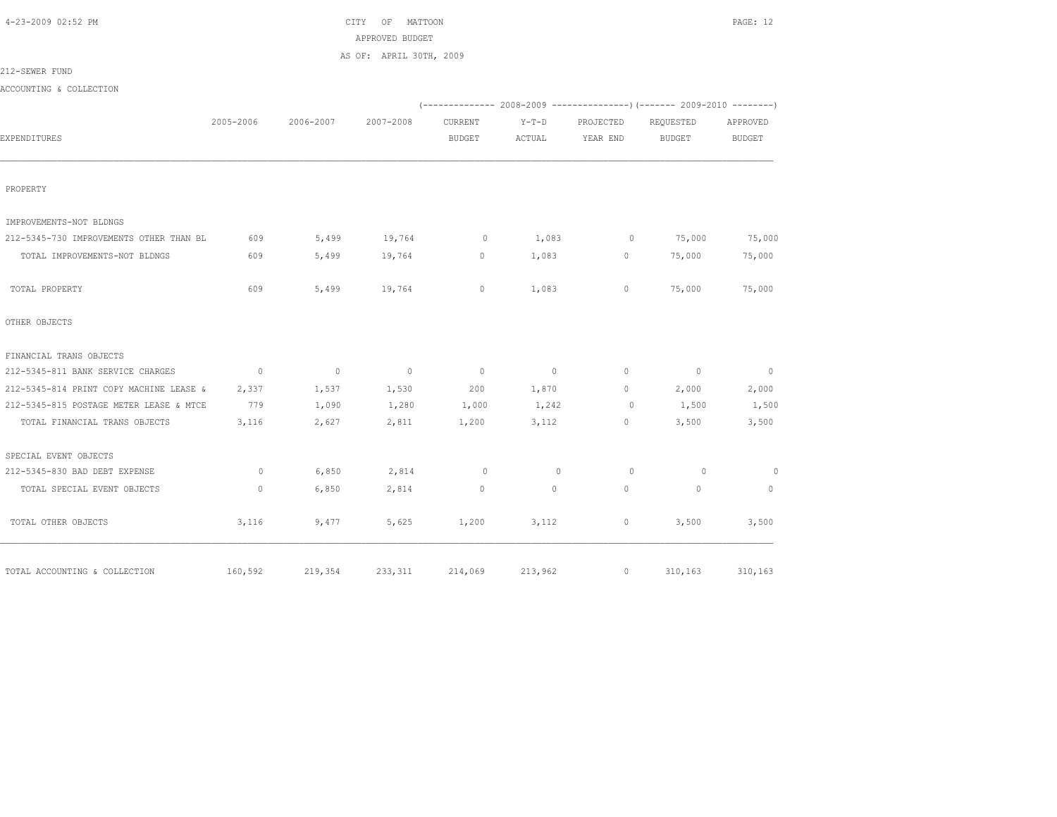CITY OF MATTOON
APPROVED BUDGET
AS OF: APRIL 30TH, 2009

212-SEWER FUND

ACCOUNTING & COLLECTION

| EXPENDITURES | 2005-2006 | 2006-2007 | 2007-2008 | 2008-2009 CURRENT BUDGET | 2008-2009 Y-T-D ACTUAL | 2008-2009 PROJECTED YEAR END | 2009-2010 REQUESTED BUDGET | 2009-2010 APPROVED BUDGET |
|---|---|---|---|---|---|---|---|---|
| PROPERTY | | | | | | | | |
| IMPROVEMENTS-NOT BLDNGS | | | | | | | | |
| 212-5345-730 IMPROVEMENTS OTHER THAN BL | 609 | 5,499 | 19,764 | 0 | 1,083 | 0 | 75,000 | 75,000 |
| TOTAL IMPROVEMENTS-NOT BLDNGS | 609 | 5,499 | 19,764 | 0 | 1,083 | 0 | 75,000 | 75,000 |
| TOTAL PROPERTY | 609 | 5,499 | 19,764 | 0 | 1,083 | 0 | 75,000 | 75,000 |
| OTHER OBJECTS | | | | | | | | |
| FINANCIAL TRANS OBJECTS | | | | | | | | |
| 212-5345-811 BANK SERVICE CHARGES | 0 | 0 | 0 | 0 | 0 | 0 | 0 | 0 |
| 212-5345-814 PRINT COPY MACHINE LEASE & | 2,337 | 1,537 | 1,530 | 200 | 1,870 | 0 | 2,000 | 2,000 |
| 212-5345-815 POSTAGE METER LEASE & MTCE | 779 | 1,090 | 1,280 | 1,000 | 1,242 | 0 | 1,500 | 1,500 |
| TOTAL FINANCIAL TRANS OBJECTS | 3,116 | 2,627 | 2,811 | 1,200 | 3,112 | 0 | 3,500 | 3,500 |
| SPECIAL EVENT OBJECTS | | | | | | | | |
| 212-5345-830 BAD DEBT EXPENSE | 0 | 6,850 | 2,814 | 0 | 0 | 0 | 0 | 0 |
| TOTAL SPECIAL EVENT OBJECTS | 0 | 6,850 | 2,814 | 0 | 0 | 0 | 0 | 0 |
| TOTAL OTHER OBJECTS | 3,116 | 9,477 | 5,625 | 1,200 | 3,112 | 0 | 3,500 | 3,500 |
| TOTAL ACCOUNTING & COLLECTION | 160,592 | 219,354 | 233,311 | 214,069 | 213,962 | 0 | 310,163 | 310,163 |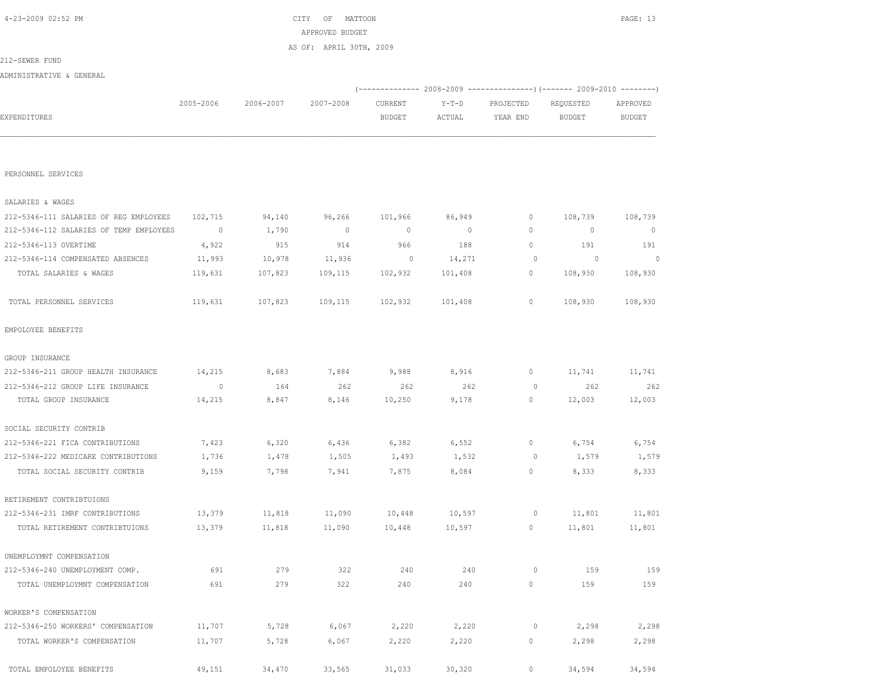# CITY OF MATTOON

APPROVED BUDGET

AS OF: APRIL 30TH, 2009

212-SEWER FUND

ADMINISTRATIVE & GENERAL

| EXPENDITURES | 2005-2006 | 2006-2007 | 2007-2008 | 2008-2009 CURRENT BUDGET | 2008-2009 Y-T-D ACTUAL | 2008-2009 PROJECTED YEAR END | 2009-2010 REQUESTED BUDGET | 2009-2010 APPROVED BUDGET |
|---|---|---|---|---|---|---|---|---|
| **PERSONNEL SERVICES** | | | | | | | | |
| **SALARIES & WAGES** | | | | | | | | |
| 212-5346-111 SALARIES OF REG EMPLOYEES | 102,715 | 94,140 | 96,266 | 101,966 | 86,949 | 0 | 108,739 | 108,739 |
| 212-5346-112 SALARIES OF TEMP EMPLOYEES | 0 | 1,790 | 0 | 0 | 0 | 0 | 0 | 0 |
| 212-5346-113 OVERTIME | 4,922 | 915 | 914 | 966 | 188 | 0 | 191 | 191 |
| 212-5346-114 COMPENSATED ABSENCES | 11,993 | 10,978 | 11,936 | 0 | 14,271 | 0 | 0 | 0 |
| TOTAL SALARIES & WAGES | 119,631 | 107,823 | 109,115 | 102,932 | 101,408 | 0 | 108,930 | 108,930 |
| TOTAL PERSONNEL SERVICES | 119,631 | 107,823 | 109,115 | 102,932 | 101,408 | 0 | 108,930 | 108,930 |
| **EMPOLOYEE BENEFITS** | | | | | | | | |
| **GROUP INSURANCE** | | | | | | | | |
| 212-5346-211 GROUP HEALTH INSURANCE | 14,215 | 8,683 | 7,884 | 9,988 | 8,916 | 0 | 11,741 | 11,741 |
| 212-5346-212 GROUP LIFE INSURANCE | 0 | 164 | 262 | 262 | 262 | 0 | 262 | 262 |
| TOTAL GROUP INSURANCE | 14,215 | 8,847 | 8,146 | 10,250 | 9,178 | 0 | 12,003 | 12,003 |
| **SOCIAL SECURITY CONTRIB** | | | | | | | | |
| 212-5346-221 FICA CONTRIBUTIONS | 7,423 | 6,320 | 6,436 | 6,382 | 6,552 | 0 | 6,754 | 6,754 |
| 212-5346-222 MEDICARE CONTRIBUTIONS | 1,736 | 1,478 | 1,505 | 1,493 | 1,532 | 0 | 1,579 | 1,579 |
| TOTAL SOCIAL SECURITY CONTRIB | 9,159 | 7,798 | 7,941 | 7,875 | 8,084 | 0 | 8,333 | 8,333 |
| **RETIREMENT CONTRIBTUIONS** | | | | | | | | |
| 212-5346-231 IMRF CONTRIBUTIONS | 13,379 | 11,818 | 11,090 | 10,448 | 10,597 | 0 | 11,801 | 11,801 |
| TOTAL RETIREMENT CONTRIBTUIONS | 13,379 | 11,818 | 11,090 | 10,448 | 10,597 | 0 | 11,801 | 11,801 |
| **UNEMPLOYMNT COMPENSATION** | | | | | | | | |
| 212-5346-240 UNEMPLOYMENT COMP. | 691 | 279 | 322 | 240 | 240 | 0 | 159 | 159 |
| TOTAL UNEMPLOYMNT COMPENSATION | 691 | 279 | 322 | 240 | 240 | 0 | 159 | 159 |
| **WORKER'S COMPENSATION** | | | | | | | | |
| 212-5346-250 WORKERS' COMPENSATION | 11,707 | 5,728 | 6,067 | 2,220 | 2,220 | 0 | 2,298 | 2,298 |
| TOTAL WORKER'S COMPENSATION | 11,707 | 5,728 | 6,067 | 2,220 | 2,220 | 0 | 2,298 | 2,298 |
| TOTAL EMPOLOYEE BENEFITS | 49,151 | 34,470 | 33,565 | 31,033 | 30,320 | 0 | 34,594 | 34,594 |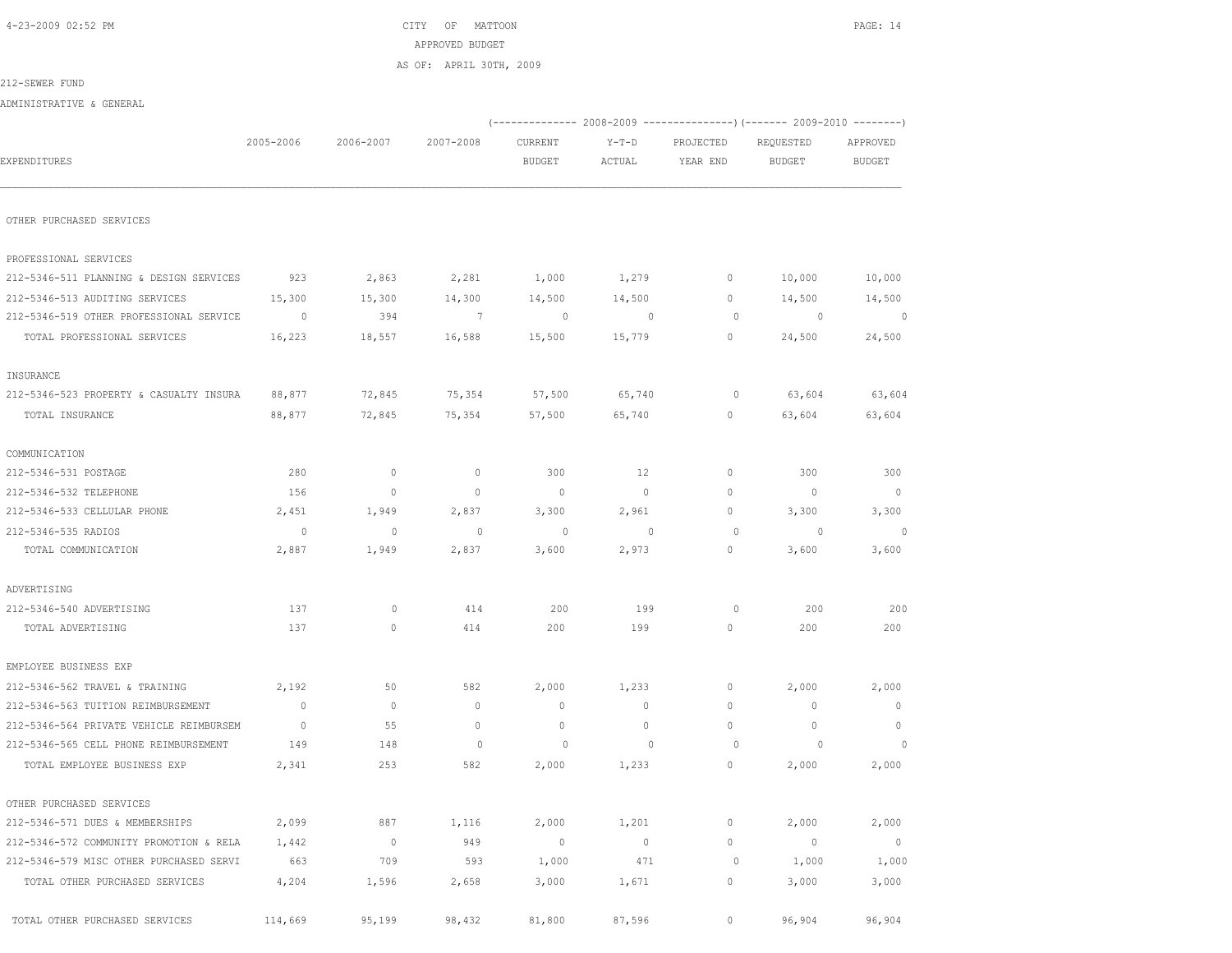CITY OF MATTOON
APPROVED BUDGET
AS OF: APRIL 30TH, 2009

212-SEWER FUND

ADMINISTRATIVE & GENERAL

| EXPENDITURES | 2005-2006 | 2006-2007 | 2007-2008 | 2008-2009 CURRENT BUDGET | 2008-2009 Y-T-D ACTUAL | 2008-2009 PROJECTED YEAR END | 2009-2010 REQUESTED BUDGET | 2009-2010 APPROVED BUDGET |
|---|---|---|---|---|---|---|---|---|
| OTHER PURCHASED SERVICES | | | | | | | | |
| PROFESSIONAL SERVICES | | | | | | | | |
| 212-5346-511 PLANNING & DESIGN SERVICES | 923 | 2,863 | 2,281 | 1,000 | 1,279 | 0 | 10,000 | 10,000 |
| 212-5346-513 AUDITING SERVICES | 15,300 | 15,300 | 14,300 | 14,500 | 14,500 | 0 | 14,500 | 14,500 |
| 212-5346-519 OTHER PROFESSIONAL SERVICE | 0 | 394 | 7 | 0 | 0 | 0 | 0 | 0 |
| TOTAL PROFESSIONAL SERVICES | 16,223 | 18,557 | 16,588 | 15,500 | 15,779 | 0 | 24,500 | 24,500 |
| INSURANCE | | | | | | | | |
| 212-5346-523 PROPERTY & CASUALTY INSURA | 88,877 | 72,845 | 75,354 | 57,500 | 65,740 | 0 | 63,604 | 63,604 |
| TOTAL INSURANCE | 88,877 | 72,845 | 75,354 | 57,500 | 65,740 | 0 | 63,604 | 63,604 |
| COMMUNICATION | | | | | | | | |
| 212-5346-531 POSTAGE | 280 | 0 | 0 | 300 | 12 | 0 | 300 | 300 |
| 212-5346-532 TELEPHONE | 156 | 0 | 0 | 0 | 0 | 0 | 0 | 0 |
| 212-5346-533 CELLULAR PHONE | 2,451 | 1,949 | 2,837 | 3,300 | 2,961 | 0 | 3,300 | 3,300 |
| 212-5346-535 RADIOS | 0 | 0 | 0 | 0 | 0 | 0 | 0 | 0 |
| TOTAL COMMUNICATION | 2,887 | 1,949 | 2,837 | 3,600 | 2,973 | 0 | 3,600 | 3,600 |
| ADVERTISING | | | | | | | | |
| 212-5346-540 ADVERTISING | 137 | 0 | 414 | 200 | 199 | 0 | 200 | 200 |
| TOTAL ADVERTISING | 137 | 0 | 414 | 200 | 199 | 0 | 200 | 200 |
| EMPLOYEE BUSINESS EXP | | | | | | | | |
| 212-5346-562 TRAVEL & TRAINING | 2,192 | 50 | 582 | 2,000 | 1,233 | 0 | 2,000 | 2,000 |
| 212-5346-563 TUITION REIMBURSEMENT | 0 | 0 | 0 | 0 | 0 | 0 | 0 | 0 |
| 212-5346-564 PRIVATE VEHICLE REIMBURSEM | 0 | 55 | 0 | 0 | 0 | 0 | 0 | 0 |
| 212-5346-565 CELL PHONE REIMBURSEMENT | 149 | 148 | 0 | 0 | 0 | 0 | 0 | 0 |
| TOTAL EMPLOYEE BUSINESS EXP | 2,341 | 253 | 582 | 2,000 | 1,233 | 0 | 2,000 | 2,000 |
| OTHER PURCHASED SERVICES | | | | | | | | |
| 212-5346-571 DUES & MEMBERSHIPS | 2,099 | 887 | 1,116 | 2,000 | 1,201 | 0 | 2,000 | 2,000 |
| 212-5346-572 COMMUNITY PROMOTION & RELA | 1,442 | 0 | 949 | 0 | 0 | 0 | 0 | 0 |
| 212-5346-579 MISC OTHER PURCHASED SERVI | 663 | 709 | 593 | 1,000 | 471 | 0 | 1,000 | 1,000 |
| TOTAL OTHER PURCHASED SERVICES | 4,204 | 1,596 | 2,658 | 3,000 | 1,671 | 0 | 3,000 | 3,000 |
| TOTAL OTHER PURCHASED SERVICES | 114,669 | 95,199 | 98,432 | 81,800 | 87,596 | 0 | 96,904 | 96,904 |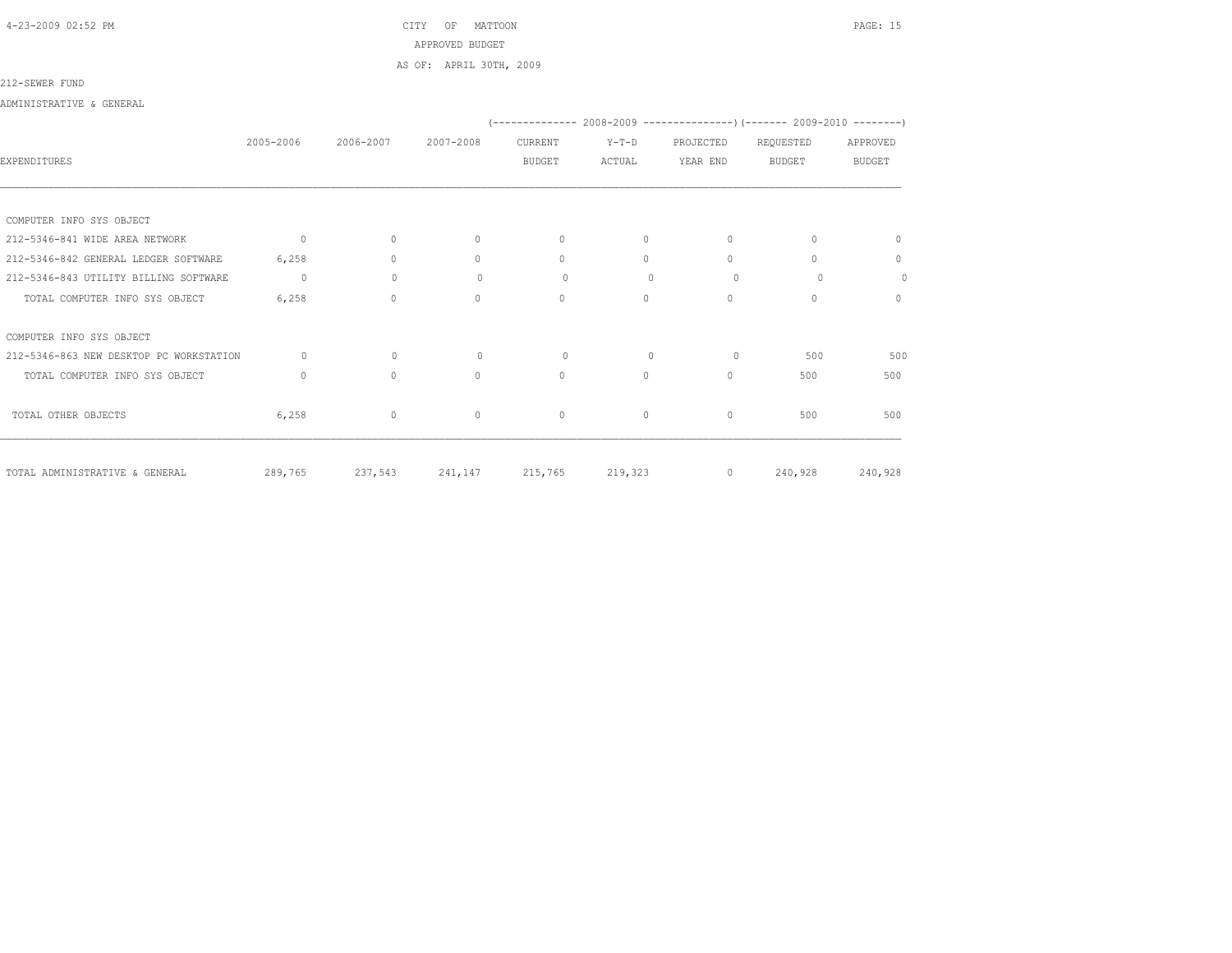CITY OF MATTOON

APPROVED BUDGET

AS OF: APRIL 30TH, 2009

212-SEWER FUND

ADMINISTRATIVE & GENERAL

| EXPENDITURES | 2005-2006 | 2006-2007 | 2007-2008 | 2008-2009 CURRENT BUDGET | 2008-2009 Y-T-D ACTUAL | 2008-2009 PROJECTED YEAR END | 2009-2010 REQUESTED BUDGET | 2009-2010 APPROVED BUDGET |
|---|---|---|---|---|---|---|---|---|
| COMPUTER INFO SYS OBJECT | | | | | | | | |
| 212-5346-841 WIDE AREA NETWORK | 0 | 0 | 0 | 0 | 0 | 0 | 0 | 0 |
| 212-5346-842 GENERAL LEDGER SOFTWARE | 6,258 | 0 | 0 | 0 | 0 | 0 | 0 | 0 |
| 212-5346-843 UTILITY BILLING SOFTWARE | 0 | 0 | 0 | 0 | 0 | 0 | 0 | 0 |
| TOTAL COMPUTER INFO SYS OBJECT | 6,258 | 0 | 0 | 0 | 0 | 0 | 0 | 0 |
| COMPUTER INFO SYS OBJECT | | | | | | | | |
| 212-5346-863 NEW DESKTOP PC WORKSTATION | 0 | 0 | 0 | 0 | 0 | 0 | 500 | 500 |
| TOTAL COMPUTER INFO SYS OBJECT | 0 | 0 | 0 | 0 | 0 | 0 | 500 | 500 |
| TOTAL OTHER OBJECTS | 6,258 | 0 | 0 | 0 | 0 | 0 | 500 | 500 |
| TOTAL ADMINISTRATIVE & GENERAL | 289,765 | 237,543 | 241,147 | 215,765 | 219,323 | 0 | 240,928 | 240,928 |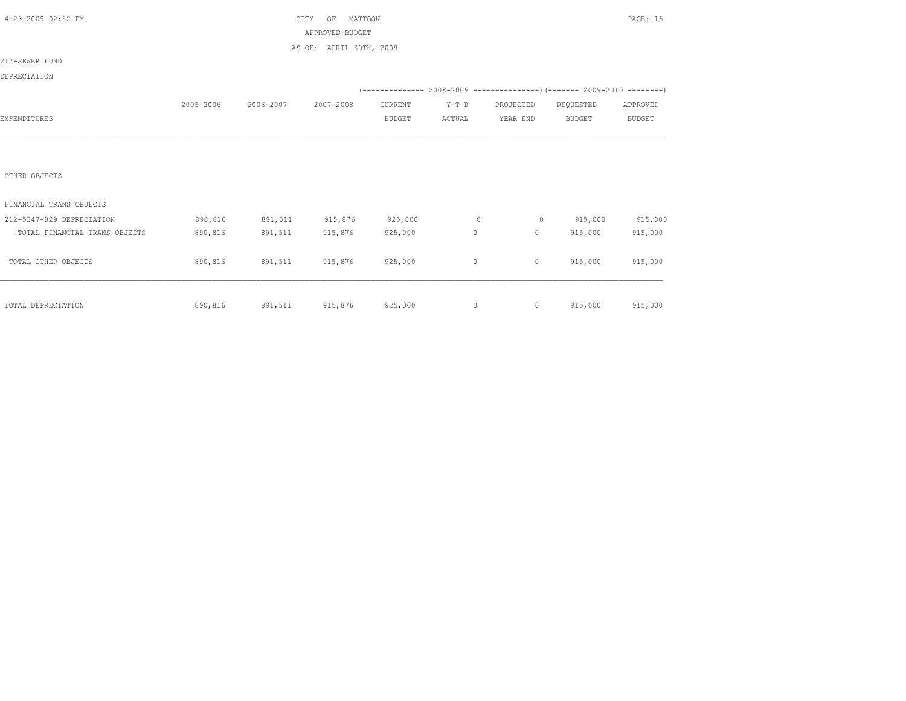CITY OF MATTOON
APPROVED BUDGET
AS OF: APRIL 30TH, 2009

212-SEWER FUND

DEPRECIATION

| EXPENDITURES | 2005-2006 | 2006-2007 | 2007-2008 | (-------------- 2008-2009 CURRENT BUDGET | Y-T-D ACTUAL | PROJECTED YEAR END ---------------) | (------- 2009-2010 REQUESTED BUDGET | APPROVED BUDGET --------) |
|---|---|---|---|---|---|---|---|---|
| OTHER OBJECTS | | | | | | | | |
| FINANCIAL TRANS OBJECTS | | | | | | | | |
| 212-5347-829 DEPRECIATION | 890,816 | 891,511 | 915,876 | 925,000 | 0 | 0 | 915,000 | 915,000 |
| TOTAL FINANCIAL TRANS OBJECTS | 890,816 | 891,511 | 915,876 | 925,000 | 0 | 0 | 915,000 | 915,000 |
| TOTAL OTHER OBJECTS | 890,816 | 891,511 | 915,876 | 925,000 | 0 | 0 | 915,000 | 915,000 |
| TOTAL DEPRECIATION | 890,816 | 891,511 | 915,876 | 925,000 | 0 | 0 | 915,000 | 915,000 |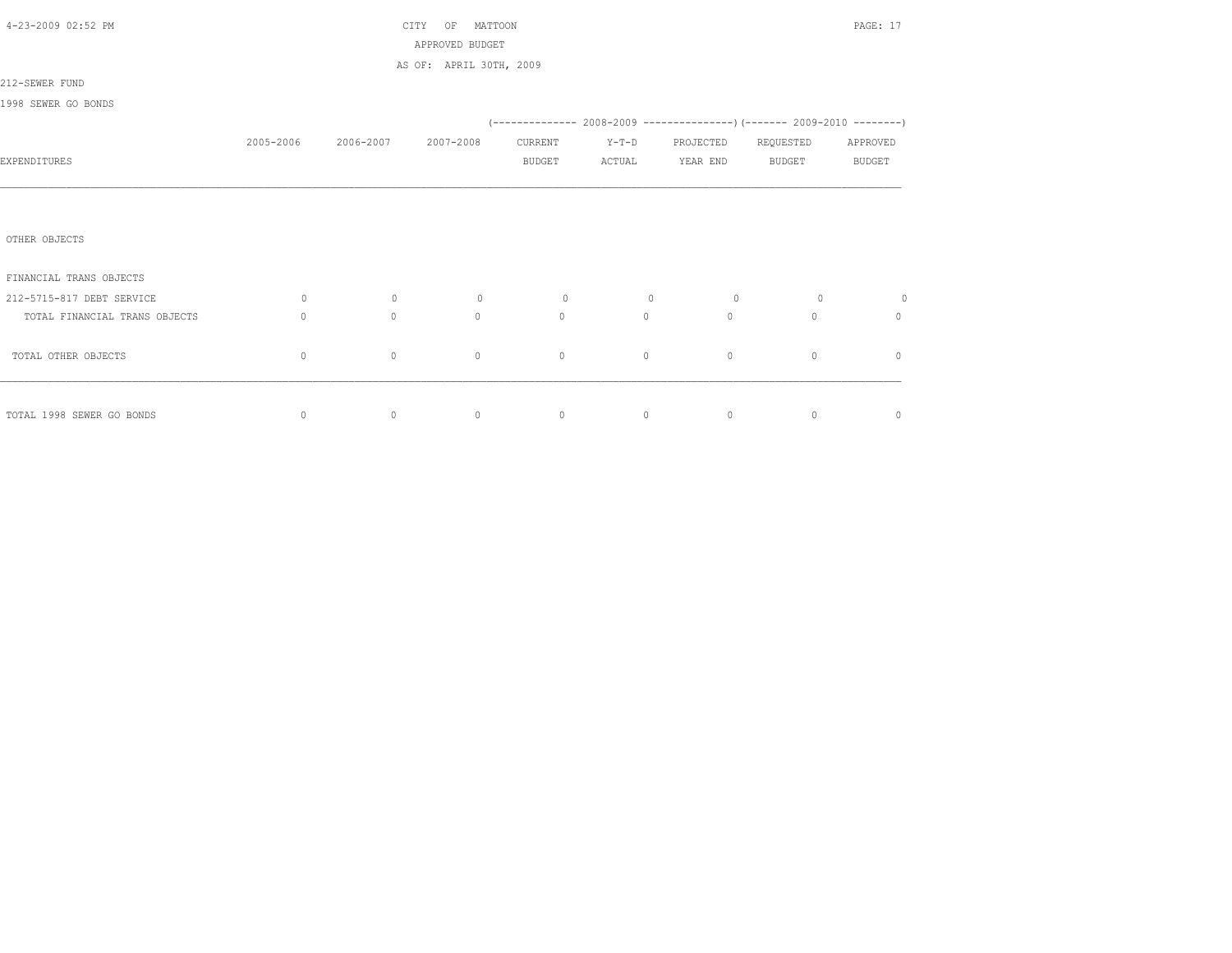CITY OF MATTOON
APPROVED BUDGET
AS OF: APRIL 30TH, 2009

212-SEWER FUND

1998 SEWER GO BONDS

| EXPENDITURES | 2005-2006 | 2006-2007 | 2007-2008 | 2008-2009 CURRENT BUDGET | 2008-2009 Y-T-D ACTUAL | 2008-2009 PROJECTED YEAR END | 2009-2010 REQUESTED BUDGET | 2009-2010 APPROVED BUDGET |
|---|---|---|---|---|---|---|---|---|
| OTHER OBJECTS | | | | | | | | |
| FINANCIAL TRANS OBJECTS | | | | | | | | |
| 212-5715-817 DEBT SERVICE | 0 | 0 | 0 | 0 | 0 | 0 | 0 | 0 |
| TOTAL FINANCIAL TRANS OBJECTS | 0 | 0 | 0 | 0 | 0 | 0 | 0 | 0 |
| TOTAL OTHER OBJECTS | 0 | 0 | 0 | 0 | 0 | 0 | 0 | 0 |
| TOTAL 1998 SEWER GO BONDS | 0 | 0 | 0 | 0 | 0 | 0 | 0 | 0 |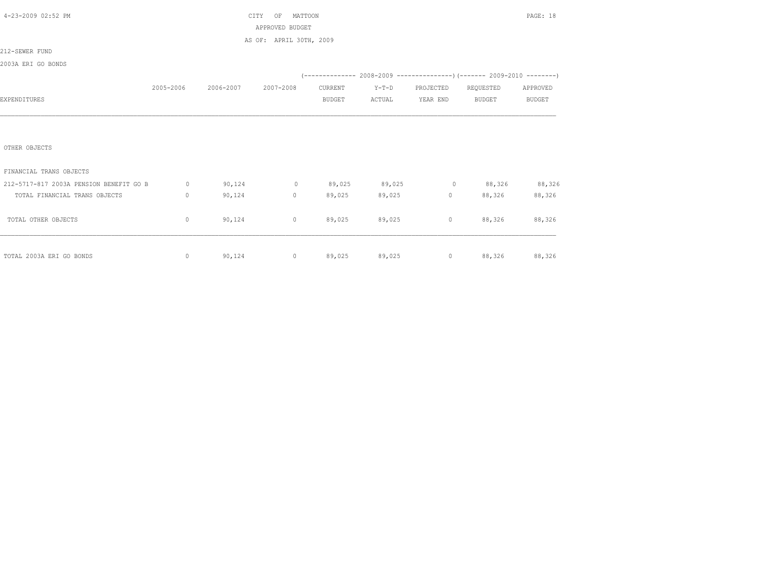CITY OF MATTOON
APPROVED BUDGET
AS OF: APRIL 30TH, 2009

212-SEWER FUND

2003A ERI GO BONDS

| EXPENDITURES | 2005-2006 | 2006-2007 | 2007-2008 | 2008-2009 CURRENT BUDGET | 2008-2009 Y-T-D ACTUAL | 2008-2009 PROJECTED YEAR END | 2009-2010 REQUESTED BUDGET | 2009-2010 APPROVED BUDGET |
|---|---|---|---|---|---|---|---|---|
| OTHER OBJECTS | | | | | | | | |
| FINANCIAL TRANS OBJECTS | | | | | | | | |
| 212-5717-817 2003A PENSION BENEFIT GO B | 0 | 90,124 | 0 | 89,025 | 89,025 | 0 | 88,326 | 88,326 |
| TOTAL FINANCIAL TRANS OBJECTS | 0 | 90,124 | 0 | 89,025 | 89,025 | 0 | 88,326 | 88,326 |
| TOTAL OTHER OBJECTS | 0 | 90,124 | 0 | 89,025 | 89,025 | 0 | 88,326 | 88,326 |
| TOTAL 2003A ERI GO BONDS | 0 | 90,124 | 0 | 89,025 | 89,025 | 0 | 88,326 | 88,326 |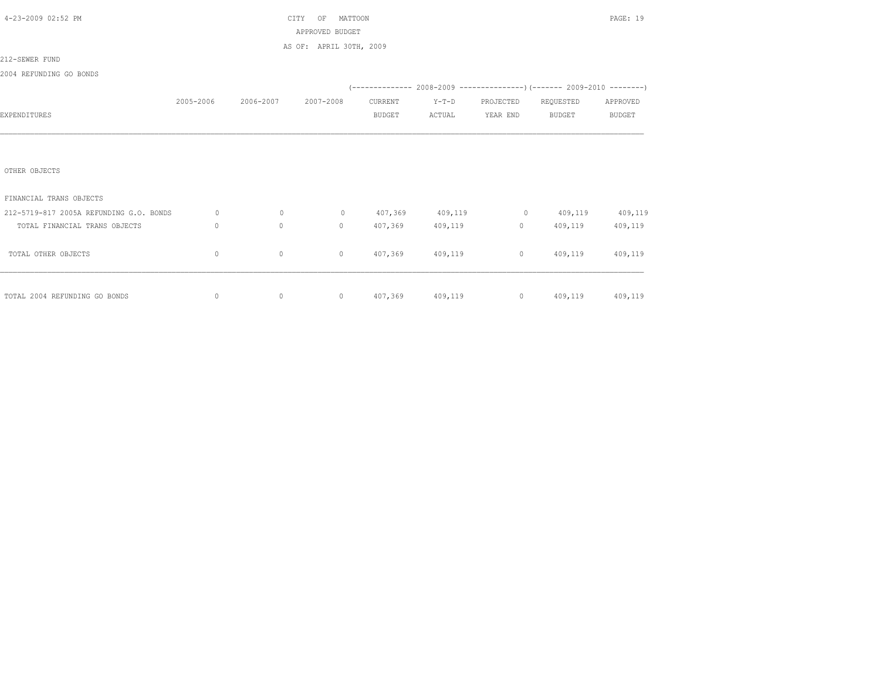CITY OF MATTOON
APPROVED BUDGET
AS OF: APRIL 30TH, 2009

212-SEWER FUND

2004 REFUNDING GO BONDS

| EXPENDITURES | 2005-2006 | 2006-2007 | 2007-2008 | 2008-2009 CURRENT BUDGET | 2008-2009 Y-T-D ACTUAL | 2008-2009 PROJECTED YEAR END | 2009-2010 REQUESTED BUDGET | 2009-2010 APPROVED BUDGET |
|---|---|---|---|---|---|---|---|---|
| OTHER OBJECTS | | | | | | | | |
| FINANCIAL TRANS OBJECTS | | | | | | | | |
| 212-5719-817 2005A REFUNDING G.O. BONDS | 0 | 0 | 0 | 407,369 | 409,119 | 0 | 409,119 | 409,119 |
| TOTAL FINANCIAL TRANS OBJECTS | 0 | 0 | 0 | 407,369 | 409,119 | 0 | 409,119 | 409,119 |
| TOTAL OTHER OBJECTS | 0 | 0 | 0 | 407,369 | 409,119 | 0 | 409,119 | 409,119 |
| TOTAL 2004 REFUNDING GO BONDS | 0 | 0 | 0 | 407,369 | 409,119 | 0 | 409,119 | 409,119 |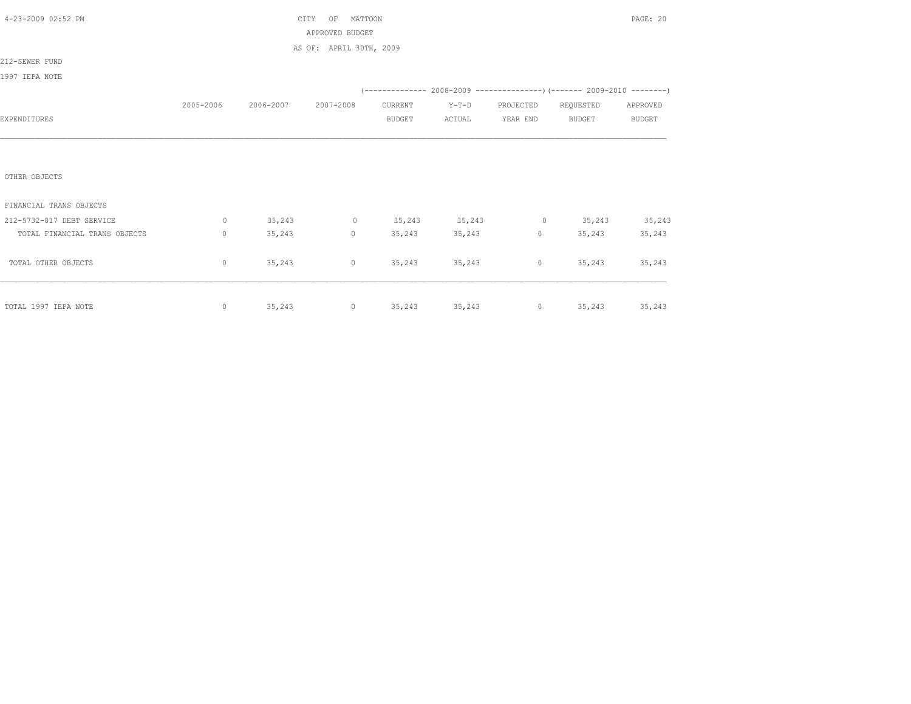CITY OF MATTOON
APPROVED BUDGET
AS OF: APRIL 30TH, 2009

212-SEWER FUND

1997 IEPA NOTE

| EXPENDITURES | 2005-2006 | 2006-2007 | 2007-2008 | 2008-2009 CURRENT BUDGET | 2008-2009 Y-T-D ACTUAL | 2008-2009 PROJECTED YEAR END | 2009-2010 REQUESTED BUDGET | 2009-2010 APPROVED BUDGET |
|---|---|---|---|---|---|---|---|---|
| OTHER OBJECTS | | | | | | | | |
| FINANCIAL TRANS OBJECTS | | | | | | | | |
| 212-5732-817 DEBT SERVICE | 0 | 35,243 | 0 | 35,243 | 35,243 | 0 | 35,243 | 35,243 |
| TOTAL FINANCIAL TRANS OBJECTS | 0 | 35,243 | 0 | 35,243 | 35,243 | 0 | 35,243 | 35,243 |
| TOTAL OTHER OBJECTS | 0 | 35,243 | 0 | 35,243 | 35,243 | 0 | 35,243 | 35,243 |
| TOTAL 1997 IEPA NOTE | 0 | 35,243 | 0 | 35,243 | 35,243 | 0 | 35,243 | 35,243 |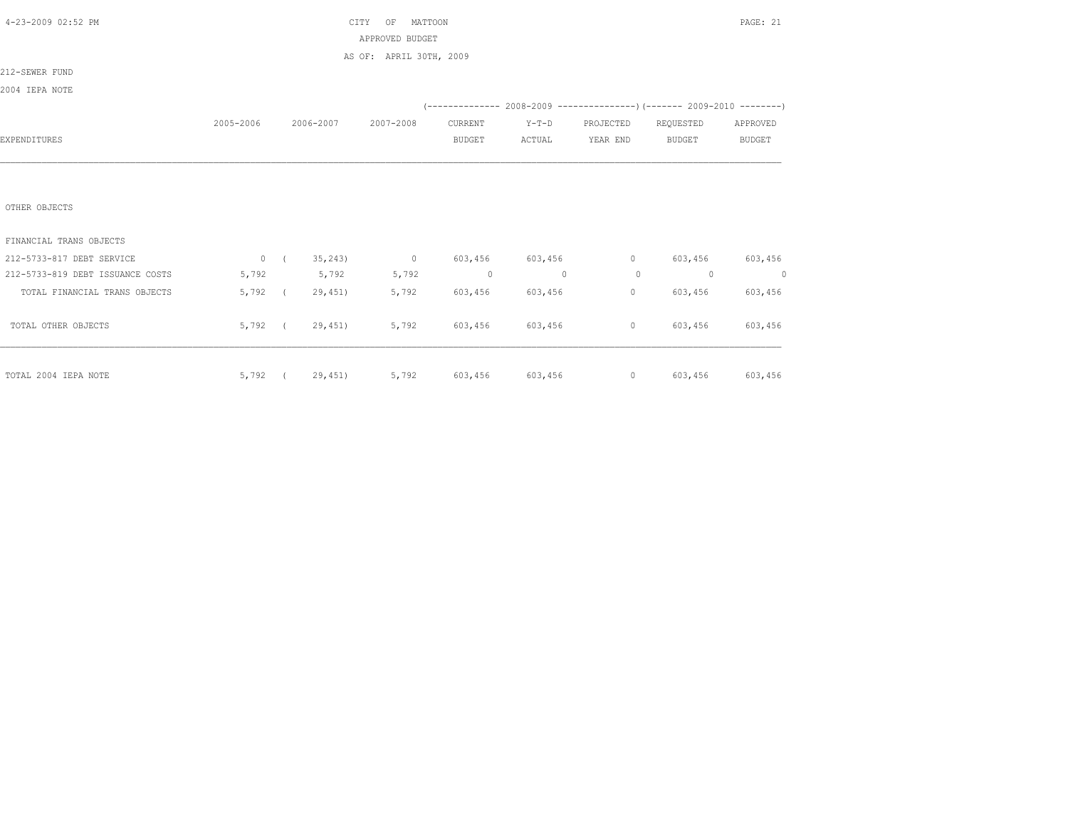CITY OF MATTOON

APPROVED BUDGET

AS OF: APRIL 30TH, 2009

212-SEWER FUND

2004 IEPA NOTE

| EXPENDITURES | 2005-2006 | 2006-2007 | 2007-2008 | 2008-2009 CURRENT BUDGET | 2008-2009 Y-T-D ACTUAL | 2008-2009 PROJECTED YEAR END | 2009-2010 REQUESTED BUDGET | 2009-2010 APPROVED BUDGET |
|---|---|---|---|---|---|---|---|---|
| OTHER OBJECTS | | | | | | | | |
| FINANCIAL TRANS OBJECTS | | | | | | | | |
| 212-5733-817 DEBT SERVICE | 0 | ( 35,243) | 0 | 603,456 | 603,456 | 0 | 603,456 | 603,456 |
| 212-5733-819 DEBT ISSUANCE COSTS | 5,792 | 5,792 | 5,792 | 0 | 0 | 0 | 0 | 0 |
| TOTAL FINANCIAL TRANS OBJECTS | 5,792 | ( 29,451) | 5,792 | 603,456 | 603,456 | 0 | 603,456 | 603,456 |
| TOTAL OTHER OBJECTS | 5,792 | ( 29,451) | 5,792 | 603,456 | 603,456 | 0 | 603,456 | 603,456 |
| TOTAL 2004 IEPA NOTE | 5,792 | ( 29,451) | 5,792 | 603,456 | 603,456 | 0 | 603,456 | 603,456 |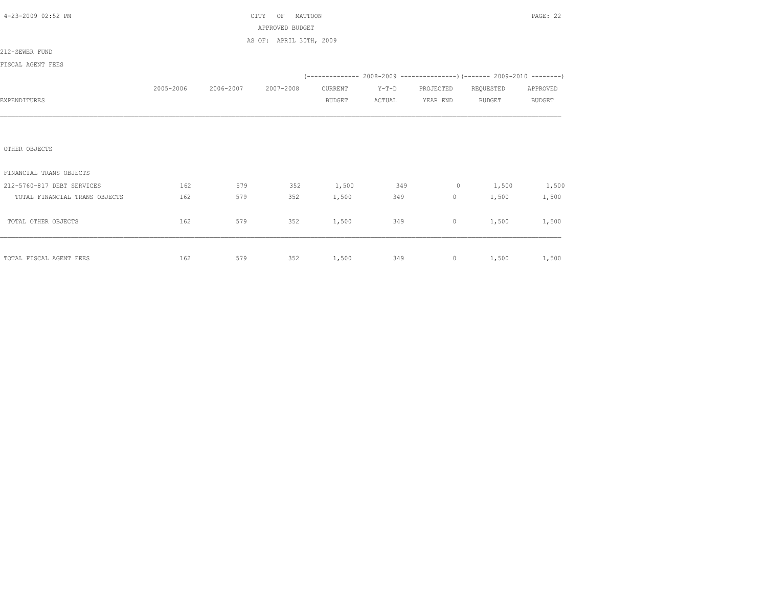CITY OF MATTOON

APPROVED BUDGET

AS OF: APRIL 30TH, 2009

212-SEWER FUND

FISCAL AGENT FEES

| EXPENDITURES | 2005-2006 | 2006-2007 | 2007-2008 | 2008-2009 CURRENT BUDGET | 2008-2009 Y-T-D ACTUAL | 2008-2009 PROJECTED YEAR END | 2009-2010 REQUESTED BUDGET | 2009-2010 APPROVED BUDGET |
|---|---|---|---|---|---|---|---|---|
| OTHER OBJECTS | | | | | | | | |
| FINANCIAL TRANS OBJECTS | | | | | | | | |
| 212-5760-817 DEBT SERVICES | 162 | 579 | 352 | 1,500 | 349 | 0 | 1,500 | 1,500 |
| TOTAL FINANCIAL TRANS OBJECTS | 162 | 579 | 352 | 1,500 | 349 | 0 | 1,500 | 1,500 |
| TOTAL OTHER OBJECTS | 162 | 579 | 352 | 1,500 | 349 | 0 | 1,500 | 1,500 |
| TOTAL FISCAL AGENT FEES | 162 | 579 | 352 | 1,500 | 349 | 0 | 1,500 | 1,500 |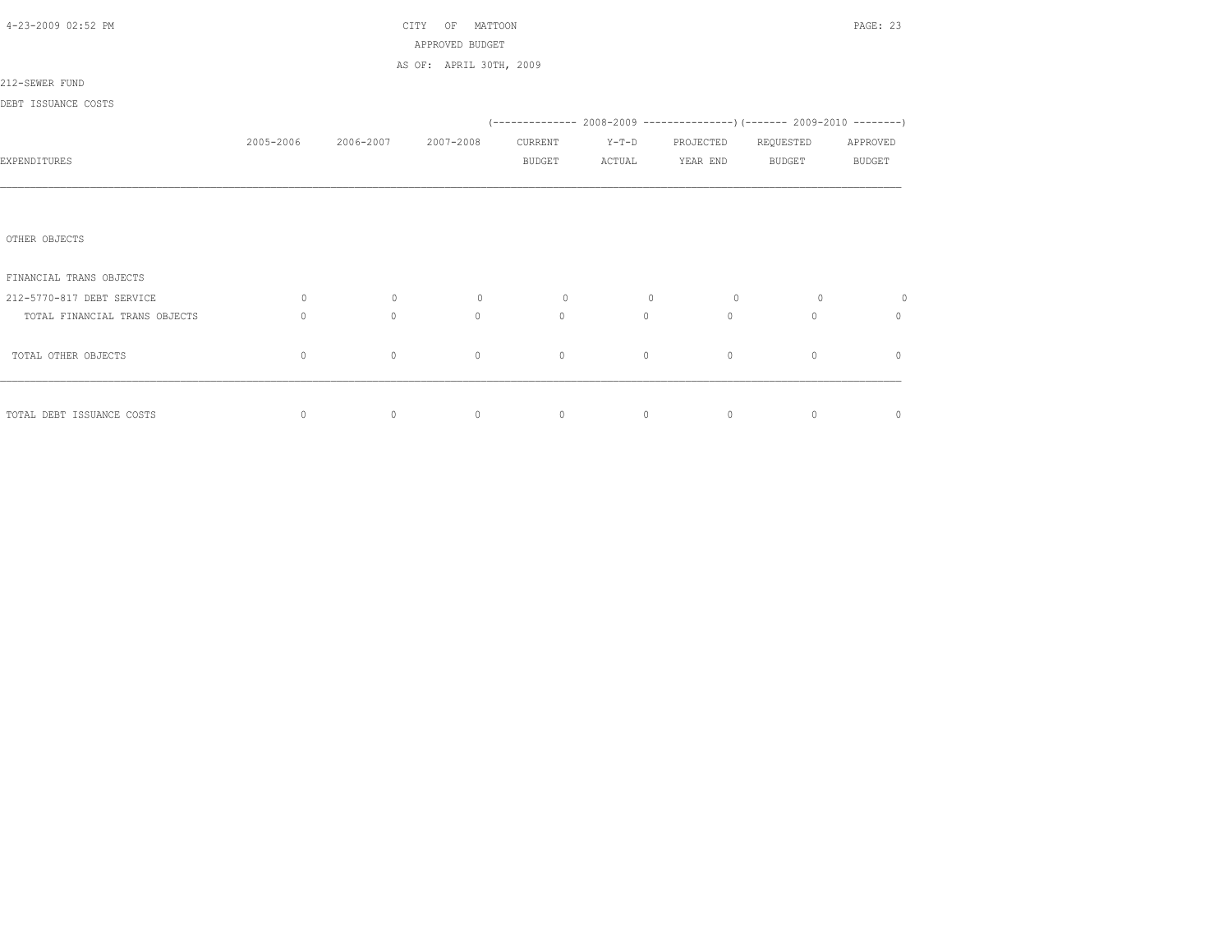CITY OF MATTOON
APPROVED BUDGET
AS OF: APRIL 30TH, 2009

212-SEWER FUND

DEBT ISSUANCE COSTS

| EXPENDITURES | 2005-2006 | 2006-2007 | 2007-2008 | 2008-2009 CURRENT BUDGET | 2008-2009 Y-T-D ACTUAL | 2008-2009 PROJECTED YEAR END | 2009-2010 REQUESTED BUDGET | 2009-2010 APPROVED BUDGET |
|---|---|---|---|---|---|---|---|---|
| OTHER OBJECTS | | | | | | | | |
| FINANCIAL TRANS OBJECTS | | | | | | | | |
| 212-5770-817 DEBT SERVICE | 0 | 0 | 0 | 0 | 0 | 0 | 0 | 0 |
| TOTAL FINANCIAL TRANS OBJECTS | 0 | 0 | 0 | 0 | 0 | 0 | 0 | 0 |
| TOTAL OTHER OBJECTS | 0 | 0 | 0 | 0 | 0 | 0 | 0 | 0 |
| TOTAL DEBT ISSUANCE COSTS | 0 | 0 | 0 | 0 | 0 | 0 | 0 | 0 |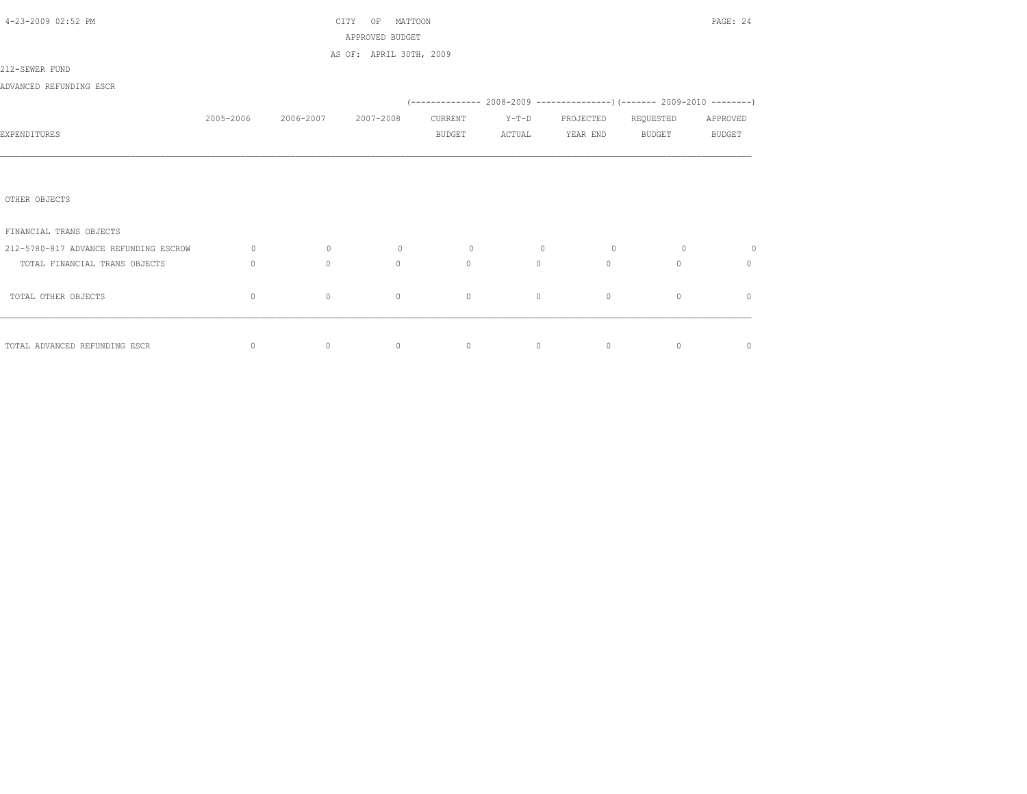CITY OF MATTOON
APPROVED BUDGET
AS OF: APRIL 30TH, 2009

212-SEWER FUND

ADVANCED REFUNDING ESCR

| EXPENDITURES | 2005-2006 | 2006-2007 | 2007-2008 | 2008-2009 CURRENT BUDGET | 2008-2009 Y-T-D ACTUAL | 2008-2009 PROJECTED YEAR END | 2009-2010 REQUESTED BUDGET | 2009-2010 APPROVED BUDGET |
|---|---|---|---|---|---|---|---|---|
| OTHER OBJECTS | | | | | | | | |
| FINANCIAL TRANS OBJECTS | | | | | | | | |
| 212-5780-817 ADVANCE REFUNDING ESCROW | 0 | 0 | 0 | 0 | 0 | 0 | 0 | 0 |
| TOTAL FINANCIAL TRANS OBJECTS | 0 | 0 | 0 | 0 | 0 | 0 | 0 | 0 |
| TOTAL OTHER OBJECTS | 0 | 0 | 0 | 0 | 0 | 0 | 0 | 0 |
| TOTAL ADVANCED REFUNDING ESCR | 0 | 0 | 0 | 0 | 0 | 0 | 0 | 0 |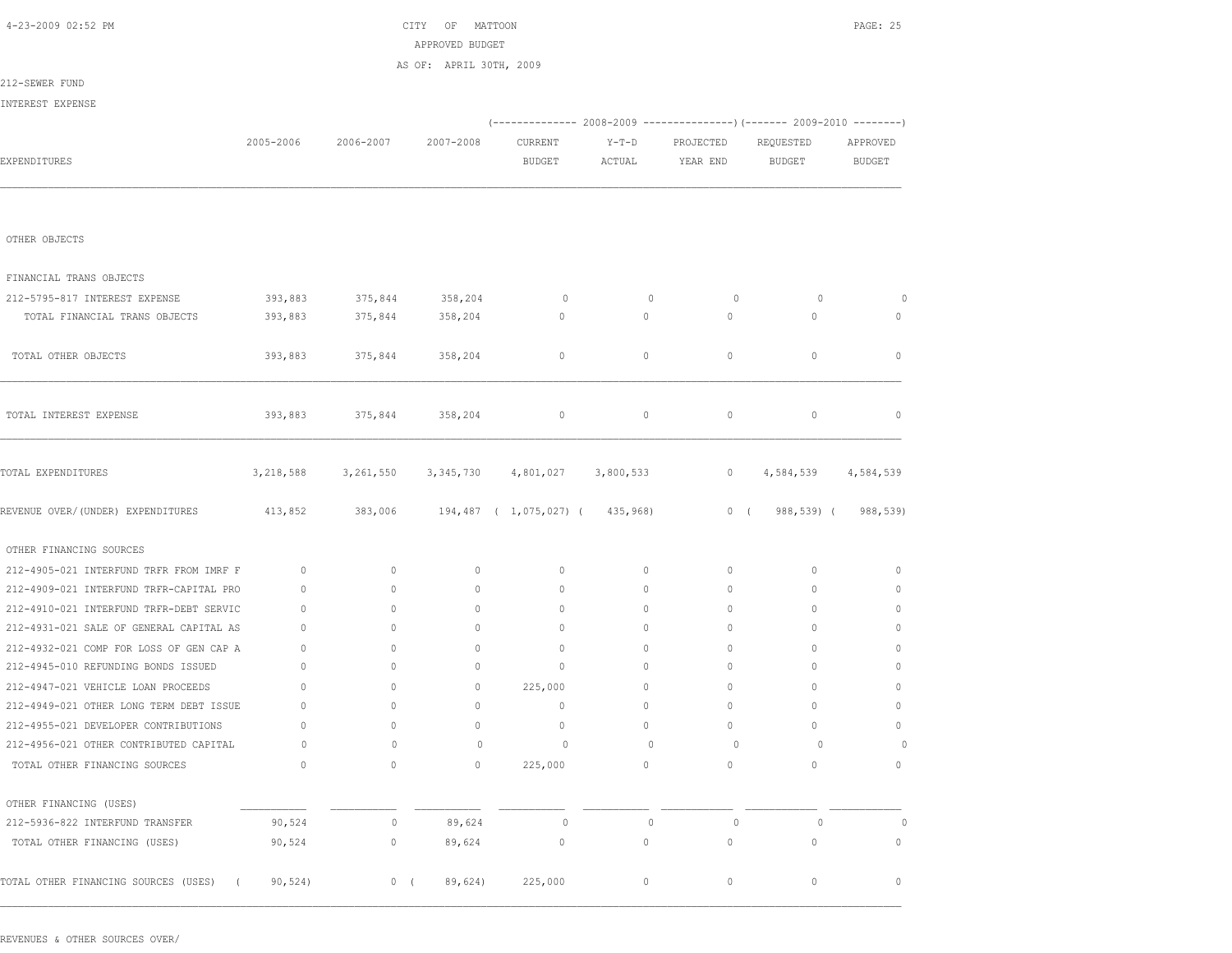CITY OF MATTOON

APPROVED BUDGET

AS OF: APRIL 30TH, 2009

212-SEWER FUND

INTEREST EXPENSE

| EXPENDITURES | 2005-2006 | 2006-2007 | 2007-2008 | 2008-2009 CURRENT BUDGET | 2008-2009 Y-T-D ACTUAL | 2008-2009 PROJECTED YEAR END | 2009-2010 REQUESTED BUDGET | 2009-2010 APPROVED BUDGET |
|---|---|---|---|---|---|---|---|---|
| OTHER OBJECTS | | | | | | | | |
| FINANCIAL TRANS OBJECTS | | | | | | | | |
| 212-5795-817 INTEREST EXPENSE | 393,883 | 375,844 | 358,204 | 0 | 0 | 0 | 0 | 0 |
| TOTAL FINANCIAL TRANS OBJECTS | 393,883 | 375,844 | 358,204 | 0 | 0 | 0 | 0 | 0 |
| TOTAL OTHER OBJECTS | 393,883 | 375,844 | 358,204 | 0 | 0 | 0 | 0 | 0 |
| TOTAL INTEREST EXPENSE | 393,883 | 375,844 | 358,204 | 0 | 0 | 0 | 0 | 0 |
| TOTAL EXPENDITURES | 3,218,588 | 3,261,550 | 3,345,730 | 4,801,027 | 3,800,533 | 0 | 4,584,539 | 4,584,539 |
| REVENUE OVER/(UNDER) EXPENDITURES | 413,852 | 383,006 | 194,487 | ( 1,075,027) | ( 435,968) | 0 | ( 988,539) | ( 988,539) |
| OTHER FINANCING SOURCES | | | | | | | | |
| 212-4905-021 INTERFUND TRFR FROM IMRF F | 0 | 0 | 0 | 0 | 0 | 0 | 0 | 0 |
| 212-4909-021 INTERFUND TRFR-CAPITAL PRO | 0 | 0 | 0 | 0 | 0 | 0 | 0 | 0 |
| 212-4910-021 INTERFUND TRFR-DEBT SERVIC | 0 | 0 | 0 | 0 | 0 | 0 | 0 | 0 |
| 212-4931-021 SALE OF GENERAL CAPITAL AS | 0 | 0 | 0 | 0 | 0 | 0 | 0 | 0 |
| 212-4932-021 COMP FOR LOSS OF GEN CAP A | 0 | 0 | 0 | 0 | 0 | 0 | 0 | 0 |
| 212-4945-010 REFUNDING BONDS ISSUED | 0 | 0 | 0 | 0 | 0 | 0 | 0 | 0 |
| 212-4947-021 VEHICLE LOAN PROCEEDS | 0 | 0 | 0 | 225,000 | 0 | 0 | 0 | 0 |
| 212-4949-021 OTHER LONG TERM DEBT ISSUE | 0 | 0 | 0 | 0 | 0 | 0 | 0 | 0 |
| 212-4955-021 DEVELOPER CONTRIBUTIONS | 0 | 0 | 0 | 0 | 0 | 0 | 0 | 0 |
| 212-4956-021 OTHER CONTRIBUTED CAPITAL | 0 | 0 | 0 | 0 | 0 | 0 | 0 | 0 |
| TOTAL OTHER FINANCING SOURCES | 0 | 0 | 0 | 225,000 | 0 | 0 | 0 | 0 |
| OTHER FINANCING (USES) | | | | | | | | |
| 212-5936-822 INTERFUND TRANSFER | 90,524 | 0 | 89,624 | 0 | 0 | 0 | 0 | 0 |
| TOTAL OTHER FINANCING (USES) | 90,524 | 0 | 89,624 | 0 | 0 | 0 | 0 | 0 |
| TOTAL OTHER FINANCING SOURCES (USES) | ( 90,524) | 0 | ( 89,624) | 225,000 | 0 | 0 | 0 | 0 |

REVENUES & OTHER SOURCES OVER/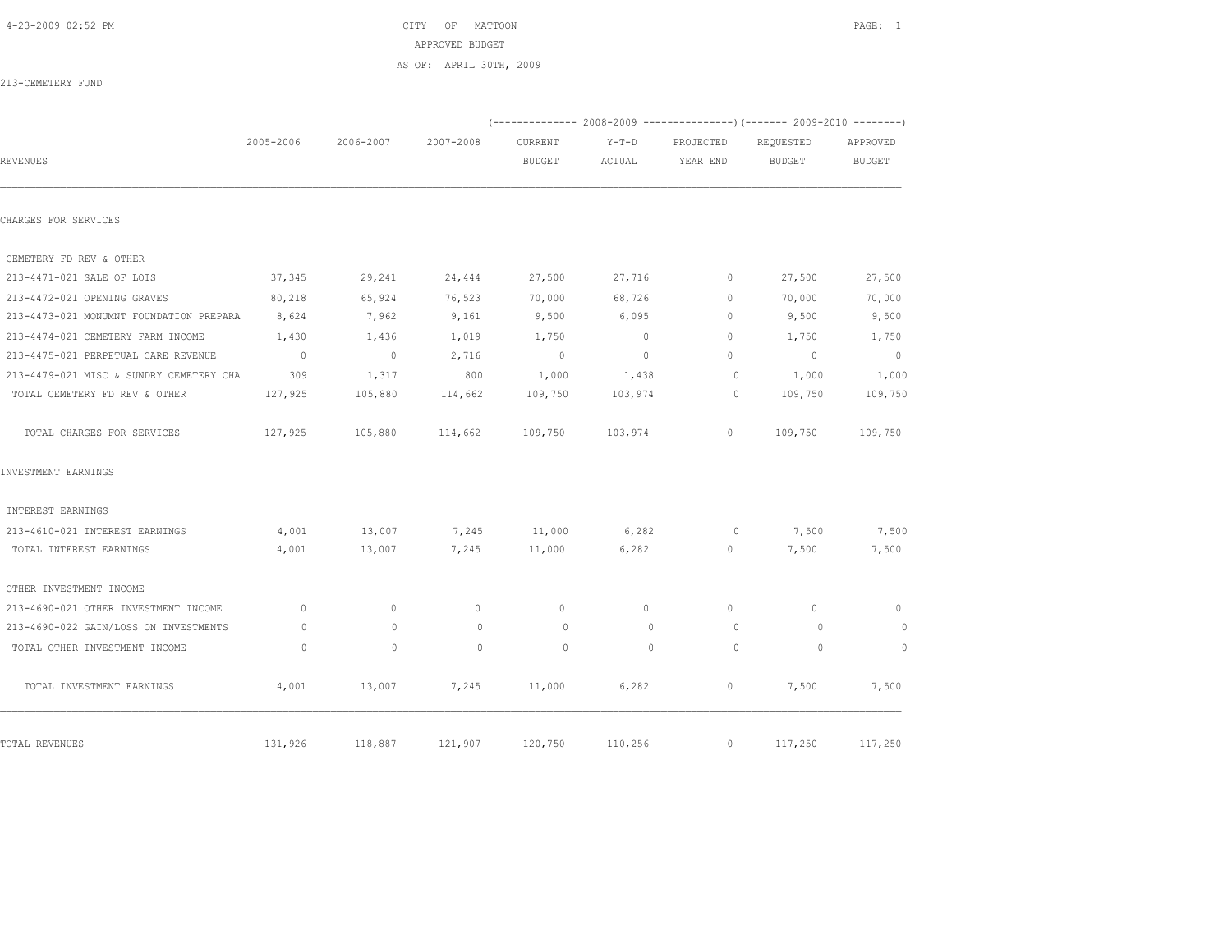CITY OF MATTOON
APPROVED BUDGET
AS OF: APRIL 30TH, 2009

213-CEMETERY FUND

| REVENUES | 2005-2006 | 2006-2007 | 2007-2008 | 2008-2009 CURRENT BUDGET | 2008-2009 Y-T-D ACTUAL | 2008-2009 PROJECTED YEAR END | 2009-2010 REQUESTED BUDGET | 2009-2010 APPROVED BUDGET |
|---|---|---|---|---|---|---|---|---|
| CHARGES FOR SERVICES | | | | | | | | |
| CEMETERY FD REV & OTHER | | | | | | | | |
| 213-4471-021 SALE OF LOTS | 37,345 | 29,241 | 24,444 | 27,500 | 27,716 | 0 | 27,500 | 27,500 |
| 213-4472-021 OPENING GRAVES | 80,218 | 65,924 | 76,523 | 70,000 | 68,726 | 0 | 70,000 | 70,000 |
| 213-4473-021 MONUMNT FOUNDATION PREPARA | 8,624 | 7,962 | 9,161 | 9,500 | 6,095 | 0 | 9,500 | 9,500 |
| 213-4474-021 CEMETERY FARM INCOME | 1,430 | 1,436 | 1,019 | 1,750 | 0 | 0 | 1,750 | 1,750 |
| 213-4475-021 PERPETUAL CARE REVENUE | 0 | 0 | 2,716 | 0 | 0 | 0 | 0 | 0 |
| 213-4479-021 MISC & SUNDRY CEMETERY CHA | 309 | 1,317 | 800 | 1,000 | 1,438 | 0 | 1,000 | 1,000 |
| TOTAL CEMETERY FD REV & OTHER | 127,925 | 105,880 | 114,662 | 109,750 | 103,974 | 0 | 109,750 | 109,750 |
| TOTAL CHARGES FOR SERVICES | 127,925 | 105,880 | 114,662 | 109,750 | 103,974 | 0 | 109,750 | 109,750 |
| INVESTMENT EARNINGS | | | | | | | | |
| INTEREST EARNINGS | | | | | | | | |
| 213-4610-021 INTEREST EARNINGS | 4,001 | 13,007 | 7,245 | 11,000 | 6,282 | 0 | 7,500 | 7,500 |
| TOTAL INTEREST EARNINGS | 4,001 | 13,007 | 7,245 | 11,000 | 6,282 | 0 | 7,500 | 7,500 |
| OTHER INVESTMENT INCOME | | | | | | | | |
| 213-4690-021 OTHER INVESTMENT INCOME | 0 | 0 | 0 | 0 | 0 | 0 | 0 | 0 |
| 213-4690-022 GAIN/LOSS ON INVESTMENTS | 0 | 0 | 0 | 0 | 0 | 0 | 0 | 0 |
| TOTAL OTHER INVESTMENT INCOME | 0 | 0 | 0 | 0 | 0 | 0 | 0 | 0 |
| TOTAL INVESTMENT EARNINGS | 4,001 | 13,007 | 7,245 | 11,000 | 6,282 | 0 | 7,500 | 7,500 |
| TOTAL REVENUES | 131,926 | 118,887 | 121,907 | 120,750 | 110,256 | 0 | 117,250 | 117,250 |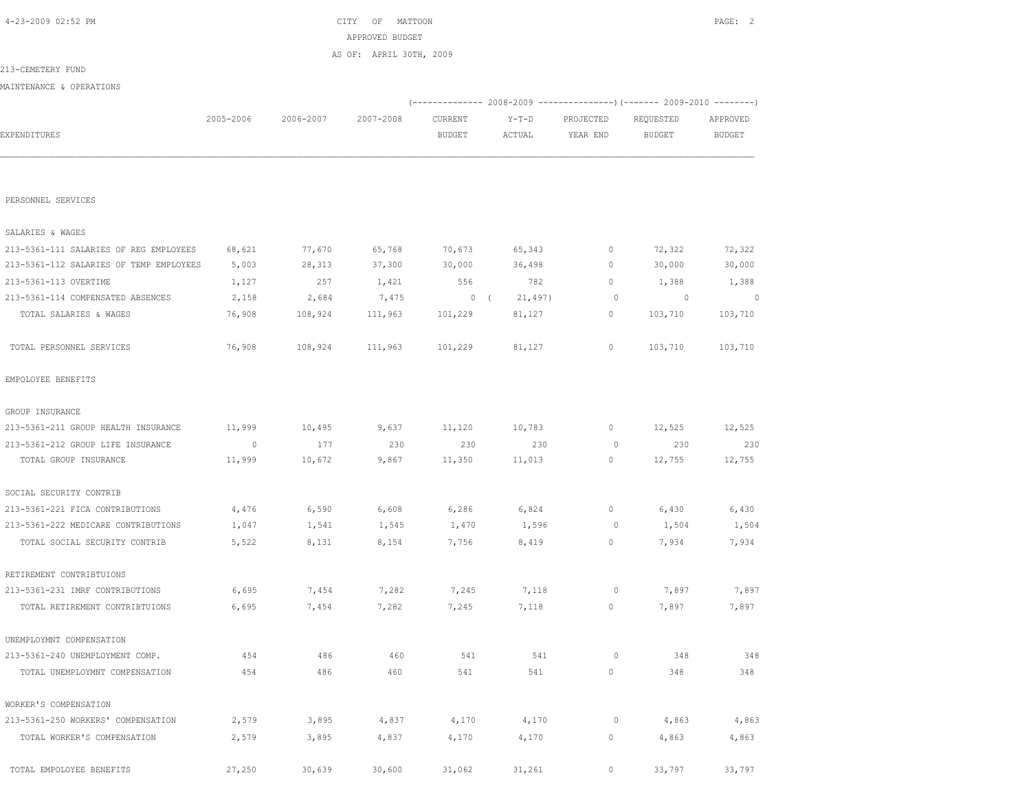CITY OF MATTOON
APPROVED BUDGET
AS OF: APRIL 30TH, 2009

213-CEMETERY FUND

MAINTENANCE & OPERATIONS

| EXPENDITURES | 2005-2006 | 2006-2007 | 2007-2008 | 2008-2009 CURRENT BUDGET | 2008-2009 Y-T-D ACTUAL | 2008-2009 PROJECTED YEAR END | 2009-2010 REQUESTED BUDGET | 2009-2010 APPROVED BUDGET |
|---|---|---|---|---|---|---|---|---|
| PERSONNEL SERVICES | | | | | | | | |
| SALARIES & WAGES | | | | | | | | |
| 213-5361-111 SALARIES OF REG EMPLOYEES | 68,621 | 77,670 | 65,768 | 70,673 | 65,343 | 0 | 72,322 | 72,322 |
| 213-5361-112 SALARIES OF TEMP EMPLOYEES | 5,003 | 28,313 | 37,300 | 30,000 | 36,498 | 0 | 30,000 | 30,000 |
| 213-5361-113 OVERTIME | 1,127 | 257 | 1,421 | 556 | 782 | 0 | 1,388 | 1,388 |
| 213-5361-114 COMPENSATED ABSENCES | 2,158 | 2,684 | 7,475 | 0 | ( 21,497) | 0 | 0 | 0 |
| TOTAL SALARIES & WAGES | 76,908 | 108,924 | 111,963 | 101,229 | 81,127 | 0 | 103,710 | 103,710 |
| TOTAL PERSONNEL SERVICES | 76,908 | 108,924 | 111,963 | 101,229 | 81,127 | 0 | 103,710 | 103,710 |
| EMPOLOYEE BENEFITS | | | | | | | | |
| GROUP INSURANCE | | | | | | | | |
| 213-5361-211 GROUP HEALTH INSURANCE | 11,999 | 10,495 | 9,637 | 11,120 | 10,783 | 0 | 12,525 | 12,525 |
| 213-5361-212 GROUP LIFE INSURANCE | 0 | 177 | 230 | 230 | 230 | 0 | 230 | 230 |
| TOTAL GROUP INSURANCE | 11,999 | 10,672 | 9,867 | 11,350 | 11,013 | 0 | 12,755 | 12,755 |
| SOCIAL SECURITY CONTRIB | | | | | | | | |
| 213-5361-221 FICA CONTRIBUTIONS | 4,476 | 6,590 | 6,608 | 6,286 | 6,824 | 0 | 6,430 | 6,430 |
| 213-5361-222 MEDICARE CONTRIBUTIONS | 1,047 | 1,541 | 1,545 | 1,470 | 1,596 | 0 | 1,504 | 1,504 |
| TOTAL SOCIAL SECURITY CONTRIB | 5,522 | 8,131 | 8,154 | 7,756 | 8,419 | 0 | 7,934 | 7,934 |
| RETIREMENT CONTRIBTUIONS | | | | | | | | |
| 213-5361-231 IMRF CONTRIBUTIONS | 6,695 | 7,454 | 7,282 | 7,245 | 7,118 | 0 | 7,897 | 7,897 |
| TOTAL RETIREMENT CONTRIBTUIONS | 6,695 | 7,454 | 7,282 | 7,245 | 7,118 | 0 | 7,897 | 7,897 |
| UNEMPLOYMNT COMPENSATION | | | | | | | | |
| 213-5361-240 UNEMPLOYMENT COMP. | 454 | 486 | 460 | 541 | 541 | 0 | 348 | 348 |
| TOTAL UNEMPLOYMNT COMPENSATION | 454 | 486 | 460 | 541 | 541 | 0 | 348 | 348 |
| WORKER'S COMPENSATION | | | | | | | | |
| 213-5361-250 WORKERS' COMPENSATION | 2,579 | 3,895 | 4,837 | 4,170 | 4,170 | 0 | 4,863 | 4,863 |
| TOTAL WORKER'S COMPENSATION | 2,579 | 3,895 | 4,837 | 4,170 | 4,170 | 0 | 4,863 | 4,863 |
| TOTAL EMPOLOYEE BENEFITS | 27,250 | 30,639 | 30,600 | 31,062 | 31,261 | 0 | 33,797 | 33,797 |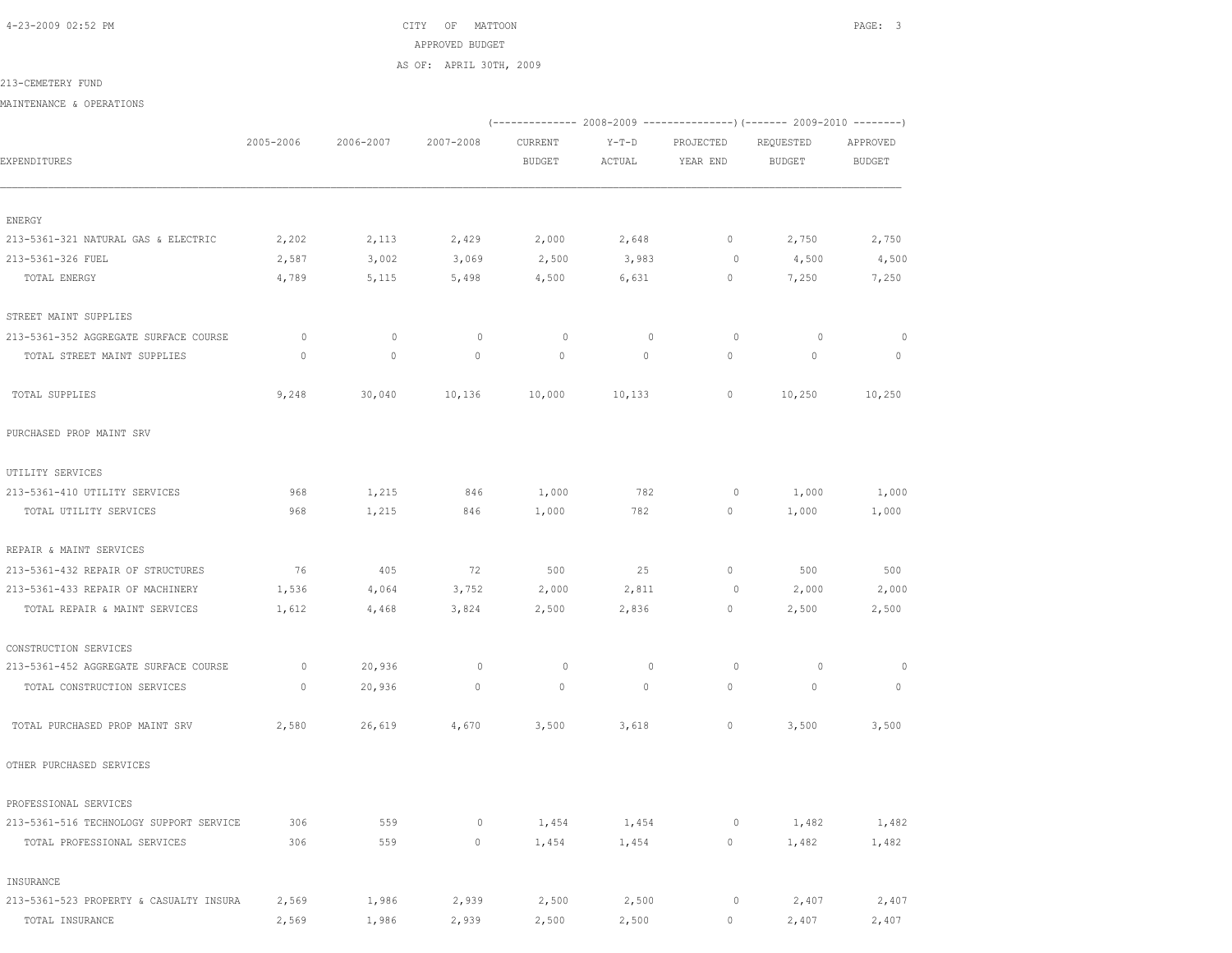CITY OF MATTOON

APPROVED BUDGET

AS OF: APRIL 30TH, 2009

213-CEMETERY FUND

MAINTENANCE & OPERATIONS

| EXPENDITURES | 2005-2006 | 2006-2007 | 2007-2008 | 2008-2009 CURRENT BUDGET | 2008-2009 Y-T-D ACTUAL | 2008-2009 PROJECTED YEAR END | 2009-2010 REQUESTED BUDGET | 2009-2010 APPROVED BUDGET |
|---|---|---|---|---|---|---|---|---|
| ENERGY | | | | | | | | |
| 213-5361-321 NATURAL GAS & ELECTRIC | 2,202 | 2,113 | 2,429 | 2,000 | 2,648 | 0 | 2,750 | 2,750 |
| 213-5361-326 FUEL | 2,587 | 3,002 | 3,069 | 2,500 | 3,983 | 0 | 4,500 | 4,500 |
| TOTAL ENERGY | 4,789 | 5,115 | 5,498 | 4,500 | 6,631 | 0 | 7,250 | 7,250 |
| STREET MAINT SUPPLIES | | | | | | | | |
| 213-5361-352 AGGREGATE SURFACE COURSE | 0 | 0 | 0 | 0 | 0 | 0 | 0 | 0 |
| TOTAL STREET MAINT SUPPLIES | 0 | 0 | 0 | 0 | 0 | 0 | 0 | 0 |
| TOTAL SUPPLIES | 9,248 | 30,040 | 10,136 | 10,000 | 10,133 | 0 | 10,250 | 10,250 |
| PURCHASED PROP MAINT SRV | | | | | | | | |
| UTILITY SERVICES | | | | | | | | |
| 213-5361-410 UTILITY SERVICES | 968 | 1,215 | 846 | 1,000 | 782 | 0 | 1,000 | 1,000 |
| TOTAL UTILITY SERVICES | 968 | 1,215 | 846 | 1,000 | 782 | 0 | 1,000 | 1,000 |
| REPAIR & MAINT SERVICES | | | | | | | | |
| 213-5361-432 REPAIR OF STRUCTURES | 76 | 405 | 72 | 500 | 25 | 0 | 500 | 500 |
| 213-5361-433 REPAIR OF MACHINERY | 1,536 | 4,064 | 3,752 | 2,000 | 2,811 | 0 | 2,000 | 2,000 |
| TOTAL REPAIR & MAINT SERVICES | 1,612 | 4,468 | 3,824 | 2,500 | 2,836 | 0 | 2,500 | 2,500 |
| CONSTRUCTION SERVICES | | | | | | | | |
| 213-5361-452 AGGREGATE SURFACE COURSE | 0 | 20,936 | 0 | 0 | 0 | 0 | 0 | 0 |
| TOTAL CONSTRUCTION SERVICES | 0 | 20,936 | 0 | 0 | 0 | 0 | 0 | 0 |
| TOTAL PURCHASED PROP MAINT SRV | 2,580 | 26,619 | 4,670 | 3,500 | 3,618 | 0 | 3,500 | 3,500 |
| OTHER PURCHASED SERVICES | | | | | | | | |
| PROFESSIONAL SERVICES | | | | | | | | |
| 213-5361-516 TECHNOLOGY SUPPORT SERVICE | 306 | 559 | 0 | 1,454 | 1,454 | 0 | 1,482 | 1,482 |
| TOTAL PROFESSIONAL SERVICES | 306 | 559 | 0 | 1,454 | 1,454 | 0 | 1,482 | 1,482 |
| INSURANCE | | | | | | | | |
| 213-5361-523 PROPERTY & CASUALTY INSURA | 2,569 | 1,986 | 2,939 | 2,500 | 2,500 | 0 | 2,407 | 2,407 |
| TOTAL INSURANCE | 2,569 | 1,986 | 2,939 | 2,500 | 2,500 | 0 | 2,407 | 2,407 |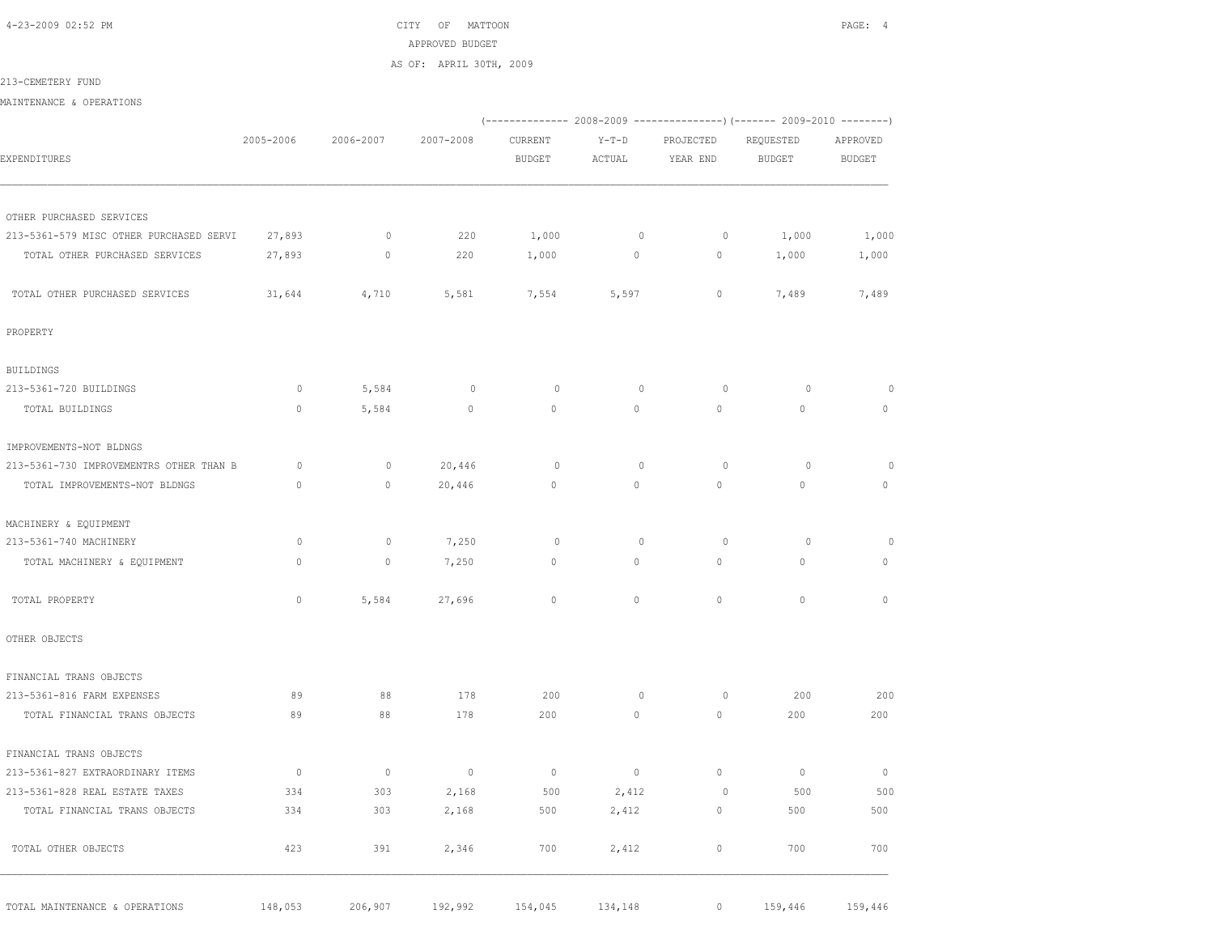CITY OF MATTOON
APPROVED BUDGET
AS OF: APRIL 30TH, 2009

213-CEMETERY FUND

MAINTENANCE & OPERATIONS

| EXPENDITURES | 2005-2006 | 2006-2007 | 2007-2008 | 2008-2009 CURRENT BUDGET | 2008-2009 Y-T-D ACTUAL | 2008-2009 PROJECTED YEAR END | 2009-2010 REQUESTED BUDGET | 2009-2010 APPROVED BUDGET |
|---|---|---|---|---|---|---|---|---|
| OTHER PURCHASED SERVICES | | | | | | | | |
| 213-5361-579 MISC OTHER PURCHASED SERVI | 27,893 | 0 | 220 | 1,000 | 0 | 0 | 1,000 | 1,000 |
| TOTAL OTHER PURCHASED SERVICES | 27,893 | 0 | 220 | 1,000 | 0 | 0 | 1,000 | 1,000 |
| TOTAL OTHER PURCHASED SERVICES | 31,644 | 4,710 | 5,581 | 7,554 | 5,597 | 0 | 7,489 | 7,489 |
| PROPERTY | | | | | | | | |
| BUILDINGS | | | | | | | | |
| 213-5361-720 BUILDINGS | 0 | 5,584 | 0 | 0 | 0 | 0 | 0 | 0 |
| TOTAL BUILDINGS | 0 | 5,584 | 0 | 0 | 0 | 0 | 0 | 0 |
| IMPROVEMENTS-NOT BLDNGS | | | | | | | | |
| 213-5361-730 IMPROVEMENTRS OTHER THAN B | 0 | 0 | 20,446 | 0 | 0 | 0 | 0 | 0 |
| TOTAL IMPROVEMENTS-NOT BLDNGS | 0 | 0 | 20,446 | 0 | 0 | 0 | 0 | 0 |
| MACHINERY & EQUIPMENT | | | | | | | | |
| 213-5361-740 MACHINERY | 0 | 0 | 7,250 | 0 | 0 | 0 | 0 | 0 |
| TOTAL MACHINERY & EQUIPMENT | 0 | 0 | 7,250 | 0 | 0 | 0 | 0 | 0 |
| TOTAL PROPERTY | 0 | 5,584 | 27,696 | 0 | 0 | 0 | 0 | 0 |
| OTHER OBJECTS | | | | | | | | |
| FINANCIAL TRANS OBJECTS | | | | | | | | |
| 213-5361-816 FARM EXPENSES | 89 | 88 | 178 | 200 | 0 | 0 | 200 | 200 |
| TOTAL FINANCIAL TRANS OBJECTS | 89 | 88 | 178 | 200 | 0 | 0 | 200 | 200 |
| FINANCIAL TRANS OBJECTS | | | | | | | | |
| 213-5361-827 EXTRAORDINARY ITEMS | 0 | 0 | 0 | 0 | 0 | 0 | 0 | 0 |
| 213-5361-828 REAL ESTATE TAXES | 334 | 303 | 2,168 | 500 | 2,412 | 0 | 500 | 500 |
| TOTAL FINANCIAL TRANS OBJECTS | 334 | 303 | 2,168 | 500 | 2,412 | 0 | 500 | 500 |
| TOTAL OTHER OBJECTS | 423 | 391 | 2,346 | 700 | 2,412 | 0 | 700 | 700 |
| TOTAL MAINTENANCE & OPERATIONS | 148,053 | 206,907 | 192,992 | 154,045 | 134,148 | 0 | 159,446 | 159,446 |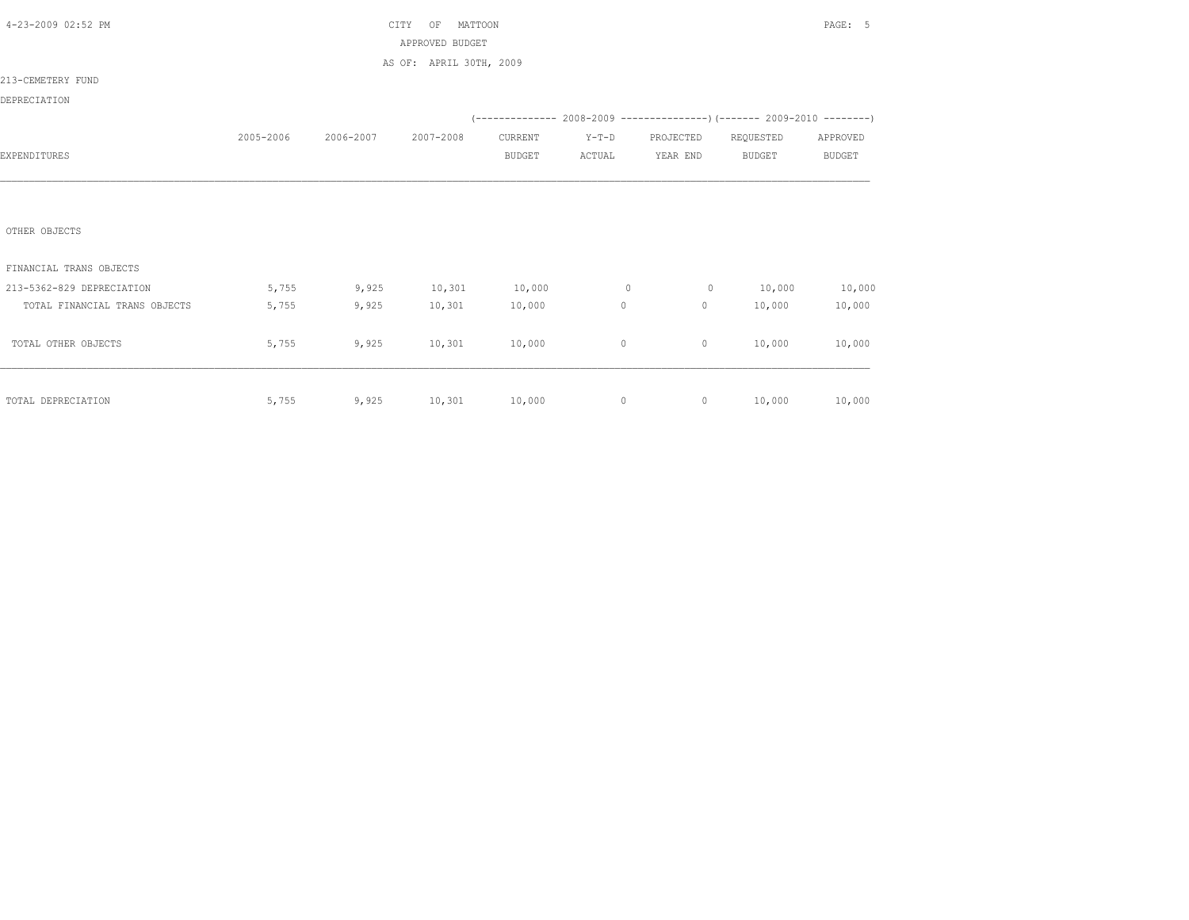CITY OF MATTOON
APPROVED BUDGET
AS OF: APRIL 30TH, 2009

213-CEMETERY FUND

DEPRECIATION

| EXPENDITURES | 2005-2006 | 2006-2007 | 2007-2008 | 2008-2009 CURRENT BUDGET | 2008-2009 Y-T-D ACTUAL | 2008-2009 PROJECTED YEAR END | 2009-2010 REQUESTED BUDGET | 2009-2010 APPROVED BUDGET |
|---|---|---|---|---|---|---|---|---|
| OTHER OBJECTS | | | | | | | | |
| FINANCIAL TRANS OBJECTS | | | | | | | | |
| 213-5362-829 DEPRECIATION | 5,755 | 9,925 | 10,301 | 10,000 | 0 | 0 | 10,000 | 10,000 |
| TOTAL FINANCIAL TRANS OBJECTS | 5,755 | 9,925 | 10,301 | 10,000 | 0 | 0 | 10,000 | 10,000 |
| TOTAL OTHER OBJECTS | 5,755 | 9,925 | 10,301 | 10,000 | 0 | 0 | 10,000 | 10,000 |
| TOTAL DEPRECIATION | 5,755 | 9,925 | 10,301 | 10,000 | 0 | 0 | 10,000 | 10,000 |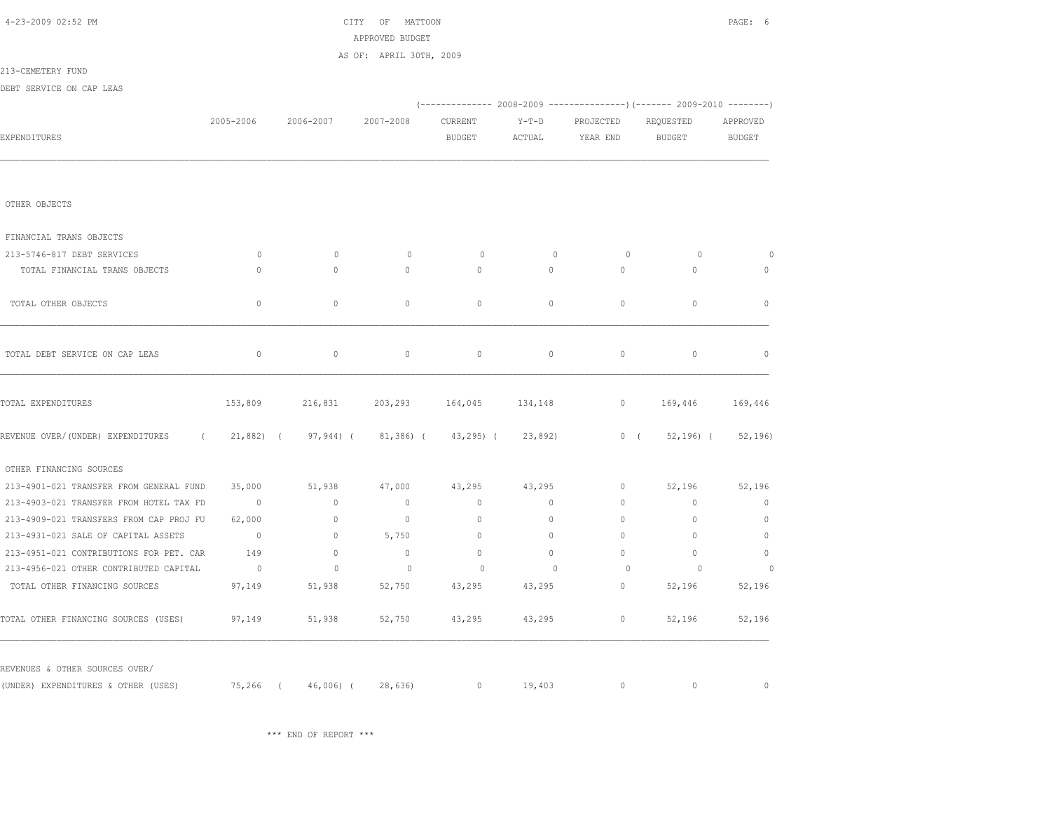CITY OF MATTOON

APPROVED BUDGET

AS OF: APRIL 30TH, 2009

213-CEMETERY FUND

DEBT SERVICE ON CAP LEAS

| EXPENDITURES | 2005-2006 | 2006-2007 | 2007-2008 | 2008-2009 CURRENT BUDGET | 2008-2009 Y-T-D ACTUAL | 2008-2009 PROJECTED YEAR END | 2009-2010 REQUESTED BUDGET | 2009-2010 APPROVED BUDGET |
|---|---|---|---|---|---|---|---|---|
| OTHER OBJECTS | | | | | | | | |
| FINANCIAL TRANS OBJECTS | | | | | | | | |
| 213-5746-817 DEBT SERVICES | 0 | 0 | 0 | 0 | 0 | 0 | 0 | 0 |
| TOTAL FINANCIAL TRANS OBJECTS | 0 | 0 | 0 | 0 | 0 | 0 | 0 | 0 |
| TOTAL OTHER OBJECTS | 0 | 0 | 0 | 0 | 0 | 0 | 0 | 0 |
| TOTAL DEBT SERVICE ON CAP LEAS | 0 | 0 | 0 | 0 | 0 | 0 | 0 | 0 |
| TOTAL EXPENDITURES | 153,809 | 216,831 | 203,293 | 164,045 | 134,148 | 0 | 169,446 | 169,446 |
| REVENUE OVER/(UNDER) EXPENDITURES | (21,882) | (97,944) | (81,386) | (43,295) | (23,892) | 0 | (52,196) | (52,196) |
| OTHER FINANCING SOURCES | | | | | | | | |
| 213-4901-021 TRANSFER FROM GENERAL FUND | 35,000 | 51,938 | 47,000 | 43,295 | 43,295 | 0 | 52,196 | 52,196 |
| 213-4903-021 TRANSFER FROM HOTEL TAX FD | 0 | 0 | 0 | 0 | 0 | 0 | 0 | 0 |
| 213-4909-021 TRANSFERS FROM CAP PROJ FU | 62,000 | 0 | 0 | 0 | 0 | 0 | 0 | 0 |
| 213-4931-021 SALE OF CAPITAL ASSETS | 0 | 0 | 5,750 | 0 | 0 | 0 | 0 | 0 |
| 213-4951-021 CONTRIBUTIONS FOR PET. CAR | 149 | 0 | 0 | 0 | 0 | 0 | 0 | 0 |
| 213-4956-021 OTHER CONTRIBUTED CAPITAL | 0 | 0 | 0 | 0 | 0 | 0 | 0 | 0 |
| TOTAL OTHER FINANCING SOURCES | 97,149 | 51,938 | 52,750 | 43,295 | 43,295 | 0 | 52,196 | 52,196 |
| TOTAL OTHER FINANCING SOURCES (USES) | 97,149 | 51,938 | 52,750 | 43,295 | 43,295 | 0 | 52,196 | 52,196 |
| REVENUES & OTHER SOURCES OVER/ (UNDER) EXPENDITURES & OTHER (USES) | 75,266 | (46,006) | (28,636) | 0 | 19,403 | 0 | 0 | 0 |

\*\*\* END OF REPORT \*\*\*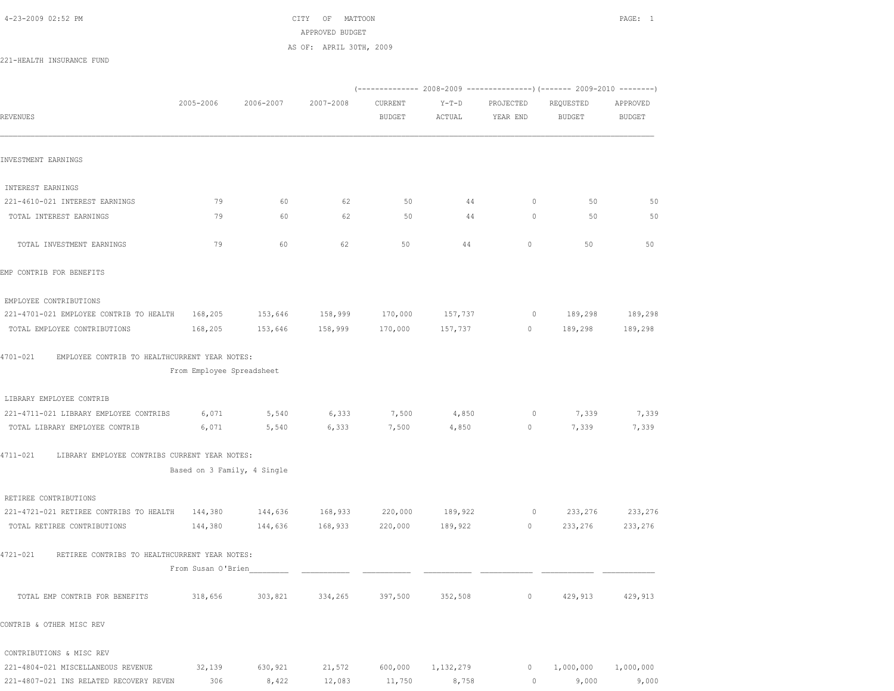CITY OF MATTOON
APPROVED BUDGET
AS OF: APRIL 30TH, 2009

221-HEALTH INSURANCE FUND

| REVENUES | 2005-2006 | 2006-2007 | 2007-2008 | 2008-2009 CURRENT BUDGET | 2008-2009 Y-T-D ACTUAL | 2008-2009 PROJECTED YEAR END | 2009-2010 REQUESTED BUDGET | 2009-2010 APPROVED BUDGET |
|---|---|---|---|---|---|---|---|---|
| **INVESTMENT EARNINGS** | | | | | | | | |
| INTEREST EARNINGS | | | | | | | | |
| 221-4610-021 INTEREST EARNINGS | 79 | 60 | 62 | 50 | 44 | 0 | 50 | 50 |
| TOTAL INTEREST EARNINGS | 79 | 60 | 62 | 50 | 44 | 0 | 50 | 50 |
| TOTAL INVESTMENT EARNINGS | 79 | 60 | 62 | 50 | 44 | 0 | 50 | 50 |
| **EMP CONTRIB FOR BENEFITS** | | | | | | | | |
| EMPLOYEE CONTRIBUTIONS | | | | | | | | |
| 221-4701-021 EMPLOYEE CONTRIB TO HEALTH | 168,205 | 153,646 | 158,999 | 170,000 | 157,737 | 0 | 189,298 | 189,298 |
| TOTAL EMPLOYEE CONTRIBUTIONS | 168,205 | 153,646 | 158,999 | 170,000 | 157,737 | 0 | 189,298 | 189,298 |

4701-021 EMPLOYEE CONTRIB TO HEALTH CURRENT YEAR NOTES:
From Employee Spreadsheet

| REVENUES | 2005-2006 | 2006-2007 | 2007-2008 | 2008-2009 CURRENT BUDGET | 2008-2009 Y-T-D ACTUAL | 2008-2009 PROJECTED YEAR END | 2009-2010 REQUESTED BUDGET | 2009-2010 APPROVED BUDGET |
|---|---|---|---|---|---|---|---|---|
| LIBRARY EMPLOYEE CONTRIB | | | | | | | | |
| 221-4711-021 LIBRARY EMPLOYEE CONTRIBS | 6,071 | 5,540 | 6,333 | 7,500 | 4,850 | 0 | 7,339 | 7,339 |
| TOTAL LIBRARY EMPLOYEE CONTRIB | 6,071 | 5,540 | 6,333 | 7,500 | 4,850 | 0 | 7,339 | 7,339 |

4711-021 LIBRARY EMPLOYEE CONTRIBS CURRENT YEAR NOTES:
Based on 3 Family, 4 Single

| REVENUES | 2005-2006 | 2006-2007 | 2007-2008 | 2008-2009 CURRENT BUDGET | 2008-2009 Y-T-D ACTUAL | 2008-2009 PROJECTED YEAR END | 2009-2010 REQUESTED BUDGET | 2009-2010 APPROVED BUDGET |
|---|---|---|---|---|---|---|---|---|
| RETIREE CONTRIBUTIONS | | | | | | | | |
| 221-4721-021 RETIREE CONTRIBS TO HEALTH | 144,380 | 144,636 | 168,933 | 220,000 | 189,922 | 0 | 233,276 | 233,276 |
| TOTAL RETIREE CONTRIBUTIONS | 144,380 | 144,636 | 168,933 | 220,000 | 189,922 | 0 | 233,276 | 233,276 |

4721-021 RETIREE CONTRIBS TO HEALTH CURRENT YEAR NOTES:
From Susan O'Brien

| REVENUES | 2005-2006 | 2006-2007 | 2007-2008 | 2008-2009 CURRENT BUDGET | 2008-2009 Y-T-D ACTUAL | 2008-2009 PROJECTED YEAR END | 2009-2010 REQUESTED BUDGET | 2009-2010 APPROVED BUDGET |
|---|---|---|---|---|---|---|---|---|
| TOTAL EMP CONTRIB FOR BENEFITS | 318,656 | 303,821 | 334,265 | 397,500 | 352,508 | 0 | 429,913 | 429,913 |
| **CONTRIB & OTHER MISC REV** | | | | | | | | |
| CONTRIBUTIONS & MISC REV | | | | | | | | |
| 221-4804-021 MISCELLANEOUS REVENUE | 32,139 | 630,921 | 21,572 | 600,000 | 1,132,279 | 0 | 1,000,000 | 1,000,000 |
| 221-4807-021 INS RELATED RECOVERY REVEN | 306 | 8,422 | 12,083 | 11,750 | 8,758 | 0 | 9,000 | 9,000 |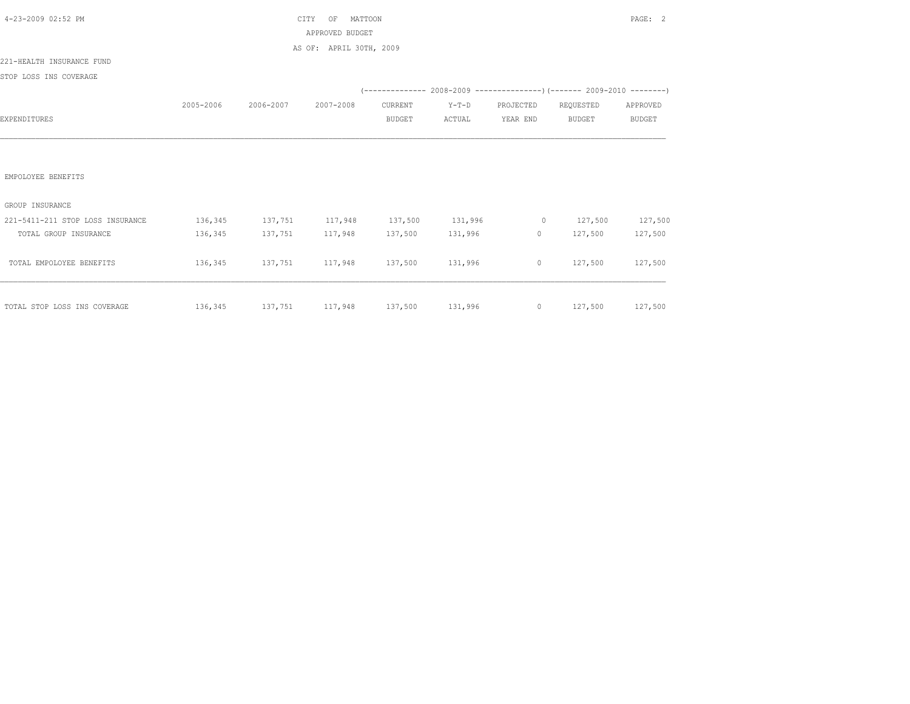CITY OF MATTOON
APPROVED BUDGET
AS OF: APRIL 30TH, 2009

221-HEALTH INSURANCE FUND

STOP LOSS INS COVERAGE

| EXPENDITURES | 2005-2006 | 2006-2007 | 2007-2008 | 2008-2009 CURRENT BUDGET | 2008-2009 Y-T-D ACTUAL | 2008-2009 PROJECTED YEAR END | 2009-2010 REQUESTED BUDGET | 2009-2010 APPROVED BUDGET |
|---|---|---|---|---|---|---|---|---|
| EMPOLOYEE BENEFITS | | | | | | | | |
| GROUP INSURANCE | | | | | | | | |
| 221-5411-211 STOP LOSS INSURANCE | 136,345 | 137,751 | 117,948 | 137,500 | 131,996 | 0 | 127,500 | 127,500 |
| TOTAL GROUP INSURANCE | 136,345 | 137,751 | 117,948 | 137,500 | 131,996 | 0 | 127,500 | 127,500 |
| TOTAL EMPOLOYEE BENEFITS | 136,345 | 137,751 | 117,948 | 137,500 | 131,996 | 0 | 127,500 | 127,500 |
| TOTAL STOP LOSS INS COVERAGE | 136,345 | 137,751 | 117,948 | 137,500 | 131,996 | 0 | 127,500 | 127,500 |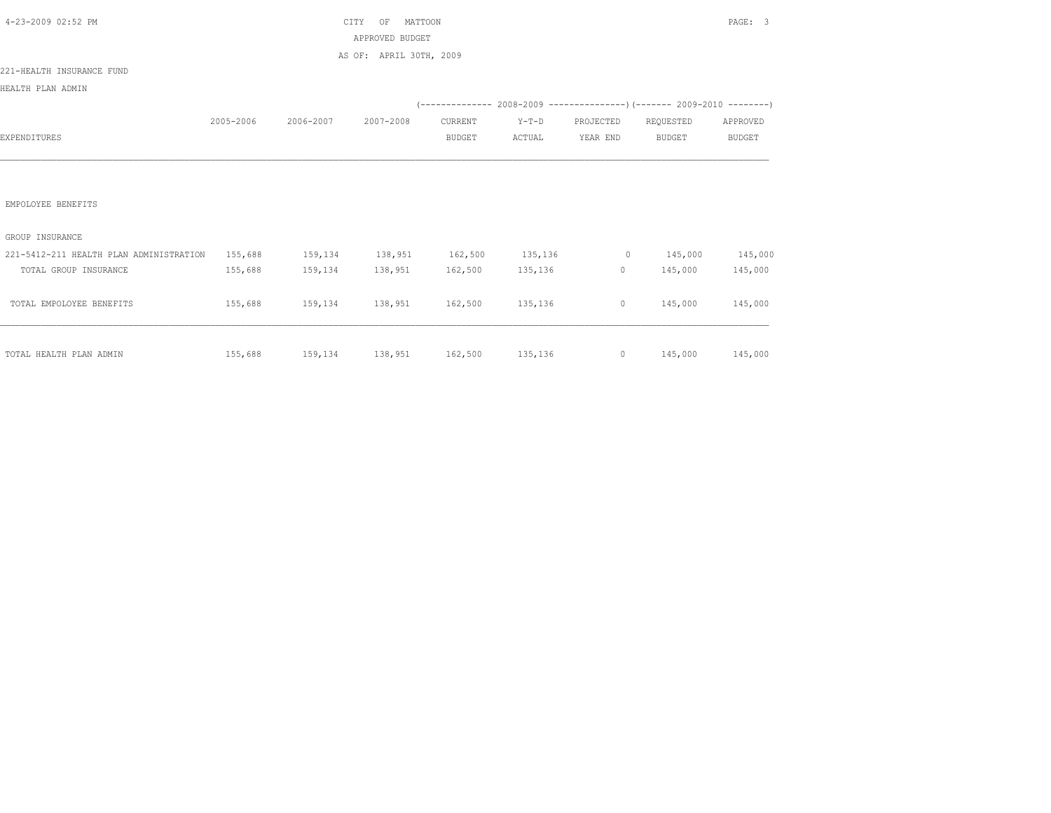CITY OF MATTOON
APPROVED BUDGET
AS OF: APRIL 30TH, 2009

221-HEALTH INSURANCE FUND

HEALTH PLAN ADMIN

| EXPENDITURES | 2005-2006 | 2006-2007 | 2007-2008 | 2008-2009 CURRENT BUDGET | 2008-2009 Y-T-D ACTUAL | 2008-2009 PROJECTED YEAR END | 2009-2010 REQUESTED BUDGET | 2009-2010 APPROVED BUDGET |
|---|---|---|---|---|---|---|---|---|
| EMPOLOYEE BENEFITS | | | | | | | | |
| GROUP INSURANCE | | | | | | | | |
| 221-5412-211 HEALTH PLAN ADMINISTRATION | 155,688 | 159,134 | 138,951 | 162,500 | 135,136 | 0 | 145,000 | 145,000 |
| TOTAL GROUP INSURANCE | 155,688 | 159,134 | 138,951 | 162,500 | 135,136 | 0 | 145,000 | 145,000 |
| TOTAL EMPOLOYEE BENEFITS | 155,688 | 159,134 | 138,951 | 162,500 | 135,136 | 0 | 145,000 | 145,000 |
| TOTAL HEALTH PLAN ADMIN | 155,688 | 159,134 | 138,951 | 162,500 | 135,136 | 0 | 145,000 | 145,000 |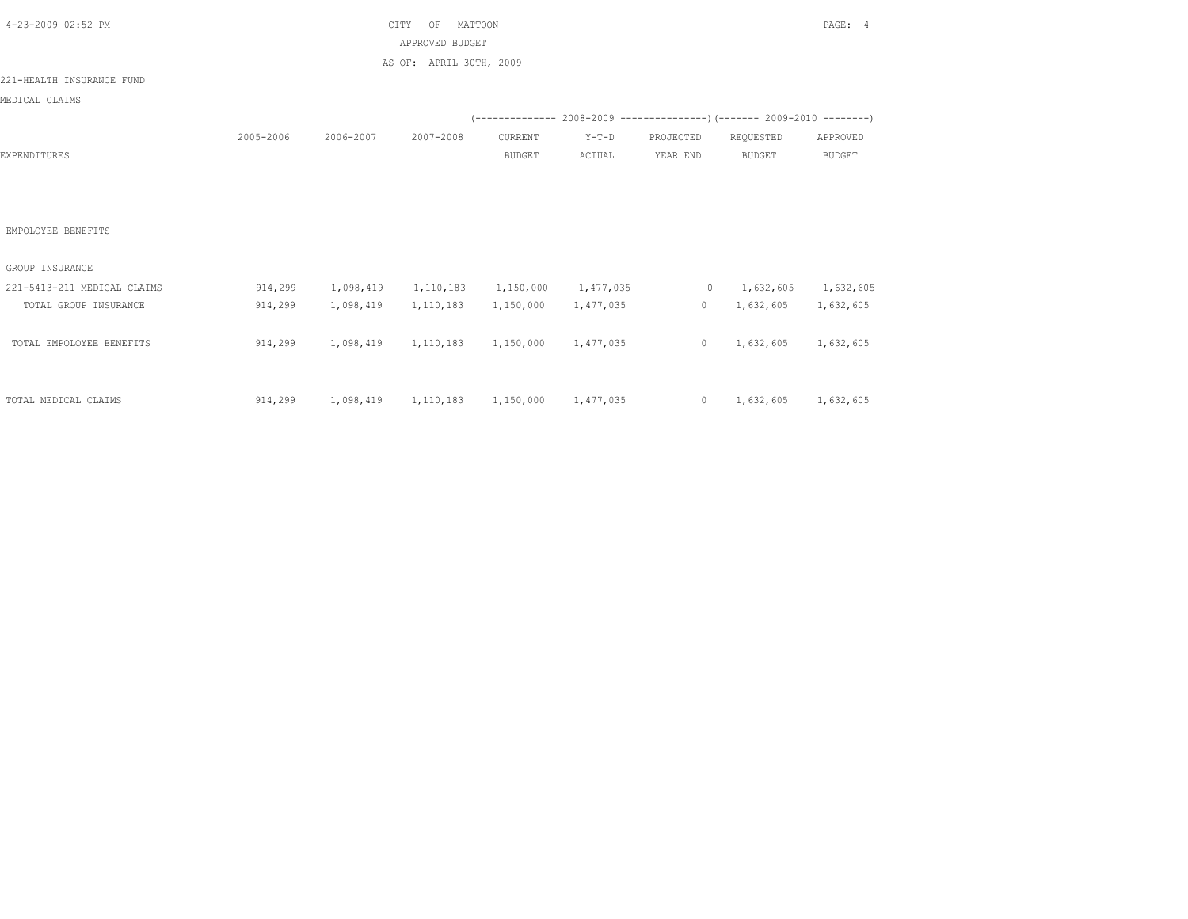CITY OF MATTOON

APPROVED BUDGET

AS OF: APRIL 30TH, 2009

221-HEALTH INSURANCE FUND

MEDICAL CLAIMS

| EXPENDITURES | 2005-2006 | 2006-2007 | 2007-2008 | 2008-2009 CURRENT BUDGET | 2008-2009 Y-T-D ACTUAL | 2008-2009 PROJECTED YEAR END | 2009-2010 REQUESTED BUDGET | 2009-2010 APPROVED BUDGET |
|---|---|---|---|---|---|---|---|---|
| EMPOLOYEE BENEFITS | | | | | | | | |
| GROUP INSURANCE | | | | | | | | |
| 221-5413-211 MEDICAL CLAIMS | 914,299 | 1,098,419 | 1,110,183 | 1,150,000 | 1,477,035 | 0 | 1,632,605 | 1,632,605 |
| TOTAL GROUP INSURANCE | 914,299 | 1,098,419 | 1,110,183 | 1,150,000 | 1,477,035 | 0 | 1,632,605 | 1,632,605 |
| TOTAL EMPOLOYEE BENEFITS | 914,299 | 1,098,419 | 1,110,183 | 1,150,000 | 1,477,035 | 0 | 1,632,605 | 1,632,605 |
| TOTAL MEDICAL CLAIMS | 914,299 | 1,098,419 | 1,110,183 | 1,150,000 | 1,477,035 | 0 | 1,632,605 | 1,632,605 |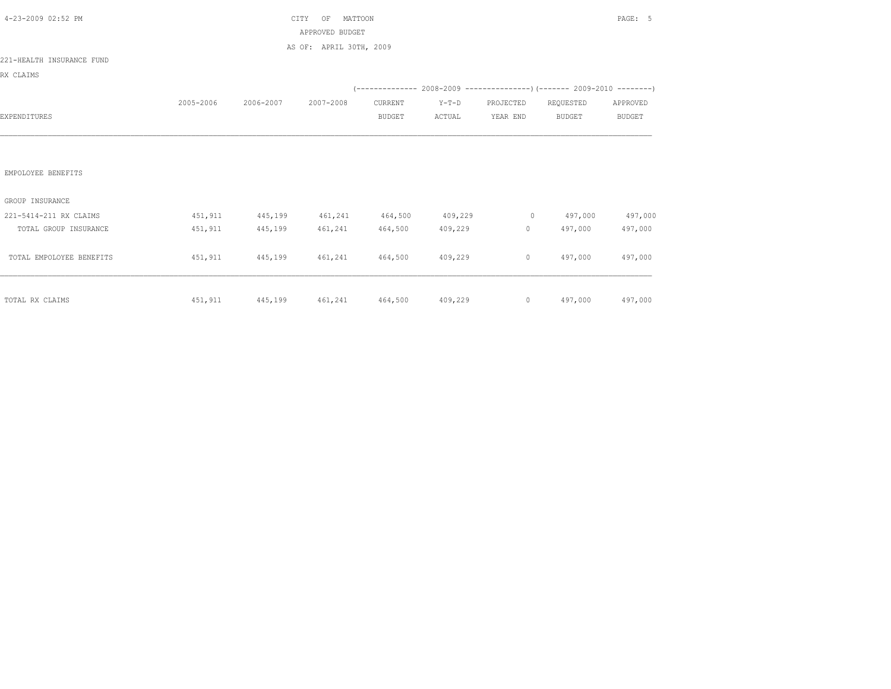CITY OF MATTOON

APPROVED BUDGET

AS OF: APRIL 30TH, 2009

221-HEALTH INSURANCE FUND

RX CLAIMS

| EXPENDITURES | 2005-2006 | 2006-2007 | 2007-2008 | 2008-2009 CURRENT BUDGET | 2008-2009 Y-T-D ACTUAL | 2008-2009 PROJECTED YEAR END | 2009-2010 REQUESTED BUDGET | 2009-2010 APPROVED BUDGET |
|---|---|---|---|---|---|---|---|---|
| EMPOLOYEE BENEFITS | | | | | | | | |
| GROUP INSURANCE | | | | | | | | |
| 221-5414-211 RX CLAIMS | 451,911 | 445,199 | 461,241 | 464,500 | 409,229 | 0 | 497,000 | 497,000 |
| TOTAL GROUP INSURANCE | 451,911 | 445,199 | 461,241 | 464,500 | 409,229 | 0 | 497,000 | 497,000 |
| TOTAL EMPOLOYEE BENEFITS | 451,911 | 445,199 | 461,241 | 464,500 | 409,229 | 0 | 497,000 | 497,000 |
| TOTAL RX CLAIMS | 451,911 | 445,199 | 461,241 | 464,500 | 409,229 | 0 | 497,000 | 497,000 |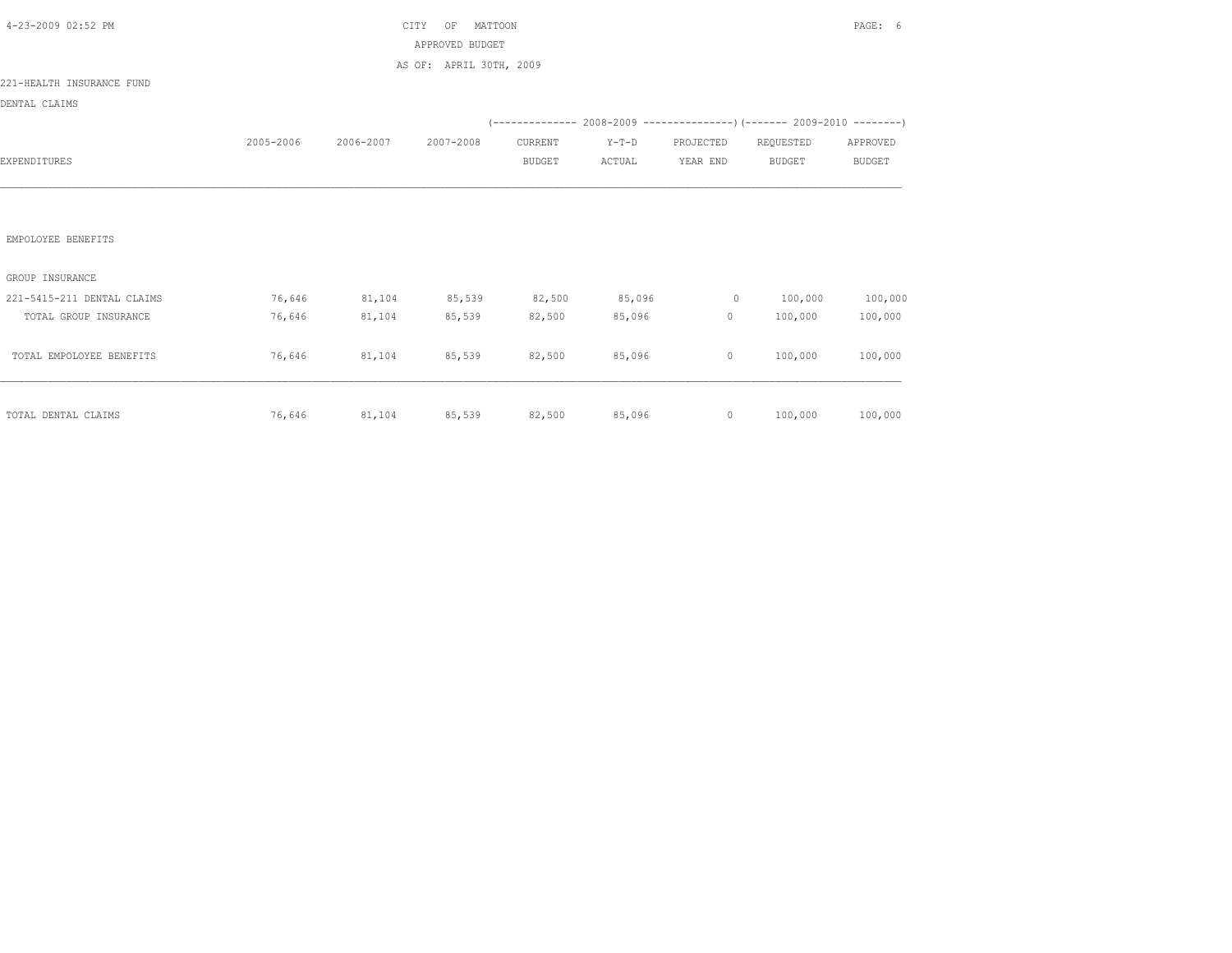CITY OF MATTOON

APPROVED BUDGET

AS OF: APRIL 30TH, 2009

221-HEALTH INSURANCE FUND

DENTAL CLAIMS

| EXPENDITURES | 2005-2006 | 2006-2007 | 2007-2008 | 2008-2009 CURRENT BUDGET | 2008-2009 Y-T-D ACTUAL | 2008-2009 PROJECTED YEAR END | 2009-2010 REQUESTED BUDGET | 2009-2010 APPROVED BUDGET |
|---|---|---|---|---|---|---|---|---|
| EMPOLOYEE BENEFITS | | | | | | | | |
| GROUP INSURANCE | | | | | | | | |
| 221-5415-211 DENTAL CLAIMS | 76,646 | 81,104 | 85,539 | 82,500 | 85,096 | 0 | 100,000 | 100,000 |
| TOTAL GROUP INSURANCE | 76,646 | 81,104 | 85,539 | 82,500 | 85,096 | 0 | 100,000 | 100,000 |
| TOTAL EMPOLOYEE BENEFITS | 76,646 | 81,104 | 85,539 | 82,500 | 85,096 | 0 | 100,000 | 100,000 |
| TOTAL DENTAL CLAIMS | 76,646 | 81,104 | 85,539 | 82,500 | 85,096 | 0 | 100,000 | 100,000 |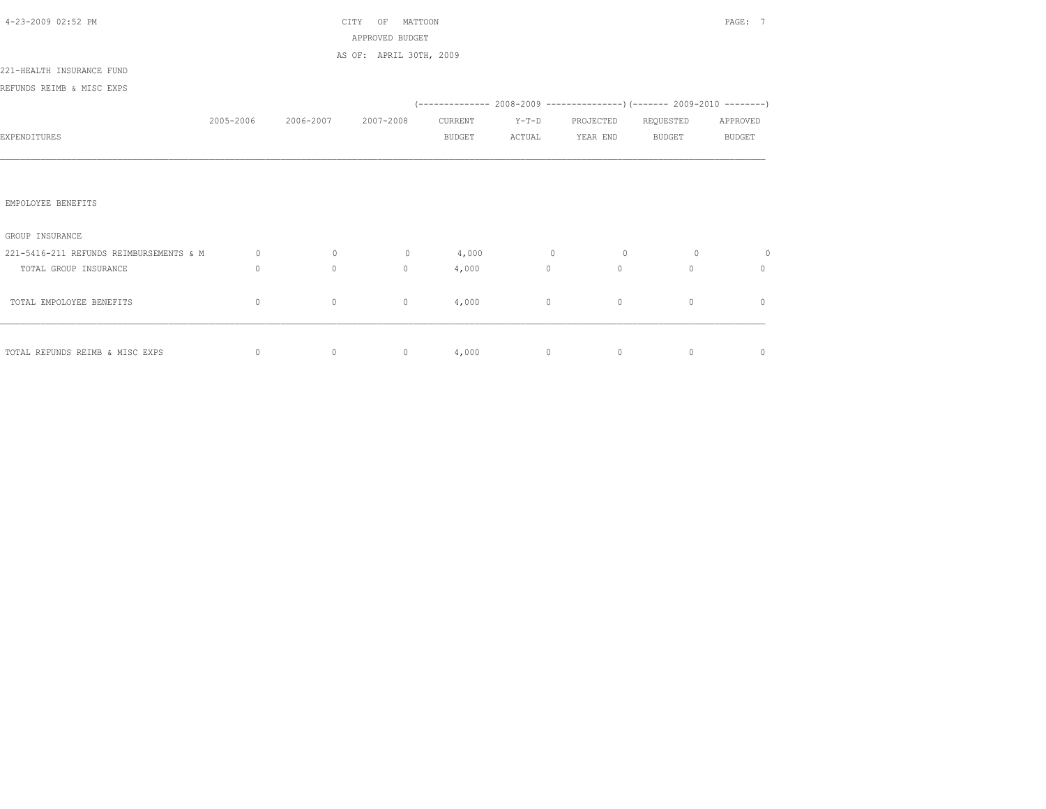CITY OF MATTOON
APPROVED BUDGET
AS OF: APRIL 30TH, 2009

221-HEALTH INSURANCE FUND
REFUNDS REIMB & MISC EXPS

| EXPENDITURES | 2005-2006 | 2006-2007 | 2007-2008 | (2008-2009) CURRENT BUDGET | Y-T-D ACTUAL | PROJECTED YEAR END | (2009-2010) REQUESTED BUDGET | APPROVED BUDGET |
|---|---|---|---|---|---|---|---|---|
| EMPOLOYEE BENEFITS | | | | | | | | |
| GROUP INSURANCE | | | | | | | | |
| 221-5416-211 REFUNDS REIMBURSEMENTS & M | 0 | 0 | 0 | 4,000 | 0 | 0 | 0 | 0 |
| TOTAL GROUP INSURANCE | 0 | 0 | 0 | 4,000 | 0 | 0 | 0 | 0 |
| TOTAL EMPOLOYEE BENEFITS | 0 | 0 | 0 | 4,000 | 0 | 0 | 0 | 0 |
| TOTAL REFUNDS REIMB & MISC EXPS | 0 | 0 | 0 | 4,000 | 0 | 0 | 0 | 0 |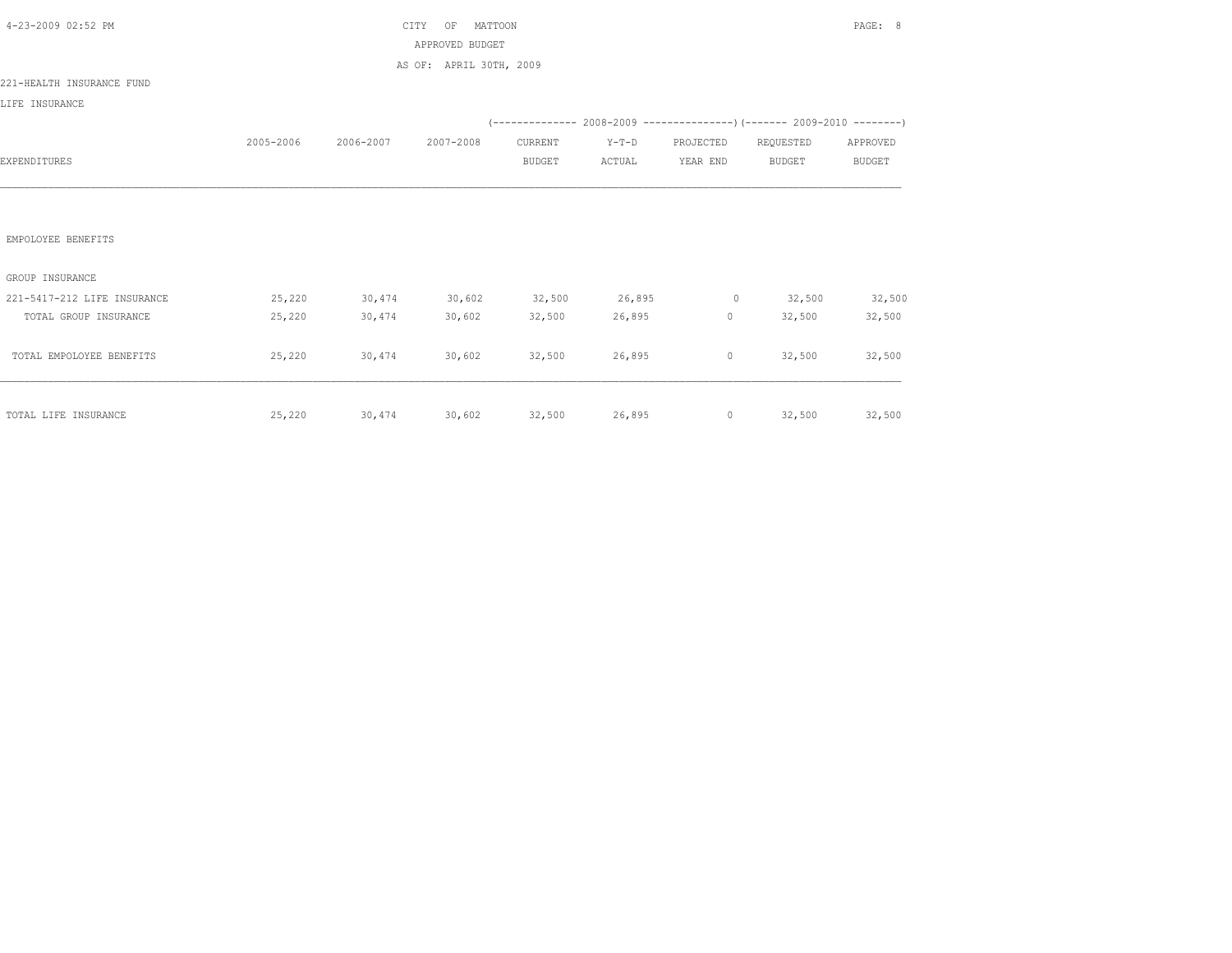CITY OF MATTOON

APPROVED BUDGET

AS OF: APRIL 30TH, 2009

221-HEALTH INSURANCE FUND

LIFE INSURANCE

| EXPENDITURES | 2005-2006 | 2006-2007 | 2007-2008 | 2008-2009 CURRENT BUDGET | 2008-2009 Y-T-D ACTUAL | 2008-2009 PROJECTED YEAR END | 2009-2010 REQUESTED BUDGET | 2009-2010 APPROVED BUDGET |
|---|---|---|---|---|---|---|---|---|
| EMPOLOYEE BENEFITS | | | | | | | | |
| GROUP INSURANCE | | | | | | | | |
| 221-5417-212 LIFE INSURANCE | 25,220 | 30,474 | 30,602 | 32,500 | 26,895 | 0 | 32,500 | 32,500 |
| TOTAL GROUP INSURANCE | 25,220 | 30,474 | 30,602 | 32,500 | 26,895 | 0 | 32,500 | 32,500 |
| TOTAL EMPOLOYEE BENEFITS | 25,220 | 30,474 | 30,602 | 32,500 | 26,895 | 0 | 32,500 | 32,500 |
| TOTAL LIFE INSURANCE | 25,220 | 30,474 | 30,602 | 32,500 | 26,895 | 0 | 32,500 | 32,500 |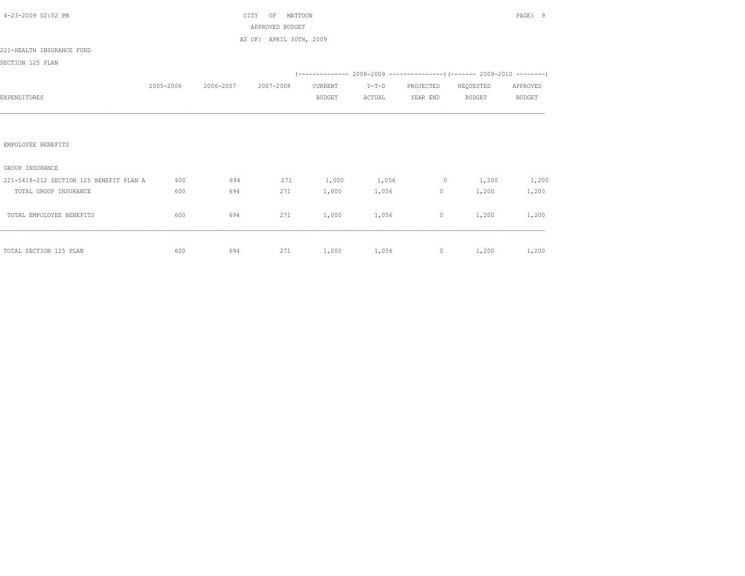CITY OF MATTOON
APPROVED BUDGET
AS OF: APRIL 30TH, 2009

221-HEALTH INSURANCE FUND

SECTION 125 PLAN

| EXPENDITURES | 2005-2006 | 2006-2007 | 2007-2008 | 2008-2009 CURRENT BUDGET | 2008-2009 Y-T-D ACTUAL | 2008-2009 PROJECTED YEAR END | 2009-2010 REQUESTED BUDGET | 2009-2010 APPROVED BUDGET |
|---|---|---|---|---|---|---|---|---|
| EMPOLOYEE BENEFITS | | | | | | | | |
| GROUP INSURANCE | | | | | | | | |
| 221-5418-212 SECTION 125 BENEFIT PLAN A | 600 | 694 | 271 | 1,000 | 1,056 | 0 | 1,200 | 1,200 |
| TOTAL GROUP INSURANCE | 600 | 694 | 271 | 1,000 | 1,056 | 0 | 1,200 | 1,200 |
| TOTAL EMPOLOYEE BENEFITS | 600 | 694 | 271 | 1,000 | 1,056 | 0 | 1,200 | 1,200 |
| TOTAL SECTION 125 PLAN | 600 | 694 | 271 | 1,000 | 1,056 | 0 | 1,200 | 1,200 |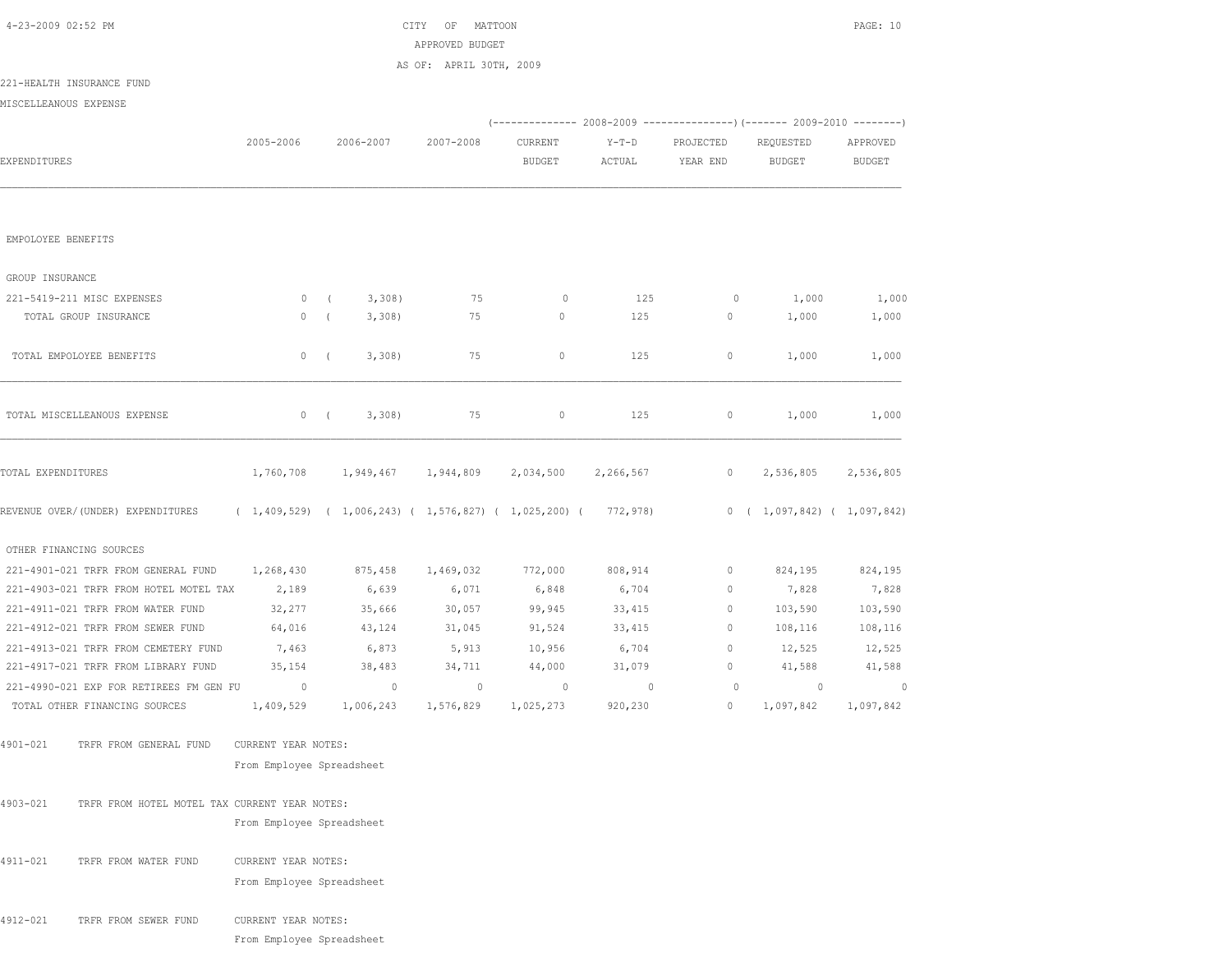CITY OF MATTOON
APPROVED BUDGET
AS OF: APRIL 30TH, 2009

221-HEALTH INSURANCE FUND
MISCELLEANOUS EXPENSE

| EXPENDITURES | 2005-2006 | 2006-2007 | 2007-2008 | 2008-2009 CURRENT BUDGET | 2008-2009 Y-T-D ACTUAL | 2008-2009 PROJECTED YEAR END | 2009-2010 REQUESTED BUDGET | 2009-2010 APPROVED BUDGET |
|---|---|---|---|---|---|---|---|---|
| EMPOLOYEE BENEFITS | | | | | | | | |
| GROUP INSURANCE | | | | | | | | |
| 221-5419-211 MISC EXPENSES | 0 | ( 3,308) | 75 | 0 | 125 | 0 | 1,000 | 1,000 |
| TOTAL GROUP INSURANCE | 0 | ( 3,308) | 75 | 0 | 125 | 0 | 1,000 | 1,000 |
| TOTAL EMPOLOYEE BENEFITS | 0 | ( 3,308) | 75 | 0 | 125 | 0 | 1,000 | 1,000 |
| TOTAL MISCELLEANOUS EXPENSE | 0 | ( 3,308) | 75 | 0 | 125 | 0 | 1,000 | 1,000 |
| TOTAL EXPENDITURES | 1,760,708 | 1,949,467 | 1,944,809 | 2,034,500 | 2,266,567 | 0 | 2,536,805 | 2,536,805 |
| REVENUE OVER/(UNDER) EXPENDITURES | ( 1,409,529) | ( 1,006,243) | ( 1,576,827) | ( 1,025,200) | ( 772,978) | 0 | ( 1,097,842) | ( 1,097,842) |
| OTHER FINANCING SOURCES | | | | | | | | |
| 221-4901-021 TRFR FROM GENERAL FUND | 1,268,430 | 875,458 | 1,469,032 | 772,000 | 808,914 | 0 | 824,195 | 824,195 |
| 221-4903-021 TRFR FROM HOTEL MOTEL TAX | 2,189 | 6,639 | 6,071 | 6,848 | 6,704 | 0 | 7,828 | 7,828 |
| 221-4911-021 TRFR FROM WATER FUND | 32,277 | 35,666 | 30,057 | 99,945 | 33,415 | 0 | 103,590 | 103,590 |
| 221-4912-021 TRFR FROM SEWER FUND | 64,016 | 43,124 | 31,045 | 91,524 | 33,415 | 0 | 108,116 | 108,116 |
| 221-4913-021 TRFR FROM CEMETERY FUND | 7,463 | 6,873 | 5,913 | 10,956 | 6,704 | 0 | 12,525 | 12,525 |
| 221-4917-021 TRFR FROM LIBRARY FUND | 35,154 | 38,483 | 34,711 | 44,000 | 31,079 | 0 | 41,588 | 41,588 |
| 221-4990-021 EXP FOR RETIREES FM GEN FU | 0 | 0 | 0 | 0 | 0 | 0 | 0 | 0 |
| TOTAL OTHER FINANCING SOURCES | 1,409,529 | 1,006,243 | 1,576,829 | 1,025,273 | 920,230 | 0 | 1,097,842 | 1,097,842 |

4901-021 TRFR FROM GENERAL FUND CURRENT YEAR NOTES:
From Employee Spreadsheet

4903-021 TRFR FROM HOTEL MOTEL TAX CURRENT YEAR NOTES:
From Employee Spreadsheet

4911-021 TRFR FROM WATER FUND CURRENT YEAR NOTES:
From Employee Spreadsheet

4912-021 TRFR FROM SEWER FUND CURRENT YEAR NOTES:
From Employee Spreadsheet